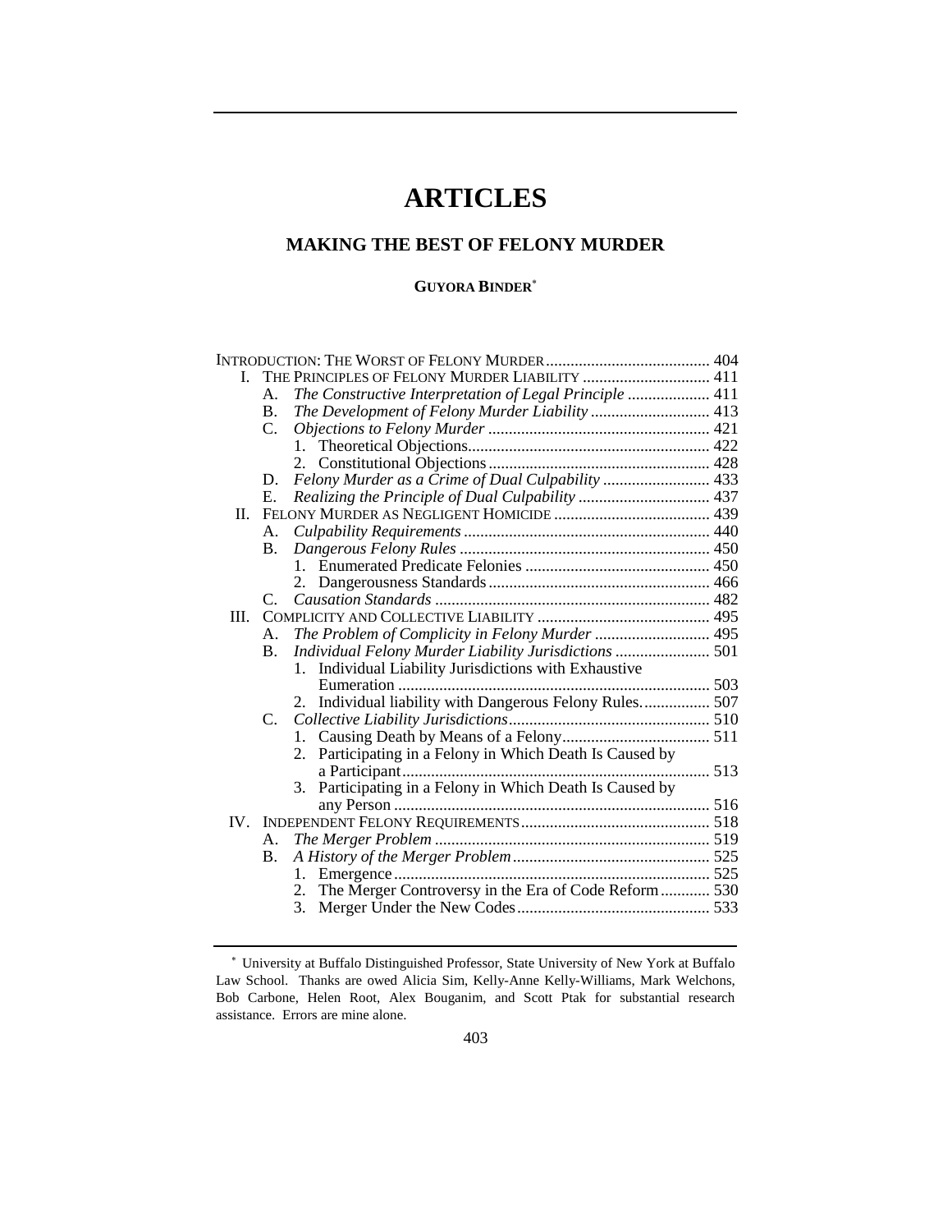# ARTICLES

## MAKING THE BEST OF FELONY MURDER

**GUYORA BINDER***

INTRODUCTION: THE WORST OF FELONY MURDER ........................................ 404
- I. THE PRINCIPLES OF FELONY MURDER LIABILITY ............................... 411
  - A. *The Constructive Interpretation of Legal Principle* .................... 411
  - B. *The Development of Felony Murder Liability* ............................ 413
  - C. *Objections to Felony Murder* ...................................................... 421
    - 1. Theoretical Objections........................................................... 422
    - 2. Constitutional Objections...................................................... 428
  - D. *Felony Murder as a Crime of Dual Culpability* .......................... 433
  - E. *Realizing the Principle of Dual Culpability* ................................ 437
- II. FELONY MURDER AS NEGLIGENT HOMICIDE ...................................... 439
  - A. *Culpability Requirements* ............................................................ 440
  - B. *Dangerous Felony Rules* ............................................................. 450
    - 1. Enumerated Predicate Felonies ............................................. 450
    - 2. Dangerousness Standards ...................................................... 466
  - C. *Causation Standards* ................................................................... 482
- III. COMPLICITY AND COLLECTIVE LIABILITY .......................................... 495
  - A. *The Problem of Complicity in Felony Murder* ............................ 495
  - B. *Individual Felony Murder Liability Jurisdictions* ....................... 501
    - 1. Individual Liability Jurisdictions with Exhaustive Eumeration ............................................................................ 503
    - 2. Individual liability with Dangerous Felony Rules................ 507
  - C. *Collective Liability Jurisdictions*................................................. 510
    - 1. Causing Death by Means of a Felony.................................... 511
    - 2. Participating in a Felony in Which Death Is Caused by a Participant........................................................................... 513
    - 3. Participating in a Felony in Which Death Is Caused by any Person ............................................................................. 516
- IV. INDEPENDENT FELONY REQUIREMENTS.............................................. 518
  - A. *The Merger Problem* ................................................................... 519
  - B. *A History of the Merger Problem* ................................................ 525
    - 1. Emergence............................................................................. 525
    - 2. The Merger Controversy in the Era of Code Reform ............ 530
    - 3. Merger Under the New Codes............................................... 533

---

\* University at Buffalo Distinguished Professor, State University of New York at Buffalo Law School. Thanks are owed Alicia Sim, Kelly-Anne Kelly-Williams, Mark Welchons, Bob Carbone, Helen Root, Alex Bouganim, and Scott Ptak for substantial research assistance. Errors are mine alone.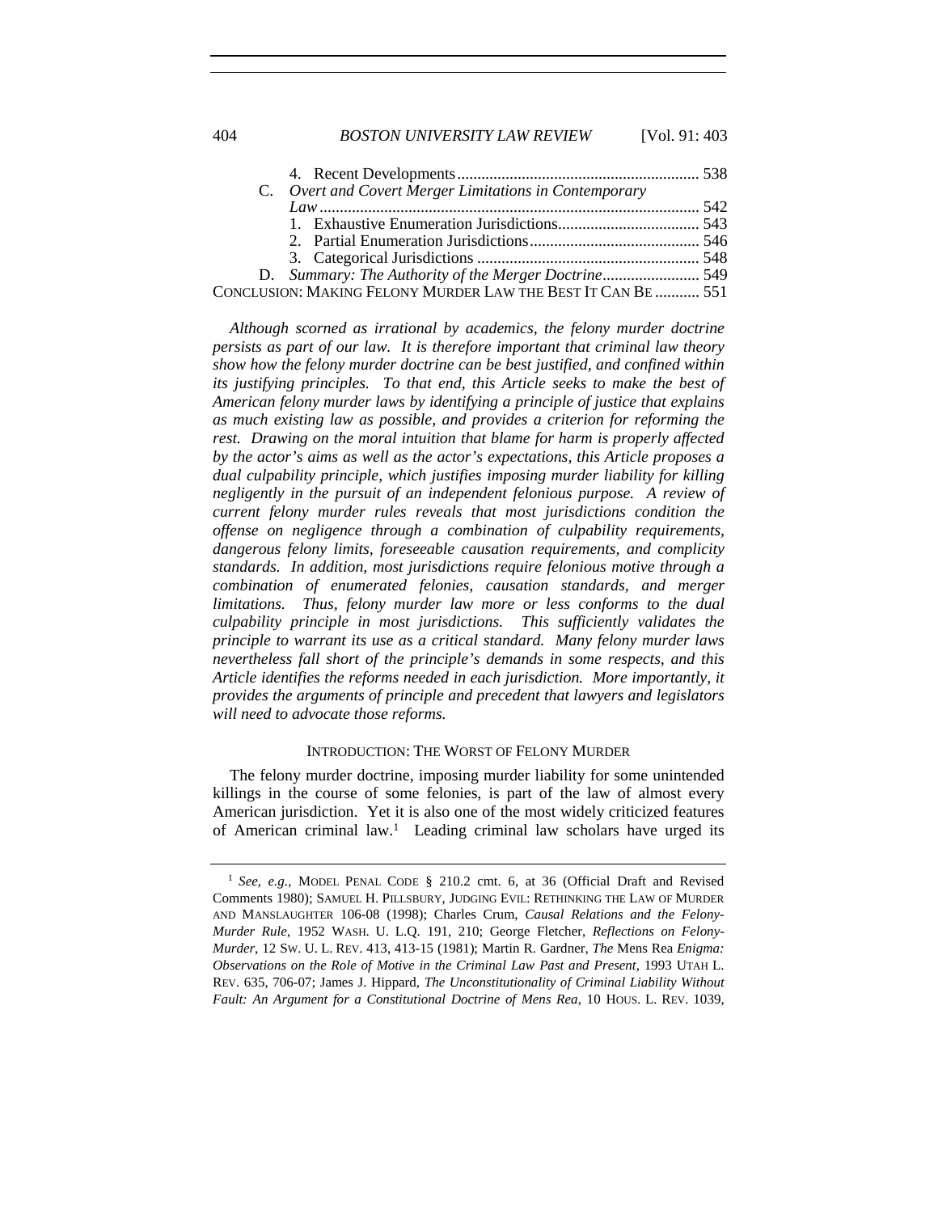4. Recent Developments ........................................................... 538

C. *Overt and Covert Merger Limitations in Contemporary Law* ............................................................................................ 542

1. Exhaustive Enumeration Jurisdictions.................................. 543

2. Partial Enumeration Jurisdictions......................................... 546

3. Categorical Jurisdictions ...................................................... 548

D. *Summary: The Authority of the Merger Doctrine*........................ 549

CONCLUSION: MAKING FELONY MURDER LAW THE BEST IT CAN BE ........... 551

*Although scorned as irrational by academics, the felony murder doctrine persists as part of our law. It is therefore important that criminal law theory show how the felony murder doctrine can be best justified, and confined within its justifying principles. To that end, this Article seeks to make the best of American felony murder laws by identifying a principle of justice that explains as much existing law as possible, and provides a criterion for reforming the rest. Drawing on the moral intuition that blame for harm is properly affected by the actor's aims as well as the actor's expectations, this Article proposes a dual culpability principle, which justifies imposing murder liability for killing negligently in the pursuit of an independent felonious purpose. A review of current felony murder rules reveals that most jurisdictions condition the offense on negligence through a combination of culpability requirements, dangerous felony limits, foreseeable causation requirements, and complicity standards. In addition, most jurisdictions require felonious motive through a combination of enumerated felonies, causation standards, and merger limitations. Thus, felony murder law more or less conforms to the dual culpability principle in most jurisdictions. This sufficiently validates the principle to warrant its use as a critical standard. Many felony murder laws nevertheless fall short of the principle's demands in some respects, and this Article identifies the reforms needed in each jurisdiction. More importantly, it provides the arguments of principle and precedent that lawyers and legislators will need to advocate those reforms.*

## INTRODUCTION: THE WORST OF FELONY MURDER

The felony murder doctrine, imposing murder liability for some unintended killings in the course of some felonies, is part of the law of almost every American jurisdiction. Yet it is also one of the most widely criticized features of American criminal law.[1] Leading criminal law scholars have urged its

---

[1] *See, e.g.*, MODEL PENAL CODE § 210.2 cmt. 6, at 36 (Official Draft and Revised Comments 1980); SAMUEL H. PILLSBURY, JUDGING EVIL: RETHINKING THE LAW OF MURDER AND MANSLAUGHTER 106-08 (1998); Charles Crum, *Causal Relations and the Felony-Murder Rule*, 1952 WASH. U. L.Q. 191, 210; George Fletcher, *Reflections on Felony-Murder*, 12 SW. U. L. REV. 413, 413-15 (1981); Martin R. Gardner, *The* Mens Rea *Enigma: Observations on the Role of Motive in the Criminal Law Past and Present*, 1993 UTAH L. REV. 635, 706-07; James J. Hippard, *The Unconstitutionality of Criminal Liability Without Fault: An Argument for a Constitutional Doctrine of Mens Rea*, 10 HOUS. L. REV. 1039,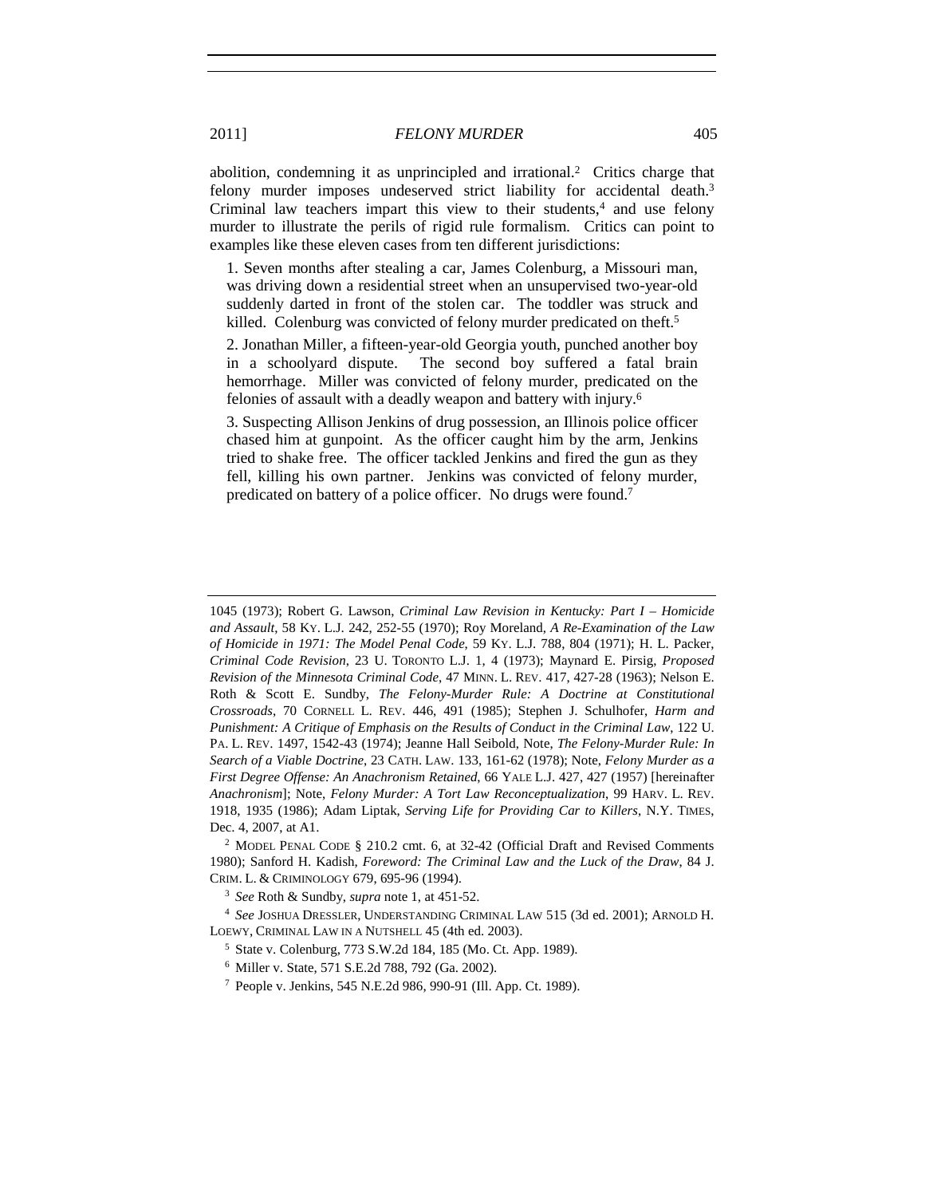abolition, condemning it as unprincipled and irrational.[2] Critics charge that felony murder imposes undeserved strict liability for accidental death.[3] Criminal law teachers impart this view to their students,[4] and use felony murder to illustrate the perils of rigid rule formalism. Critics can point to examples like these eleven cases from ten different jurisdictions:

> 1. Seven months after stealing a car, James Colenburg, a Missouri man, was driving down a residential street when an unsupervised two-year-old suddenly darted in front of the stolen car. The toddler was struck and killed. Colenburg was convicted of felony murder predicated on theft.[5]
>
> 2. Jonathan Miller, a fifteen-year-old Georgia youth, punched another boy in a schoolyard dispute. The second boy suffered a fatal brain hemorrhage. Miller was convicted of felony murder, predicated on the felonies of assault with a deadly weapon and battery with injury.[6]
>
> 3. Suspecting Allison Jenkins of drug possession, an Illinois police officer chased him at gunpoint. As the officer caught him by the arm, Jenkins tried to shake free. The officer tackled Jenkins and fired the gun as they fell, killing his own partner. Jenkins was convicted of felony murder, predicated on battery of a police officer. No drugs were found.[7]

---

1045 (1973); Robert G. Lawson, *Criminal Law Revision in Kentucky: Part I – Homicide and Assault*, 58 KY. L.J. 242, 252-55 (1970); Roy Moreland, *A Re-Examination of the Law of Homicide in 1971: The Model Penal Code*, 59 KY. L.J. 788, 804 (1971); H. L. Packer, *Criminal Code Revision*, 23 U. TORONTO L.J. 1, 4 (1973); Maynard E. Pirsig, *Proposed Revision of the Minnesota Criminal Code*, 47 MINN. L. REV. 417, 427-28 (1963); Nelson E. Roth & Scott E. Sundby, *The Felony-Murder Rule: A Doctrine at Constitutional Crossroads*, 70 CORNELL L. REV. 446, 491 (1985); Stephen J. Schulhofer, *Harm and Punishment: A Critique of Emphasis on the Results of Conduct in the Criminal Law*, 122 U. PA. L. REV. 1497, 1542-43 (1974); Jeanne Hall Seibold, Note, *The Felony-Murder Rule: In Search of a Viable Doctrine*, 23 CATH. LAW. 133, 161-62 (1978); Note, *Felony Murder as a First Degree Offense: An Anachronism Retained*, 66 YALE L.J. 427, 427 (1957) [hereinafter *Anachronism*]; Note, *Felony Murder: A Tort Law Reconceptualization*, 99 HARV. L. REV. 1918, 1935 (1986); Adam Liptak, *Serving Life for Providing Car to Killers*, N.Y. TIMES, Dec. 4, 2007, at A1.

[2] MODEL PENAL CODE § 210.2 cmt. 6, at 32-42 (Official Draft and Revised Comments 1980); Sanford H. Kadish, *Foreword: The Criminal Law and the Luck of the Draw*, 84 J. CRIM. L. & CRIMINOLOGY 679, 695-96 (1994).

[3] *See* Roth & Sundby, *supra* note 1, at 451-52.

[4] *See* JOSHUA DRESSLER, UNDERSTANDING CRIMINAL LAW 515 (3d ed. 2001); ARNOLD H. LOEWY, CRIMINAL LAW IN A NUTSHELL 45 (4th ed. 2003).

[5] State v. Colenburg, 773 S.W.2d 184, 185 (Mo. Ct. App. 1989).

[6] Miller v. State, 571 S.E.2d 788, 792 (Ga. 2002).

[7] People v. Jenkins, 545 N.E.2d 986, 990-91 (Ill. App. Ct. 1989).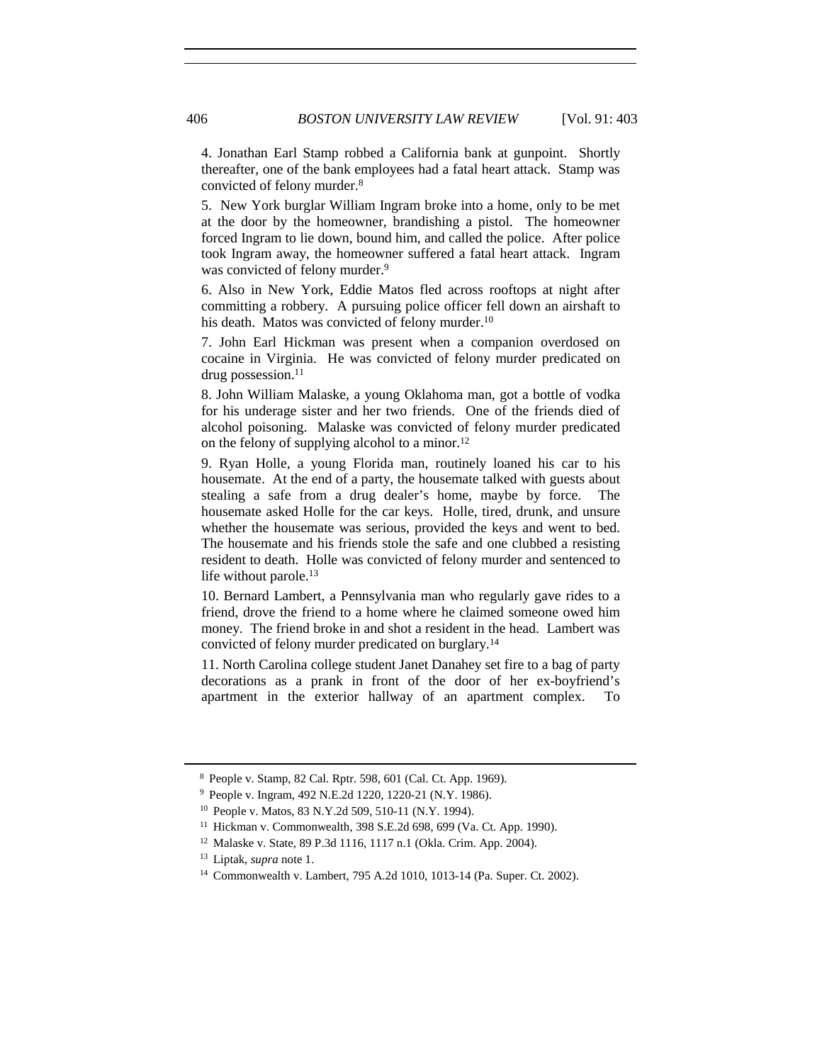4. Jonathan Earl Stamp robbed a California bank at gunpoint. Shortly thereafter, one of the bank employees had a fatal heart attack. Stamp was convicted of felony murder.[8]

5. New York burglar William Ingram broke into a home, only to be met at the door by the homeowner, brandishing a pistol. The homeowner forced Ingram to lie down, bound him, and called the police. After police took Ingram away, the homeowner suffered a fatal heart attack. Ingram was convicted of felony murder.[9]

6. Also in New York, Eddie Matos fled across rooftops at night after committing a robbery. A pursuing police officer fell down an airshaft to his death. Matos was convicted of felony murder.[10]

7. John Earl Hickman was present when a companion overdosed on cocaine in Virginia. He was convicted of felony murder predicated on drug possession.[11]

8. John William Malaske, a young Oklahoma man, got a bottle of vodka for his underage sister and her two friends. One of the friends died of alcohol poisoning. Malaske was convicted of felony murder predicated on the felony of supplying alcohol to a minor.[12]

9. Ryan Holle, a young Florida man, routinely loaned his car to his housemate. At the end of a party, the housemate talked with guests about stealing a safe from a drug dealer's home, maybe by force. The housemate asked Holle for the car keys. Holle, tired, drunk, and unsure whether the housemate was serious, provided the keys and went to bed. The housemate and his friends stole the safe and one clubbed a resisting resident to death. Holle was convicted of felony murder and sentenced to life without parole.[13]

10. Bernard Lambert, a Pennsylvania man who regularly gave rides to a friend, drove the friend to a home where he claimed someone owed him money. The friend broke in and shot a resident in the head. Lambert was convicted of felony murder predicated on burglary.[14]

11. North Carolina college student Janet Danahey set fire to a bag of party decorations as a prank in front of the door of her ex-boyfriend's apartment in the exterior hallway of an apartment complex. To

---

[8] People v. Stamp, 82 Cal. Rptr. 598, 601 (Cal. Ct. App. 1969).

[9] People v. Ingram, 492 N.E.2d 1220, 1220-21 (N.Y. 1986).

[10] People v. Matos, 83 N.Y.2d 509, 510-11 (N.Y. 1994).

[11] Hickman v. Commonwealth, 398 S.E.2d 698, 699 (Va. Ct. App. 1990).

[12] Malaske v. State, 89 P.3d 1116, 1117 n.1 (Okla. Crim. App. 2004).

[13] Liptak, *supra* note 1.

[14] Commonwealth v. Lambert, 795 A.2d 1010, 1013-14 (Pa. Super. Ct. 2002).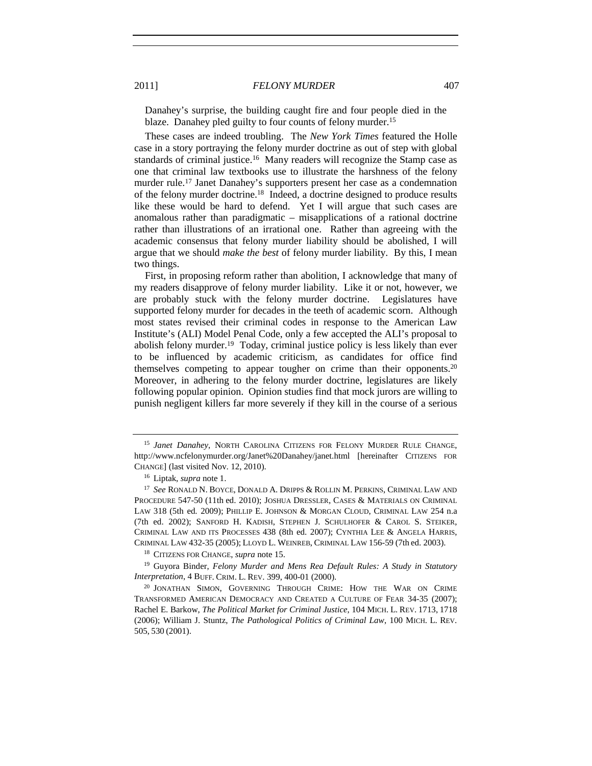Danahey's surprise, the building caught fire and four people died in the blaze. Danahey pled guilty to four counts of felony murder.[15]

These cases are indeed troubling. The *New York Times* featured the Holle case in a story portraying the felony murder doctrine as out of step with global standards of criminal justice.[16] Many readers will recognize the Stamp case as one that criminal law textbooks use to illustrate the harshness of the felony murder rule.[17] Janet Danahey's supporters present her case as a condemnation of the felony murder doctrine.[18] Indeed, a doctrine designed to produce results like these would be hard to defend. Yet I will argue that such cases are anomalous rather than paradigmatic – misapplications of a rational doctrine rather than illustrations of an irrational one. Rather than agreeing with the academic consensus that felony murder liability should be abolished, I will argue that we should *make the best* of felony murder liability. By this, I mean two things.

First, in proposing reform rather than abolition, I acknowledge that many of my readers disapprove of felony murder liability. Like it or not, however, we are probably stuck with the felony murder doctrine. Legislatures have supported felony murder for decades in the teeth of academic scorn. Although most states revised their criminal codes in response to the American Law Institute's (ALI) Model Penal Code, only a few accepted the ALI's proposal to abolish felony murder.[19] Today, criminal justice policy is less likely than ever to be influenced by academic criticism, as candidates for office find themselves competing to appear tougher on crime than their opponents.[20] Moreover, in adhering to the felony murder doctrine, legislatures are likely following popular opinion. Opinion studies find that mock jurors are willing to punish negligent killers far more severely if they kill in the course of a serious

---

[15] *Janet Danahey*, NORTH CAROLINA CITIZENS FOR FELONY MURDER RULE CHANGE, http://www.ncfelonymurder.org/Janet%20Danahey/janet.html [hereinafter CITIZENS FOR CHANGE] (last visited Nov. 12, 2010).

[16] Liptak, *supra* note 1.

[17] *See* RONALD N. BOYCE, DONALD A. DRIPPS & ROLLIN M. PERKINS, CRIMINAL LAW AND PROCEDURE 547-50 (11th ed. 2010); JOSHUA DRESSLER, CASES & MATERIALS ON CRIMINAL LAW 318 (5th ed. 2009); PHILLIP E. JOHNSON & MORGAN CLOUD, CRIMINAL LAW 254 n.a (7th ed. 2002); SANFORD H. KADISH, STEPHEN J. SCHULHOFER & CAROL S. STEIKER, CRIMINAL LAW AND ITS PROCESSES 438 (8th ed. 2007); CYNTHIA LEE & ANGELA HARRIS, CRIMINAL LAW 432-35 (2005); LLOYD L. WEINREB, CRIMINAL LAW 156-59 (7th ed. 2003).

[18] CITIZENS FOR CHANGE, *supra* note 15.

[19] Guyora Binder, *Felony Murder and Mens Rea Default Rules: A Study in Statutory Interpretation*, 4 BUFF. CRIM. L. REV. 399, 400-01 (2000).

[20] JONATHAN SIMON, GOVERNING THROUGH CRIME: HOW THE WAR ON CRIME TRANSFORMED AMERICAN DEMOCRACY AND CREATED A CULTURE OF FEAR 34-35 (2007); Rachel E. Barkow, *The Political Market for Criminal Justice*, 104 MICH. L. REV. 1713, 1718 (2006); William J. Stuntz, *The Pathological Politics of Criminal Law*, 100 MICH. L. REV. 505, 530 (2001).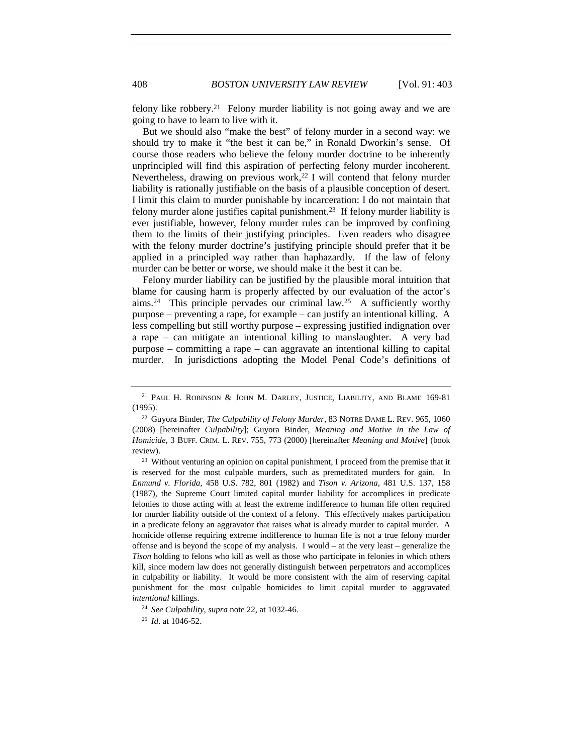felony like robbery.[21] Felony murder liability is not going away and we are going to have to learn to live with it.

But we should also "make the best" of felony murder in a second way: we should try to make it "the best it can be," in Ronald Dworkin's sense. Of course those readers who believe the felony murder doctrine to be inherently unprincipled will find this aspiration of perfecting felony murder incoherent. Nevertheless, drawing on previous work,[22] I will contend that felony murder liability is rationally justifiable on the basis of a plausible conception of desert. I limit this claim to murder punishable by incarceration: I do not maintain that felony murder alone justifies capital punishment.[23] If felony murder liability is ever justifiable, however, felony murder rules can be improved by confining them to the limits of their justifying principles. Even readers who disagree with the felony murder doctrine's justifying principle should prefer that it be applied in a principled way rather than haphazardly. If the law of felony murder can be better or worse, we should make it the best it can be.

Felony murder liability can be justified by the plausible moral intuition that blame for causing harm is properly affected by our evaluation of the actor's aims.[24] This principle pervades our criminal law.[25] A sufficiently worthy purpose – preventing a rape, for example – can justify an intentional killing. A less compelling but still worthy purpose – expressing justified indignation over a rape – can mitigate an intentional killing to manslaughter. A very bad purpose – committing a rape – can aggravate an intentional killing to capital murder. In jurisdictions adopting the Model Penal Code's definitions of

---

[21] PAUL H. ROBINSON & JOHN M. DARLEY, JUSTICE, LIABILITY, AND BLAME 169-81 (1995).

[22] Guyora Binder, *The Culpability of Felony Murder*, 83 NOTRE DAME L. REV. 965, 1060 (2008) [hereinafter *Culpability*]; Guyora Binder, *Meaning and Motive in the Law of Homicide*, 3 BUFF. CRIM. L. REV. 755, 773 (2000) [hereinafter *Meaning and Motive*] (book review).

[23] Without venturing an opinion on capital punishment, I proceed from the premise that it is reserved for the most culpable murders, such as premeditated murders for gain. In *Enmund v. Florida*, 458 U.S. 782, 801 (1982) and *Tison v. Arizona*, 481 U.S. 137, 158 (1987), the Supreme Court limited capital murder liability for accomplices in predicate felonies to those acting with at least the extreme indifference to human life often required for murder liability outside of the context of a felony. This effectively makes participation in a predicate felony an aggravator that raises what is already murder to capital murder. A homicide offense requiring extreme indifference to human life is not a true felony murder offense and is beyond the scope of my analysis. I would – at the very least – generalize the *Tison* holding to felons who kill as well as those who participate in felonies in which others kill, since modern law does not generally distinguish between perpetrators and accomplices in culpability or liability. It would be more consistent with the aim of reserving capital punishment for the most culpable homicides to limit capital murder to aggravated *intentional* killings.

[24] *See Culpability*, *supra* note 22, at 1032-46.

[25] *Id*. at 1046-52.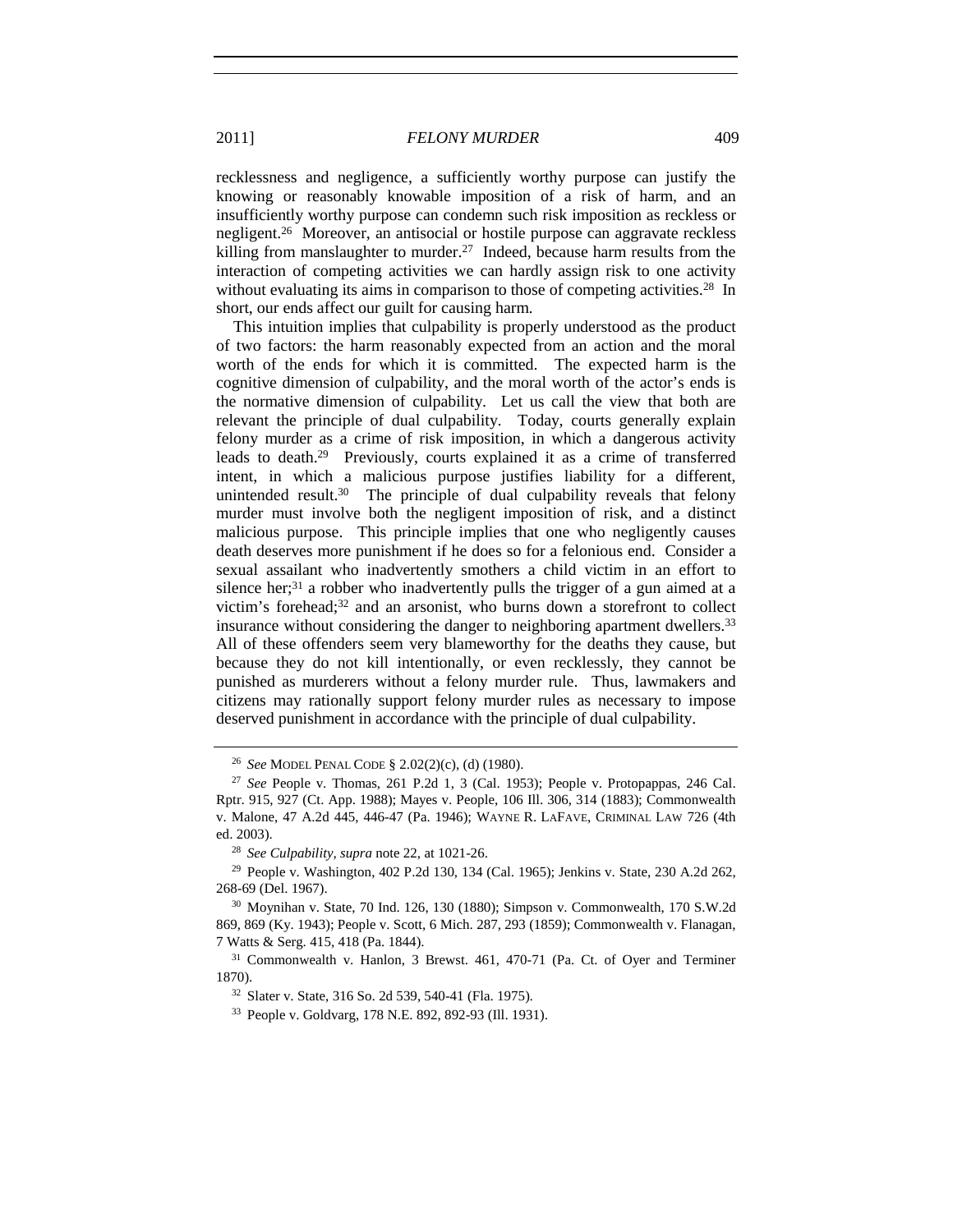recklessness and negligence, a sufficiently worthy purpose can justify the knowing or reasonably knowable imposition of a risk of harm, and an insufficiently worthy purpose can condemn such risk imposition as reckless or negligent.[26] Moreover, an antisocial or hostile purpose can aggravate reckless killing from manslaughter to murder.[27] Indeed, because harm results from the interaction of competing activities we can hardly assign risk to one activity without evaluating its aims in comparison to those of competing activities.[28] In short, our ends affect our guilt for causing harm.

This intuition implies that culpability is properly understood as the product of two factors: the harm reasonably expected from an action and the moral worth of the ends for which it is committed. The expected harm is the cognitive dimension of culpability, and the moral worth of the actor's ends is the normative dimension of culpability. Let us call the view that both are relevant the principle of dual culpability. Today, courts generally explain felony murder as a crime of risk imposition, in which a dangerous activity leads to death.[29] Previously, courts explained it as a crime of transferred intent, in which a malicious purpose justifies liability for a different, unintended result.[30] The principle of dual culpability reveals that felony murder must involve both the negligent imposition of risk, and a distinct malicious purpose. This principle implies that one who negligently causes death deserves more punishment if he does so for a felonious end. Consider a sexual assailant who inadvertently smothers a child victim in an effort to silence her;[31] a robber who inadvertently pulls the trigger of a gun aimed at a victim's forehead;[32] and an arsonist, who burns down a storefront to collect insurance without considering the danger to neighboring apartment dwellers.[33] All of these offenders seem very blameworthy for the deaths they cause, but because they do not kill intentionally, or even recklessly, they cannot be punished as murderers without a felony murder rule. Thus, lawmakers and citizens may rationally support felony murder rules as necessary to impose deserved punishment in accordance with the principle of dual culpability.

---

[26] *See* MODEL PENAL CODE § 2.02(2)(c), (d) (1980).

[27] *See* People v. Thomas, 261 P.2d 1, 3 (Cal. 1953); People v. Protopappas, 246 Cal. Rptr. 915, 927 (Ct. App. 1988); Mayes v. People, 106 Ill. 306, 314 (1883); Commonwealth v. Malone, 47 A.2d 445, 446-47 (Pa. 1946); WAYNE R. LAFAVE, CRIMINAL LAW 726 (4th ed. 2003).

[28] *See Culpability*, *supra* note 22, at 1021-26.

[29] People v. Washington, 402 P.2d 130, 134 (Cal. 1965); Jenkins v. State, 230 A.2d 262, 268-69 (Del. 1967).

[30] Moynihan v. State, 70 Ind. 126, 130 (1880); Simpson v. Commonwealth, 170 S.W.2d 869, 869 (Ky. 1943); People v. Scott, 6 Mich. 287, 293 (1859); Commonwealth v. Flanagan, 7 Watts & Serg. 415, 418 (Pa. 1844).

[31] Commonwealth v. Hanlon, 3 Brewst. 461, 470-71 (Pa. Ct. of Oyer and Terminer 1870).

[32] Slater v. State, 316 So. 2d 539, 540-41 (Fla. 1975).

[33] People v. Goldvarg, 178 N.E. 892, 892-93 (Ill. 1931).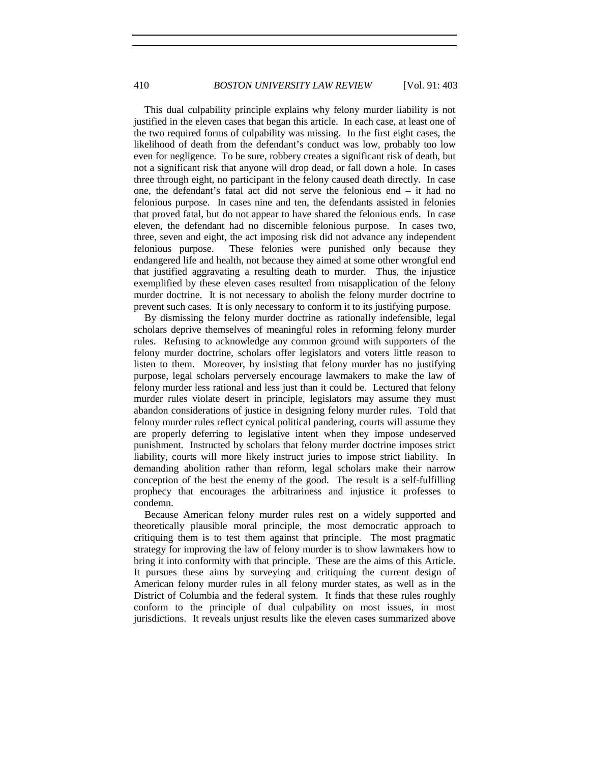This dual culpability principle explains why felony murder liability is not justified in the eleven cases that began this article. In each case, at least one of the two required forms of culpability was missing. In the first eight cases, the likelihood of death from the defendant's conduct was low, probably too low even for negligence. To be sure, robbery creates a significant risk of death, but not a significant risk that anyone will drop dead, or fall down a hole. In cases three through eight, no participant in the felony caused death directly. In case one, the defendant's fatal act did not serve the felonious end – it had no felonious purpose. In cases nine and ten, the defendants assisted in felonies that proved fatal, but do not appear to have shared the felonious ends. In case eleven, the defendant had no discernible felonious purpose. In cases two, three, seven and eight, the act imposing risk did not advance any independent felonious purpose. These felonies were punished only because they endangered life and health, not because they aimed at some other wrongful end that justified aggravating a resulting death to murder. Thus, the injustice exemplified by these eleven cases resulted from misapplication of the felony murder doctrine. It is not necessary to abolish the felony murder doctrine to prevent such cases. It is only necessary to conform it to its justifying purpose.

By dismissing the felony murder doctrine as rationally indefensible, legal scholars deprive themselves of meaningful roles in reforming felony murder rules. Refusing to acknowledge any common ground with supporters of the felony murder doctrine, scholars offer legislators and voters little reason to listen to them. Moreover, by insisting that felony murder has no justifying purpose, legal scholars perversely encourage lawmakers to make the law of felony murder less rational and less just than it could be. Lectured that felony murder rules violate desert in principle, legislators may assume they must abandon considerations of justice in designing felony murder rules. Told that felony murder rules reflect cynical political pandering, courts will assume they are properly deferring to legislative intent when they impose undeserved punishment. Instructed by scholars that felony murder doctrine imposes strict liability, courts will more likely instruct juries to impose strict liability. In demanding abolition rather than reform, legal scholars make their narrow conception of the best the enemy of the good. The result is a self-fulfilling prophecy that encourages the arbitrariness and injustice it professes to condemn.

Because American felony murder rules rest on a widely supported and theoretically plausible moral principle, the most democratic approach to critiquing them is to test them against that principle. The most pragmatic strategy for improving the law of felony murder is to show lawmakers how to bring it into conformity with that principle. These are the aims of this Article. It pursues these aims by surveying and critiquing the current design of American felony murder rules in all felony murder states, as well as in the District of Columbia and the federal system. It finds that these rules roughly conform to the principle of dual culpability on most issues, in most jurisdictions. It reveals unjust results like the eleven cases summarized above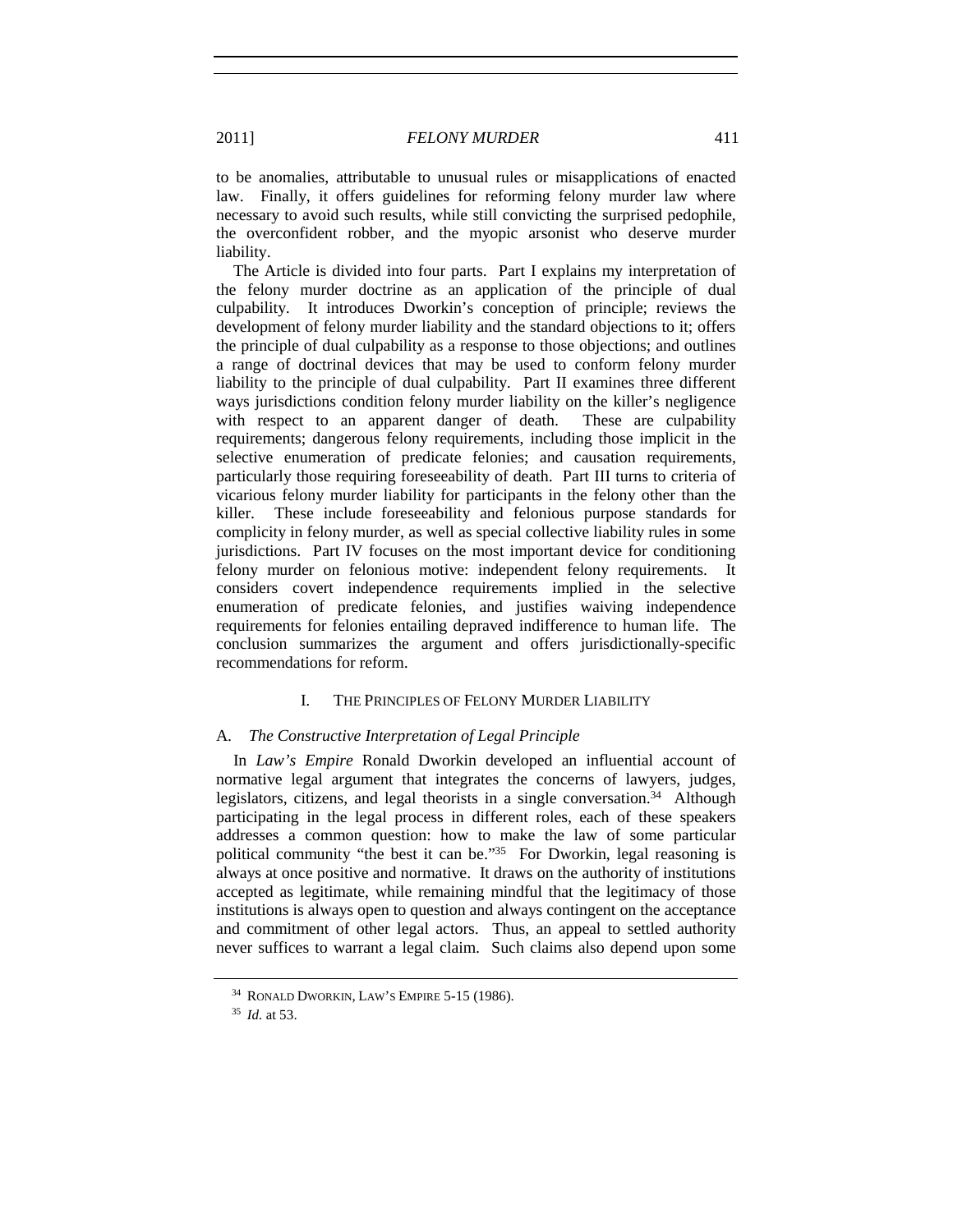to be anomalies, attributable to unusual rules or misapplications of enacted law. Finally, it offers guidelines for reforming felony murder law where necessary to avoid such results, while still convicting the surprised pedophile, the overconfident robber, and the myopic arsonist who deserve murder liability.

The Article is divided into four parts. Part I explains my interpretation of the felony murder doctrine as an application of the principle of dual culpability. It introduces Dworkin's conception of principle; reviews the development of felony murder liability and the standard objections to it; offers the principle of dual culpability as a response to those objections; and outlines a range of doctrinal devices that may be used to conform felony murder liability to the principle of dual culpability. Part II examines three different ways jurisdictions condition felony murder liability on the killer's negligence with respect to an apparent danger of death. These are culpability requirements; dangerous felony requirements, including those implicit in the selective enumeration of predicate felonies; and causation requirements, particularly those requiring foreseeability of death. Part III turns to criteria of vicarious felony murder liability for participants in the felony other than the killer. These include foreseeability and felonious purpose standards for complicity in felony murder, as well as special collective liability rules in some jurisdictions. Part IV focuses on the most important device for conditioning felony murder on felonious motive: independent felony requirements. It considers covert independence requirements implied in the selective enumeration of predicate felonies, and justifies waiving independence requirements for felonies entailing depraved indifference to human life. The conclusion summarizes the argument and offers jurisdictionally-specific recommendations for reform.

## I. THE PRINCIPLES OF FELONY MURDER LIABILITY

### A. *The Constructive Interpretation of Legal Principle*

In *Law's Empire* Ronald Dworkin developed an influential account of normative legal argument that integrates the concerns of lawyers, judges, legislators, citizens, and legal theorists in a single conversation.[34] Although participating in the legal process in different roles, each of these speakers addresses a common question: how to make the law of some particular political community "the best it can be."[35] For Dworkin, legal reasoning is always at once positive and normative. It draws on the authority of institutions accepted as legitimate, while remaining mindful that the legitimacy of those institutions is always open to question and always contingent on the acceptance and commitment of other legal actors. Thus, an appeal to settled authority never suffices to warrant a legal claim. Such claims also depend upon some

---

[34] RONALD DWORKIN, LAW'S EMPIRE 5-15 (1986).

[35] *Id.* at 53.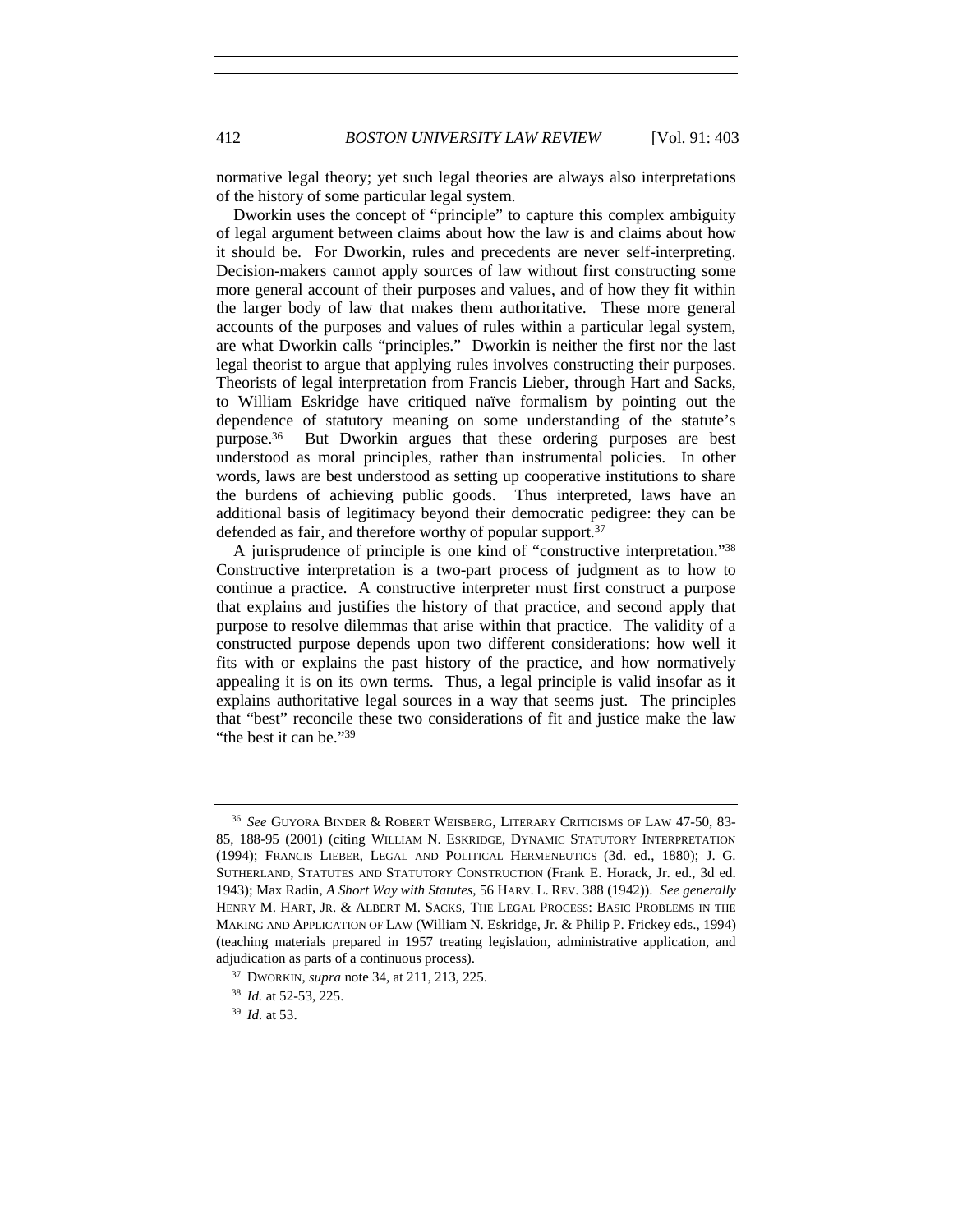normative legal theory; yet such legal theories are always also interpretations of the history of some particular legal system.

Dworkin uses the concept of "principle" to capture this complex ambiguity of legal argument between claims about how the law is and claims about how it should be. For Dworkin, rules and precedents are never self-interpreting. Decision-makers cannot apply sources of law without first constructing some more general account of their purposes and values, and of how they fit within the larger body of law that makes them authoritative. These more general accounts of the purposes and values of rules within a particular legal system, are what Dworkin calls "principles." Dworkin is neither the first nor the last legal theorist to argue that applying rules involves constructing their purposes. Theorists of legal interpretation from Francis Lieber, through Hart and Sacks, to William Eskridge have critiqued naïve formalism by pointing out the dependence of statutory meaning on some understanding of the statute's purpose.[36] But Dworkin argues that these ordering purposes are best understood as moral principles, rather than instrumental policies. In other words, laws are best understood as setting up cooperative institutions to share the burdens of achieving public goods. Thus interpreted, laws have an additional basis of legitimacy beyond their democratic pedigree: they can be defended as fair, and therefore worthy of popular support.[37]

A jurisprudence of principle is one kind of "constructive interpretation."[38] Constructive interpretation is a two-part process of judgment as to how to continue a practice. A constructive interpreter must first construct a purpose that explains and justifies the history of that practice, and second apply that purpose to resolve dilemmas that arise within that practice. The validity of a constructed purpose depends upon two different considerations: how well it fits with or explains the past history of the practice, and how normatively appealing it is on its own terms. Thus, a legal principle is valid insofar as it explains authoritative legal sources in a way that seems just. The principles that "best" reconcile these two considerations of fit and justice make the law "the best it can be."[39]

---

[36] *See* GUYORA BINDER & ROBERT WEISBERG, LITERARY CRITICISMS OF LAW 47-50, 83-85, 188-95 (2001) (citing WILLIAM N. ESKRIDGE, DYNAMIC STATUTORY INTERPRETATION (1994); FRANCIS LIEBER, LEGAL AND POLITICAL HERMENEUTICS (3d. ed., 1880); J. G. SUTHERLAND, STATUTES AND STATUTORY CONSTRUCTION (Frank E. Horack, Jr. ed., 3d ed. 1943); Max Radin, *A Short Way with Statutes*, 56 HARV. L. REV. 388 (1942)). *See generally* HENRY M. HART, JR. & ALBERT M. SACKS, THE LEGAL PROCESS: BASIC PROBLEMS IN THE MAKING AND APPLICATION OF LAW (William N. Eskridge, Jr. & Philip P. Frickey eds., 1994) (teaching materials prepared in 1957 treating legislation, administrative application, and adjudication as parts of a continuous process).

[37] DWORKIN, *supra* note 34, at 211, 213, 225.

[38] *Id.* at 52-53, 225.

[39] *Id.* at 53.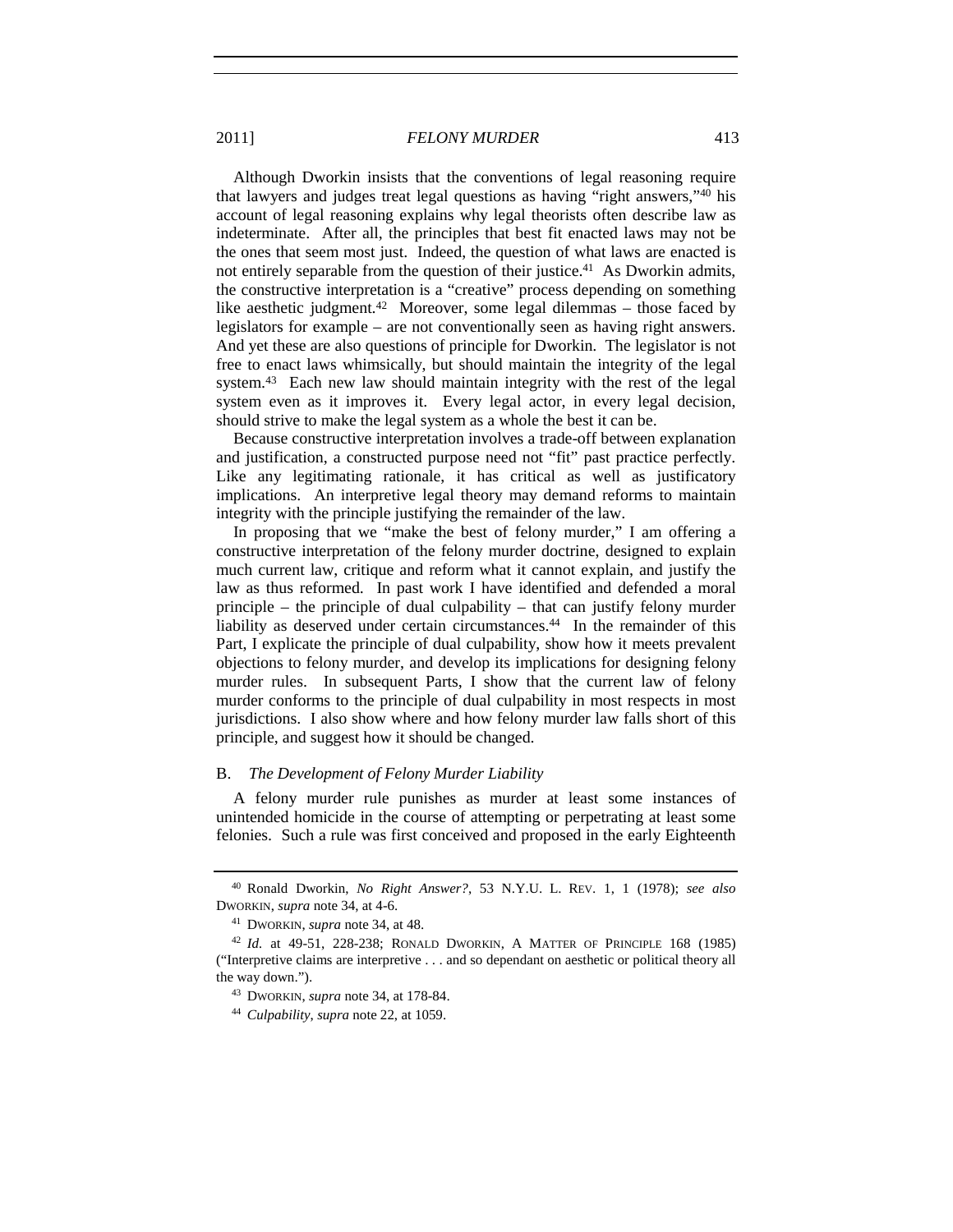Although Dworkin insists that the conventions of legal reasoning require that lawyers and judges treat legal questions as having "right answers,"[40] his account of legal reasoning explains why legal theorists often describe law as indeterminate. After all, the principles that best fit enacted laws may not be the ones that seem most just. Indeed, the question of what laws are enacted is not entirely separable from the question of their justice.[41] As Dworkin admits, the constructive interpretation is a "creative" process depending on something like aesthetic judgment.[42] Moreover, some legal dilemmas – those faced by legislators for example – are not conventionally seen as having right answers. And yet these are also questions of principle for Dworkin. The legislator is not free to enact laws whimsically, but should maintain the integrity of the legal system.[43] Each new law should maintain integrity with the rest of the legal system even as it improves it. Every legal actor, in every legal decision, should strive to make the legal system as a whole the best it can be.

Because constructive interpretation involves a trade-off between explanation and justification, a constructed purpose need not "fit" past practice perfectly. Like any legitimating rationale, it has critical as well as justificatory implications. An interpretive legal theory may demand reforms to maintain integrity with the principle justifying the remainder of the law.

In proposing that we "make the best of felony murder," I am offering a constructive interpretation of the felony murder doctrine, designed to explain much current law, critique and reform what it cannot explain, and justify the law as thus reformed. In past work I have identified and defended a moral principle – the principle of dual culpability – that can justify felony murder liability as deserved under certain circumstances.[44] In the remainder of this Part, I explicate the principle of dual culpability, show how it meets prevalent objections to felony murder, and develop its implications for designing felony murder rules. In subsequent Parts, I show that the current law of felony murder conforms to the principle of dual culpability in most respects in most jurisdictions. I also show where and how felony murder law falls short of this principle, and suggest how it should be changed.

### B. *The Development of Felony Murder Liability*

A felony murder rule punishes as murder at least some instances of unintended homicide in the course of attempting or perpetrating at least some felonies. Such a rule was first conceived and proposed in the early Eighteenth

---

[40] Ronald Dworkin, *No Right Answer?*, 53 N.Y.U. L. REV. 1, 1 (1978); *see also* DWORKIN, *supra* note 34, at 4-6.

[41] DWORKIN, *supra* note 34, at 48.

[42] *Id.* at 49-51, 228-238; RONALD DWORKIN, A MATTER OF PRINCIPLE 168 (1985) ("Interpretive claims are interpretive . . . and so dependant on aesthetic or political theory all the way down.").

[43] DWORKIN, *supra* note 34, at 178-84.

[44] *Culpability*, *supra* note 22, at 1059.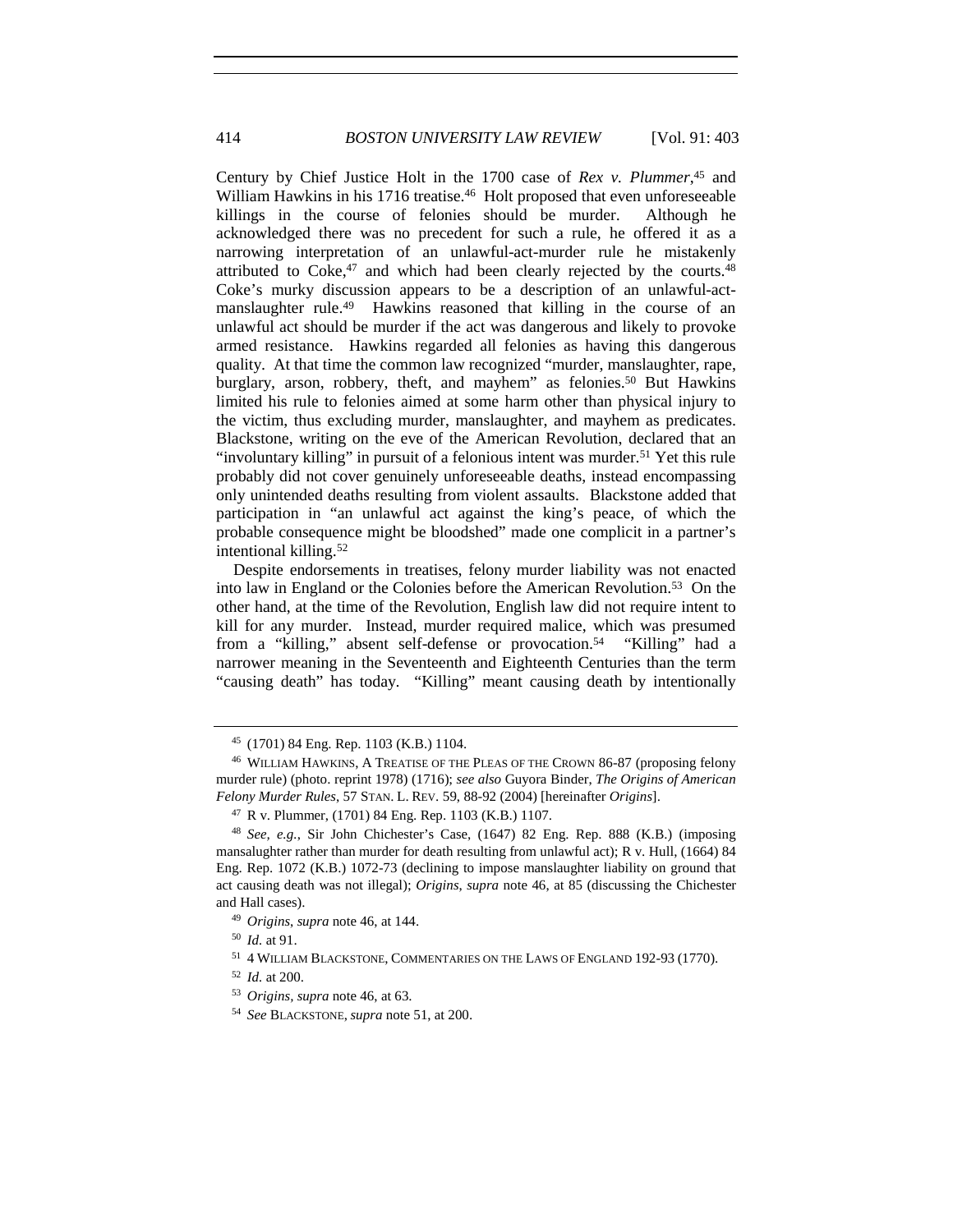Century by Chief Justice Holt in the 1700 case of *Rex v. Plummer*,[45] and William Hawkins in his 1716 treatise.[46] Holt proposed that even unforeseeable killings in the course of felonies should be murder. Although he acknowledged there was no precedent for such a rule, he offered it as a narrowing interpretation of an unlawful-act-murder rule he mistakenly attributed to Coke,[47] and which had been clearly rejected by the courts.[48] Coke's murky discussion appears to be a description of an unlawful-act-manslaughter rule.[49] Hawkins reasoned that killing in the course of an unlawful act should be murder if the act was dangerous and likely to provoke armed resistance. Hawkins regarded all felonies as having this dangerous quality. At that time the common law recognized "murder, manslaughter, rape, burglary, arson, robbery, theft, and mayhem" as felonies.[50] But Hawkins limited his rule to felonies aimed at some harm other than physical injury to the victim, thus excluding murder, manslaughter, and mayhem as predicates. Blackstone, writing on the eve of the American Revolution, declared that an "involuntary killing" in pursuit of a felonious intent was murder.[51] Yet this rule probably did not cover genuinely unforeseeable deaths, instead encompassing only unintended deaths resulting from violent assaults. Blackstone added that participation in "an unlawful act against the king's peace, of which the probable consequence might be bloodshed" made one complicit in a partner's intentional killing.[52]

Despite endorsements in treatises, felony murder liability was not enacted into law in England or the Colonies before the American Revolution.[53] On the other hand, at the time of the Revolution, English law did not require intent to kill for any murder. Instead, murder required malice, which was presumed from a "killing," absent self-defense or provocation.[54] "Killing" had a narrower meaning in the Seventeenth and Eighteenth Centuries than the term "causing death" has today. "Killing" meant causing death by intentionally

---

[45] (1701) 84 Eng. Rep. 1103 (K.B.) 1104.

[46] WILLIAM HAWKINS, A TREATISE OF THE PLEAS OF THE CROWN 86-87 (proposing felony murder rule) (photo. reprint 1978) (1716); *see also* Guyora Binder, *The Origins of American Felony Murder Rules*, 57 STAN. L. REV. 59, 88-92 (2004) [hereinafter *Origins*].

[47] R v. Plummer, (1701) 84 Eng. Rep. 1103 (K.B.) 1107.

[48] *See, e.g.*, Sir John Chichester's Case, (1647) 82 Eng. Rep. 888 (K.B.) (imposing mansalaughter rather than murder for death resulting from unlawful act); R v. Hull, (1664) 84 Eng. Rep. 1072 (K.B.) 1072-73 (declining to impose manslaughter liability on ground that act causing death was not illegal); *Origins*, *supra* note 46, at 85 (discussing the Chichester and Hall cases).

[49] *Origins*, *supra* note 46, at 144.

[50] *Id.* at 91.

[51] 4 WILLIAM BLACKSTONE, COMMENTARIES ON THE LAWS OF ENGLAND 192-93 (1770).

[52] *Id.* at 200.

[53] *Origins*, *supra* note 46, at 63.

[54] *See* BLACKSTONE, *supra* note 51, at 200.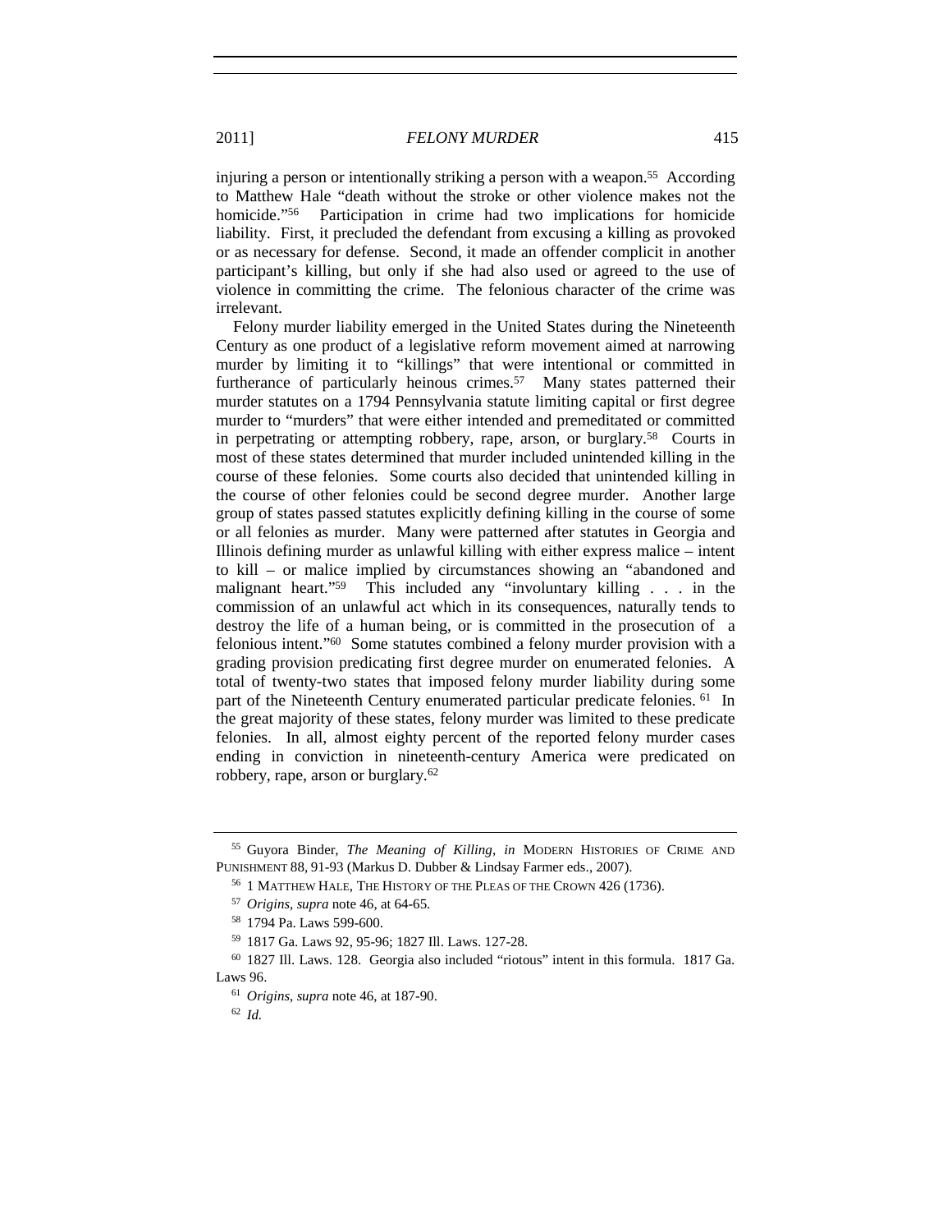injuring a person or intentionally striking a person with a weapon.[55] According to Matthew Hale "death without the stroke or other violence makes not the homicide."[56] Participation in crime had two implications for homicide liability. First, it precluded the defendant from excusing a killing as provoked or as necessary for defense. Second, it made an offender complicit in another participant's killing, but only if she had also used or agreed to the use of violence in committing the crime. The felonious character of the crime was irrelevant.

Felony murder liability emerged in the United States during the Nineteenth Century as one product of a legislative reform movement aimed at narrowing murder by limiting it to "killings" that were intentional or committed in furtherance of particularly heinous crimes.[57] Many states patterned their murder statutes on a 1794 Pennsylvania statute limiting capital or first degree murder to "murders" that were either intended and premeditated or committed in perpetrating or attempting robbery, rape, arson, or burglary.[58] Courts in most of these states determined that murder included unintended killing in the course of these felonies. Some courts also decided that unintended killing in the course of other felonies could be second degree murder. Another large group of states passed statutes explicitly defining killing in the course of some or all felonies as murder. Many were patterned after statutes in Georgia and Illinois defining murder as unlawful killing with either express malice – intent to kill – or malice implied by circumstances showing an "abandoned and malignant heart."[59] This included any "involuntary killing . . . in the commission of an unlawful act which in its consequences, naturally tends to destroy the life of a human being, or is committed in the prosecution of a felonious intent."[60] Some statutes combined a felony murder provision with a grading provision predicating first degree murder on enumerated felonies. A total of twenty-two states that imposed felony murder liability during some part of the Nineteenth Century enumerated particular predicate felonies.[61] In the great majority of these states, felony murder was limited to these predicate felonies. In all, almost eighty percent of the reported felony murder cases ending in conviction in nineteenth-century America were predicated on robbery, rape, arson or burglary.[62]

---

[55] Guyora Binder, *The Meaning of Killing*, *in* MODERN HISTORIES OF CRIME AND PUNISHMENT 88, 91-93 (Markus D. Dubber & Lindsay Farmer eds., 2007).

[56] 1 MATTHEW HALE, THE HISTORY OF THE PLEAS OF THE CROWN 426 (1736).

[57] *Origins*, *supra* note 46, at 64-65.

[58] 1794 Pa. Laws 599-600.

[59] 1817 Ga. Laws 92, 95-96; 1827 Ill. Laws. 127-28.

[60] 1827 Ill. Laws. 128. Georgia also included "riotous" intent in this formula. 1817 Ga. Laws 96.

[61] *Origins*, *supra* note 46, at 187-90.

[62] *Id.*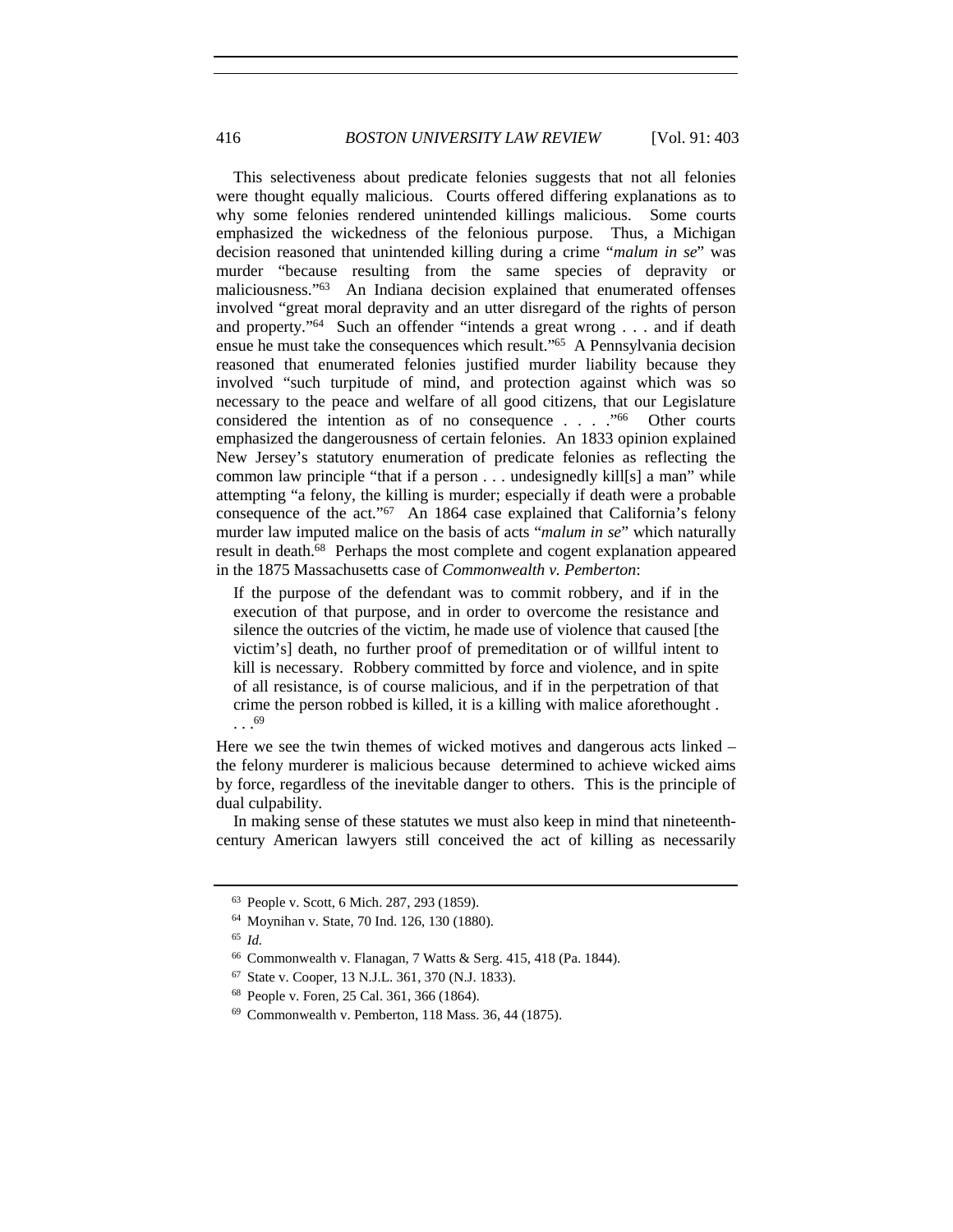This selectiveness about predicate felonies suggests that not all felonies were thought equally malicious. Courts offered differing explanations as to why some felonies rendered unintended killings malicious. Some courts emphasized the wickedness of the felonious purpose. Thus, a Michigan decision reasoned that unintended killing during a crime "*malum in se*" was murder "because resulting from the same species of depravity or maliciousness."[63] An Indiana decision explained that enumerated offenses involved "great moral depravity and an utter disregard of the rights of person and property."[64] Such an offender "intends a great wrong . . . and if death ensue he must take the consequences which result."[65] A Pennsylvania decision reasoned that enumerated felonies justified murder liability because they involved "such turpitude of mind, and protection against which was so necessary to the peace and welfare of all good citizens, that our Legislature considered the intention as of no consequence . . . ."[66] Other courts emphasized the dangerousness of certain felonies. An 1833 opinion explained New Jersey's statutory enumeration of predicate felonies as reflecting the common law principle "that if a person . . . undesignedly kill[s] a man" while attempting "a felony, the killing is murder; especially if death were a probable consequence of the act."[67] An 1864 case explained that California's felony murder law imputed malice on the basis of acts "*malum in se*" which naturally result in death.[68] Perhaps the most complete and cogent explanation appeared in the 1875 Massachusetts case of *Commonwealth v. Pemberton*:

> If the purpose of the defendant was to commit robbery, and if in the execution of that purpose, and in order to overcome the resistance and silence the outcries of the victim, he made use of violence that caused [the victim's] death, no further proof of premeditation or of willful intent to kill is necessary. Robbery committed by force and violence, and in spite of all resistance, is of course malicious, and if in the perpetration of that crime the person robbed is killed, it is a killing with malice aforethought . . . .[69]

Here we see the twin themes of wicked motives and dangerous acts linked – the felony murderer is malicious because determined to achieve wicked aims by force, regardless of the inevitable danger to others. This is the principle of dual culpability.

In making sense of these statutes we must also keep in mind that nineteenth-century American lawyers still conceived the act of killing as necessarily

---

[63] People v. Scott, 6 Mich. 287, 293 (1859).

[64] Moynihan v. State, 70 Ind. 126, 130 (1880).

[65] *Id.*

[66] Commonwealth v. Flanagan, 7 Watts & Serg. 415, 418 (Pa. 1844).

[67] State v. Cooper, 13 N.J.L. 361, 370 (N.J. 1833).

[68] People v. Foren, 25 Cal. 361, 366 (1864).

[69] Commonwealth v. Pemberton, 118 Mass. 36, 44 (1875).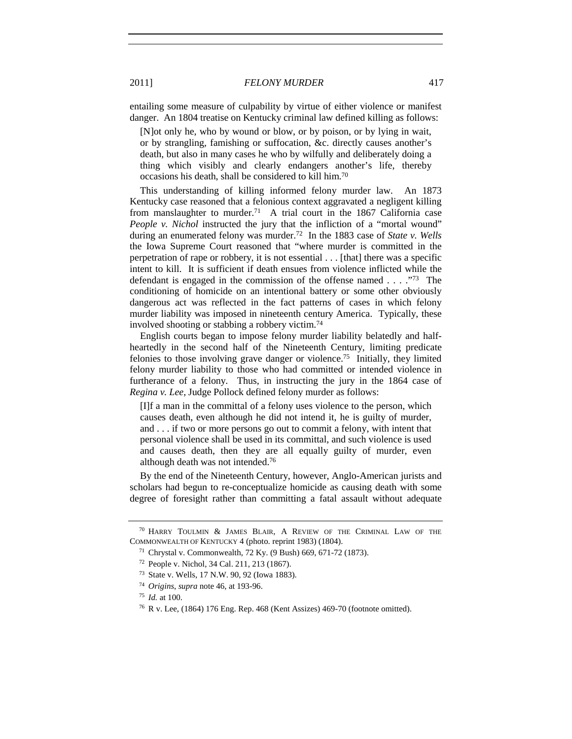entailing some measure of culpability by virtue of either violence or manifest danger. An 1804 treatise on Kentucky criminal law defined killing as follows:

> [N]ot only he, who by wound or blow, or by poison, or by lying in wait, or by strangling, famishing or suffocation, &c. directly causes another's death, but also in many cases he who by wilfully and deliberately doing a thing which visibly and clearly endangers another's life, thereby occasions his death, shall be considered to kill him.[70]

This understanding of killing informed felony murder law. An 1873 Kentucky case reasoned that a felonious context aggravated a negligent killing from manslaughter to murder.[71] A trial court in the 1867 California case *People v. Nichol* instructed the jury that the infliction of a "mortal wound" during an enumerated felony was murder.[72] In the 1883 case of *State v. Wells* the Iowa Supreme Court reasoned that "where murder is committed in the perpetration of rape or robbery, it is not essential . . . [that] there was a specific intent to kill. It is sufficient if death ensues from violence inflicted while the defendant is engaged in the commission of the offense named . . . ."[73] The conditioning of homicide on an intentional battery or some other obviously dangerous act was reflected in the fact patterns of cases in which felony murder liability was imposed in nineteenth century America. Typically, these involved shooting or stabbing a robbery victim.[74]

English courts began to impose felony murder liability belatedly and half-heartedly in the second half of the Nineteenth Century, limiting predicate felonies to those involving grave danger or violence.[75] Initially, they limited felony murder liability to those who had committed or intended violence in furtherance of a felony. Thus, in instructing the jury in the 1864 case of *Regina v. Lee*, Judge Pollock defined felony murder as follows:

> [I]f a man in the committal of a felony uses violence to the person, which causes death, even although he did not intend it, he is guilty of murder, and . . . if two or more persons go out to commit a felony, with intent that personal violence shall be used in its committal, and such violence is used and causes death, then they are all equally guilty of murder, even although death was not intended.[76]

By the end of the Nineteenth Century, however, Anglo-American jurists and scholars had begun to re-conceptualize homicide as causing death with some degree of foresight rather than committing a fatal assault without adequate

---

[70] HARRY TOULMIN & JAMES BLAIR, A REVIEW OF THE CRIMINAL LAW OF THE COMMONWEALTH OF KENTUCKY 4 (photo. reprint 1983) (1804).

[71] Chrystal v. Commonwealth, 72 Ky. (9 Bush) 669, 671-72 (1873).

[72] People v. Nichol, 34 Cal. 211, 213 (1867).

[73] State v. Wells, 17 N.W. 90, 92 (Iowa 1883).

[74] *Origins*, *supra* note 46, at 193-96.

[75] *Id.* at 100.

[76] R v. Lee, (1864) 176 Eng. Rep. 468 (Kent Assizes) 469-70 (footnote omitted).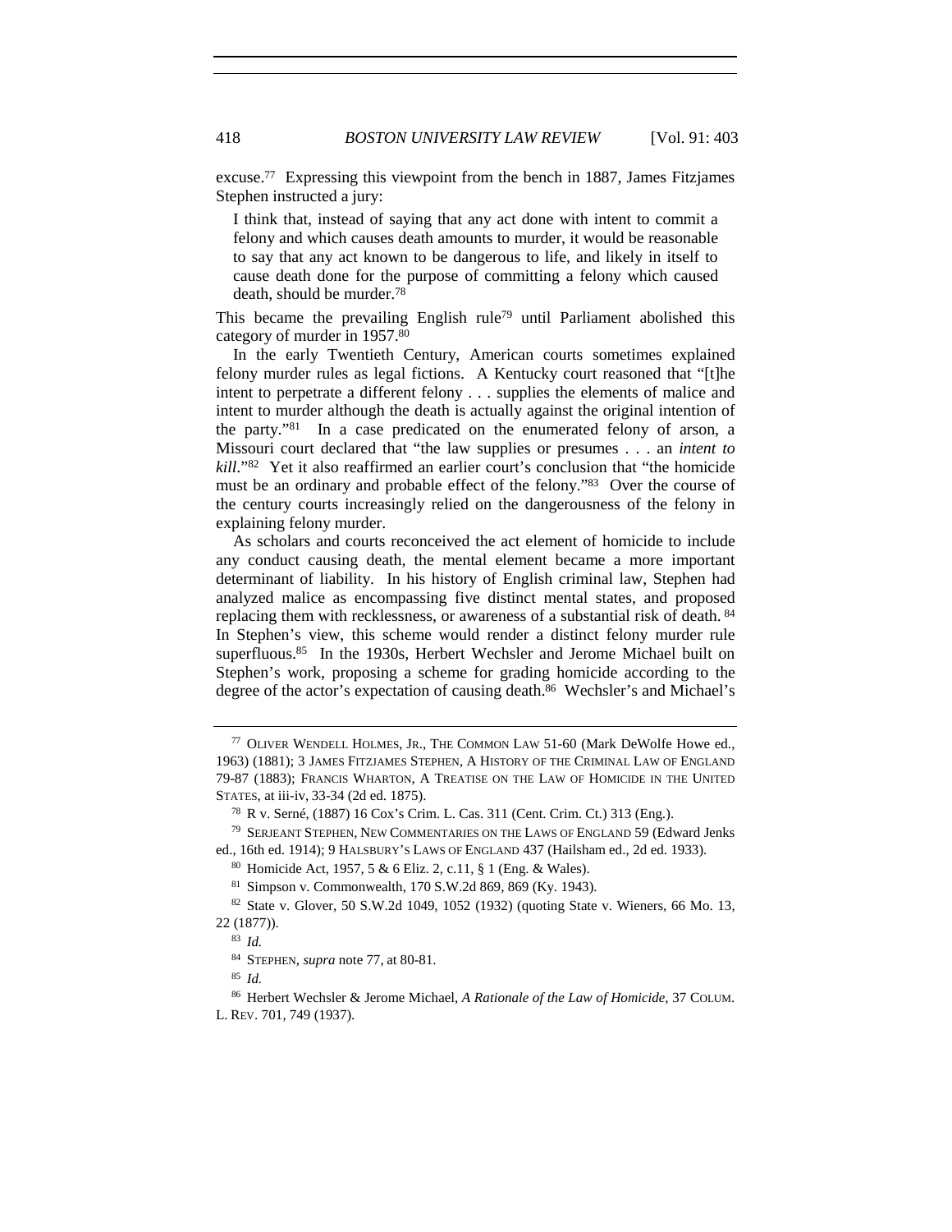excuse.[77] Expressing this viewpoint from the bench in 1887, James Fitzjames Stephen instructed a jury:

> I think that, instead of saying that any act done with intent to commit a felony and which causes death amounts to murder, it would be reasonable to say that any act known to be dangerous to life, and likely in itself to cause death done for the purpose of committing a felony which caused death, should be murder.[78]

This became the prevailing English rule[79] until Parliament abolished this category of murder in 1957.[80]

In the early Twentieth Century, American courts sometimes explained felony murder rules as legal fictions. A Kentucky court reasoned that "[t]he intent to perpetrate a different felony . . . supplies the elements of malice and intent to murder although the death is actually against the original intention of the party."[81] In a case predicated on the enumerated felony of arson, a Missouri court declared that "the law supplies or presumes . . . an *intent to kill*."[82] Yet it also reaffirmed an earlier court's conclusion that "the homicide must be an ordinary and probable effect of the felony."[83] Over the course of the century courts increasingly relied on the dangerousness of the felony in explaining felony murder.

As scholars and courts reconceived the act element of homicide to include any conduct causing death, the mental element became a more important determinant of liability. In his history of English criminal law, Stephen had analyzed malice as encompassing five distinct mental states, and proposed replacing them with recklessness, or awareness of a substantial risk of death.[84] In Stephen's view, this scheme would render a distinct felony murder rule superfluous.[85] In the 1930s, Herbert Wechsler and Jerome Michael built on Stephen's work, proposing a scheme for grading homicide according to the degree of the actor's expectation of causing death.[86] Wechsler's and Michael's

---

[77] OLIVER WENDELL HOLMES, JR., THE COMMON LAW 51-60 (Mark DeWolfe Howe ed., 1963) (1881); 3 JAMES FITZJAMES STEPHEN, A HISTORY OF THE CRIMINAL LAW OF ENGLAND 79-87 (1883); FRANCIS WHARTON, A TREATISE ON THE LAW OF HOMICIDE IN THE UNITED STATES, at iii-iv, 33-34 (2d ed. 1875).

[78] R v. Serné, (1887) 16 Cox's Crim. L. Cas. 311 (Cent. Crim. Ct.) 313 (Eng.).

[79] SERJEANT STEPHEN, NEW COMMENTARIES ON THE LAWS OF ENGLAND 59 (Edward Jenks ed., 16th ed. 1914); 9 HALSBURY'S LAWS OF ENGLAND 437 (Hailsham ed., 2d ed. 1933).

[80] Homicide Act, 1957, 5 & 6 Eliz. 2, c.11, § 1 (Eng. & Wales).

[81] Simpson v. Commonwealth, 170 S.W.2d 869, 869 (Ky. 1943).

[82] State v. Glover, 50 S.W.2d 1049, 1052 (1932) (quoting State v. Wieners, 66 Mo. 13, 22 (1877)).

[83] *Id.*

[84] STEPHEN, *supra* note 77, at 80-81.

[85] *Id.*

[86] Herbert Wechsler & Jerome Michael, *A Rationale of the Law of Homicide*, 37 COLUM. L. REV. 701, 749 (1937).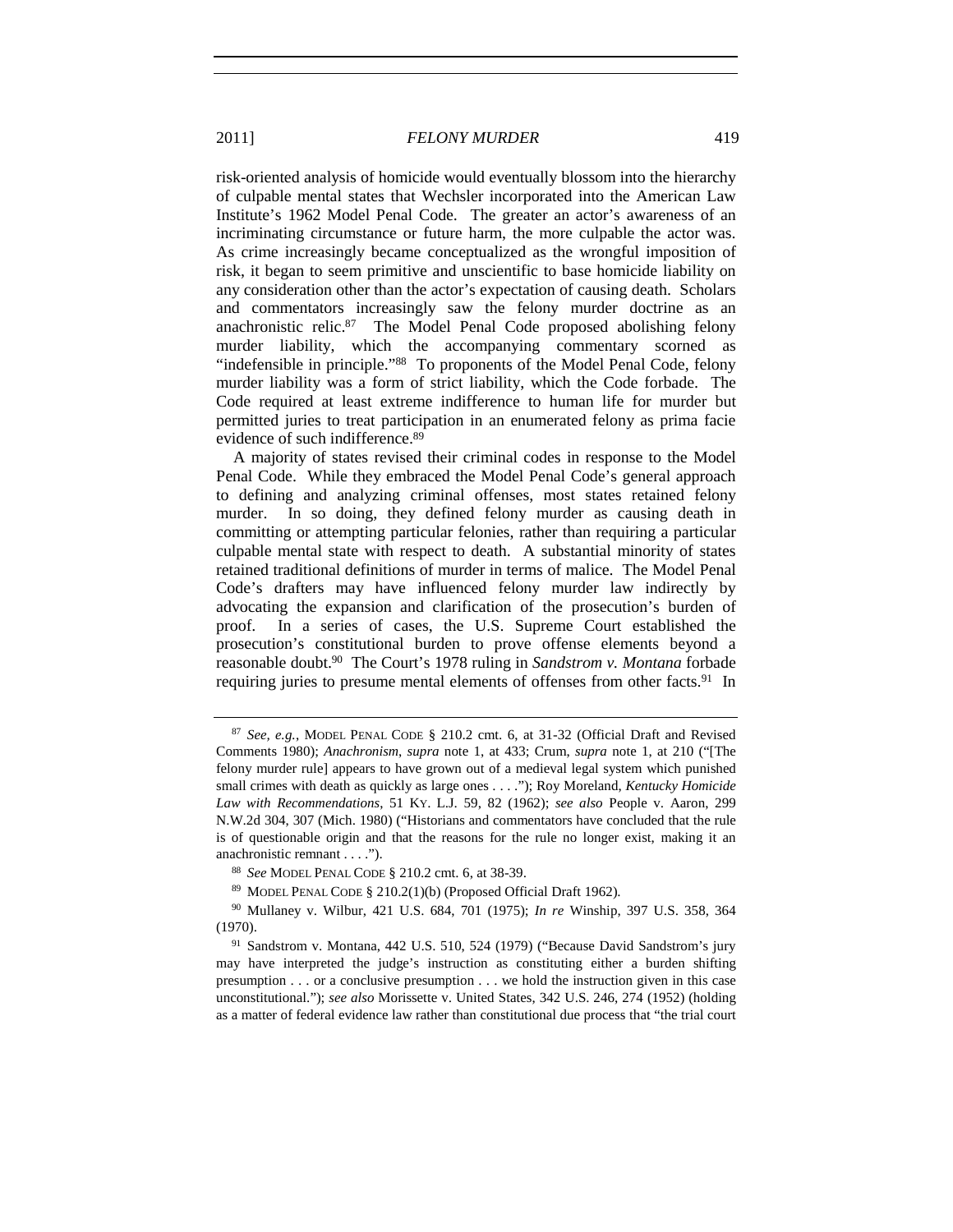risk-oriented analysis of homicide would eventually blossom into the hierarchy of culpable mental states that Wechsler incorporated into the American Law Institute's 1962 Model Penal Code. The greater an actor's awareness of an incriminating circumstance or future harm, the more culpable the actor was. As crime increasingly became conceptualized as the wrongful imposition of risk, it began to seem primitive and unscientific to base homicide liability on any consideration other than the actor's expectation of causing death. Scholars and commentators increasingly saw the felony murder doctrine as an anachronistic relic.[87] The Model Penal Code proposed abolishing felony murder liability, which the accompanying commentary scorned as "indefensible in principle."[88] To proponents of the Model Penal Code, felony murder liability was a form of strict liability, which the Code forbade. The Code required at least extreme indifference to human life for murder but permitted juries to treat participation in an enumerated felony as prima facie evidence of such indifference.[89]

A majority of states revised their criminal codes in response to the Model Penal Code. While they embraced the Model Penal Code's general approach to defining and analyzing criminal offenses, most states retained felony murder. In so doing, they defined felony murder as causing death in committing or attempting particular felonies, rather than requiring a particular culpable mental state with respect to death. A substantial minority of states retained traditional definitions of murder in terms of malice. The Model Penal Code's drafters may have influenced felony murder law indirectly by advocating the expansion and clarification of the prosecution's burden of proof. In a series of cases, the U.S. Supreme Court established the prosecution's constitutional burden to prove offense elements beyond a reasonable doubt.[90] The Court's 1978 ruling in *Sandstrom v. Montana* forbade requiring juries to presume mental elements of offenses from other facts.[91] In

---

[87] *See, e.g.*, MODEL PENAL CODE § 210.2 cmt. 6, at 31-32 (Official Draft and Revised Comments 1980); *Anachronism*, *supra* note 1, at 433; Crum, *supra* note 1, at 210 ("[The felony murder rule] appears to have grown out of a medieval legal system which punished small crimes with death as quickly as large ones . . . ."); Roy Moreland, *Kentucky Homicide Law with Recommendations*, 51 KY. L.J. 59, 82 (1962); *see also* People v. Aaron, 299 N.W.2d 304, 307 (Mich. 1980) ("Historians and commentators have concluded that the rule is of questionable origin and that the reasons for the rule no longer exist, making it an anachronistic remnant . . . .").

[88] *See* MODEL PENAL CODE § 210.2 cmt. 6, at 38-39.

[89] MODEL PENAL CODE § 210.2(1)(b) (Proposed Official Draft 1962).

[90] Mullaney v. Wilbur, 421 U.S. 684, 701 (1975); *In re* Winship, 397 U.S. 358, 364 (1970).

[91] Sandstrom v. Montana, 442 U.S. 510, 524 (1979) ("Because David Sandstrom's jury may have interpreted the judge's instruction as constituting either a burden shifting presumption . . . or a conclusive presumption . . . we hold the instruction given in this case unconstitutional."); *see also* Morissette v. United States, 342 U.S. 246, 274 (1952) (holding as a matter of federal evidence law rather than constitutional due process that "the trial court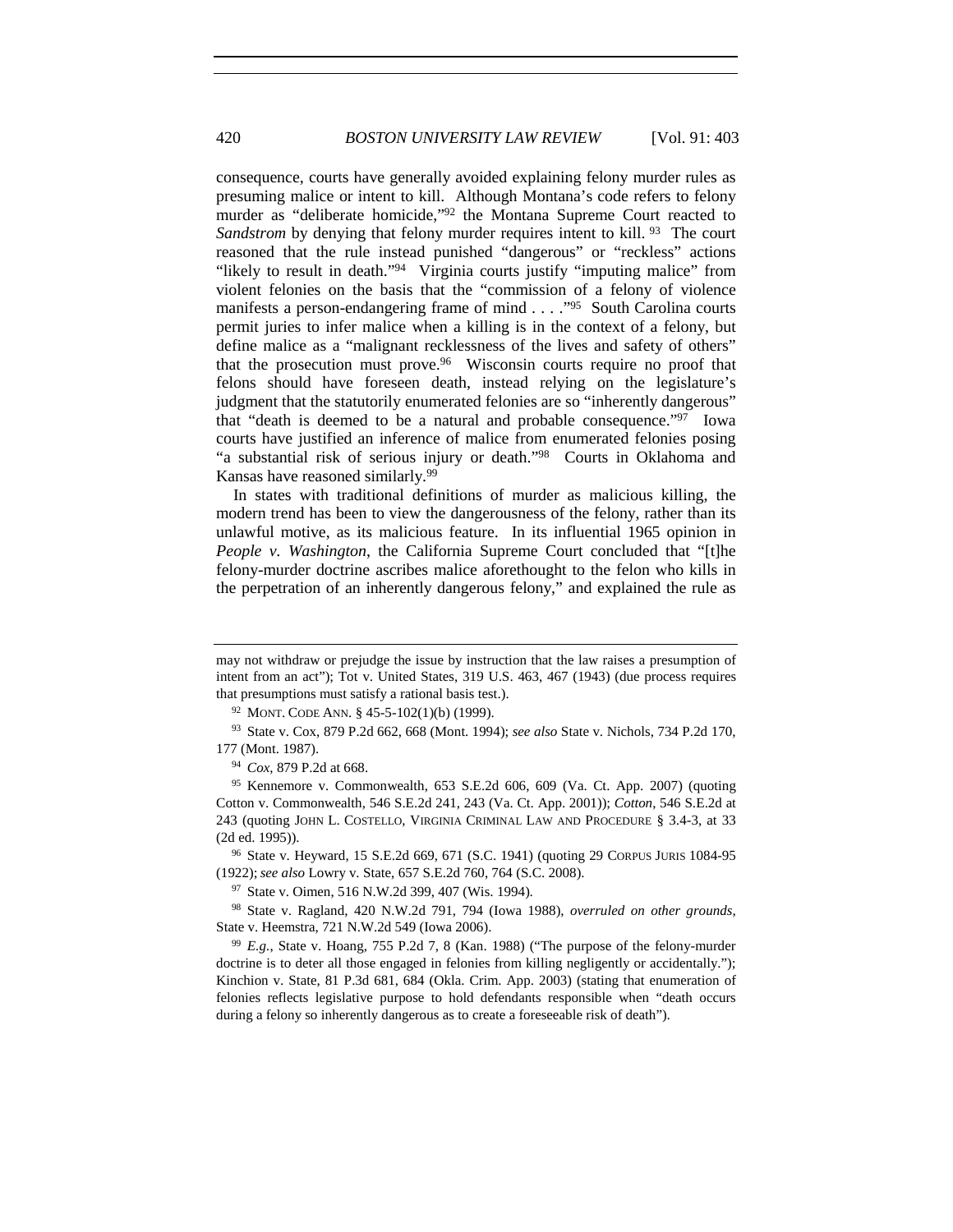consequence, courts have generally avoided explaining felony murder rules as presuming malice or intent to kill. Although Montana's code refers to felony murder as "deliberate homicide,"[92] the Montana Supreme Court reacted to *Sandstrom* by denying that felony murder requires intent to kill.[93] The court reasoned that the rule instead punished "dangerous" or "reckless" actions "likely to result in death."[94] Virginia courts justify "imputing malice" from violent felonies on the basis that the "commission of a felony of violence manifests a person-endangering frame of mind . . . ."[95] South Carolina courts permit juries to infer malice when a killing is in the context of a felony, but define malice as a "malignant recklessness of the lives and safety of others" that the prosecution must prove.[96] Wisconsin courts require no proof that felons should have foreseen death, instead relying on the legislature's judgment that the statutorily enumerated felonies are so "inherently dangerous" that "death is deemed to be a natural and probable consequence."[97] Iowa courts have justified an inference of malice from enumerated felonies posing "a substantial risk of serious injury or death."[98] Courts in Oklahoma and Kansas have reasoned similarly.[99]

In states with traditional definitions of murder as malicious killing, the modern trend has been to view the dangerousness of the felony, rather than its unlawful motive, as its malicious feature. In its influential 1965 opinion in *People v. Washington*, the California Supreme Court concluded that "[t]he felony-murder doctrine ascribes malice aforethought to the felon who kills in the perpetration of an inherently dangerous felony," and explained the rule as

---

may not withdraw or prejudge the issue by instruction that the law raises a presumption of intent from an act"); Tot v. United States, 319 U.S. 463, 467 (1943) (due process requires that presumptions must satisfy a rational basis test.).

[92] MONT. CODE ANN. § 45-5-102(1)(b) (1999).

[93] State v. Cox, 879 P.2d 662, 668 (Mont. 1994); *see also* State v. Nichols, 734 P.2d 170, 177 (Mont. 1987).

[94] *Cox*, 879 P.2d at 668.

[95] Kennemore v. Commonwealth, 653 S.E.2d 606, 609 (Va. Ct. App. 2007) (quoting Cotton v. Commonwealth, 546 S.E.2d 241, 243 (Va. Ct. App. 2001)); *Cotton*, 546 S.E.2d at 243 (quoting JOHN L. COSTELLO, VIRGINIA CRIMINAL LAW AND PROCEDURE § 3.4-3, at 33 (2d ed. 1995)).

[96] State v. Heyward, 15 S.E.2d 669, 671 (S.C. 1941) (quoting 29 CORPUS JURIS 1084-95 (1922); *see also* Lowry v. State, 657 S.E.2d 760, 764 (S.C. 2008).

[97] State v. Oimen, 516 N.W.2d 399, 407 (Wis. 1994).

[98] State v. Ragland, 420 N.W.2d 791, 794 (Iowa 1988), *overruled on other grounds*, State v. Heemstra, 721 N.W.2d 549 (Iowa 2006).

[99] *E.g.*, State v. Hoang, 755 P.2d 7, 8 (Kan. 1988) ("The purpose of the felony-murder doctrine is to deter all those engaged in felonies from killing negligently or accidentally."); Kinchion v. State, 81 P.3d 681, 684 (Okla. Crim. App. 2003) (stating that enumeration of felonies reflects legislative purpose to hold defendants responsible when "death occurs during a felony so inherently dangerous as to create a foreseeable risk of death").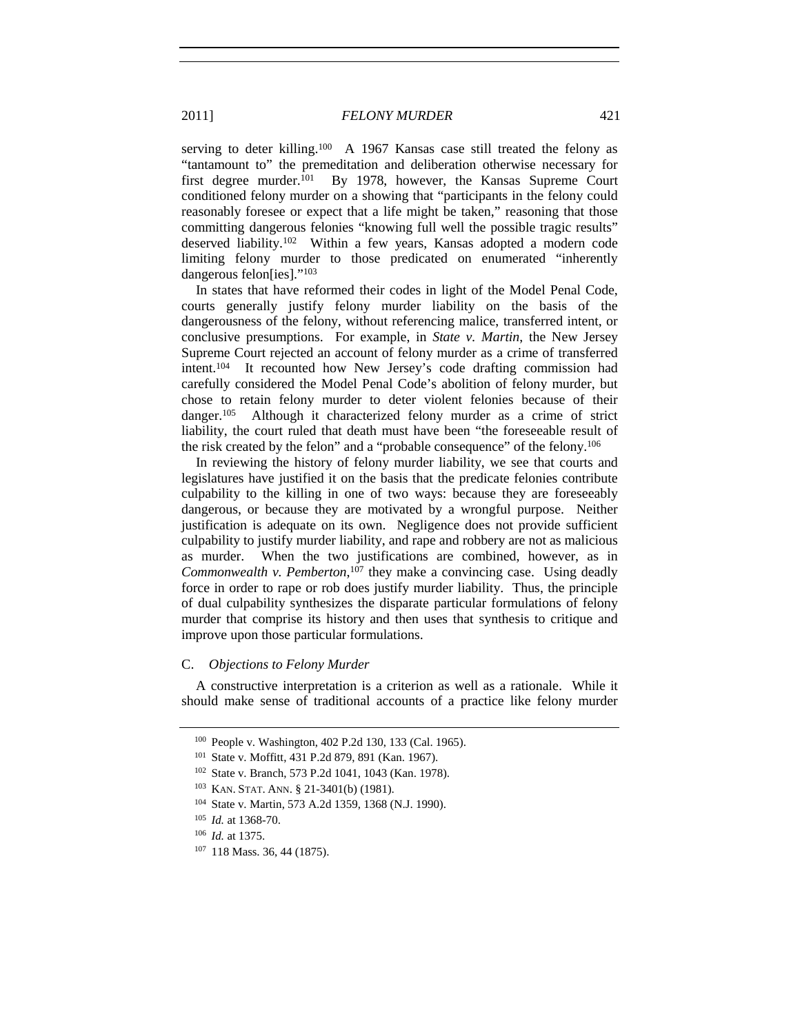serving to deter killing.[100] A 1967 Kansas case still treated the felony as "tantamount to" the premeditation and deliberation otherwise necessary for first degree murder.[101] By 1978, however, the Kansas Supreme Court conditioned felony murder on a showing that "participants in the felony could reasonably foresee or expect that a life might be taken," reasoning that those committing dangerous felonies "knowing full well the possible tragic results" deserved liability.[102] Within a few years, Kansas adopted a modern code limiting felony murder to those predicated on enumerated "inherently dangerous felon[ies]."[103]

In states that have reformed their codes in light of the Model Penal Code, courts generally justify felony murder liability on the basis of the dangerousness of the felony, without referencing malice, transferred intent, or conclusive presumptions. For example, in *State v. Martin*, the New Jersey Supreme Court rejected an account of felony murder as a crime of transferred intent.[104] It recounted how New Jersey's code drafting commission had carefully considered the Model Penal Code's abolition of felony murder, but chose to retain felony murder to deter violent felonies because of their danger.[105] Although it characterized felony murder as a crime of strict liability, the court ruled that death must have been "the foreseeable result of the risk created by the felon" and a "probable consequence" of the felony.[106]

In reviewing the history of felony murder liability, we see that courts and legislatures have justified it on the basis that the predicate felonies contribute culpability to the killing in one of two ways: because they are foreseeably dangerous, or because they are motivated by a wrongful purpose. Neither justification is adequate on its own. Negligence does not provide sufficient culpability to justify murder liability, and rape and robbery are not as malicious as murder. When the two justifications are combined, however, as in *Commonwealth v. Pemberton*,[107] they make a convincing case. Using deadly force in order to rape or rob does justify murder liability. Thus, the principle of dual culpability synthesizes the disparate particular formulations of felony murder that comprise its history and then uses that synthesis to critique and improve upon those particular formulations.

### C. *Objections to Felony Murder*

A constructive interpretation is a criterion as well as a rationale. While it should make sense of traditional accounts of a practice like felony murder

---

[100] People v. Washington, 402 P.2d 130, 133 (Cal. 1965).

[101] State v. Moffitt, 431 P.2d 879, 891 (Kan. 1967).

[102] State v. Branch, 573 P.2d 1041, 1043 (Kan. 1978).

[103] KAN. STAT. ANN. § 21-3401(b) (1981).

[104] State v. Martin, 573 A.2d 1359, 1368 (N.J. 1990).

[105] *Id.* at 1368-70.

[106] *Id.* at 1375.

[107] 118 Mass. 36, 44 (1875).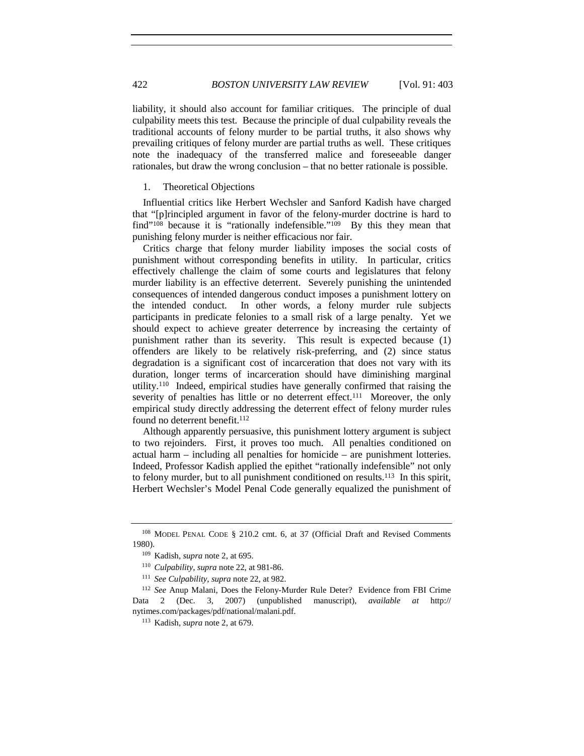liability, it should also account for familiar critiques. The principle of dual culpability meets this test. Because the principle of dual culpability reveals the traditional accounts of felony murder to be partial truths, it also shows why prevailing critiques of felony murder are partial truths as well. These critiques note the inadequacy of the transferred malice and foreseeable danger rationales, but draw the wrong conclusion – that no better rationale is possible.

1. Theoretical Objections

Influential critics like Herbert Wechsler and Sanford Kadish have charged that "[p]rincipled argument in favor of the felony-murder doctrine is hard to find"[108] because it is "rationally indefensible."[109] By this they mean that punishing felony murder is neither efficacious nor fair.

Critics charge that felony murder liability imposes the social costs of punishment without corresponding benefits in utility. In particular, critics effectively challenge the claim of some courts and legislatures that felony murder liability is an effective deterrent. Severely punishing the unintended consequences of intended dangerous conduct imposes a punishment lottery on the intended conduct. In other words, a felony murder rule subjects participants in predicate felonies to a small risk of a large penalty. Yet we should expect to achieve greater deterrence by increasing the certainty of punishment rather than its severity. This result is expected because (1) offenders are likely to be relatively risk-preferring, and (2) since status degradation is a significant cost of incarceration that does not vary with its duration, longer terms of incarceration should have diminishing marginal utility.[110] Indeed, empirical studies have generally confirmed that raising the severity of penalties has little or no deterrent effect.[111] Moreover, the only empirical study directly addressing the deterrent effect of felony murder rules found no deterrent benefit.[112]

Although apparently persuasive, this punishment lottery argument is subject to two rejoinders. First, it proves too much. All penalties conditioned on actual harm – including all penalties for homicide – are punishment lotteries. Indeed, Professor Kadish applied the epithet "rationally indefensible" not only to felony murder, but to all punishment conditioned on results.[113] In this spirit, Herbert Wechsler's Model Penal Code generally equalized the punishment of

---

[108] MODEL PENAL CODE § 210.2 cmt. 6, at 37 (Official Draft and Revised Comments 1980).

[109] Kadish, *supra* note 2, at 695.

[110] *Culpability*, *supra* note 22, at 981-86.

[111] *See Culpability*, *supra* note 22, at 982.

[112] *See* Anup Malani, Does the Felony-Murder Rule Deter? Evidence from FBI Crime Data 2 (Dec. 3, 2007) (unpublished manuscript), *available at* http://nytimes.com/packages/pdf/national/malani.pdf.

[113] Kadish, *supra* note 2, at 679.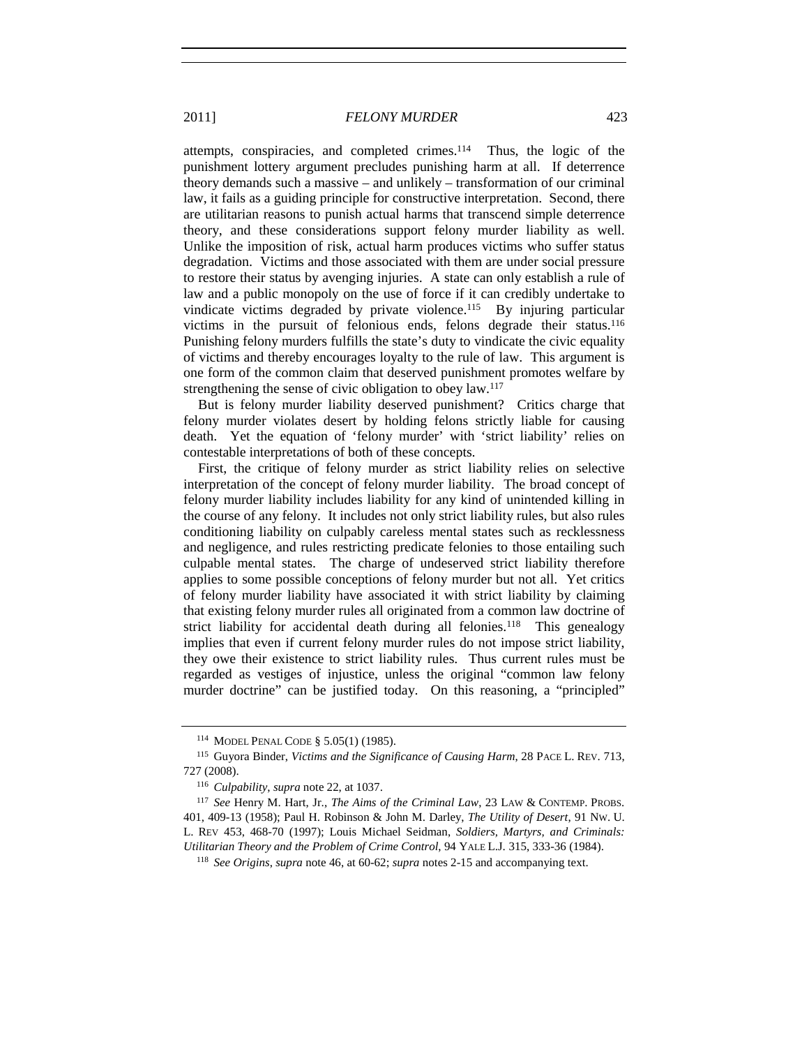attempts, conspiracies, and completed crimes.[114] Thus, the logic of the punishment lottery argument precludes punishing harm at all. If deterrence theory demands such a massive – and unlikely – transformation of our criminal law, it fails as a guiding principle for constructive interpretation. Second, there are utilitarian reasons to punish actual harms that transcend simple deterrence theory, and these considerations support felony murder liability as well. Unlike the imposition of risk, actual harm produces victims who suffer status degradation. Victims and those associated with them are under social pressure to restore their status by avenging injuries. A state can only establish a rule of law and a public monopoly on the use of force if it can credibly undertake to vindicate victims degraded by private violence.[115] By injuring particular victims in the pursuit of felonious ends, felons degrade their status.[116] Punishing felony murders fulfills the state's duty to vindicate the civic equality of victims and thereby encourages loyalty to the rule of law. This argument is one form of the common claim that deserved punishment promotes welfare by strengthening the sense of civic obligation to obey law.[117]

But is felony murder liability deserved punishment? Critics charge that felony murder violates desert by holding felons strictly liable for causing death. Yet the equation of 'felony murder' with 'strict liability' relies on contestable interpretations of both of these concepts.

First, the critique of felony murder as strict liability relies on selective interpretation of the concept of felony murder liability. The broad concept of felony murder liability includes liability for any kind of unintended killing in the course of any felony. It includes not only strict liability rules, but also rules conditioning liability on culpably careless mental states such as recklessness and negligence, and rules restricting predicate felonies to those entailing such culpable mental states. The charge of undeserved strict liability therefore applies to some possible conceptions of felony murder but not all. Yet critics of felony murder liability have associated it with strict liability by claiming that existing felony murder rules all originated from a common law doctrine of strict liability for accidental death during all felonies.[118] This genealogy implies that even if current felony murder rules do not impose strict liability, they owe their existence to strict liability rules. Thus current rules must be regarded as vestiges of injustice, unless the original "common law felony murder doctrine" can be justified today. On this reasoning, a "principled"

---

[114] MODEL PENAL CODE § 5.05(1) (1985).

[115] Guyora Binder, *Victims and the Significance of Causing Harm*, 28 PACE L. REV. 713, 727 (2008).

[116] *Culpability*, *supra* note 22, at 1037.

[117] *See* Henry M. Hart, Jr., *The Aims of the Criminal Law*, 23 LAW & CONTEMP. PROBS. 401, 409-13 (1958); Paul H. Robinson & John M. Darley, *The Utility of Desert*, 91 NW. U. L. REV 453, 468-70 (1997); Louis Michael Seidman, *Soldiers, Martyrs, and Criminals: Utilitarian Theory and the Problem of Crime Control*, 94 YALE L.J. 315, 333-36 (1984).

[118] *See Origins*, *supra* note 46, at 60-62; *supra* notes 2-15 and accompanying text.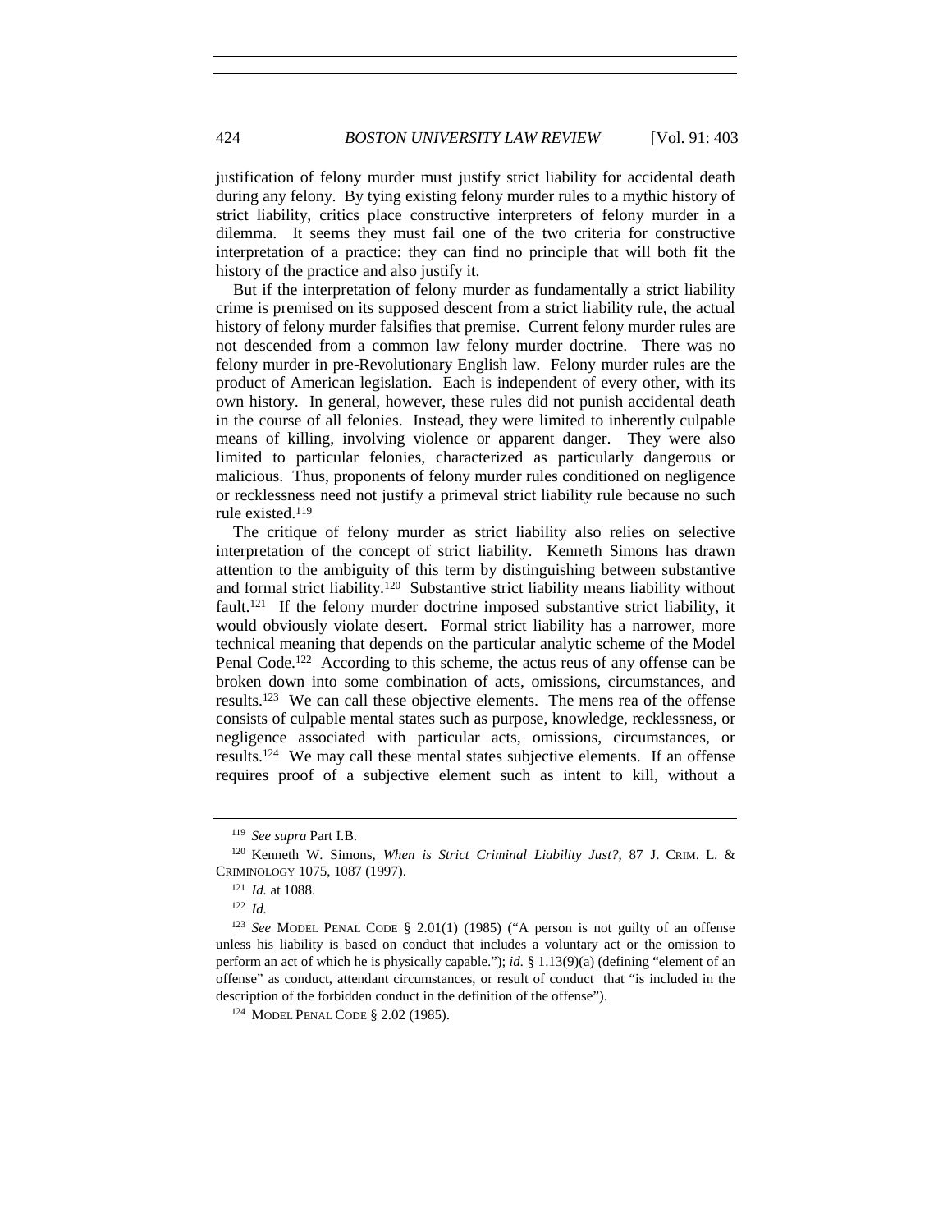justification of felony murder must justify strict liability for accidental death during any felony. By tying existing felony murder rules to a mythic history of strict liability, critics place constructive interpreters of felony murder in a dilemma. It seems they must fail one of the two criteria for constructive interpretation of a practice: they can find no principle that will both fit the history of the practice and also justify it.

But if the interpretation of felony murder as fundamentally a strict liability crime is premised on its supposed descent from a strict liability rule, the actual history of felony murder falsifies that premise. Current felony murder rules are not descended from a common law felony murder doctrine. There was no felony murder in pre-Revolutionary English law. Felony murder rules are the product of American legislation. Each is independent of every other, with its own history. In general, however, these rules did not punish accidental death in the course of all felonies. Instead, they were limited to inherently culpable means of killing, involving violence or apparent danger. They were also limited to particular felonies, characterized as particularly dangerous or malicious. Thus, proponents of felony murder rules conditioned on negligence or recklessness need not justify a primeval strict liability rule because no such rule existed.[119]

The critique of felony murder as strict liability also relies on selective interpretation of the concept of strict liability. Kenneth Simons has drawn attention to the ambiguity of this term by distinguishing between substantive and formal strict liability.[120] Substantive strict liability means liability without fault.[121] If the felony murder doctrine imposed substantive strict liability, it would obviously violate desert. Formal strict liability has a narrower, more technical meaning that depends on the particular analytic scheme of the Model Penal Code.[122] According to this scheme, the actus reus of any offense can be broken down into some combination of acts, omissions, circumstances, and results.[123] We can call these objective elements. The mens rea of the offense consists of culpable mental states such as purpose, knowledge, recklessness, or negligence associated with particular acts, omissions, circumstances, or results.[124] We may call these mental states subjective elements. If an offense requires proof of a subjective element such as intent to kill, without a

---

[119] *See supra* Part I.B.

[120] Kenneth W. Simons, *When is Strict Criminal Liability Just?*, 87 J. CRIM. L. & CRIMINOLOGY 1075, 1087 (1997).

[121] *Id.* at 1088.

[122] *Id.*

[123] *See* MODEL PENAL CODE § 2.01(1) (1985) ("A person is not guilty of an offense unless his liability is based on conduct that includes a voluntary act or the omission to perform an act of which he is physically capable."); *id.* § 1.13(9)(a) (defining "element of an offense" as conduct, attendant circumstances, or result of conduct that "is included in the description of the forbidden conduct in the definition of the offense").

[124] MODEL PENAL CODE § 2.02 (1985).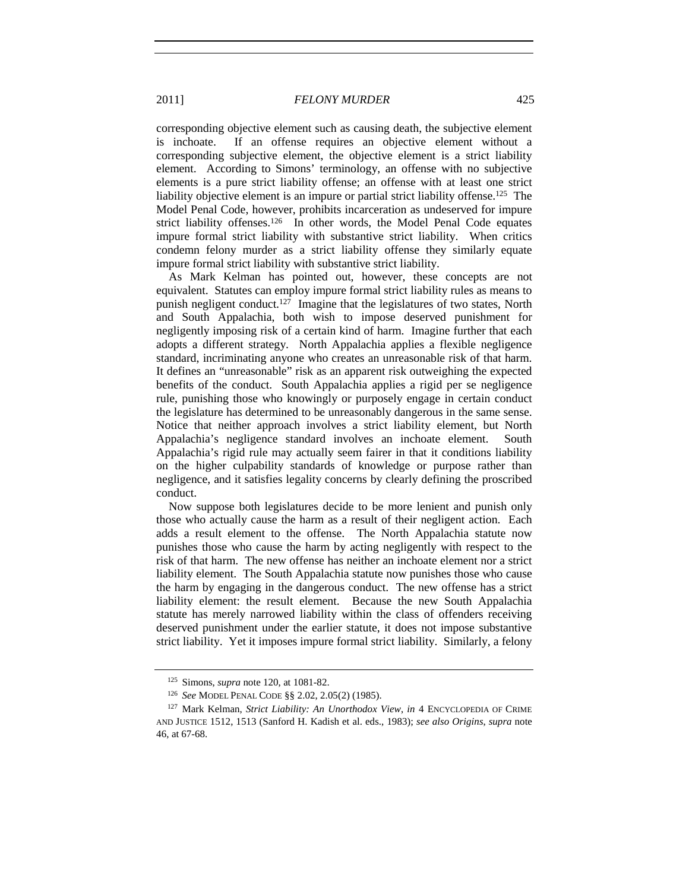corresponding objective element such as causing death, the subjective element is inchoate. If an offense requires an objective element without a corresponding subjective element, the objective element is a strict liability element. According to Simons' terminology, an offense with no subjective elements is a pure strict liability offense; an offense with at least one strict liability objective element is an impure or partial strict liability offense.[125] The Model Penal Code, however, prohibits incarceration as undeserved for impure strict liability offenses.[126] In other words, the Model Penal Code equates impure formal strict liability with substantive strict liability. When critics condemn felony murder as a strict liability offense they similarly equate impure formal strict liability with substantive strict liability.

As Mark Kelman has pointed out, however, these concepts are not equivalent. Statutes can employ impure formal strict liability rules as means to punish negligent conduct.[127] Imagine that the legislatures of two states, North and South Appalachia, both wish to impose deserved punishment for negligently imposing risk of a certain kind of harm. Imagine further that each adopts a different strategy. North Appalachia applies a flexible negligence standard, incriminating anyone who creates an unreasonable risk of that harm. It defines an "unreasonable" risk as an apparent risk outweighing the expected benefits of the conduct. South Appalachia applies a rigid per se negligence rule, punishing those who knowingly or purposely engage in certain conduct the legislature has determined to be unreasonably dangerous in the same sense. Notice that neither approach involves a strict liability element, but North Appalachia's negligence standard involves an inchoate element. South Appalachia's rigid rule may actually seem fairer in that it conditions liability on the higher culpability standards of knowledge or purpose rather than negligence, and it satisfies legality concerns by clearly defining the proscribed conduct.

Now suppose both legislatures decide to be more lenient and punish only those who actually cause the harm as a result of their negligent action. Each adds a result element to the offense. The North Appalachia statute now punishes those who cause the harm by acting negligently with respect to the risk of that harm. The new offense has neither an inchoate element nor a strict liability element. The South Appalachia statute now punishes those who cause the harm by engaging in the dangerous conduct. The new offense has a strict liability element: the result element. Because the new South Appalachia statute has merely narrowed liability within the class of offenders receiving deserved punishment under the earlier statute, it does not impose substantive strict liability. Yet it imposes impure formal strict liability. Similarly, a felony

---

[125] Simons, *supra* note 120, at 1081-82.

[126] *See* MODEL PENAL CODE §§ 2.02, 2.05(2) (1985).

[127] Mark Kelman, *Strict Liability: An Unorthodox View*, *in* 4 ENCYCLOPEDIA OF CRIME AND JUSTICE 1512, 1513 (Sanford H. Kadish et al. eds., 1983); *see also Origins*, *supra* note 46, at 67-68.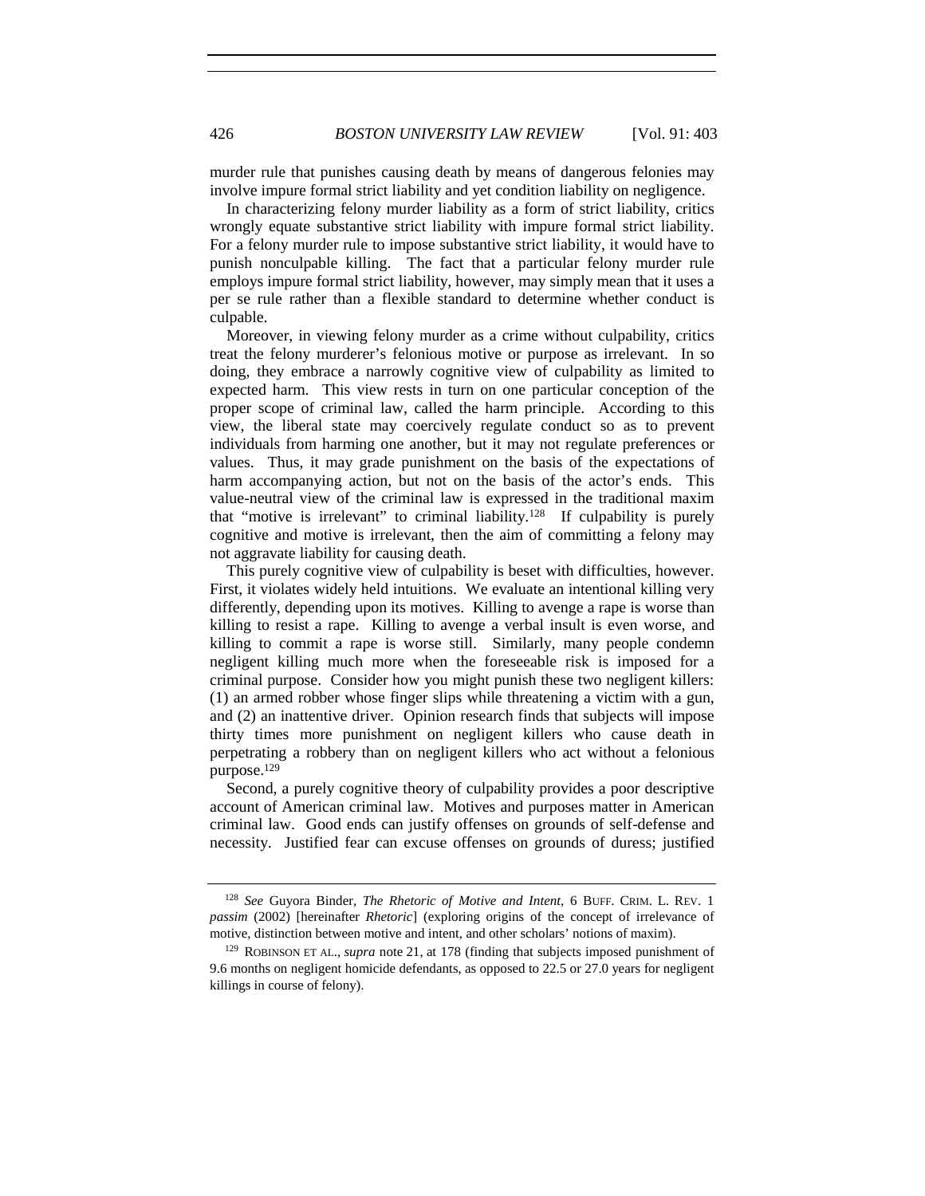murder rule that punishes causing death by means of dangerous felonies may involve impure formal strict liability and yet condition liability on negligence.

In characterizing felony murder liability as a form of strict liability, critics wrongly equate substantive strict liability with impure formal strict liability. For a felony murder rule to impose substantive strict liability, it would have to punish nonculpable killing. The fact that a particular felony murder rule employs impure formal strict liability, however, may simply mean that it uses a per se rule rather than a flexible standard to determine whether conduct is culpable.

Moreover, in viewing felony murder as a crime without culpability, critics treat the felony murderer's felonious motive or purpose as irrelevant. In so doing, they embrace a narrowly cognitive view of culpability as limited to expected harm. This view rests in turn on one particular conception of the proper scope of criminal law, called the harm principle. According to this view, the liberal state may coercively regulate conduct so as to prevent individuals from harming one another, but it may not regulate preferences or values. Thus, it may grade punishment on the basis of the expectations of harm accompanying action, but not on the basis of the actor's ends. This value-neutral view of the criminal law is expressed in the traditional maxim that "motive is irrelevant" to criminal liability.[128] If culpability is purely cognitive and motive is irrelevant, then the aim of committing a felony may not aggravate liability for causing death.

This purely cognitive view of culpability is beset with difficulties, however. First, it violates widely held intuitions. We evaluate an intentional killing very differently, depending upon its motives. Killing to avenge a rape is worse than killing to resist a rape. Killing to avenge a verbal insult is even worse, and killing to commit a rape is worse still. Similarly, many people condemn negligent killing much more when the foreseeable risk is imposed for a criminal purpose. Consider how you might punish these two negligent killers: (1) an armed robber whose finger slips while threatening a victim with a gun, and (2) an inattentive driver. Opinion research finds that subjects will impose thirty times more punishment on negligent killers who cause death in perpetrating a robbery than on negligent killers who act without a felonious purpose.[129]

Second, a purely cognitive theory of culpability provides a poor descriptive account of American criminal law. Motives and purposes matter in American criminal law. Good ends can justify offenses on grounds of self-defense and necessity. Justified fear can excuse offenses on grounds of duress; justified

---

[128] *See* Guyora Binder, *The Rhetoric of Motive and Intent*, 6 BUFF. CRIM. L. REV. 1 *passim* (2002) [hereinafter *Rhetoric*] (exploring origins of the concept of irrelevance of motive, distinction between motive and intent, and other scholars' notions of maxim).

[129] ROBINSON ET AL., *supra* note 21, at 178 (finding that subjects imposed punishment of 9.6 months on negligent homicide defendants, as opposed to 22.5 or 27.0 years for negligent killings in course of felony).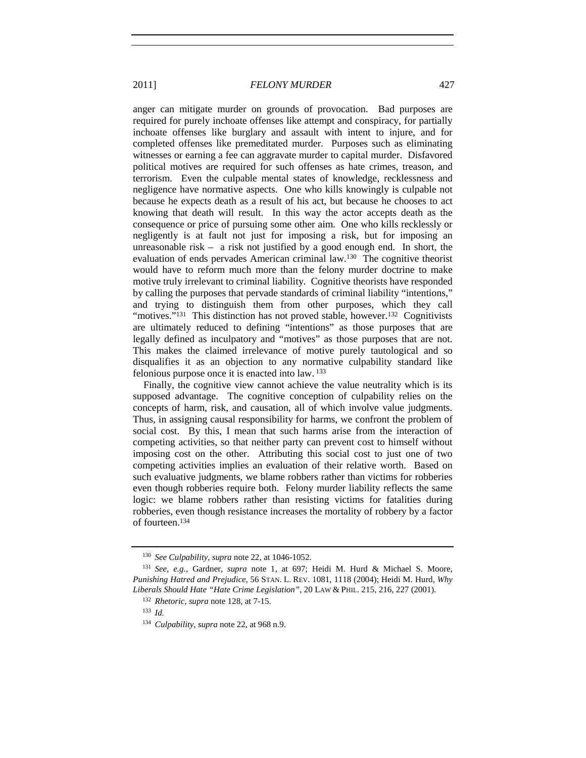anger can mitigate murder on grounds of provocation. Bad purposes are required for purely inchoate offenses like attempt and conspiracy, for partially inchoate offenses like burglary and assault with intent to injure, and for completed offenses like premeditated murder. Purposes such as eliminating witnesses or earning a fee can aggravate murder to capital murder. Disfavored political motives are required for such offenses as hate crimes, treason, and terrorism. Even the culpable mental states of knowledge, recklessness and negligence have normative aspects. One who kills knowingly is culpable not because he expects death as a result of his act, but because he chooses to act knowing that death will result. In this way the actor accepts death as the consequence or price of pursuing some other aim. One who kills recklessly or negligently is at fault not just for imposing a risk, but for imposing an unreasonable risk – a risk not justified by a good enough end. In short, the evaluation of ends pervades American criminal law.[130] The cognitive theorist would have to reform much more than the felony murder doctrine to make motive truly irrelevant to criminal liability. Cognitive theorists have responded by calling the purposes that pervade standards of criminal liability "intentions," and trying to distinguish them from other purposes, which they call "motives."[131] This distinction has not proved stable, however.[132] Cognitivists are ultimately reduced to defining "intentions" as those purposes that are legally defined as inculpatory and "motives" as those purposes that are not. This makes the claimed irrelevance of motive purely tautological and so disqualifies it as an objection to any normative culpability standard like felonious purpose once it is enacted into law.[133]

Finally, the cognitive view cannot achieve the value neutrality which is its supposed advantage. The cognitive conception of culpability relies on the concepts of harm, risk, and causation, all of which involve value judgments. Thus, in assigning causal responsibility for harms, we confront the problem of social cost. By this, I mean that such harms arise from the interaction of competing activities, so that neither party can prevent cost to himself without imposing cost on the other. Attributing this social cost to just one of two competing activities implies an evaluation of their relative worth. Based on such evaluative judgments, we blame robbers rather than victims for robberies even though robberies require both. Felony murder liability reflects the same logic: we blame robbers rather than resisting victims for fatalities during robberies, even though resistance increases the mortality of robbery by a factor of fourteen.[134]

---

[130] *See Culpability*, *supra* note 22, at 1046-1052.

[131] *See, e.g.*, Gardner, *supra* note 1, at 697; Heidi M. Hurd & Michael S. Moore, *Punishing Hatred and Prejudice*, 56 STAN. L. REV. 1081, 1118 (2004); Heidi M. Hurd, *Why Liberals Should Hate "Hate Crime Legislation"*, 20 LAW & PHIL. 215, 216, 227 (2001).

[132] *Rhetoric*, *supra* note 128, at 7-15.

[133] *Id.*

[134] *Culpability*, *supra* note 22, at 968 n.9.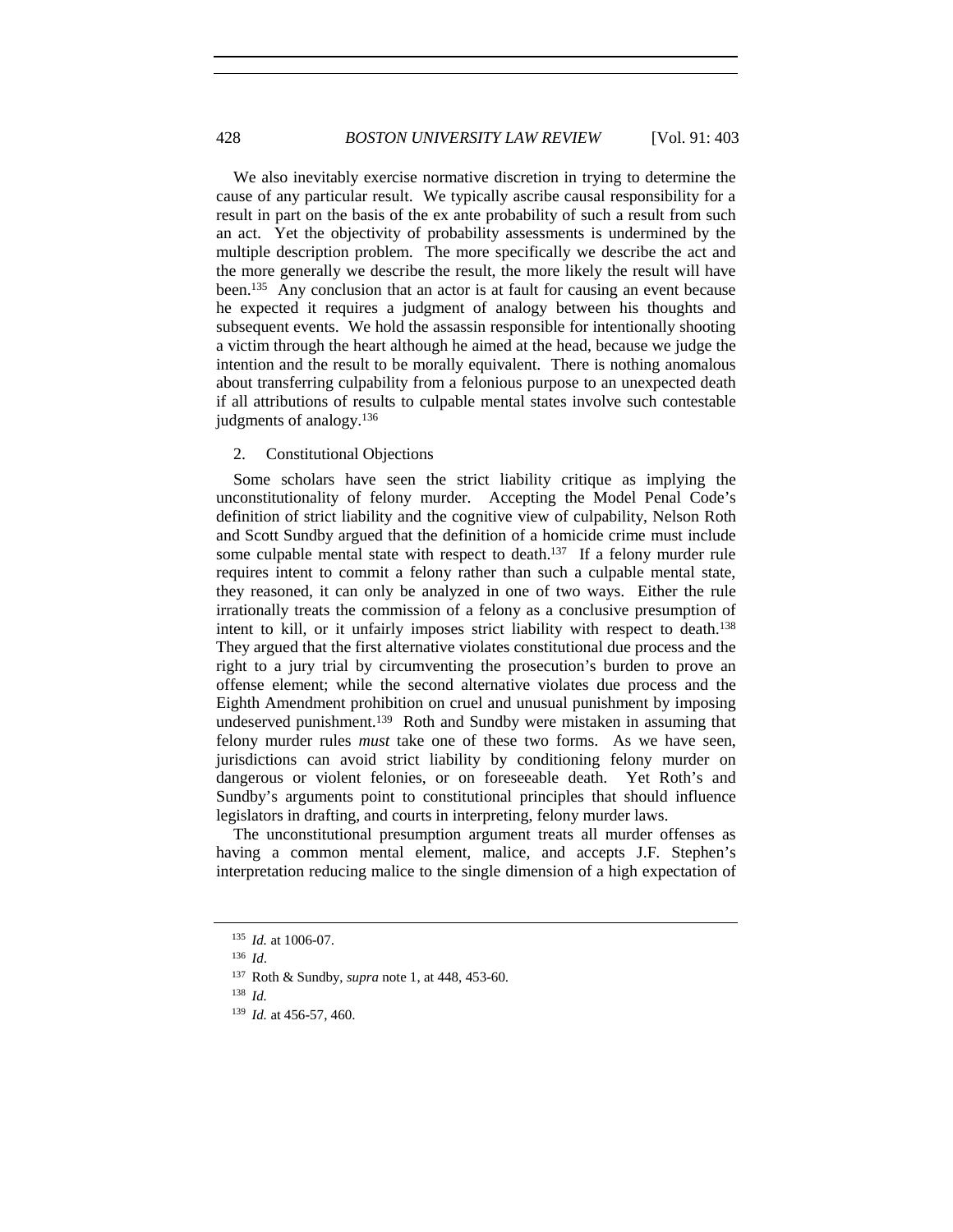We also inevitably exercise normative discretion in trying to determine the cause of any particular result. We typically ascribe causal responsibility for a result in part on the basis of the ex ante probability of such a result from such an act. Yet the objectivity of probability assessments is undermined by the multiple description problem. The more specifically we describe the act and the more generally we describe the result, the more likely the result will have been.[135] Any conclusion that an actor is at fault for causing an event because he expected it requires a judgment of analogy between his thoughts and subsequent events. We hold the assassin responsible for intentionally shooting a victim through the heart although he aimed at the head, because we judge the intention and the result to be morally equivalent. There is nothing anomalous about transferring culpability from a felonious purpose to an unexpected death if all attributions of results to culpable mental states involve such contestable judgments of analogy.[136]

### 2. Constitutional Objections

Some scholars have seen the strict liability critique as implying the unconstitutionality of felony murder. Accepting the Model Penal Code's definition of strict liability and the cognitive view of culpability, Nelson Roth and Scott Sundby argued that the definition of a homicide crime must include some culpable mental state with respect to death.[137] If a felony murder rule requires intent to commit a felony rather than such a culpable mental state, they reasoned, it can only be analyzed in one of two ways. Either the rule irrationally treats the commission of a felony as a conclusive presumption of intent to kill, or it unfairly imposes strict liability with respect to death.[138] They argued that the first alternative violates constitutional due process and the right to a jury trial by circumventing the prosecution's burden to prove an offense element; while the second alternative violates due process and the Eighth Amendment prohibition on cruel and unusual punishment by imposing undeserved punishment.[139] Roth and Sundby were mistaken in assuming that felony murder rules *must* take one of these two forms. As we have seen, jurisdictions can avoid strict liability by conditioning felony murder on dangerous or violent felonies, or on foreseeable death. Yet Roth's and Sundby's arguments point to constitutional principles that should influence legislators in drafting, and courts in interpreting, felony murder laws.

The unconstitutional presumption argument treats all murder offenses as having a common mental element, malice, and accepts J.F. Stephen's interpretation reducing malice to the single dimension of a high expectation of

---

[135] *Id.* at 1006-07.

[136] *Id*.

[137] Roth & Sundby, *supra* note 1, at 448, 453-60.

[138] *Id.*

[139] *Id.* at 456-57, 460.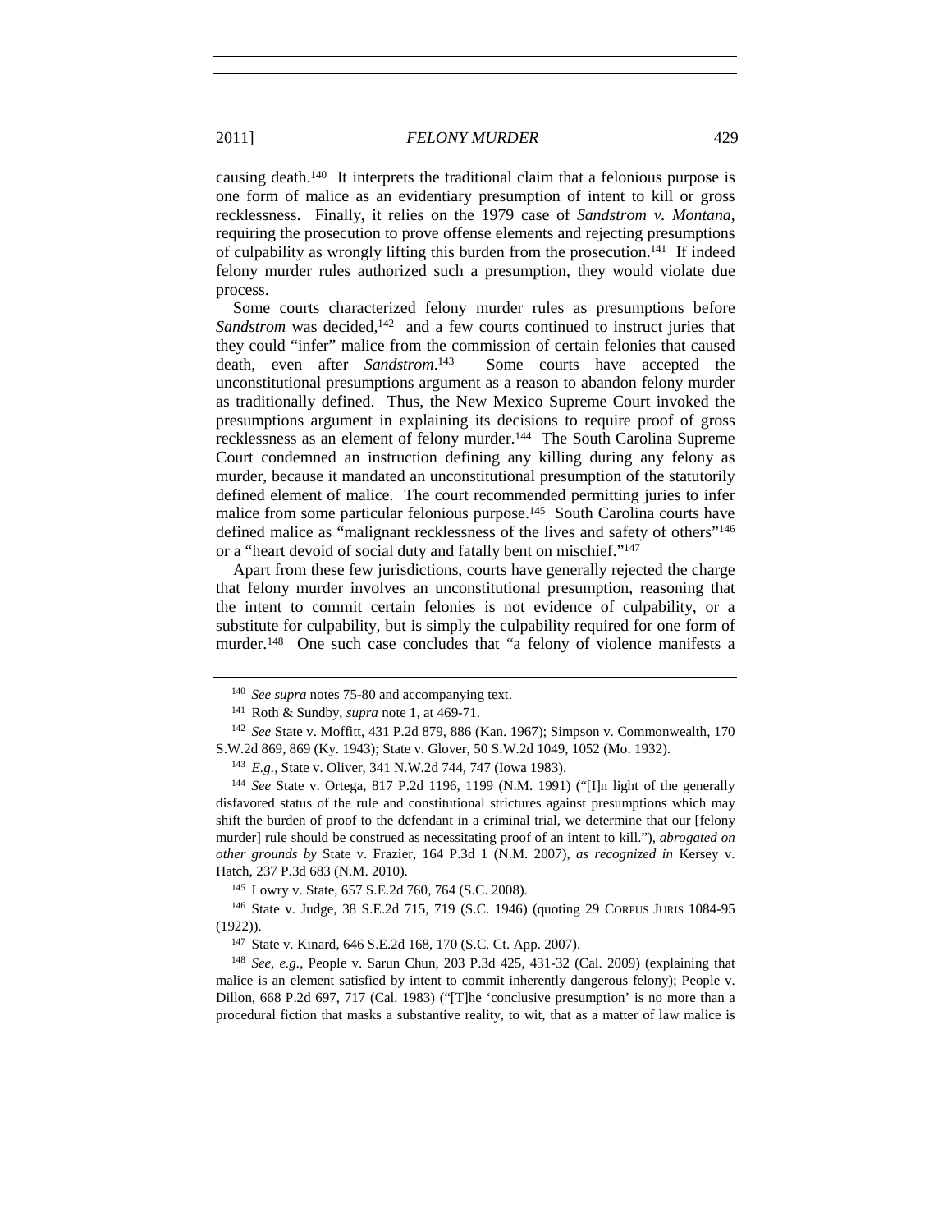causing death.[140] It interprets the traditional claim that a felonious purpose is one form of malice as an evidentiary presumption of intent to kill or gross recklessness. Finally, it relies on the 1979 case of *Sandstrom v. Montana*, requiring the prosecution to prove offense elements and rejecting presumptions of culpability as wrongly lifting this burden from the prosecution.[141] If indeed felony murder rules authorized such a presumption, they would violate due process.

Some courts characterized felony murder rules as presumptions before *Sandstrom* was decided,[142] and a few courts continued to instruct juries that they could "infer" malice from the commission of certain felonies that caused death, even after *Sandstrom*.[143] Some courts have accepted the unconstitutional presumptions argument as a reason to abandon felony murder as traditionally defined. Thus, the New Mexico Supreme Court invoked the presumptions argument in explaining its decisions to require proof of gross recklessness as an element of felony murder.[144] The South Carolina Supreme Court condemned an instruction defining any killing during any felony as murder, because it mandated an unconstitutional presumption of the statutorily defined element of malice. The court recommended permitting juries to infer malice from some particular felonious purpose.[145] South Carolina courts have defined malice as "malignant recklessness of the lives and safety of others"[146] or a "heart devoid of social duty and fatally bent on mischief."[147]

Apart from these few jurisdictions, courts have generally rejected the charge that felony murder involves an unconstitutional presumption, reasoning that the intent to commit certain felonies is not evidence of culpability, or a substitute for culpability, but is simply the culpability required for one form of murder.[148] One such case concludes that "a felony of violence manifests a

---

[140] *See supra* notes 75-80 and accompanying text.

[141] Roth & Sundby, *supra* note 1, at 469-71.

[142] *See* State v. Moffitt, 431 P.2d 879, 886 (Kan. 1967); Simpson v. Commonwealth, 170 S.W.2d 869, 869 (Ky. 1943); State v. Glover, 50 S.W.2d 1049, 1052 (Mo. 1932).

[143] *E.g.*, State v. Oliver, 341 N.W.2d 744, 747 (Iowa 1983).

[144] *See* State v. Ortega, 817 P.2d 1196, 1199 (N.M. 1991) ("[I]n light of the generally disfavored status of the rule and constitutional strictures against presumptions which may shift the burden of proof to the defendant in a criminal trial, we determine that our [felony murder] rule should be construed as necessitating proof of an intent to kill."), *abrogated on other grounds by* State v. Frazier, 164 P.3d 1 (N.M. 2007), *as recognized in* Kersey v. Hatch, 237 P.3d 683 (N.M. 2010).

[145] Lowry v. State, 657 S.E.2d 760, 764 (S.C. 2008).

[146] State v. Judge, 38 S.E.2d 715, 719 (S.C. 1946) (quoting 29 CORPUS JURIS 1084-95 (1922)).

[147] State v. Kinard, 646 S.E.2d 168, 170 (S.C. Ct. App. 2007).

[148] *See, e.g.*, People v. Sarun Chun, 203 P.3d 425, 431-32 (Cal. 2009) (explaining that malice is an element satisfied by intent to commit inherently dangerous felony); People v. Dillon, 668 P.2d 697, 717 (Cal. 1983) ("[T]he 'conclusive presumption' is no more than a procedural fiction that masks a substantive reality, to wit, that as a matter of law malice is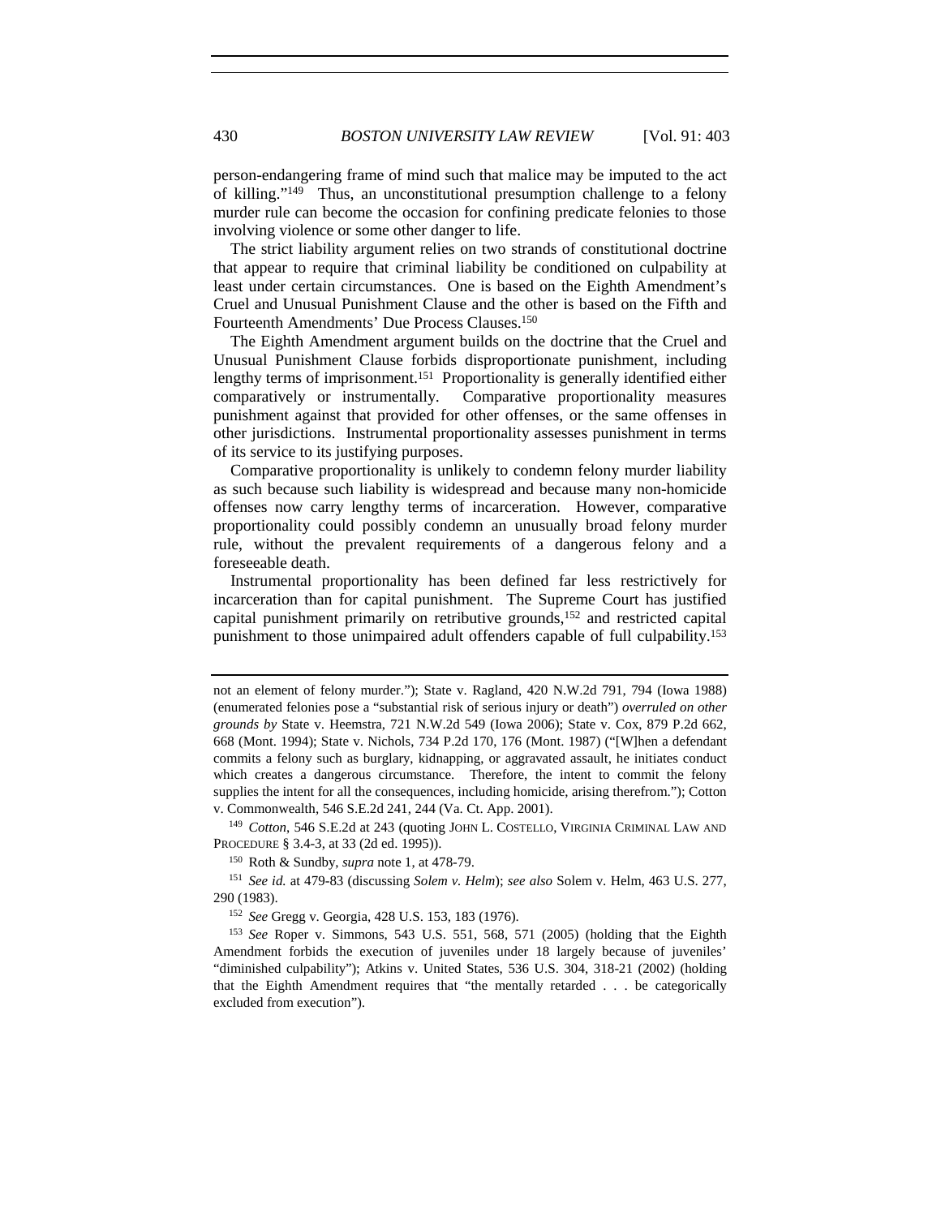person-endangering frame of mind such that malice may be imputed to the act of killing."[149] Thus, an unconstitutional presumption challenge to a felony murder rule can become the occasion for confining predicate felonies to those involving violence or some other danger to life.

The strict liability argument relies on two strands of constitutional doctrine that appear to require that criminal liability be conditioned on culpability at least under certain circumstances. One is based on the Eighth Amendment's Cruel and Unusual Punishment Clause and the other is based on the Fifth and Fourteenth Amendments' Due Process Clauses.[150]

The Eighth Amendment argument builds on the doctrine that the Cruel and Unusual Punishment Clause forbids disproportionate punishment, including lengthy terms of imprisonment.[151] Proportionality is generally identified either comparatively or instrumentally. Comparative proportionality measures punishment against that provided for other offenses, or the same offenses in other jurisdictions. Instrumental proportionality assesses punishment in terms of its service to its justifying purposes.

Comparative proportionality is unlikely to condemn felony murder liability as such because such liability is widespread and because many non-homicide offenses now carry lengthy terms of incarceration. However, comparative proportionality could possibly condemn an unusually broad felony murder rule, without the prevalent requirements of a dangerous felony and a foreseeable death.

Instrumental proportionality has been defined far less restrictively for incarceration than for capital punishment. The Supreme Court has justified capital punishment primarily on retributive grounds,[152] and restricted capital punishment to those unimpaired adult offenders capable of full culpability.[153]

---

not an element of felony murder."); State v. Ragland, 420 N.W.2d 791, 794 (Iowa 1988) (enumerated felonies pose a "substantial risk of serious injury or death") *overruled on other grounds by* State v. Heemstra, 721 N.W.2d 549 (Iowa 2006); State v. Cox, 879 P.2d 662, 668 (Mont. 1994); State v. Nichols, 734 P.2d 170, 176 (Mont. 1987) ("[W]hen a defendant commits a felony such as burglary, kidnapping, or aggravated assault, he initiates conduct which creates a dangerous circumstance. Therefore, the intent to commit the felony supplies the intent for all the consequences, including homicide, arising therefrom."); Cotton v. Commonwealth, 546 S.E.2d 241, 244 (Va. Ct. App. 2001).

[149] *Cotton*, 546 S.E.2d at 243 (quoting JOHN L. COSTELLO, VIRGINIA CRIMINAL LAW AND PROCEDURE § 3.4-3, at 33 (2d ed. 1995)).

[150] Roth & Sundby, *supra* note 1, at 478-79.

[151] *See id.* at 479-83 (discussing *Solem v. Helm*); *see also* Solem v. Helm, 463 U.S. 277, 290 (1983).

[152] *See* Gregg v. Georgia, 428 U.S. 153, 183 (1976).

[153] *See* Roper v. Simmons, 543 U.S. 551, 568, 571 (2005) (holding that the Eighth Amendment forbids the execution of juveniles under 18 largely because of juveniles' "diminished culpability"); Atkins v. United States, 536 U.S. 304, 318-21 (2002) (holding that the Eighth Amendment requires that "the mentally retarded . . . be categorically excluded from execution").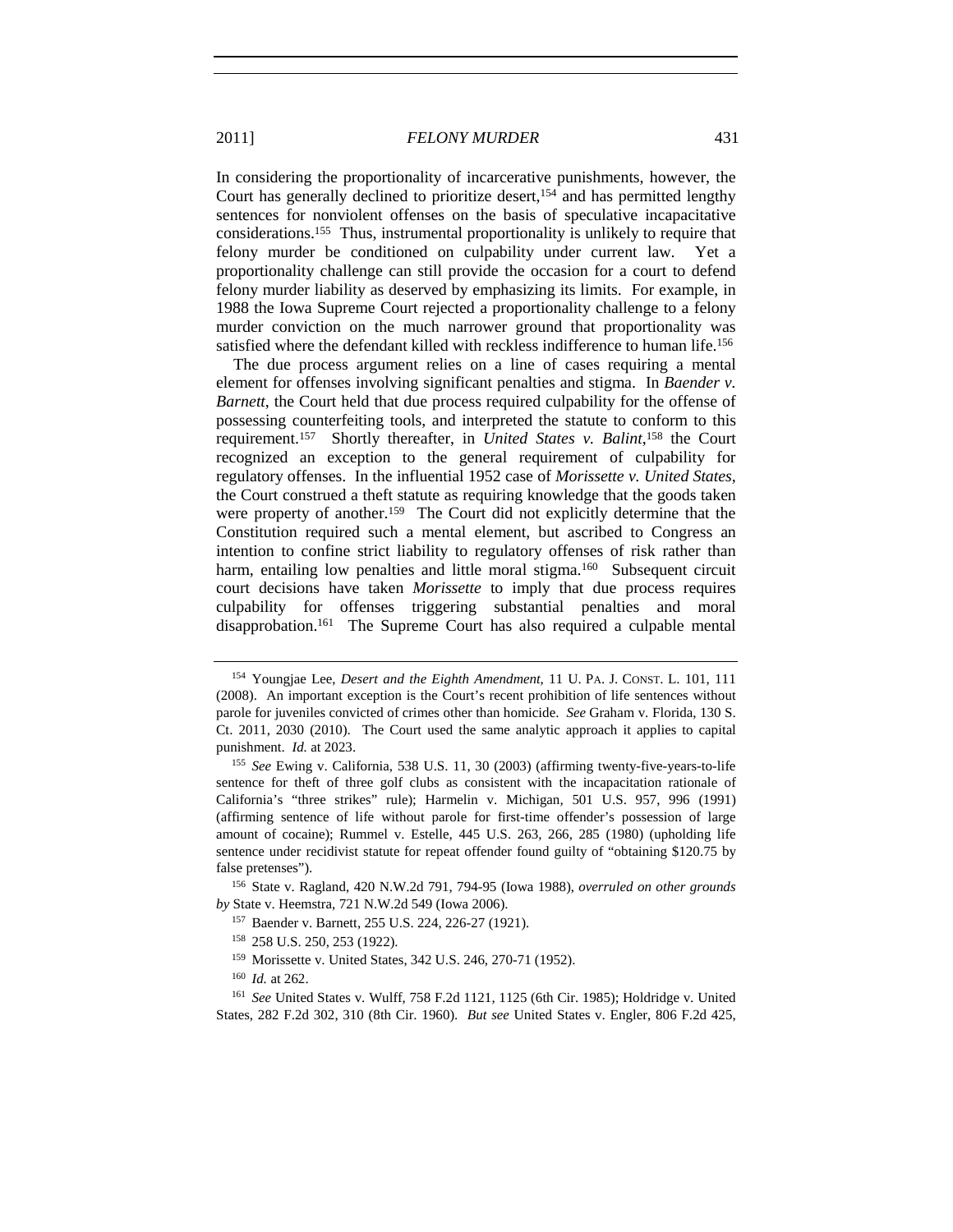In considering the proportionality of incarcerative punishments, however, the Court has generally declined to prioritize desert,[154] and has permitted lengthy sentences for nonviolent offenses on the basis of speculative incapacitative considerations.[155] Thus, instrumental proportionality is unlikely to require that felony murder be conditioned on culpability under current law. Yet a proportionality challenge can still provide the occasion for a court to defend felony murder liability as deserved by emphasizing its limits. For example, in 1988 the Iowa Supreme Court rejected a proportionality challenge to a felony murder conviction on the much narrower ground that proportionality was satisfied where the defendant killed with reckless indifference to human life.[156]

The due process argument relies on a line of cases requiring a mental element for offenses involving significant penalties and stigma. In *Baender v. Barnett*, the Court held that due process required culpability for the offense of possessing counterfeiting tools, and interpreted the statute to conform to this requirement.[157] Shortly thereafter, in *United States v. Balint*,[158] the Court recognized an exception to the general requirement of culpability for regulatory offenses. In the influential 1952 case of *Morissette v. United States*, the Court construed a theft statute as requiring knowledge that the goods taken were property of another.[159] The Court did not explicitly determine that the Constitution required such a mental element, but ascribed to Congress an intention to confine strict liability to regulatory offenses of risk rather than harm, entailing low penalties and little moral stigma.[160] Subsequent circuit court decisions have taken *Morissette* to imply that due process requires culpability for offenses triggering substantial penalties and moral disapprobation.[161] The Supreme Court has also required a culpable mental

---

[154] Youngjae Lee, *Desert and the Eighth Amendment*, 11 U. PA. J. CONST. L. 101, 111 (2008). An important exception is the Court's recent prohibition of life sentences without parole for juveniles convicted of crimes other than homicide. *See* Graham v. Florida, 130 S. Ct. 2011, 2030 (2010). The Court used the same analytic approach it applies to capital punishment. *Id.* at 2023.

[155] *See* Ewing v. California, 538 U.S. 11, 30 (2003) (affirming twenty-five-years-to-life sentence for theft of three golf clubs as consistent with the incapacitation rationale of California's "three strikes" rule); Harmelin v. Michigan, 501 U.S. 957, 996 (1991) (affirming sentence of life without parole for first-time offender's possession of large amount of cocaine); Rummel v. Estelle, 445 U.S. 263, 266, 285 (1980) (upholding life sentence under recidivist statute for repeat offender found guilty of "obtaining $120.75 by false pretenses").

[156] State v. Ragland, 420 N.W.2d 791, 794-95 (Iowa 1988), *overruled on other grounds by* State v. Heemstra, 721 N.W.2d 549 (Iowa 2006).

[157] Baender v. Barnett, 255 U.S. 224, 226-27 (1921).

[158] 258 U.S. 250, 253 (1922).

[159] Morissette v. United States, 342 U.S. 246, 270-71 (1952).

[160] *Id.* at 262.

[161] *See* United States v. Wulff, 758 F.2d 1121, 1125 (6th Cir. 1985); Holdridge v. United States, 282 F.2d 302, 310 (8th Cir. 1960). *But see* United States v. Engler, 806 F.2d 425,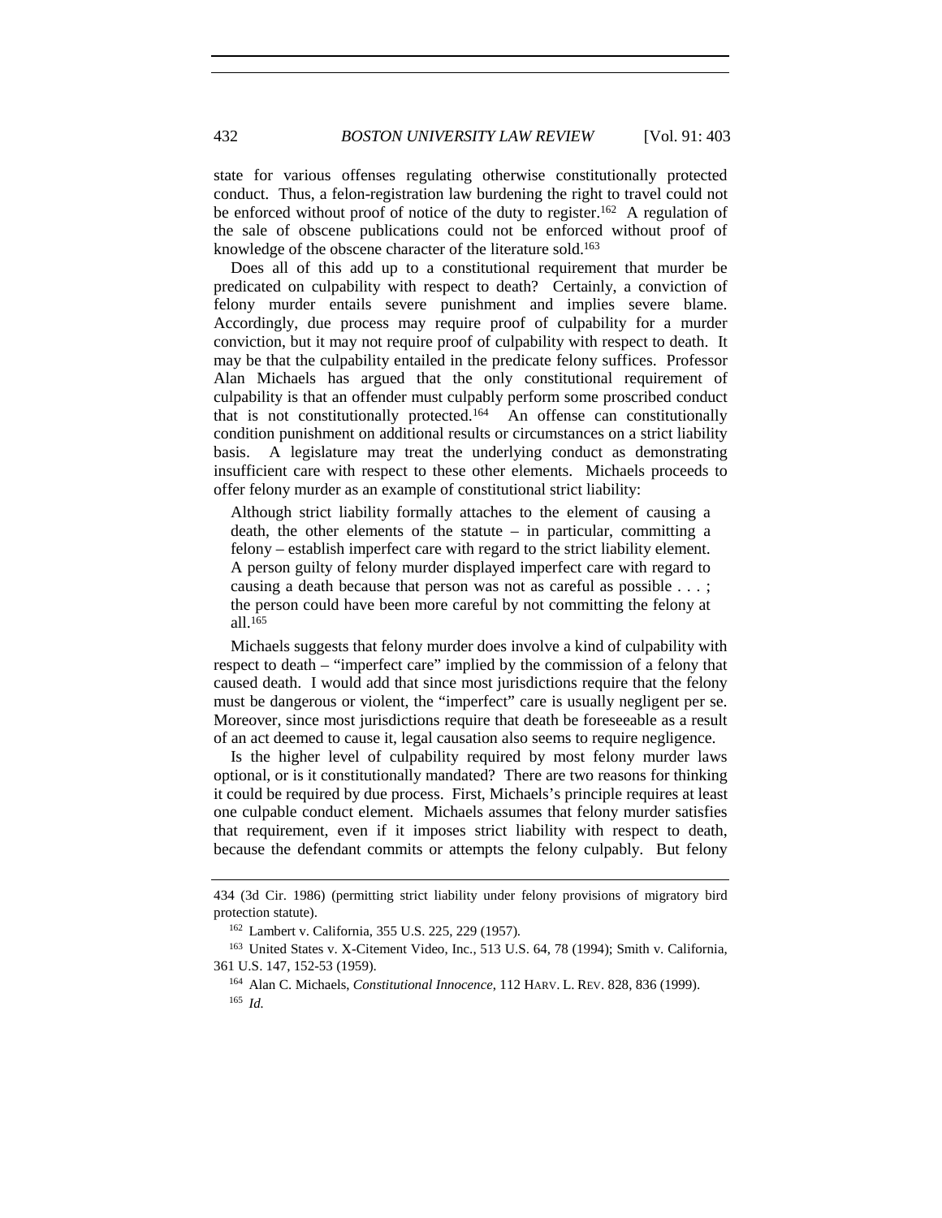state for various offenses regulating otherwise constitutionally protected conduct. Thus, a felon-registration law burdening the right to travel could not be enforced without proof of notice of the duty to register.[162] A regulation of the sale of obscene publications could not be enforced without proof of knowledge of the obscene character of the literature sold.[163]

Does all of this add up to a constitutional requirement that murder be predicated on culpability with respect to death? Certainly, a conviction of felony murder entails severe punishment and implies severe blame. Accordingly, due process may require proof of culpability for a murder conviction, but it may not require proof of culpability with respect to death. It may be that the culpability entailed in the predicate felony suffices. Professor Alan Michaels has argued that the only constitutional requirement of culpability is that an offender must culpably perform some proscribed conduct that is not constitutionally protected.[164] An offense can constitutionally condition punishment on additional results or circumstances on a strict liability basis. A legislature may treat the underlying conduct as demonstrating insufficient care with respect to these other elements. Michaels proceeds to offer felony murder as an example of constitutional strict liability:

> Although strict liability formally attaches to the element of causing a death, the other elements of the statute – in particular, committing a felony – establish imperfect care with regard to the strict liability element. A person guilty of felony murder displayed imperfect care with regard to causing a death because that person was not as careful as possible . . . ; the person could have been more careful by not committing the felony at all.[165]

Michaels suggests that felony murder does involve a kind of culpability with respect to death – "imperfect care" implied by the commission of a felony that caused death. I would add that since most jurisdictions require that the felony must be dangerous or violent, the "imperfect" care is usually negligent per se. Moreover, since most jurisdictions require that death be foreseeable as a result of an act deemed to cause it, legal causation also seems to require negligence.

Is the higher level of culpability required by most felony murder laws optional, or is it constitutionally mandated? There are two reasons for thinking it could be required by due process. First, Michaels's principle requires at least one culpable conduct element. Michaels assumes that felony murder satisfies that requirement, even if it imposes strict liability with respect to death, because the defendant commits or attempts the felony culpably. But felony

---

434 (3d Cir. 1986) (permitting strict liability under felony provisions of migratory bird protection statute).

[162] Lambert v. California, 355 U.S. 225, 229 (1957).

[163] United States v. X-Citement Video, Inc., 513 U.S. 64, 78 (1994); Smith v. California, 361 U.S. 147, 152-53 (1959).

[164] Alan C. Michaels, *Constitutional Innocence*, 112 HARV. L. REV. 828, 836 (1999).

[165] *Id.*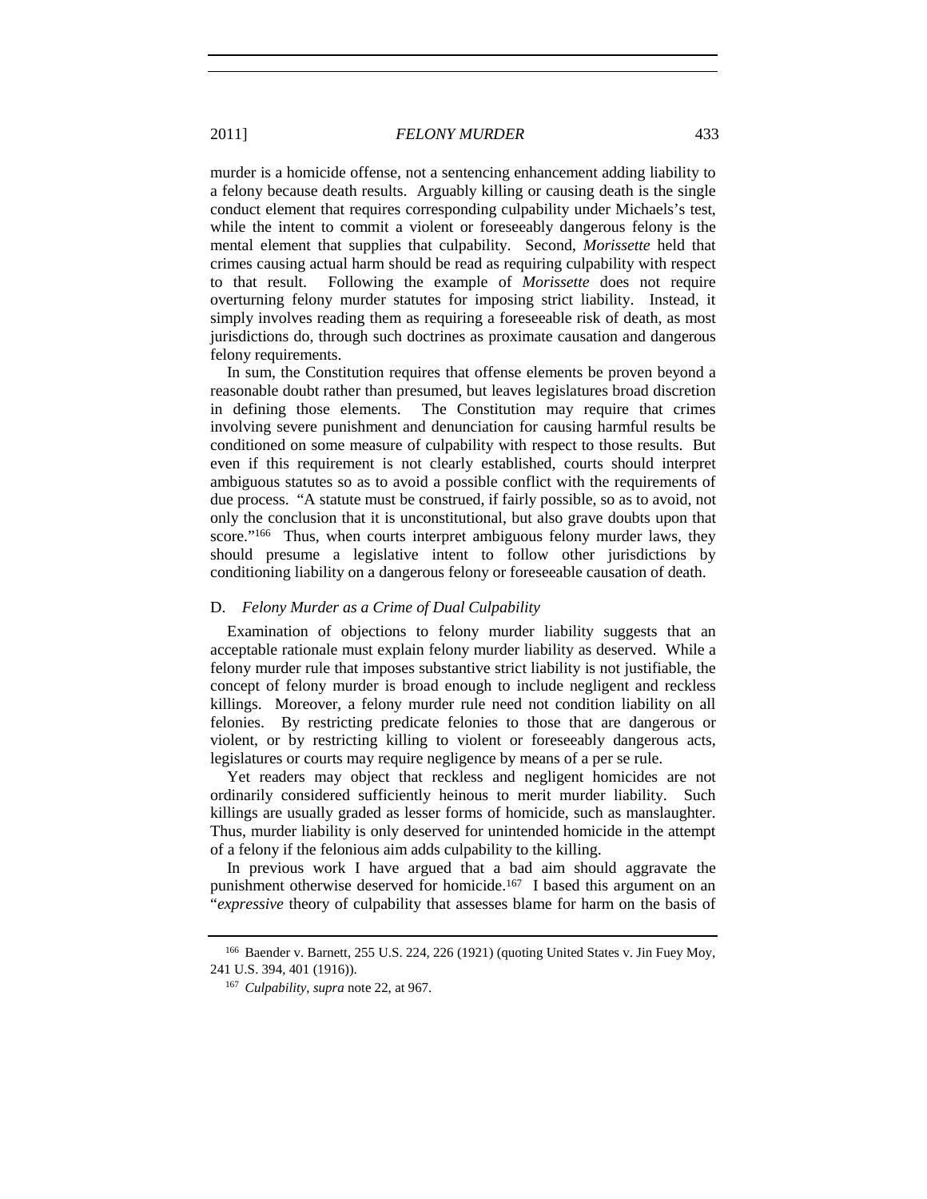murder is a homicide offense, not a sentencing enhancement adding liability to a felony because death results. Arguably killing or causing death is the single conduct element that requires corresponding culpability under Michaels's test, while the intent to commit a violent or foreseeably dangerous felony is the mental element that supplies that culpability. Second, *Morissette* held that crimes causing actual harm should be read as requiring culpability with respect to that result. Following the example of *Morissette* does not require overturning felony murder statutes for imposing strict liability. Instead, it simply involves reading them as requiring a foreseeable risk of death, as most jurisdictions do, through such doctrines as proximate causation and dangerous felony requirements.

In sum, the Constitution requires that offense elements be proven beyond a reasonable doubt rather than presumed, but leaves legislatures broad discretion in defining those elements. The Constitution may require that crimes involving severe punishment and denunciation for causing harmful results be conditioned on some measure of culpability with respect to those results. But even if this requirement is not clearly established, courts should interpret ambiguous statutes so as to avoid a possible conflict with the requirements of due process. "A statute must be construed, if fairly possible, so as to avoid, not only the conclusion that it is unconstitutional, but also grave doubts upon that score."[166] Thus, when courts interpret ambiguous felony murder laws, they should presume a legislative intent to follow other jurisdictions by conditioning liability on a dangerous felony or foreseeable causation of death.

### D. *Felony Murder as a Crime of Dual Culpability*

Examination of objections to felony murder liability suggests that an acceptable rationale must explain felony murder liability as deserved. While a felony murder rule that imposes substantive strict liability is not justifiable, the concept of felony murder is broad enough to include negligent and reckless killings. Moreover, a felony murder rule need not condition liability on all felonies. By restricting predicate felonies to those that are dangerous or violent, or by restricting killing to violent or foreseeably dangerous acts, legislatures or courts may require negligence by means of a per se rule.

Yet readers may object that reckless and negligent homicides are not ordinarily considered sufficiently heinous to merit murder liability. Such killings are usually graded as lesser forms of homicide, such as manslaughter. Thus, murder liability is only deserved for unintended homicide in the attempt of a felony if the felonious aim adds culpability to the killing.

In previous work I have argued that a bad aim should aggravate the punishment otherwise deserved for homicide.[167] I based this argument on an "*expressive* theory of culpability that assesses blame for harm on the basis of

---

[166] Baender v. Barnett, 255 U.S. 224, 226 (1921) (quoting United States v. Jin Fuey Moy, 241 U.S. 394, 401 (1916)).

[167] *Culpability*, *supra* note 22, at 967.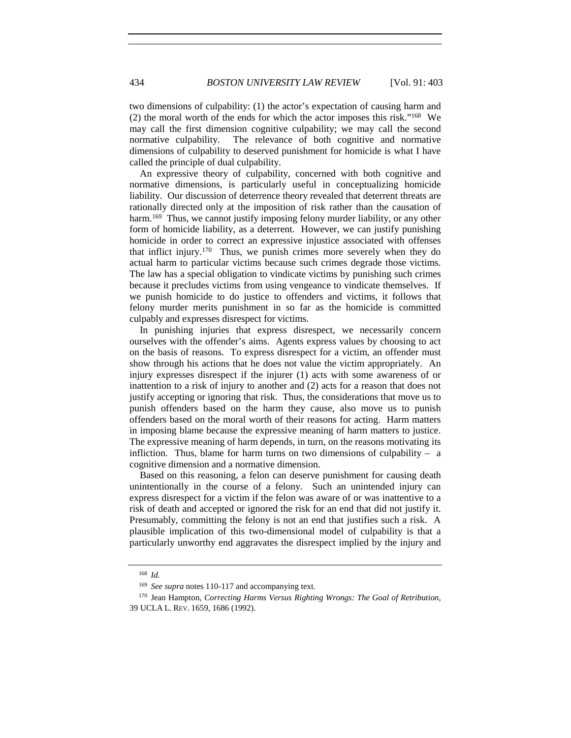two dimensions of culpability: (1) the actor's expectation of causing harm and (2) the moral worth of the ends for which the actor imposes this risk."[168] We may call the first dimension cognitive culpability; we may call the second normative culpability. The relevance of both cognitive and normative dimensions of culpability to deserved punishment for homicide is what I have called the principle of dual culpability.

An expressive theory of culpability, concerned with both cognitive and normative dimensions, is particularly useful in conceptualizing homicide liability. Our discussion of deterrence theory revealed that deterrent threats are rationally directed only at the imposition of risk rather than the causation of harm.[169] Thus, we cannot justify imposing felony murder liability, or any other form of homicide liability, as a deterrent. However, we can justify punishing homicide in order to correct an expressive injustice associated with offenses that inflict injury.[170] Thus, we punish crimes more severely when they do actual harm to particular victims because such crimes degrade those victims. The law has a special obligation to vindicate victims by punishing such crimes because it precludes victims from using vengeance to vindicate themselves. If we punish homicide to do justice to offenders and victims, it follows that felony murder merits punishment in so far as the homicide is committed culpably and expresses disrespect for victims.

In punishing injuries that express disrespect, we necessarily concern ourselves with the offender's aims. Agents express values by choosing to act on the basis of reasons. To express disrespect for a victim, an offender must show through his actions that he does not value the victim appropriately. An injury expresses disrespect if the injurer (1) acts with some awareness of or inattention to a risk of injury to another and (2) acts for a reason that does not justify accepting or ignoring that risk. Thus, the considerations that move us to punish offenders based on the harm they cause, also move us to punish offenders based on the moral worth of their reasons for acting. Harm matters in imposing blame because the expressive meaning of harm matters to justice. The expressive meaning of harm depends, in turn, on the reasons motivating its infliction. Thus, blame for harm turns on two dimensions of culpability – a cognitive dimension and a normative dimension.

Based on this reasoning, a felon can deserve punishment for causing death unintentionally in the course of a felony. Such an unintended injury can express disrespect for a victim if the felon was aware of or was inattentive to a risk of death and accepted or ignored the risk for an end that did not justify it. Presumably, committing the felony is not an end that justifies such a risk. A plausible implication of this two-dimensional model of culpability is that a particularly unworthy end aggravates the disrespect implied by the injury and

---

[168] *Id.*

[169] *See supra* notes 110-117 and accompanying text.

[170] Jean Hampton, *Correcting Harms Versus Righting Wrongs: The Goal of Retribution*, 39 UCLA L. REV. 1659, 1686 (1992).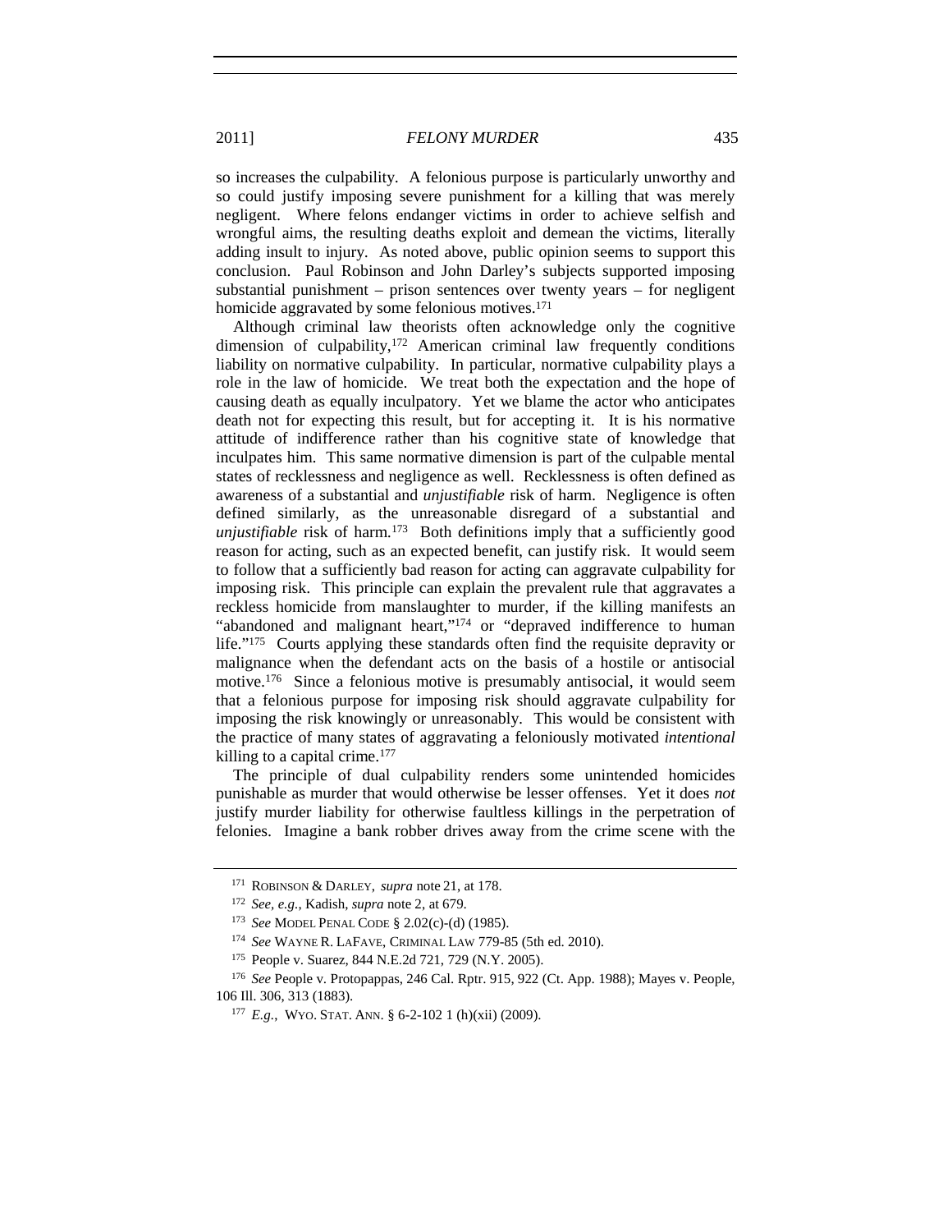so increases the culpability. A felonious purpose is particularly unworthy and so could justify imposing severe punishment for a killing that was merely negligent. Where felons endanger victims in order to achieve selfish and wrongful aims, the resulting deaths exploit and demean the victims, literally adding insult to injury. As noted above, public opinion seems to support this conclusion. Paul Robinson and John Darley's subjects supported imposing substantial punishment – prison sentences over twenty years – for negligent homicide aggravated by some felonious motives.[171]

Although criminal law theorists often acknowledge only the cognitive dimension of culpability,[172] American criminal law frequently conditions liability on normative culpability. In particular, normative culpability plays a role in the law of homicide. We treat both the expectation and the hope of causing death as equally inculpatory. Yet we blame the actor who anticipates death not for expecting this result, but for accepting it. It is his normative attitude of indifference rather than his cognitive state of knowledge that inculpates him. This same normative dimension is part of the culpable mental states of recklessness and negligence as well. Recklessness is often defined as awareness of a substantial and *unjustifiable* risk of harm. Negligence is often defined similarly, as the unreasonable disregard of a substantial and *unjustifiable* risk of harm.[173] Both definitions imply that a sufficiently good reason for acting, such as an expected benefit, can justify risk. It would seem to follow that a sufficiently bad reason for acting can aggravate culpability for imposing risk. This principle can explain the prevalent rule that aggravates a reckless homicide from manslaughter to murder, if the killing manifests an "abandoned and malignant heart,"[174] or "depraved indifference to human life."[175] Courts applying these standards often find the requisite depravity or malignance when the defendant acts on the basis of a hostile or antisocial motive.[176] Since a felonious motive is presumably antisocial, it would seem that a felonious purpose for imposing risk should aggravate culpability for imposing the risk knowingly or unreasonably. This would be consistent with the practice of many states of aggravating a feloniously motivated *intentional* killing to a capital crime.[177]

The principle of dual culpability renders some unintended homicides punishable as murder that would otherwise be lesser offenses. Yet it does *not* justify murder liability for otherwise faultless killings in the perpetration of felonies. Imagine a bank robber drives away from the crime scene with the

---

[171] ROBINSON & DARLEY, *supra* note 21, at 178.

[172] *See, e.g.*, Kadish, *supra* note 2, at 679.

[173] *See* MODEL PENAL CODE § 2.02(c)-(d) (1985).

[174] *See* WAYNE R. LAFAVE, CRIMINAL LAW 779-85 (5th ed. 2010).

[175] People v. Suarez, 844 N.E.2d 721, 729 (N.Y. 2005).

[176] *See* People v. Protopappas, 246 Cal. Rptr. 915, 922 (Ct. App. 1988); Mayes v. People, 106 Ill. 306, 313 (1883).

[177] *E.g.*, WYO. STAT. ANN. § 6-2-102 1 (h)(xii) (2009).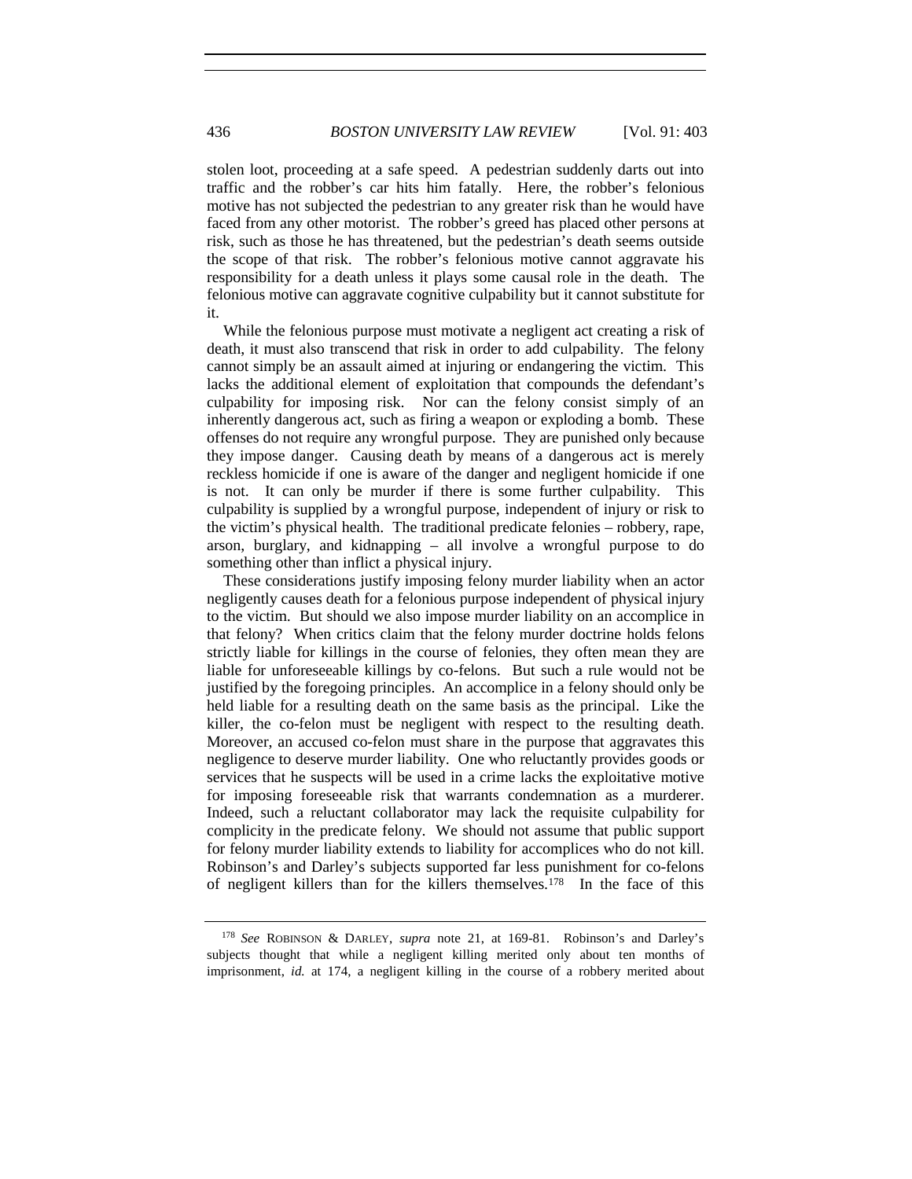stolen loot, proceeding at a safe speed. A pedestrian suddenly darts out into traffic and the robber's car hits him fatally. Here, the robber's felonious motive has not subjected the pedestrian to any greater risk than he would have faced from any other motorist. The robber's greed has placed other persons at risk, such as those he has threatened, but the pedestrian's death seems outside the scope of that risk. The robber's felonious motive cannot aggravate his responsibility for a death unless it plays some causal role in the death. The felonious motive can aggravate cognitive culpability but it cannot substitute for it.

While the felonious purpose must motivate a negligent act creating a risk of death, it must also transcend that risk in order to add culpability. The felony cannot simply be an assault aimed at injuring or endangering the victim. This lacks the additional element of exploitation that compounds the defendant's culpability for imposing risk. Nor can the felony consist simply of an inherently dangerous act, such as firing a weapon or exploding a bomb. These offenses do not require any wrongful purpose. They are punished only because they impose danger. Causing death by means of a dangerous act is merely reckless homicide if one is aware of the danger and negligent homicide if one is not. It can only be murder if there is some further culpability. This culpability is supplied by a wrongful purpose, independent of injury or risk to the victim's physical health. The traditional predicate felonies – robbery, rape, arson, burglary, and kidnapping – all involve a wrongful purpose to do something other than inflict a physical injury.

These considerations justify imposing felony murder liability when an actor negligently causes death for a felonious purpose independent of physical injury to the victim. But should we also impose murder liability on an accomplice in that felony? When critics claim that the felony murder doctrine holds felons strictly liable for killings in the course of felonies, they often mean they are liable for unforeseeable killings by co-felons. But such a rule would not be justified by the foregoing principles. An accomplice in a felony should only be held liable for a resulting death on the same basis as the principal. Like the killer, the co-felon must be negligent with respect to the resulting death. Moreover, an accused co-felon must share in the purpose that aggravates this negligence to deserve murder liability. One who reluctantly provides goods or services that he suspects will be used in a crime lacks the exploitative motive for imposing foreseeable risk that warrants condemnation as a murderer. Indeed, such a reluctant collaborator may lack the requisite culpability for complicity in the predicate felony. We should not assume that public support for felony murder liability extends to liability for accomplices who do not kill. Robinson's and Darley's subjects supported far less punishment for co-felons of negligent killers than for the killers themselves.[178] In the face of this

---

[178] *See* ROBINSON & DARLEY, *supra* note 21, at 169-81. Robinson's and Darley's subjects thought that while a negligent killing merited only about ten months of imprisonment, *id.* at 174, a negligent killing in the course of a robbery merited about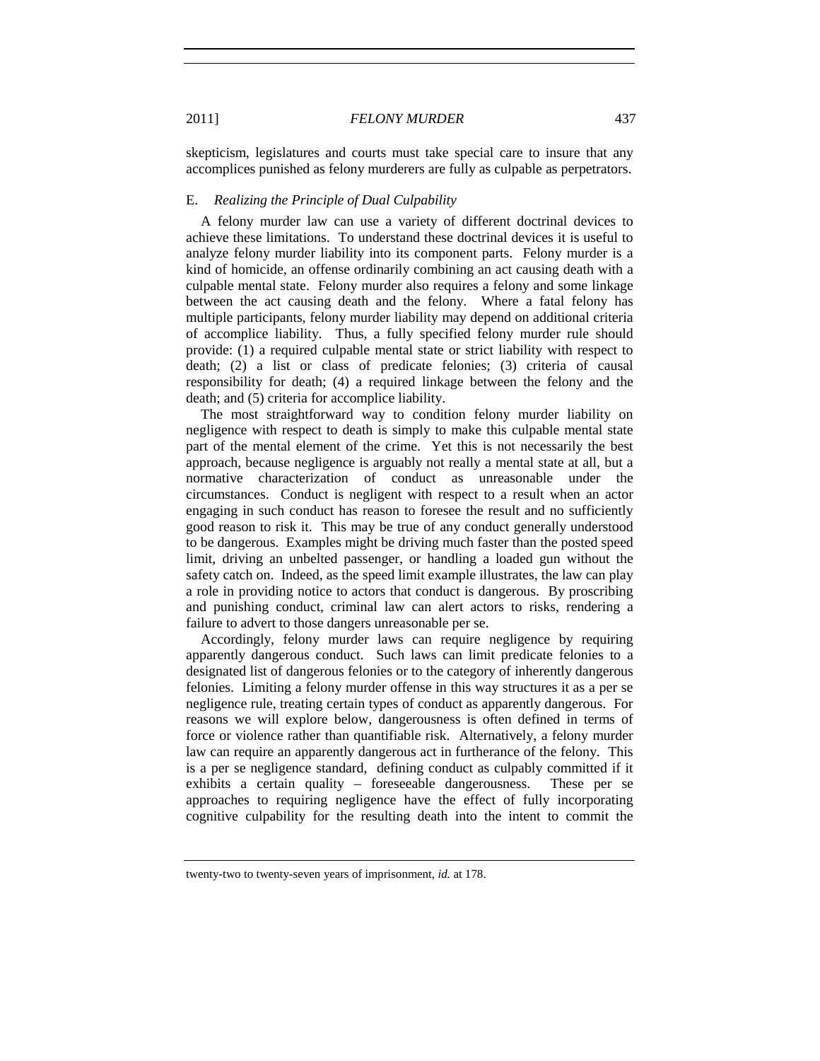skepticism, legislatures and courts must take special care to insure that any accomplices punished as felony murderers are fully as culpable as perpetrators.

### E. *Realizing the Principle of Dual Culpability*

A felony murder law can use a variety of different doctrinal devices to achieve these limitations. To understand these doctrinal devices it is useful to analyze felony murder liability into its component parts. Felony murder is a kind of homicide, an offense ordinarily combining an act causing death with a culpable mental state. Felony murder also requires a felony and some linkage between the act causing death and the felony. Where a fatal felony has multiple participants, felony murder liability may depend on additional criteria of accomplice liability. Thus, a fully specified felony murder rule should provide: (1) a required culpable mental state or strict liability with respect to death; (2) a list or class of predicate felonies; (3) criteria of causal responsibility for death; (4) a required linkage between the felony and the death; and (5) criteria for accomplice liability.

The most straightforward way to condition felony murder liability on negligence with respect to death is simply to make this culpable mental state part of the mental element of the crime. Yet this is not necessarily the best approach, because negligence is arguably not really a mental state at all, but a normative characterization of conduct as unreasonable under the circumstances. Conduct is negligent with respect to a result when an actor engaging in such conduct has reason to foresee the result and no sufficiently good reason to risk it. This may be true of any conduct generally understood to be dangerous. Examples might be driving much faster than the posted speed limit, driving an unbelted passenger, or handling a loaded gun without the safety catch on. Indeed, as the speed limit example illustrates, the law can play a role in providing notice to actors that conduct is dangerous. By proscribing and punishing conduct, criminal law can alert actors to risks, rendering a failure to advert to those dangers unreasonable per se.

Accordingly, felony murder laws can require negligence by requiring apparently dangerous conduct. Such laws can limit predicate felonies to a designated list of dangerous felonies or to the category of inherently dangerous felonies. Limiting a felony murder offense in this way structures it as a per se negligence rule, treating certain types of conduct as apparently dangerous. For reasons we will explore below, dangerousness is often defined in terms of force or violence rather than quantifiable risk. Alternatively, a felony murder law can require an apparently dangerous act in furtherance of the felony. This is a per se negligence standard, defining conduct as culpably committed if it exhibits a certain quality – foreseeable dangerousness. These per se approaches to requiring negligence have the effect of fully incorporating cognitive culpability for the resulting death into the intent to commit the

---

twenty-two to twenty-seven years of imprisonment, *id.* at 178.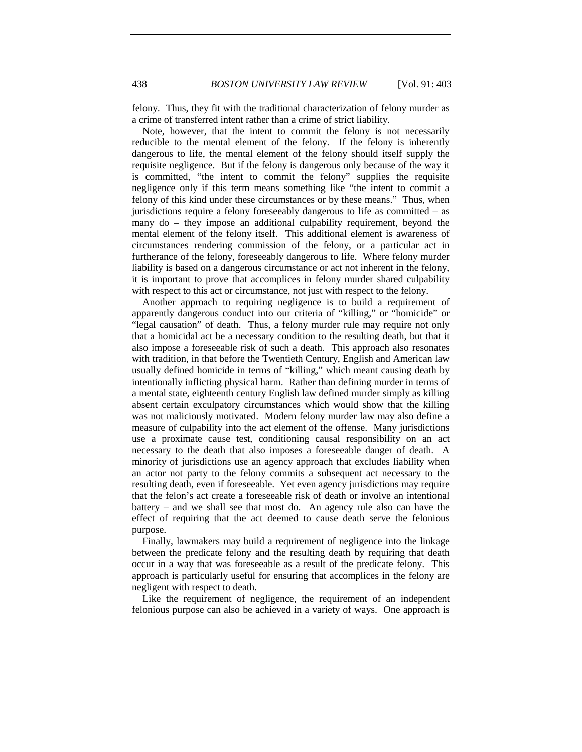felony. Thus, they fit with the traditional characterization of felony murder as a crime of transferred intent rather than a crime of strict liability.

Note, however, that the intent to commit the felony is not necessarily reducible to the mental element of the felony. If the felony is inherently dangerous to life, the mental element of the felony should itself supply the requisite negligence. But if the felony is dangerous only because of the way it is committed, "the intent to commit the felony" supplies the requisite negligence only if this term means something like "the intent to commit a felony of this kind under these circumstances or by these means." Thus, when jurisdictions require a felony foreseeably dangerous to life as committed – as many do – they impose an additional culpability requirement, beyond the mental element of the felony itself. This additional element is awareness of circumstances rendering commission of the felony, or a particular act in furtherance of the felony, foreseeably dangerous to life. Where felony murder liability is based on a dangerous circumstance or act not inherent in the felony, it is important to prove that accomplices in felony murder shared culpability with respect to this act or circumstance, not just with respect to the felony.

Another approach to requiring negligence is to build a requirement of apparently dangerous conduct into our criteria of "killing," or "homicide" or "legal causation" of death. Thus, a felony murder rule may require not only that a homicidal act be a necessary condition to the resulting death, but that it also impose a foreseeable risk of such a death. This approach also resonates with tradition, in that before the Twentieth Century, English and American law usually defined homicide in terms of "killing," which meant causing death by intentionally inflicting physical harm. Rather than defining murder in terms of a mental state, eighteenth century English law defined murder simply as killing absent certain exculpatory circumstances which would show that the killing was not maliciously motivated. Modern felony murder law may also define a measure of culpability into the act element of the offense. Many jurisdictions use a proximate cause test, conditioning causal responsibility on an act necessary to the death that also imposes a foreseeable danger of death. A minority of jurisdictions use an agency approach that excludes liability when an actor not party to the felony commits a subsequent act necessary to the resulting death, even if foreseeable. Yet even agency jurisdictions may require that the felon's act create a foreseeable risk of death or involve an intentional battery – and we shall see that most do. An agency rule also can have the effect of requiring that the act deemed to cause death serve the felonious purpose.

Finally, lawmakers may build a requirement of negligence into the linkage between the predicate felony and the resulting death by requiring that death occur in a way that was foreseeable as a result of the predicate felony. This approach is particularly useful for ensuring that accomplices in the felony are negligent with respect to death.

Like the requirement of negligence, the requirement of an independent felonious purpose can also be achieved in a variety of ways. One approach is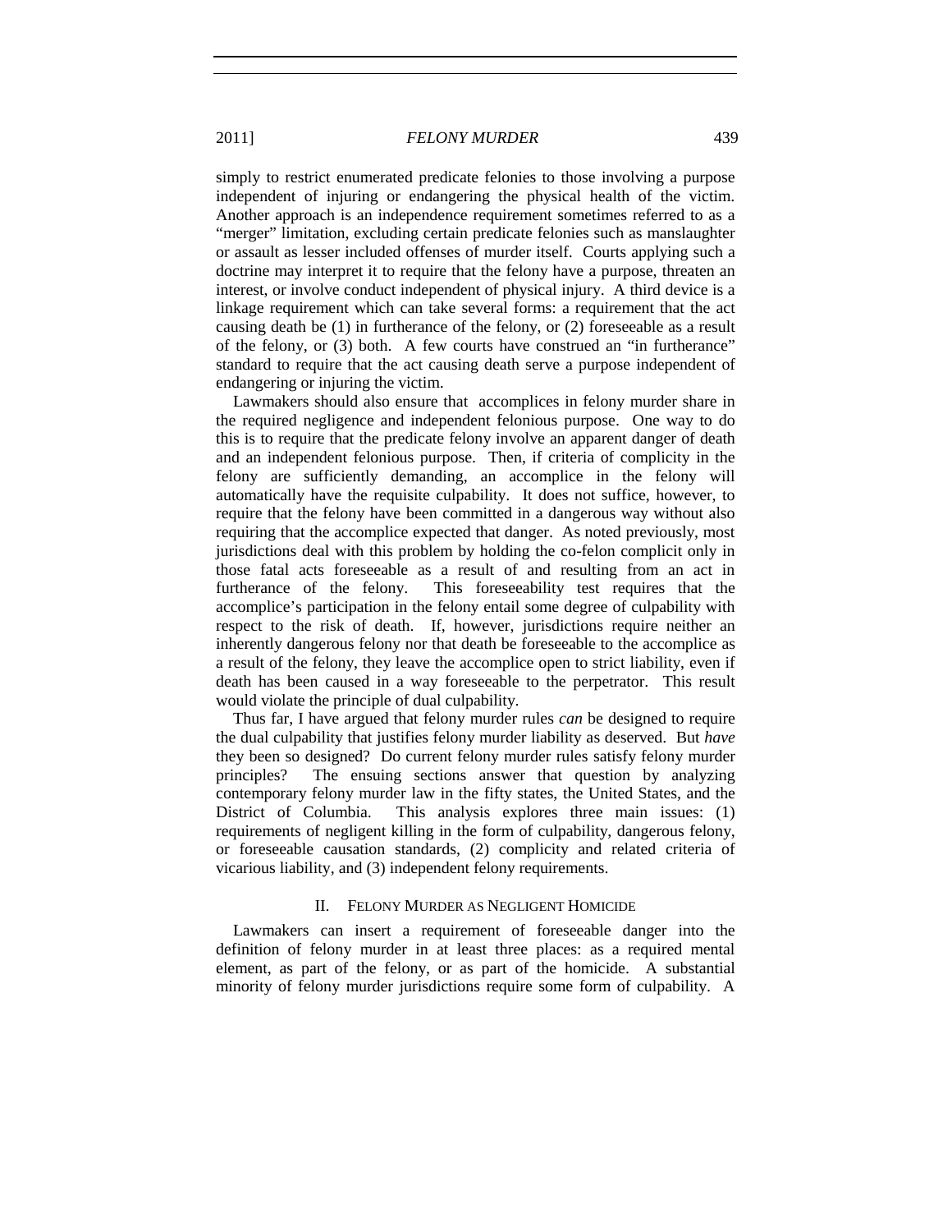simply to restrict enumerated predicate felonies to those involving a purpose independent of injuring or endangering the physical health of the victim. Another approach is an independence requirement sometimes referred to as a "merger" limitation, excluding certain predicate felonies such as manslaughter or assault as lesser included offenses of murder itself. Courts applying such a doctrine may interpret it to require that the felony have a purpose, threaten an interest, or involve conduct independent of physical injury. A third device is a linkage requirement which can take several forms: a requirement that the act causing death be (1) in furtherance of the felony, or (2) foreseeable as a result of the felony, or (3) both. A few courts have construed an "in furtherance" standard to require that the act causing death serve a purpose independent of endangering or injuring the victim.

Lawmakers should also ensure that accomplices in felony murder share in the required negligence and independent felonious purpose. One way to do this is to require that the predicate felony involve an apparent danger of death and an independent felonious purpose. Then, if criteria of complicity in the felony are sufficiently demanding, an accomplice in the felony will automatically have the requisite culpability. It does not suffice, however, to require that the felony have been committed in a dangerous way without also requiring that the accomplice expected that danger. As noted previously, most jurisdictions deal with this problem by holding the co-felon complicit only in those fatal acts foreseeable as a result of and resulting from an act in furtherance of the felony. This foreseeability test requires that the accomplice's participation in the felony entail some degree of culpability with respect to the risk of death. If, however, jurisdictions require neither an inherently dangerous felony nor that death be foreseeable to the accomplice as a result of the felony, they leave the accomplice open to strict liability, even if death has been caused in a way foreseeable to the perpetrator. This result would violate the principle of dual culpability.

Thus far, I have argued that felony murder rules *can* be designed to require the dual culpability that justifies felony murder liability as deserved. But *have* they been so designed? Do current felony murder rules satisfy felony murder principles? The ensuing sections answer that question by analyzing contemporary felony murder law in the fifty states, the United States, and the District of Columbia. This analysis explores three main issues: (1) requirements of negligent killing in the form of culpability, dangerous felony, or foreseeable causation standards, (2) complicity and related criteria of vicarious liability, and (3) independent felony requirements.

## II. Felony Murder as Negligent Homicide

Lawmakers can insert a requirement of foreseeable danger into the definition of felony murder in at least three places: as a required mental element, as part of the felony, or as part of the homicide. A substantial minority of felony murder jurisdictions require some form of culpability. A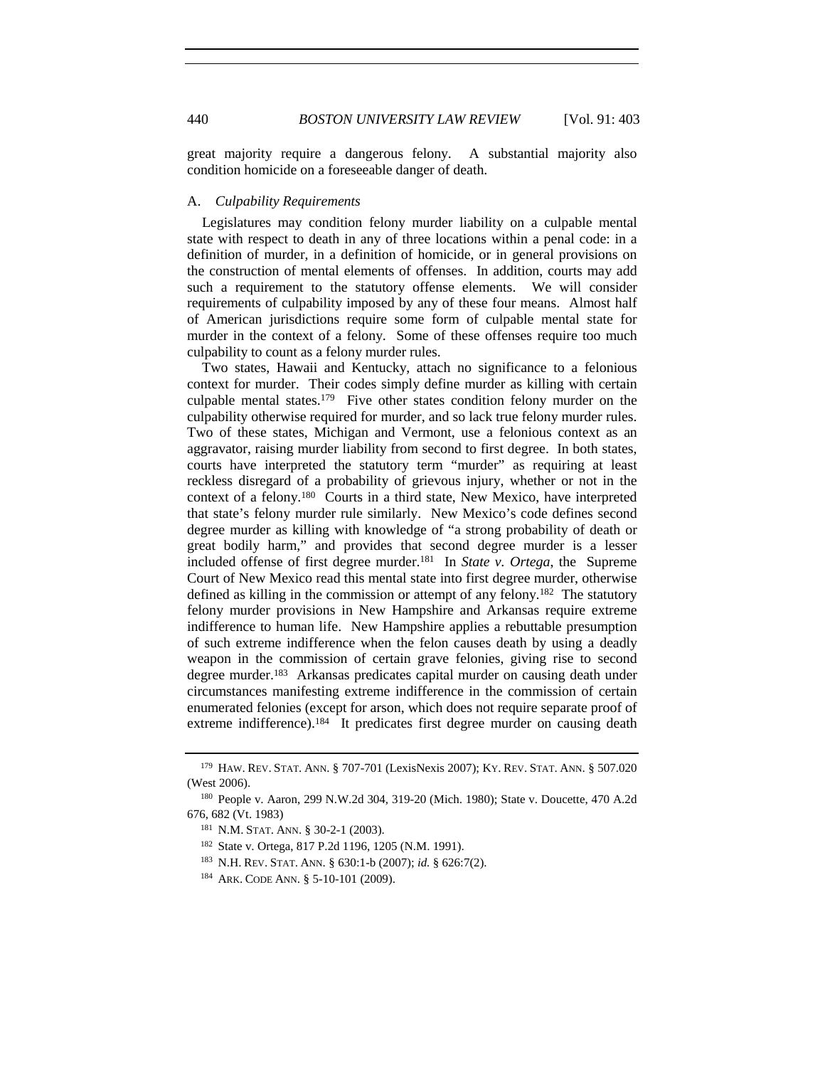great majority require a dangerous felony. A substantial majority also condition homicide on a foreseeable danger of death.

### A. *Culpability Requirements*

Legislatures may condition felony murder liability on a culpable mental state with respect to death in any of three locations within a penal code: in a definition of murder, in a definition of homicide, or in general provisions on the construction of mental elements of offenses. In addition, courts may add such a requirement to the statutory offense elements. We will consider requirements of culpability imposed by any of these four means. Almost half of American jurisdictions require some form of culpable mental state for murder in the context of a felony. Some of these offenses require too much culpability to count as a felony murder rules.

Two states, Hawaii and Kentucky, attach no significance to a felonious context for murder. Their codes simply define murder as killing with certain culpable mental states.[179] Five other states condition felony murder on the culpability otherwise required for murder, and so lack true felony murder rules. Two of these states, Michigan and Vermont, use a felonious context as an aggravator, raising murder liability from second to first degree. In both states, courts have interpreted the statutory term "murder" as requiring at least reckless disregard of a probability of grievous injury, whether or not in the context of a felony.[180] Courts in a third state, New Mexico, have interpreted that state's felony murder rule similarly. New Mexico's code defines second degree murder as killing with knowledge of "a strong probability of death or great bodily harm," and provides that second degree murder is a lesser included offense of first degree murder.[181] In *State v. Ortega*, the Supreme Court of New Mexico read this mental state into first degree murder, otherwise defined as killing in the commission or attempt of any felony.[182] The statutory felony murder provisions in New Hampshire and Arkansas require extreme indifference to human life. New Hampshire applies a rebuttable presumption of such extreme indifference when the felon causes death by using a deadly weapon in the commission of certain grave felonies, giving rise to second degree murder.[183] Arkansas predicates capital murder on causing death under circumstances manifesting extreme indifference in the commission of certain enumerated felonies (except for arson, which does not require separate proof of extreme indifference).[184] It predicates first degree murder on causing death

---

[179] HAW. REV. STAT. ANN. § 707-701 (LexisNexis 2007); KY. REV. STAT. ANN. § 507.020 (West 2006).

[180] People v. Aaron, 299 N.W.2d 304, 319-20 (Mich. 1980); State v. Doucette, 470 A.2d 676, 682 (Vt. 1983)

[181] N.M. STAT. ANN. § 30-2-1 (2003).

[182] State v. Ortega, 817 P.2d 1196, 1205 (N.M. 1991).

[183] N.H. REV. STAT. ANN. § 630:1-b (2007); *id.* § 626:7(2).

[184] ARK. CODE ANN. § 5-10-101 (2009).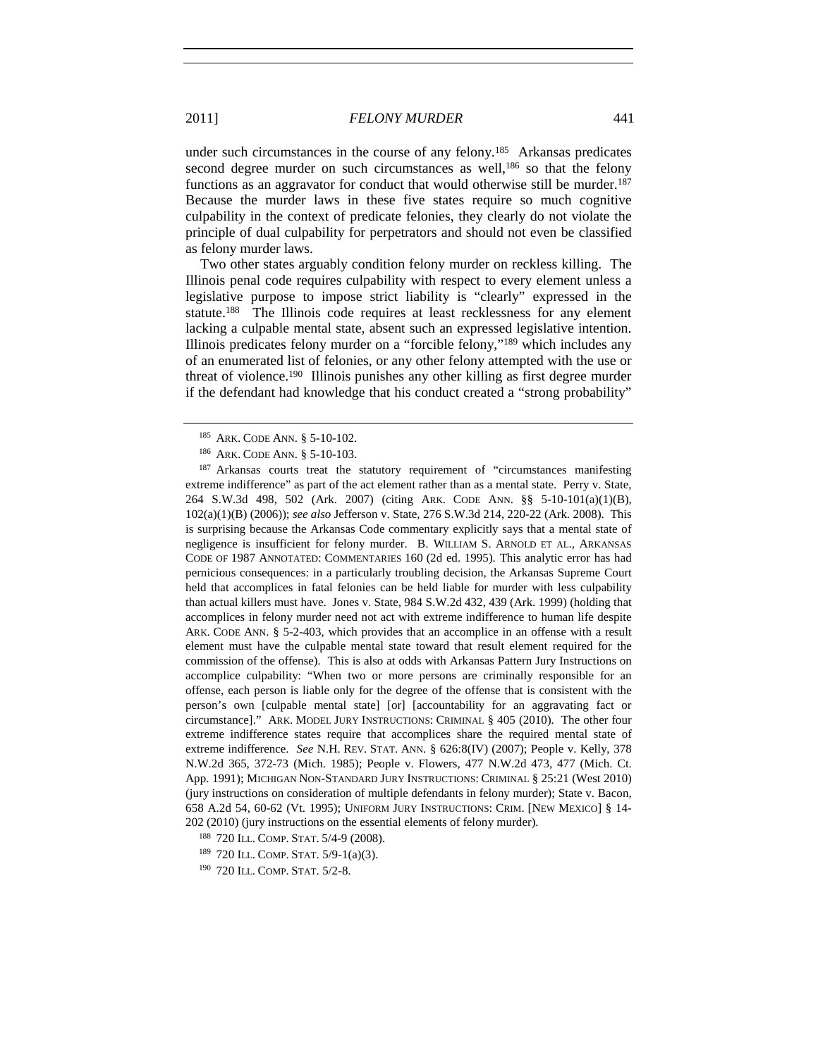under such circumstances in the course of any felony.[185] Arkansas predicates second degree murder on such circumstances as well,[186] so that the felony functions as an aggravator for conduct that would otherwise still be murder.[187] Because the murder laws in these five states require so much cognitive culpability in the context of predicate felonies, they clearly do not violate the principle of dual culpability for perpetrators and should not even be classified as felony murder laws.

Two other states arguably condition felony murder on reckless killing. The Illinois penal code requires culpability with respect to every element unless a legislative purpose to impose strict liability is "clearly" expressed in the statute.[188] The Illinois code requires at least recklessness for any element lacking a culpable mental state, absent such an expressed legislative intention. Illinois predicates felony murder on a "forcible felony,"[189] which includes any of an enumerated list of felonies, or any other felony attempted with the use or threat of violence.[190] Illinois punishes any other killing as first degree murder if the defendant had knowledge that his conduct created a "strong probability"

---

[185] ARK. CODE ANN. § 5-10-102.

[186] ARK. CODE ANN. § 5-10-103.

[187] Arkansas courts treat the statutory requirement of "circumstances manifesting extreme indifference" as part of the act element rather than as a mental state. Perry v. State, 264 S.W.3d 498, 502 (Ark. 2007) (citing ARK. CODE ANN. §§ 5-10-101(a)(1)(B), 102(a)(1)(B) (2006)); *see also* Jefferson v. State, 276 S.W.3d 214, 220-22 (Ark. 2008). This is surprising because the Arkansas Code commentary explicitly says that a mental state of negligence is insufficient for felony murder. B. WILLIAM S. ARNOLD ET AL., ARKANSAS CODE OF 1987 ANNOTATED: COMMENTARIES 160 (2d ed. 1995). This analytic error has had pernicious consequences: in a particularly troubling decision, the Arkansas Supreme Court held that accomplices in fatal felonies can be held liable for murder with less culpability than actual killers must have. Jones v. State, 984 S.W.2d 432, 439 (Ark. 1999) (holding that accomplices in felony murder need not act with extreme indifference to human life despite ARK. CODE ANN. § 5-2-403, which provides that an accomplice in an offense with a result element must have the culpable mental state toward that result element required for the commission of the offense). This is also at odds with Arkansas Pattern Jury Instructions on accomplice culpability: "When two or more persons are criminally responsible for an offense, each person is liable only for the degree of the offense that is consistent with the person's own [culpable mental state] [or] [accountability for an aggravating fact or circumstance]." ARK. MODEL JURY INSTRUCTIONS: CRIMINAL § 405 (2010). The other four extreme indifference states require that accomplices share the required mental state of extreme indifference. *See* N.H. REV. STAT. ANN. § 626:8(IV) (2007); People v. Kelly, 378 N.W.2d 365, 372-73 (Mich. 1985); People v. Flowers, 477 N.W.2d 473, 477 (Mich. Ct. App. 1991); MICHIGAN NON-STANDARD JURY INSTRUCTIONS: CRIMINAL § 25:21 (West 2010) (jury instructions on consideration of multiple defendants in felony murder); State v. Bacon, 658 A.2d 54, 60-62 (Vt. 1995); UNIFORM JURY INSTRUCTIONS: CRIM. [NEW MEXICO] § 14-202 (2010) (jury instructions on the essential elements of felony murder).

[188] 720 ILL. COMP. STAT. 5/4-9 (2008).

[189] 720 ILL. COMP. STAT. 5/9-1(a)(3).

[190] 720 ILL. COMP. STAT. 5/2-8.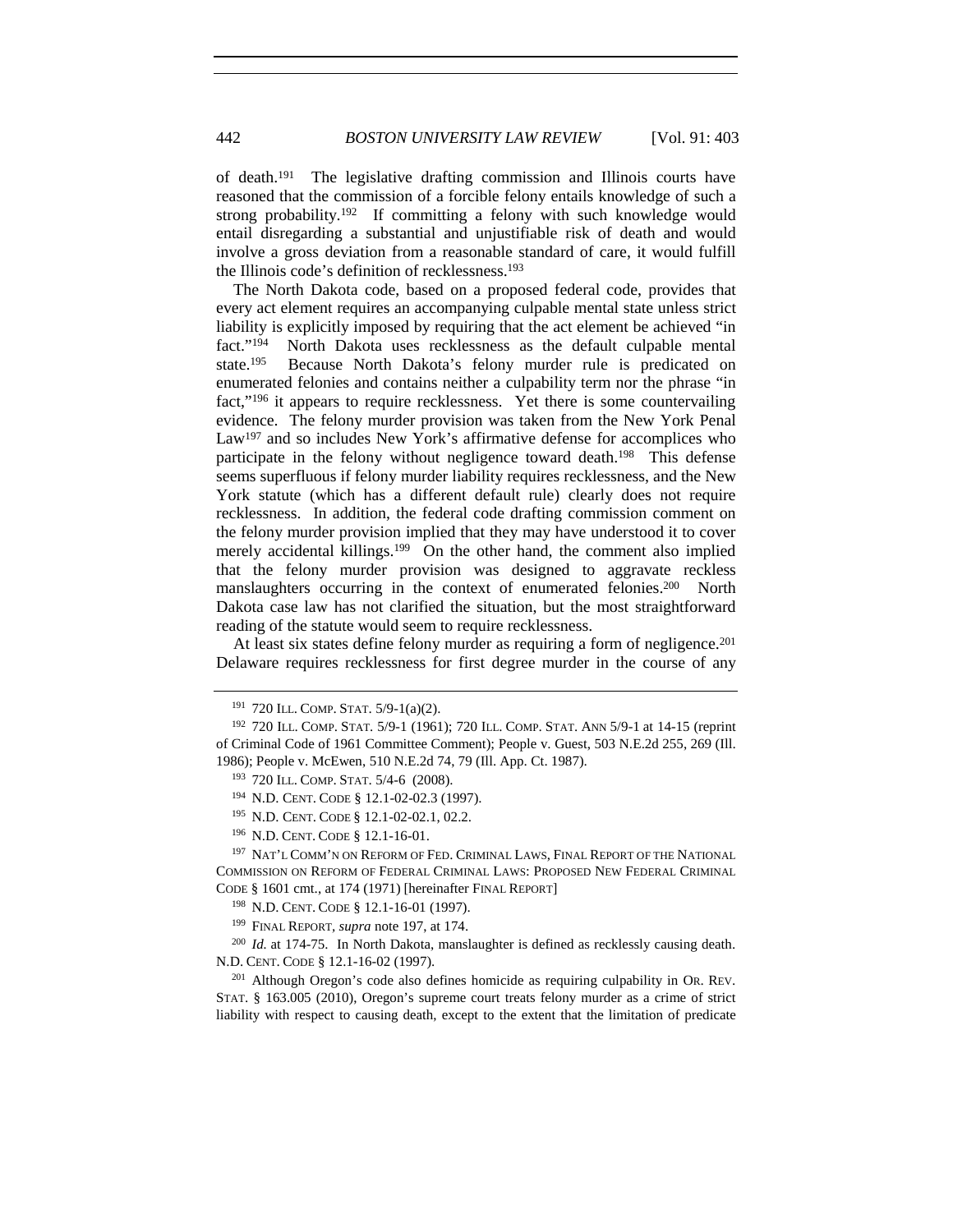of death.[191] The legislative drafting commission and Illinois courts have reasoned that the commission of a forcible felony entails knowledge of such a strong probability.[192] If committing a felony with such knowledge would entail disregarding a substantial and unjustifiable risk of death and would involve a gross deviation from a reasonable standard of care, it would fulfill the Illinois code's definition of recklessness.[193]

The North Dakota code, based on a proposed federal code, provides that every act element requires an accompanying culpable mental state unless strict liability is explicitly imposed by requiring that the act element be achieved "in fact."[194] North Dakota uses recklessness as the default culpable mental state.[195] Because North Dakota's felony murder rule is predicated on enumerated felonies and contains neither a culpability term nor the phrase "in fact,"[196] it appears to require recklessness. Yet there is some countervailing evidence. The felony murder provision was taken from the New York Penal Law[197] and so includes New York's affirmative defense for accomplices who participate in the felony without negligence toward death.[198] This defense seems superfluous if felony murder liability requires recklessness, and the New York statute (which has a different default rule) clearly does not require recklessness. In addition, the federal code drafting commission comment on the felony murder provision implied that they may have understood it to cover merely accidental killings.[199] On the other hand, the comment also implied that the felony murder provision was designed to aggravate reckless manslaughters occurring in the context of enumerated felonies.[200] North Dakota case law has not clarified the situation, but the most straightforward reading of the statute would seem to require recklessness.

At least six states define felony murder as requiring a form of negligence.[201] Delaware requires recklessness for first degree murder in the course of any

---

[191] 720 ILL. COMP. STAT. 5/9-1(a)(2).

[192] 720 ILL. COMP. STAT. 5/9-1 (1961); 720 ILL. COMP. STAT. ANN 5/9-1 at 14-15 (reprint of Criminal Code of 1961 Committee Comment); People v. Guest, 503 N.E.2d 255, 269 (Ill. 1986); People v. McEwen, 510 N.E.2d 74, 79 (Ill. App. Ct. 1987).

[193] 720 ILL. COMP. STAT. 5/4-6 (2008).

[194] N.D. CENT. CODE § 12.1-02-02.3 (1997).

[195] N.D. CENT. CODE § 12.1-02-02.1, 02.2.

[196] N.D. CENT. CODE § 12.1-16-01.

[197] NAT'L COMM'N ON REFORM OF FED. CRIMINAL LAWS, FINAL REPORT OF THE NATIONAL COMMISSION ON REFORM OF FEDERAL CRIMINAL LAWS: PROPOSED NEW FEDERAL CRIMINAL CODE § 1601 cmt., at 174 (1971) [hereinafter FINAL REPORT]

[198] N.D. CENT. CODE § 12.1-16-01 (1997).

[199] FINAL REPORT, *supra* note 197, at 174.

[200] *Id.* at 174-75. In North Dakota, manslaughter is defined as recklessly causing death. N.D. CENT. CODE § 12.1-16-02 (1997).

[201] Although Oregon's code also defines homicide as requiring culpability in OR. REV. STAT. § 163.005 (2010), Oregon's supreme court treats felony murder as a crime of strict liability with respect to causing death, except to the extent that the limitation of predicate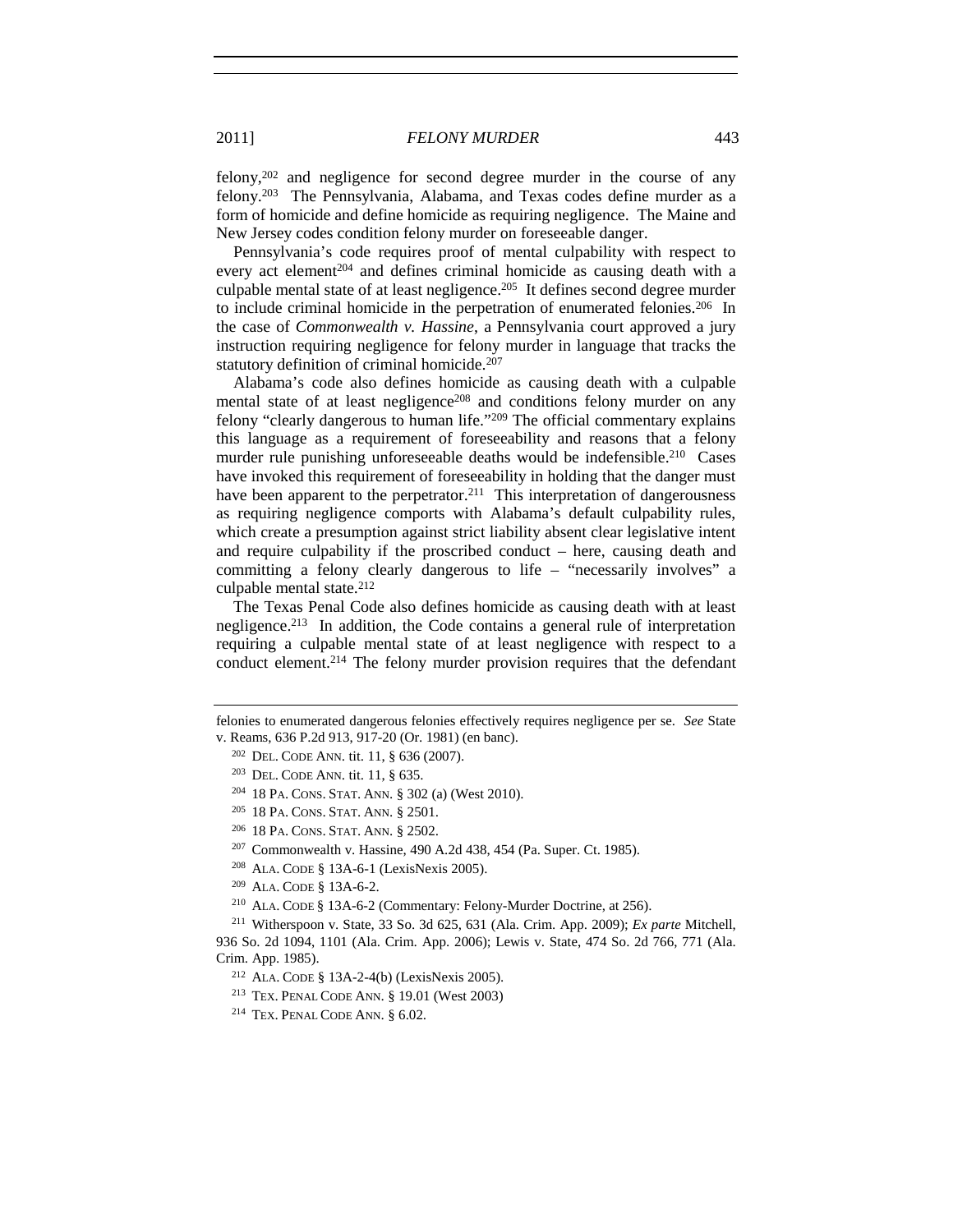felony,[202] and negligence for second degree murder in the course of any felony.[203] The Pennsylvania, Alabama, and Texas codes define murder as a form of homicide and define homicide as requiring negligence. The Maine and New Jersey codes condition felony murder on foreseeable danger.

Pennsylvania's code requires proof of mental culpability with respect to every act element[204] and defines criminal homicide as causing death with a culpable mental state of at least negligence.[205] It defines second degree murder to include criminal homicide in the perpetration of enumerated felonies.[206] In the case of *Commonwealth v. Hassine*, a Pennsylvania court approved a jury instruction requiring negligence for felony murder in language that tracks the statutory definition of criminal homicide.[207]

Alabama's code also defines homicide as causing death with a culpable mental state of at least negligence[208] and conditions felony murder on any felony "clearly dangerous to human life."[209] The official commentary explains this language as a requirement of foreseeability and reasons that a felony murder rule punishing unforeseeable deaths would be indefensible.[210] Cases have invoked this requirement of foreseeability in holding that the danger must have been apparent to the perpetrator.[211] This interpretation of dangerousness as requiring negligence comports with Alabama's default culpability rules, which create a presumption against strict liability absent clear legislative intent and require culpability if the proscribed conduct – here, causing death and committing a felony clearly dangerous to life – "necessarily involves" a culpable mental state.[212]

The Texas Penal Code also defines homicide as causing death with at least negligence.[213] In addition, the Code contains a general rule of interpretation requiring a culpable mental state of at least negligence with respect to a conduct element.[214] The felony murder provision requires that the defendant

---

felonies to enumerated dangerous felonies effectively requires negligence per se. *See* State v. Reams, 636 P.2d 913, 917-20 (Or. 1981) (en banc).

[202] DEL. CODE ANN. tit. 11, § 636 (2007).

[203] DEL. CODE ANN. tit. 11, § 635.

[204] 18 PA. CONS. STAT. ANN. § 302 (a) (West 2010).

[205] 18 PA. CONS. STAT. ANN. § 2501.

[206] 18 PA. CONS. STAT. ANN. § 2502.

[207] Commonwealth v. Hassine, 490 A.2d 438, 454 (Pa. Super. Ct. 1985).

[208] ALA. CODE § 13A-6-1 (LexisNexis 2005).

[209] ALA. CODE § 13A-6-2.

[210] ALA. CODE § 13A-6-2 (Commentary: Felony-Murder Doctrine, at 256).

[211] Witherspoon v. State, 33 So. 3d 625, 631 (Ala. Crim. App. 2009); *Ex parte* Mitchell, 936 So. 2d 1094, 1101 (Ala. Crim. App. 2006); Lewis v. State, 474 So. 2d 766, 771 (Ala. Crim. App. 1985).

[212] ALA. CODE § 13A-2-4(b) (LexisNexis 2005).

[213] TEX. PENAL CODE ANN. § 19.01 (West 2003)

[214] TEX. PENAL CODE ANN. § 6.02.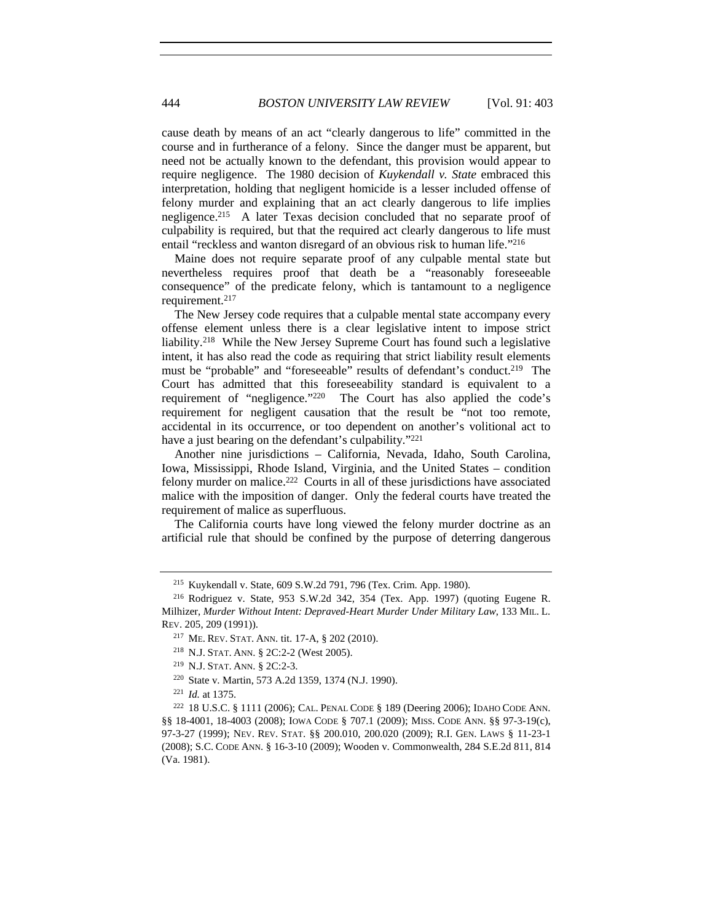cause death by means of an act "clearly dangerous to life" committed in the course and in furtherance of a felony. Since the danger must be apparent, but need not be actually known to the defendant, this provision would appear to require negligence. The 1980 decision of *Kuykendall v. State* embraced this interpretation, holding that negligent homicide is a lesser included offense of felony murder and explaining that an act clearly dangerous to life implies negligence.[215] A later Texas decision concluded that no separate proof of culpability is required, but that the required act clearly dangerous to life must entail "reckless and wanton disregard of an obvious risk to human life."[216]

Maine does not require separate proof of any culpable mental state but nevertheless requires proof that death be a "reasonably foreseeable consequence" of the predicate felony, which is tantamount to a negligence requirement.[217]

The New Jersey code requires that a culpable mental state accompany every offense element unless there is a clear legislative intent to impose strict liability.[218] While the New Jersey Supreme Court has found such a legislative intent, it has also read the code as requiring that strict liability result elements must be "probable" and "foreseeable" results of defendant's conduct.[219] The Court has admitted that this foreseeability standard is equivalent to a requirement of "negligence."[220] The Court has also applied the code's requirement for negligent causation that the result be "not too remote, accidental in its occurrence, or too dependent on another's volitional act to have a just bearing on the defendant's culpability."[221]

Another nine jurisdictions – California, Nevada, Idaho, South Carolina, Iowa, Mississippi, Rhode Island, Virginia, and the United States – condition felony murder on malice.[222] Courts in all of these jurisdictions have associated malice with the imposition of danger. Only the federal courts have treated the requirement of malice as superfluous.

The California courts have long viewed the felony murder doctrine as an artificial rule that should be confined by the purpose of deterring dangerous

---

[215] Kuykendall v. State, 609 S.W.2d 791, 796 (Tex. Crim. App. 1980).

[216] Rodriguez v. State, 953 S.W.2d 342, 354 (Tex. App. 1997) (quoting Eugene R. Milhizer, *Murder Without Intent: Depraved-Heart Murder Under Military Law*, 133 MIL. L. REV. 205, 209 (1991)).

[217] ME. REV. STAT. ANN. tit. 17-A, § 202 (2010).

[218] N.J. STAT. ANN. § 2C:2-2 (West 2005).

[219] N.J. STAT. ANN. § 2C:2-3.

[220] State v. Martin, 573 A.2d 1359, 1374 (N.J. 1990).

[221] *Id.* at 1375.

[222] 18 U.S.C. § 1111 (2006); CAL. PENAL CODE § 189 (Deering 2006); IDAHO CODE ANN. §§ 18-4001, 18-4003 (2008); IOWA CODE § 707.1 (2009); MISS. CODE ANN. §§ 97-3-19(c), 97-3-27 (1999); NEV. REV. STAT. §§ 200.010, 200.020 (2009); R.I. GEN. LAWS § 11-23-1 (2008); S.C. CODE ANN. § 16-3-10 (2009); Wooden v. Commonwealth, 284 S.E.2d 811, 814 (Va. 1981).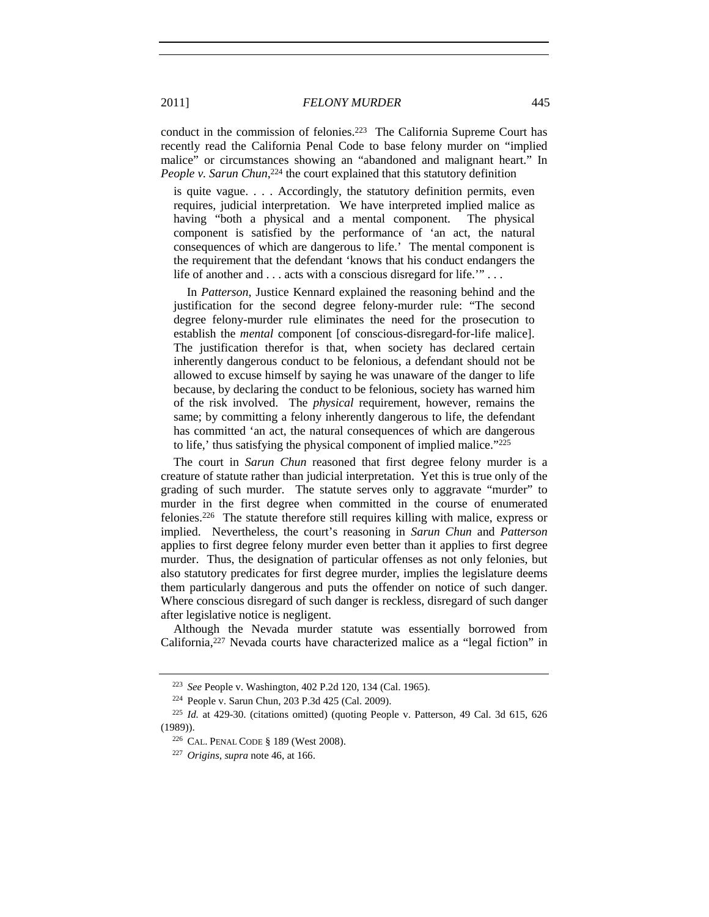conduct in the commission of felonies.[223] The California Supreme Court has recently read the California Penal Code to base felony murder on "implied malice" or circumstances showing an "abandoned and malignant heart." In *People v. Sarun Chun*,[224] the court explained that this statutory definition

> is quite vague. . . . Accordingly, the statutory definition permits, even requires, judicial interpretation. We have interpreted implied malice as having "both a physical and a mental component. The physical component is satisfied by the performance of 'an act, the natural consequences of which are dangerous to life.' The mental component is the requirement that the defendant 'knows that his conduct endangers the life of another and . . . acts with a conscious disregard for life.'" . . .
>
> In *Patterson*, Justice Kennard explained the reasoning behind and the justification for the second degree felony-murder rule: "The second degree felony-murder rule eliminates the need for the prosecution to establish the *mental* component [of conscious-disregard-for-life malice]. The justification therefor is that, when society has declared certain inherently dangerous conduct to be felonious, a defendant should not be allowed to excuse himself by saying he was unaware of the danger to life because, by declaring the conduct to be felonious, society has warned him of the risk involved. The *physical* requirement, however, remains the same; by committing a felony inherently dangerous to life, the defendant has committed 'an act, the natural consequences of which are dangerous to life,' thus satisfying the physical component of implied malice."[225]

The court in *Sarun Chun* reasoned that first degree felony murder is a creature of statute rather than judicial interpretation. Yet this is true only of the grading of such murder. The statute serves only to aggravate "murder" to murder in the first degree when committed in the course of enumerated felonies.[226] The statute therefore still requires killing with malice, express or implied. Nevertheless, the court's reasoning in *Sarun Chun* and *Patterson* applies to first degree felony murder even better than it applies to first degree murder. Thus, the designation of particular offenses as not only felonies, but also statutory predicates for first degree murder, implies the legislature deems them particularly dangerous and puts the offender on notice of such danger. Where conscious disregard of such danger is reckless, disregard of such danger after legislative notice is negligent.

Although the Nevada murder statute was essentially borrowed from California,[227] Nevada courts have characterized malice as a "legal fiction" in

---

[223] *See* People v. Washington, 402 P.2d 120, 134 (Cal. 1965).

[224] People v. Sarun Chun, 203 P.3d 425 (Cal. 2009).

[225] *Id.* at 429-30. (citations omitted) (quoting People v. Patterson, 49 Cal. 3d 615, 626 (1989)).

[226] CAL. PENAL CODE § 189 (West 2008).

[227] *Origins*, *supra* note 46, at 166.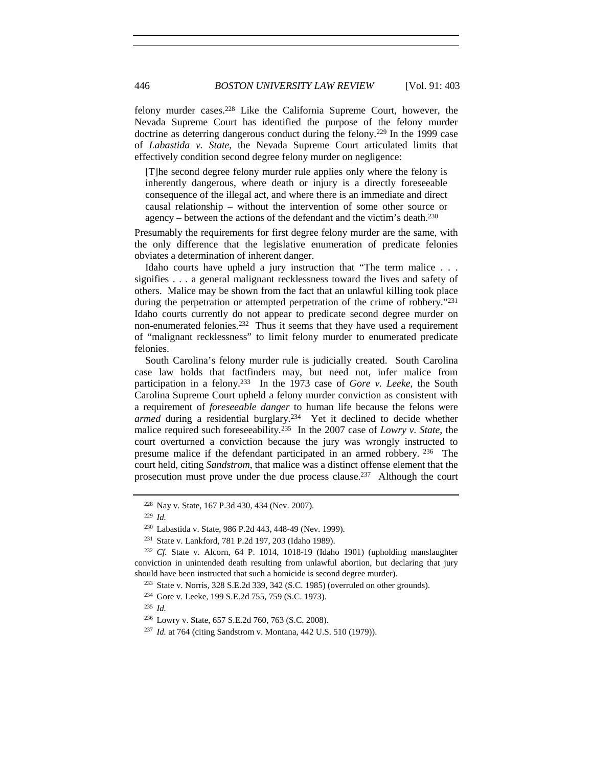felony murder cases.[228] Like the California Supreme Court, however, the Nevada Supreme Court has identified the purpose of the felony murder doctrine as deterring dangerous conduct during the felony.[229] In the 1999 case of *Labastida v. State*, the Nevada Supreme Court articulated limits that effectively condition second degree felony murder on negligence:

> [T]he second degree felony murder rule applies only where the felony is inherently dangerous, where death or injury is a directly foreseeable consequence of the illegal act, and where there is an immediate and direct causal relationship – without the intervention of some other source or agency – between the actions of the defendant and the victim's death.[230]

Presumably the requirements for first degree felony murder are the same, with the only difference that the legislative enumeration of predicate felonies obviates a determination of inherent danger.

Idaho courts have upheld a jury instruction that "The term malice . . . signifies . . . a general malignant recklessness toward the lives and safety of others. Malice may be shown from the fact that an unlawful killing took place during the perpetration or attempted perpetration of the crime of robbery."[231] Idaho courts currently do not appear to predicate second degree murder on non-enumerated felonies.[232] Thus it seems that they have used a requirement of "malignant recklessness" to limit felony murder to enumerated predicate felonies.

South Carolina's felony murder rule is judicially created. South Carolina case law holds that factfinders may, but need not, infer malice from participation in a felony.[233] In the 1973 case of *Gore v. Leeke*, the South Carolina Supreme Court upheld a felony murder conviction as consistent with a requirement of *foreseeable danger* to human life because the felons were *armed* during a residential burglary.[234] Yet it declined to decide whether malice required such foreseeability.[235] In the 2007 case of *Lowry v. State*, the court overturned a conviction because the jury was wrongly instructed to presume malice if the defendant participated in an armed robbery.[236] The court held, citing *Sandstrom*, that malice was a distinct offense element that the prosecution must prove under the due process clause.[237] Although the court

---

[228] Nay v. State, 167 P.3d 430, 434 (Nev. 2007).

[229] *Id.*

[230] Labastida v. State, 986 P.2d 443, 448-49 (Nev. 1999).

[231] State v. Lankford, 781 P.2d 197, 203 (Idaho 1989).

[232] *Cf.* State v. Alcorn, 64 P. 1014, 1018-19 (Idaho 1901) (upholding manslaughter conviction in unintended death resulting from unlawful abortion, but declaring that jury should have been instructed that such a homicide is second degree murder).

[233] State v. Norris, 328 S.E.2d 339, 342 (S.C. 1985) (overruled on other grounds).

[234] Gore v. Leeke, 199 S.E.2d 755, 759 (S.C. 1973).

[235] *Id.*

[236] Lowry v. State, 657 S.E.2d 760, 763 (S.C. 2008).

[237] *Id.* at 764 (citing Sandstrom v. Montana, 442 U.S. 510 (1979)).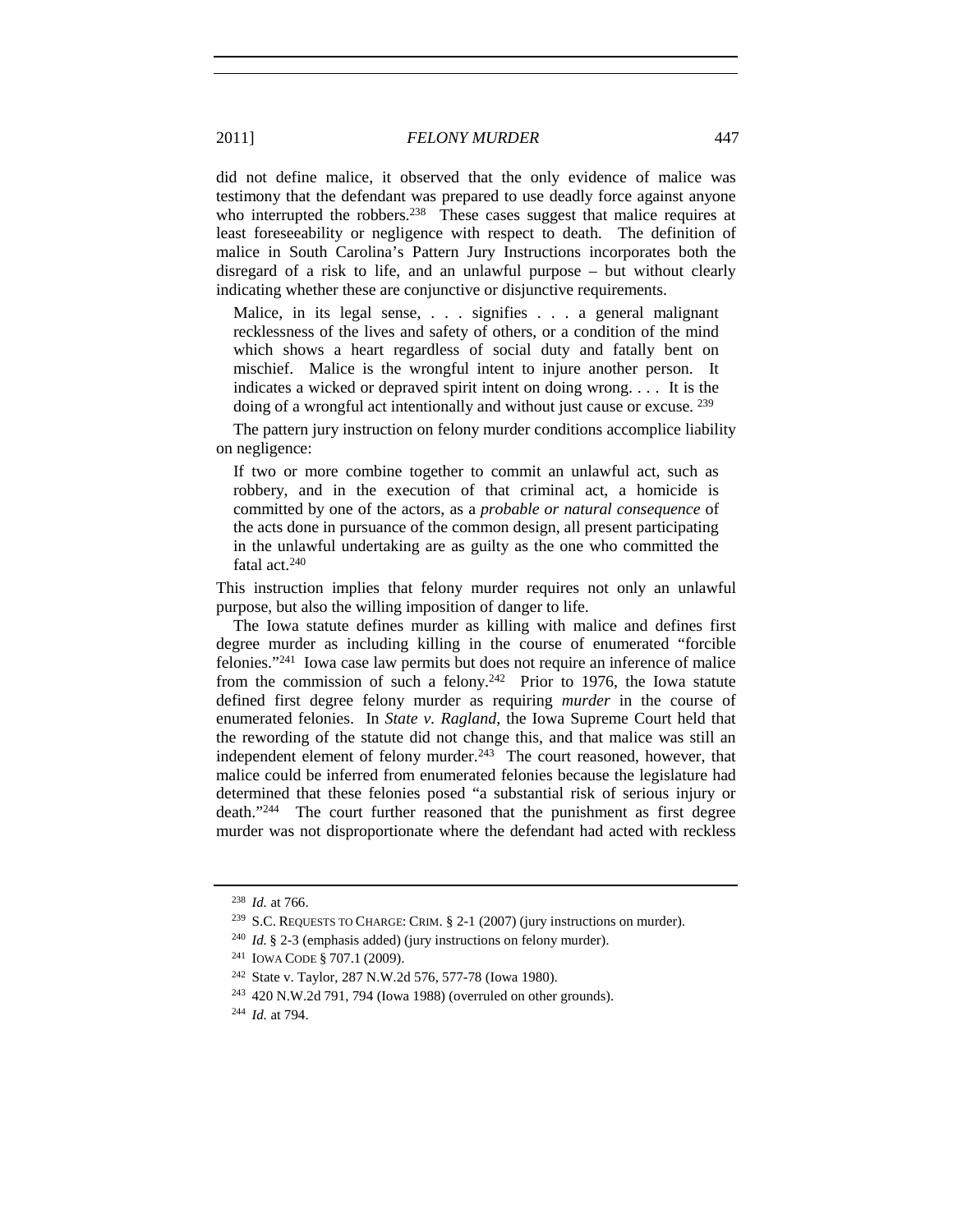did not define malice, it observed that the only evidence of malice was testimony that the defendant was prepared to use deadly force against anyone who interrupted the robbers.[238] These cases suggest that malice requires at least foreseeability or negligence with respect to death. The definition of malice in South Carolina's Pattern Jury Instructions incorporates both the disregard of a risk to life, and an unlawful purpose – but without clearly indicating whether these are conjunctive or disjunctive requirements.

> Malice, in its legal sense, . . . signifies . . . a general malignant recklessness of the lives and safety of others, or a condition of the mind which shows a heart regardless of social duty and fatally bent on mischief. Malice is the wrongful intent to injure another person. It indicates a wicked or depraved spirit intent on doing wrong. . . . It is the doing of a wrongful act intentionally and without just cause or excuse.[239]

The pattern jury instruction on felony murder conditions accomplice liability on negligence:

> If two or more combine together to commit an unlawful act, such as robbery, and in the execution of that criminal act, a homicide is committed by one of the actors, as a *probable or natural consequence* of the acts done in pursuance of the common design, all present participating in the unlawful undertaking are as guilty as the one who committed the fatal act.[240]

This instruction implies that felony murder requires not only an unlawful purpose, but also the willing imposition of danger to life.

The Iowa statute defines murder as killing with malice and defines first degree murder as including killing in the course of enumerated "forcible felonies."[241] Iowa case law permits but does not require an inference of malice from the commission of such a felony.[242] Prior to 1976, the Iowa statute defined first degree felony murder as requiring *murder* in the course of enumerated felonies. In *State v. Ragland*, the Iowa Supreme Court held that the rewording of the statute did not change this, and that malice was still an independent element of felony murder.[243] The court reasoned, however, that malice could be inferred from enumerated felonies because the legislature had determined that these felonies posed "a substantial risk of serious injury or death."[244] The court further reasoned that the punishment as first degree murder was not disproportionate where the defendant had acted with reckless

---

[238] *Id.* at 766.

[239] S.C. REQUESTS TO CHARGE: CRIM. § 2-1 (2007) (jury instructions on murder).

[240] *Id.* § 2-3 (emphasis added) (jury instructions on felony murder).

[241] IOWA CODE § 707.1 (2009).

[242] State v. Taylor, 287 N.W.2d 576, 577-78 (Iowa 1980).

[243] 420 N.W.2d 791, 794 (Iowa 1988) (overruled on other grounds).

[244] *Id.* at 794.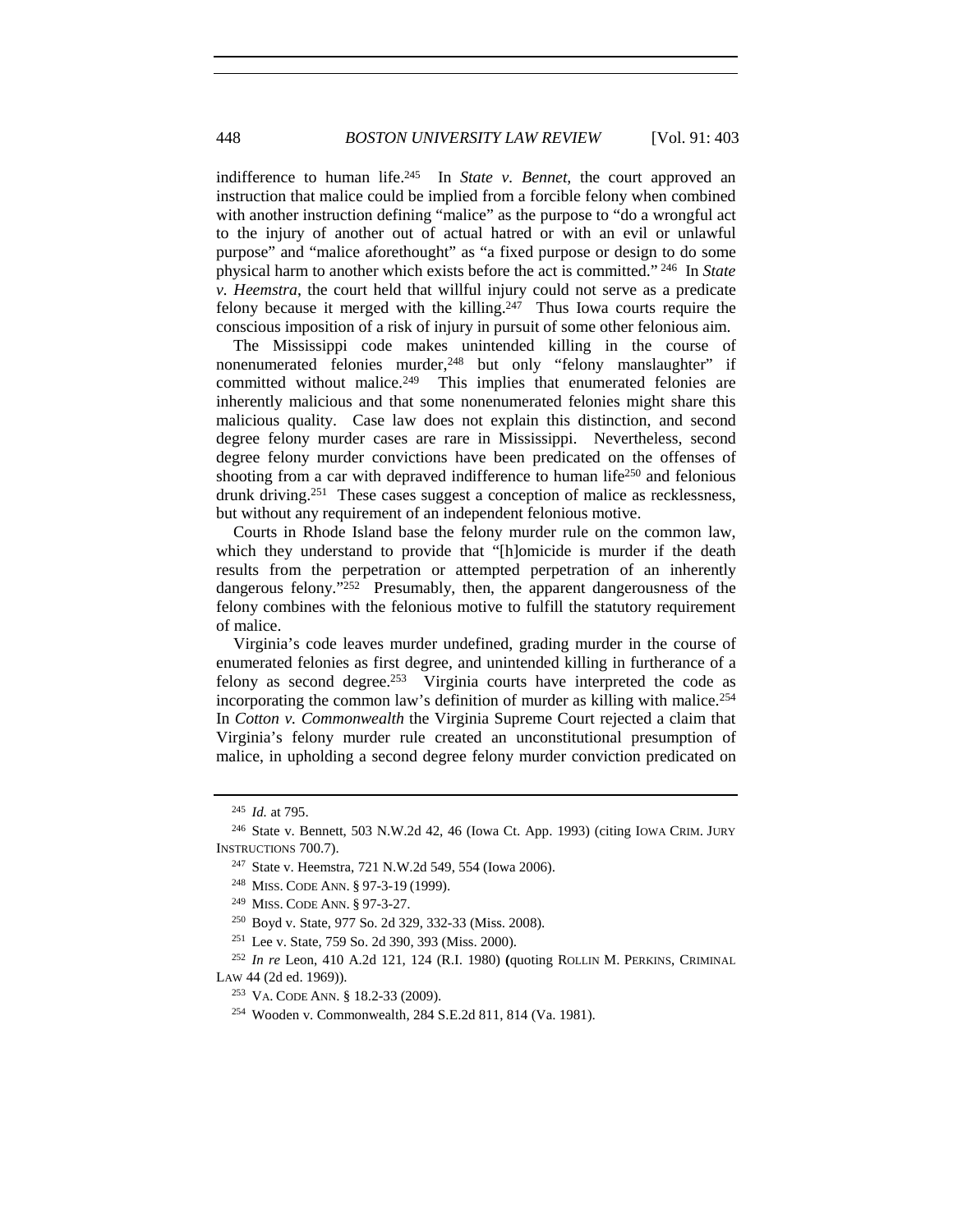indifference to human life.[245] In *State v. Bennet*, the court approved an instruction that malice could be implied from a forcible felony when combined with another instruction defining "malice" as the purpose to "do a wrongful act to the injury of another out of actual hatred or with an evil or unlawful purpose" and "malice aforethought" as "a fixed purpose or design to do some physical harm to another which exists before the act is committed."[246] In *State v. Heemstra*, the court held that willful injury could not serve as a predicate felony because it merged with the killing.[247] Thus Iowa courts require the conscious imposition of a risk of injury in pursuit of some other felonious aim.

The Mississippi code makes unintended killing in the course of nonenumerated felonies murder,[248] but only "felony manslaughter" if committed without malice.[249] This implies that enumerated felonies are inherently malicious and that some nonenumerated felonies might share this malicious quality. Case law does not explain this distinction, and second degree felony murder cases are rare in Mississippi. Nevertheless, second degree felony murder convictions have been predicated on the offenses of shooting from a car with depraved indifference to human life[250] and felonious drunk driving.[251] These cases suggest a conception of malice as recklessness, but without any requirement of an independent felonious motive.

Courts in Rhode Island base the felony murder rule on the common law, which they understand to provide that "[h]omicide is murder if the death results from the perpetration or attempted perpetration of an inherently dangerous felony."[252] Presumably, then, the apparent dangerousness of the felony combines with the felonious motive to fulfill the statutory requirement of malice.

Virginia's code leaves murder undefined, grading murder in the course of enumerated felonies as first degree, and unintended killing in furtherance of a felony as second degree.[253] Virginia courts have interpreted the code as incorporating the common law's definition of murder as killing with malice.[254] In *Cotton v. Commonwealth* the Virginia Supreme Court rejected a claim that Virginia's felony murder rule created an unconstitutional presumption of malice, in upholding a second degree felony murder conviction predicated on

---

[245] *Id.* at 795.

[246] State v. Bennett, 503 N.W.2d 42, 46 (Iowa Ct. App. 1993) (citing IOWA CRIM. JURY INSTRUCTIONS 700.7).

[247] State v. Heemstra, 721 N.W.2d 549, 554 (Iowa 2006).

[248] MISS. CODE ANN. § 97-3-19 (1999).

[249] MISS. CODE ANN. § 97-3-27.

[250] Boyd v. State, 977 So. 2d 329, 332-33 (Miss. 2008).

[251] Lee v. State, 759 So. 2d 390, 393 (Miss. 2000).

[252] *In re* Leon, 410 A.2d 121, 124 (R.I. 1980) (quoting ROLLIN M. PERKINS, CRIMINAL LAW 44 (2d ed. 1969)).

[253] VA. CODE ANN. § 18.2-33 (2009).

[254] Wooden v. Commonwealth, 284 S.E.2d 811, 814 (Va. 1981).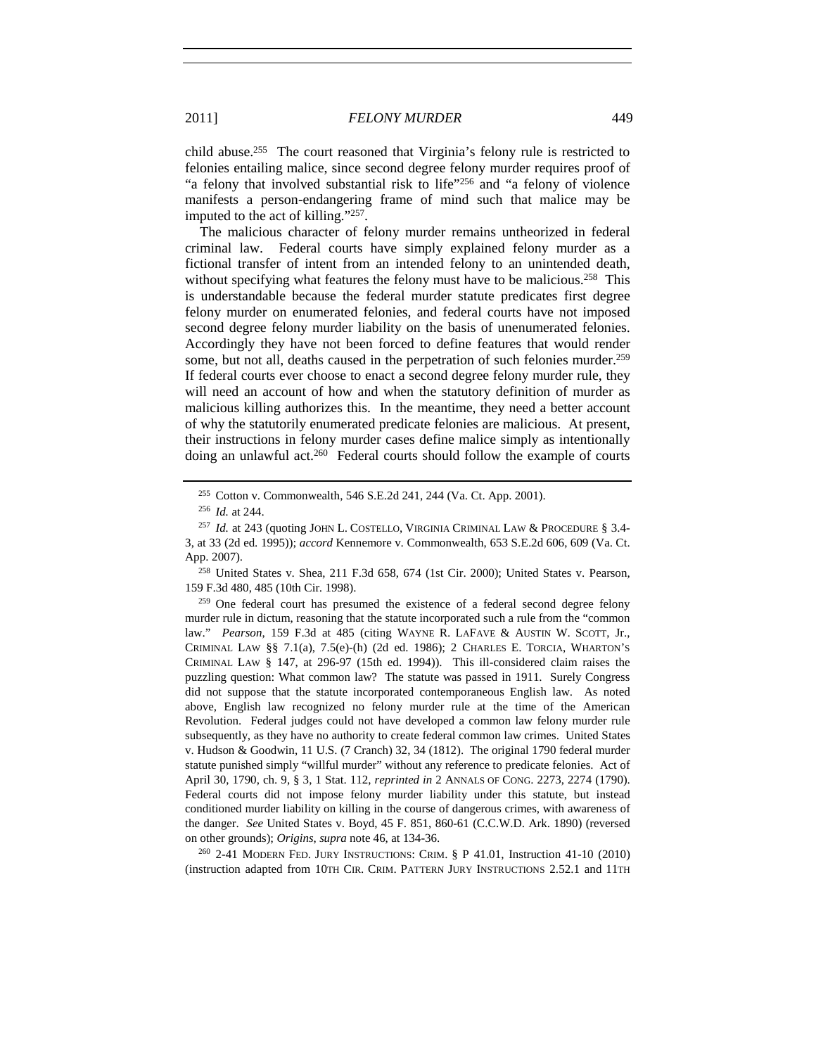child abuse.[255] The court reasoned that Virginia's felony rule is restricted to felonies entailing malice, since second degree felony murder requires proof of "a felony that involved substantial risk to life"[256] and "a felony of violence manifests a person-endangering frame of mind such that malice may be imputed to the act of killing."[257].

The malicious character of felony murder remains untheorized in federal criminal law. Federal courts have simply explained felony murder as a fictional transfer of intent from an intended felony to an unintended death, without specifying what features the felony must have to be malicious.[258] This is understandable because the federal murder statute predicates first degree felony murder on enumerated felonies, and federal courts have not imposed second degree felony murder liability on the basis of unenumerated felonies. Accordingly they have not been forced to define features that would render some, but not all, deaths caused in the perpetration of such felonies murder.[259] If federal courts ever choose to enact a second degree felony murder rule, they will need an account of how and when the statutory definition of murder as malicious killing authorizes this. In the meantime, they need a better account of why the statutorily enumerated predicate felonies are malicious. At present, their instructions in felony murder cases define malice simply as intentionally doing an unlawful act.[260] Federal courts should follow the example of courts

---

[255] Cotton v. Commonwealth, 546 S.E.2d 241, 244 (Va. Ct. App. 2001).

[256] *Id.* at 244.

[257] *Id.* at 243 (quoting JOHN L. COSTELLO, VIRGINIA CRIMINAL LAW & PROCEDURE § 3.4-3, at 33 (2d ed. 1995)); *accord* Kennemore v. Commonwealth, 653 S.E.2d 606, 609 (Va. Ct. App. 2007).

[258] United States v. Shea, 211 F.3d 658, 674 (1st Cir. 2000); United States v. Pearson, 159 F.3d 480, 485 (10th Cir. 1998).

[259] One federal court has presumed the existence of a federal second degree felony murder rule in dictum, reasoning that the statute incorporated such a rule from the "common law." *Pearson*, 159 F.3d at 485 (citing WAYNE R. LAFAVE & AUSTIN W. SCOTT, Jr., CRIMINAL LAW §§ 7.1(a), 7.5(e)-(h) (2d ed. 1986); 2 CHARLES E. TORCIA, WHARTON'S CRIMINAL LAW § 147, at 296-97 (15th ed. 1994)). This ill-considered claim raises the puzzling question: What common law? The statute was passed in 1911. Surely Congress did not suppose that the statute incorporated contemporaneous English law. As noted above, English law recognized no felony murder rule at the time of the American Revolution. Federal judges could not have developed a common law felony murder rule subsequently, as they have no authority to create federal common law crimes. United States v. Hudson & Goodwin, 11 U.S. (7 Cranch) 32, 34 (1812). The original 1790 federal murder statute punished simply "willful murder" without any reference to predicate felonies. Act of April 30, 1790, ch. 9, § 3, 1 Stat. 112, *reprinted in* 2 ANNALS OF CONG. 2273, 2274 (1790). Federal courts did not impose felony murder liability under this statute, but instead conditioned murder liability on killing in the course of dangerous crimes, with awareness of the danger. *See* United States v. Boyd, 45 F. 851, 860-61 (C.C.W.D. Ark. 1890) (reversed on other grounds); *Origins*, *supra* note 46, at 134-36.

[260] 2-41 MODERN FED. JURY INSTRUCTIONS: CRIM. § P 41.01, Instruction 41-10 (2010) (instruction adapted from 10TH CIR. CRIM. PATTERN JURY INSTRUCTIONS 2.52.1 and 11TH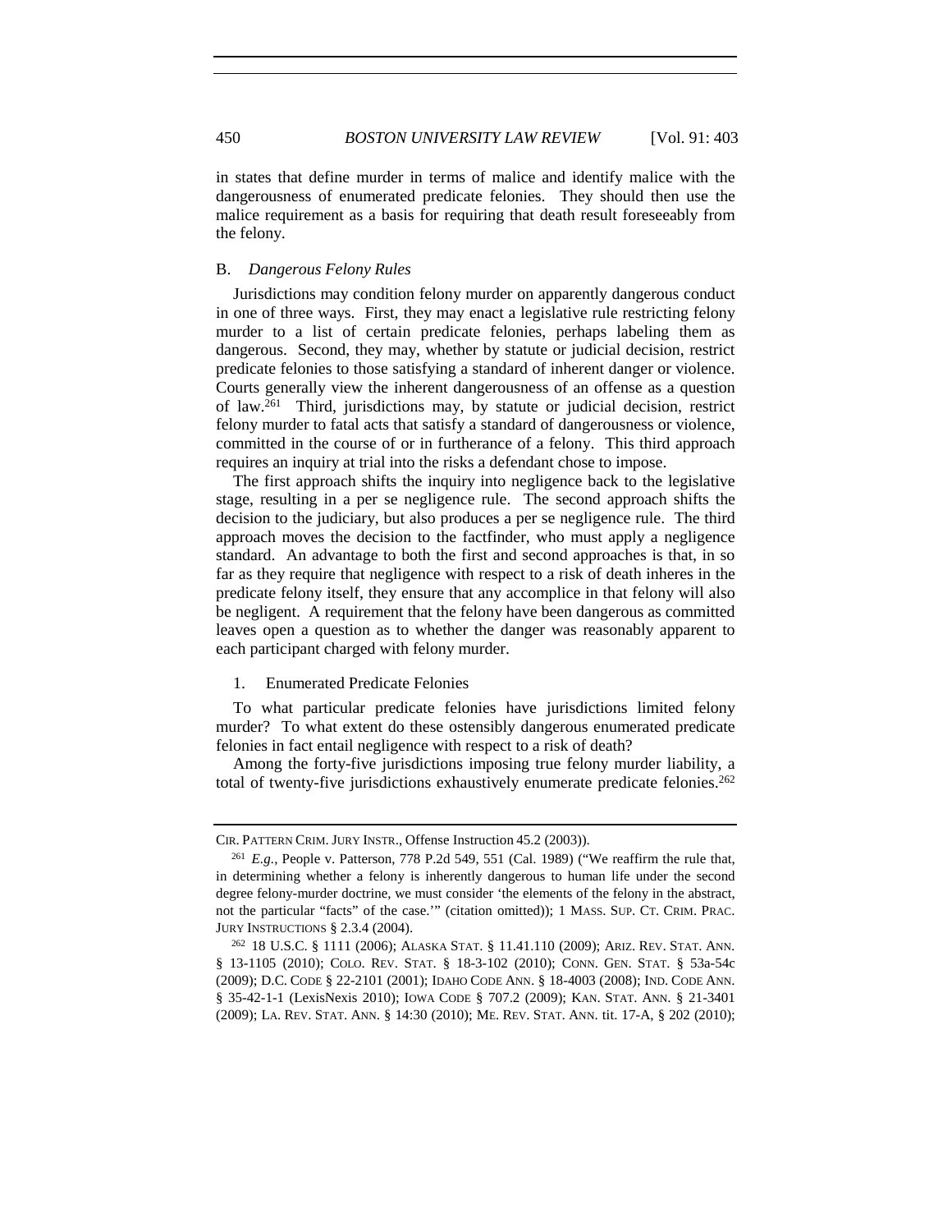in states that define murder in terms of malice and identify malice with the dangerousness of enumerated predicate felonies. They should then use the malice requirement as a basis for requiring that death result foreseeably from the felony.

## B. *Dangerous Felony Rules*

Jurisdictions may condition felony murder on apparently dangerous conduct in one of three ways. First, they may enact a legislative rule restricting felony murder to a list of certain predicate felonies, perhaps labeling them as dangerous. Second, they may, whether by statute or judicial decision, restrict predicate felonies to those satisfying a standard of inherent danger or violence. Courts generally view the inherent dangerousness of an offense as a question of law.[261] Third, jurisdictions may, by statute or judicial decision, restrict felony murder to fatal acts that satisfy a standard of dangerousness or violence, committed in the course of or in furtherance of a felony. This third approach requires an inquiry at trial into the risks a defendant chose to impose.

The first approach shifts the inquiry into negligence back to the legislative stage, resulting in a per se negligence rule. The second approach shifts the decision to the judiciary, but also produces a per se negligence rule. The third approach moves the decision to the factfinder, who must apply a negligence standard. An advantage to both the first and second approaches is that, in so far as they require that negligence with respect to a risk of death inheres in the predicate felony itself, they ensure that any accomplice in that felony will also be negligent. A requirement that the felony have been dangerous as committed leaves open a question as to whether the danger was reasonably apparent to each participant charged with felony murder.

### 1. Enumerated Predicate Felonies

To what particular predicate felonies have jurisdictions limited felony murder? To what extent do these ostensibly dangerous enumerated predicate felonies in fact entail negligence with respect to a risk of death?

Among the forty-five jurisdictions imposing true felony murder liability, a total of twenty-five jurisdictions exhaustively enumerate predicate felonies.[262]

---

CIR. PATTERN CRIM. JURY INSTR., Offense Instruction 45.2 (2003)).

[261] *E.g.*, People v. Patterson, 778 P.2d 549, 551 (Cal. 1989) ("We reaffirm the rule that, in determining whether a felony is inherently dangerous to human life under the second degree felony-murder doctrine, we must consider 'the elements of the felony in the abstract, not the particular "facts" of the case.'" (citation omitted)); 1 MASS. SUP. CT. CRIM. PRAC. JURY INSTRUCTIONS § 2.3.4 (2004).

[262] 18 U.S.C. § 1111 (2006); ALASKA STAT. § 11.41.110 (2009); ARIZ. REV. STAT. ANN. § 13-1105 (2010); COLO. REV. STAT. § 18-3-102 (2010); CONN. GEN. STAT. § 53a-54c (2009); D.C. CODE § 22-2101 (2001); IDAHO CODE ANN. § 18-4003 (2008); IND. CODE ANN. § 35-42-1-1 (LexisNexis 2010); IOWA CODE § 707.2 (2009); KAN. STAT. ANN. § 21-3401 (2009); LA. REV. STAT. ANN. § 14:30 (2010); ME. REV. STAT. ANN. tit. 17-A, § 202 (2010);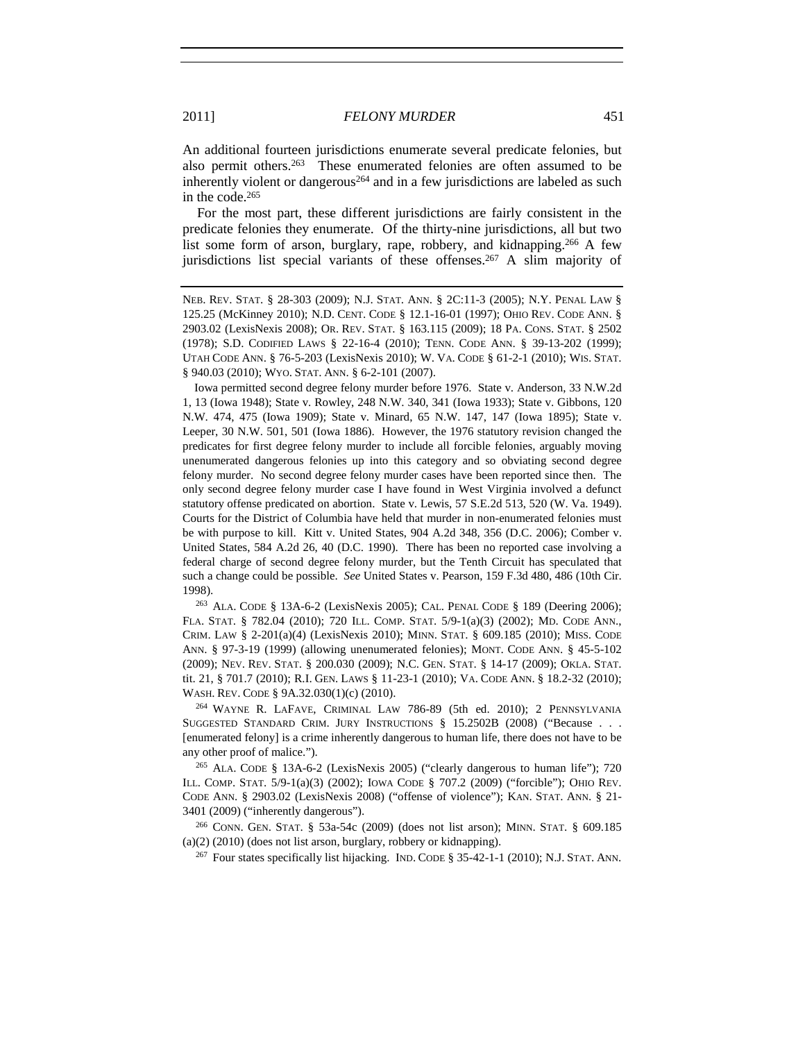An additional fourteen jurisdictions enumerate several predicate felonies, but also permit others.[263] These enumerated felonies are often assumed to be inherently violent or dangerous[264] and in a few jurisdictions are labeled as such in the code.[265]

For the most part, these different jurisdictions are fairly consistent in the predicate felonies they enumerate. Of the thirty-nine jurisdictions, all but two list some form of arson, burglary, rape, robbery, and kidnapping.[266] A few jurisdictions list special variants of these offenses.[267] A slim majority of

---

NEB. REV. STAT. § 28-303 (2009); N.J. STAT. ANN. § 2C:11-3 (2005); N.Y. PENAL LAW § 125.25 (McKinney 2010); N.D. CENT. CODE § 12.1-16-01 (1997); OHIO REV. CODE ANN. § 2903.02 (LexisNexis 2008); OR. REV. STAT. § 163.115 (2009); 18 PA. CONS. STAT. § 2502 (1978); S.D. CODIFIED LAWS § 22-16-4 (2010); TENN. CODE ANN. § 39-13-202 (1999); UTAH CODE ANN. § 76-5-203 (LexisNexis 2010); W. VA. CODE § 61-2-1 (2010); WIS. STAT. § 940.03 (2010); WYO. STAT. ANN. § 6-2-101 (2007).

Iowa permitted second degree felony murder before 1976. State v. Anderson, 33 N.W.2d 1, 13 (Iowa 1948); State v. Rowley, 248 N.W. 340, 341 (Iowa 1933); State v. Gibbons, 120 N.W. 474, 475 (Iowa 1909); State v. Minard, 65 N.W. 147, 147 (Iowa 1895); State v. Leeper, 30 N.W. 501, 501 (Iowa 1886). However, the 1976 statutory revision changed the predicates for first degree felony murder to include all forcible felonies, arguably moving unenumerated dangerous felonies up into this category and so obviating second degree felony murder. No second degree felony murder cases have been reported since then. The only second degree felony murder case I have found in West Virginia involved a defunct statutory offense predicated on abortion. State v. Lewis, 57 S.E.2d 513, 520 (W. Va. 1949). Courts for the District of Columbia have held that murder in non-enumerated felonies must be with purpose to kill. Kitt v. United States, 904 A.2d 348, 356 (D.C. 2006); Comber v. United States, 584 A.2d 26, 40 (D.C. 1990). There has been no reported case involving a federal charge of second degree felony murder, but the Tenth Circuit has speculated that such a change could be possible. *See* United States v. Pearson, 159 F.3d 480, 486 (10th Cir. 1998).

[263] ALA. CODE § 13A-6-2 (LexisNexis 2005); CAL. PENAL CODE § 189 (Deering 2006); FLA. STAT. § 782.04 (2010); 720 ILL. COMP. STAT. 5/9-1(a)(3) (2002); MD. CODE ANN., CRIM. LAW § 2-201(a)(4) (LexisNexis 2010); MINN. STAT. § 609.185 (2010); MISS. CODE ANN. § 97-3-19 (1999) (allowing unenumerated felonies); MONT. CODE ANN. § 45-5-102 (2009); NEV. REV. STAT. § 200.030 (2009); N.C. GEN. STAT. § 14-17 (2009); OKLA. STAT. tit. 21, § 701.7 (2010); R.I. GEN. LAWS § 11-23-1 (2010); VA. CODE ANN. § 18.2-32 (2010); WASH. REV. CODE § 9A.32.030(1)(c) (2010).

[264] WAYNE R. LAFAVE, CRIMINAL LAW 786-89 (5th ed. 2010); 2 PENNSYLVANIA SUGGESTED STANDARD CRIM. JURY INSTRUCTIONS § 15.2502B (2008) ("Because . . . [enumerated felony] is a crime inherently dangerous to human life, there does not have to be any other proof of malice.").

[265] ALA. CODE § 13A-6-2 (LexisNexis 2005) ("clearly dangerous to human life"); 720 ILL. COMP. STAT. 5/9-1(a)(3) (2002); IOWA CODE § 707.2 (2009) ("forcible"); OHIO REV. CODE ANN. § 2903.02 (LexisNexis 2008) ("offense of violence"); KAN. STAT. ANN. § 21-3401 (2009) ("inherently dangerous").

[266] CONN. GEN. STAT. § 53a-54c (2009) (does not list arson); MINN. STAT. § 609.185 (a)(2) (2010) (does not list arson, burglary, robbery or kidnapping).

[267] Four states specifically list hijacking. IND. CODE § 35-42-1-1 (2010); N.J. STAT. ANN.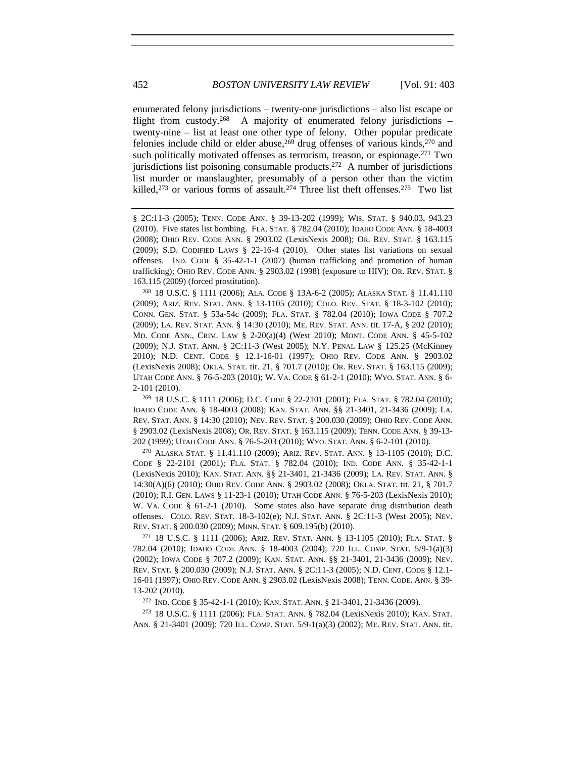enumerated felony jurisdictions – twenty-one jurisdictions – also list escape or flight from custody.[268] A majority of enumerated felony jurisdictions – twenty-nine – list at least one other type of felony. Other popular predicate felonies include child or elder abuse,[269] drug offenses of various kinds,[270] and such politically motivated offenses as terrorism, treason, or espionage.[271] Two jurisdictions list poisoning consumable products.[272] A number of jurisdictions list murder or manslaughter, presumably of a person other than the victim killed,[273] or various forms of assault.[274] Three list theft offenses.[275] Two list

---

§ 2C:11-3 (2005); TENN. CODE ANN. § 39-13-202 (1999); WIS. STAT. § 940.03, 943.23 (2010). Five states list bombing. FLA. STAT. § 782.04 (2010); IDAHO CODE ANN. § 18-4003 (2008); OHIO REV. CODE ANN. § 2903.02 (LexisNexis 2008); OR. REV. STAT. § 163.115 (2009); S.D. CODIFIED LAWS § 22-16-4 (2010). Other states list variations on sexual offenses. IND. CODE § 35-42-1-1 (2007) (human trafficking and promotion of human trafficking); OHIO REV. CODE ANN. § 2903.02 (1998) (exposure to HIV); OR. REV. STAT. § 163.115 (2009) (forced prostitution).

[268] 18 U.S.C. § 1111 (2006); ALA. CODE § 13A-6-2 (2005); ALASKA STAT. § 11.41.110 (2009); ARIZ. REV. STAT. ANN. § 13-1105 (2010); COLO. REV. STAT. § 18-3-102 (2010); CONN. GEN. STAT. § 53a-54c (2009); FLA. STAT. § 782.04 (2010); IOWA CODE § 707.2 (2009); LA. REV. STAT. ANN. § 14:30 (2010); ME. REV. STAT. ANN. tit. 17-A, § 202 (2010); MD. CODE ANN., CRIM. LAW § 2-20(a)(4) (West 2010); MONT. CODE ANN. § 45-5-102 (2009); N.J. STAT. ANN. § 2C:11-3 (West 2005); N.Y. PENAL LAW § 125.25 (McKinney 2010); N.D. CENT. CODE § 12.1-16-01 (1997); OHIO REV. CODE ANN. § 2903.02 (LexisNexis 2008); OKLA. STAT. tit. 21, § 701.7 (2010); OR. REV. STAT. § 163.115 (2009); UTAH CODE ANN. § 76-5-203 (2010); W. VA. CODE § 61-2-1 (2010); WYO. STAT. ANN. § 6-2-101 (2010).

[269] 18 U.S.C. § 1111 (2006); D.C. CODE § 22-2101 (2001); FLA. STAT. § 782.04 (2010); IDAHO CODE ANN. § 18-4003 (2008); KAN. STAT. ANN. §§ 21-3401, 21-3436 (2009); LA. REV. STAT. ANN. § 14:30 (2010); NEV. REV. STAT. § 200.030 (2009); OHIO REV. CODE ANN. § 2903.02 (LexisNexis 2008); OR. REV. STAT. § 163.115 (2009); TENN. CODE ANN. § 39-13-202 (1999); UTAH CODE ANN. § 76-5-203 (2010); WYO. STAT. ANN. § 6-2-101 (2010).

[270] ALASKA STAT. § 11.41.110 (2009); ARIZ. REV. STAT. ANN. § 13-1105 (2010); D.C. CODE § 22-2101 (2001); FLA. STAT. § 782.04 (2010); IND. CODE ANN. § 35-42-1-1 (LexisNexis 2010); KAN. STAT. ANN. §§ 21-3401, 21-3436 (2009); LA. REV. STAT. ANN. § 14:30(A)(6) (2010); OHIO REV. CODE ANN. § 2903.02 (2008); OKLA. STAT. tit. 21, § 701.7 (2010); R.I. GEN. LAWS § 11-23-1 (2010); UTAH CODE ANN. § 76-5-203 (LexisNexis 2010); W. VA. CODE § 61-2-1 (2010). Some states also have separate drug distribution death offenses. COLO. REV. STAT. 18-3-102(e); N.J. STAT. ANN. § 2C:11-3 (West 2005); NEV. REV. STAT. § 200.030 (2009); MINN. STAT. § 609.195(b) (2010).

[271] 18 U.S.C. § 1111 (2006); ARIZ. REV. STAT. ANN. § 13-1105 (2010); FLA. STAT. § 782.04 (2010); IDAHO CODE ANN. § 18-4003 (2004); 720 ILL. COMP. STAT. 5/9-1(a)(3) (2002); IOWA CODE § 707.2 (2009); KAN. STAT. ANN. §§ 21-3401, 21-3436 (2009); NEV. REV. STAT. § 200.030 (2009); N.J. STAT. ANN. § 2C:11-3 (2005); N.D. CENT. CODE § 12.1-16-01 (1997); OHIO REV. CODE ANN. § 2903.02 (LexisNexis 2008); TENN. CODE. ANN. § 39-13-202 (2010).

[272] IND. CODE § 35-42-1-1 (2010); KAN. STAT. ANN. § 21-3401, 21-3436 (2009).

[273] 18 U.S.C. § 1111 (2006); FLA. STAT. ANN. § 782.04 (LexisNexis 2010); KAN. STAT. ANN. § 21-3401 (2009); 720 ILL. COMP. STAT. 5/9-1(a)(3) (2002); ME. REV. STAT. ANN. tit.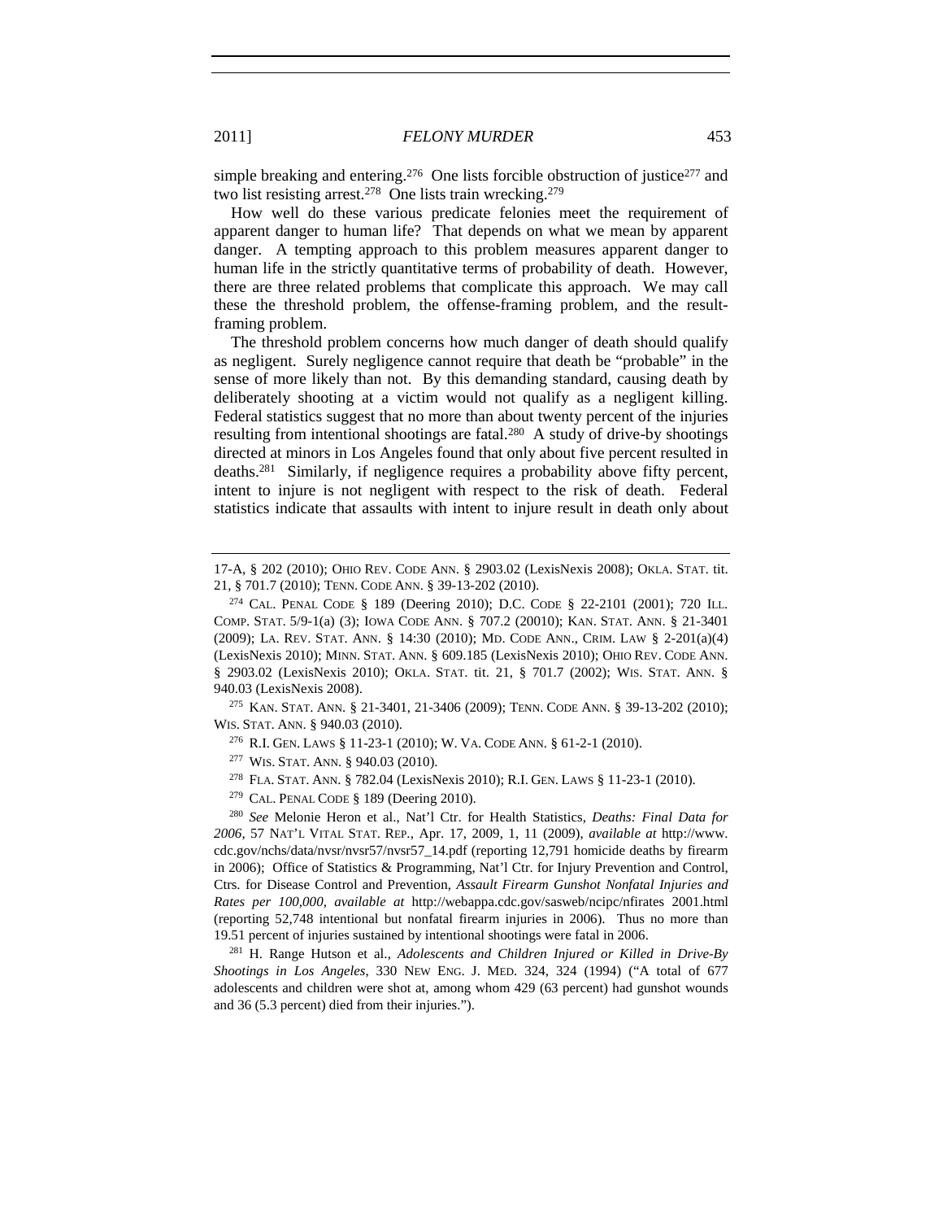simple breaking and entering.[276] One lists forcible obstruction of justice[277] and two list resisting arrest.[278] One lists train wrecking.[279]

How well do these various predicate felonies meet the requirement of apparent danger to human life? That depends on what we mean by apparent danger. A tempting approach to this problem measures apparent danger to human life in the strictly quantitative terms of probability of death. However, there are three related problems that complicate this approach. We may call these the threshold problem, the offense-framing problem, and the result-framing problem.

The threshold problem concerns how much danger of death should qualify as negligent. Surely negligence cannot require that death be "probable" in the sense of more likely than not. By this demanding standard, causing death by deliberately shooting at a victim would not qualify as a negligent killing. Federal statistics suggest that no more than about twenty percent of the injuries resulting from intentional shootings are fatal.[280] A study of drive-by shootings directed at minors in Los Angeles found that only about five percent resulted in deaths.[281] Similarly, if negligence requires a probability above fifty percent, intent to injure is not negligent with respect to the risk of death. Federal statistics indicate that assaults with intent to injure result in death only about

---

17-A, § 202 (2010); OHIO REV. CODE ANN. § 2903.02 (LexisNexis 2008); OKLA. STAT. tit. 21, § 701.7 (2010); TENN. CODE ANN. § 39-13-202 (2010).

[274] CAL. PENAL CODE § 189 (Deering 2010); D.C. CODE § 22-2101 (2001); 720 ILL. COMP. STAT. 5/9-1(a) (3); IOWA CODE ANN. § 707.2 (20010); KAN. STAT. ANN. § 21-3401 (2009); LA. REV. STAT. ANN. § 14:30 (2010); MD. CODE ANN., CRIM. LAW § 2-201(a)(4) (LexisNexis 2010); MINN. STAT. ANN. § 609.185 (LexisNexis 2010); OHIO REV. CODE ANN. § 2903.02 (LexisNexis 2010); OKLA. STAT. tit. 21, § 701.7 (2002); WIS. STAT. ANN. § 940.03 (LexisNexis 2008).

[275] KAN. STAT. ANN. § 21-3401, 21-3406 (2009); TENN. CODE ANN. § 39-13-202 (2010); WIS. STAT. ANN. § 940.03 (2010).

[276] R.I. GEN. LAWS § 11-23-1 (2010); W. VA. CODE ANN. § 61-2-1 (2010).

[277] WIS. STAT. ANN. § 940.03 (2010).

[278] FLA. STAT. ANN. § 782.04 (LexisNexis 2010); R.I. GEN. LAWS § 11-23-1 (2010).

[279] CAL. PENAL CODE § 189 (Deering 2010).

[280] *See* Melonie Heron et al., Nat'l Ctr. for Health Statistics, *Deaths: Final Data for 2006*, 57 NAT'L VITAL STAT. REP., Apr. 17, 2009, 1, 11 (2009), *available at* http://www.cdc.gov/nchs/data/nvsr/nvsr57/nvsr57_14.pdf (reporting 12,791 homicide deaths by firearm in 2006); Office of Statistics & Programming, Nat'l Ctr. for Injury Prevention and Control, Ctrs. for Disease Control and Prevention, *Assault Firearm Gunshot Nonfatal Injuries and Rates per 100,000*, *available at* http://webappa.cdc.gov/sasweb/ncipc/nfirates 2001.html (reporting 52,748 intentional but nonfatal firearm injuries in 2006). Thus no more than 19.51 percent of injuries sustained by intentional shootings were fatal in 2006.

[281] H. Range Hutson et al., *Adolescents and Children Injured or Killed in Drive-By Shootings in Los Angeles*, 330 NEW ENG. J. MED. 324, 324 (1994) ("A total of 677 adolescents and children were shot at, among whom 429 (63 percent) had gunshot wounds and 36 (5.3 percent) died from their injuries.").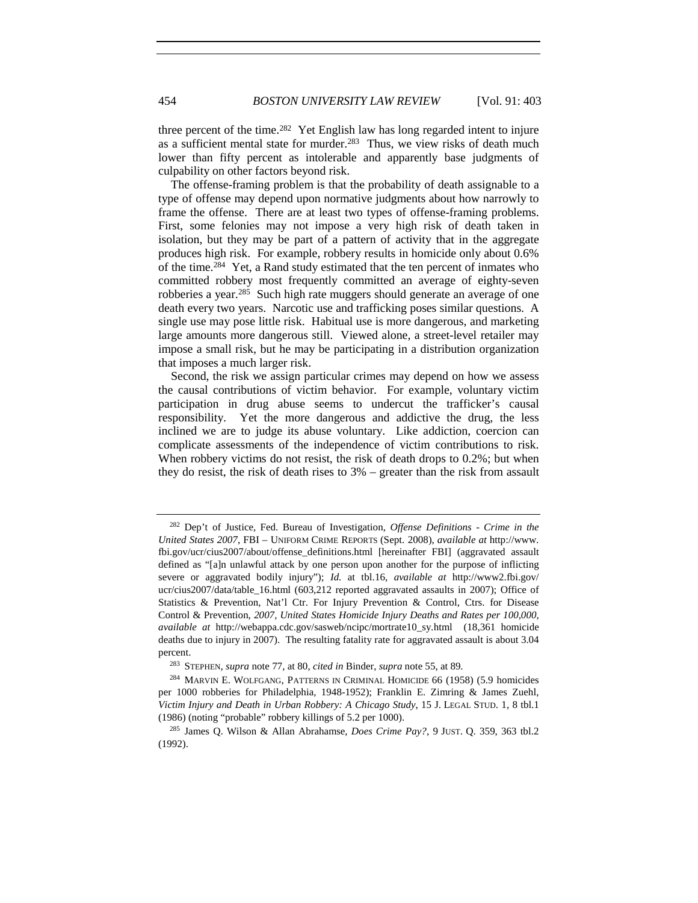three percent of the time.[282] Yet English law has long regarded intent to injure as a sufficient mental state for murder.[283] Thus, we view risks of death much lower than fifty percent as intolerable and apparently base judgments of culpability on other factors beyond risk.

The offense-framing problem is that the probability of death assignable to a type of offense may depend upon normative judgments about how narrowly to frame the offense. There are at least two types of offense-framing problems. First, some felonies may not impose a very high risk of death taken in isolation, but they may be part of a pattern of activity that in the aggregate produces high risk. For example, robbery results in homicide only about 0.6% of the time.[284] Yet, a Rand study estimated that the ten percent of inmates who committed robbery most frequently committed an average of eighty-seven robberies a year.[285] Such high rate muggers should generate an average of one death every two years. Narcotic use and trafficking poses similar questions. A single use may pose little risk. Habitual use is more dangerous, and marketing large amounts more dangerous still. Viewed alone, a street-level retailer may impose a small risk, but he may be participating in a distribution organization that imposes a much larger risk.

Second, the risk we assign particular crimes may depend on how we assess the causal contributions of victim behavior. For example, voluntary victim participation in drug abuse seems to undercut the trafficker's causal responsibility. Yet the more dangerous and addictive the drug, the less inclined we are to judge its abuse voluntary. Like addiction, coercion can complicate assessments of the independence of victim contributions to risk. When robbery victims do not resist, the risk of death drops to 0.2%; but when they do resist, the risk of death rises to 3% – greater than the risk from assault

---

[282] Dep't of Justice, Fed. Bureau of Investigation, *Offense Definitions - Crime in the United States 2007*, FBI – UNIFORM CRIME REPORTS (Sept. 2008), *available at* http://www.fbi.gov/ucr/cius2007/about/offense_definitions.html [hereinafter FBI] (aggravated assault defined as "[a]n unlawful attack by one person upon another for the purpose of inflicting severe or aggravated bodily injury"); *Id.* at tbl.16, *available at* http://www2.fbi.gov/ucr/cius2007/data/table_16.html (603,212 reported aggravated assaults in 2007); Office of Statistics & Prevention, Nat'l Ctr. For Injury Prevention & Control, Ctrs. for Disease Control & Prevention, *2007, United States Homicide Injury Deaths and Rates per 100,000*, *available at* http://webappa.cdc.gov/sasweb/ncipc/mortrate10_sy.html (18,361 homicide deaths due to injury in 2007). The resulting fatality rate for aggravated assault is about 3.04 percent.

[283] STEPHEN, *supra* note 77, at 80, *cited in* Binder, *supra* note 55, at 89.

[284] MARVIN E. WOLFGANG, PATTERNS IN CRIMINAL HOMICIDE 66 (1958) (5.9 homicides per 1000 robberies for Philadelphia, 1948-1952); Franklin E. Zimring & James Zuehl, *Victim Injury and Death in Urban Robbery: A Chicago Study*, 15 J. LEGAL STUD. 1, 8 tbl.1 (1986) (noting "probable" robbery killings of 5.2 per 1000).

[285] James Q. Wilson & Allan Abrahamse, *Does Crime Pay?*, 9 JUST. Q. 359, 363 tbl.2 (1992).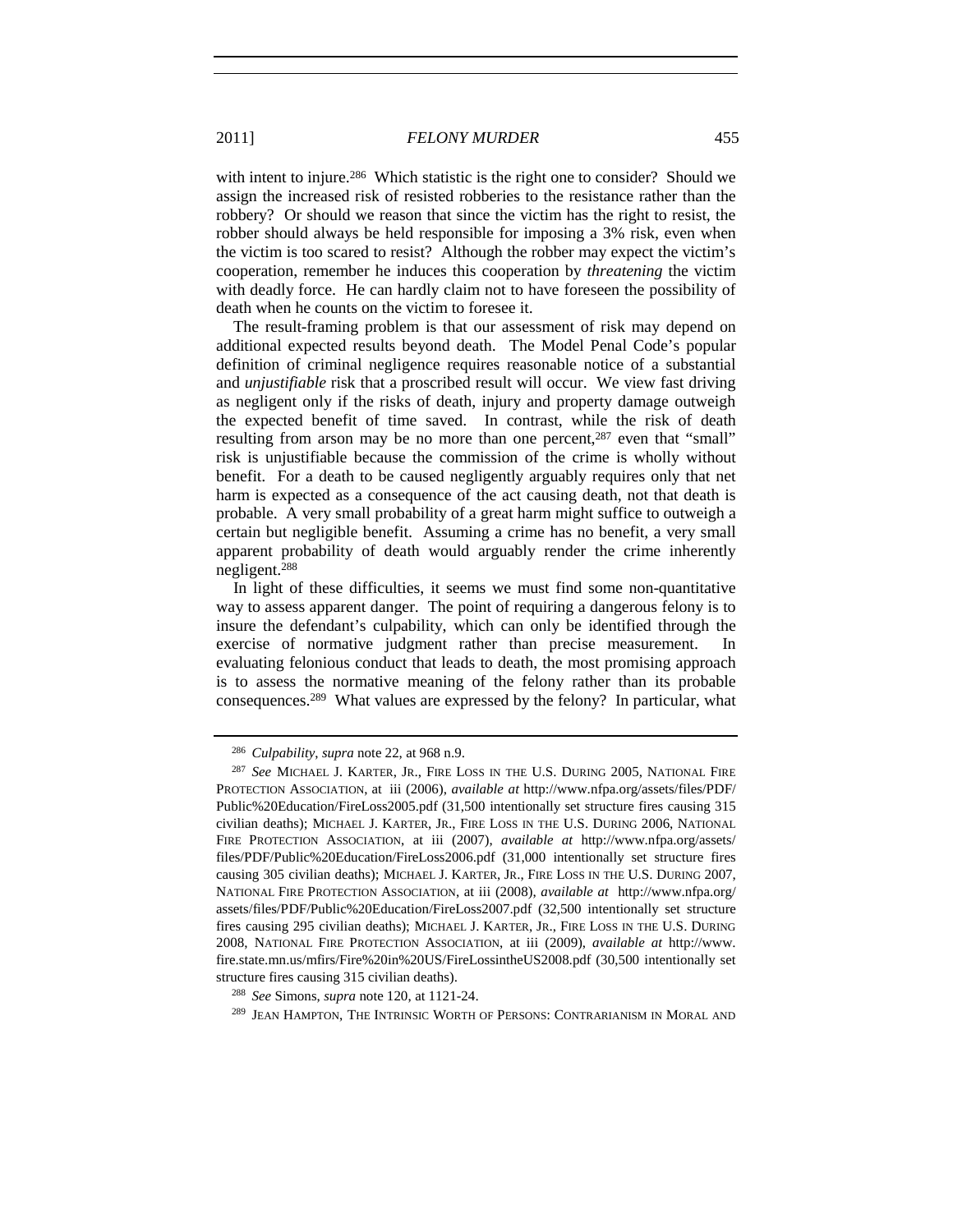with intent to injure.[286] Which statistic is the right one to consider? Should we assign the increased risk of resisted robberies to the resistance rather than the robbery? Or should we reason that since the victim has the right to resist, the robber should always be held responsible for imposing a 3% risk, even when the victim is too scared to resist? Although the robber may expect the victim's cooperation, remember he induces this cooperation by *threatening* the victim with deadly force. He can hardly claim not to have foreseen the possibility of death when he counts on the victim to foresee it.

The result-framing problem is that our assessment of risk may depend on additional expected results beyond death. The Model Penal Code's popular definition of criminal negligence requires reasonable notice of a substantial and *unjustifiable* risk that a proscribed result will occur. We view fast driving as negligent only if the risks of death, injury and property damage outweigh the expected benefit of time saved. In contrast, while the risk of death resulting from arson may be no more than one percent,[287] even that "small" risk is unjustifiable because the commission of the crime is wholly without benefit. For a death to be caused negligently arguably requires only that net harm is expected as a consequence of the act causing death, not that death is probable. A very small probability of a great harm might suffice to outweigh a certain but negligible benefit. Assuming a crime has no benefit, a very small apparent probability of death would arguably render the crime inherently negligent.[288]

In light of these difficulties, it seems we must find some non-quantitative way to assess apparent danger. The point of requiring a dangerous felony is to insure the defendant's culpability, which can only be identified through the exercise of normative judgment rather than precise measurement. In evaluating felonious conduct that leads to death, the most promising approach is to assess the normative meaning of the felony rather than its probable consequences.[289] What values are expressed by the felony? In particular, what

---

[286] *Culpability*, *supra* note 22, at 968 n.9.

[287] *See* MICHAEL J. KARTER, JR., FIRE LOSS IN THE U.S. DURING 2005, NATIONAL FIRE PROTECTION ASSOCIATION, at iii (2006), *available at* http://www.nfpa.org/assets/files/PDF/Public%20Education/FireLoss2005.pdf (31,500 intentionally set structure fires causing 315 civilian deaths); MICHAEL J. KARTER, JR., FIRE LOSS IN THE U.S. DURING 2006, NATIONAL FIRE PROTECTION ASSOCIATION, at iii (2007), *available at* http://www.nfpa.org/assets/files/PDF/Public%20Education/FireLoss2006.pdf (31,000 intentionally set structure fires causing 305 civilian deaths); MICHAEL J. KARTER, JR., FIRE LOSS IN THE U.S. DURING 2007, NATIONAL FIRE PROTECTION ASSOCIATION, at iii (2008), *available at* http://www.nfpa.org/assets/files/PDF/Public%20Education/FireLoss2007.pdf (32,500 intentionally set structure fires causing 295 civilian deaths); MICHAEL J. KARTER, JR., FIRE LOSS IN THE U.S. DURING 2008, NATIONAL FIRE PROTECTION ASSOCIATION, at iii (2009), *available at* http://www.fire.state.mn.us/mfirs/Fire%20in%20US/FireLossintheUS2008.pdf (30,500 intentionally set structure fires causing 315 civilian deaths).

[288] *See* Simons, *supra* note 120, at 1121-24.

[289] JEAN HAMPTON, THE INTRINSIC WORTH OF PERSONS: CONTRARIANISM IN MORAL AND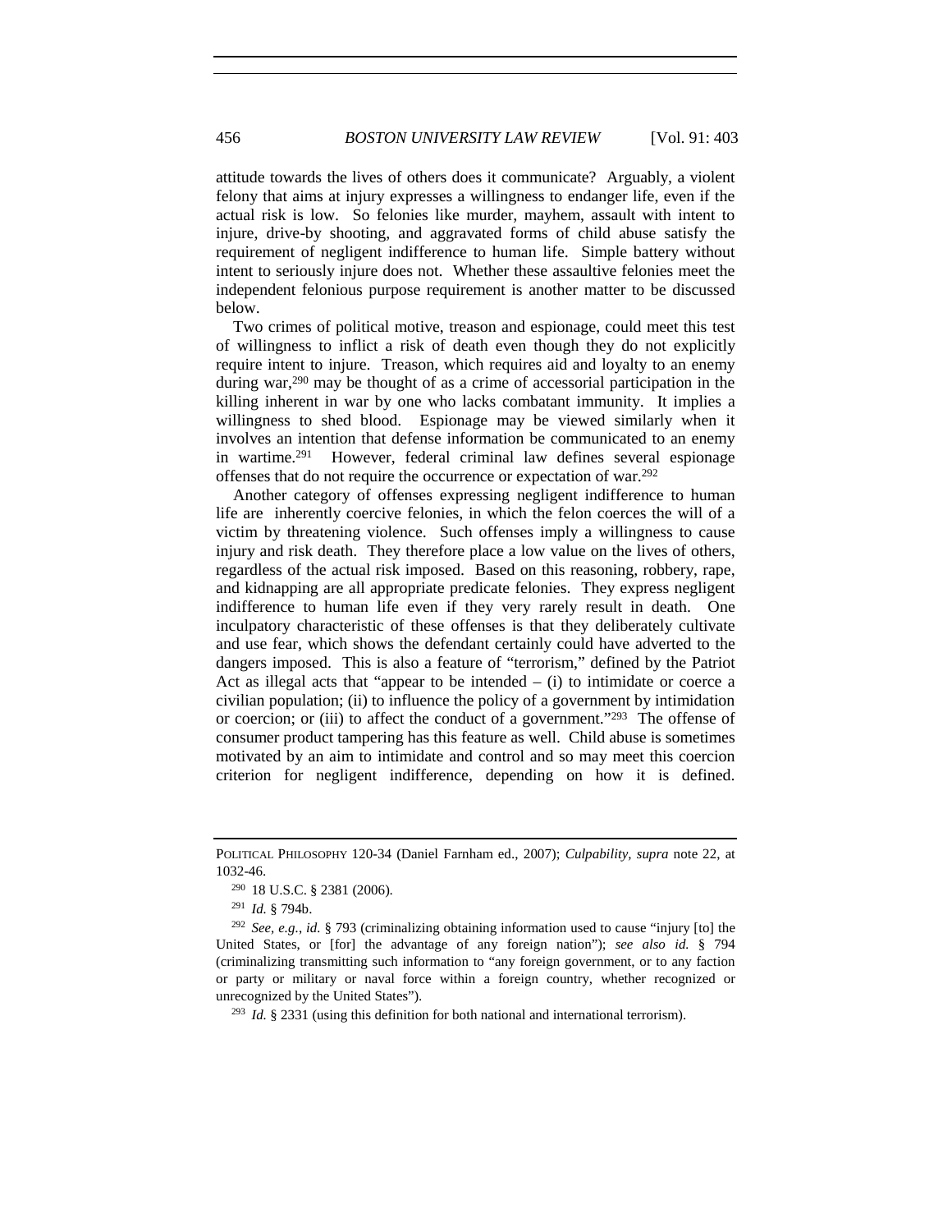attitude towards the lives of others does it communicate? Arguably, a violent felony that aims at injury expresses a willingness to endanger life, even if the actual risk is low. So felonies like murder, mayhem, assault with intent to injure, drive-by shooting, and aggravated forms of child abuse satisfy the requirement of negligent indifference to human life. Simple battery without intent to seriously injure does not. Whether these assaultive felonies meet the independent felonious purpose requirement is another matter to be discussed below.

Two crimes of political motive, treason and espionage, could meet this test of willingness to inflict a risk of death even though they do not explicitly require intent to injure. Treason, which requires aid and loyalty to an enemy during war,[290] may be thought of as a crime of accessorial participation in the killing inherent in war by one who lacks combatant immunity. It implies a willingness to shed blood. Espionage may be viewed similarly when it involves an intention that defense information be communicated to an enemy in wartime.[291] However, federal criminal law defines several espionage offenses that do not require the occurrence or expectation of war.[292]

Another category of offenses expressing negligent indifference to human life are inherently coercive felonies, in which the felon coerces the will of a victim by threatening violence. Such offenses imply a willingness to cause injury and risk death. They therefore place a low value on the lives of others, regardless of the actual risk imposed. Based on this reasoning, robbery, rape, and kidnapping are all appropriate predicate felonies. They express negligent indifference to human life even if they very rarely result in death. One inculpatory characteristic of these offenses is that they deliberately cultivate and use fear, which shows the defendant certainly could have adverted to the dangers imposed. This is also a feature of "terrorism," defined by the Patriot Act as illegal acts that "appear to be intended – (i) to intimidate or coerce a civilian population; (ii) to influence the policy of a government by intimidation or coercion; or (iii) to affect the conduct of a government."[293] The offense of consumer product tampering has this feature as well. Child abuse is sometimes motivated by an aim to intimidate and control and so may meet this coercion criterion for negligent indifference, depending on how it is defined.

---

POLITICAL PHILOSOPHY 120-34 (Daniel Farnham ed., 2007); *Culpability*, *supra* note 22, at 1032-46.

[290] 18 U.S.C. § 2381 (2006).

[291] *Id.* § 794b.

[292] *See, e.g.*, *id.* § 793 (criminalizing obtaining information used to cause "injury [to] the United States, or [for] the advantage of any foreign nation"); *see also id.* § 794 (criminalizing transmitting such information to "any foreign government, or to any faction or party or military or naval force within a foreign country, whether recognized or unrecognized by the United States").

[293] *Id.* § 2331 (using this definition for both national and international terrorism).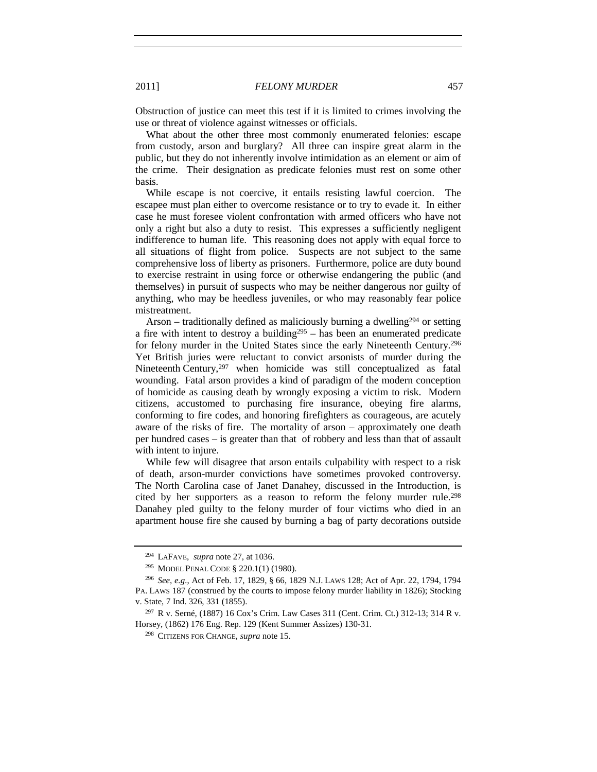Obstruction of justice can meet this test if it is limited to crimes involving the use or threat of violence against witnesses or officials.

What about the other three most commonly enumerated felonies: escape from custody, arson and burglary? All three can inspire great alarm in the public, but they do not inherently involve intimidation as an element or aim of the crime. Their designation as predicate felonies must rest on some other basis.

While escape is not coercive, it entails resisting lawful coercion. The escapee must plan either to overcome resistance or to try to evade it. In either case he must foresee violent confrontation with armed officers who have not only a right but also a duty to resist. This expresses a sufficiently negligent indifference to human life. This reasoning does not apply with equal force to all situations of flight from police. Suspects are not subject to the same comprehensive loss of liberty as prisoners. Furthermore, police are duty bound to exercise restraint in using force or otherwise endangering the public (and themselves) in pursuit of suspects who may be neither dangerous nor guilty of anything, who may be heedless juveniles, or who may reasonably fear police mistreatment.

Arson – traditionally defined as maliciously burning a dwelling[294] or setting a fire with intent to destroy a building[295] – has been an enumerated predicate for felony murder in the United States since the early Nineteenth Century.[296] Yet British juries were reluctant to convict arsonists of murder during the Nineteenth Century,[297] when homicide was still conceptualized as fatal wounding. Fatal arson provides a kind of paradigm of the modern conception of homicide as causing death by wrongly exposing a victim to risk. Modern citizens, accustomed to purchasing fire insurance, obeying fire alarms, conforming to fire codes, and honoring firefighters as courageous, are acutely aware of the risks of fire. The mortality of arson – approximately one death per hundred cases – is greater than that of robbery and less than that of assault with intent to injure.

While few will disagree that arson entails culpability with respect to a risk of death, arson-murder convictions have sometimes provoked controversy. The North Carolina case of Janet Danahey, discussed in the Introduction, is cited by her supporters as a reason to reform the felony murder rule.[298] Danahey pled guilty to the felony murder of four victims who died in an apartment house fire she caused by burning a bag of party decorations outside

---

[294] LAFAVE, *supra* note 27, at 1036.

[295] MODEL PENAL CODE § 220.1(1) (1980).

[296] *See, e.g.*, Act of Feb. 17, 1829, § 66, 1829 N.J. LAWS 128; Act of Apr. 22, 1794, 1794 PA. LAWS 187 (construed by the courts to impose felony murder liability in 1826); Stocking v. State, 7 Ind. 326, 331 (1855).

[297] R v. Serné, (1887) 16 Cox's Crim. Law Cases 311 (Cent. Crim. Ct.) 312-13; 314 R v. Horsey, (1862) 176 Eng. Rep. 129 (Kent Summer Assizes) 130-31.

[298] CITIZENS FOR CHANGE, *supra* note 15.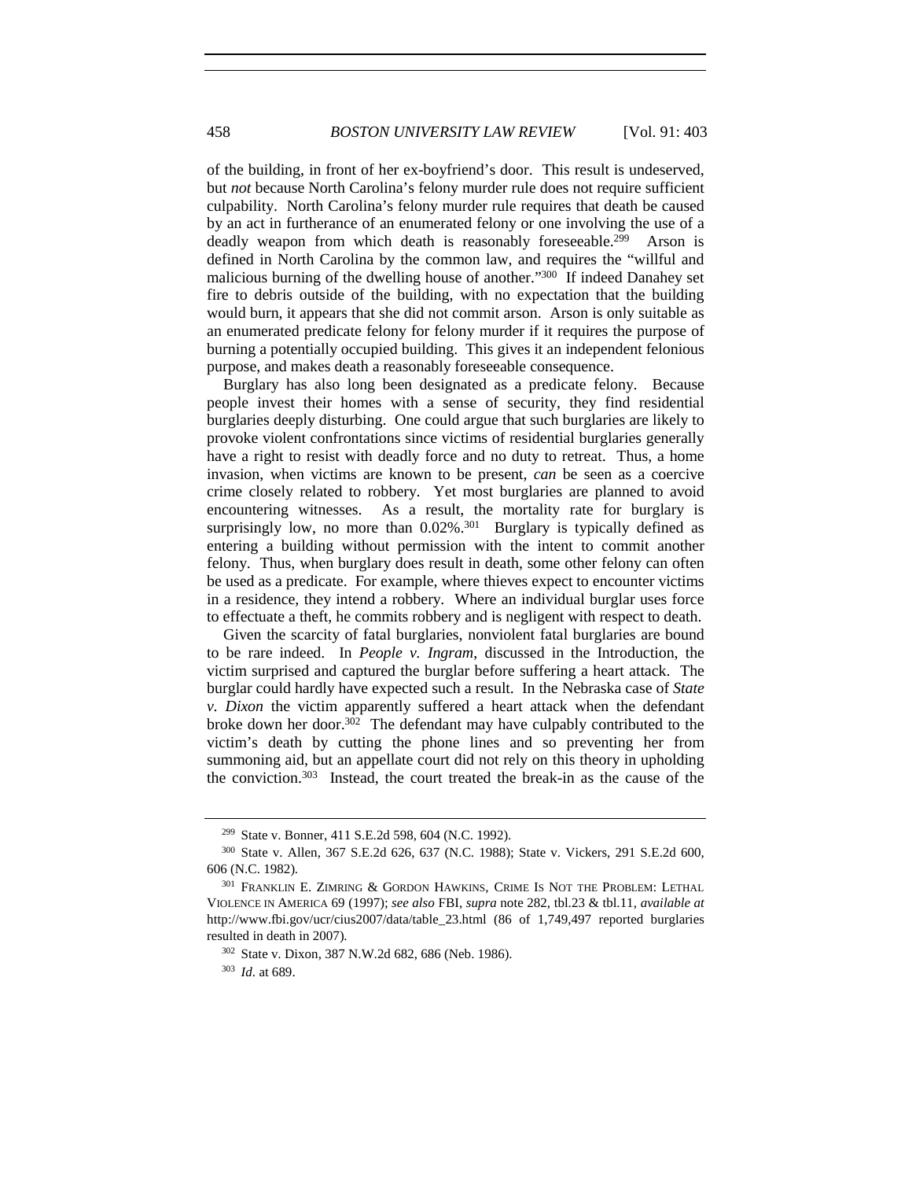of the building, in front of her ex-boyfriend's door. This result is undeserved, but *not* because North Carolina's felony murder rule does not require sufficient culpability. North Carolina's felony murder rule requires that death be caused by an act in furtherance of an enumerated felony or one involving the use of a deadly weapon from which death is reasonably foreseeable.[299] Arson is defined in North Carolina by the common law, and requires the "willful and malicious burning of the dwelling house of another."[300] If indeed Danahey set fire to debris outside of the building, with no expectation that the building would burn, it appears that she did not commit arson. Arson is only suitable as an enumerated predicate felony for felony murder if it requires the purpose of burning a potentially occupied building. This gives it an independent felonious purpose, and makes death a reasonably foreseeable consequence.

Burglary has also long been designated as a predicate felony. Because people invest their homes with a sense of security, they find residential burglaries deeply disturbing. One could argue that such burglaries are likely to provoke violent confrontations since victims of residential burglaries generally have a right to resist with deadly force and no duty to retreat. Thus, a home invasion, when victims are known to be present, *can* be seen as a coercive crime closely related to robbery. Yet most burglaries are planned to avoid encountering witnesses. As a result, the mortality rate for burglary is surprisingly low, no more than 0.02%.[301] Burglary is typically defined as entering a building without permission with the intent to commit another felony. Thus, when burglary does result in death, some other felony can often be used as a predicate. For example, where thieves expect to encounter victims in a residence, they intend a robbery. Where an individual burglar uses force to effectuate a theft, he commits robbery and is negligent with respect to death.

Given the scarcity of fatal burglaries, nonviolent fatal burglaries are bound to be rare indeed. In *People v. Ingram*, discussed in the Introduction, the victim surprised and captured the burglar before suffering a heart attack. The burglar could hardly have expected such a result. In the Nebraska case of *State v. Dixon* the victim apparently suffered a heart attack when the defendant broke down her door.[302] The defendant may have culpably contributed to the victim's death by cutting the phone lines and so preventing her from summoning aid, but an appellate court did not rely on this theory in upholding the conviction.[303] Instead, the court treated the break-in as the cause of the

---

[299] State v. Bonner, 411 S.E.2d 598, 604 (N.C. 1992).

[300] State v. Allen, 367 S.E.2d 626, 637 (N.C. 1988); State v. Vickers, 291 S.E.2d 600, 606 (N.C. 1982).

[301] FRANKLIN E. ZIMRING & GORDON HAWKINS, CRIME IS NOT THE PROBLEM: LETHAL VIOLENCE IN AMERICA 69 (1997); *see also* FBI, *supra* note 282, tbl.23 & tbl.11, *available at* http://www.fbi.gov/ucr/cius2007/data/table_23.html (86 of 1,749,497 reported burglaries resulted in death in 2007).

[302] State v. Dixon, 387 N.W.2d 682, 686 (Neb. 1986).

[303] *Id*. at 689.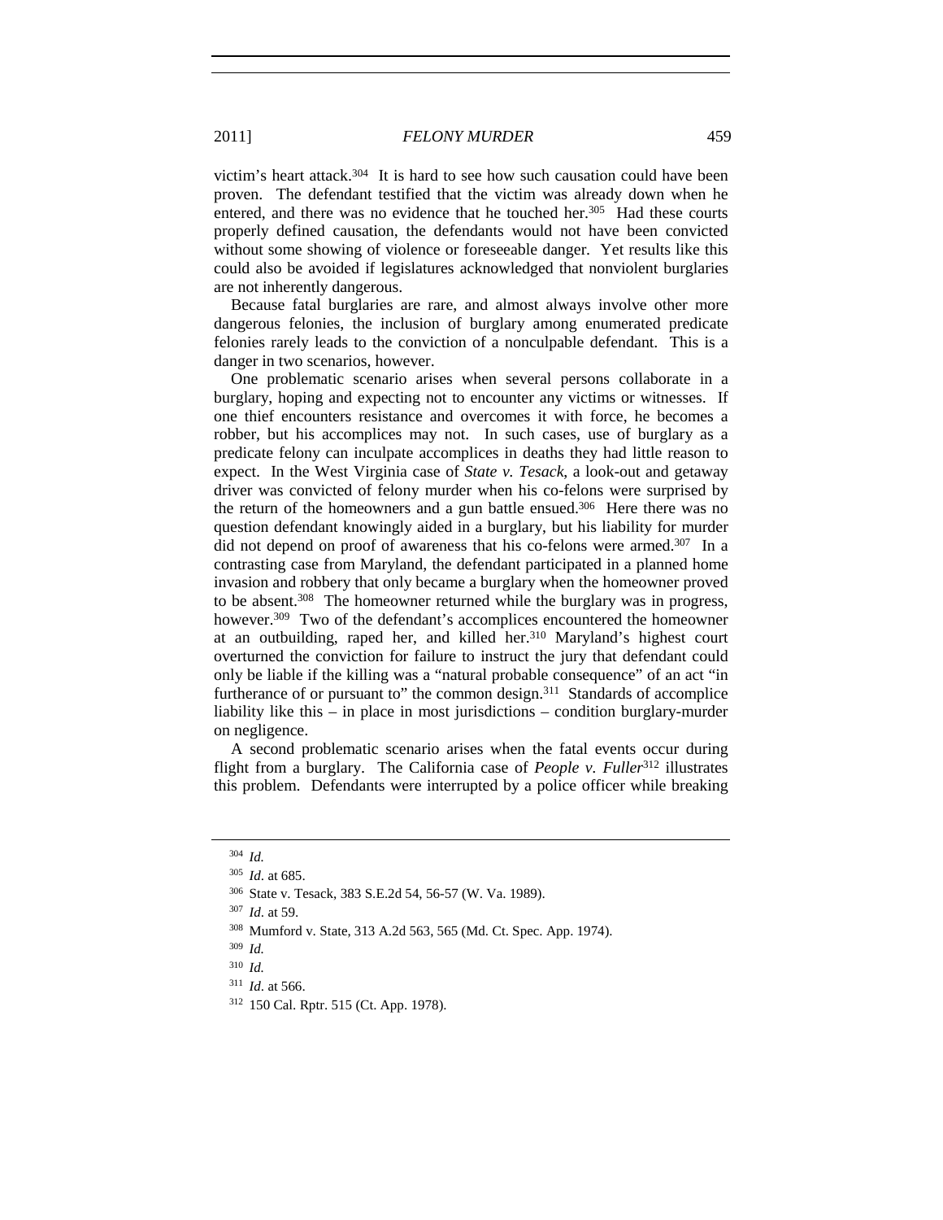victim's heart attack.[304] It is hard to see how such causation could have been proven. The defendant testified that the victim was already down when he entered, and there was no evidence that he touched her.[305] Had these courts properly defined causation, the defendants would not have been convicted without some showing of violence or foreseeable danger. Yet results like this could also be avoided if legislatures acknowledged that nonviolent burglaries are not inherently dangerous.

Because fatal burglaries are rare, and almost always involve other more dangerous felonies, the inclusion of burglary among enumerated predicate felonies rarely leads to the conviction of a nonculpable defendant. This is a danger in two scenarios, however.

One problematic scenario arises when several persons collaborate in a burglary, hoping and expecting not to encounter any victims or witnesses. If one thief encounters resistance and overcomes it with force, he becomes a robber, but his accomplices may not. In such cases, use of burglary as a predicate felony can inculpate accomplices in deaths they had little reason to expect. In the West Virginia case of *State v. Tesack*, a look-out and getaway driver was convicted of felony murder when his co-felons were surprised by the return of the homeowners and a gun battle ensued.[306] Here there was no question defendant knowingly aided in a burglary, but his liability for murder did not depend on proof of awareness that his co-felons were armed.[307] In a contrasting case from Maryland, the defendant participated in a planned home invasion and robbery that only became a burglary when the homeowner proved to be absent.[308] The homeowner returned while the burglary was in progress, however.[309] Two of the defendant's accomplices encountered the homeowner at an outbuilding, raped her, and killed her.[310] Maryland's highest court overturned the conviction for failure to instruct the jury that defendant could only be liable if the killing was a "natural probable consequence" of an act "in furtherance of or pursuant to" the common design.[311] Standards of accomplice liability like this – in place in most jurisdictions – condition burglary-murder on negligence.

A second problematic scenario arises when the fatal events occur during flight from a burglary. The California case of *People v. Fuller*[312] illustrates this problem. Defendants were interrupted by a police officer while breaking

---

[304] *Id.*

[305] *Id*. at 685.

[306] State v. Tesack, 383 S.E.2d 54, 56-57 (W. Va. 1989).

[307] *Id*. at 59.

[308] Mumford v. State, 313 A.2d 563, 565 (Md. Ct. Spec. App. 1974).

[309] *Id.*

[310] *Id.*

[311] *Id*. at 566.

[312] 150 Cal. Rptr. 515 (Ct. App. 1978).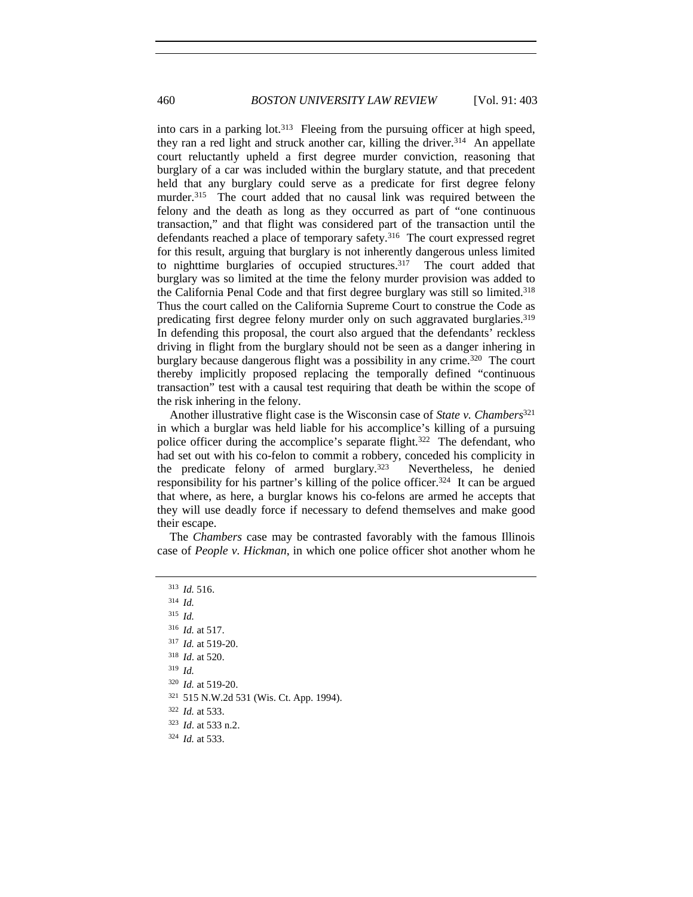into cars in a parking lot.[313] Fleeing from the pursuing officer at high speed, they ran a red light and struck another car, killing the driver.[314] An appellate court reluctantly upheld a first degree murder conviction, reasoning that burglary of a car was included within the burglary statute, and that precedent held that any burglary could serve as a predicate for first degree felony murder.[315] The court added that no causal link was required between the felony and the death as long as they occurred as part of "one continuous transaction," and that flight was considered part of the transaction until the defendants reached a place of temporary safety.[316] The court expressed regret for this result, arguing that burglary is not inherently dangerous unless limited to nighttime burglaries of occupied structures.[317] The court added that burglary was so limited at the time the felony murder provision was added to the California Penal Code and that first degree burglary was still so limited.[318] Thus the court called on the California Supreme Court to construe the Code as predicating first degree felony murder only on such aggravated burglaries.[319] In defending this proposal, the court also argued that the defendants' reckless driving in flight from the burglary should not be seen as a danger inhering in burglary because dangerous flight was a possibility in any crime.[320] The court thereby implicitly proposed replacing the temporally defined "continuous transaction" test with a causal test requiring that death be within the scope of the risk inhering in the felony.

Another illustrative flight case is the Wisconsin case of *State v. Chambers*[321] in which a burglar was held liable for his accomplice's killing of a pursuing police officer during the accomplice's separate flight.[322] The defendant, who had set out with his co-felon to commit a robbery, conceded his complicity in the predicate felony of armed burglary.[323] Nevertheless, he denied responsibility for his partner's killing of the police officer.[324] It can be argued that where, as here, a burglar knows his co-felons are armed he accepts that they will use deadly force if necessary to defend themselves and make good their escape.

The *Chambers* case may be contrasted favorably with the famous Illinois case of *People v. Hickman*, in which one police officer shot another whom he

---

[313] *Id.* 516.

[314] *Id.*

[315] *Id.*

[316] *Id.* at 517.

[317] *Id.* at 519-20.

[318] *Id*. at 520.

[319] *Id.*

[320] *Id.* at 519-20.

[321] 515 N.W.2d 531 (Wis. Ct. App. 1994).

[322] *Id.* at 533.

[323] *Id*. at 533 n.2.

[324] *Id.* at 533.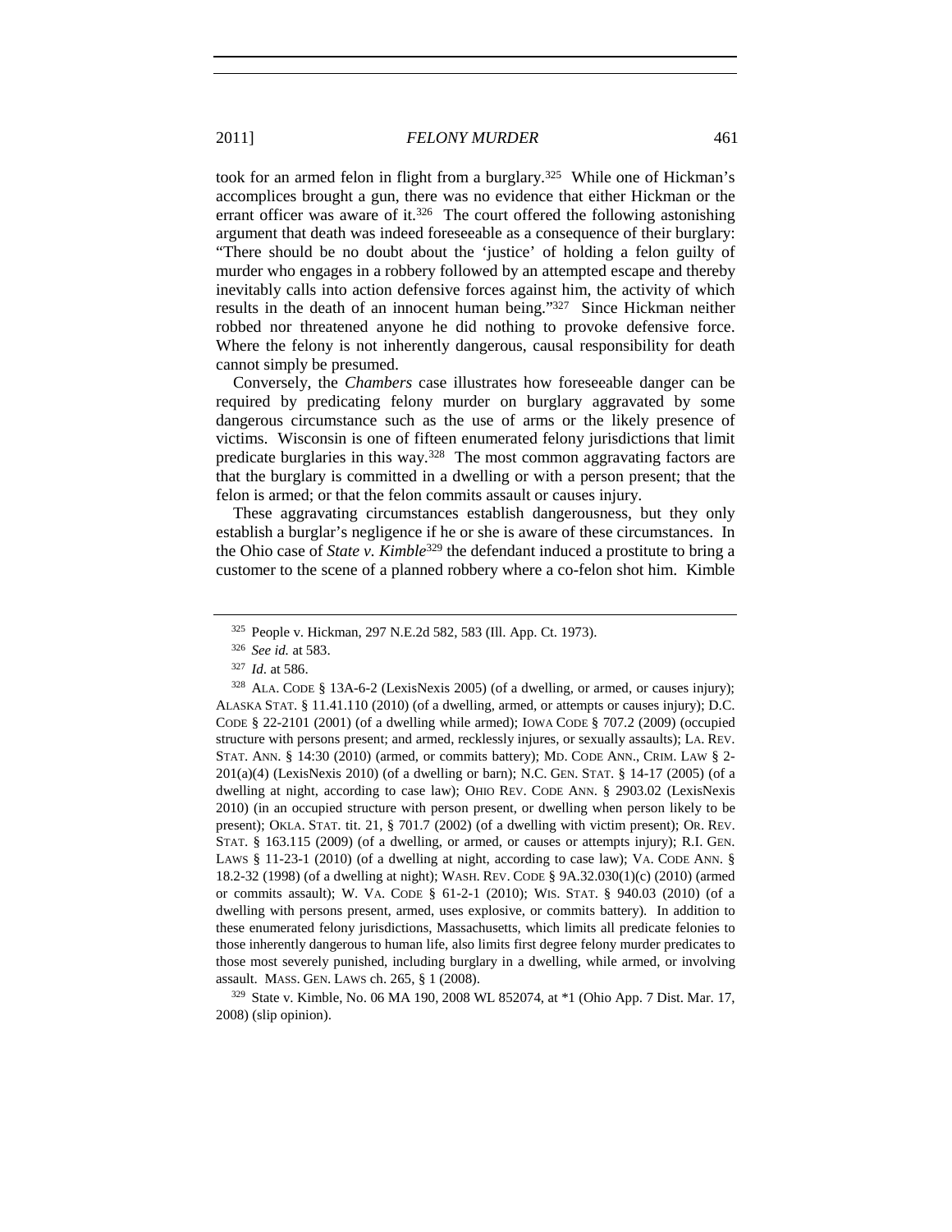took for an armed felon in flight from a burglary.[325] While one of Hickman's accomplices brought a gun, there was no evidence that either Hickman or the errant officer was aware of it.[326] The court offered the following astonishing argument that death was indeed foreseeable as a consequence of their burglary: "There should be no doubt about the 'justice' of holding a felon guilty of murder who engages in a robbery followed by an attempted escape and thereby inevitably calls into action defensive forces against him, the activity of which results in the death of an innocent human being."[327] Since Hickman neither robbed nor threatened anyone he did nothing to provoke defensive force. Where the felony is not inherently dangerous, causal responsibility for death cannot simply be presumed.

Conversely, the *Chambers* case illustrates how foreseeable danger can be required by predicating felony murder on burglary aggravated by some dangerous circumstance such as the use of arms or the likely presence of victims. Wisconsin is one of fifteen enumerated felony jurisdictions that limit predicate burglaries in this way.[328] The most common aggravating factors are that the burglary is committed in a dwelling or with a person present; that the felon is armed; or that the felon commits assault or causes injury.

These aggravating circumstances establish dangerousness, but they only establish a burglar's negligence if he or she is aware of these circumstances. In the Ohio case of *State v. Kimble*[329] the defendant induced a prostitute to bring a customer to the scene of a planned robbery where a co-felon shot him. Kimble

---

[325] People v. Hickman, 297 N.E.2d 582, 583 (Ill. App. Ct. 1973).

[326] *See id.* at 583.

[327] *Id*. at 586.

[328] ALA. CODE § 13A-6-2 (LexisNexis 2005) (of a dwelling, or armed, or causes injury); ALASKA STAT. § 11.41.110 (2010) (of a dwelling, armed, or attempts or causes injury); D.C. CODE § 22-2101 (2001) (of a dwelling while armed); IOWA CODE § 707.2 (2009) (occupied structure with persons present; and armed, recklessly injures, or sexually assaults); LA. REV. STAT. ANN. § 14:30 (2010) (armed, or commits battery); MD. CODE ANN., CRIM. LAW § 2-201(a)(4) (LexisNexis 2010) (of a dwelling or barn); N.C. GEN. STAT. § 14-17 (2005) (of a dwelling at night, according to case law); OHIO REV. CODE ANN. § 2903.02 (LexisNexis 2010) (in an occupied structure with person present, or dwelling when person likely to be present); OKLA. STAT. tit. 21, § 701.7 (2002) (of a dwelling with victim present); OR. REV. STAT. § 163.115 (2009) (of a dwelling, or armed, or causes or attempts injury); R.I. GEN. LAWS § 11-23-1 (2010) (of a dwelling at night, according to case law); VA. CODE ANN. § 18.2-32 (1998) (of a dwelling at night); WASH. REV. CODE § 9A.32.030(1)(c) (2010) (armed or commits assault); W. VA. CODE § 61-2-1 (2010); WIS. STAT. § 940.03 (2010) (of a dwelling with persons present, armed, uses explosive, or commits battery). In addition to these enumerated felony jurisdictions, Massachusetts, which limits all predicate felonies to those inherently dangerous to human life, also limits first degree felony murder predicates to those most severely punished, including burglary in a dwelling, while armed, or involving assault. MASS. GEN. LAWS ch. 265, § 1 (2008).

[329] State v. Kimble, No. 06 MA 190, 2008 WL 852074, at *1 (Ohio App. 7 Dist. Mar. 17, 2008) (slip opinion).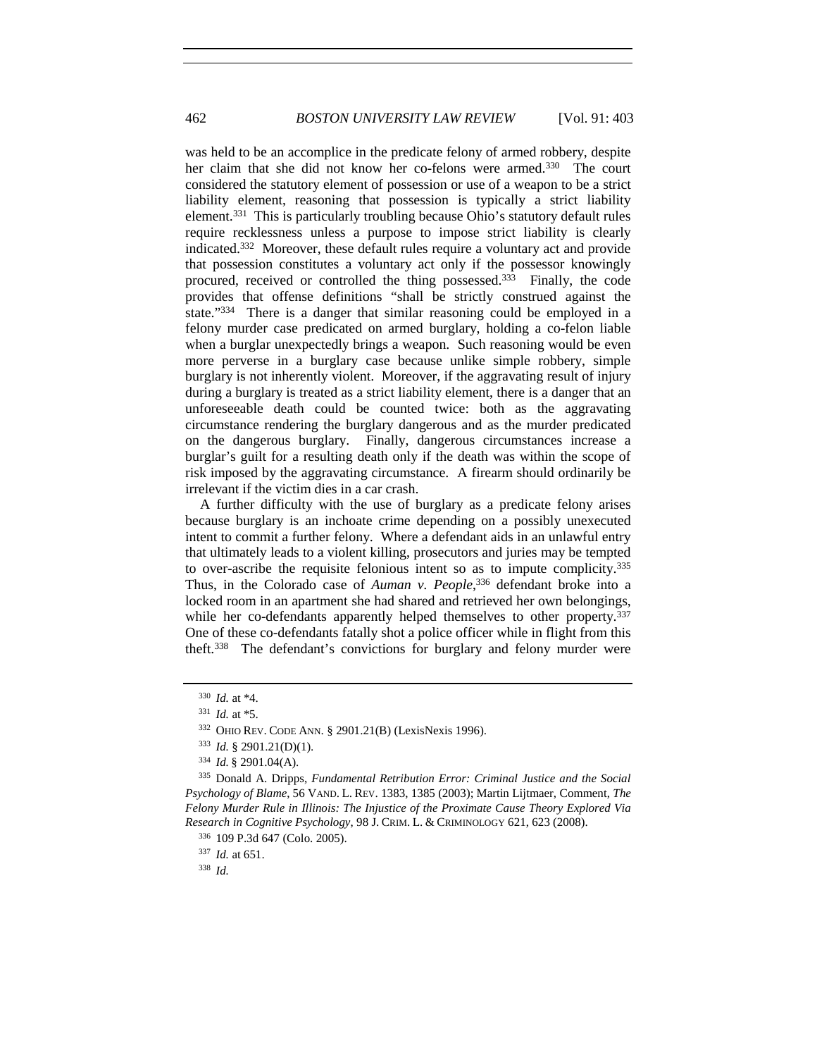was held to be an accomplice in the predicate felony of armed robbery, despite her claim that she did not know her co-felons were armed.[330] The court considered the statutory element of possession or use of a weapon to be a strict liability element, reasoning that possession is typically a strict liability element.[331] This is particularly troubling because Ohio's statutory default rules require recklessness unless a purpose to impose strict liability is clearly indicated.[332] Moreover, these default rules require a voluntary act and provide that possession constitutes a voluntary act only if the possessor knowingly procured, received or controlled the thing possessed.[333] Finally, the code provides that offense definitions "shall be strictly construed against the state."[334] There is a danger that similar reasoning could be employed in a felony murder case predicated on armed burglary, holding a co-felon liable when a burglar unexpectedly brings a weapon. Such reasoning would be even more perverse in a burglary case because unlike simple robbery, simple burglary is not inherently violent. Moreover, if the aggravating result of injury during a burglary is treated as a strict liability element, there is a danger that an unforeseeable death could be counted twice: both as the aggravating circumstance rendering the burglary dangerous and as the murder predicated on the dangerous burglary. Finally, dangerous circumstances increase a burglar's guilt for a resulting death only if the death was within the scope of risk imposed by the aggravating circumstance. A firearm should ordinarily be irrelevant if the victim dies in a car crash.

A further difficulty with the use of burglary as a predicate felony arises because burglary is an inchoate crime depending on a possibly unexecuted intent to commit a further felony. Where a defendant aids in an unlawful entry that ultimately leads to a violent killing, prosecutors and juries may be tempted to over-ascribe the requisite felonious intent so as to impute complicity.[335] Thus, in the Colorado case of *Auman v. People*,[336] defendant broke into a locked room in an apartment she had shared and retrieved her own belongings, while her co-defendants apparently helped themselves to other property.[337] One of these co-defendants fatally shot a police officer while in flight from this theft.[338] The defendant's convictions for burglary and felony murder were

---

[330] *Id.* at *4.

[331] *Id.* at *5.

[332] OHIO REV. CODE ANN. § 2901.21(B) (LexisNexis 1996).

[333] *Id.* § 2901.21(D)(1).

[334] *Id.* § 2901.04(A).

[335] Donald A. Dripps, *Fundamental Retribution Error: Criminal Justice and the Social Psychology of Blame*, 56 VAND. L. REV. 1383, 1385 (2003); Martin Lijtmaer, Comment, *The Felony Murder Rule in Illinois: The Injustice of the Proximate Cause Theory Explored Via Research in Cognitive Psychology*, 98 J. CRIM. L. & CRIMINOLOGY 621, 623 (2008).

[336] 109 P.3d 647 (Colo. 2005).

[337] *Id.* at 651.

[338] *Id.*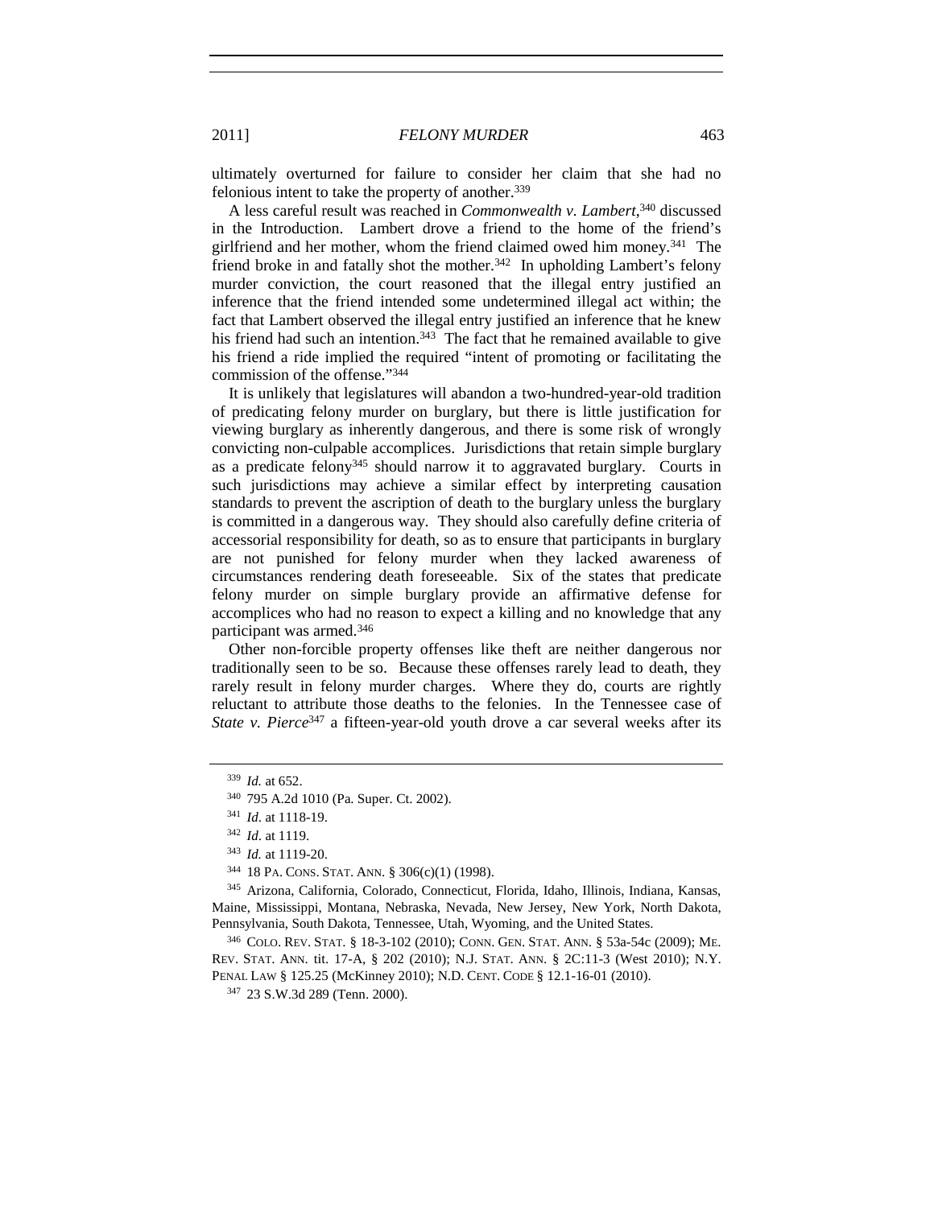ultimately overturned for failure to consider her claim that she had no felonious intent to take the property of another.[339]

A less careful result was reached in *Commonwealth v. Lambert*,[340] discussed in the Introduction. Lambert drove a friend to the home of the friend's girlfriend and her mother, whom the friend claimed owed him money.[341] The friend broke in and fatally shot the mother.[342] In upholding Lambert's felony murder conviction, the court reasoned that the illegal entry justified an inference that the friend intended some undetermined illegal act within; the fact that Lambert observed the illegal entry justified an inference that he knew his friend had such an intention.[343] The fact that he remained available to give his friend a ride implied the required "intent of promoting or facilitating the commission of the offense."[344]

It is unlikely that legislatures will abandon a two-hundred-year-old tradition of predicating felony murder on burglary, but there is little justification for viewing burglary as inherently dangerous, and there is some risk of wrongly convicting non-culpable accomplices. Jurisdictions that retain simple burglary as a predicate felony[345] should narrow it to aggravated burglary. Courts in such jurisdictions may achieve a similar effect by interpreting causation standards to prevent the ascription of death to the burglary unless the burglary is committed in a dangerous way. They should also carefully define criteria of accessorial responsibility for death, so as to ensure that participants in burglary are not punished for felony murder when they lacked awareness of circumstances rendering death foreseeable. Six of the states that predicate felony murder on simple burglary provide an affirmative defense for accomplices who had no reason to expect a killing and no knowledge that any participant was armed.[346]

Other non-forcible property offenses like theft are neither dangerous nor traditionally seen to be so. Because these offenses rarely lead to death, they rarely result in felony murder charges. Where they do, courts are rightly reluctant to attribute those deaths to the felonies. In the Tennessee case of *State v. Pierce*[347] a fifteen-year-old youth drove a car several weeks after its

---

[339] *Id.* at 652.

[340] 795 A.2d 1010 (Pa. Super. Ct. 2002).

[341] *Id*. at 1118-19.

[342] *Id*. at 1119.

[343] *Id.* at 1119-20.

[344] 18 PA. CONS. STAT. ANN. § 306(c)(1) (1998).

[345] Arizona, California, Colorado, Connecticut, Florida, Idaho, Illinois, Indiana, Kansas, Maine, Mississippi, Montana, Nebraska, Nevada, New Jersey, New York, North Dakota, Pennsylvania, South Dakota, Tennessee, Utah, Wyoming, and the United States.

[346] COLO. REV. STAT. § 18-3-102 (2010); CONN. GEN. STAT. ANN. § 53a-54c (2009); ME. REV. STAT. ANN. tit. 17-A, § 202 (2010); N.J. STAT. ANN. § 2C:11-3 (West 2010); N.Y. PENAL LAW § 125.25 (McKinney 2010); N.D. CENT. CODE § 12.1-16-01 (2010).

[347] 23 S.W.3d 289 (Tenn. 2000).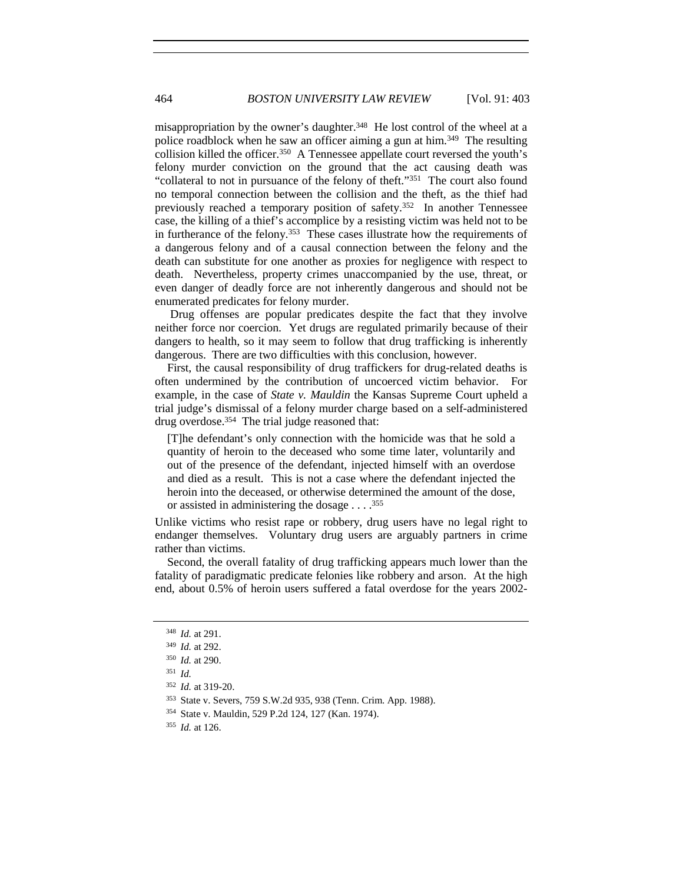misappropriation by the owner's daughter.[348] He lost control of the wheel at a police roadblock when he saw an officer aiming a gun at him.[349] The resulting collision killed the officer.[350] A Tennessee appellate court reversed the youth's felony murder conviction on the ground that the act causing death was "collateral to not in pursuance of the felony of theft."[351] The court also found no temporal connection between the collision and the theft, as the thief had previously reached a temporary position of safety.[352] In another Tennessee case, the killing of a thief's accomplice by a resisting victim was held not to be in furtherance of the felony.[353] These cases illustrate how the requirements of a dangerous felony and of a causal connection between the felony and the death can substitute for one another as proxies for negligence with respect to death. Nevertheless, property crimes unaccompanied by the use, threat, or even danger of deadly force are not inherently dangerous and should not be enumerated predicates for felony murder.

Drug offenses are popular predicates despite the fact that they involve neither force nor coercion. Yet drugs are regulated primarily because of their dangers to health, so it may seem to follow that drug trafficking is inherently dangerous. There are two difficulties with this conclusion, however.

First, the causal responsibility of drug traffickers for drug-related deaths is often undermined by the contribution of uncoerced victim behavior. For example, in the case of *State v. Mauldin* the Kansas Supreme Court upheld a trial judge's dismissal of a felony murder charge based on a self-administered drug overdose.[354] The trial judge reasoned that:

> [T]he defendant's only connection with the homicide was that he sold a quantity of heroin to the deceased who some time later, voluntarily and out of the presence of the defendant, injected himself with an overdose and died as a result. This is not a case where the defendant injected the heroin into the deceased, or otherwise determined the amount of the dose, or assisted in administering the dosage . . . .[355]

Unlike victims who resist rape or robbery, drug users have no legal right to endanger themselves. Voluntary drug users are arguably partners in crime rather than victims.

Second, the overall fatality of drug trafficking appears much lower than the fatality of paradigmatic predicate felonies like robbery and arson. At the high end, about 0.5% of heroin users suffered a fatal overdose for the years 2002-

---

[348] *Id.* at 291.

[349] *Id.* at 292.

[350] *Id.* at 290.

[351] *Id.*

[352] *Id.* at 319-20.

[353] State v. Severs, 759 S.W.2d 935, 938 (Tenn. Crim. App. 1988).

[354] State v. Mauldin, 529 P.2d 124, 127 (Kan. 1974).

[355] *Id.* at 126.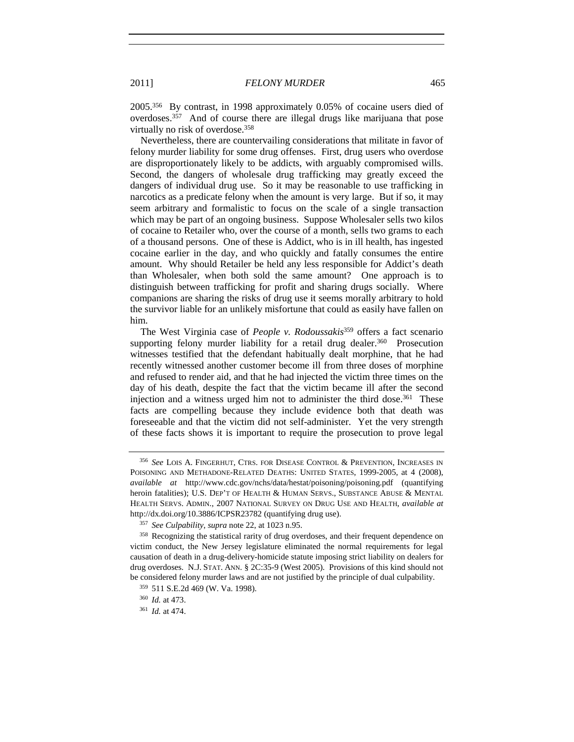2005.[356] By contrast, in 1998 approximately 0.05% of cocaine users died of overdoses.[357] And of course there are illegal drugs like marijuana that pose virtually no risk of overdose.[358]

Nevertheless, there are countervailing considerations that militate in favor of felony murder liability for some drug offenses. First, drug users who overdose are disproportionately likely to be addicts, with arguably compromised wills. Second, the dangers of wholesale drug trafficking may greatly exceed the dangers of individual drug use. So it may be reasonable to use trafficking in narcotics as a predicate felony when the amount is very large. But if so, it may seem arbitrary and formalistic to focus on the scale of a single transaction which may be part of an ongoing business. Suppose Wholesaler sells two kilos of cocaine to Retailer who, over the course of a month, sells two grams to each of a thousand persons. One of these is Addict, who is in ill health, has ingested cocaine earlier in the day, and who quickly and fatally consumes the entire amount. Why should Retailer be held any less responsible for Addict's death than Wholesaler, when both sold the same amount? One approach is to distinguish between trafficking for profit and sharing drugs socially. Where companions are sharing the risks of drug use it seems morally arbitrary to hold the survivor liable for an unlikely misfortune that could as easily have fallen on him.

The West Virginia case of *People v. Rodoussakis*[359] offers a fact scenario supporting felony murder liability for a retail drug dealer.[360] Prosecution witnesses testified that the defendant habitually dealt morphine, that he had recently witnessed another customer become ill from three doses of morphine and refused to render aid, and that he had injected the victim three times on the day of his death, despite the fact that the victim became ill after the second injection and a witness urged him not to administer the third dose.[361] These facts are compelling because they include evidence both that death was foreseeable and that the victim did not self-administer. Yet the very strength of these facts shows it is important to require the prosecution to prove legal

---

[356] *See* LOIS A. FINGERHUT, CTRS. FOR DISEASE CONTROL & PREVENTION, INCREASES IN POISONING AND METHADONE-RELATED DEATHS: UNITED STATES, 1999-2005, at 4 (2008), *available at* http://www.cdc.gov/nchs/data/hestat/poisoning/poisoning.pdf (quantifying heroin fatalities); U.S. DEP'T OF HEALTH & HUMAN SERVS., SUBSTANCE ABUSE & MENTAL HEALTH SERVS. ADMIN., 2007 NATIONAL SURVEY ON DRUG USE AND HEALTH, *available at* http://dx.doi.org/10.3886/ICPSR23782 (quantifying drug use).

[357] *See Culpability*, *supra* note 22, at 1023 n.95.

[358] Recognizing the statistical rarity of drug overdoses, and their frequent dependence on victim conduct, the New Jersey legislature eliminated the normal requirements for legal causation of death in a drug-delivery-homicide statute imposing strict liability on dealers for drug overdoses. N.J. STAT. ANN. § 2C:35-9 (West 2005). Provisions of this kind should not be considered felony murder laws and are not justified by the principle of dual culpability.

[359] 511 S.E.2d 469 (W. Va. 1998).

[360] *Id.* at 473.

[361] *Id.* at 474.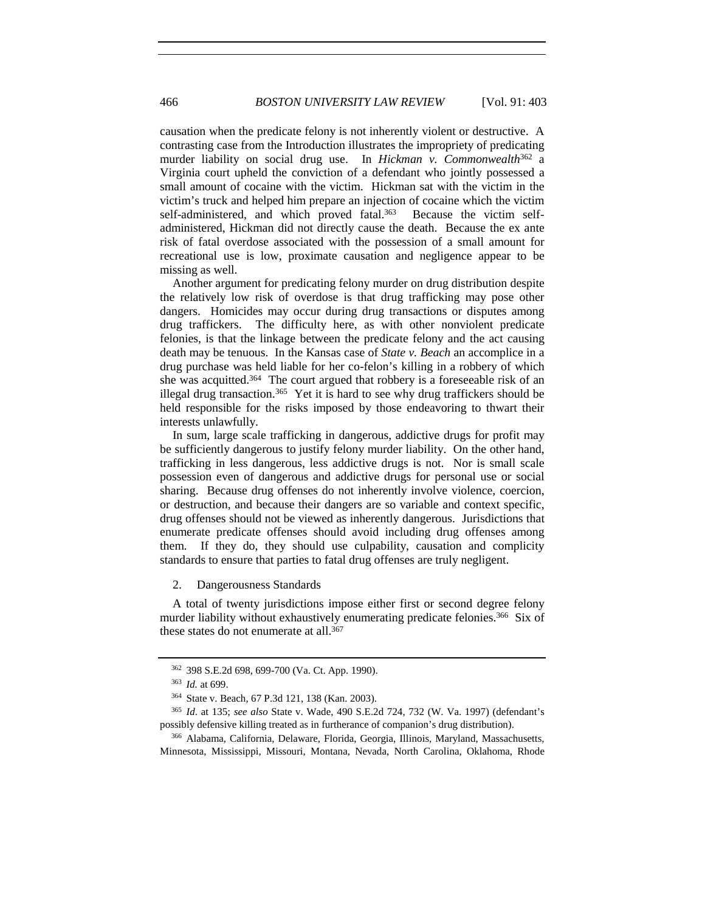causation when the predicate felony is not inherently violent or destructive. A contrasting case from the Introduction illustrates the impropriety of predicating murder liability on social drug use. In *Hickman v. Commonwealth*[362] a Virginia court upheld the conviction of a defendant who jointly possessed a small amount of cocaine with the victim. Hickman sat with the victim in the victim's truck and helped him prepare an injection of cocaine which the victim self-administered, and which proved fatal.[363] Because the victim self-administered, Hickman did not directly cause the death. Because the ex ante risk of fatal overdose associated with the possession of a small amount for recreational use is low, proximate causation and negligence appear to be missing as well.

Another argument for predicating felony murder on drug distribution despite the relatively low risk of overdose is that drug trafficking may pose other dangers. Homicides may occur during drug transactions or disputes among drug traffickers. The difficulty here, as with other nonviolent predicate felonies, is that the linkage between the predicate felony and the act causing death may be tenuous. In the Kansas case of *State v. Beach* an accomplice in a drug purchase was held liable for her co-felon's killing in a robbery of which she was acquitted.[364] The court argued that robbery is a foreseeable risk of an illegal drug transaction.[365] Yet it is hard to see why drug traffickers should be held responsible for the risks imposed by those endeavoring to thwart their interests unlawfully.

In sum, large scale trafficking in dangerous, addictive drugs for profit may be sufficiently dangerous to justify felony murder liability. On the other hand, trafficking in less dangerous, less addictive drugs is not. Nor is small scale possession even of dangerous and addictive drugs for personal use or social sharing. Because drug offenses do not inherently involve violence, coercion, or destruction, and because their dangers are so variable and context specific, drug offenses should not be viewed as inherently dangerous. Jurisdictions that enumerate predicate offenses should avoid including drug offenses among them. If they do, they should use culpability, causation and complicity standards to ensure that parties to fatal drug offenses are truly negligent.

2. Dangerousness Standards

A total of twenty jurisdictions impose either first or second degree felony murder liability without exhaustively enumerating predicate felonies.[366] Six of these states do not enumerate at all.[367]

---

[362] 398 S.E.2d 698, 699-700 (Va. Ct. App. 1990).

[363] *Id.* at 699.

[364] State v. Beach, 67 P.3d 121, 138 (Kan. 2003).

[365] *Id*. at 135; *see also* State v. Wade, 490 S.E.2d 724, 732 (W. Va. 1997) (defendant's possibly defensive killing treated as in furtherance of companion's drug distribution).

[366] Alabama, California, Delaware, Florida, Georgia, Illinois, Maryland, Massachusetts, Minnesota, Mississippi, Missouri, Montana, Nevada, North Carolina, Oklahoma, Rhode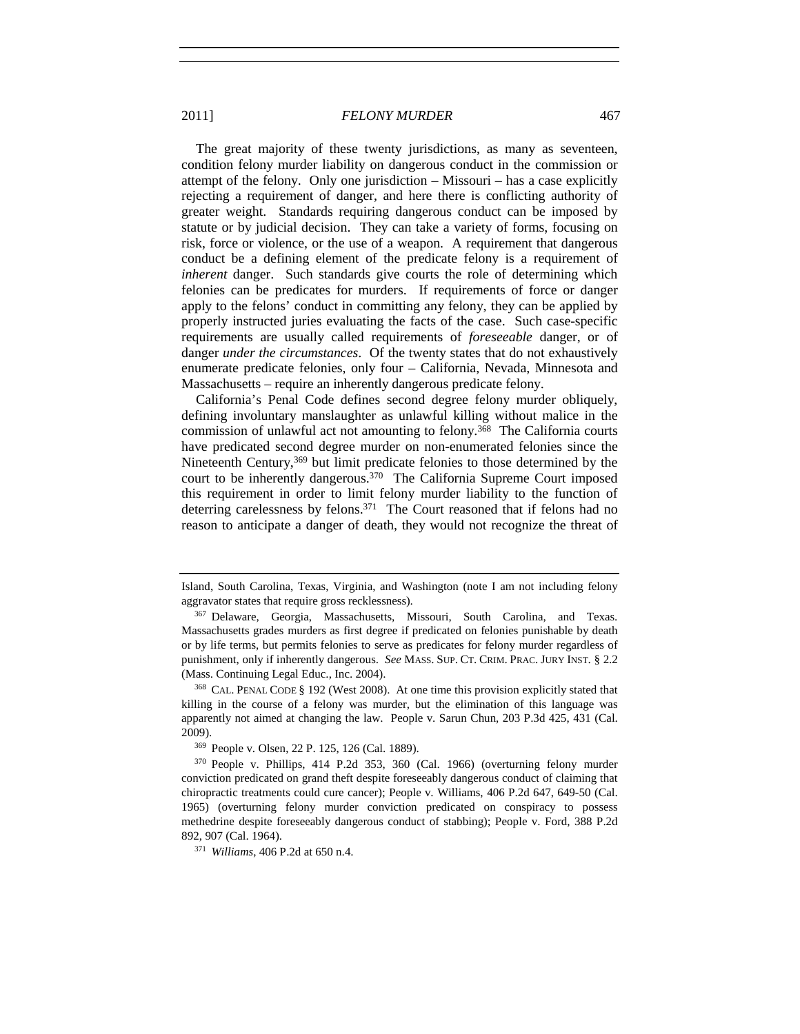The great majority of these twenty jurisdictions, as many as seventeen, condition felony murder liability on dangerous conduct in the commission or attempt of the felony. Only one jurisdiction – Missouri – has a case explicitly rejecting a requirement of danger, and here there is conflicting authority of greater weight. Standards requiring dangerous conduct can be imposed by statute or by judicial decision. They can take a variety of forms, focusing on risk, force or violence, or the use of a weapon. A requirement that dangerous conduct be a defining element of the predicate felony is a requirement of *inherent* danger. Such standards give courts the role of determining which felonies can be predicates for murders. If requirements of force or danger apply to the felons' conduct in committing any felony, they can be applied by properly instructed juries evaluating the facts of the case. Such case-specific requirements are usually called requirements of *foreseeable* danger, or of danger *under the circumstances*. Of the twenty states that do not exhaustively enumerate predicate felonies, only four – California, Nevada, Minnesota and Massachusetts – require an inherently dangerous predicate felony.

California's Penal Code defines second degree felony murder obliquely, defining involuntary manslaughter as unlawful killing without malice in the commission of unlawful act not amounting to felony.[368] The California courts have predicated second degree murder on non-enumerated felonies since the Nineteenth Century,[369] but limit predicate felonies to those determined by the court to be inherently dangerous.[370] The California Supreme Court imposed this requirement in order to limit felony murder liability to the function of deterring carelessness by felons.[371] The Court reasoned that if felons had no reason to anticipate a danger of death, they would not recognize the threat of

---

Island, South Carolina, Texas, Virginia, and Washington (note I am not including felony aggravator states that require gross recklessness).

[367] Delaware, Georgia, Massachusetts, Missouri, South Carolina, and Texas. Massachusetts grades murders as first degree if predicated on felonies punishable by death or by life terms, but permits felonies to serve as predicates for felony murder regardless of punishment, only if inherently dangerous. *See* MASS. SUP. CT. CRIM. PRAC. JURY INST. § 2.2 (Mass. Continuing Legal Educ., Inc. 2004).

[368] CAL. PENAL CODE § 192 (West 2008). At one time this provision explicitly stated that killing in the course of a felony was murder, but the elimination of this language was apparently not aimed at changing the law. People v. Sarun Chun, 203 P.3d 425, 431 (Cal. 2009).

[369] People v. Olsen, 22 P. 125, 126 (Cal. 1889).

[370] People v. Phillips, 414 P.2d 353, 360 (Cal. 1966) (overturning felony murder conviction predicated on grand theft despite foreseeably dangerous conduct of claiming that chiropractic treatments could cure cancer); People v. Williams, 406 P.2d 647, 649-50 (Cal. 1965) (overturning felony murder conviction predicated on conspiracy to possess methedrine despite foreseeably dangerous conduct of stabbing); People v. Ford, 388 P.2d 892, 907 (Cal. 1964).

[371] *Williams*, 406 P.2d at 650 n.4.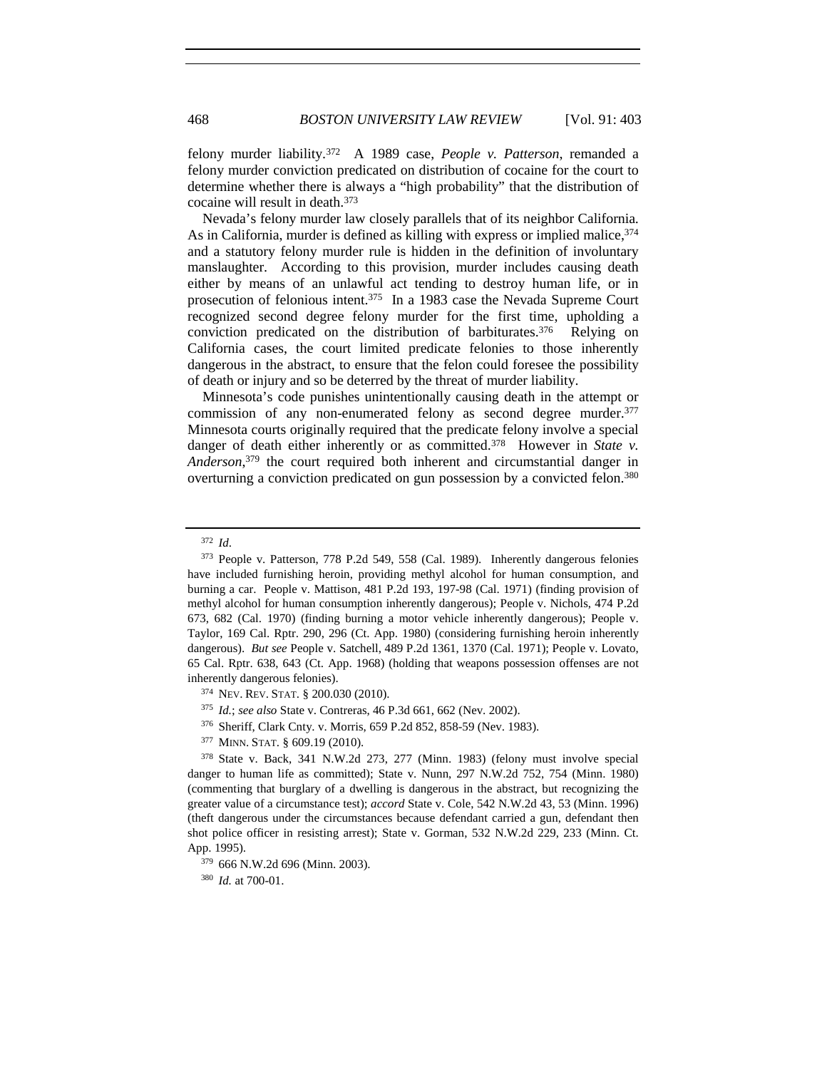felony murder liability.[372] A 1989 case, *People v. Patterson*, remanded a felony murder conviction predicated on distribution of cocaine for the court to determine whether there is always a "high probability" that the distribution of cocaine will result in death.[373]

Nevada's felony murder law closely parallels that of its neighbor California. As in California, murder is defined as killing with express or implied malice,[374] and a statutory felony murder rule is hidden in the definition of involuntary manslaughter. According to this provision, murder includes causing death either by means of an unlawful act tending to destroy human life, or in prosecution of felonious intent.[375] In a 1983 case the Nevada Supreme Court recognized second degree felony murder for the first time, upholding a conviction predicated on the distribution of barbiturates.[376] Relying on California cases, the court limited predicate felonies to those inherently dangerous in the abstract, to ensure that the felon could foresee the possibility of death or injury and so be deterred by the threat of murder liability.

Minnesota's code punishes unintentionally causing death in the attempt or commission of any non-enumerated felony as second degree murder.[377] Minnesota courts originally required that the predicate felony involve a special danger of death either inherently or as committed.[378] However in *State v. Anderson*,[379] the court required both inherent and circumstantial danger in overturning a conviction predicated on gun possession by a convicted felon.[380]

---

[372] *Id.*

[373] People v. Patterson, 778 P.2d 549, 558 (Cal. 1989). Inherently dangerous felonies have included furnishing heroin, providing methyl alcohol for human consumption, and burning a car. People v. Mattison, 481 P.2d 193, 197-98 (Cal. 1971) (finding provision of methyl alcohol for human consumption inherently dangerous); People v. Nichols, 474 P.2d 673, 682 (Cal. 1970) (finding burning a motor vehicle inherently dangerous); People v. Taylor, 169 Cal. Rptr. 290, 296 (Ct. App. 1980) (considering furnishing heroin inherently dangerous). *But see* People v. Satchell, 489 P.2d 1361, 1370 (Cal. 1971); People v. Lovato, 65 Cal. Rptr. 638, 643 (Ct. App. 1968) (holding that weapons possession offenses are not inherently dangerous felonies).

[374] NEV. REV. STAT. § 200.030 (2010).

[375] *Id.*; *see also* State v. Contreras, 46 P.3d 661, 662 (Nev. 2002).

[376] Sheriff, Clark Cnty. v. Morris, 659 P.2d 852, 858-59 (Nev. 1983).

[377] MINN. STAT. § 609.19 (2010).

[378] State v. Back, 341 N.W.2d 273, 277 (Minn. 1983) (felony must involve special danger to human life as committed); State v. Nunn, 297 N.W.2d 752, 754 (Minn. 1980) (commenting that burglary of a dwelling is dangerous in the abstract, but recognizing the greater value of a circumstance test); *accord* State v. Cole, 542 N.W.2d 43, 53 (Minn. 1996) (theft dangerous under the circumstances because defendant carried a gun, defendant then shot police officer in resisting arrest); State v. Gorman, 532 N.W.2d 229, 233 (Minn. Ct. App. 1995).

[379] 666 N.W.2d 696 (Minn. 2003).

[380] *Id.* at 700-01.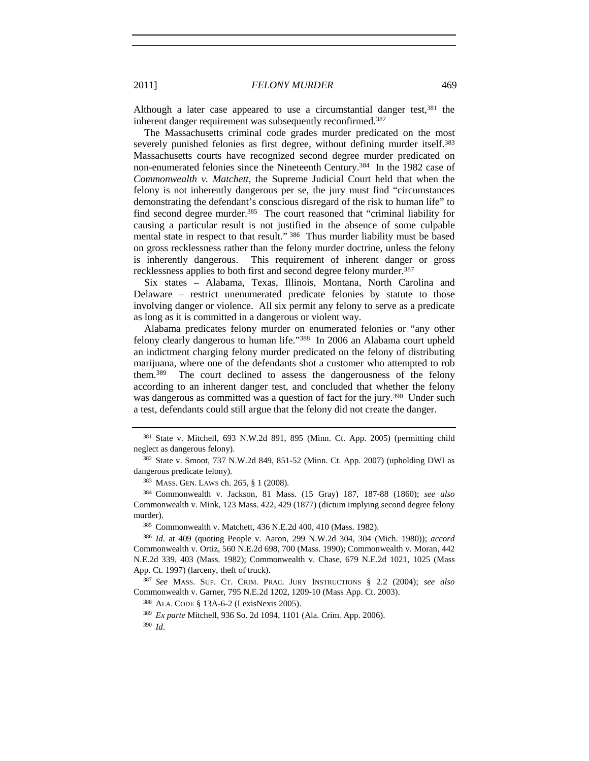Although a later case appeared to use a circumstantial danger test,[381] the inherent danger requirement was subsequently reconfirmed.[382]

The Massachusetts criminal code grades murder predicated on the most severely punished felonies as first degree, without defining murder itself.[383] Massachusetts courts have recognized second degree murder predicated on non-enumerated felonies since the Nineteenth Century.[384] In the 1982 case of *Commonwealth v. Matchett*, the Supreme Judicial Court held that when the felony is not inherently dangerous per se, the jury must find "circumstances demonstrating the defendant's conscious disregard of the risk to human life" to find second degree murder.[385] The court reasoned that "criminal liability for causing a particular result is not justified in the absence of some culpable mental state in respect to that result." [386] Thus murder liability must be based on gross recklessness rather than the felony murder doctrine, unless the felony is inherently dangerous. This requirement of inherent danger or gross recklessness applies to both first and second degree felony murder.[387]

Six states – Alabama, Texas, Illinois, Montana, North Carolina and Delaware – restrict unenumerated predicate felonies by statute to those involving danger or violence. All six permit any felony to serve as a predicate as long as it is committed in a dangerous or violent way.

Alabama predicates felony murder on enumerated felonies or "any other felony clearly dangerous to human life."[388] In 2006 an Alabama court upheld an indictment charging felony murder predicated on the felony of distributing marijuana, where one of the defendants shot a customer who attempted to rob them.[389] The court declined to assess the dangerousness of the felony according to an inherent danger test, and concluded that whether the felony was dangerous as committed was a question of fact for the jury.[390] Under such a test, defendants could still argue that the felony did not create the danger.

---

[381] State v. Mitchell, 693 N.W.2d 891, 895 (Minn. Ct. App. 2005) (permitting child neglect as dangerous felony).

[382] State v. Smoot, 737 N.W.2d 849, 851-52 (Minn. Ct. App. 2007) (upholding DWI as dangerous predicate felony).

[383] MASS. GEN. LAWS ch. 265, § 1 (2008).

[384] Commonwealth v. Jackson, 81 Mass. (15 Gray) 187, 187-88 (1860); *see also* Commonwealth v. Mink, 123 Mass. 422, 429 (1877) (dictum implying second degree felony murder).

[385] Commonwealth v. Matchett, 436 N.E.2d 400, 410 (Mass. 1982).

[386] *Id.* at 409 (quoting People v. Aaron, 299 N.W.2d 304, 304 (Mich. 1980)); *accord* Commonwealth v. Ortiz, 560 N.E.2d 698, 700 (Mass. 1990); Commonwealth v. Moran, 442 N.E.2d 339, 403 (Mass. 1982); Commonwealth v. Chase, 679 N.E.2d 1021, 1025 (Mass App. Ct. 1997) (larceny, theft of truck).

[387] *See* MASS. SUP. CT. CRIM. PRAC. JURY INSTRUCTIONS § 2.2 (2004); *see also* Commonwealth v. Garner, 795 N.E.2d 1202, 1209-10 (Mass App. Ct. 2003).

[388] ALA. CODE § 13A-6-2 (LexisNexis 2005).

[389] *Ex parte* Mitchell, 936 So. 2d 1094, 1101 (Ala. Crim. App. 2006).

[390] *Id.*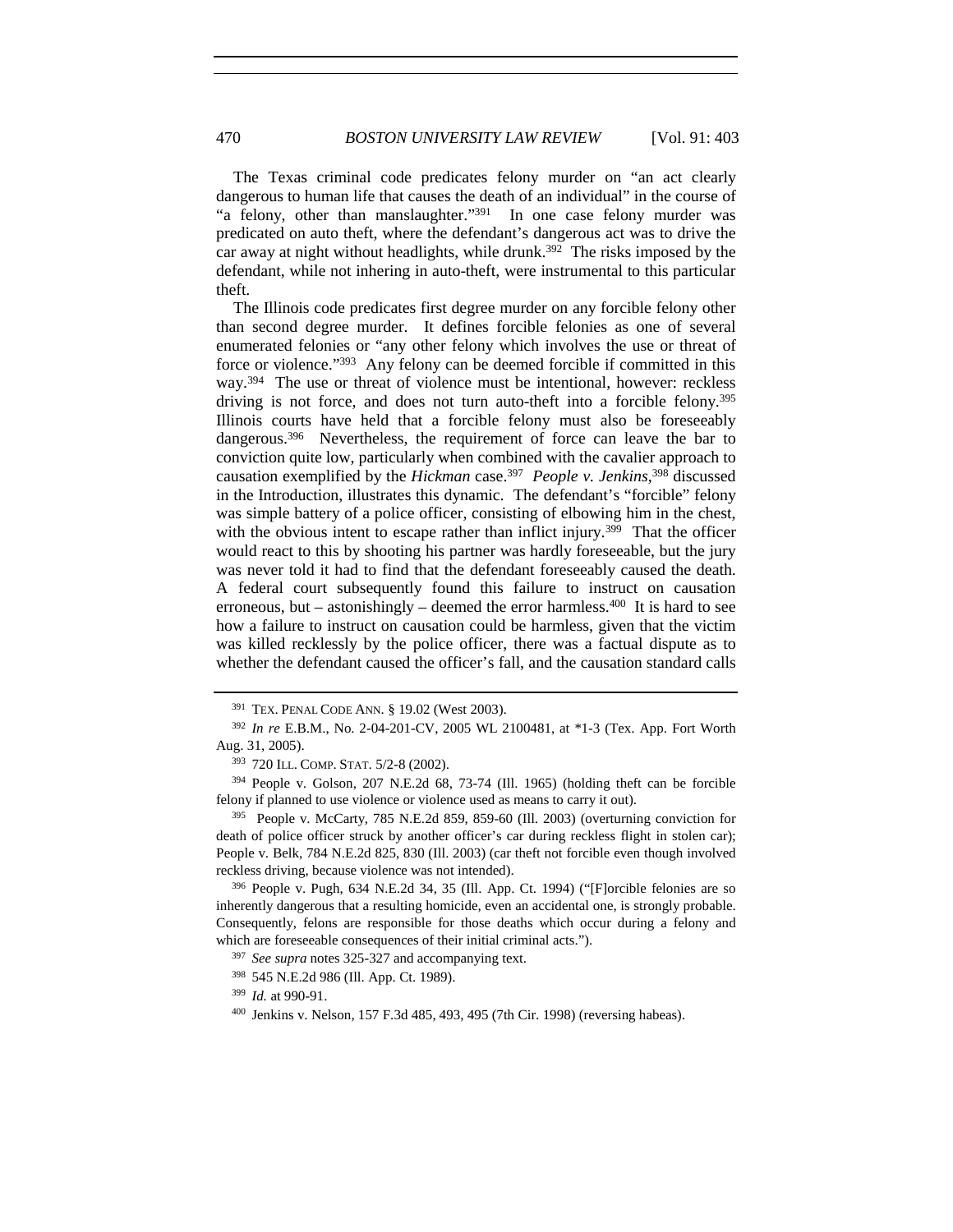The Texas criminal code predicates felony murder on "an act clearly dangerous to human life that causes the death of an individual" in the course of "a felony, other than manslaughter."[391] In one case felony murder was predicated on auto theft, where the defendant's dangerous act was to drive the car away at night without headlights, while drunk.[392] The risks imposed by the defendant, while not inhering in auto-theft, were instrumental to this particular theft.

The Illinois code predicates first degree murder on any forcible felony other than second degree murder. It defines forcible felonies as one of several enumerated felonies or "any other felony which involves the use or threat of force or violence."[393] Any felony can be deemed forcible if committed in this way.[394] The use or threat of violence must be intentional, however: reckless driving is not force, and does not turn auto-theft into a forcible felony.[395] Illinois courts have held that a forcible felony must also be foreseeably dangerous.[396] Nevertheless, the requirement of force can leave the bar to conviction quite low, particularly when combined with the cavalier approach to causation exemplified by the *Hickman* case.[397] *People v. Jenkins*,[398] discussed in the Introduction, illustrates this dynamic. The defendant's "forcible" felony was simple battery of a police officer, consisting of elbowing him in the chest, with the obvious intent to escape rather than inflict injury.[399] That the officer would react to this by shooting his partner was hardly foreseeable, but the jury was never told it had to find that the defendant foreseeably caused the death. A federal court subsequently found this failure to instruct on causation erroneous, but – astonishingly – deemed the error harmless.[400] It is hard to see how a failure to instruct on causation could be harmless, given that the victim was killed recklessly by the police officer, there was a factual dispute as to whether the defendant caused the officer's fall, and the causation standard calls

---

[391] TEX. PENAL CODE ANN. § 19.02 (West 2003).

[392] *In re* E.B.M., No. 2-04-201-CV, 2005 WL 2100481, at *1-3 (Tex. App. Fort Worth Aug. 31, 2005).

[393] 720 ILL. COMP. STAT. 5/2-8 (2002).

[394] People v. Golson, 207 N.E.2d 68, 73-74 (Ill. 1965) (holding theft can be forcible felony if planned to use violence or violence used as means to carry it out).

[395] People v. McCarty, 785 N.E.2d 859, 859-60 (Ill. 2003) (overturning conviction for death of police officer struck by another officer's car during reckless flight in stolen car); People v. Belk, 784 N.E.2d 825, 830 (Ill. 2003) (car theft not forcible even though involved reckless driving, because violence was not intended).

[396] People v. Pugh, 634 N.E.2d 34, 35 (Ill. App. Ct. 1994) ("[F]orcible felonies are so inherently dangerous that a resulting homicide, even an accidental one, is strongly probable. Consequently, felons are responsible for those deaths which occur during a felony and which are foreseeable consequences of their initial criminal acts.").

[397] *See supra* notes 325-327 and accompanying text.

[398] 545 N.E.2d 986 (Ill. App. Ct. 1989).

[399] *Id.* at 990-91.

[400] Jenkins v. Nelson, 157 F.3d 485, 493, 495 (7th Cir. 1998) (reversing habeas).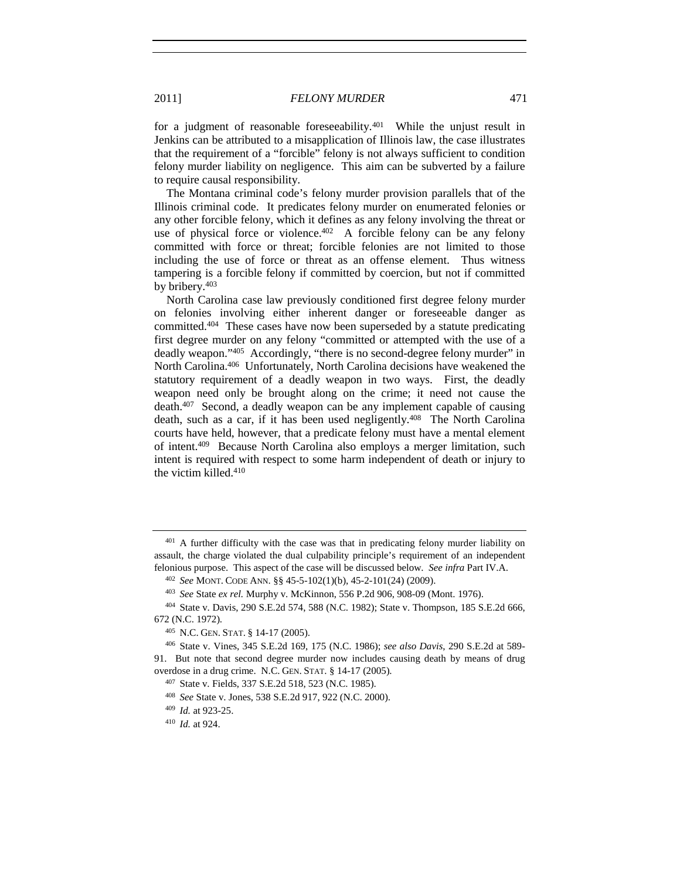for a judgment of reasonable foreseeability.[401] While the unjust result in Jenkins can be attributed to a misapplication of Illinois law, the case illustrates that the requirement of a "forcible" felony is not always sufficient to condition felony murder liability on negligence. This aim can be subverted by a failure to require causal responsibility.

The Montana criminal code's felony murder provision parallels that of the Illinois criminal code. It predicates felony murder on enumerated felonies or any other forcible felony, which it defines as any felony involving the threat or use of physical force or violence.[402] A forcible felony can be any felony committed with force or threat; forcible felonies are not limited to those including the use of force or threat as an offense element. Thus witness tampering is a forcible felony if committed by coercion, but not if committed by bribery.[403]

North Carolina case law previously conditioned first degree felony murder on felonies involving either inherent danger or foreseeable danger as committed.[404] These cases have now been superseded by a statute predicating first degree murder on any felony "committed or attempted with the use of a deadly weapon."[405] Accordingly, "there is no second-degree felony murder" in North Carolina.[406] Unfortunately, North Carolina decisions have weakened the statutory requirement of a deadly weapon in two ways. First, the deadly weapon need only be brought along on the crime; it need not cause the death.[407] Second, a deadly weapon can be any implement capable of causing death, such as a car, if it has been used negligently.[408] The North Carolina courts have held, however, that a predicate felony must have a mental element of intent.[409] Because North Carolina also employs a merger limitation, such intent is required with respect to some harm independent of death or injury to the victim killed.[410]

---

[401] A further difficulty with the case was that in predicating felony murder liability on assault, the charge violated the dual culpability principle's requirement of an independent felonious purpose. This aspect of the case will be discussed below. *See infra* Part IV.A.

[402] *See* MONT. CODE ANN. §§ 45-5-102(1)(b), 45-2-101(24) (2009).

[403] *See* State *ex rel.* Murphy v. McKinnon, 556 P.2d 906, 908-09 (Mont. 1976).

[404] State v. Davis, 290 S.E.2d 574, 588 (N.C. 1982); State v. Thompson, 185 S.E.2d 666, 672 (N.C. 1972).

[405] N.C. GEN. STAT. § 14-17 (2005).

[406] State v. Vines, 345 S.E.2d 169, 175 (N.C. 1986); *see also Davis*, 290 S.E.2d at 589-91. But note that second degree murder now includes causing death by means of drug overdose in a drug crime. N.C. GEN. STAT. § 14-17 (2005).

[407] State v. Fields, 337 S.E.2d 518, 523 (N.C. 1985).

[408] *See* State v. Jones, 538 S.E.2d 917, 922 (N.C. 2000).

[409] *Id.* at 923-25.

[410] *Id.* at 924.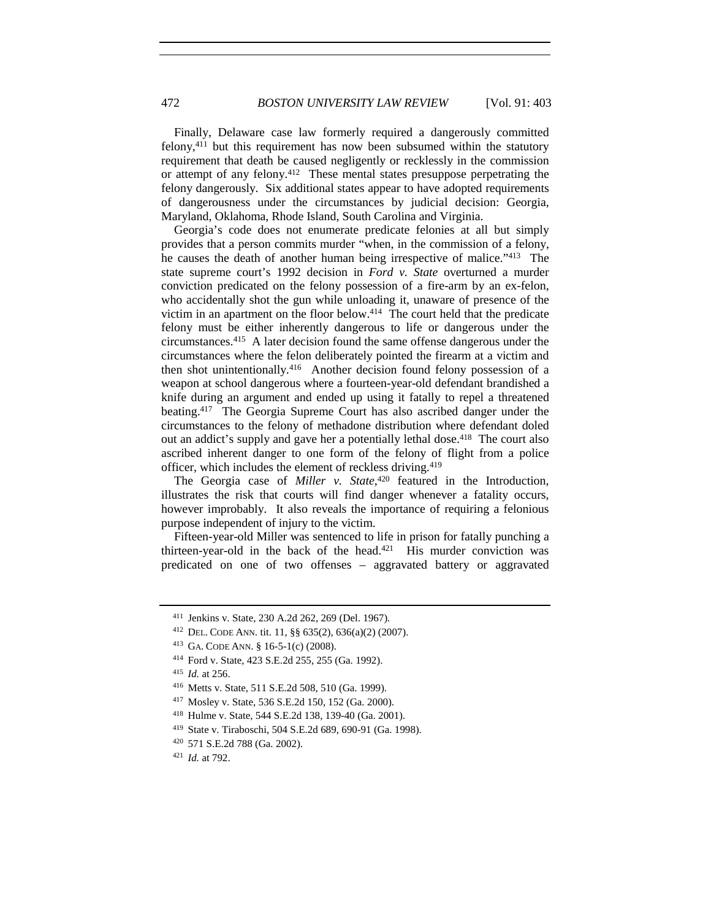Finally, Delaware case law formerly required a dangerously committed felony,[411] but this requirement has now been subsumed within the statutory requirement that death be caused negligently or recklessly in the commission or attempt of any felony.[412] These mental states presuppose perpetrating the felony dangerously. Six additional states appear to have adopted requirements of dangerousness under the circumstances by judicial decision: Georgia, Maryland, Oklahoma, Rhode Island, South Carolina and Virginia.

Georgia's code does not enumerate predicate felonies at all but simply provides that a person commits murder "when, in the commission of a felony, he causes the death of another human being irrespective of malice."[413] The state supreme court's 1992 decision in *Ford v. State* overturned a murder conviction predicated on the felony possession of a fire-arm by an ex-felon, who accidentally shot the gun while unloading it, unaware of presence of the victim in an apartment on the floor below.[414] The court held that the predicate felony must be either inherently dangerous to life or dangerous under the circumstances.[415] A later decision found the same offense dangerous under the circumstances where the felon deliberately pointed the firearm at a victim and then shot unintentionally.[416] Another decision found felony possession of a weapon at school dangerous where a fourteen-year-old defendant brandished a knife during an argument and ended up using it fatally to repel a threatened beating.[417] The Georgia Supreme Court has also ascribed danger under the circumstances to the felony of methadone distribution where defendant doled out an addict's supply and gave her a potentially lethal dose.[418] The court also ascribed inherent danger to one form of the felony of flight from a police officer, which includes the element of reckless driving.[419]

The Georgia case of *Miller v. State*,[420] featured in the Introduction, illustrates the risk that courts will find danger whenever a fatality occurs, however improbably. It also reveals the importance of requiring a felonious purpose independent of injury to the victim.

Fifteen-year-old Miller was sentenced to life in prison for fatally punching a thirteen-year-old in the back of the head.[421] His murder conviction was predicated on one of two offenses – aggravated battery or aggravated

---

[411] Jenkins v. State, 230 A.2d 262, 269 (Del. 1967).

[412] DEL. CODE ANN. tit. 11, §§ 635(2), 636(a)(2) (2007).

[413] GA. CODE ANN. § 16-5-1(c) (2008).

[414] Ford v. State, 423 S.E.2d 255, 255 (Ga. 1992).

[415] *Id.* at 256.

[416] Metts v. State, 511 S.E.2d 508, 510 (Ga. 1999).

[417] Mosley v. State, 536 S.E.2d 150, 152 (Ga. 2000).

[418] Hulme v. State, 544 S.E.2d 138, 139-40 (Ga. 2001).

[419] State v. Tiraboschi, 504 S.E.2d 689, 690-91 (Ga. 1998).

[420] 571 S.E.2d 788 (Ga. 2002).

[421] *Id.* at 792.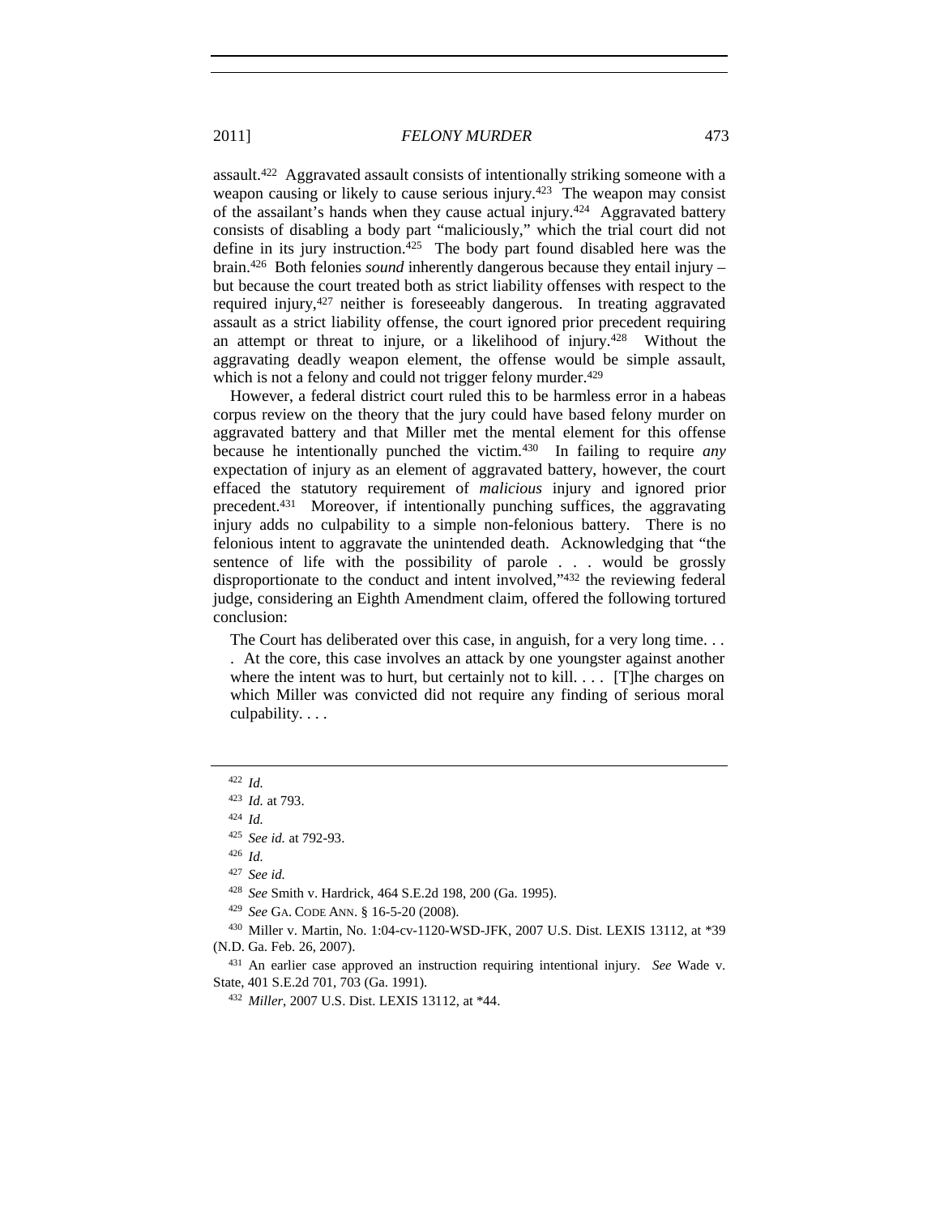assault.[422] Aggravated assault consists of intentionally striking someone with a weapon causing or likely to cause serious injury.[423] The weapon may consist of the assailant's hands when they cause actual injury.[424] Aggravated battery consists of disabling a body part "maliciously," which the trial court did not define in its jury instruction.[425] The body part found disabled here was the brain.[426] Both felonies *sound* inherently dangerous because they entail injury – but because the court treated both as strict liability offenses with respect to the required injury,[427] neither is foreseeably dangerous. In treating aggravated assault as a strict liability offense, the court ignored prior precedent requiring an attempt or threat to injure, or a likelihood of injury.[428] Without the aggravating deadly weapon element, the offense would be simple assault, which is not a felony and could not trigger felony murder.[429]

However, a federal district court ruled this to be harmless error in a habeas corpus review on the theory that the jury could have based felony murder on aggravated battery and that Miller met the mental element for this offense because he intentionally punched the victim.[430] In failing to require *any* expectation of injury as an element of aggravated battery, however, the court effaced the statutory requirement of *malicious* injury and ignored prior precedent.[431] Moreover, if intentionally punching suffices, the aggravating injury adds no culpability to a simple non-felonious battery. There is no felonious intent to aggravate the unintended death. Acknowledging that "the sentence of life with the possibility of parole . . . would be grossly disproportionate to the conduct and intent involved,"[432] the reviewing federal judge, considering an Eighth Amendment claim, offered the following tortured conclusion:

> The Court has deliberated over this case, in anguish, for a very long time. . . . At the core, this case involves an attack by one youngster against another where the intent was to hurt, but certainly not to kill. . . . [T]he charges on which Miller was convicted did not require any finding of serious moral culpability. . . .

---

[422] *Id.*

[423] *Id.* at 793.

[424] *Id.*

[425] *See id.* at 792-93.

[426] *Id.*

[427] *See id.*

[428] *See* Smith v. Hardrick, 464 S.E.2d 198, 200 (Ga. 1995).

[429] *See* GA. CODE ANN. § 16-5-20 (2008).

[430] Miller v. Martin, No. 1:04-cv-1120-WSD-JFK, 2007 U.S. Dist. LEXIS 13112, at *39 (N.D. Ga. Feb. 26, 2007).

[431] An earlier case approved an instruction requiring intentional injury. *See* Wade v. State, 401 S.E.2d 701, 703 (Ga. 1991).

[432] *Miller*, 2007 U.S. Dist. LEXIS 13112, at *44.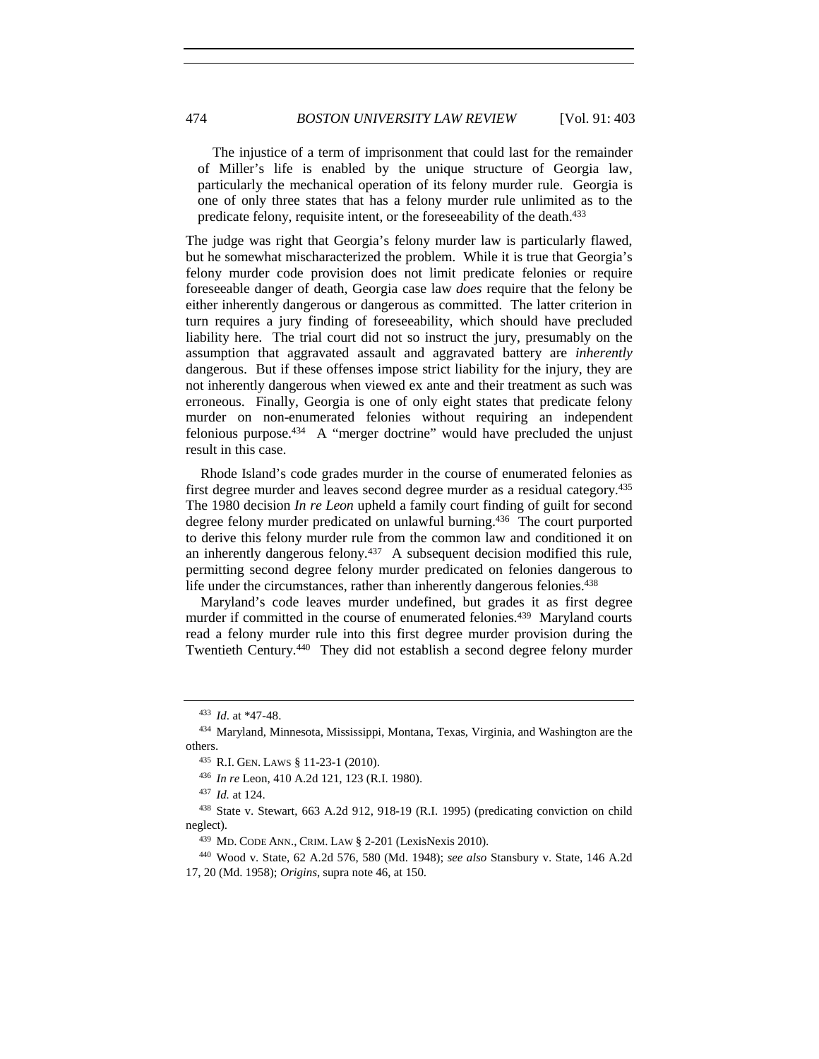> The injustice of a term of imprisonment that could last for the remainder of Miller's life is enabled by the unique structure of Georgia law, particularly the mechanical operation of its felony murder rule. Georgia is one of only three states that has a felony murder rule unlimited as to the predicate felony, requisite intent, or the foreseeability of the death.[433]

The judge was right that Georgia's felony murder law is particularly flawed, but he somewhat mischaracterized the problem. While it is true that Georgia's felony murder code provision does not limit predicate felonies or require foreseeable danger of death, Georgia case law *does* require that the felony be either inherently dangerous or dangerous as committed. The latter criterion in turn requires a jury finding of foreseeability, which should have precluded liability here. The trial court did not so instruct the jury, presumably on the assumption that aggravated assault and aggravated battery are *inherently* dangerous. But if these offenses impose strict liability for the injury, they are not inherently dangerous when viewed ex ante and their treatment as such was erroneous. Finally, Georgia is one of only eight states that predicate felony murder on non-enumerated felonies without requiring an independent felonious purpose.[434] A "merger doctrine" would have precluded the unjust result in this case.

Rhode Island's code grades murder in the course of enumerated felonies as first degree murder and leaves second degree murder as a residual category.[435] The 1980 decision *In re Leon* upheld a family court finding of guilt for second degree felony murder predicated on unlawful burning.[436] The court purported to derive this felony murder rule from the common law and conditioned it on an inherently dangerous felony.[437] A subsequent decision modified this rule, permitting second degree felony murder predicated on felonies dangerous to life under the circumstances, rather than inherently dangerous felonies.[438]

Maryland's code leaves murder undefined, but grades it as first degree murder if committed in the course of enumerated felonies.[439] Maryland courts read a felony murder rule into this first degree murder provision during the Twentieth Century.[440] They did not establish a second degree felony murder

---

[433] *Id*. at *47-48.

[434] Maryland, Minnesota, Mississippi, Montana, Texas, Virginia, and Washington are the others.

[435] R.I. GEN. LAWS § 11-23-1 (2010).

[436] *In re* Leon, 410 A.2d 121, 123 (R.I. 1980).

[437] *Id.* at 124.

[438] State v. Stewart, 663 A.2d 912, 918-19 (R.I. 1995) (predicating conviction on child neglect).

[439] MD. CODE ANN., CRIM. LAW § 2-201 (LexisNexis 2010).

[440] Wood v. State, 62 A.2d 576, 580 (Md. 1948); *see also* Stansbury v. State, 146 A.2d 17, 20 (Md. 1958); *Origins*, supra note 46, at 150.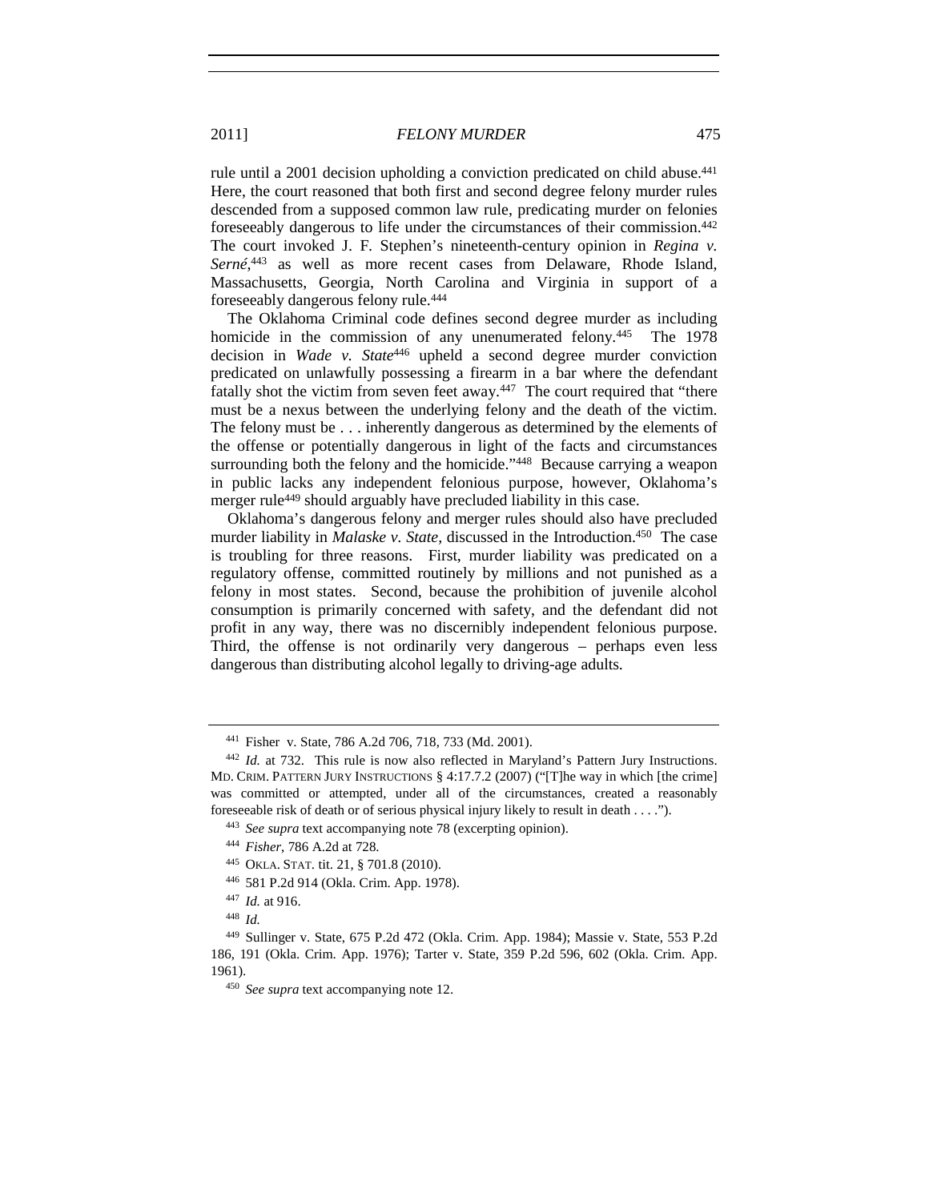rule until a 2001 decision upholding a conviction predicated on child abuse.[441] Here, the court reasoned that both first and second degree felony murder rules descended from a supposed common law rule, predicating murder on felonies foreseeably dangerous to life under the circumstances of their commission.[442] The court invoked J. F. Stephen's nineteenth-century opinion in *Regina v. Serné*,[443] as well as more recent cases from Delaware, Rhode Island, Massachusetts, Georgia, North Carolina and Virginia in support of a foreseeably dangerous felony rule.[444]

The Oklahoma Criminal code defines second degree murder as including homicide in the commission of any unenumerated felony.[445] The 1978 decision in *Wade v. State*[446] upheld a second degree murder conviction predicated on unlawfully possessing a firearm in a bar where the defendant fatally shot the victim from seven feet away.[447] The court required that "there must be a nexus between the underlying felony and the death of the victim. The felony must be . . . inherently dangerous as determined by the elements of the offense or potentially dangerous in light of the facts and circumstances surrounding both the felony and the homicide."[448] Because carrying a weapon in public lacks any independent felonious purpose, however, Oklahoma's merger rule[449] should arguably have precluded liability in this case.

Oklahoma's dangerous felony and merger rules should also have precluded murder liability in *Malaske v. State*, discussed in the Introduction.[450] The case is troubling for three reasons. First, murder liability was predicated on a regulatory offense, committed routinely by millions and not punished as a felony in most states. Second, because the prohibition of juvenile alcohol consumption is primarily concerned with safety, and the defendant did not profit in any way, there was no discernibly independent felonious purpose. Third, the offense is not ordinarily very dangerous – perhaps even less dangerous than distributing alcohol legally to driving-age adults.

---

[441] Fisher v. State, 786 A.2d 706, 718, 733 (Md. 2001).

[442] *Id.* at 732. This rule is now also reflected in Maryland's Pattern Jury Instructions. MD. CRIM. PATTERN JURY INSTRUCTIONS § 4:17.7.2 (2007) ("[T]he way in which [the crime] was committed or attempted, under all of the circumstances, created a reasonably foreseeable risk of death or of serious physical injury likely to result in death . . . .").

[443] *See supra* text accompanying note 78 (excerpting opinion).

[444] *Fisher*, 786 A.2d at 728.

[445] OKLA. STAT. tit. 21, § 701.8 (2010).

[446] 581 P.2d 914 (Okla. Crim. App. 1978).

[447] *Id.* at 916.

[448] *Id.*

[449] Sullinger v. State, 675 P.2d 472 (Okla. Crim. App. 1984); Massie v. State, 553 P.2d 186, 191 (Okla. Crim. App. 1976); Tarter v. State, 359 P.2d 596, 602 (Okla. Crim. App. 1961).

[450] *See supra* text accompanying note 12.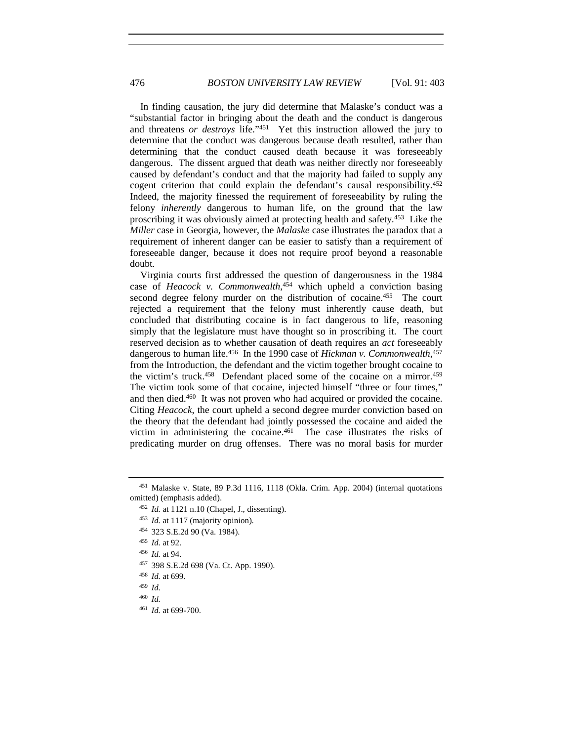In finding causation, the jury did determine that Malaske's conduct was a "substantial factor in bringing about the death and the conduct is dangerous and threatens *or destroys* life."[451] Yet this instruction allowed the jury to determine that the conduct was dangerous because death resulted, rather than determining that the conduct caused death because it was foreseeably dangerous. The dissent argued that death was neither directly nor foreseeably caused by defendant's conduct and that the majority had failed to supply any cogent criterion that could explain the defendant's causal responsibility.[452] Indeed, the majority finessed the requirement of foreseeability by ruling the felony *inherently* dangerous to human life, on the ground that the law proscribing it was obviously aimed at protecting health and safety.[453] Like the *Miller* case in Georgia, however, the *Malaske* case illustrates the paradox that a requirement of inherent danger can be easier to satisfy than a requirement of foreseeable danger, because it does not require proof beyond a reasonable doubt.

Virginia courts first addressed the question of dangerousness in the 1984 case of *Heacock v. Commonwealth*,[454] which upheld a conviction basing second degree felony murder on the distribution of cocaine.[455] The court rejected a requirement that the felony must inherently cause death, but concluded that distributing cocaine is in fact dangerous to life, reasoning simply that the legislature must have thought so in proscribing it. The court reserved decision as to whether causation of death requires an *act* foreseeably dangerous to human life.[456] In the 1990 case of *Hickman v. Commonwealth*,[457] from the Introduction, the defendant and the victim together brought cocaine to the victim's truck.[458] Defendant placed some of the cocaine on a mirror.[459] The victim took some of that cocaine, injected himself "three or four times," and then died.[460] It was not proven who had acquired or provided the cocaine. Citing *Heacock*, the court upheld a second degree murder conviction based on the theory that the defendant had jointly possessed the cocaine and aided the victim in administering the cocaine.[461] The case illustrates the risks of predicating murder on drug offenses. There was no moral basis for murder

---

[451] Malaske v. State, 89 P.3d 1116, 1118 (Okla. Crim. App. 2004) (internal quotations omitted) (emphasis added).

[452] *Id.* at 1121 n.10 (Chapel, J., dissenting).

[453] *Id.* at 1117 (majority opinion).

[454] 323 S.E.2d 90 (Va. 1984).

[455] *Id.* at 92.

[456] *Id.* at 94.

[457] 398 S.E.2d 698 (Va. Ct. App. 1990).

[458] *Id.* at 699.

[459] *Id.*

[460] *Id.*

[461] *Id.* at 699-700.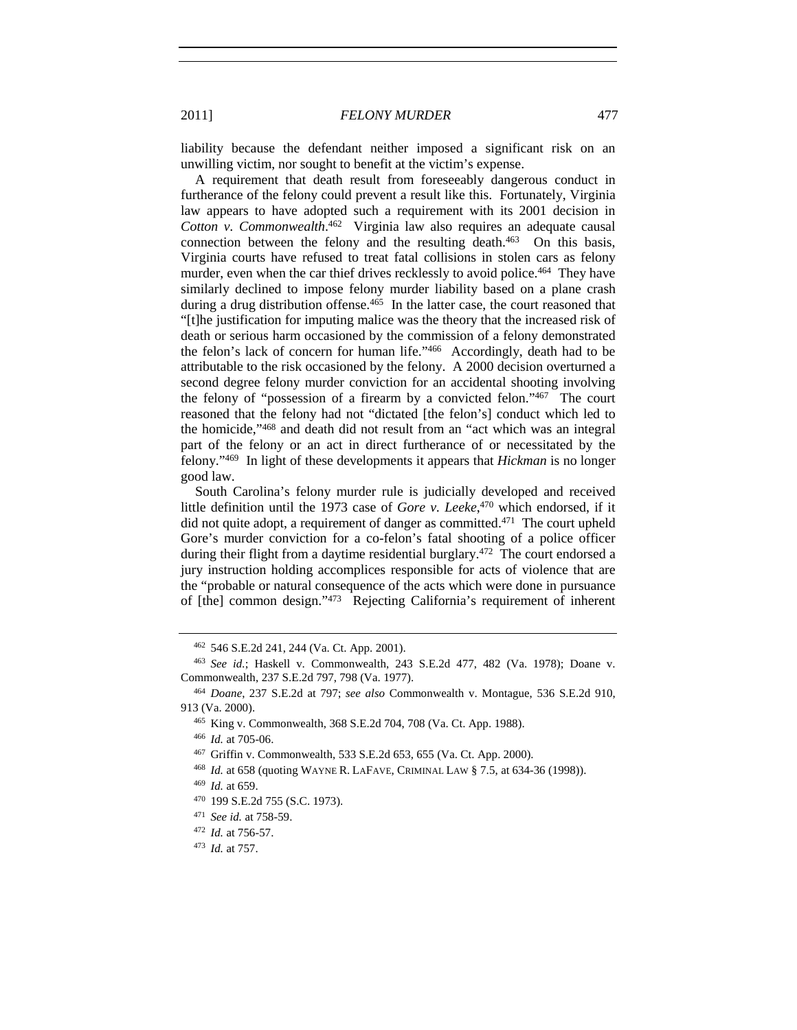liability because the defendant neither imposed a significant risk on an unwilling victim, nor sought to benefit at the victim's expense.

A requirement that death result from foreseeably dangerous conduct in furtherance of the felony could prevent a result like this. Fortunately, Virginia law appears to have adopted such a requirement with its 2001 decision in *Cotton v. Commonwealth*.[462] Virginia law also requires an adequate causal connection between the felony and the resulting death.[463] On this basis, Virginia courts have refused to treat fatal collisions in stolen cars as felony murder, even when the car thief drives recklessly to avoid police.[464] They have similarly declined to impose felony murder liability based on a plane crash during a drug distribution offense.[465] In the latter case, the court reasoned that "[t]he justification for imputing malice was the theory that the increased risk of death or serious harm occasioned by the commission of a felony demonstrated the felon's lack of concern for human life."[466] Accordingly, death had to be attributable to the risk occasioned by the felony. A 2000 decision overturned a second degree felony murder conviction for an accidental shooting involving the felony of "possession of a firearm by a convicted felon."[467] The court reasoned that the felony had not "dictated [the felon's] conduct which led to the homicide,"[468] and death did not result from an "act which was an integral part of the felony or an act in direct furtherance of or necessitated by the felony."[469] In light of these developments it appears that *Hickman* is no longer good law.

South Carolina's felony murder rule is judicially developed and received little definition until the 1973 case of *Gore v. Leeke*,[470] which endorsed, if it did not quite adopt, a requirement of danger as committed.[471] The court upheld Gore's murder conviction for a co-felon's fatal shooting of a police officer during their flight from a daytime residential burglary.[472] The court endorsed a jury instruction holding accomplices responsible for acts of violence that are the "probable or natural consequence of the acts which were done in pursuance of [the] common design."[473] Rejecting California's requirement of inherent

---

[462] 546 S.E.2d 241, 244 (Va. Ct. App. 2001).

[463] *See id.*; Haskell v. Commonwealth, 243 S.E.2d 477, 482 (Va. 1978); Doane v. Commonwealth, 237 S.E.2d 797, 798 (Va. 1977).

[464] *Doane*, 237 S.E.2d at 797; *see also* Commonwealth v. Montague, 536 S.E.2d 910, 913 (Va. 2000).

[465] King v. Commonwealth, 368 S.E.2d 704, 708 (Va. Ct. App. 1988).

[466] *Id.* at 705-06.

[467] Griffin v. Commonwealth, 533 S.E.2d 653, 655 (Va. Ct. App. 2000).

[468] *Id.* at 658 (quoting WAYNE R. LAFAVE, CRIMINAL LAW § 7.5, at 634-36 (1998)).

[469] *Id.* at 659.

[470] 199 S.E.2d 755 (S.C. 1973).

[471] *See id.* at 758-59.

[472] *Id.* at 756-57.

[473] *Id.* at 757.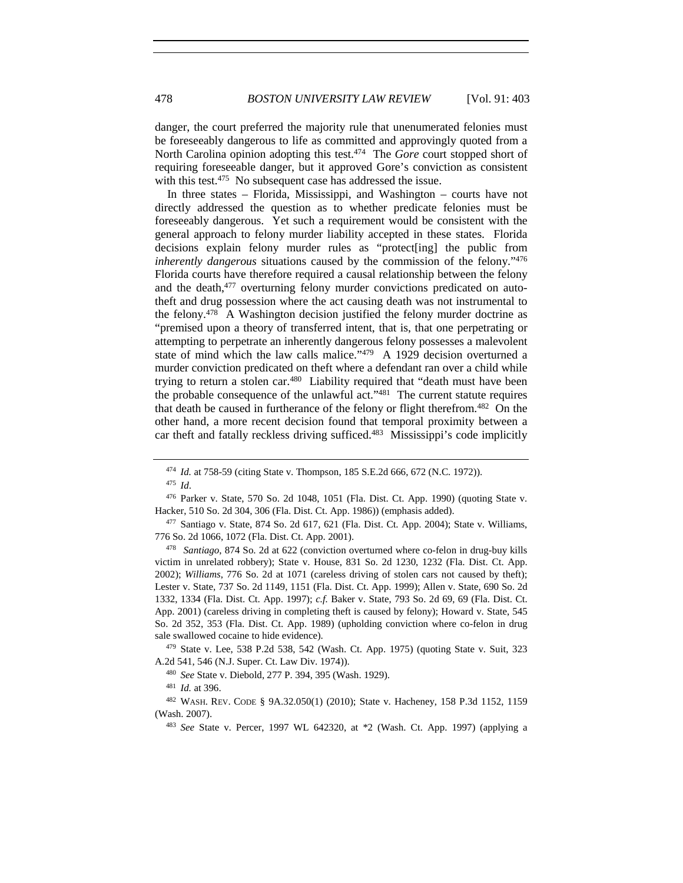danger, the court preferred the majority rule that unenumerated felonies must be foreseeably dangerous to life as committed and approvingly quoted from a North Carolina opinion adopting this test.[474] The *Gore* court stopped short of requiring foreseeable danger, but it approved Gore's conviction as consistent with this test.[475] No subsequent case has addressed the issue.

In three states – Florida, Mississippi, and Washington – courts have not directly addressed the question as to whether predicate felonies must be foreseeably dangerous. Yet such a requirement would be consistent with the general approach to felony murder liability accepted in these states. Florida decisions explain felony murder rules as "protect[ing] the public from *inherently dangerous* situations caused by the commission of the felony."[476] Florida courts have therefore required a causal relationship between the felony and the death,[477] overturning felony murder convictions predicated on auto-theft and drug possession where the act causing death was not instrumental to the felony.[478] A Washington decision justified the felony murder doctrine as "premised upon a theory of transferred intent, that is, that one perpetrating or attempting to perpetrate an inherently dangerous felony possesses a malevolent state of mind which the law calls malice."[479] A 1929 decision overturned a murder conviction predicated on theft where a defendant ran over a child while trying to return a stolen car.[480] Liability required that "death must have been the probable consequence of the unlawful act."[481] The current statute requires that death be caused in furtherance of the felony or flight therefrom.[482] On the other hand, a more recent decision found that temporal proximity between a car theft and fatally reckless driving sufficed.[483] Mississippi's code implicitly

---

[474] *Id.* at 758-59 (citing State v. Thompson, 185 S.E.2d 666, 672 (N.C. 1972)).

[475] *Id*.

[476] Parker v. State, 570 So. 2d 1048, 1051 (Fla. Dist. Ct. App. 1990) (quoting State v. Hacker, 510 So. 2d 304, 306 (Fla. Dist. Ct. App. 1986)) (emphasis added).

[477] Santiago v. State, 874 So. 2d 617, 621 (Fla. Dist. Ct. App. 2004); State v. Williams, 776 So. 2d 1066, 1072 (Fla. Dist. Ct. App. 2001).

[478] *Santiago*, 874 So. 2d at 622 (conviction overturned where co-felon in drug-buy kills victim in unrelated robbery); State v. House, 831 So. 2d 1230, 1232 (Fla. Dist. Ct. App. 2002); *Williams*, 776 So. 2d at 1071 (careless driving of stolen cars not caused by theft); Lester v. State, 737 So. 2d 1149, 1151 (Fla. Dist. Ct. App. 1999); Allen v. State, 690 So. 2d 1332, 1334 (Fla. Dist. Ct. App. 1997); *c.f.* Baker v. State, 793 So. 2d 69, 69 (Fla. Dist. Ct. App. 2001) (careless driving in completing theft is caused by felony); Howard v. State, 545 So. 2d 352, 353 (Fla. Dist. Ct. App. 1989) (upholding conviction where co-felon in drug sale swallowed cocaine to hide evidence).

[479] State v. Lee, 538 P.2d 538, 542 (Wash. Ct. App. 1975) (quoting State v. Suit, 323 A.2d 541, 546 (N.J. Super. Ct. Law Div. 1974)).

[480] *See* State v. Diebold, 277 P. 394, 395 (Wash. 1929).

[481] *Id.* at 396.

[482] WASH. REV. CODE § 9A.32.050(1) (2010); State v. Hacheney, 158 P.3d 1152, 1159 (Wash. 2007).

[483] *See* State v. Percer, 1997 WL 642320, at *2 (Wash. Ct. App. 1997) (applying a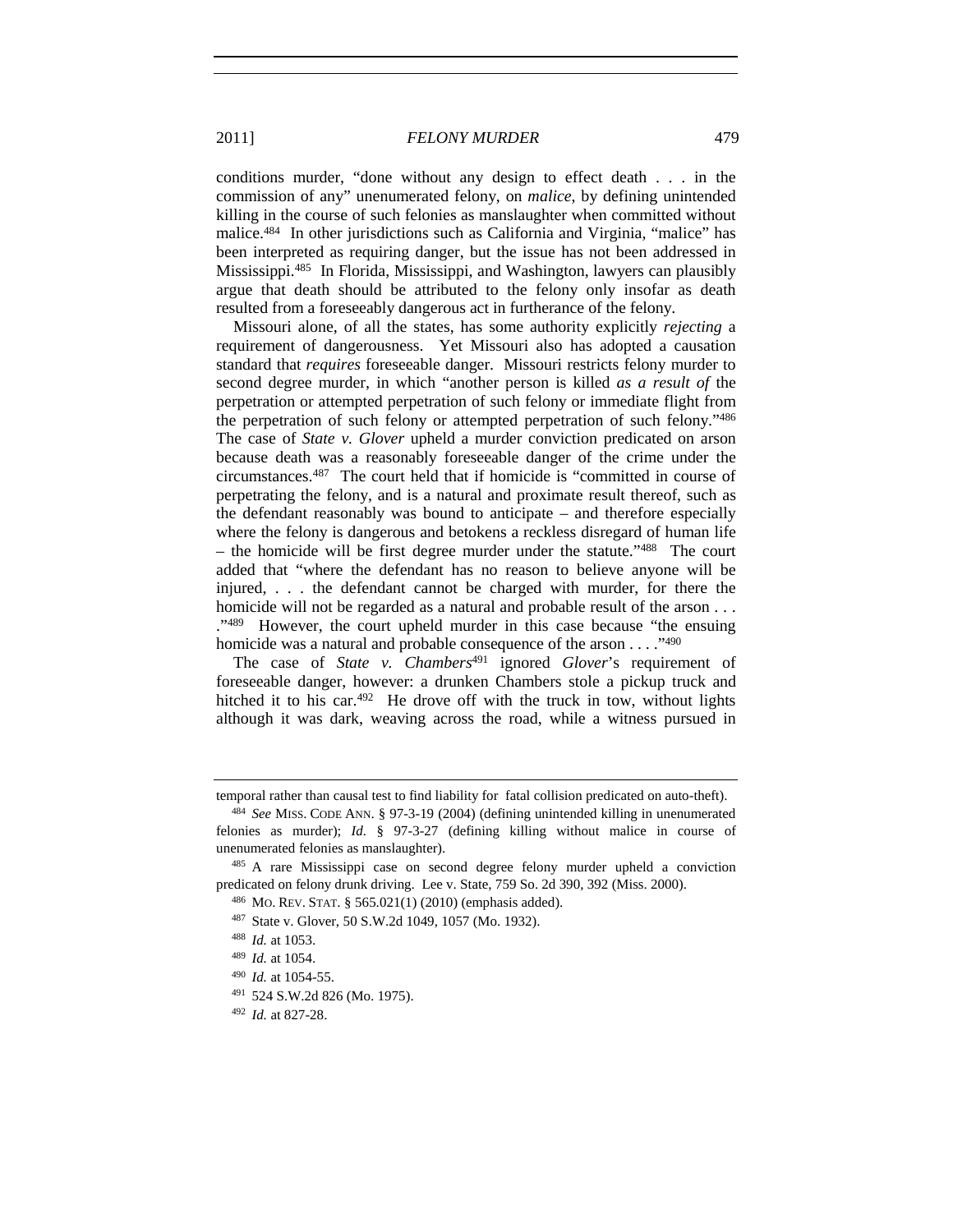conditions murder, "done without any design to effect death . . . in the commission of any" unenumerated felony, on *malice*, by defining unintended killing in the course of such felonies as manslaughter when committed without malice.[484] In other jurisdictions such as California and Virginia, "malice" has been interpreted as requiring danger, but the issue has not been addressed in Mississippi.[485] In Florida, Mississippi, and Washington, lawyers can plausibly argue that death should be attributed to the felony only insofar as death resulted from a foreseeably dangerous act in furtherance of the felony.

Missouri alone, of all the states, has some authority explicitly *rejecting* a requirement of dangerousness. Yet Missouri also has adopted a causation standard that *requires* foreseeable danger. Missouri restricts felony murder to second degree murder, in which "another person is killed *as a result of* the perpetration or attempted perpetration of such felony or immediate flight from the perpetration of such felony or attempted perpetration of such felony."[486] The case of *State v. Glover* upheld a murder conviction predicated on arson because death was a reasonably foreseeable danger of the crime under the circumstances.[487] The court held that if homicide is "committed in course of perpetrating the felony, and is a natural and proximate result thereof, such as the defendant reasonably was bound to anticipate – and therefore especially where the felony is dangerous and betokens a reckless disregard of human life – the homicide will be first degree murder under the statute."[488] The court added that "where the defendant has no reason to believe anyone will be injured, . . . the defendant cannot be charged with murder, for there the homicide will not be regarded as a natural and probable result of the arson . . . ."[489] However, the court upheld murder in this case because "the ensuing homicide was a natural and probable consequence of the arson . . . ."[490]

The case of *State v. Chambers*[491] ignored *Glover*'s requirement of foreseeable danger, however: a drunken Chambers stole a pickup truck and hitched it to his car.[492] He drove off with the truck in tow, without lights although it was dark, weaving across the road, while a witness pursued in

---

temporal rather than causal test to find liability for fatal collision predicated on auto-theft).

[484] *See* MISS. CODE ANN. § 97-3-19 (2004) (defining unintended killing in unenumerated felonies as murder); *Id.* § 97-3-27 (defining killing without malice in course of unenumerated felonies as manslaughter).

[485] A rare Mississippi case on second degree felony murder upheld a conviction predicated on felony drunk driving. Lee v. State, 759 So. 2d 390, 392 (Miss. 2000).

[486] MO. REV. STAT. § 565.021(1) (2010) (emphasis added).

[487] State v. Glover, 50 S.W.2d 1049, 1057 (Mo. 1932).

[488] *Id.* at 1053.

[489] *Id.* at 1054.

[490] *Id.* at 1054-55.

[491] 524 S.W.2d 826 (Mo. 1975).

[492] *Id.* at 827-28.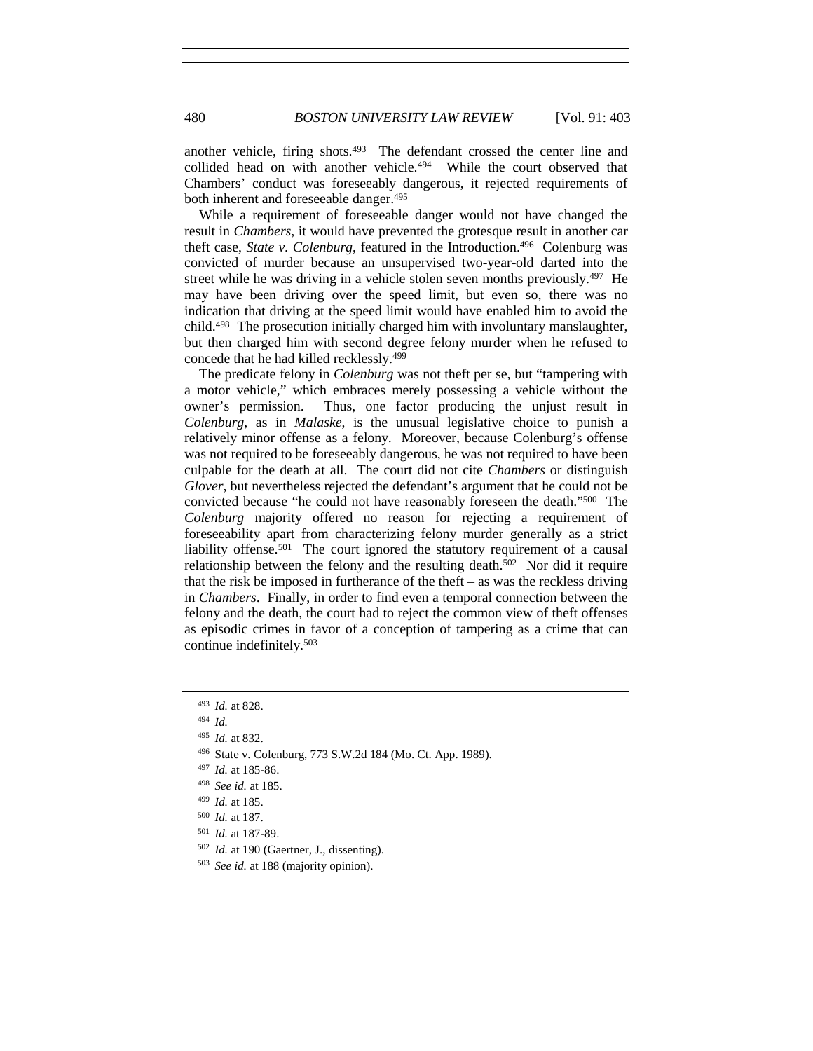another vehicle, firing shots.[493] The defendant crossed the center line and collided head on with another vehicle.[494] While the court observed that Chambers' conduct was foreseeably dangerous, it rejected requirements of both inherent and foreseeable danger.[495]

While a requirement of foreseeable danger would not have changed the result in *Chambers*, it would have prevented the grotesque result in another car theft case, *State v. Colenburg*, featured in the Introduction.[496] Colenburg was convicted of murder because an unsupervised two-year-old darted into the street while he was driving in a vehicle stolen seven months previously.[497] He may have been driving over the speed limit, but even so, there was no indication that driving at the speed limit would have enabled him to avoid the child.[498] The prosecution initially charged him with involuntary manslaughter, but then charged him with second degree felony murder when he refused to concede that he had killed recklessly.[499]

The predicate felony in *Colenburg* was not theft per se, but "tampering with a motor vehicle," which embraces merely possessing a vehicle without the owner's permission. Thus, one factor producing the unjust result in *Colenburg*, as in *Malaske*, is the unusual legislative choice to punish a relatively minor offense as a felony. Moreover, because Colenburg's offense was not required to be foreseeably dangerous, he was not required to have been culpable for the death at all. The court did not cite *Chambers* or distinguish *Glover*, but nevertheless rejected the defendant's argument that he could not be convicted because "he could not have reasonably foreseen the death."[500] The *Colenburg* majority offered no reason for rejecting a requirement of foreseeability apart from characterizing felony murder generally as a strict liability offense.[501] The court ignored the statutory requirement of a causal relationship between the felony and the resulting death.[502] Nor did it require that the risk be imposed in furtherance of the theft – as was the reckless driving in *Chambers*. Finally, in order to find even a temporal connection between the felony and the death, the court had to reject the common view of theft offenses as episodic crimes in favor of a conception of tampering as a crime that can continue indefinitely.[503]

---

[493] *Id.* at 828.

[494] *Id.*

[495] *Id.* at 832.

[496] State v. Colenburg, 773 S.W.2d 184 (Mo. Ct. App. 1989).

[497] *Id.* at 185-86.

[498] *See id.* at 185.

[499] *Id.* at 185.

[500] *Id.* at 187.

[501] *Id.* at 187-89.

[502] *Id.* at 190 (Gaertner, J., dissenting).

[503] *See id.* at 188 (majority opinion).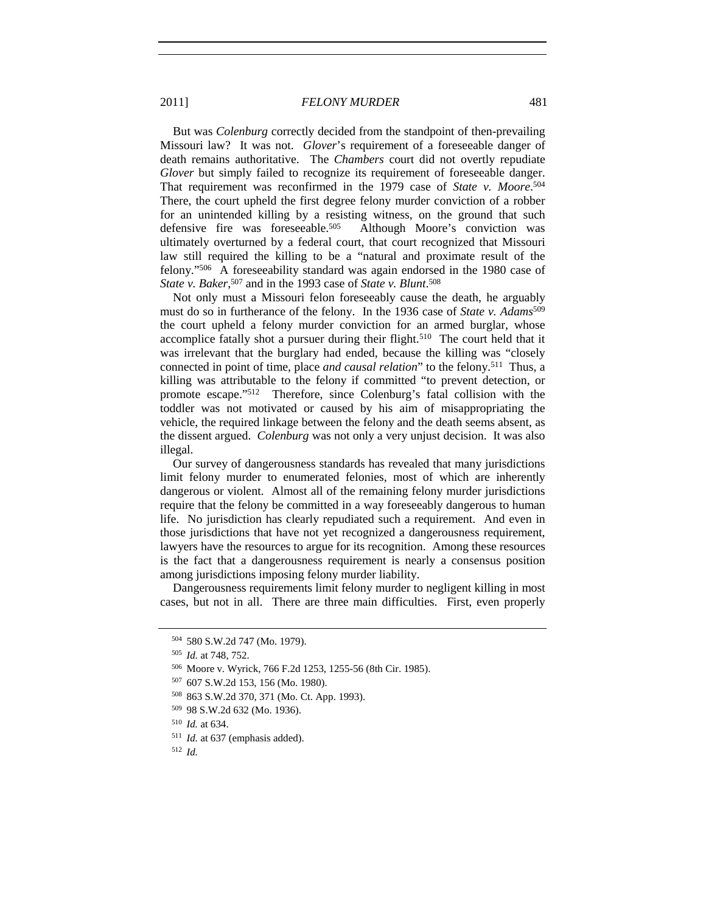But was *Colenburg* correctly decided from the standpoint of then-prevailing Missouri law? It was not. *Glover*'s requirement of a foreseeable danger of death remains authoritative. The *Chambers* court did not overtly repudiate *Glover* but simply failed to recognize its requirement of foreseeable danger. That requirement was reconfirmed in the 1979 case of *State v. Moore*.[504] There, the court upheld the first degree felony murder conviction of a robber for an unintended killing by a resisting witness, on the ground that such defensive fire was foreseeable.[505] Although Moore's conviction was ultimately overturned by a federal court, that court recognized that Missouri law still required the killing to be a "natural and proximate result of the felony."[506] A foreseeability standard was again endorsed in the 1980 case of *State v. Baker*,[507] and in the 1993 case of *State v. Blunt*.[508]

Not only must a Missouri felon foreseeably cause the death, he arguably must do so in furtherance of the felony. In the 1936 case of *State v. Adams*[509] the court upheld a felony murder conviction for an armed burglar, whose accomplice fatally shot a pursuer during their flight.[510] The court held that it was irrelevant that the burglary had ended, because the killing was "closely connected in point of time, place *and causal relation*" to the felony.[511] Thus, a killing was attributable to the felony if committed "to prevent detection, or promote escape."[512] Therefore, since Colenburg's fatal collision with the toddler was not motivated or caused by his aim of misappropriating the vehicle, the required linkage between the felony and the death seems absent, as the dissent argued. *Colenburg* was not only a very unjust decision. It was also illegal.

Our survey of dangerousness standards has revealed that many jurisdictions limit felony murder to enumerated felonies, most of which are inherently dangerous or violent. Almost all of the remaining felony murder jurisdictions require that the felony be committed in a way foreseeably dangerous to human life. No jurisdiction has clearly repudiated such a requirement. And even in those jurisdictions that have not yet recognized a dangerousness requirement, lawyers have the resources to argue for its recognition. Among these resources is the fact that a dangerousness requirement is nearly a consensus position among jurisdictions imposing felony murder liability.

Dangerousness requirements limit felony murder to negligent killing in most cases, but not in all. There are three main difficulties. First, even properly

---

504 580 S.W.2d 747 (Mo. 1979).

505 *Id.* at 748, 752.

506 Moore v. Wyrick, 766 F.2d 1253, 1255-56 (8th Cir. 1985).

507 607 S.W.2d 153, 156 (Mo. 1980).

508 863 S.W.2d 370, 371 (Mo. Ct. App. 1993).

509 98 S.W.2d 632 (Mo. 1936).

510 *Id.* at 634.

511 *Id.* at 637 (emphasis added).

512 *Id.*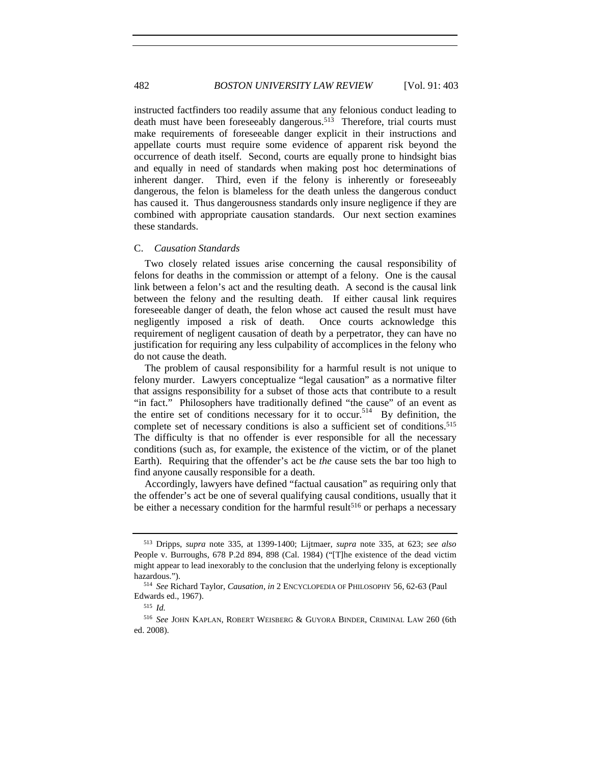instructed factfinders too readily assume that any felonious conduct leading to death must have been foreseeably dangerous.[513] Therefore, trial courts must make requirements of foreseeable danger explicit in their instructions and appellate courts must require some evidence of apparent risk beyond the occurrence of death itself. Second, courts are equally prone to hindsight bias and equally in need of standards when making post hoc determinations of inherent danger. Third, even if the felony is inherently or foreseeably dangerous, the felon is blameless for the death unless the dangerous conduct has caused it. Thus dangerousness standards only insure negligence if they are combined with appropriate causation standards. Our next section examines these standards.

## C. *Causation Standards*

Two closely related issues arise concerning the causal responsibility of felons for deaths in the commission or attempt of a felony. One is the causal link between a felon's act and the resulting death. A second is the causal link between the felony and the resulting death. If either causal link requires foreseeable danger of death, the felon whose act caused the result must have negligently imposed a risk of death. Once courts acknowledge this requirement of negligent causation of death by a perpetrator, they can have no justification for requiring any less culpability of accomplices in the felony who do not cause the death.

The problem of causal responsibility for a harmful result is not unique to felony murder. Lawyers conceptualize "legal causation" as a normative filter that assigns responsibility for a subset of those acts that contribute to a result "in fact." Philosophers have traditionally defined "the cause" of an event as the entire set of conditions necessary for it to occur.[514] By definition, the complete set of necessary conditions is also a sufficient set of conditions.[515] The difficulty is that no offender is ever responsible for all the necessary conditions (such as, for example, the existence of the victim, or of the planet Earth). Requiring that the offender's act be *the* cause sets the bar too high to find anyone causally responsible for a death.

Accordingly, lawyers have defined "factual causation" as requiring only that the offender's act be one of several qualifying causal conditions, usually that it be either a necessary condition for the harmful result[516] or perhaps a necessary

---

[513] Dripps, *supra* note 335, at 1399-1400; Lijtmaer, *supra* note 335, at 623; *see also* People v. Burroughs, 678 P.2d 894, 898 (Cal. 1984) ("[T]he existence of the dead victim might appear to lead inexorably to the conclusion that the underlying felony is exceptionally hazardous.").

[514] *See* Richard Taylor, *Causation*, *in* 2 ENCYCLOPEDIA OF PHILOSOPHY 56, 62-63 (Paul Edwards ed., 1967).

[515] *Id.*

[516] *See* JOHN KAPLAN, ROBERT WEISBERG & GUYORA BINDER, CRIMINAL LAW 260 (6th ed. 2008).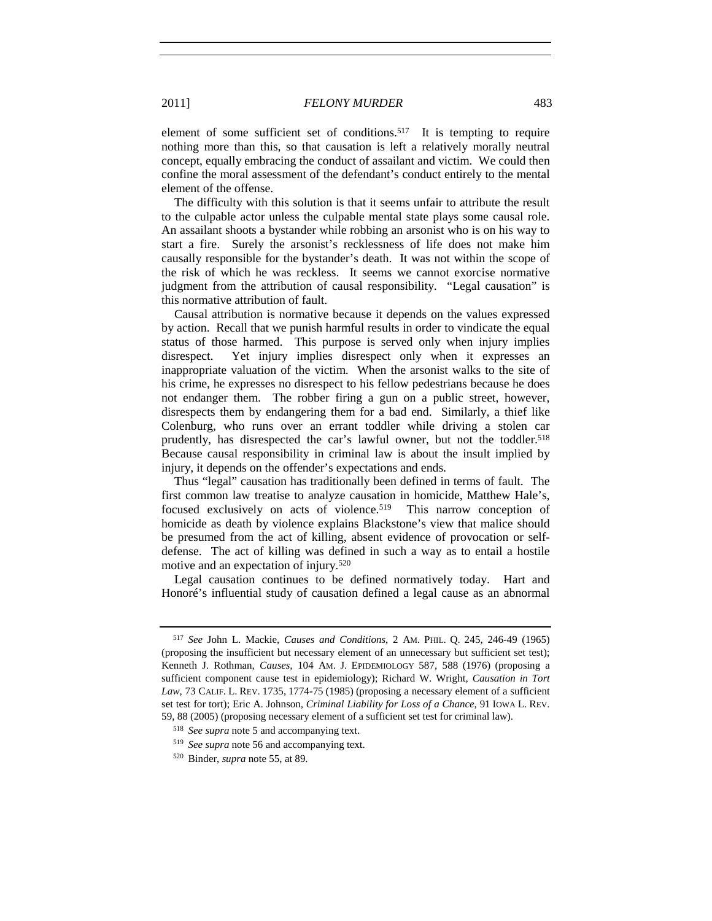element of some sufficient set of conditions.[517] It is tempting to require nothing more than this, so that causation is left a relatively morally neutral concept, equally embracing the conduct of assailant and victim. We could then confine the moral assessment of the defendant's conduct entirely to the mental element of the offense.

The difficulty with this solution is that it seems unfair to attribute the result to the culpable actor unless the culpable mental state plays some causal role. An assailant shoots a bystander while robbing an arsonist who is on his way to start a fire. Surely the arsonist's recklessness of life does not make him causally responsible for the bystander's death. It was not within the scope of the risk of which he was reckless. It seems we cannot exorcise normative judgment from the attribution of causal responsibility. "Legal causation" is this normative attribution of fault.

Causal attribution is normative because it depends on the values expressed by action. Recall that we punish harmful results in order to vindicate the equal status of those harmed. This purpose is served only when injury implies disrespect. Yet injury implies disrespect only when it expresses an inappropriate valuation of the victim. When the arsonist walks to the site of his crime, he expresses no disrespect to his fellow pedestrians because he does not endanger them. The robber firing a gun on a public street, however, disrespects them by endangering them for a bad end. Similarly, a thief like Colenburg, who runs over an errant toddler while driving a stolen car prudently, has disrespected the car's lawful owner, but not the toddler.[518] Because causal responsibility in criminal law is about the insult implied by injury, it depends on the offender's expectations and ends.

Thus "legal" causation has traditionally been defined in terms of fault. The first common law treatise to analyze causation in homicide, Matthew Hale's, focused exclusively on acts of violence.[519] This narrow conception of homicide as death by violence explains Blackstone's view that malice should be presumed from the act of killing, absent evidence of provocation or self-defense. The act of killing was defined in such a way as to entail a hostile motive and an expectation of injury.[520]

Legal causation continues to be defined normatively today. Hart and Honoré's influential study of causation defined a legal cause as an abnormal

---

[517] *See* John L. Mackie, *Causes and Conditions*, 2 AM. PHIL. Q. 245, 246-49 (1965) (proposing the insufficient but necessary element of an unnecessary but sufficient set test); Kenneth J. Rothman, *Causes*, 104 AM. J. EPIDEMIOLOGY 587, 588 (1976) (proposing a sufficient component cause test in epidemiology); Richard W. Wright, *Causation in Tort Law*, 73 CALIF. L. REV. 1735, 1774-75 (1985) (proposing a necessary element of a sufficient set test for tort); Eric A. Johnson, *Criminal Liability for Loss of a Chance*, 91 IOWA L. REV. 59, 88 (2005) (proposing necessary element of a sufficient set test for criminal law).

[518] *See supra* note 5 and accompanying text.

[519] *See supra* note 56 and accompanying text.

[520] Binder, *supra* note 55, at 89.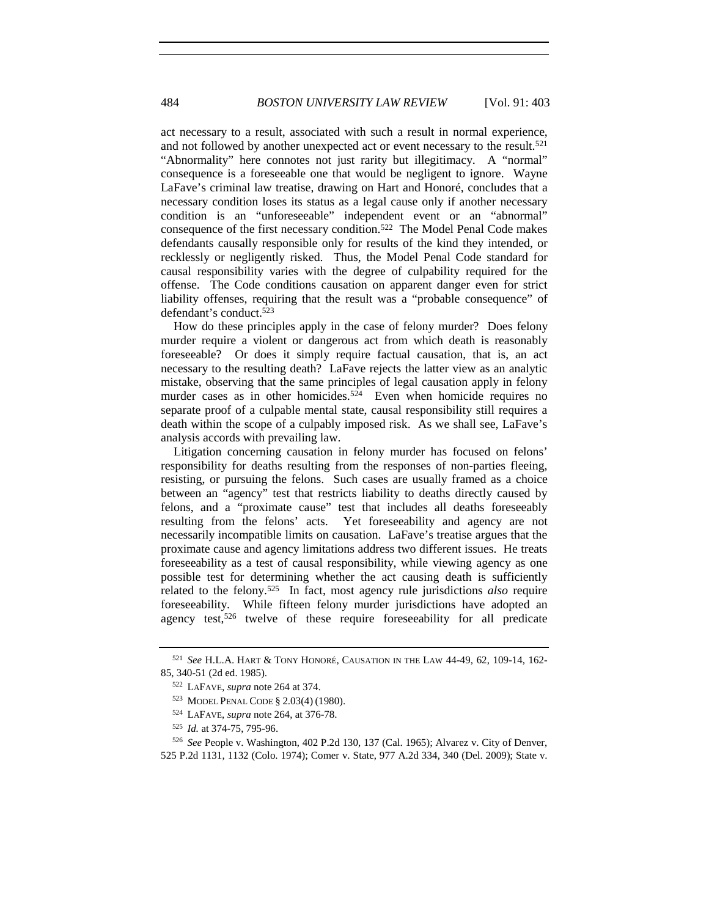act necessary to a result, associated with such a result in normal experience, and not followed by another unexpected act or event necessary to the result.[521] "Abnormality" here connotes not just rarity but illegitimacy. A "normal" consequence is a foreseeable one that would be negligent to ignore. Wayne LaFave's criminal law treatise, drawing on Hart and Honoré, concludes that a necessary condition loses its status as a legal cause only if another necessary condition is an "unforeseeable" independent event or an "abnormal" consequence of the first necessary condition.[522] The Model Penal Code makes defendants causally responsible only for results of the kind they intended, or recklessly or negligently risked. Thus, the Model Penal Code standard for causal responsibility varies with the degree of culpability required for the offense. The Code conditions causation on apparent danger even for strict liability offenses, requiring that the result was a "probable consequence" of defendant's conduct.[523]

How do these principles apply in the case of felony murder? Does felony murder require a violent or dangerous act from which death is reasonably foreseeable? Or does it simply require factual causation, that is, an act necessary to the resulting death? LaFave rejects the latter view as an analytic mistake, observing that the same principles of legal causation apply in felony murder cases as in other homicides.[524] Even when homicide requires no separate proof of a culpable mental state, causal responsibility still requires a death within the scope of a culpably imposed risk. As we shall see, LaFave's analysis accords with prevailing law.

Litigation concerning causation in felony murder has focused on felons' responsibility for deaths resulting from the responses of non-parties fleeing, resisting, or pursuing the felons. Such cases are usually framed as a choice between an "agency" test that restricts liability to deaths directly caused by felons, and a "proximate cause" test that includes all deaths foreseeably resulting from the felons' acts. Yet foreseeability and agency are not necessarily incompatible limits on causation. LaFave's treatise argues that the proximate cause and agency limitations address two different issues. He treats foreseeability as a test of causal responsibility, while viewing agency as one possible test for determining whether the act causing death is sufficiently related to the felony.[525] In fact, most agency rule jurisdictions *also* require foreseeability. While fifteen felony murder jurisdictions have adopted an agency test,[526] twelve of these require foreseeability for all predicate

---

[521] *See* H.L.A. HART & TONY HONORÉ, CAUSATION IN THE LAW 44-49, 62, 109-14, 162-85, 340-51 (2d ed. 1985).

[522] LAFAVE, *supra* note 264 at 374.

[523] MODEL PENAL CODE § 2.03(4) (1980).

[524] LAFAVE, *supra* note 264, at 376-78.

[525] *Id.* at 374-75, 795-96.

[526] *See* People v. Washington, 402 P.2d 130, 137 (Cal. 1965); Alvarez v. City of Denver, 525 P.2d 1131, 1132 (Colo. 1974); Comer v. State, 977 A.2d 334, 340 (Del. 2009); State v.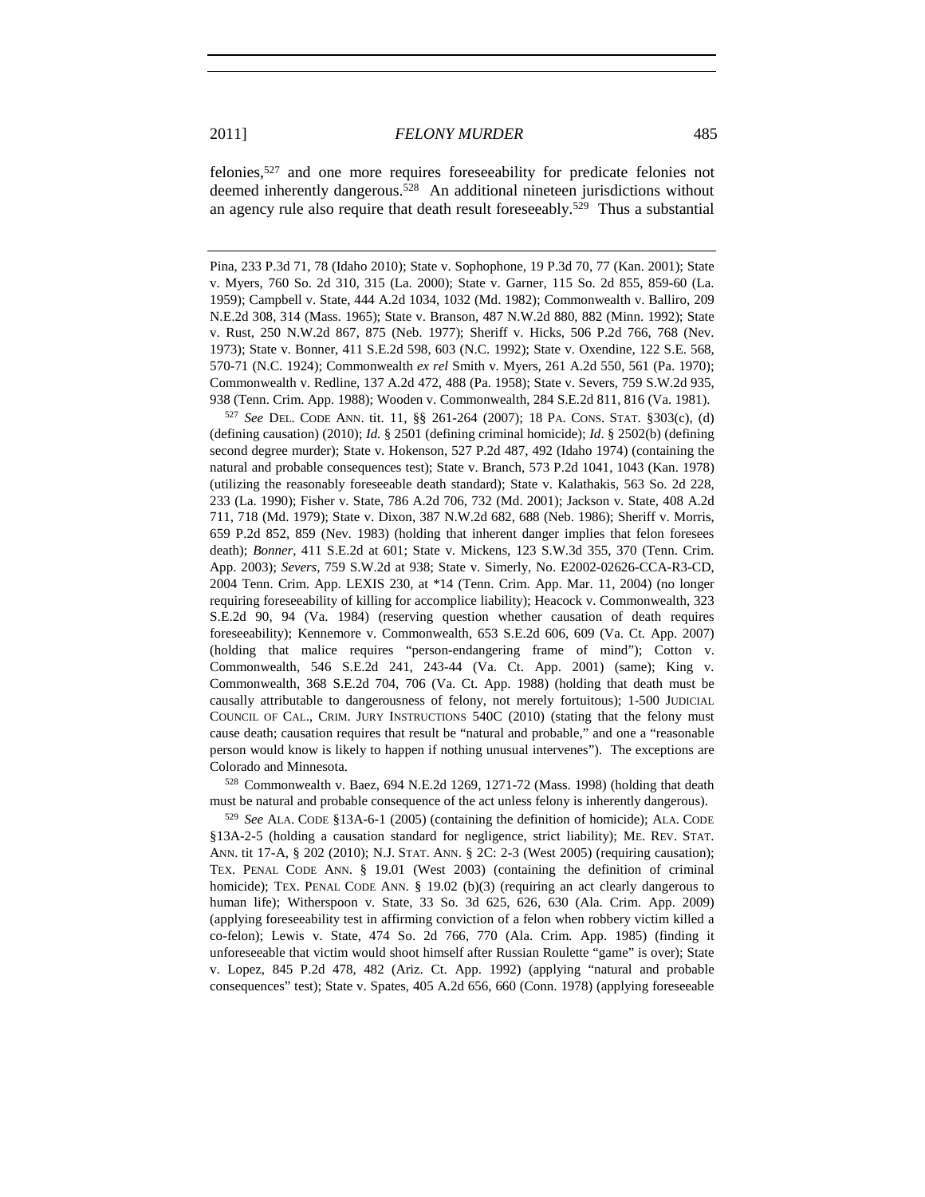felonies,[527] and one more requires foreseeability for predicate felonies not deemed inherently dangerous.[528] An additional nineteen jurisdictions without an agency rule also require that death result foreseeably.[529] Thus a substantial

---

Pina, 233 P.3d 71, 78 (Idaho 2010); State v. Sophophone, 19 P.3d 70, 77 (Kan. 2001); State v. Myers, 760 So. 2d 310, 315 (La. 2000); State v. Garner, 115 So. 2d 855, 859-60 (La. 1959); Campbell v. State, 444 A.2d 1034, 1032 (Md. 1982); Commonwealth v. Balliro, 209 N.E.2d 308, 314 (Mass. 1965); State v. Branson, 487 N.W.2d 880, 882 (Minn. 1992); State v. Rust, 250 N.W.2d 867, 875 (Neb. 1977); Sheriff v. Hicks, 506 P.2d 766, 768 (Nev. 1973); State v. Bonner, 411 S.E.2d 598, 603 (N.C. 1992); State v. Oxendine, 122 S.E. 568, 570-71 (N.C. 1924); Commonwealth *ex rel* Smith v. Myers, 261 A.2d 550, 561 (Pa. 1970); Commonwealth v. Redline, 137 A.2d 472, 488 (Pa. 1958); State v. Severs, 759 S.W.2d 935, 938 (Tenn. Crim. App. 1988); Wooden v. Commonwealth, 284 S.E.2d 811, 816 (Va. 1981).

[527] *See* DEL. CODE ANN. tit. 11, §§ 261-264 (2007); 18 PA. CONS. STAT. §303(c), (d) (defining causation) (2010); *Id.* § 2501 (defining criminal homicide); *Id*. § 2502(b) (defining second degree murder); State v. Hokenson, 527 P.2d 487, 492 (Idaho 1974) (containing the natural and probable consequences test); State v. Branch, 573 P.2d 1041, 1043 (Kan. 1978) (utilizing the reasonably foreseeable death standard); State v. Kalathakis, 563 So. 2d 228, 233 (La. 1990); Fisher v. State, 786 A.2d 706, 732 (Md. 2001); Jackson v. State, 408 A.2d 711, 718 (Md. 1979); State v. Dixon, 387 N.W.2d 682, 688 (Neb. 1986); Sheriff v. Morris, 659 P.2d 852, 859 (Nev. 1983) (holding that inherent danger implies that felon foresees death); *Bonner*, 411 S.E.2d at 601; State v. Mickens, 123 S.W.3d 355, 370 (Tenn. Crim. App. 2003); *Severs*, 759 S.W.2d at 938; State v. Simerly, No. E2002-02626-CCA-R3-CD, 2004 Tenn. Crim. App. LEXIS 230, at *14 (Tenn. Crim. App. Mar. 11, 2004) (no longer requiring foreseeability of killing for accomplice liability); Heacock v. Commonwealth, 323 S.E.2d 90, 94 (Va. 1984) (reserving question whether causation of death requires foreseeability); Kennemore v. Commonwealth, 653 S.E.2d 606, 609 (Va. Ct. App. 2007) (holding that malice requires "person-endangering frame of mind"); Cotton v. Commonwealth, 546 S.E.2d 241, 243-44 (Va. Ct. App. 2001) (same); King v. Commonwealth, 368 S.E.2d 704, 706 (Va. Ct. App. 1988) (holding that death must be causally attributable to dangerousness of felony, not merely fortuitous); 1-500 JUDICIAL COUNCIL OF CAL., CRIM. JURY INSTRUCTIONS 540C (2010) (stating that the felony must cause death; causation requires that result be "natural and probable," and one a "reasonable person would know is likely to happen if nothing unusual intervenes"). The exceptions are Colorado and Minnesota.

[528] Commonwealth v. Baez, 694 N.E.2d 1269, 1271-72 (Mass. 1998) (holding that death must be natural and probable consequence of the act unless felony is inherently dangerous).

[529] *See* ALA. CODE §13A-6-1 (2005) (containing the definition of homicide); ALA. CODE §13A-2-5 (holding a causation standard for negligence, strict liability); ME. REV. STAT. ANN. tit 17-A, § 202 (2010); N.J. STAT. ANN. § 2C: 2-3 (West 2005) (requiring causation); TEX. PENAL CODE ANN. § 19.01 (West 2003) (containing the definition of criminal homicide); TEX. PENAL CODE ANN. § 19.02 (b)(3) (requiring an act clearly dangerous to human life); Witherspoon v. State, 33 So. 3d 625, 626, 630 (Ala. Crim. App. 2009) (applying foreseeability test in affirming conviction of a felon when robbery victim killed a co-felon); Lewis v. State, 474 So. 2d 766, 770 (Ala. Crim. App. 1985) (finding it unforeseeable that victim would shoot himself after Russian Roulette "game" is over); State v. Lopez, 845 P.2d 478, 482 (Ariz. Ct. App. 1992) (applying "natural and probable consequences" test); State v. Spates, 405 A.2d 656, 660 (Conn. 1978) (applying foreseeable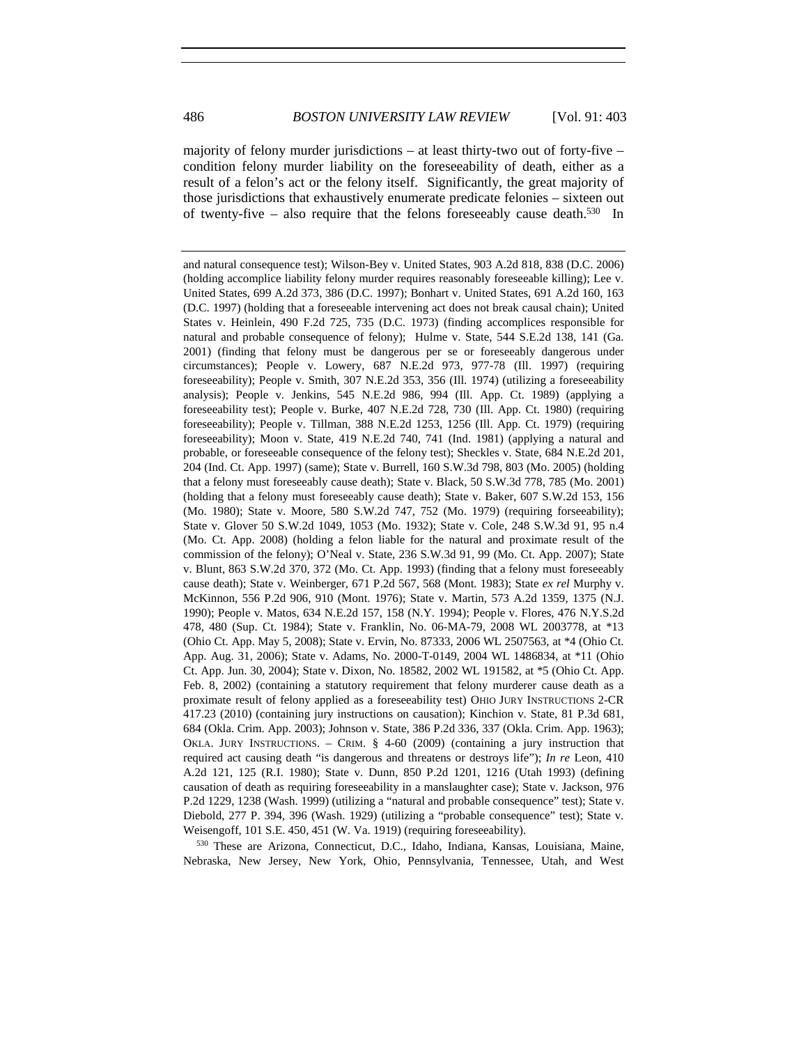majority of felony murder jurisdictions – at least thirty-two out of forty-five – condition felony murder liability on the foreseeability of death, either as a result of a felon's act or the felony itself. Significantly, the great majority of those jurisdictions that exhaustively enumerate predicate felonies – sixteen out of twenty-five – also require that the felons foreseeably cause death.[530] In

---

and natural consequence test); Wilson-Bey v. United States, 903 A.2d 818, 838 (D.C. 2006) (holding accomplice liability felony murder requires reasonably foreseeable killing); Lee v. United States, 699 A.2d 373, 386 (D.C. 1997); Bonhart v. United States, 691 A.2d 160, 163 (D.C. 1997) (holding that a foreseeable intervening act does not break causal chain); United States v. Heinlein, 490 F.2d 725, 735 (D.C. 1973) (finding accomplices responsible for natural and probable consequence of felony); Hulme v. State, 544 S.E.2d 138, 141 (Ga. 2001) (finding that felony must be dangerous per se or foreseeably dangerous under circumstances); People v. Lowery, 687 N.E.2d 973, 977-78 (Ill. 1997) (requiring foreseeability); People v. Smith, 307 N.E.2d 353, 356 (Ill. 1974) (utilizing a foreseeability analysis); People v. Jenkins, 545 N.E.2d 986, 994 (Ill. App. Ct. 1989) (applying a foreseeability test); People v. Burke, 407 N.E.2d 728, 730 (Ill. App. Ct. 1980) (requiring foreseeability); People v. Tillman, 388 N.E.2d 1253, 1256 (Ill. App. Ct. 1979) (requiring foreseeability); Moon v. State, 419 N.E.2d 740, 741 (Ind. 1981) (applying a natural and probable, or foreseeable consequence of the felony test); Sheckles v. State, 684 N.E.2d 201, 204 (Ind. Ct. App. 1997) (same); State v. Burrell, 160 S.W.3d 798, 803 (Mo. 2005) (holding that a felony must foreseeably cause death); State v. Black, 50 S.W.3d 778, 785 (Mo. 2001) (holding that a felony must foreseeably cause death); State v. Baker, 607 S.W.2d 153, 156 (Mo. 1980); State v. Moore, 580 S.W.2d 747, 752 (Mo. 1979) (requiring forseeability); State v. Glover 50 S.W.2d 1049, 1053 (Mo. 1932); State v. Cole, 248 S.W.3d 91, 95 n.4 (Mo. Ct. App. 2008) (holding a felon liable for the natural and proximate result of the commission of the felony); O'Neal v. State, 236 S.W.3d 91, 99 (Mo. Ct. App. 2007); State v. Blunt, 863 S.W.2d 370, 372 (Mo. Ct. App. 1993) (finding that a felony must foreseeably cause death); State v. Weinberger, 671 P.2d 567, 568 (Mont. 1983); State *ex rel* Murphy v. McKinnon, 556 P.2d 906, 910 (Mont. 1976); State v. Martin, 573 A.2d 1359, 1375 (N.J. 1990); People v. Matos, 634 N.E.2d 157, 158 (N.Y. 1994); People v. Flores, 476 N.Y.S.2d 478, 480 (Sup. Ct. 1984); State v. Franklin, No. 06-MA-79, 2008 WL 2003778, at *13 (Ohio Ct. App. May 5, 2008); State v. Ervin, No. 87333, 2006 WL 2507563, at *4 (Ohio Ct. App. Aug. 31, 2006); State v. Adams, No. 2000-T-0149, 2004 WL 1486834, at *11 (Ohio Ct. App. Jun. 30, 2004); State v. Dixon, No. 18582, 2002 WL 191582, at *5 (Ohio Ct. App. Feb. 8, 2002) (containing a statutory requirement that felony murderer cause death as a proximate result of felony applied as a foreseeability test) OHIO JURY INSTRUCTIONS 2-CR 417.23 (2010) (containing jury instructions on causation); Kinchion v. State, 81 P.3d 681, 684 (Okla. Crim. App. 2003); Johnson v. State, 386 P.2d 336, 337 (Okla. Crim. App. 1963); OKLA. JURY INSTRUCTIONS. – CRIM. § 4-60 (2009) (containing a jury instruction that required act causing death "is dangerous and threatens or destroys life"); *In re* Leon, 410 A.2d 121, 125 (R.I. 1980); State v. Dunn, 850 P.2d 1201, 1216 (Utah 1993) (defining causation of death as requiring foreseeability in a manslaughter case); State v. Jackson, 976 P.2d 1229, 1238 (Wash. 1999) (utilizing a "natural and probable consequence" test); State v. Diebold, 277 P. 394, 396 (Wash. 1929) (utilizing a "probable consequence" test); State v. Weisengoff, 101 S.E. 450, 451 (W. Va. 1919) (requiring foreseeability).

[530] These are Arizona, Connecticut, D.C., Idaho, Indiana, Kansas, Louisiana, Maine, Nebraska, New Jersey, New York, Ohio, Pennsylvania, Tennessee, Utah, and West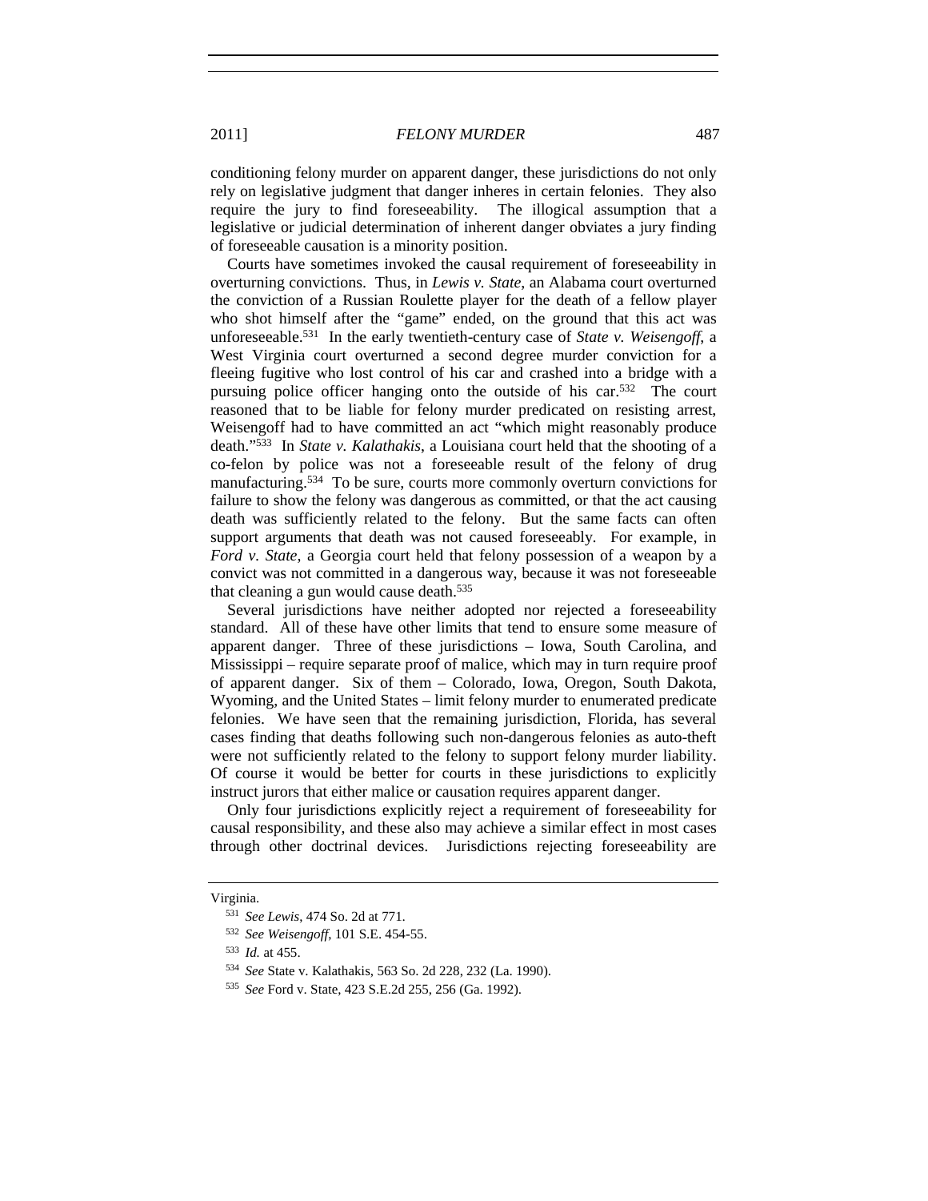conditioning felony murder on apparent danger, these jurisdictions do not only rely on legislative judgment that danger inheres in certain felonies. They also require the jury to find foreseeability. The illogical assumption that a legislative or judicial determination of inherent danger obviates a jury finding of foreseeable causation is a minority position.

Courts have sometimes invoked the causal requirement of foreseeability in overturning convictions. Thus, in *Lewis v. State*, an Alabama court overturned the conviction of a Russian Roulette player for the death of a fellow player who shot himself after the "game" ended, on the ground that this act was unforeseeable.[531] In the early twentieth-century case of *State v. Weisengoff*, a West Virginia court overturned a second degree murder conviction for a fleeing fugitive who lost control of his car and crashed into a bridge with a pursuing police officer hanging onto the outside of his car.[532] The court reasoned that to be liable for felony murder predicated on resisting arrest, Weisengoff had to have committed an act "which might reasonably produce death."[533] In *State v. Kalathakis*, a Louisiana court held that the shooting of a co-felon by police was not a foreseeable result of the felony of drug manufacturing.[534] To be sure, courts more commonly overturn convictions for failure to show the felony was dangerous as committed, or that the act causing death was sufficiently related to the felony. But the same facts can often support arguments that death was not caused foreseeably. For example, in *Ford v. State*, a Georgia court held that felony possession of a weapon by a convict was not committed in a dangerous way, because it was not foreseeable that cleaning a gun would cause death.[535]

Several jurisdictions have neither adopted nor rejected a foreseeability standard. All of these have other limits that tend to ensure some measure of apparent danger. Three of these jurisdictions – Iowa, South Carolina, and Mississippi – require separate proof of malice, which may in turn require proof of apparent danger. Six of them – Colorado, Iowa, Oregon, South Dakota, Wyoming, and the United States – limit felony murder to enumerated predicate felonies. We have seen that the remaining jurisdiction, Florida, has several cases finding that deaths following such non-dangerous felonies as auto-theft were not sufficiently related to the felony to support felony murder liability. Of course it would be better for courts in these jurisdictions to explicitly instruct jurors that either malice or causation requires apparent danger.

Only four jurisdictions explicitly reject a requirement of foreseeability for causal responsibility, and these also may achieve a similar effect in most cases through other doctrinal devices. Jurisdictions rejecting foreseeability are

---

Virginia.

[531] *See Lewis*, 474 So. 2d at 771.

[532] *See Weisengoff*, 101 S.E. 454-55.

[533] *Id.* at 455.

[534] *See* State v. Kalathakis, 563 So. 2d 228, 232 (La. 1990).

[535] *See* Ford v. State, 423 S.E.2d 255, 256 (Ga. 1992).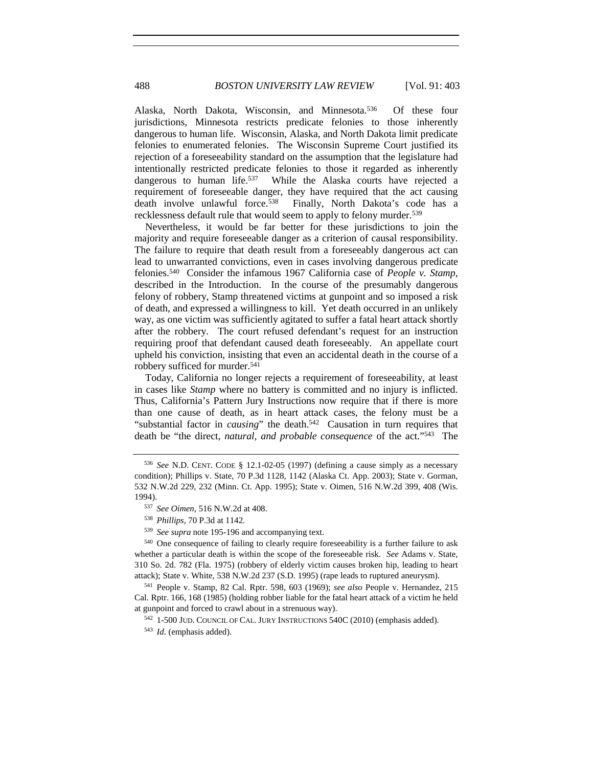Alaska, North Dakota, Wisconsin, and Minnesota.[536] Of these four jurisdictions, Minnesota restricts predicate felonies to those inherently dangerous to human life. Wisconsin, Alaska, and North Dakota limit predicate felonies to enumerated felonies. The Wisconsin Supreme Court justified its rejection of a foreseeability standard on the assumption that the legislature had intentionally restricted predicate felonies to those it regarded as inherently dangerous to human life.[537] While the Alaska courts have rejected a requirement of foreseeable danger, they have required that the act causing death involve unlawful force.[538] Finally, North Dakota's code has a recklessness default rule that would seem to apply to felony murder.[539]

Nevertheless, it would be far better for these jurisdictions to join the majority and require foreseeable danger as a criterion of causal responsibility. The failure to require that death result from a foreseeably dangerous act can lead to unwarranted convictions, even in cases involving dangerous predicate felonies.[540] Consider the infamous 1967 California case of *People v. Stamp*, described in the Introduction. In the course of the presumably dangerous felony of robbery, Stamp threatened victims at gunpoint and so imposed a risk of death, and expressed a willingness to kill. Yet death occurred in an unlikely way, as one victim was sufficiently agitated to suffer a fatal heart attack shortly after the robbery. The court refused defendant's request for an instruction requiring proof that defendant caused death foreseeably. An appellate court upheld his conviction, insisting that even an accidental death in the course of a robbery sufficed for murder.[541]

Today, California no longer rejects a requirement of foreseeability, at least in cases like *Stamp* where no battery is committed and no injury is inflicted. Thus, California's Pattern Jury Instructions now require that if there is more than one cause of death, as in heart attack cases, the felony must be a "substantial factor in *causing*" the death.[542] Causation in turn requires that death be "the direct, *natural, and probable consequence* of the act."[543] The

---

[536] *See* N.D. CENT. CODE § 12.1-02-05 (1997) (defining a cause simply as a necessary condition); Phillips v. State, 70 P.3d 1128, 1142 (Alaska Ct. App. 2003); State v. Gorman, 532 N.W.2d 229, 232 (Minn. Ct. App. 1995); State v. Oimen, 516 N.W.2d 399, 408 (Wis. 1994).

[537] *See Oimen*, 516 N.W.2d at 408.

[538] *Phillips*, 70 P.3d at 1142.

[539] *See supra* note 195-196 and accompanying text.

[540] One consequence of failing to clearly require foreseeability is a further failure to ask whether a particular death is within the scope of the foreseeable risk. *See* Adams v. State, 310 So. 2d. 782 (Fla. 1975) (robbery of elderly victim causes broken hip, leading to heart attack); State v. White, 538 N.W.2d 237 (S.D. 1995) (rape leads to ruptured aneurysm).

[541] People v. Stamp, 82 Cal. Rptr. 598, 603 (1969); *see also* People v. Hernandez, 215 Cal. Rptr. 166, 168 (1985) (holding robber liable for the fatal heart attack of a victim he held at gunpoint and forced to crawl about in a strenuous way).

[542] 1-500 JUD. COUNCIL OF CAL. JURY INSTRUCTIONS 540C (2010) (emphasis added).

[543] *Id*. (emphasis added).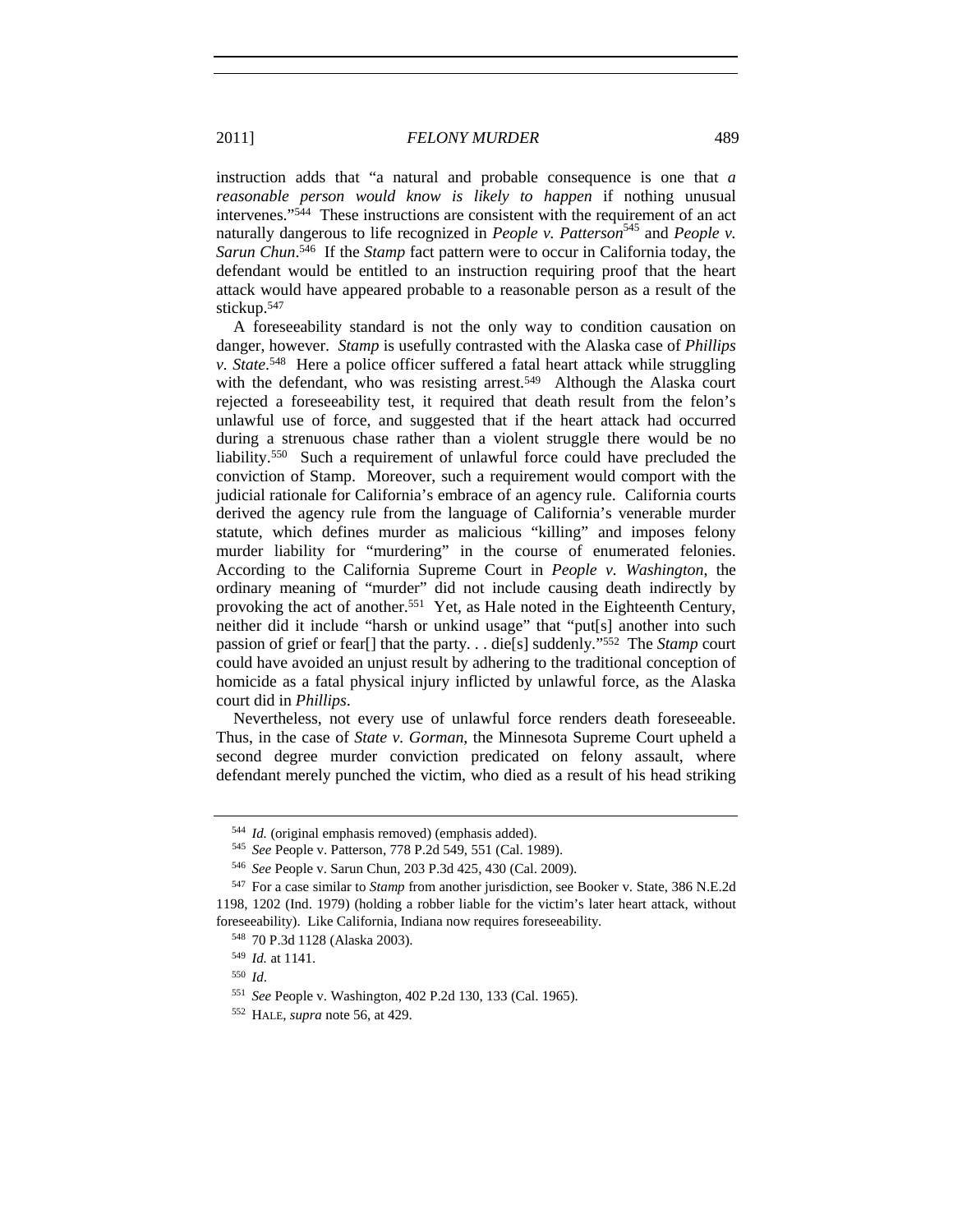instruction adds that "a natural and probable consequence is one that *a reasonable person would know is likely to happen* if nothing unusual intervenes."[544] These instructions are consistent with the requirement of an act naturally dangerous to life recognized in *People v. Patterson*[545] and *People v. Sarun Chun*.[546] If the *Stamp* fact pattern were to occur in California today, the defendant would be entitled to an instruction requiring proof that the heart attack would have appeared probable to a reasonable person as a result of the stickup.[547]

A foreseeability standard is not the only way to condition causation on danger, however. *Stamp* is usefully contrasted with the Alaska case of *Phillips v. State*.[548] Here a police officer suffered a fatal heart attack while struggling with the defendant, who was resisting arrest.[549] Although the Alaska court rejected a foreseeability test, it required that death result from the felon's unlawful use of force, and suggested that if the heart attack had occurred during a strenuous chase rather than a violent struggle there would be no liability.[550] Such a requirement of unlawful force could have precluded the conviction of Stamp. Moreover, such a requirement would comport with the judicial rationale for California's embrace of an agency rule. California courts derived the agency rule from the language of California's venerable murder statute, which defines murder as malicious "killing" and imposes felony murder liability for "murdering" in the course of enumerated felonies. According to the California Supreme Court in *People v. Washington*, the ordinary meaning of "murder" did not include causing death indirectly by provoking the act of another.[551] Yet, as Hale noted in the Eighteenth Century, neither did it include "harsh or unkind usage" that "put[s] another into such passion of grief or fear[] that the party. . . die[s] suddenly."[552] The *Stamp* court could have avoided an unjust result by adhering to the traditional conception of homicide as a fatal physical injury inflicted by unlawful force, as the Alaska court did in *Phillips*.

Nevertheless, not every use of unlawful force renders death foreseeable. Thus, in the case of *State v. Gorman*, the Minnesota Supreme Court upheld a second degree murder conviction predicated on felony assault, where defendant merely punched the victim, who died as a result of his head striking

---

[544] *Id.* (original emphasis removed) (emphasis added).

[545] *See* People v. Patterson, 778 P.2d 549, 551 (Cal. 1989).

[546] *See* People v. Sarun Chun, 203 P.3d 425, 430 (Cal. 2009).

[547] For a case similar to *Stamp* from another jurisdiction, see Booker v. State, 386 N.E.2d 1198, 1202 (Ind. 1979) (holding a robber liable for the victim's later heart attack, without foreseeability). Like California, Indiana now requires foreseeability.

[548] 70 P.3d 1128 (Alaska 2003).

[549] *Id.* at 1141.

[550] *Id*.

[551] *See* People v. Washington, 402 P.2d 130, 133 (Cal. 1965).

[552] HALE, *supra* note 56, at 429.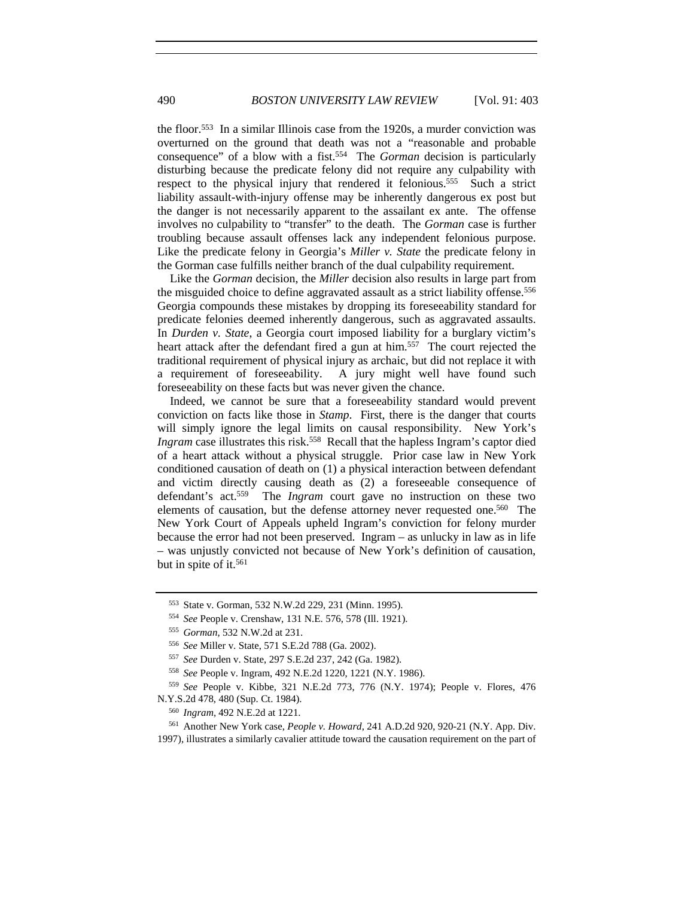the floor.[553] In a similar Illinois case from the 1920s, a murder conviction was overturned on the ground that death was not a "reasonable and probable consequence" of a blow with a fist.[554] The *Gorman* decision is particularly disturbing because the predicate felony did not require any culpability with respect to the physical injury that rendered it felonious.[555] Such a strict liability assault-with-injury offense may be inherently dangerous ex post but the danger is not necessarily apparent to the assailant ex ante. The offense involves no culpability to "transfer" to the death. The *Gorman* case is further troubling because assault offenses lack any independent felonious purpose. Like the predicate felony in Georgia's *Miller v. State* the predicate felony in the Gorman case fulfills neither branch of the dual culpability requirement.

Like the *Gorman* decision, the *Miller* decision also results in large part from the misguided choice to define aggravated assault as a strict liability offense.[556] Georgia compounds these mistakes by dropping its foreseeability standard for predicate felonies deemed inherently dangerous, such as aggravated assaults. In *Durden v. State*, a Georgia court imposed liability for a burglary victim's heart attack after the defendant fired a gun at him.[557] The court rejected the traditional requirement of physical injury as archaic, but did not replace it with a requirement of foreseeability. A jury might well have found such foreseeability on these facts but was never given the chance.

Indeed, we cannot be sure that a foreseeability standard would prevent conviction on facts like those in *Stamp*. First, there is the danger that courts will simply ignore the legal limits on causal responsibility. New York's *Ingram* case illustrates this risk.[558] Recall that the hapless Ingram's captor died of a heart attack without a physical struggle. Prior case law in New York conditioned causation of death on (1) a physical interaction between defendant and victim directly causing death as (2) a foreseeable consequence of defendant's act.[559] The *Ingram* court gave no instruction on these two elements of causation, but the defense attorney never requested one.[560] The New York Court of Appeals upheld Ingram's conviction for felony murder because the error had not been preserved. Ingram – as unlucky in law as in life – was unjustly convicted not because of New York's definition of causation, but in spite of it.[561]

---

[553] State v. Gorman, 532 N.W.2d 229, 231 (Minn. 1995).

[554] *See* People v. Crenshaw, 131 N.E. 576, 578 (Ill. 1921).

[555] *Gorman*, 532 N.W.2d at 231.

[556] *See* Miller v. State, 571 S.E.2d 788 (Ga. 2002).

[557] *See* Durden v. State, 297 S.E.2d 237, 242 (Ga. 1982).

[558] *See* People v. Ingram, 492 N.E.2d 1220, 1221 (N.Y. 1986).

[559] *See* People v. Kibbe, 321 N.E.2d 773, 776 (N.Y. 1974); People v. Flores, 476 N.Y.S.2d 478, 480 (Sup. Ct. 1984).

[560] *Ingram*, 492 N.E.2d at 1221.

[561] Another New York case, *People v. Howard*, 241 A.D.2d 920, 920-21 (N.Y. App. Div. 1997), illustrates a similarly cavalier attitude toward the causation requirement on the part of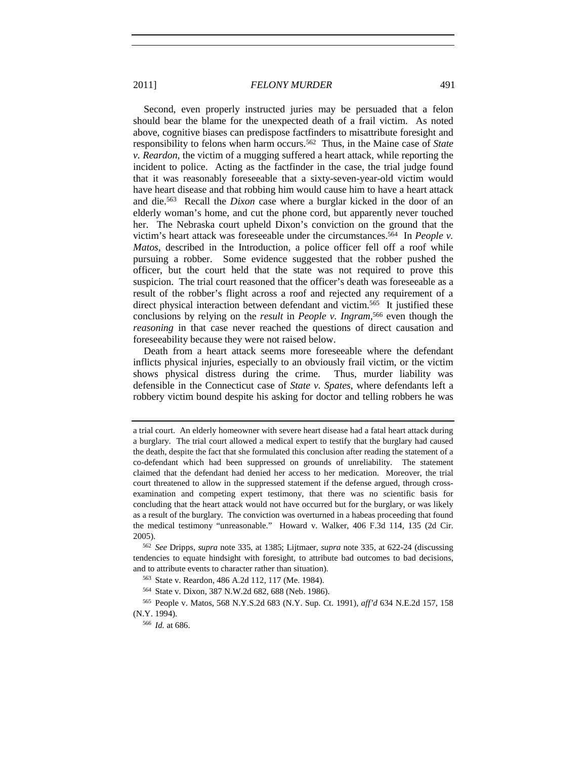Second, even properly instructed juries may be persuaded that a felon should bear the blame for the unexpected death of a frail victim. As noted above, cognitive biases can predispose factfinders to misattribute foresight and responsibility to felons when harm occurs.[562] Thus, in the Maine case of *State v. Reardon*, the victim of a mugging suffered a heart attack, while reporting the incident to police. Acting as the factfinder in the case, the trial judge found that it was reasonably foreseeable that a sixty-seven-year-old victim would have heart disease and that robbing him would cause him to have a heart attack and die.[563] Recall the *Dixon* case where a burglar kicked in the door of an elderly woman's home, and cut the phone cord, but apparently never touched her. The Nebraska court upheld Dixon's conviction on the ground that the victim's heart attack was foreseeable under the circumstances.[564] In *People v. Matos*, described in the Introduction, a police officer fell off a roof while pursuing a robber. Some evidence suggested that the robber pushed the officer, but the court held that the state was not required to prove this suspicion. The trial court reasoned that the officer's death was foreseeable as a result of the robber's flight across a roof and rejected any requirement of a direct physical interaction between defendant and victim.[565] It justified these conclusions by relying on the *result* in *People v. Ingram*,[566] even though the *reasoning* in that case never reached the questions of direct causation and foreseeability because they were not raised below.

Death from a heart attack seems more foreseeable where the defendant inflicts physical injuries, especially to an obviously frail victim, or the victim shows physical distress during the crime. Thus, murder liability was defensible in the Connecticut case of *State v. Spates*, where defendants left a robbery victim bound despite his asking for doctor and telling robbers he was

---

a trial court. An elderly homeowner with severe heart disease had a fatal heart attack during a burglary. The trial court allowed a medical expert to testify that the burglary had caused the death, despite the fact that she formulated this conclusion after reading the statement of a co-defendant which had been suppressed on grounds of unreliability. The statement claimed that the defendant had denied her access to her medication. Moreover, the trial court threatened to allow in the suppressed statement if the defense argued, through cross-examination and competing expert testimony, that there was no scientific basis for concluding that the heart attack would not have occurred but for the burglary, or was likely as a result of the burglary. The conviction was overturned in a habeas proceeding that found the medical testimony "unreasonable." Howard v. Walker, 406 F.3d 114, 135 (2d Cir. 2005).

[562] *See* Dripps, *supra* note 335, at 1385; Lijtmaer, *supra* note 335, at 622-24 (discussing tendencies to equate hindsight with foresight, to attribute bad outcomes to bad decisions, and to attribute events to character rather than situation).

[563] State v. Reardon, 486 A.2d 112, 117 (Me. 1984).

[564] State v. Dixon, 387 N.W.2d 682, 688 (Neb. 1986).

[565] People v. Matos, 568 N.Y.S.2d 683 (N.Y. Sup. Ct. 1991), *aff'd* 634 N.E.2d 157, 158 (N.Y. 1994).

[566] *Id.* at 686.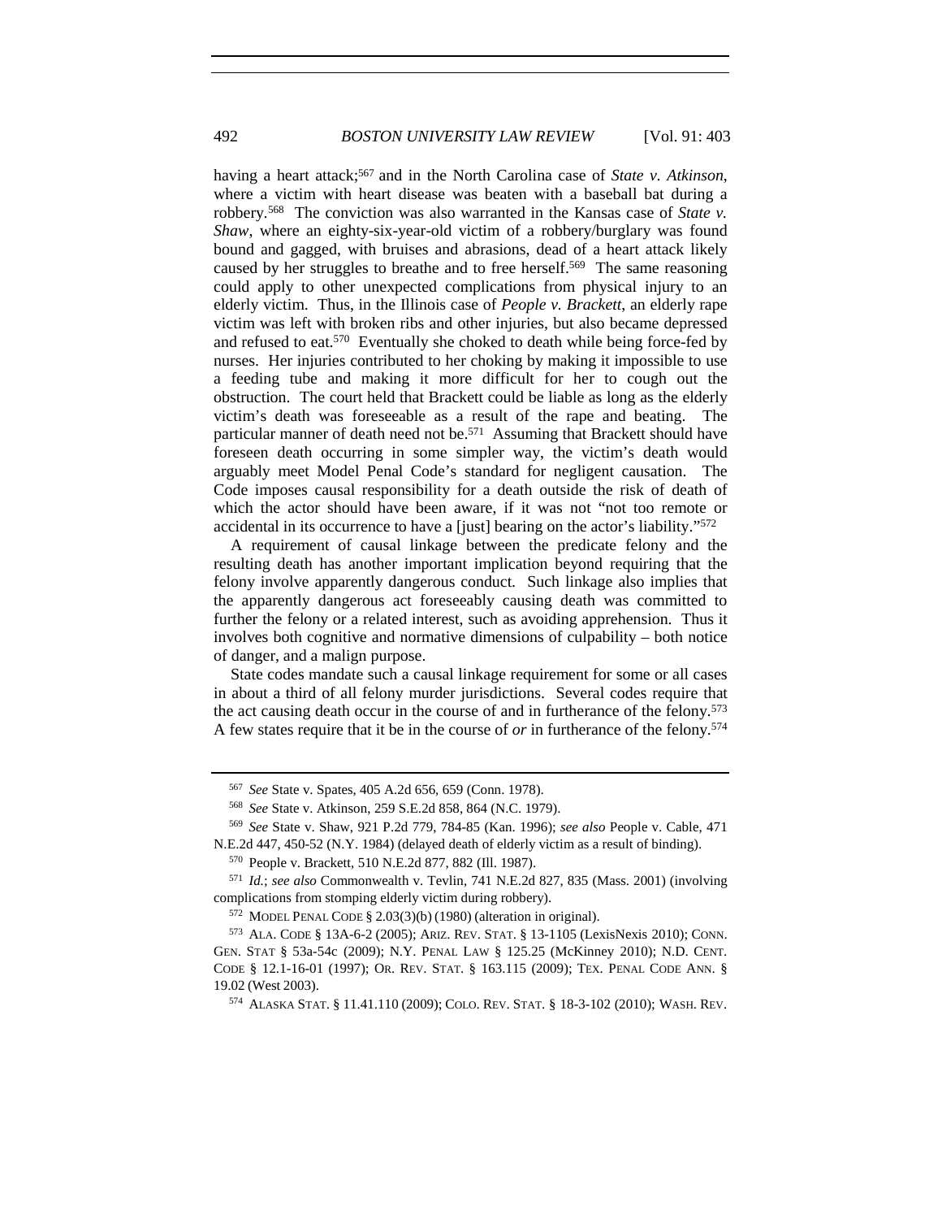having a heart attack;[567] and in the North Carolina case of *State v. Atkinson*, where a victim with heart disease was beaten with a baseball bat during a robbery.[568] The conviction was also warranted in the Kansas case of *State v. Shaw*, where an eighty-six-year-old victim of a robbery/burglary was found bound and gagged, with bruises and abrasions, dead of a heart attack likely caused by her struggles to breathe and to free herself.[569] The same reasoning could apply to other unexpected complications from physical injury to an elderly victim. Thus, in the Illinois case of *People v. Brackett*, an elderly rape victim was left with broken ribs and other injuries, but also became depressed and refused to eat.[570] Eventually she choked to death while being force-fed by nurses. Her injuries contributed to her choking by making it impossible to use a feeding tube and making it more difficult for her to cough out the obstruction. The court held that Brackett could be liable as long as the elderly victim's death was foreseeable as a result of the rape and beating. The particular manner of death need not be.[571] Assuming that Brackett should have foreseen death occurring in some simpler way, the victim's death would arguably meet Model Penal Code's standard for negligent causation. The Code imposes causal responsibility for a death outside the risk of death of which the actor should have been aware, if it was not "not too remote or accidental in its occurrence to have a [just] bearing on the actor's liability."[572]

A requirement of causal linkage between the predicate felony and the resulting death has another important implication beyond requiring that the felony involve apparently dangerous conduct. Such linkage also implies that the apparently dangerous act foreseeably causing death was committed to further the felony or a related interest, such as avoiding apprehension. Thus it involves both cognitive and normative dimensions of culpability – both notice of danger, and a malign purpose.

State codes mandate such a causal linkage requirement for some or all cases in about a third of all felony murder jurisdictions. Several codes require that the act causing death occur in the course of and in furtherance of the felony.[573] A few states require that it be in the course of *or* in furtherance of the felony.[574]

---

[567] *See* State v. Spates, 405 A.2d 656, 659 (Conn. 1978).

[568] *See* State v. Atkinson, 259 S.E.2d 858, 864 (N.C. 1979).

[569] *See* State v. Shaw, 921 P.2d 779, 784-85 (Kan. 1996); *see also* People v. Cable, 471 N.E.2d 447, 450-52 (N.Y. 1984) (delayed death of elderly victim as a result of binding).

[570] People v. Brackett, 510 N.E.2d 877, 882 (Ill. 1987).

[571] *Id.*; *see also* Commonwealth v. Tevlin, 741 N.E.2d 827, 835 (Mass. 2001) (involving complications from stomping elderly victim during robbery).

[572] MODEL PENAL CODE § 2.03(3)(b) (1980) (alteration in original).

[573] ALA. CODE § 13A-6-2 (2005); ARIZ. REV. STAT. § 13-1105 (LexisNexis 2010); CONN. GEN. STAT § 53a-54c (2009); N.Y. PENAL LAW § 125.25 (McKinney 2010); N.D. CENT. CODE § 12.1-16-01 (1997); OR. REV. STAT. § 163.115 (2009); TEX. PENAL CODE ANN. § 19.02 (West 2003).

[574] ALASKA STAT. § 11.41.110 (2009); COLO. REV. STAT. § 18-3-102 (2010); WASH. REV.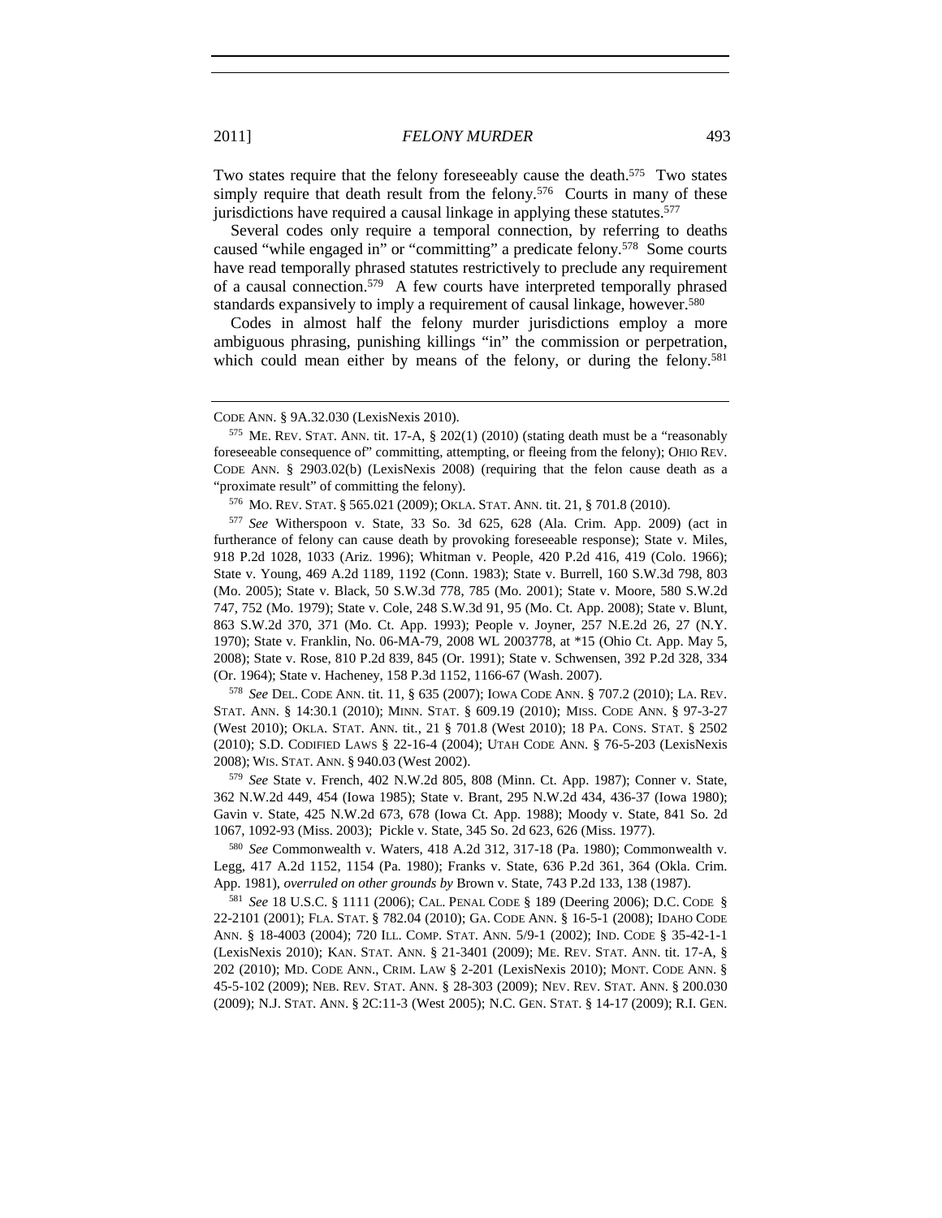Two states require that the felony foreseeably cause the death.[575] Two states simply require that death result from the felony.[576] Courts in many of these jurisdictions have required a causal linkage in applying these statutes.[577]

Several codes only require a temporal connection, by referring to deaths caused "while engaged in" or "committing" a predicate felony.[578] Some courts have read temporally phrased statutes restrictively to preclude any requirement of a causal connection.[579] A few courts have interpreted temporally phrased standards expansively to imply a requirement of causal linkage, however.[580]

Codes in almost half the felony murder jurisdictions employ a more ambiguous phrasing, punishing killings "in" the commission or perpetration, which could mean either by means of the felony, or during the felony.[581]

---

CODE ANN. § 9A.32.030 (LexisNexis 2010).

[575] ME. REV. STAT. ANN. tit. 17-A, § 202(1) (2010) (stating death must be a "reasonably foreseeable consequence of" committing, attempting, or fleeing from the felony); OHIO REV. CODE ANN. § 2903.02(b) (LexisNexis 2008) (requiring that the felon cause death as a "proximate result" of committing the felony).

[576] MO. REV. STAT. § 565.021 (2009); OKLA. STAT. ANN. tit. 21, § 701.8 (2010).

[577] *See* Witherspoon v. State, 33 So. 3d 625, 628 (Ala. Crim. App. 2009) (act in furtherance of felony can cause death by provoking foreseeable response); State v. Miles, 918 P.2d 1028, 1033 (Ariz. 1996); Whitman v. People, 420 P.2d 416, 419 (Colo. 1966); State v. Young, 469 A.2d 1189, 1192 (Conn. 1983); State v. Burrell, 160 S.W.3d 798, 803 (Mo. 2005); State v. Black, 50 S.W.3d 778, 785 (Mo. 2001); State v. Moore, 580 S.W.2d 747, 752 (Mo. 1979); State v. Cole, 248 S.W.3d 91, 95 (Mo. Ct. App. 2008); State v. Blunt, 863 S.W.2d 370, 371 (Mo. Ct. App. 1993); People v. Joyner, 257 N.E.2d 26, 27 (N.Y. 1970); State v. Franklin, No. 06-MA-79, 2008 WL 2003778, at *15 (Ohio Ct. App. May 5, 2008); State v. Rose, 810 P.2d 839, 845 (Or. 1991); State v. Schwensen, 392 P.2d 328, 334 (Or. 1964); State v. Hacheney, 158 P.3d 1152, 1166-67 (Wash. 2007).

[578] *See* DEL. CODE ANN. tit. 11, § 635 (2007); IOWA CODE ANN. § 707.2 (2010); LA. REV. STAT. ANN. § 14:30.1 (2010); MINN. STAT. § 609.19 (2010); MISS. CODE ANN. § 97-3-27 (West 2010); OKLA. STAT. ANN. tit., 21 § 701.8 (West 2010); 18 PA. CONS. STAT. § 2502 (2010); S.D. CODIFIED LAWS § 22-16-4 (2004); UTAH CODE ANN. § 76-5-203 (LexisNexis 2008); WIS. STAT. ANN. § 940.03 (West 2002).

[579] *See* State v. French, 402 N.W.2d 805, 808 (Minn. Ct. App. 1987); Conner v. State, 362 N.W.2d 449, 454 (Iowa 1985); State v. Brant, 295 N.W.2d 434, 436-37 (Iowa 1980); Gavin v. State, 425 N.W.2d 673, 678 (Iowa Ct. App. 1988); Moody v. State, 841 So. 2d 1067, 1092-93 (Miss. 2003); Pickle v. State, 345 So. 2d 623, 626 (Miss. 1977).

[580] *See* Commonwealth v. Waters, 418 A.2d 312, 317-18 (Pa. 1980); Commonwealth v. Legg, 417 A.2d 1152, 1154 (Pa. 1980); Franks v. State, 636 P.2d 361, 364 (Okla. Crim. App. 1981), *overruled on other grounds by* Brown v. State, 743 P.2d 133, 138 (1987).

[581] *See* 18 U.S.C. § 1111 (2006); CAL. PENAL CODE § 189 (Deering 2006); D.C. CODE § 22-2101 (2001); FLA. STAT. § 782.04 (2010); GA. CODE ANN. § 16-5-1 (2008); IDAHO CODE ANN. § 18-4003 (2004); 720 ILL. COMP. STAT. ANN. 5/9-1 (2002); IND. CODE § 35-42-1-1 (LexisNexis 2010); KAN. STAT. ANN. § 21-3401 (2009); ME. REV. STAT. ANN. tit. 17-A, § 202 (2010); MD. CODE ANN., CRIM. LAW § 2-201 (LexisNexis 2010); MONT. CODE ANN. § 45-5-102 (2009); NEB. REV. STAT. ANN. § 28-303 (2009); NEV. REV. STAT. ANN. § 200.030 (2009); N.J. STAT. ANN. § 2C:11-3 (West 2005); N.C. GEN. STAT. § 14-17 (2009); R.I. GEN.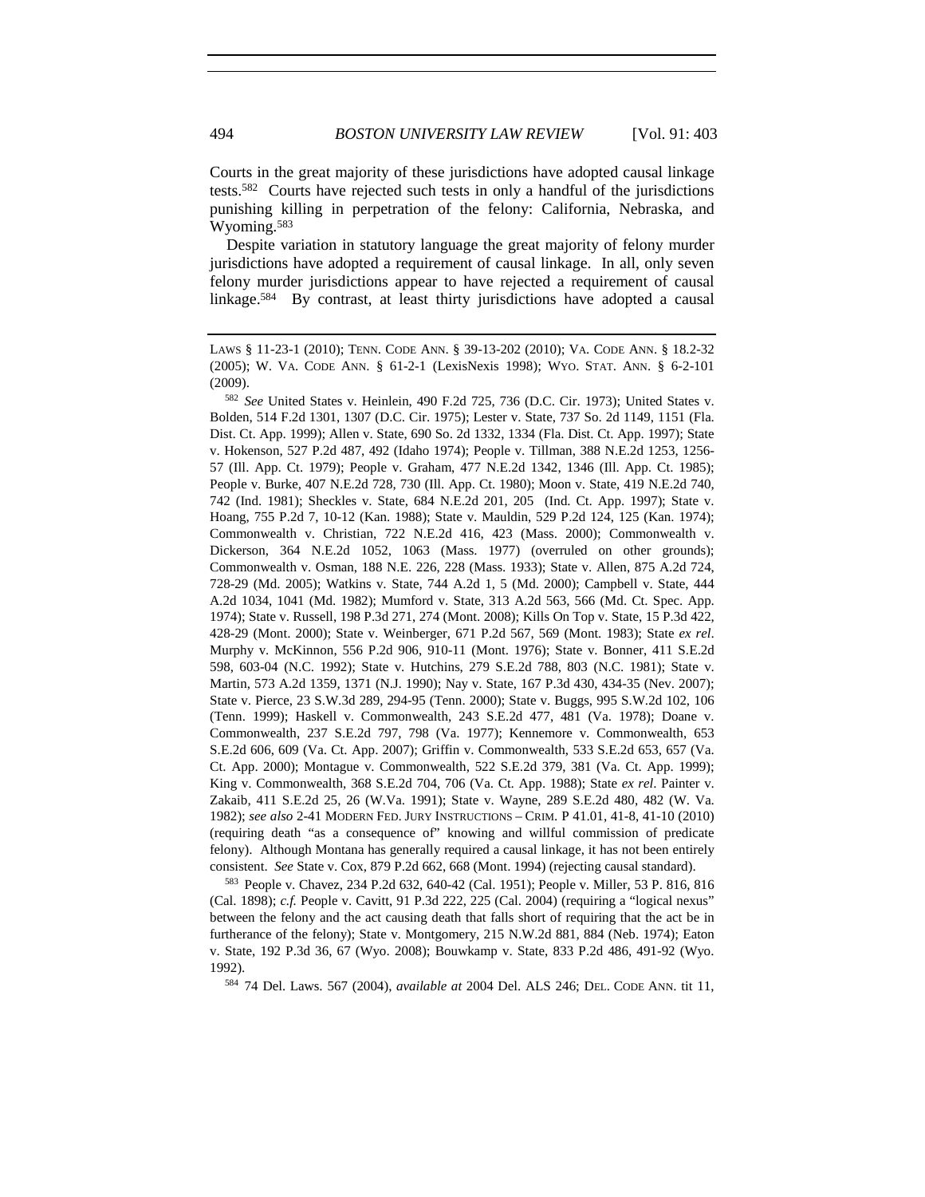Courts in the great majority of these jurisdictions have adopted causal linkage tests.[582] Courts have rejected such tests in only a handful of the jurisdictions punishing killing in perpetration of the felony: California, Nebraska, and Wyoming.[583]

Despite variation in statutory language the great majority of felony murder jurisdictions have adopted a requirement of causal linkage. In all, only seven felony murder jurisdictions appear to have rejected a requirement of causal linkage.[584] By contrast, at least thirty jurisdictions have adopted a causal

---

LAWS § 11-23-1 (2010); TENN. CODE ANN. § 39-13-202 (2010); VA. CODE ANN. § 18.2-32 (2005); W. VA. CODE ANN. § 61-2-1 (LexisNexis 1998); WYO. STAT. ANN. § 6-2-101 (2009).

[582] *See* United States v. Heinlein, 490 F.2d 725, 736 (D.C. Cir. 1973); United States v. Bolden, 514 F.2d 1301, 1307 (D.C. Cir. 1975); Lester v. State, 737 So. 2d 1149, 1151 (Fla. Dist. Ct. App. 1999); Allen v. State, 690 So. 2d 1332, 1334 (Fla. Dist. Ct. App. 1997); State v. Hokenson, 527 P.2d 487, 492 (Idaho 1974); People v. Tillman, 388 N.E.2d 1253, 1256-57 (Ill. App. Ct. 1979); People v. Graham, 477 N.E.2d 1342, 1346 (Ill. App. Ct. 1985); People v. Burke, 407 N.E.2d 728, 730 (Ill. App. Ct. 1980); Moon v. State, 419 N.E.2d 740, 742 (Ind. 1981); Sheckles v. State, 684 N.E.2d 201, 205 (Ind. Ct. App. 1997); State v. Hoang, 755 P.2d 7, 10-12 (Kan. 1988); State v. Mauldin, 529 P.2d 124, 125 (Kan. 1974); Commonwealth v. Christian, 722 N.E.2d 416, 423 (Mass. 2000); Commonwealth v. Dickerson, 364 N.E.2d 1052, 1063 (Mass. 1977) (overruled on other grounds); Commonwealth v. Osman, 188 N.E. 226, 228 (Mass. 1933); State v. Allen, 875 A.2d 724, 728-29 (Md. 2005); Watkins v. State, 744 A.2d 1, 5 (Md. 2000); Campbell v. State, 444 A.2d 1034, 1041 (Md. 1982); Mumford v. State, 313 A.2d 563, 566 (Md. Ct. Spec. App. 1974); State v. Russell, 198 P.3d 271, 274 (Mont. 2008); Kills On Top v. State, 15 P.3d 422, 428-29 (Mont. 2000); State v. Weinberger, 671 P.2d 567, 569 (Mont. 1983); State *ex rel*. Murphy v. McKinnon, 556 P.2d 906, 910-11 (Mont. 1976); State v. Bonner, 411 S.E.2d 598, 603-04 (N.C. 1992); State v. Hutchins, 279 S.E.2d 788, 803 (N.C. 1981); State v. Martin, 573 A.2d 1359, 1371 (N.J. 1990); Nay v. State, 167 P.3d 430, 434-35 (Nev. 2007); State v. Pierce, 23 S.W.3d 289, 294-95 (Tenn. 2000); State v. Buggs, 995 S.W.2d 102, 106 (Tenn. 1999); Haskell v. Commonwealth, 243 S.E.2d 477, 481 (Va. 1978); Doane v. Commonwealth, 237 S.E.2d 797, 798 (Va. 1977); Kennemore v. Commonwealth, 653 S.E.2d 606, 609 (Va. Ct. App. 2007); Griffin v. Commonwealth, 533 S.E.2d 653, 657 (Va. Ct. App. 2000); Montague v. Commonwealth, 522 S.E.2d 379, 381 (Va. Ct. App. 1999); King v. Commonwealth, 368 S.E.2d 704, 706 (Va. Ct. App. 1988); State *ex rel*. Painter v. Zakaib, 411 S.E.2d 25, 26 (W.Va. 1991); State v. Wayne, 289 S.E.2d 480, 482 (W. Va. 1982); *see also* 2-41 MODERN FED. JURY INSTRUCTIONS – CRIM. P 41.01, 41-8, 41-10 (2010) (requiring death "as a consequence of" knowing and willful commission of predicate felony). Although Montana has generally required a causal linkage, it has not been entirely consistent. *See* State v. Cox, 879 P.2d 662, 668 (Mont. 1994) (rejecting causal standard).

[583] People v. Chavez, 234 P.2d 632, 640-42 (Cal. 1951); People v. Miller, 53 P. 816, 816 (Cal. 1898); *c.f.* People v. Cavitt, 91 P.3d 222, 225 (Cal. 2004) (requiring a "logical nexus" between the felony and the act causing death that falls short of requiring that the act be in furtherance of the felony); State v. Montgomery, 215 N.W.2d 881, 884 (Neb. 1974); Eaton v. State, 192 P.3d 36, 67 (Wyo. 2008); Bouwkamp v. State, 833 P.2d 486, 491-92 (Wyo. 1992).

[584] 74 Del. Laws. 567 (2004), *available at* 2004 Del. ALS 246; DEL. CODE ANN. tit 11,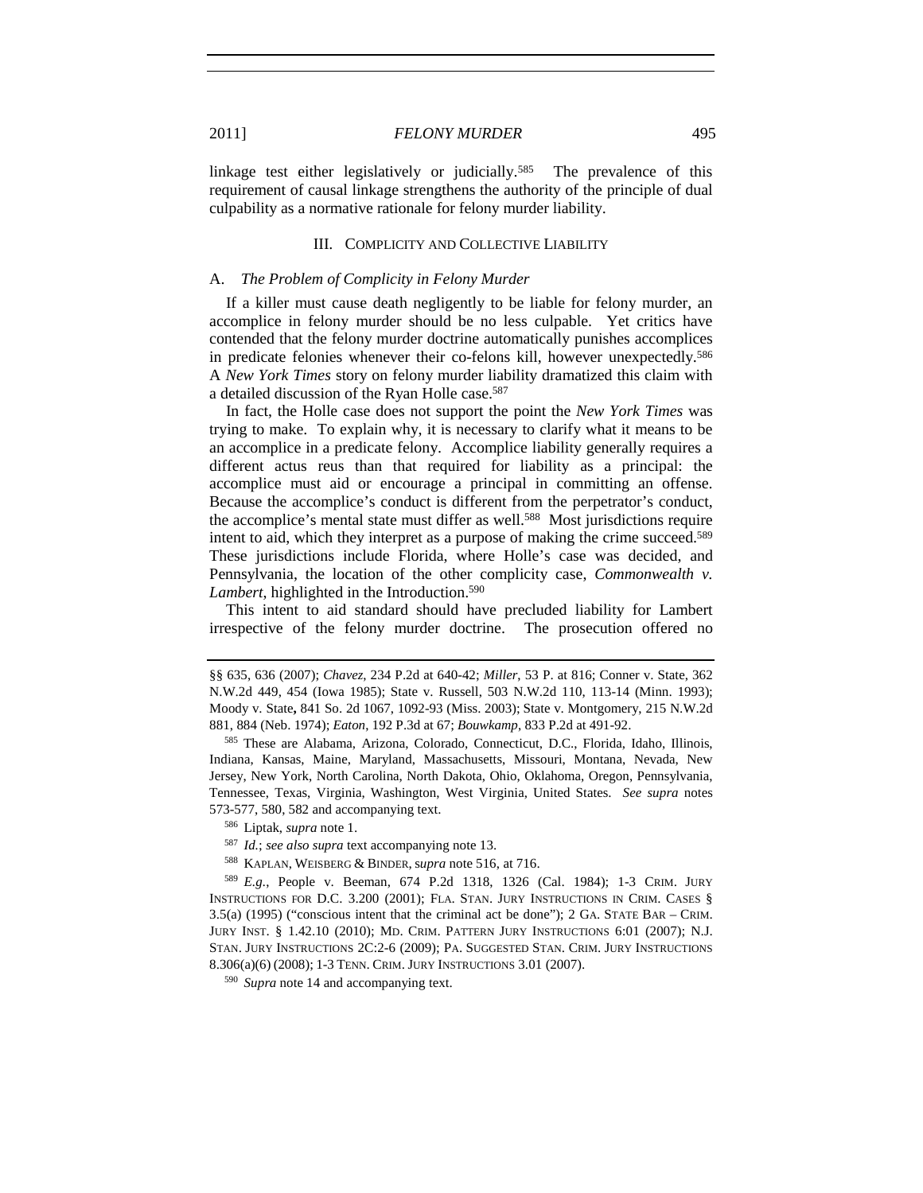linkage test either legislatively or judicially.[585] The prevalence of this requirement of causal linkage strengthens the authority of the principle of dual culpability as a normative rationale for felony murder liability.

## III. Complicity and Collective Liability

### A. *The Problem of Complicity in Felony Murder*

If a killer must cause death negligently to be liable for felony murder, an accomplice in felony murder should be no less culpable. Yet critics have contended that the felony murder doctrine automatically punishes accomplices in predicate felonies whenever their co-felons kill, however unexpectedly.[586] A *New York Times* story on felony murder liability dramatized this claim with a detailed discussion of the Ryan Holle case.[587]

In fact, the Holle case does not support the point the *New York Times* was trying to make. To explain why, it is necessary to clarify what it means to be an accomplice in a predicate felony. Accomplice liability generally requires a different actus reus than that required for liability as a principal: the accomplice must aid or encourage a principal in committing an offense. Because the accomplice's conduct is different from the perpetrator's conduct, the accomplice's mental state must differ as well.[588] Most jurisdictions require intent to aid, which they interpret as a purpose of making the crime succeed.[589] These jurisdictions include Florida, where Holle's case was decided, and Pennsylvania, the location of the other complicity case, *Commonwealth v. Lambert*, highlighted in the Introduction.[590]

This intent to aid standard should have precluded liability for Lambert irrespective of the felony murder doctrine. The prosecution offered no

---

§§ 635, 636 (2007); *Chavez*, 234 P.2d at 640-42; *Miller*, 53 P. at 816; Conner v. State, 362 N.W.2d 449, 454 (Iowa 1985); State v. Russell, 503 N.W.2d 110, 113-14 (Minn. 1993); Moody v. State**,** 841 So. 2d 1067, 1092-93 (Miss. 2003); State v. Montgomery, 215 N.W.2d 881, 884 (Neb. 1974); *Eaton*, 192 P.3d at 67; *Bouwkamp*, 833 P.2d at 491-92.

[585] These are Alabama, Arizona, Colorado, Connecticut, D.C., Florida, Idaho, Illinois, Indiana, Kansas, Maine, Maryland, Massachusetts, Missouri, Montana, Nevada, New Jersey, New York, North Carolina, North Dakota, Ohio, Oklahoma, Oregon, Pennsylvania, Tennessee, Texas, Virginia, Washington, West Virginia, United States. *See supra* notes 573-577, 580, 582 and accompanying text.

[586] Liptak, *supra* note 1.

[587] *Id.*; *see also supra* text accompanying note 13.

[588] KAPLAN, WEISBERG & BINDER, s*upra* note 516, at 716.

[589] *E.g.*, People v. Beeman, 674 P.2d 1318, 1326 (Cal. 1984); 1-3 CRIM. JURY INSTRUCTIONS FOR D.C. 3.200 (2001); FLA. STAN. JURY INSTRUCTIONS IN CRIM. CASES § 3.5(a) (1995) ("conscious intent that the criminal act be done"); 2 GA. STATE BAR – CRIM. JURY INST. § 1.42.10 (2010); MD. CRIM. PATTERN JURY INSTRUCTIONS 6:01 (2007); N.J. STAN. JURY INSTRUCTIONS 2C:2-6 (2009); PA. SUGGESTED STAN. CRIM. JURY INSTRUCTIONS 8.306(a)(6) (2008); 1-3 TENN. CRIM. JURY INSTRUCTIONS 3.01 (2007).

[590] *Supra* note 14 and accompanying text.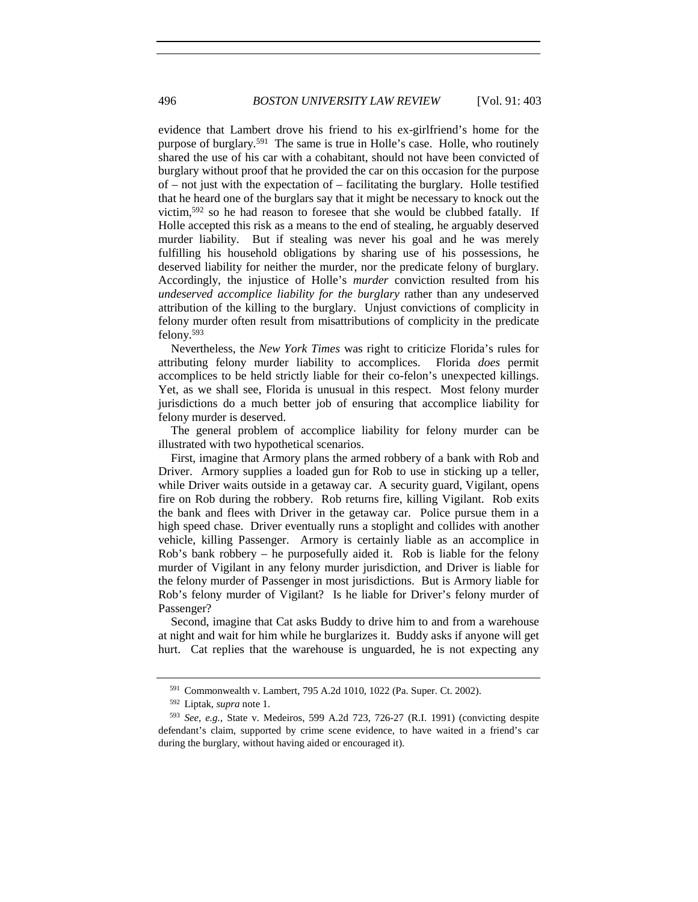evidence that Lambert drove his friend to his ex-girlfriend's home for the purpose of burglary.[591] The same is true in Holle's case. Holle, who routinely shared the use of his car with a cohabitant, should not have been convicted of burglary without proof that he provided the car on this occasion for the purpose of – not just with the expectation of – facilitating the burglary. Holle testified that he heard one of the burglars say that it might be necessary to knock out the victim,[592] so he had reason to foresee that she would be clubbed fatally. If Holle accepted this risk as a means to the end of stealing, he arguably deserved murder liability. But if stealing was never his goal and he was merely fulfilling his household obligations by sharing use of his possessions, he deserved liability for neither the murder, nor the predicate felony of burglary. Accordingly, the injustice of Holle's *murder* conviction resulted from his *undeserved accomplice liability for the burglary* rather than any undeserved attribution of the killing to the burglary. Unjust convictions of complicity in felony murder often result from misattributions of complicity in the predicate felony.[593]

Nevertheless, the *New York Times* was right to criticize Florida's rules for attributing felony murder liability to accomplices. Florida *does* permit accomplices to be held strictly liable for their co-felon's unexpected killings. Yet, as we shall see, Florida is unusual in this respect. Most felony murder jurisdictions do a much better job of ensuring that accomplice liability for felony murder is deserved.

The general problem of accomplice liability for felony murder can be illustrated with two hypothetical scenarios.

First, imagine that Armory plans the armed robbery of a bank with Rob and Driver. Armory supplies a loaded gun for Rob to use in sticking up a teller, while Driver waits outside in a getaway car. A security guard, Vigilant, opens fire on Rob during the robbery. Rob returns fire, killing Vigilant. Rob exits the bank and flees with Driver in the getaway car. Police pursue them in a high speed chase. Driver eventually runs a stoplight and collides with another vehicle, killing Passenger. Armory is certainly liable as an accomplice in Rob's bank robbery – he purposefully aided it. Rob is liable for the felony murder of Vigilant in any felony murder jurisdiction, and Driver is liable for the felony murder of Passenger in most jurisdictions. But is Armory liable for Rob's felony murder of Vigilant? Is he liable for Driver's felony murder of Passenger?

Second, imagine that Cat asks Buddy to drive him to and from a warehouse at night and wait for him while he burglarizes it. Buddy asks if anyone will get hurt. Cat replies that the warehouse is unguarded, he is not expecting any

---

[591] Commonwealth v. Lambert, 795 A.2d 1010, 1022 (Pa. Super. Ct. 2002).

[592] Liptak, *supra* note 1.

[593] *See, e.g.*, State v. Medeiros, 599 A.2d 723, 726-27 (R.I. 1991) (convicting despite defendant's claim, supported by crime scene evidence, to have waited in a friend's car during the burglary, without having aided or encouraged it).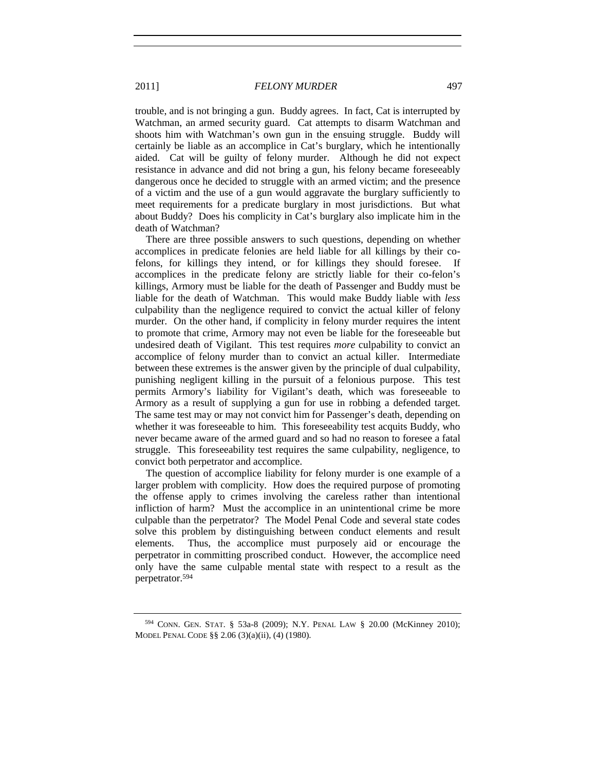trouble, and is not bringing a gun. Buddy agrees. In fact, Cat is interrupted by Watchman, an armed security guard. Cat attempts to disarm Watchman and shoots him with Watchman's own gun in the ensuing struggle. Buddy will certainly be liable as an accomplice in Cat's burglary, which he intentionally aided. Cat will be guilty of felony murder. Although he did not expect resistance in advance and did not bring a gun, his felony became foreseeably dangerous once he decided to struggle with an armed victim; and the presence of a victim and the use of a gun would aggravate the burglary sufficiently to meet requirements for a predicate burglary in most jurisdictions. But what about Buddy? Does his complicity in Cat's burglary also implicate him in the death of Watchman?

There are three possible answers to such questions, depending on whether accomplices in predicate felonies are held liable for all killings by their co-felons, for killings they intend, or for killings they should foresee. If accomplices in the predicate felony are strictly liable for their co-felon's killings, Armory must be liable for the death of Passenger and Buddy must be liable for the death of Watchman. This would make Buddy liable with *less* culpability than the negligence required to convict the actual killer of felony murder. On the other hand, if complicity in felony murder requires the intent to promote that crime, Armory may not even be liable for the foreseeable but undesired death of Vigilant. This test requires *more* culpability to convict an accomplice of felony murder than to convict an actual killer. Intermediate between these extremes is the answer given by the principle of dual culpability, punishing negligent killing in the pursuit of a felonious purpose. This test permits Armory's liability for Vigilant's death, which was foreseeable to Armory as a result of supplying a gun for use in robbing a defended target. The same test may or may not convict him for Passenger's death, depending on whether it was foreseeable to him. This foreseeability test acquits Buddy, who never became aware of the armed guard and so had no reason to foresee a fatal struggle. This foreseeability test requires the same culpability, negligence, to convict both perpetrator and accomplice.

The question of accomplice liability for felony murder is one example of a larger problem with complicity. How does the required purpose of promoting the offense apply to crimes involving the careless rather than intentional infliction of harm? Must the accomplice in an unintentional crime be more culpable than the perpetrator? The Model Penal Code and several state codes solve this problem by distinguishing between conduct elements and result elements. Thus, the accomplice must purposely aid or encourage the perpetrator in committing proscribed conduct. However, the accomplice need only have the same culpable mental state with respect to a result as the perpetrator.[594]

---

[594] CONN. GEN. STAT. § 53a-8 (2009); N.Y. PENAL LAW § 20.00 (McKinney 2010); MODEL PENAL CODE §§ 2.06 (3)(a)(ii), (4) (1980).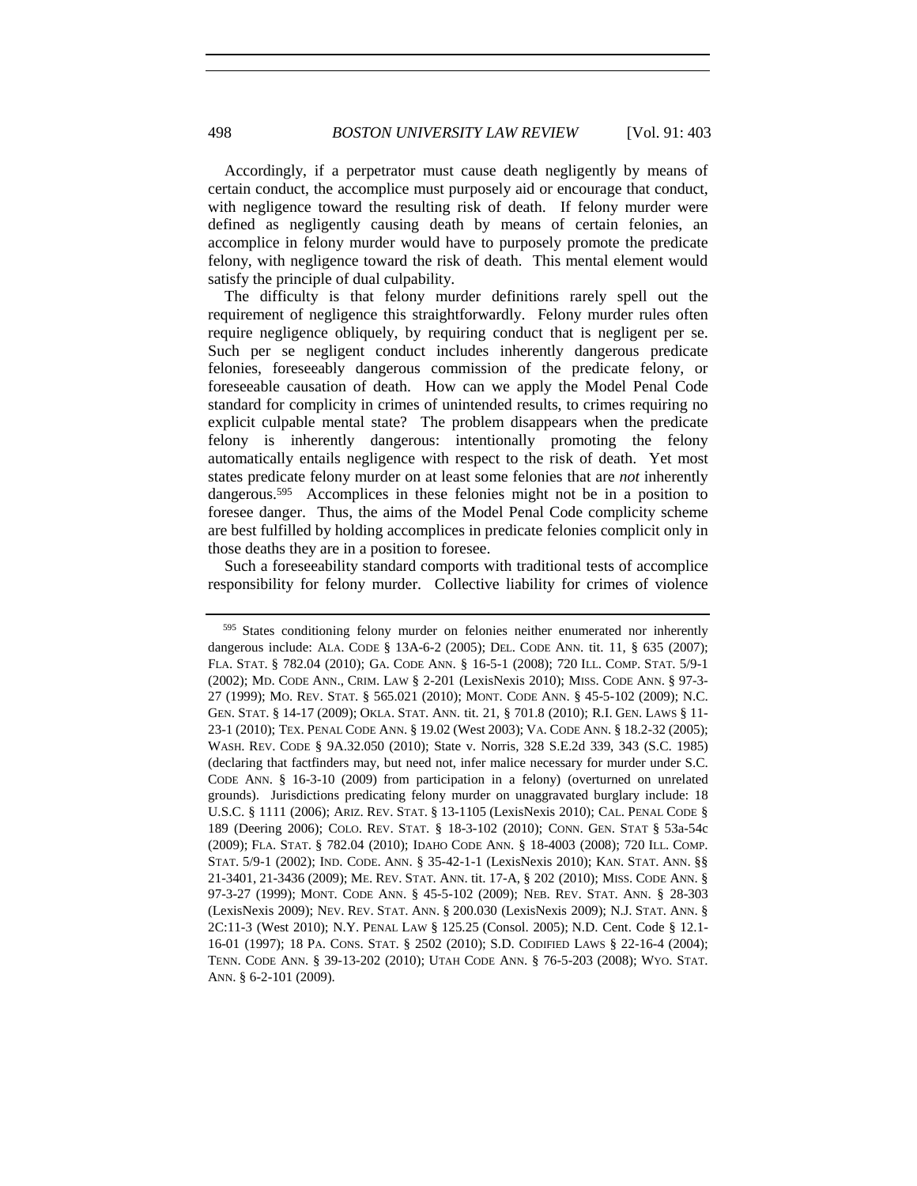Accordingly, if a perpetrator must cause death negligently by means of certain conduct, the accomplice must purposely aid or encourage that conduct, with negligence toward the resulting risk of death. If felony murder were defined as negligently causing death by means of certain felonies, an accomplice in felony murder would have to purposely promote the predicate felony, with negligence toward the risk of death. This mental element would satisfy the principle of dual culpability.

The difficulty is that felony murder definitions rarely spell out the requirement of negligence this straightforwardly. Felony murder rules often require negligence obliquely, by requiring conduct that is negligent per se. Such per se negligent conduct includes inherently dangerous predicate felonies, foreseeably dangerous commission of the predicate felony, or foreseeable causation of death. How can we apply the Model Penal Code standard for complicity in crimes of unintended results, to crimes requiring no explicit culpable mental state? The problem disappears when the predicate felony is inherently dangerous: intentionally promoting the felony automatically entails negligence with respect to the risk of death. Yet most states predicate felony murder on at least some felonies that are *not* inherently dangerous.[595] Accomplices in these felonies might not be in a position to foresee danger. Thus, the aims of the Model Penal Code complicity scheme are best fulfilled by holding accomplices in predicate felonies complicit only in those deaths they are in a position to foresee.

Such a foreseeability standard comports with traditional tests of accomplice responsibility for felony murder. Collective liability for crimes of violence

---

[595] States conditioning felony murder on felonies neither enumerated nor inherently dangerous include: ALA. CODE § 13A-6-2 (2005); DEL. CODE ANN. tit. 11, § 635 (2007); FLA. STAT. § 782.04 (2010); GA. CODE ANN. § 16-5-1 (2008); 720 ILL. COMP. STAT. 5/9-1 (2002); MD. CODE ANN., CRIM. LAW § 2-201 (LexisNexis 2010); MISS. CODE ANN. § 97-3-27 (1999); MO. REV. STAT. § 565.021 (2010); MONT. CODE ANN. § 45-5-102 (2009); N.C. GEN. STAT. § 14-17 (2009); OKLA. STAT. ANN. tit. 21, § 701.8 (2010); R.I. GEN. LAWS § 11-23-1 (2010); TEX. PENAL CODE ANN. § 19.02 (West 2003); VA. CODE ANN. § 18.2-32 (2005); WASH. REV. CODE § 9A.32.050 (2010); State v. Norris, 328 S.E.2d 339, 343 (S.C. 1985) (declaring that factfinders may, but need not, infer malice necessary for murder under S.C. CODE ANN. § 16-3-10 (2009) from participation in a felony) (overturned on unrelated grounds). Jurisdictions predicating felony murder on unaggravated burglary include: 18 U.S.C. § 1111 (2006); ARIZ. REV. STAT. § 13-1105 (LexisNexis 2010); CAL. PENAL CODE § 189 (Deering 2006); COLO. REV. STAT. § 18-3-102 (2010); CONN. GEN. STAT § 53a-54c (2009); FLA. STAT. § 782.04 (2010); IDAHO CODE ANN. § 18-4003 (2008); 720 ILL. COMP. STAT. 5/9-1 (2002); IND. CODE. ANN. § 35-42-1-1 (LexisNexis 2010); KAN. STAT. ANN. §§ 21-3401, 21-3436 (2009); ME. REV. STAT. ANN. tit. 17-A, § 202 (2010); MISS. CODE ANN. § 97-3-27 (1999); MONT. CODE ANN. § 45-5-102 (2009); NEB. REV. STAT. ANN. § 28-303 (LexisNexis 2009); NEV. REV. STAT. ANN. § 200.030 (LexisNexis 2009); N.J. STAT. ANN. § 2C:11-3 (West 2010); N.Y. PENAL LAW § 125.25 (Consol. 2005); N.D. Cent. Code § 12.1-16-01 (1997); 18 PA. CONS. STAT. § 2502 (2010); S.D. CODIFIED LAWS § 22-16-4 (2004); TENN. CODE ANN. § 39-13-202 (2010); UTAH CODE ANN. § 76-5-203 (2008); WYO. STAT. ANN. § 6-2-101 (2009).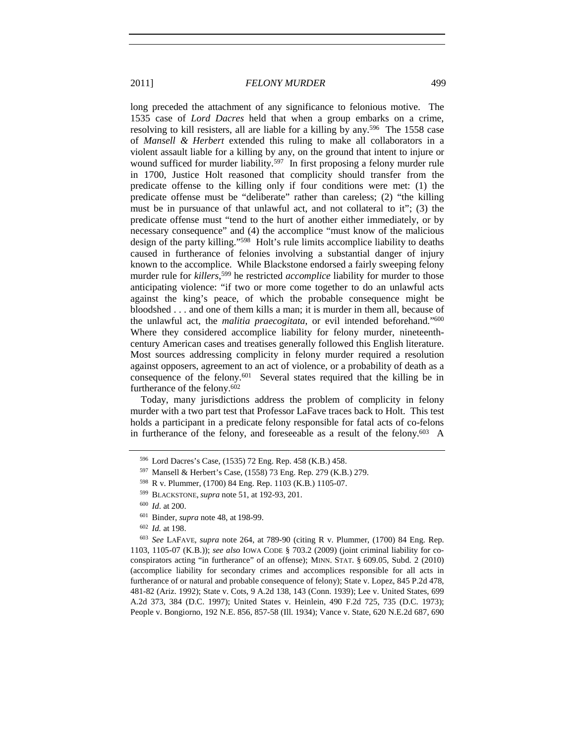long preceded the attachment of any significance to felonious motive. The 1535 case of *Lord Dacres* held that when a group embarks on a crime, resolving to kill resisters, all are liable for a killing by any.[596] The 1558 case of *Mansell & Herbert* extended this ruling to make all collaborators in a violent assault liable for a killing by any, on the ground that intent to injure or wound sufficed for murder liability.[597] In first proposing a felony murder rule in 1700, Justice Holt reasoned that complicity should transfer from the predicate offense to the killing only if four conditions were met: (1) the predicate offense must be "deliberate" rather than careless; (2) "the killing must be in pursuance of that unlawful act, and not collateral to it"; (3) the predicate offense must "tend to the hurt of another either immediately, or by necessary consequence" and (4) the accomplice "must know of the malicious design of the party killing."[598] Holt's rule limits accomplice liability to deaths caused in furtherance of felonies involving a substantial danger of injury known to the accomplice. While Blackstone endorsed a fairly sweeping felony murder rule for *killers*,[599] he restricted *accomplice* liability for murder to those anticipating violence: "if two or more come together to do an unlawful acts against the king's peace, of which the probable consequence might be bloodshed . . . and one of them kills a man; it is murder in them all, because of the unlawful act, the *malitia praecogitata*, or evil intended beforehand."[600] Where they considered accomplice liability for felony murder, nineteenth-century American cases and treatises generally followed this English literature. Most sources addressing complicity in felony murder required a resolution against opposers, agreement to an act of violence, or a probability of death as a consequence of the felony.[601] Several states required that the killing be in furtherance of the felony.[602]

Today, many jurisdictions address the problem of complicity in felony murder with a two part test that Professor LaFave traces back to Holt. This test holds a participant in a predicate felony responsible for fatal acts of co-felons in furtherance of the felony, and foreseeable as a result of the felony.[603] A

---

[596] Lord Dacres's Case, (1535) 72 Eng. Rep. 458 (K.B.) 458.

[597] Mansell & Herbert's Case, (1558) 73 Eng. Rep. 279 (K.B.) 279.

[598] R v. Plummer, (1700) 84 Eng. Rep. 1103 (K.B.) 1105-07.

[599] BLACKSTONE, *supra* note 51, at 192-93, 201.

[600] *Id*. at 200.

[601] Binder, *supra* note 48, at 198-99.

[602] *Id.* at 198.

[603] *See* LAFAVE, *supra* note 264, at 789-90 (citing R v. Plummer, (1700) 84 Eng. Rep. 1103, 1105-07 (K.B.)); *see also* IOWA CODE § 703.2 (2009) (joint criminal liability for co-conspirators acting "in furtherance" of an offense); MINN. STAT. § 609.05, Subd. 2 (2010) (accomplice liability for secondary crimes and accomplices responsible for all acts in furtherance of or natural and probable consequence of felony); State v. Lopez, 845 P.2d 478, 481-82 (Ariz. 1992); State v. Cots, 9 A.2d 138, 143 (Conn. 1939); Lee v. United States, 699 A.2d 373, 384 (D.C. 1997); United States v. Heinlein, 490 F.2d 725, 735 (D.C. 1973); People v. Bongiorno, 192 N.E. 856, 857-58 (Ill. 1934); Vance v. State, 620 N.E.2d 687, 690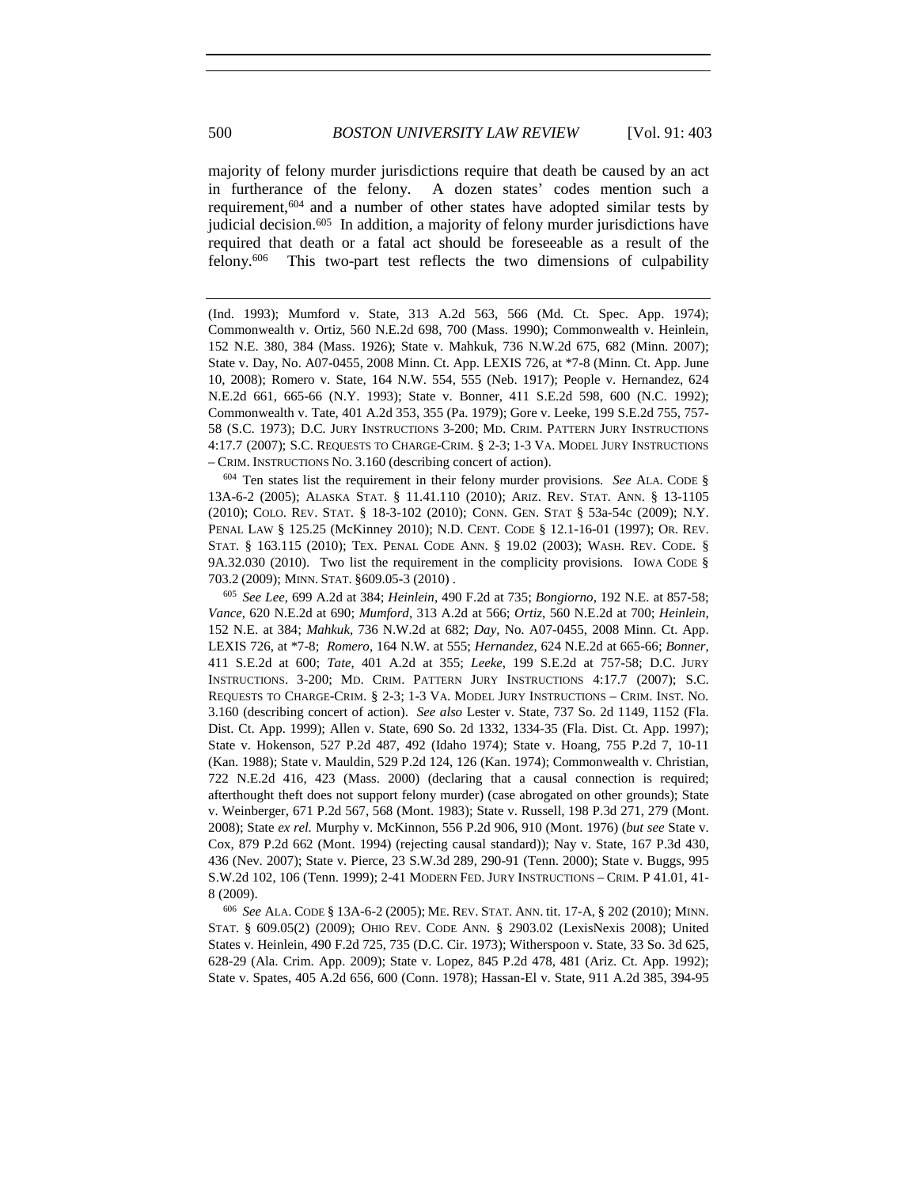majority of felony murder jurisdictions require that death be caused by an act in furtherance of the felony. A dozen states' codes mention such a requirement,[604] and a number of other states have adopted similar tests by judicial decision.[605] In addition, a majority of felony murder jurisdictions have required that death or a fatal act should be foreseeable as a result of the felony.[606] This two-part test reflects the two dimensions of culpability

---

(Ind. 1993); Mumford v. State, 313 A.2d 563, 566 (Md. Ct. Spec. App. 1974); Commonwealth v. Ortiz, 560 N.E.2d 698, 700 (Mass. 1990); Commonwealth v. Heinlein, 152 N.E. 380, 384 (Mass. 1926); State v. Mahkuk, 736 N.W.2d 675, 682 (Minn. 2007); State v. Day, No. A07-0455, 2008 Minn. Ct. App. LEXIS 726, at *7-8 (Minn. Ct. App. June 10, 2008); Romero v. State, 164 N.W. 554, 555 (Neb. 1917); People v. Hernandez, 624 N.E.2d 661, 665-66 (N.Y. 1993); State v. Bonner, 411 S.E.2d 598, 600 (N.C. 1992); Commonwealth v. Tate, 401 A.2d 353, 355 (Pa. 1979); Gore v. Leeke, 199 S.E.2d 755, 757-58 (S.C. 1973); D.C. JURY INSTRUCTIONS 3-200; MD. CRIM. PATTERN JURY INSTRUCTIONS 4:17.7 (2007); S.C. REQUESTS TO CHARGE-CRIM. § 2-3; 1-3 VA. MODEL JURY INSTRUCTIONS – CRIM. INSTRUCTIONS NO. 3.160 (describing concert of action).

[604] Ten states list the requirement in their felony murder provisions. *See* ALA. CODE § 13A-6-2 (2005); ALASKA STAT. § 11.41.110 (2010); ARIZ. REV. STAT. ANN. § 13-1105 (2010); COLO. REV. STAT. § 18-3-102 (2010); CONN. GEN. STAT § 53a-54c (2009); N.Y. PENAL LAW § 125.25 (McKinney 2010); N.D. CENT. CODE § 12.1-16-01 (1997); OR. REV. STAT. § 163.115 (2010); TEX. PENAL CODE ANN. § 19.02 (2003); WASH. REV. CODE. § 9A.32.030 (2010). Two list the requirement in the complicity provisions. IOWA CODE § 703.2 (2009); MINN. STAT. §609.05-3 (2010) .

[605] *See Lee*, 699 A.2d at 384; *Heinlein*, 490 F.2d at 735; *Bongiorno*, 192 N.E. at 857-58; *Vance*, 620 N.E.2d at 690; *Mumford*, 313 A.2d at 566; *Ortiz*, 560 N.E.2d at 700; *Heinlein*, 152 N.E. at 384; *Mahkuk*, 736 N.W.2d at 682; *Day*, No. A07-0455, 2008 Minn. Ct. App. LEXIS 726, at *7-8; *Romero*, 164 N.W. at 555; *Hernandez*, 624 N.E.2d at 665-66; *Bonner*, 411 S.E.2d at 600; *Tate*, 401 A.2d at 355; *Leeke*, 199 S.E.2d at 757-58; D.C. JURY INSTRUCTIONS. 3-200; MD. CRIM. PATTERN JURY INSTRUCTIONS 4:17.7 (2007); S.C. REQUESTS TO CHARGE-CRIM. § 2-3; 1-3 VA. MODEL JURY INSTRUCTIONS – CRIM. INST. NO. 3.160 (describing concert of action). *See also* Lester v. State, 737 So. 2d 1149, 1152 (Fla. Dist. Ct. App. 1999); Allen v. State, 690 So. 2d 1332, 1334-35 (Fla. Dist. Ct. App. 1997); State v. Hokenson, 527 P.2d 487, 492 (Idaho 1974); State v. Hoang, 755 P.2d 7, 10-11 (Kan. 1988); State v. Mauldin, 529 P.2d 124, 126 (Kan. 1974); Commonwealth v. Christian, 722 N.E.2d 416, 423 (Mass. 2000) (declaring that a causal connection is required; afterthought theft does not support felony murder) (case abrogated on other grounds); State v. Weinberger, 671 P.2d 567, 568 (Mont. 1983); State v. Russell, 198 P.3d 271, 279 (Mont. 2008); State *ex rel.* Murphy v. McKinnon, 556 P.2d 906, 910 (Mont. 1976) (*but see* State v. Cox, 879 P.2d 662 (Mont. 1994) (rejecting causal standard)); Nay v. State, 167 P.3d 430, 436 (Nev. 2007); State v. Pierce, 23 S.W.3d 289, 290-91 (Tenn. 2000); State v. Buggs, 995 S.W.2d 102, 106 (Tenn. 1999); 2-41 MODERN FED. JURY INSTRUCTIONS – CRIM. P 41.01, 41-8 (2009).

[606] *See* ALA. CODE § 13A-6-2 (2005); ME. REV. STAT. ANN. tit. 17-A, § 202 (2010); MINN. STAT. § 609.05(2) (2009); OHIO REV. CODE ANN. § 2903.02 (LexisNexis 2008); United States v. Heinlein, 490 F.2d 725, 735 (D.C. Cir. 1973); Witherspoon v. State, 33 So. 3d 625, 628-29 (Ala. Crim. App. 2009); State v. Lopez, 845 P.2d 478, 481 (Ariz. Ct. App. 1992); State v. Spates, 405 A.2d 656, 600 (Conn. 1978); Hassan-El v. State, 911 A.2d 385, 394-95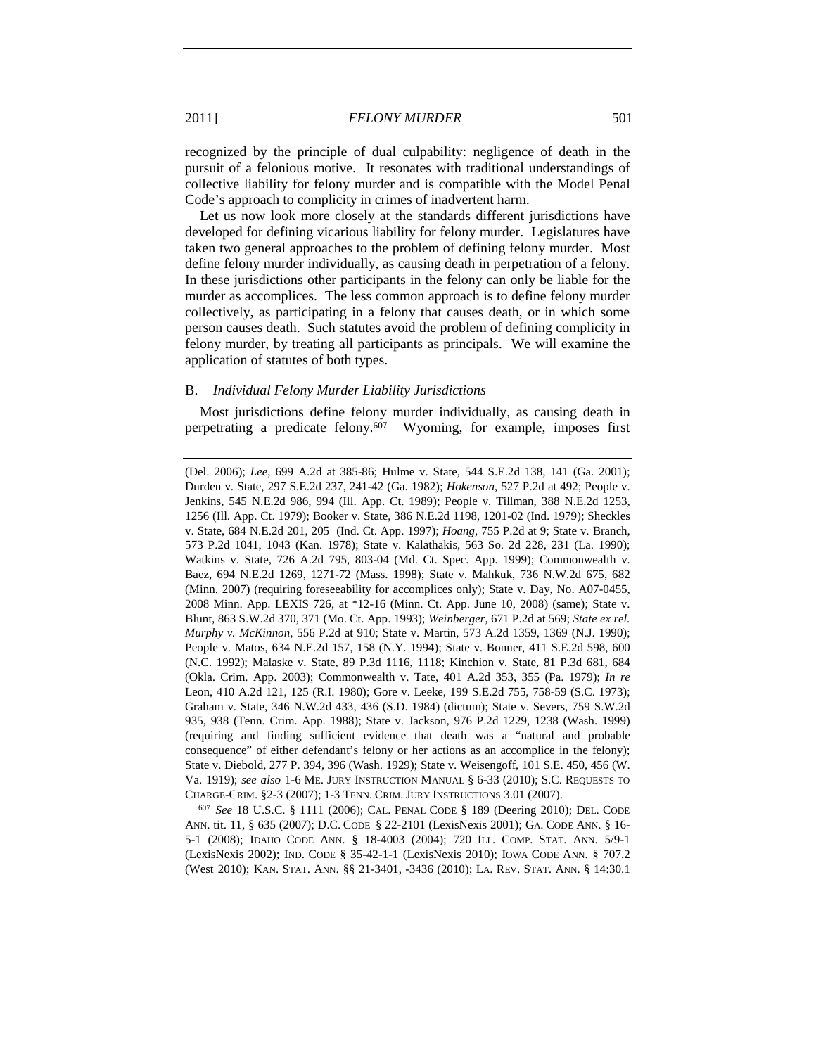recognized by the principle of dual culpability: negligence of death in the pursuit of a felonious motive. It resonates with traditional understandings of collective liability for felony murder and is compatible with the Model Penal Code's approach to complicity in crimes of inadvertent harm.

Let us now look more closely at the standards different jurisdictions have developed for defining vicarious liability for felony murder. Legislatures have taken two general approaches to the problem of defining felony murder. Most define felony murder individually, as causing death in perpetration of a felony. In these jurisdictions other participants in the felony can only be liable for the murder as accomplices. The less common approach is to define felony murder collectively, as participating in a felony that causes death, or in which some person causes death. Such statutes avoid the problem of defining complicity in felony murder, by treating all participants as principals. We will examine the application of statutes of both types.

## B. *Individual Felony Murder Liability Jurisdictions*

Most jurisdictions define felony murder individually, as causing death in perpetrating a predicate felony.[607] Wyoming, for example, imposes first

---

(Del. 2006); *Lee*, 699 A.2d at 385-86; Hulme v. State, 544 S.E.2d 138, 141 (Ga. 2001); Durden v. State, 297 S.E.2d 237, 241-42 (Ga. 1982); *Hokenson*, 527 P.2d at 492; People v. Jenkins, 545 N.E.2d 986, 994 (Ill. App. Ct. 1989); People v. Tillman, 388 N.E.2d 1253, 1256 (Ill. App. Ct. 1979); Booker v. State, 386 N.E.2d 1198, 1201-02 (Ind. 1979); Sheckles v. State, 684 N.E.2d 201, 205 (Ind. Ct. App. 1997); *Hoang*, 755 P.2d at 9; State v. Branch, 573 P.2d 1041, 1043 (Kan. 1978); State v. Kalathakis, 563 So. 2d 228, 231 (La. 1990); Watkins v. State, 726 A.2d 795, 803-04 (Md. Ct. Spec. App. 1999); Commonwealth v. Baez, 694 N.E.2d 1269, 1271-72 (Mass. 1998); State v. Mahkuk, 736 N.W.2d 675, 682 (Minn. 2007) (requiring foreseeability for accomplices only); State v. Day, No. A07-0455, 2008 Minn. App. LEXIS 726, at *12-16 (Minn. Ct. App. June 10, 2008) (same); State v. Blunt, 863 S.W.2d 370, 371 (Mo. Ct. App. 1993); *Weinberger*, 671 P.2d at 569; *State ex rel. Murphy v. McKinnon*, 556 P.2d at 910; State v. Martin, 573 A.2d 1359, 1369 (N.J. 1990); People v. Matos, 634 N.E.2d 157, 158 (N.Y. 1994); State v. Bonner, 411 S.E.2d 598, 600 (N.C. 1992); Malaske v. State, 89 P.3d 1116, 1118; Kinchion v. State, 81 P.3d 681, 684 (Okla. Crim. App. 2003); Commonwealth v. Tate, 401 A.2d 353, 355 (Pa. 1979); *In re* Leon, 410 A.2d 121, 125 (R.I. 1980); Gore v. Leeke, 199 S.E.2d 755, 758-59 (S.C. 1973); Graham v. State, 346 N.W.2d 433, 436 (S.D. 1984) (dictum); State v. Severs, 759 S.W.2d 935, 938 (Tenn. Crim. App. 1988); State v. Jackson, 976 P.2d 1229, 1238 (Wash. 1999) (requiring and finding sufficient evidence that death was a "natural and probable consequence" of either defendant's felony or her actions as an accomplice in the felony); State v. Diebold, 277 P. 394, 396 (Wash. 1929); State v. Weisengoff, 101 S.E. 450, 456 (W. Va. 1919); *see also* 1-6 ME. JURY INSTRUCTION MANUAL § 6-33 (2010); S.C. REQUESTS TO CHARGE-CRIM. §2-3 (2007); 1-3 TENN. CRIM. JURY INSTRUCTIONS 3.01 (2007).

[607] *See* 18 U.S.C. § 1111 (2006); CAL. PENAL CODE § 189 (Deering 2010); DEL. CODE ANN. tit. 11, § 635 (2007); D.C. CODE § 22-2101 (LexisNexis 2001); GA. CODE ANN. § 16-5-1 (2008); IDAHO CODE ANN. § 18-4003 (2004); 720 ILL. COMP. STAT. ANN. 5/9-1 (LexisNexis 2002); IND. CODE § 35-42-1-1 (LexisNexis 2010); IOWA CODE ANN. § 707.2 (West 2010); KAN. STAT. ANN. §§ 21-3401, -3436 (2010); LA. REV. STAT. ANN. § 14:30.1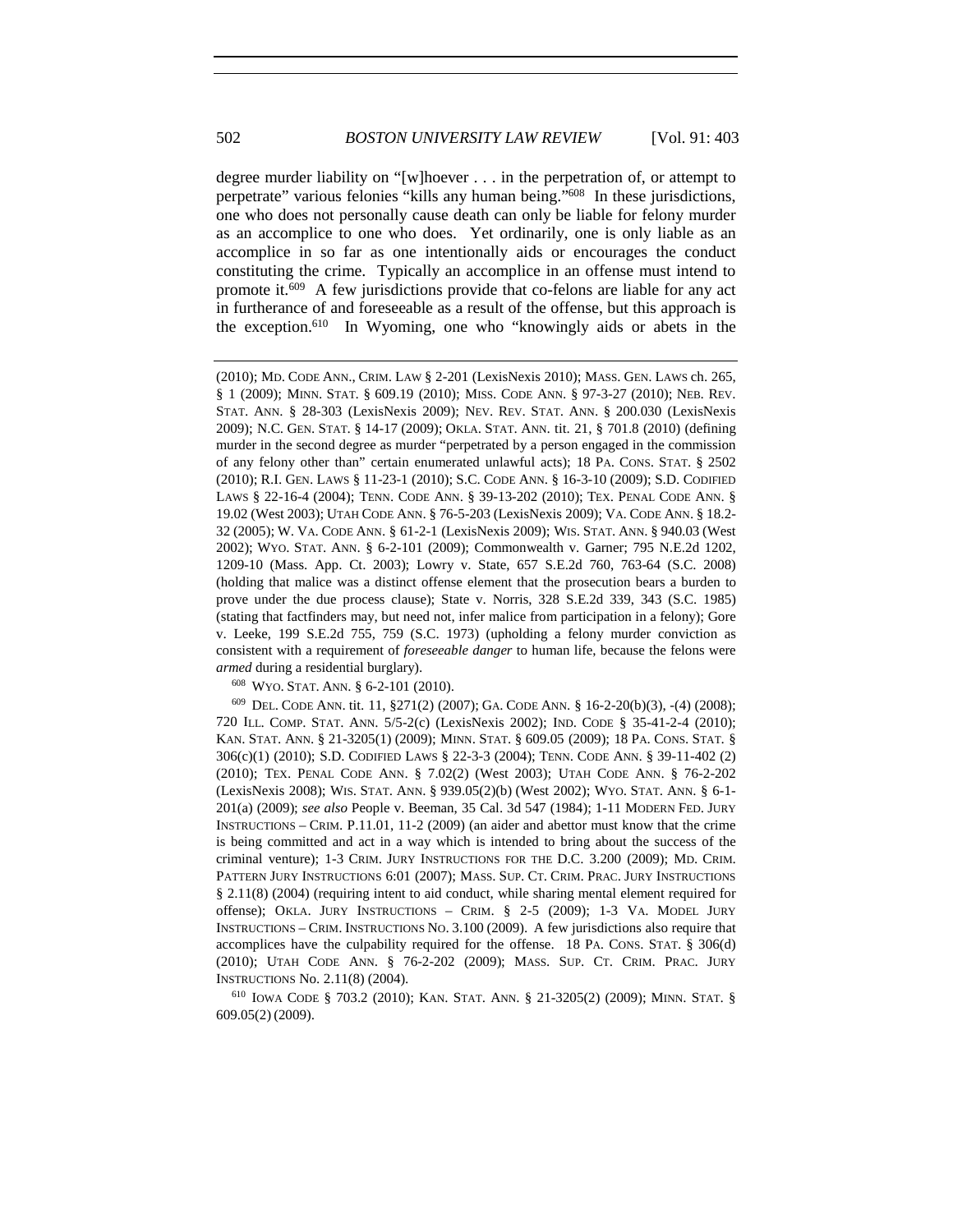degree murder liability on "[w]hoever . . . in the perpetration of, or attempt to perpetrate" various felonies "kills any human being."[608] In these jurisdictions, one who does not personally cause death can only be liable for felony murder as an accomplice to one who does. Yet ordinarily, one is only liable as an accomplice in so far as one intentionally aids or encourages the conduct constituting the crime. Typically an accomplice in an offense must intend to promote it.[609] A few jurisdictions provide that co-felons are liable for any act in furtherance of and foreseeable as a result of the offense, but this approach is the exception.[610] In Wyoming, one who "knowingly aids or abets in the

---

(2010); MD. CODE ANN., CRIM. LAW § 2-201 (LexisNexis 2010); MASS. GEN. LAWS ch. 265, § 1 (2009); MINN. STAT. § 609.19 (2010); MISS. CODE ANN. § 97-3-27 (2010); NEB. REV. STAT. ANN. § 28-303 (LexisNexis 2009); NEV. REV. STAT. ANN. § 200.030 (LexisNexis 2009); N.C. GEN. STAT. § 14-17 (2009); OKLA. STAT. ANN. tit. 21, § 701.8 (2010) (defining murder in the second degree as murder "perpetrated by a person engaged in the commission of any felony other than" certain enumerated unlawful acts); 18 PA. CONS. STAT. § 2502 (2010); R.I. GEN. LAWS § 11-23-1 (2010); S.C. CODE ANN. § 16-3-10 (2009); S.D. CODIFIED LAWS § 22-16-4 (2004); TENN. CODE ANN. § 39-13-202 (2010); TEX. PENAL CODE ANN. § 19.02 (West 2003); UTAH CODE ANN. § 76-5-203 (LexisNexis 2009); VA. CODE ANN. § 18.2-32 (2005); W. VA. CODE ANN. § 61-2-1 (LexisNexis 2009); WIS. STAT. ANN. § 940.03 (West 2002); WYO. STAT. ANN. § 6-2-101 (2009); Commonwealth v. Garner; 795 N.E.2d 1202, 1209-10 (Mass. App. Ct. 2003); Lowry v. State, 657 S.E.2d 760, 763-64 (S.C. 2008) (holding that malice was a distinct offense element that the prosecution bears a burden to prove under the due process clause); State v. Norris, 328 S.E.2d 339, 343 (S.C. 1985) (stating that factfinders may, but need not, infer malice from participation in a felony); Gore v. Leeke, 199 S.E.2d 755, 759 (S.C. 1973) (upholding a felony murder conviction as consistent with a requirement of *foreseeable danger* to human life, because the felons were *armed* during a residential burglary).

[608] WYO. STAT. ANN. § 6-2-101 (2010).

[609] DEL. CODE ANN. tit. 11, §271(2) (2007); GA. CODE ANN. § 16-2-20(b)(3), -(4) (2008); 720 ILL. COMP. STAT. ANN. 5/5-2(c) (LexisNexis 2002); IND. CODE § 35-41-2-4 (2010); KAN. STAT. ANN. § 21-3205(1) (2009); MINN. STAT. § 609.05 (2009); 18 PA. CONS. STAT. § 306(c)(1) (2010); S.D. CODIFIED LAWS § 22-3-3 (2004); TENN. CODE ANN. § 39-11-402 (2) (2010); TEX. PENAL CODE ANN. § 7.02(2) (West 2003); UTAH CODE ANN. § 76-2-202 (LexisNexis 2008); WIS. STAT. ANN. § 939.05(2)(b) (West 2002); WYO. STAT. ANN. § 6-1-201(a) (2009); *see also* People v. Beeman, 35 Cal. 3d 547 (1984); 1-11 MODERN FED. JURY INSTRUCTIONS – CRIM. P.11.01, 11-2 (2009) (an aider and abettor must know that the crime is being committed and act in a way which is intended to bring about the success of the criminal venture); 1-3 CRIM. JURY INSTRUCTIONS FOR THE D.C. 3.200 (2009); MD. CRIM. PATTERN JURY INSTRUCTIONS 6:01 (2007); MASS. SUP. CT. CRIM. PRAC. JURY INSTRUCTIONS § 2.11(8) (2004) (requiring intent to aid conduct, while sharing mental element required for offense); OKLA. JURY INSTRUCTIONS – CRIM. § 2-5 (2009); 1-3 VA. MODEL JURY INSTRUCTIONS – CRIM. INSTRUCTIONS NO. 3.100 (2009). A few jurisdictions also require that accomplices have the culpability required for the offense. 18 PA. CONS. STAT. § 306(d) (2010); UTAH CODE ANN. § 76-2-202 (2009); MASS. SUP. CT. CRIM. PRAC. JURY INSTRUCTIONS No. 2.11(8) (2004).

[610] IOWA CODE § 703.2 (2010); KAN. STAT. ANN. § 21-3205(2) (2009); MINN. STAT. § 609.05(2) (2009).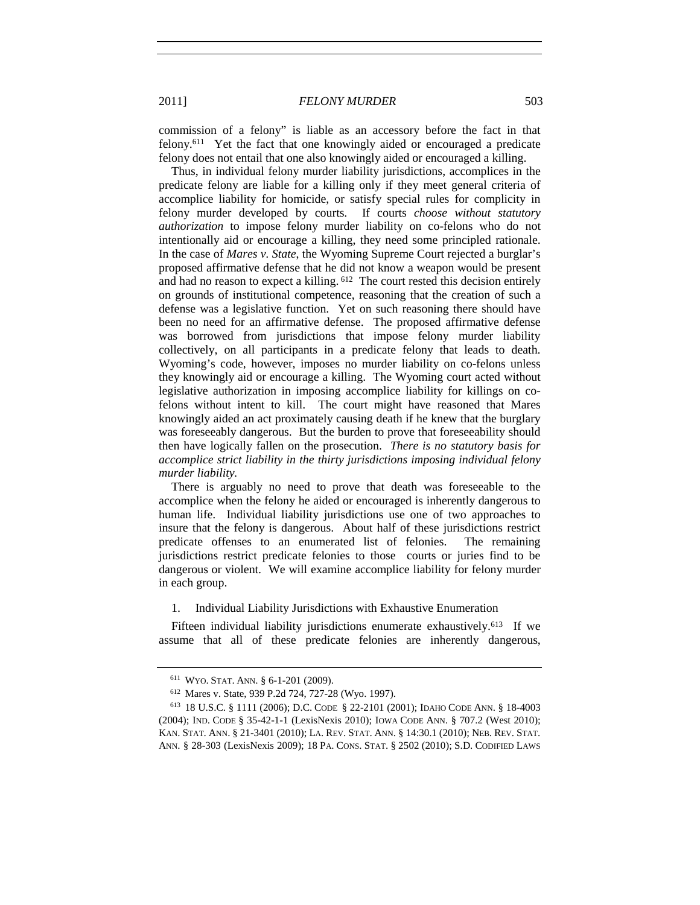commission of a felony" is liable as an accessory before the fact in that felony.[611] Yet the fact that one knowingly aided or encouraged a predicate felony does not entail that one also knowingly aided or encouraged a killing.

Thus, in individual felony murder liability jurisdictions, accomplices in the predicate felony are liable for a killing only if they meet general criteria of accomplice liability for homicide, or satisfy special rules for complicity in felony murder developed by courts. If courts *choose without statutory authorization* to impose felony murder liability on co-felons who do not intentionally aid or encourage a killing, they need some principled rationale. In the case of *Mares v. State*, the Wyoming Supreme Court rejected a burglar's proposed affirmative defense that he did not know a weapon would be present and had no reason to expect a killing.[612] The court rested this decision entirely on grounds of institutional competence, reasoning that the creation of such a defense was a legislative function. Yet on such reasoning there should have been no need for an affirmative defense. The proposed affirmative defense was borrowed from jurisdictions that impose felony murder liability collectively, on all participants in a predicate felony that leads to death. Wyoming's code, however, imposes no murder liability on co-felons unless they knowingly aid or encourage a killing. The Wyoming court acted without legislative authorization in imposing accomplice liability for killings on co-felons without intent to kill. The court might have reasoned that Mares knowingly aided an act proximately causing death if he knew that the burglary was foreseeably dangerous. But the burden to prove that foreseeability should then have logically fallen on the prosecution. *There is no statutory basis for accomplice strict liability in the thirty jurisdictions imposing individual felony murder liability.*

There is arguably no need to prove that death was foreseeable to the accomplice when the felony he aided or encouraged is inherently dangerous to human life. Individual liability jurisdictions use one of two approaches to insure that the felony is dangerous. About half of these jurisdictions restrict predicate offenses to an enumerated list of felonies. The remaining jurisdictions restrict predicate felonies to those courts or juries find to be dangerous or violent. We will examine accomplice liability for felony murder in each group.

1. Individual Liability Jurisdictions with Exhaustive Enumeration

Fifteen individual liability jurisdictions enumerate exhaustively.[613] If we assume that all of these predicate felonies are inherently dangerous,

---

[611] WYO. STAT. ANN. § 6-1-201 (2009).

[612] Mares v. State, 939 P.2d 724, 727-28 (Wyo. 1997).

[613] 18 U.S.C. § 1111 (2006); D.C. CODE § 22-2101 (2001); IDAHO CODE ANN. § 18-4003 (2004); IND. CODE § 35-42-1-1 (LexisNexis 2010); IOWA CODE ANN. § 707.2 (West 2010); KAN. STAT. ANN. § 21-3401 (2010); LA. REV. STAT. ANN. § 14:30.1 (2010); NEB. REV. STAT. ANN. § 28-303 (LexisNexis 2009); 18 PA. CONS. STAT. § 2502 (2010); S.D. CODIFIED LAWS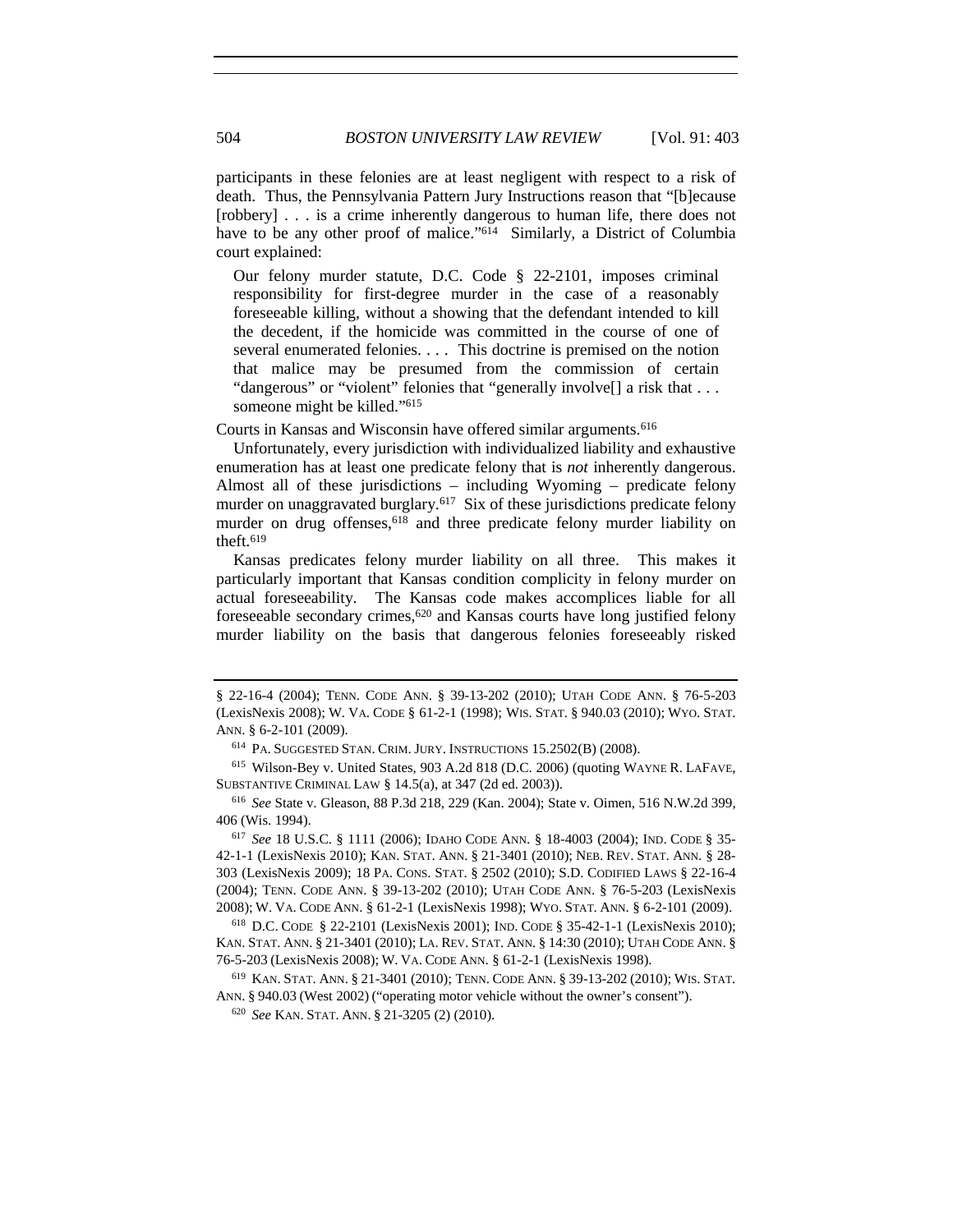participants in these felonies are at least negligent with respect to a risk of death. Thus, the Pennsylvania Pattern Jury Instructions reason that "[b]ecause [robbery] . . . is a crime inherently dangerous to human life, there does not have to be any other proof of malice."[614] Similarly, a District of Columbia court explained:

> Our felony murder statute, D.C. Code § 22-2101, imposes criminal responsibility for first-degree murder in the case of a reasonably foreseeable killing, without a showing that the defendant intended to kill the decedent, if the homicide was committed in the course of one of several enumerated felonies. . . . This doctrine is premised on the notion that malice may be presumed from the commission of certain "dangerous" or "violent" felonies that "generally involve[] a risk that . . . someone might be killed."[615]

Courts in Kansas and Wisconsin have offered similar arguments.[616]

Unfortunately, every jurisdiction with individualized liability and exhaustive enumeration has at least one predicate felony that is *not* inherently dangerous. Almost all of these jurisdictions – including Wyoming – predicate felony murder on unaggravated burglary.[617] Six of these jurisdictions predicate felony murder on drug offenses,[618] and three predicate felony murder liability on theft.[619]

Kansas predicates felony murder liability on all three. This makes it particularly important that Kansas condition complicity in felony murder on actual foreseeability. The Kansas code makes accomplices liable for all foreseeable secondary crimes,[620] and Kansas courts have long justified felony murder liability on the basis that dangerous felonies foreseeably risked

---

§ 22-16-4 (2004); TENN. CODE ANN. § 39-13-202 (2010); UTAH CODE ANN. § 76-5-203 (LexisNexis 2008); W. VA. CODE § 61-2-1 (1998); WIS. STAT. § 940.03 (2010); WYO. STAT. ANN. § 6-2-101 (2009).

[614] PA. SUGGESTED STAN. CRIM. JURY. INSTRUCTIONS 15.2502(B) (2008).

[615] Wilson-Bey v. United States, 903 A.2d 818 (D.C. 2006) (quoting WAYNE R. LAFAVE, SUBSTANTIVE CRIMINAL LAW § 14.5(a), at 347 (2d ed. 2003)).

[616] *See* State v. Gleason, 88 P.3d 218, 229 (Kan. 2004); State v. Oimen, 516 N.W.2d 399, 406 (Wis. 1994).

[617] *See* 18 U.S.C. § 1111 (2006); IDAHO CODE ANN. § 18-4003 (2004); IND. CODE § 35-42-1-1 (LexisNexis 2010); KAN. STAT. ANN. § 21-3401 (2010); NEB. REV. STAT. ANN. § 28-303 (LexisNexis 2009); 18 PA. CONS. STAT. § 2502 (2010); S.D. CODIFIED LAWS § 22-16-4 (2004); TENN. CODE ANN. § 39-13-202 (2010); UTAH CODE ANN. § 76-5-203 (LexisNexis 2008); W. VA. CODE ANN. § 61-2-1 (LexisNexis 1998); WYO. STAT. ANN. § 6-2-101 (2009).

[618] D.C. CODE § 22-2101 (LexisNexis 2001); IND. CODE § 35-42-1-1 (LexisNexis 2010); KAN. STAT. ANN. § 21-3401 (2010); LA. REV. STAT. ANN. § 14:30 (2010); UTAH CODE ANN. § 76-5-203 (LexisNexis 2008); W. VA. CODE ANN. § 61-2-1 (LexisNexis 1998).

[619] KAN. STAT. ANN. § 21-3401 (2010); TENN. CODE ANN. § 39-13-202 (2010); WIS. STAT. ANN. § 940.03 (West 2002) ("operating motor vehicle without the owner's consent").

[620] *See* KAN. STAT. ANN. § 21-3205 (2) (2010).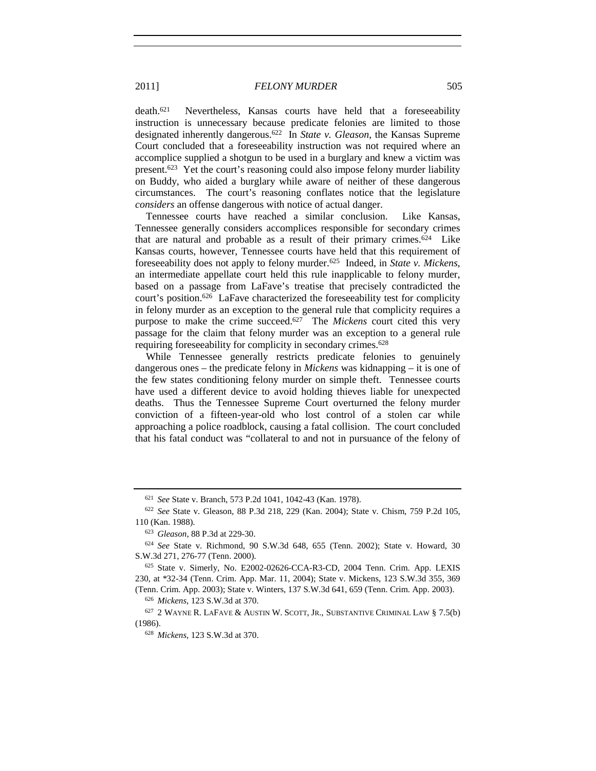death.[621] Nevertheless, Kansas courts have held that a foreseeability instruction is unnecessary because predicate felonies are limited to those designated inherently dangerous.[622] In *State v. Gleason*, the Kansas Supreme Court concluded that a foreseeability instruction was not required where an accomplice supplied a shotgun to be used in a burglary and knew a victim was present.[623] Yet the court's reasoning could also impose felony murder liability on Buddy, who aided a burglary while aware of neither of these dangerous circumstances. The court's reasoning conflates notice that the legislature *considers* an offense dangerous with notice of actual danger.

Tennessee courts have reached a similar conclusion. Like Kansas, Tennessee generally considers accomplices responsible for secondary crimes that are natural and probable as a result of their primary crimes.[624] Like Kansas courts, however, Tennessee courts have held that this requirement of foreseeability does not apply to felony murder.[625] Indeed, in *State v. Mickens*, an intermediate appellate court held this rule inapplicable to felony murder, based on a passage from LaFave's treatise that precisely contradicted the court's position.[626] LaFave characterized the foreseeability test for complicity in felony murder as an exception to the general rule that complicity requires a purpose to make the crime succeed.[627] The *Mickens* court cited this very passage for the claim that felony murder was an exception to a general rule requiring foreseeability for complicity in secondary crimes.[628]

While Tennessee generally restricts predicate felonies to genuinely dangerous ones – the predicate felony in *Mickens* was kidnapping – it is one of the few states conditioning felony murder on simple theft. Tennessee courts have used a different device to avoid holding thieves liable for unexpected deaths. Thus the Tennessee Supreme Court overturned the felony murder conviction of a fifteen-year-old who lost control of a stolen car while approaching a police roadblock, causing a fatal collision. The court concluded that his fatal conduct was "collateral to and not in pursuance of the felony of

---

[621] *See* State v. Branch, 573 P.2d 1041, 1042-43 (Kan. 1978).

[622] *See* State v. Gleason, 88 P.3d 218, 229 (Kan. 2004); State v. Chism, 759 P.2d 105, 110 (Kan. 1988).

[623] *Gleason*, 88 P.3d at 229-30.

[624] *See* State v. Richmond, 90 S.W.3d 648, 655 (Tenn. 2002); State v. Howard, 30 S.W.3d 271, 276-77 (Tenn. 2000).

[625] State v. Simerly, No. E2002-02626-CCA-R3-CD, 2004 Tenn. Crim. App. LEXIS 230, at *32-34 (Tenn. Crim. App. Mar. 11, 2004); State v. Mickens, 123 S.W.3d 355, 369 (Tenn. Crim. App. 2003); State v. Winters, 137 S.W.3d 641, 659 (Tenn. Crim. App. 2003).

[626] *Mickens*, 123 S.W.3d at 370.

[627] 2 WAYNE R. LAFAVE & AUSTIN W. SCOTT, JR., SUBSTANTIVE CRIMINAL LAW § 7.5(b) (1986).

[628] *Mickens*, 123 S.W.3d at 370.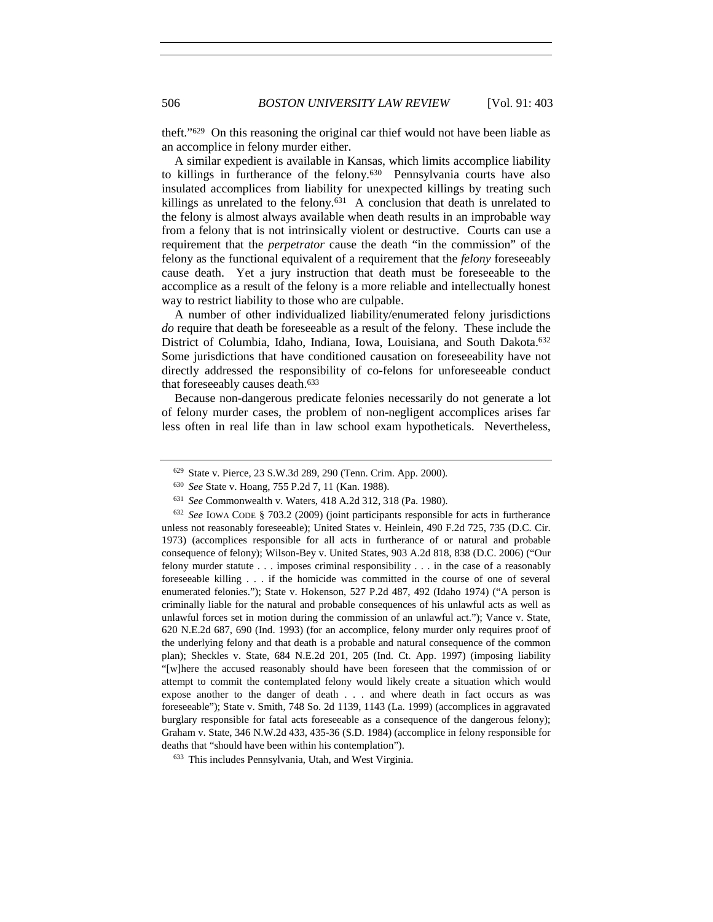theft."[629] On this reasoning the original car thief would not have been liable as an accomplice in felony murder either.

A similar expedient is available in Kansas, which limits accomplice liability to killings in furtherance of the felony.[630] Pennsylvania courts have also insulated accomplices from liability for unexpected killings by treating such killings as unrelated to the felony.[631] A conclusion that death is unrelated to the felony is almost always available when death results in an improbable way from a felony that is not intrinsically violent or destructive. Courts can use a requirement that the *perpetrator* cause the death "in the commission" of the felony as the functional equivalent of a requirement that the *felony* foreseeably cause death. Yet a jury instruction that death must be foreseeable to the accomplice as a result of the felony is a more reliable and intellectually honest way to restrict liability to those who are culpable.

A number of other individualized liability/enumerated felony jurisdictions *do* require that death be foreseeable as a result of the felony. These include the District of Columbia, Idaho, Indiana, Iowa, Louisiana, and South Dakota.[632] Some jurisdictions that have conditioned causation on foreseeability have not directly addressed the responsibility of co-felons for unforeseeable conduct that foreseeably causes death.[633]

Because non-dangerous predicate felonies necessarily do not generate a lot of felony murder cases, the problem of non-negligent accomplices arises far less often in real life than in law school exam hypotheticals. Nevertheless,

---

[629] State v. Pierce, 23 S.W.3d 289, 290 (Tenn. Crim. App. 2000).

[630] *See* State v. Hoang, 755 P.2d 7, 11 (Kan. 1988).

[631] *See* Commonwealth v. Waters, 418 A.2d 312, 318 (Pa. 1980).

[632] *See* IOWA CODE § 703.2 (2009) (joint participants responsible for acts in furtherance unless not reasonably foreseeable); United States v. Heinlein, 490 F.2d 725, 735 (D.C. Cir. 1973) (accomplices responsible for all acts in furtherance of or natural and probable consequence of felony); Wilson-Bey v. United States, 903 A.2d 818, 838 (D.C. 2006) ("Our felony murder statute . . . imposes criminal responsibility . . . in the case of a reasonably foreseeable killing . . . if the homicide was committed in the course of one of several enumerated felonies."); State v. Hokenson, 527 P.2d 487, 492 (Idaho 1974) ("A person is criminally liable for the natural and probable consequences of his unlawful acts as well as unlawful forces set in motion during the commission of an unlawful act."); Vance v. State, 620 N.E.2d 687, 690 (Ind. 1993) (for an accomplice, felony murder only requires proof of the underlying felony and that death is a probable and natural consequence of the common plan); Sheckles v. State, 684 N.E.2d 201, 205 (Ind. Ct. App. 1997) (imposing liability "[w]here the accused reasonably should have been foreseen that the commission of or attempt to commit the contemplated felony would likely create a situation which would expose another to the danger of death . . . and where death in fact occurs as was foreseeable"); State v. Smith, 748 So. 2d 1139, 1143 (La. 1999) (accomplices in aggravated burglary responsible for fatal acts foreseeable as a consequence of the dangerous felony); Graham v. State, 346 N.W.2d 433, 435-36 (S.D. 1984) (accomplice in felony responsible for deaths that "should have been within his contemplation").

[633] This includes Pennsylvania, Utah, and West Virginia.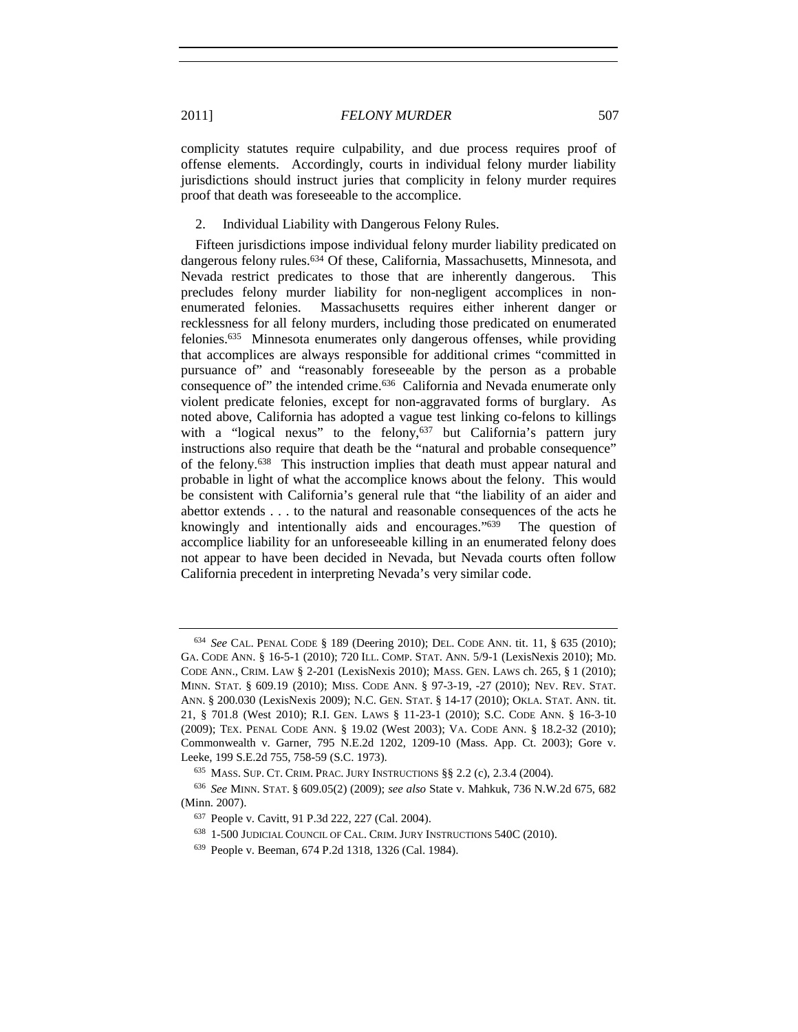complicity statutes require culpability, and due process requires proof of offense elements. Accordingly, courts in individual felony murder liability jurisdictions should instruct juries that complicity in felony murder requires proof that death was foreseeable to the accomplice.

2. Individual Liability with Dangerous Felony Rules.

Fifteen jurisdictions impose individual felony murder liability predicated on dangerous felony rules.[634] Of these, California, Massachusetts, Minnesota, and Nevada restrict predicates to those that are inherently dangerous. This precludes felony murder liability for non-negligent accomplices in non-enumerated felonies. Massachusetts requires either inherent danger or recklessness for all felony murders, including those predicated on enumerated felonies.[635] Minnesota enumerates only dangerous offenses, while providing that accomplices are always responsible for additional crimes "committed in pursuance of" and "reasonably foreseeable by the person as a probable consequence of" the intended crime.[636] California and Nevada enumerate only violent predicate felonies, except for non-aggravated forms of burglary. As noted above, California has adopted a vague test linking co-felons to killings with a "logical nexus" to the felony,[637] but California's pattern jury instructions also require that death be the "natural and probable consequence" of the felony.[638] This instruction implies that death must appear natural and probable in light of what the accomplice knows about the felony. This would be consistent with California's general rule that "the liability of an aider and abettor extends . . . to the natural and reasonable consequences of the acts he knowingly and intentionally aids and encourages."[639] The question of accomplice liability for an unforeseeable killing in an enumerated felony does not appear to have been decided in Nevada, but Nevada courts often follow California precedent in interpreting Nevada's very similar code.

---

[634] *See* CAL. PENAL CODE § 189 (Deering 2010); DEL. CODE ANN. tit. 11, § 635 (2010); GA. CODE ANN. § 16-5-1 (2010); 720 ILL. COMP. STAT. ANN. 5/9-1 (LexisNexis 2010); MD. CODE ANN., CRIM. LAW § 2-201 (LexisNexis 2010); MASS. GEN. LAWS ch. 265, § 1 (2010); MINN. STAT. § 609.19 (2010); MISS. CODE ANN. § 97-3-19, -27 (2010); NEV. REV. STAT. ANN. § 200.030 (LexisNexis 2009); N.C. GEN. STAT. § 14-17 (2010); OKLA. STAT. ANN. tit. 21, § 701.8 (West 2010); R.I. GEN. LAWS § 11-23-1 (2010); S.C. CODE ANN. § 16-3-10 (2009); TEX. PENAL CODE ANN. § 19.02 (West 2003); VA. CODE ANN. § 18.2-32 (2010); Commonwealth v. Garner, 795 N.E.2d 1202, 1209-10 (Mass. App. Ct. 2003); Gore v. Leeke, 199 S.E.2d 755, 758-59 (S.C. 1973).

[635] MASS. SUP. CT. CRIM. PRAC. JURY INSTRUCTIONS §§ 2.2 (c), 2.3.4 (2004).

[636] *See* MINN. STAT. § 609.05(2) (2009); *see also* State v. Mahkuk, 736 N.W.2d 675, 682 (Minn. 2007).

[637] People v. Cavitt, 91 P.3d 222, 227 (Cal. 2004).

[638] 1-500 JUDICIAL COUNCIL OF CAL. CRIM. JURY INSTRUCTIONS 540C (2010).

[639] People v. Beeman, 674 P.2d 1318, 1326 (Cal. 1984).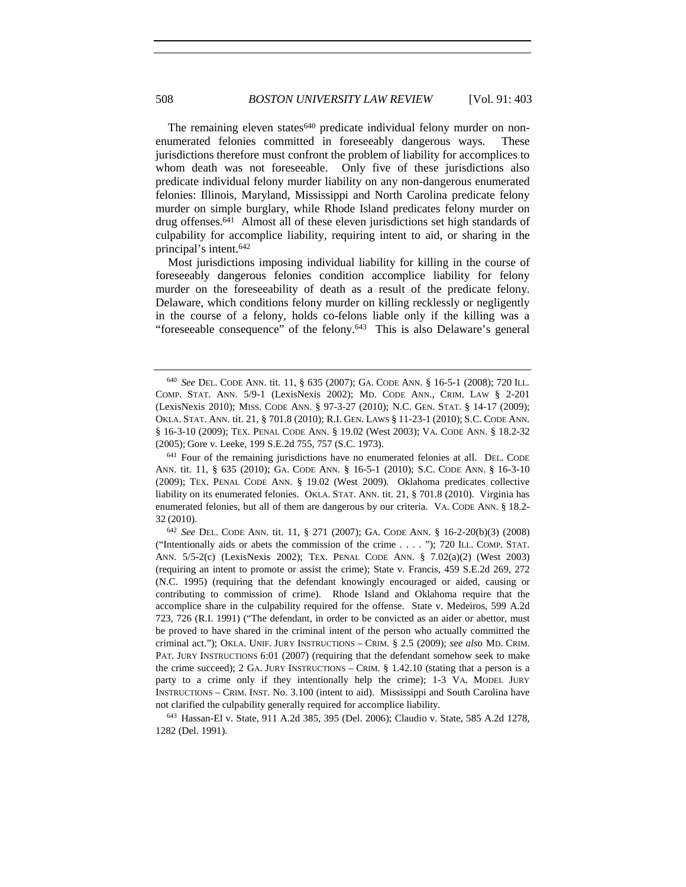The remaining eleven states[640] predicate individual felony murder on non-enumerated felonies committed in foreseeably dangerous ways. These jurisdictions therefore must confront the problem of liability for accomplices to whom death was not foreseeable. Only five of these jurisdictions also predicate individual felony murder liability on any non-dangerous enumerated felonies: Illinois, Maryland, Mississippi and North Carolina predicate felony murder on simple burglary, while Rhode Island predicates felony murder on drug offenses.[641] Almost all of these eleven jurisdictions set high standards of culpability for accomplice liability, requiring intent to aid, or sharing in the principal's intent.[642]

Most jurisdictions imposing individual liability for killing in the course of foreseeably dangerous felonies condition accomplice liability for felony murder on the foreseeability of death as a result of the predicate felony. Delaware, which conditions felony murder on killing recklessly or negligently in the course of a felony, holds co-felons liable only if the killing was a "foreseeable consequence" of the felony.[643] This is also Delaware's general

---

[640] *See* DEL. CODE ANN. tit. 11, § 635 (2007); GA. CODE ANN. § 16-5-1 (2008); 720 ILL. COMP. STAT. ANN. 5/9-1 (LexisNexis 2002); MD. CODE ANN., CRIM. LAW § 2-201 (LexisNexis 2010); MISS. CODE ANN. § 97-3-27 (2010); N.C. GEN. STAT. § 14-17 (2009); OKLA. STAT. ANN. tit. 21, § 701.8 (2010); R.I. GEN. LAWS § 11-23-1 (2010); S.C. CODE ANN. § 16-3-10 (2009); TEX. PENAL CODE ANN. § 19.02 (West 2003); VA. CODE ANN. § 18.2-32 (2005); Gore v. Leeke, 199 S.E.2d 755, 757 (S.C. 1973).

[641] Four of the remaining jurisdictions have no enumerated felonies at all. DEL. CODE ANN. tit. 11, § 635 (2010); GA. CODE ANN. § 16-5-1 (2010); S.C. CODE ANN. § 16-3-10 (2009); TEX. PENAL CODE ANN. § 19.02 (West 2009). Oklahoma predicates collective liability on its enumerated felonies. OKLA. STAT. ANN. tit. 21, § 701.8 (2010). Virginia has enumerated felonies, but all of them are dangerous by our criteria. VA. CODE ANN. § 18.2-32 (2010).

[642] *See* DEL. CODE ANN. tit. 11, § 271 (2007); GA. CODE ANN. § 16-2-20(b)(3) (2008) ("Intentionally aids or abets the commission of the crime . . . . "); 720 ILL. COMP. STAT. ANN. 5/5-2(c) (LexisNexis 2002); TEX. PENAL CODE ANN. § 7.02(a)(2) (West 2003) (requiring an intent to promote or assist the crime); State v. Francis, 459 S.E.2d 269, 272 (N.C. 1995) (requiring that the defendant knowingly encouraged or aided, causing or contributing to commission of crime). Rhode Island and Oklahoma require that the accomplice share in the culpability required for the offense. State v. Medeiros, 599 A.2d 723, 726 (R.I. 1991) ("The defendant, in order to be convicted as an aider or abettor, must be proved to have shared in the criminal intent of the person who actually committed the criminal act."); OKLA. UNIF. JURY INSTRUCTIONS – CRIM. § 2.5 (2009); *see also* MD. CRIM. PAT. JURY INSTRUCTIONS 6:01 (2007) (requiring that the defendant somehow seek to make the crime succeed); 2 GA. JURY INSTRUCTIONS – CRIM. § 1.42.10 (stating that a person is a party to a crime only if they intentionally help the crime); 1-3 VA. MODEL JURY INSTRUCTIONS – CRIM. INST. No. 3.100 (intent to aid). Mississippi and South Carolina have not clarified the culpability generally required for accomplice liability.

[643] Hassan-El v. State, 911 A.2d 385, 395 (Del. 2006); Claudio v. State, 585 A.2d 1278, 1282 (Del. 1991).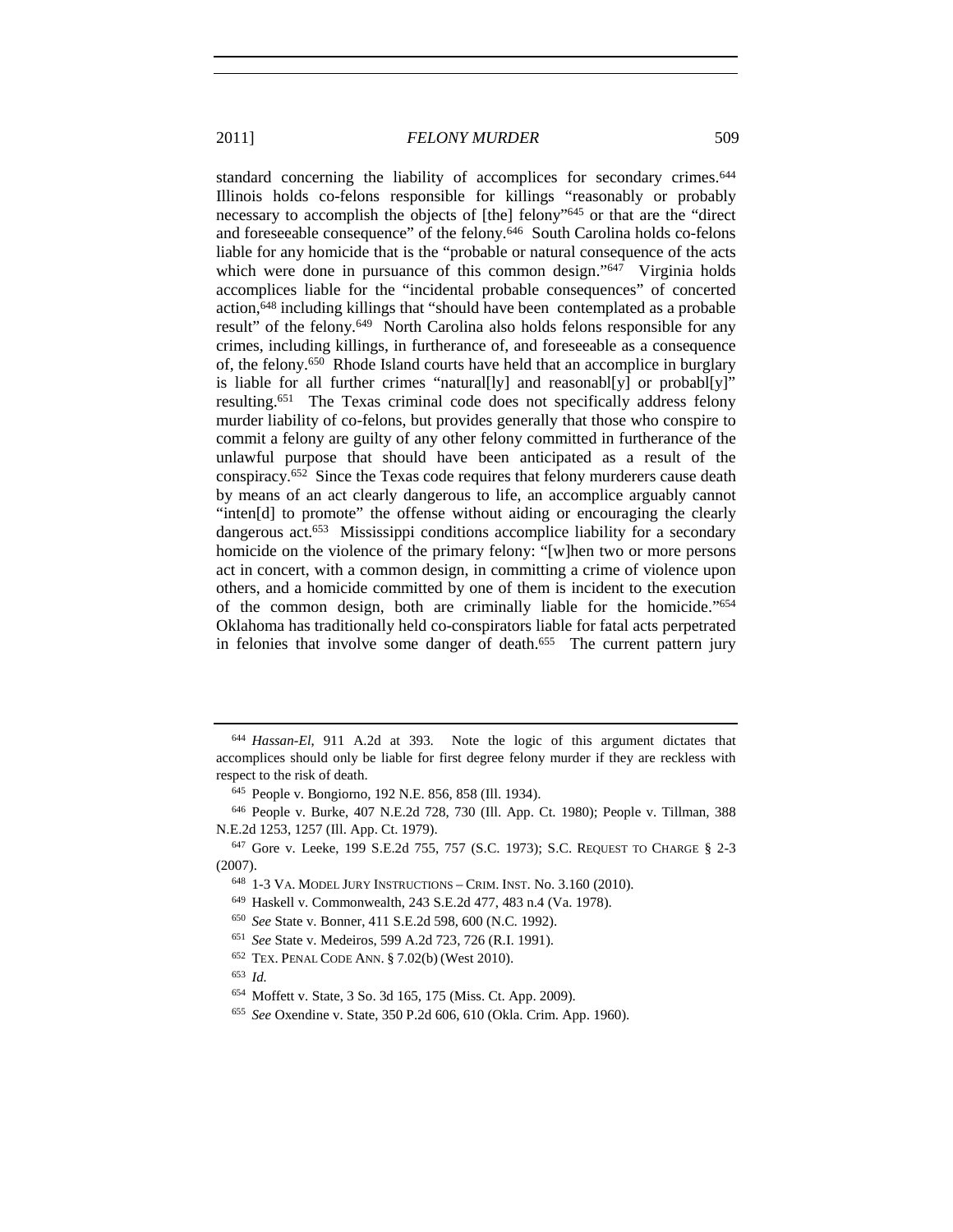standard concerning the liability of accomplices for secondary crimes.[644] Illinois holds co-felons responsible for killings "reasonably or probably necessary to accomplish the objects of [the] felony"[645] or that are the "direct and foreseeable consequence" of the felony.[646] South Carolina holds co-felons liable for any homicide that is the "probable or natural consequence of the acts which were done in pursuance of this common design."[647] Virginia holds accomplices liable for the "incidental probable consequences" of concerted action,[648] including killings that "should have been contemplated as a probable result" of the felony.[649] North Carolina also holds felons responsible for any crimes, including killings, in furtherance of, and foreseeable as a consequence of, the felony.[650] Rhode Island courts have held that an accomplice in burglary is liable for all further crimes "natural[ly] and reasonabl[y] or probabl[y]" resulting.[651] The Texas criminal code does not specifically address felony murder liability of co-felons, but provides generally that those who conspire to commit a felony are guilty of any other felony committed in furtherance of the unlawful purpose that should have been anticipated as a result of the conspiracy.[652] Since the Texas code requires that felony murderers cause death by means of an act clearly dangerous to life, an accomplice arguably cannot "inten[d] to promote" the offense without aiding or encouraging the clearly dangerous act.[653] Mississippi conditions accomplice liability for a secondary homicide on the violence of the primary felony: "[w]hen two or more persons act in concert, with a common design, in committing a crime of violence upon others, and a homicide committed by one of them is incident to the execution of the common design, both are criminally liable for the homicide."[654] Oklahoma has traditionally held co-conspirators liable for fatal acts perpetrated in felonies that involve some danger of death.[655] The current pattern jury

---

[644] *Hassan-El*, 911 A.2d at 393. Note the logic of this argument dictates that accomplices should only be liable for first degree felony murder if they are reckless with respect to the risk of death.

[645] People v. Bongiorno, 192 N.E. 856, 858 (Ill. 1934).

[646] People v. Burke, 407 N.E.2d 728, 730 (Ill. App. Ct. 1980); People v. Tillman, 388 N.E.2d 1253, 1257 (Ill. App. Ct. 1979).

[647] Gore v. Leeke, 199 S.E.2d 755, 757 (S.C. 1973); S.C. REQUEST TO CHARGE § 2-3 (2007).

[648] 1-3 VA. MODEL JURY INSTRUCTIONS – CRIM. INST. No. 3.160 (2010).

[649] Haskell v. Commonwealth, 243 S.E.2d 477, 483 n.4 (Va. 1978).

[650] *See* State v. Bonner, 411 S.E.2d 598, 600 (N.C. 1992).

[651] *See* State v. Medeiros, 599 A.2d 723, 726 (R.I. 1991).

[652] TEX. PENAL CODE ANN. § 7.02(b) (West 2010).

[653] *Id.*

[654] Moffett v. State, 3 So. 3d 165, 175 (Miss. Ct. App. 2009).

[655] *See* Oxendine v. State, 350 P.2d 606, 610 (Okla. Crim. App. 1960).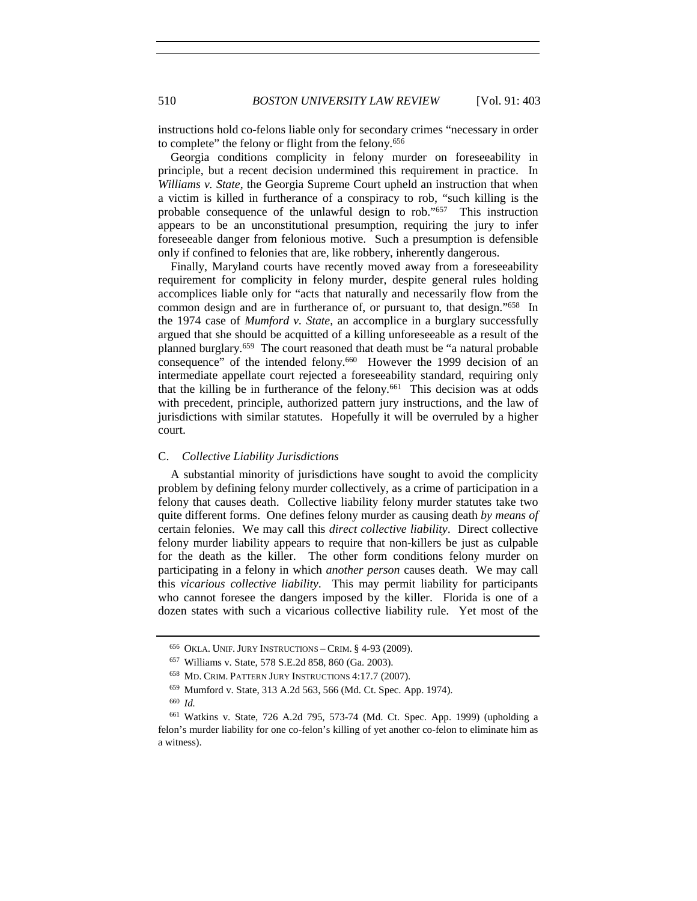instructions hold co-felons liable only for secondary crimes "necessary in order to complete" the felony or flight from the felony.[656]

Georgia conditions complicity in felony murder on foreseeability in principle, but a recent decision undermined this requirement in practice. In *Williams v. State*, the Georgia Supreme Court upheld an instruction that when a victim is killed in furtherance of a conspiracy to rob, "such killing is the probable consequence of the unlawful design to rob."[657] This instruction appears to be an unconstitutional presumption, requiring the jury to infer foreseeable danger from felonious motive. Such a presumption is defensible only if confined to felonies that are, like robbery, inherently dangerous.

Finally, Maryland courts have recently moved away from a foreseeability requirement for complicity in felony murder, despite general rules holding accomplices liable only for "acts that naturally and necessarily flow from the common design and are in furtherance of, or pursuant to, that design."[658] In the 1974 case of *Mumford v. State*, an accomplice in a burglary successfully argued that she should be acquitted of a killing unforeseeable as a result of the planned burglary.[659] The court reasoned that death must be "a natural probable consequence" of the intended felony.[660] However the 1999 decision of an intermediate appellate court rejected a foreseeability standard, requiring only that the killing be in furtherance of the felony.[661] This decision was at odds with precedent, principle, authorized pattern jury instructions, and the law of jurisdictions with similar statutes. Hopefully it will be overruled by a higher court.

### C. *Collective Liability Jurisdictions*

A substantial minority of jurisdictions have sought to avoid the complicity problem by defining felony murder collectively, as a crime of participation in a felony that causes death. Collective liability felony murder statutes take two quite different forms. One defines felony murder as causing death *by means of* certain felonies. We may call this *direct collective liability*. Direct collective felony murder liability appears to require that non-killers be just as culpable for the death as the killer. The other form conditions felony murder on participating in a felony in which *another person* causes death. We may call this *vicarious collective liability*. This may permit liability for participants who cannot foresee the dangers imposed by the killer. Florida is one of a dozen states with such a vicarious collective liability rule. Yet most of the

---

[656] OKLA. UNIF. JURY INSTRUCTIONS – CRIM. § 4-93 (2009).

[657] Williams v. State, 578 S.E.2d 858, 860 (Ga. 2003).

[658] MD. CRIM. PATTERN JURY INSTRUCTIONS 4:17.7 (2007).

[659] Mumford v. State, 313 A.2d 563, 566 (Md. Ct. Spec. App. 1974).

[660] *Id.*

[661] Watkins v. State, 726 A.2d 795, 573-74 (Md. Ct. Spec. App. 1999) (upholding a felon's murder liability for one co-felon's killing of yet another co-felon to eliminate him as a witness).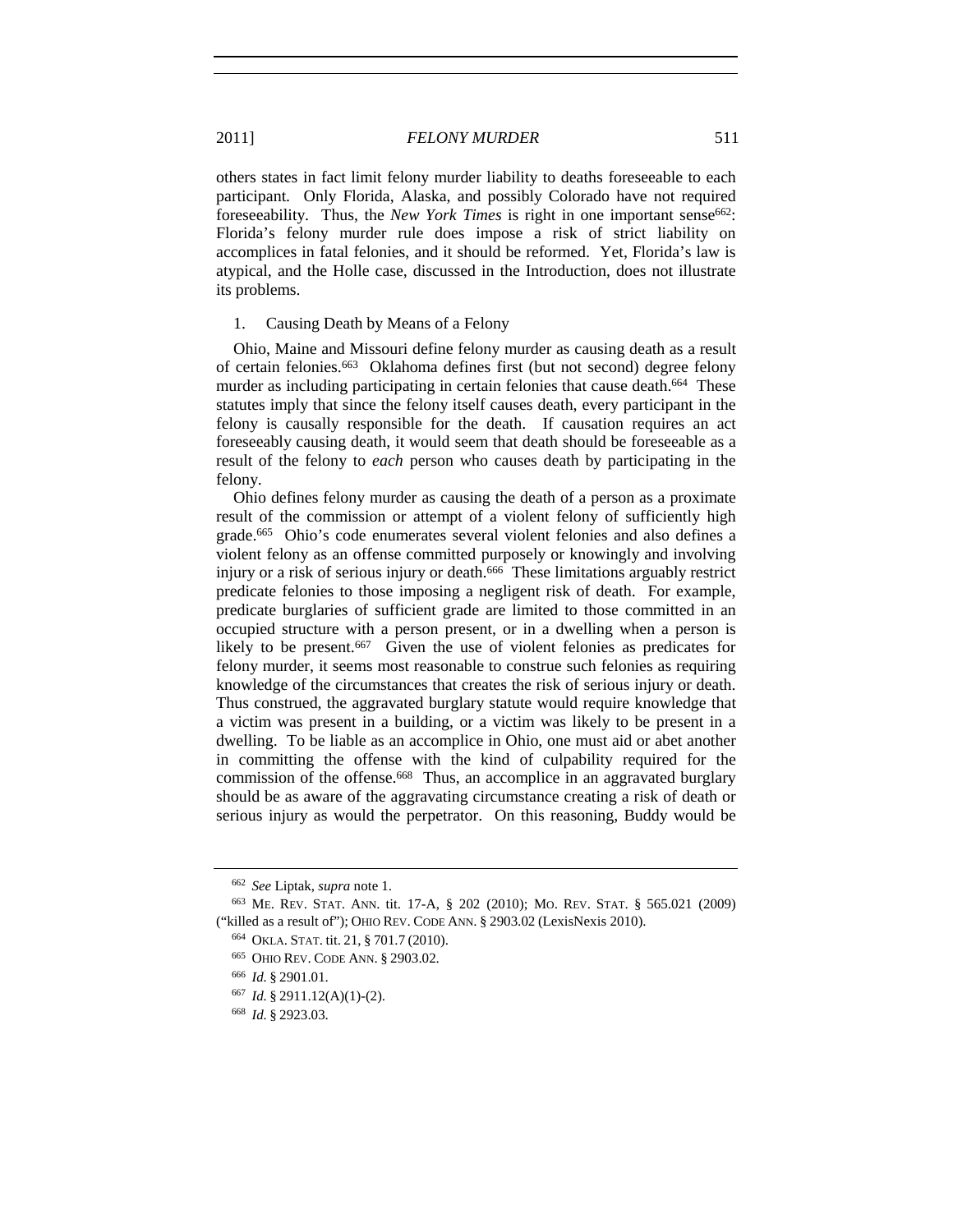others states in fact limit felony murder liability to deaths foreseeable to each participant. Only Florida, Alaska, and possibly Colorado have not required foreseeability. Thus, the *New York Times* is right in one important sense[662]: Florida's felony murder rule does impose a risk of strict liability on accomplices in fatal felonies, and it should be reformed. Yet, Florida's law is atypical, and the Holle case, discussed in the Introduction, does not illustrate its problems.

1. Causing Death by Means of a Felony

Ohio, Maine and Missouri define felony murder as causing death as a result of certain felonies.[663] Oklahoma defines first (but not second) degree felony murder as including participating in certain felonies that cause death.[664] These statutes imply that since the felony itself causes death, every participant in the felony is causally responsible for the death. If causation requires an act foreseeably causing death, it would seem that death should be foreseeable as a result of the felony to *each* person who causes death by participating in the felony.

Ohio defines felony murder as causing the death of a person as a proximate result of the commission or attempt of a violent felony of sufficiently high grade.[665] Ohio's code enumerates several violent felonies and also defines a violent felony as an offense committed purposely or knowingly and involving injury or a risk of serious injury or death.[666] These limitations arguably restrict predicate felonies to those imposing a negligent risk of death. For example, predicate burglaries of sufficient grade are limited to those committed in an occupied structure with a person present, or in a dwelling when a person is likely to be present.[667] Given the use of violent felonies as predicates for felony murder, it seems most reasonable to construe such felonies as requiring knowledge of the circumstances that creates the risk of serious injury or death. Thus construed, the aggravated burglary statute would require knowledge that a victim was present in a building, or a victim was likely to be present in a dwelling. To be liable as an accomplice in Ohio, one must aid or abet another in committing the offense with the kind of culpability required for the commission of the offense.[668] Thus, an accomplice in an aggravated burglary should be as aware of the aggravating circumstance creating a risk of death or serious injury as would the perpetrator. On this reasoning, Buddy would be

---

[662] *See* Liptak, *supra* note 1.

[663] ME. REV. STAT. ANN. tit. 17-A, § 202 (2010); MO. REV. STAT. § 565.021 (2009) ("killed as a result of"); OHIO REV. CODE ANN. § 2903.02 (LexisNexis 2010).

[664] OKLA. STAT. tit. 21, § 701.7 (2010).

[665] OHIO REV. CODE ANN. § 2903.02.

[666] *Id.* § 2901.01.

[667] *Id.* § 2911.12(A)(1)-(2).

[668] *Id.* § 2923.03.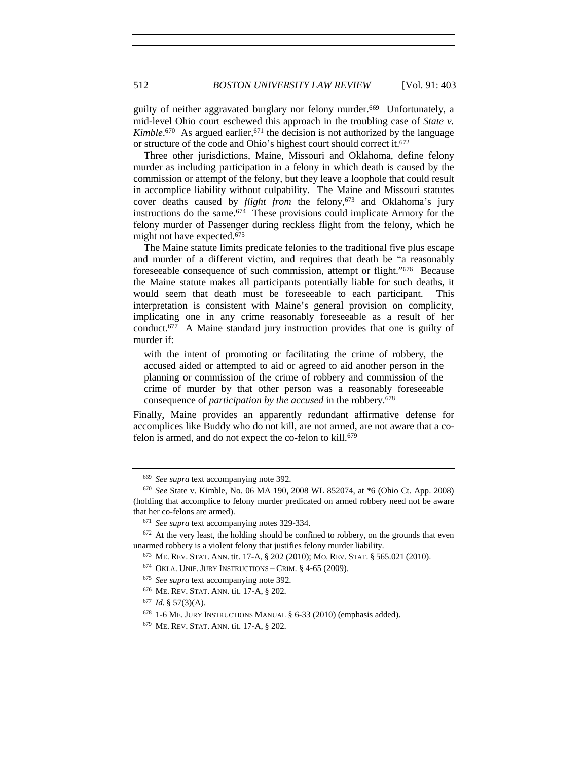guilty of neither aggravated burglary nor felony murder.[669] Unfortunately, a mid-level Ohio court eschewed this approach in the troubling case of *State v. Kimble*.[670] As argued earlier,[671] the decision is not authorized by the language or structure of the code and Ohio's highest court should correct it.[672]

Three other jurisdictions, Maine, Missouri and Oklahoma, define felony murder as including participation in a felony in which death is caused by the commission or attempt of the felony, but they leave a loophole that could result in accomplice liability without culpability. The Maine and Missouri statutes cover deaths caused by *flight from* the felony,[673] and Oklahoma's jury instructions do the same.[674] These provisions could implicate Armory for the felony murder of Passenger during reckless flight from the felony, which he might not have expected.[675]

The Maine statute limits predicate felonies to the traditional five plus escape and murder of a different victim, and requires that death be "a reasonably foreseeable consequence of such commission, attempt or flight."[676] Because the Maine statute makes all participants potentially liable for such deaths, it would seem that death must be foreseeable to each participant. This interpretation is consistent with Maine's general provision on complicity, implicating one in any crime reasonably foreseeable as a result of her conduct.[677] A Maine standard jury instruction provides that one is guilty of murder if:

> with the intent of promoting or facilitating the crime of robbery, the accused aided or attempted to aid or agreed to aid another person in the planning or commission of the crime of robbery and commission of the crime of murder by that other person was a reasonably foreseeable consequence of *participation by the accused* in the robbery.[678]

Finally, Maine provides an apparently redundant affirmative defense for accomplices like Buddy who do not kill, are not armed, are not aware that a co-felon is armed, and do not expect the co-felon to kill.[679]

---

[669] *See supra* text accompanying note 392.

[670] *See* State v. Kimble, No. 06 MA 190, 2008 WL 852074, at *6 (Ohio Ct. App. 2008) (holding that accomplice to felony murder predicated on armed robbery need not be aware that her co-felons are armed).

[671] *See supra* text accompanying notes 329-334.

[672] At the very least, the holding should be confined to robbery, on the grounds that even unarmed robbery is a violent felony that justifies felony murder liability.

[673] ME. REV. STAT. ANN. tit. 17-A, § 202 (2010); MO. REV. STAT. § 565.021 (2010).

[674] OKLA. UNIF. JURY INSTRUCTIONS – CRIM. § 4-65 (2009).

[675] *See supra* text accompanying note 392.

[676] ME. REV. STAT. ANN. tit. 17-A, § 202.

[677] *Id.* § 57(3)(A).

[678] 1-6 ME. JURY INSTRUCTIONS MANUAL § 6-33 (2010) (emphasis added).

[679] ME. REV. STAT. ANN. tit. 17-A, § 202.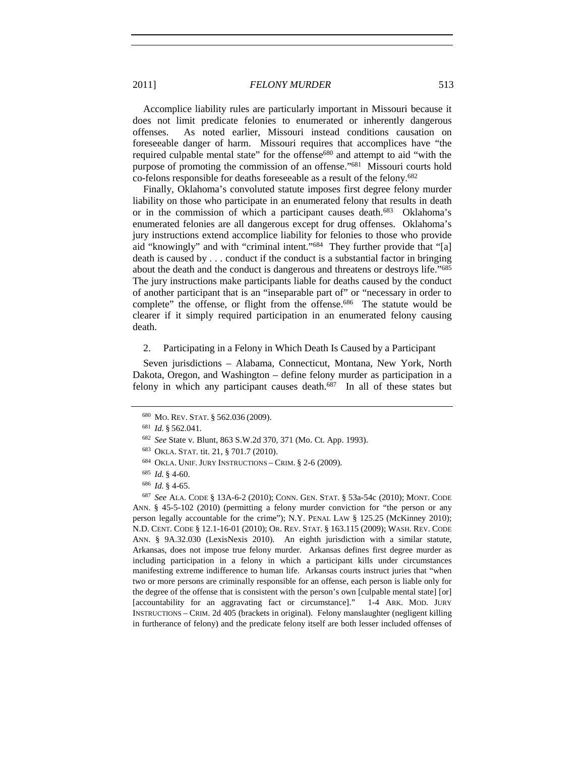Accomplice liability rules are particularly important in Missouri because it does not limit predicate felonies to enumerated or inherently dangerous offenses. As noted earlier, Missouri instead conditions causation on foreseeable danger of harm. Missouri requires that accomplices have "the required culpable mental state" for the offense[680] and attempt to aid "with the purpose of promoting the commission of an offense."[681] Missouri courts hold co-felons responsible for deaths foreseeable as a result of the felony.[682]

Finally, Oklahoma's convoluted statute imposes first degree felony murder liability on those who participate in an enumerated felony that results in death or in the commission of which a participant causes death.[683] Oklahoma's enumerated felonies are all dangerous except for drug offenses. Oklahoma's jury instructions extend accomplice liability for felonies to those who provide aid "knowingly" and with "criminal intent."[684] They further provide that "[a] death is caused by . . . conduct if the conduct is a substantial factor in bringing about the death and the conduct is dangerous and threatens or destroys life."[685] The jury instructions make participants liable for deaths caused by the conduct of another participant that is an "inseparable part of" or "necessary in order to complete" the offense, or flight from the offense.[686] The statute would be clearer if it simply required participation in an enumerated felony causing death.

2. Participating in a Felony in Which Death Is Caused by a Participant

Seven jurisdictions – Alabama, Connecticut, Montana, New York, North Dakota, Oregon, and Washington – define felony murder as participation in a felony in which any participant causes death.[687] In all of these states but

---

[680] MO. REV. STAT. § 562.036 (2009).

[681] *Id.* § 562.041.

[682] *See* State v. Blunt, 863 S.W.2d 370, 371 (Mo. Ct. App. 1993).

[683] OKLA. STAT. tit. 21, § 701.7 (2010).

[684] OKLA. UNIF. JURY INSTRUCTIONS – CRIM. § 2-6 (2009).

[685] *Id.* § 4-60.

[686] *Id.* § 4-65.

[687] *See* ALA. CODE § 13A-6-2 (2010); CONN. GEN. STAT. § 53a-54c (2010); MONT. CODE ANN. § 45-5-102 (2010) (permitting a felony murder conviction for "the person or any person legally accountable for the crime"); N.Y. PENAL LAW § 125.25 (McKinney 2010); N.D. CENT. CODE § 12.1-16-01 (2010); OR. REV. STAT. § 163.115 (2009); WASH. REV. CODE ANN. § 9A.32.030 (LexisNexis 2010). An eighth jurisdiction with a similar statute, Arkansas, does not impose true felony murder. Arkansas defines first degree murder as including participation in a felony in which a participant kills under circumstances manifesting extreme indifference to human life. Arkansas courts instruct juries that "when two or more persons are criminally responsible for an offense, each person is liable only for the degree of the offense that is consistent with the person's own [culpable mental state] [or] [accountability for an aggravating fact or circumstance]." 1-4 ARK. MOD. JURY INSTRUCTIONS – CRIM. 2d 405 (brackets in original). Felony manslaughter (negligent killing in furtherance of felony) and the predicate felony itself are both lesser included offenses of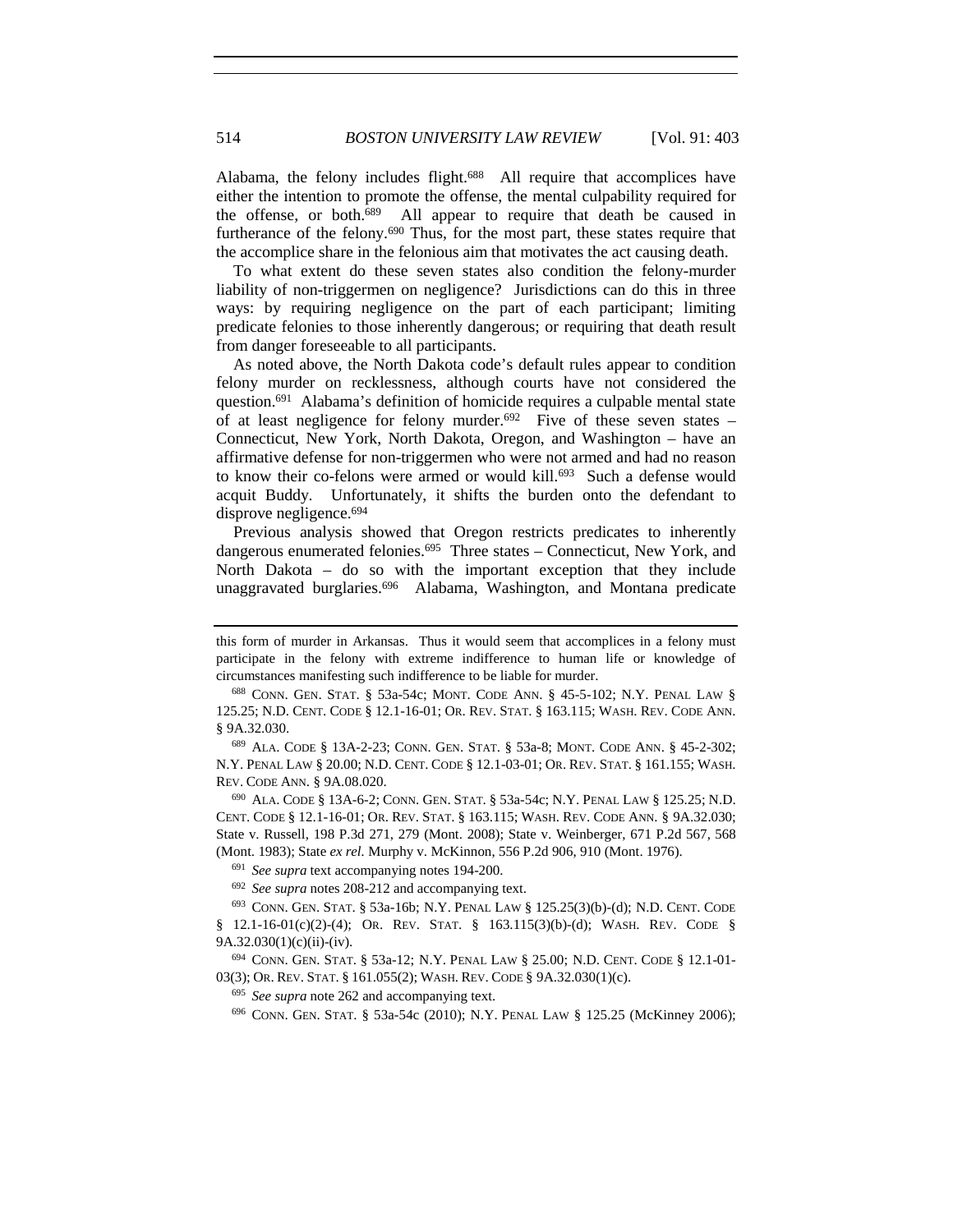Alabama, the felony includes flight.[688] All require that accomplices have either the intention to promote the offense, the mental culpability required for the offense, or both.[689] All appear to require that death be caused in furtherance of the felony.[690] Thus, for the most part, these states require that the accomplice share in the felonious aim that motivates the act causing death.

To what extent do these seven states also condition the felony-murder liability of non-triggermen on negligence? Jurisdictions can do this in three ways: by requiring negligence on the part of each participant; limiting predicate felonies to those inherently dangerous; or requiring that death result from danger foreseeable to all participants.

As noted above, the North Dakota code's default rules appear to condition felony murder on recklessness, although courts have not considered the question.[691] Alabama's definition of homicide requires a culpable mental state of at least negligence for felony murder.[692] Five of these seven states – Connecticut, New York, North Dakota, Oregon, and Washington – have an affirmative defense for non-triggermen who were not armed and had no reason to know their co-felons were armed or would kill.[693] Such a defense would acquit Buddy. Unfortunately, it shifts the burden onto the defendant to disprove negligence.[694]

Previous analysis showed that Oregon restricts predicates to inherently dangerous enumerated felonies.[695] Three states – Connecticut, New York, and North Dakota – do so with the important exception that they include unaggravated burglaries.[696] Alabama, Washington, and Montana predicate

---

this form of murder in Arkansas. Thus it would seem that accomplices in a felony must participate in the felony with extreme indifference to human life or knowledge of circumstances manifesting such indifference to be liable for murder.

[688] CONN. GEN. STAT. § 53a-54c; MONT. CODE ANN. § 45-5-102; N.Y. PENAL LAW § 125.25; N.D. CENT. CODE § 12.1-16-01; OR. REV. STAT. § 163.115; WASH. REV. CODE ANN. § 9A.32.030.

[689] ALA. CODE § 13A-2-23; CONN. GEN. STAT. § 53a-8; MONT. CODE ANN. § 45-2-302; N.Y. PENAL LAW § 20.00; N.D. CENT. CODE § 12.1-03-01; OR. REV. STAT. § 161.155; WASH. REV. CODE ANN. § 9A.08.020.

[690] ALA. CODE § 13A-6-2; CONN. GEN. STAT. § 53a-54c; N.Y. PENAL LAW § 125.25; N.D. CENT. CODE § 12.1-16-01; OR. REV. STAT. § 163.115; WASH. REV. CODE ANN. § 9A.32.030; State v. Russell, 198 P.3d 271, 279 (Mont. 2008); State v. Weinberger, 671 P.2d 567, 568 (Mont. 1983); State *ex rel.* Murphy v. McKinnon, 556 P.2d 906, 910 (Mont. 1976).

[691] *See supra* text accompanying notes 194-200.

[692] *See supra* notes 208-212 and accompanying text.

[693] CONN. GEN. STAT. § 53a-16b; N.Y. PENAL LAW § 125.25(3)(b)-(d); N.D. CENT. CODE § 12.1-16-01(c)(2)-(4); OR. REV. STAT. § 163.115(3)(b)-(d); WASH. REV. CODE § 9A.32.030(1)(c)(ii)-(iv).

[694] CONN. GEN. STAT. § 53a-12; N.Y. PENAL LAW § 25.00; N.D. CENT. CODE § 12.1-01-03(3); OR. REV. STAT. § 161.055(2); WASH. REV. CODE § 9A.32.030(1)(c).

[695] *See supra* note 262 and accompanying text.

[696] CONN. GEN. STAT. § 53a-54c (2010); N.Y. PENAL LAW § 125.25 (McKinney 2006);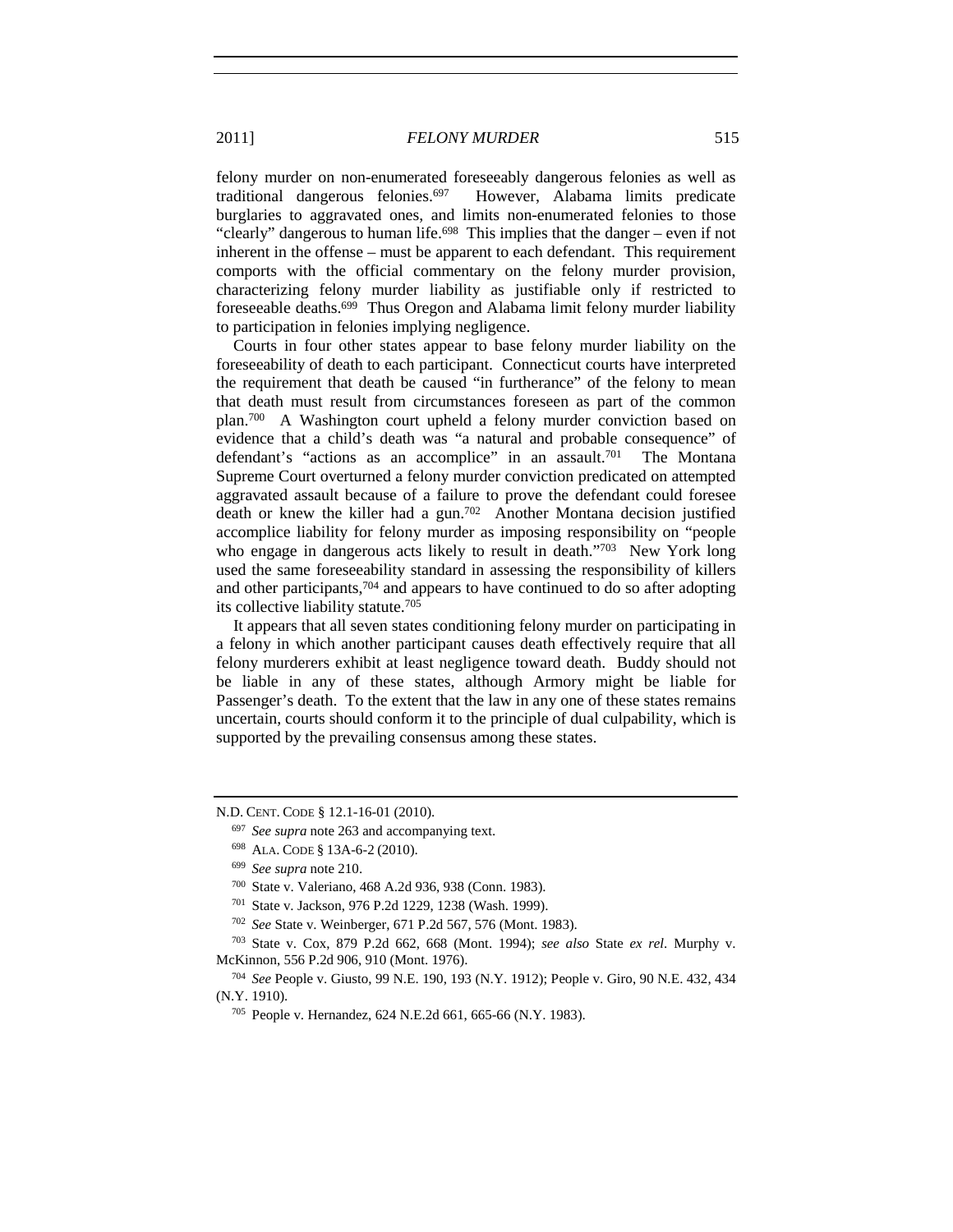felony murder on non-enumerated foreseeably dangerous felonies as well as traditional dangerous felonies.[697] However, Alabama limits predicate burglaries to aggravated ones, and limits non-enumerated felonies to those "clearly" dangerous to human life.[698] This implies that the danger – even if not inherent in the offense – must be apparent to each defendant. This requirement comports with the official commentary on the felony murder provision, characterizing felony murder liability as justifiable only if restricted to foreseeable deaths.[699] Thus Oregon and Alabama limit felony murder liability to participation in felonies implying negligence.

Courts in four other states appear to base felony murder liability on the foreseeability of death to each participant. Connecticut courts have interpreted the requirement that death be caused "in furtherance" of the felony to mean that death must result from circumstances foreseen as part of the common plan.[700] A Washington court upheld a felony murder conviction based on evidence that a child's death was "a natural and probable consequence" of defendant's "actions as an accomplice" in an assault.[701] The Montana Supreme Court overturned a felony murder conviction predicated on attempted aggravated assault because of a failure to prove the defendant could foresee death or knew the killer had a gun.[702] Another Montana decision justified accomplice liability for felony murder as imposing responsibility on "people who engage in dangerous acts likely to result in death."[703] New York long used the same foreseeability standard in assessing the responsibility of killers and other participants,[704] and appears to have continued to do so after adopting its collective liability statute.[705]

It appears that all seven states conditioning felony murder on participating in a felony in which another participant causes death effectively require that all felony murderers exhibit at least negligence toward death. Buddy should not be liable in any of these states, although Armory might be liable for Passenger's death. To the extent that the law in any one of these states remains uncertain, courts should conform it to the principle of dual culpability, which is supported by the prevailing consensus among these states.

---

N.D. CENT. CODE § 12.1-16-01 (2010).

[697] *See supra* note 263 and accompanying text.

[698] ALA. CODE § 13A-6-2 (2010).

[699] *See supra* note 210.

[700] State v. Valeriano, 468 A.2d 936, 938 (Conn. 1983).

[701] State v. Jackson, 976 P.2d 1229, 1238 (Wash. 1999).

[702] *See* State v. Weinberger, 671 P.2d 567, 576 (Mont. 1983).

[703] State v. Cox, 879 P.2d 662, 668 (Mont. 1994); *see also* State *ex rel*. Murphy v. McKinnon, 556 P.2d 906, 910 (Mont. 1976).

[704] *See* People v. Giusto, 99 N.E. 190, 193 (N.Y. 1912); People v. Giro, 90 N.E. 432, 434 (N.Y. 1910).

[705] People v. Hernandez, 624 N.E.2d 661, 665-66 (N.Y. 1983).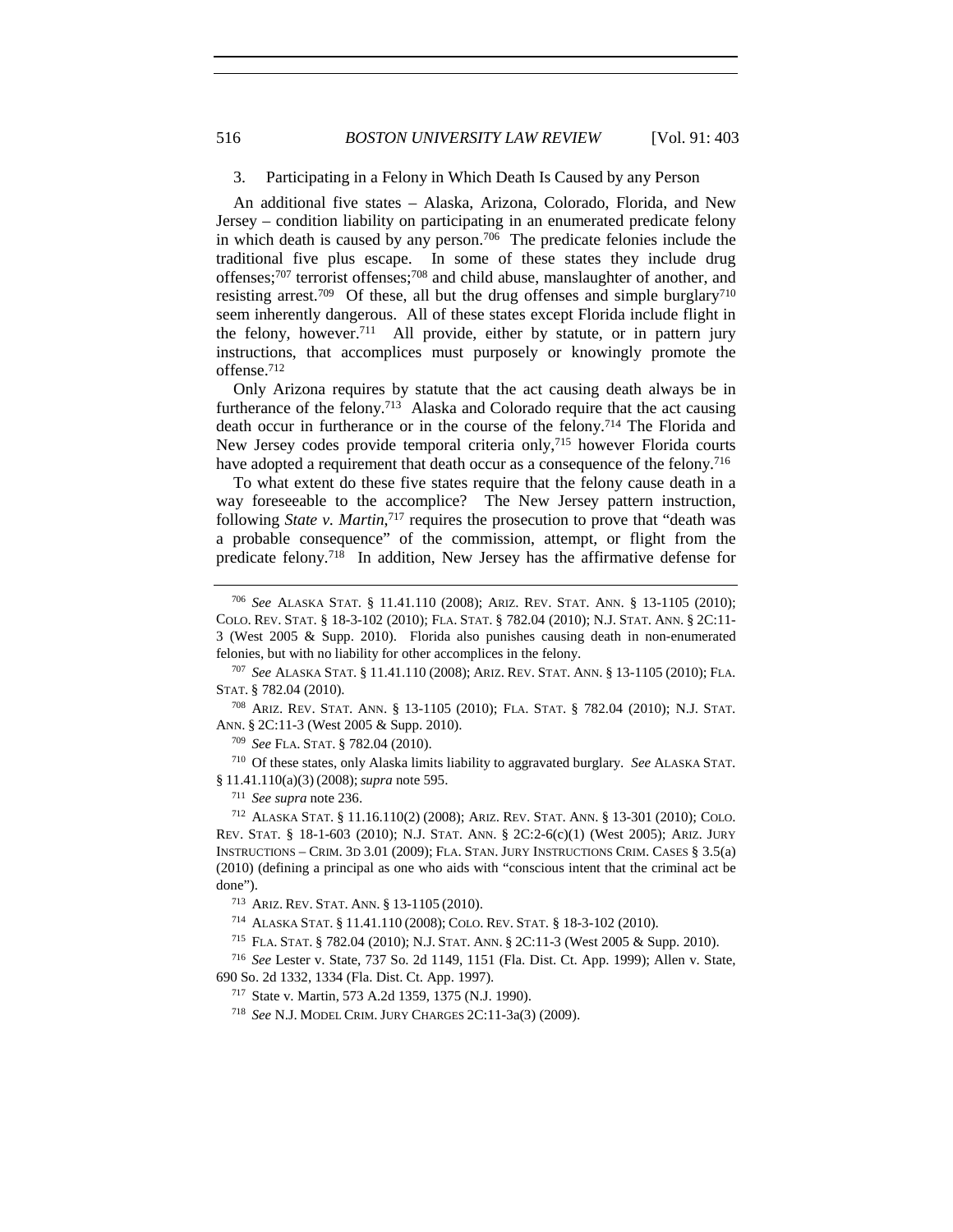### 3. Participating in a Felony in Which Death Is Caused by any Person

An additional five states – Alaska, Arizona, Colorado, Florida, and New Jersey – condition liability on participating in an enumerated predicate felony in which death is caused by any person.[706] The predicate felonies include the traditional five plus escape. In some of these states they include drug offenses;[707] terrorist offenses;[708] and child abuse, manslaughter of another, and resisting arrest.[709] Of these, all but the drug offenses and simple burglary[710] seem inherently dangerous. All of these states except Florida include flight in the felony, however.[711] All provide, either by statute, or in pattern jury instructions, that accomplices must purposely or knowingly promote the offense.[712]

Only Arizona requires by statute that the act causing death always be in furtherance of the felony.[713] Alaska and Colorado require that the act causing death occur in furtherance or in the course of the felony.[714] The Florida and New Jersey codes provide temporal criteria only,[715] however Florida courts have adopted a requirement that death occur as a consequence of the felony.[716]

To what extent do these five states require that the felony cause death in a way foreseeable to the accomplice? The New Jersey pattern instruction, following *State v. Martin*,[717] requires the prosecution to prove that "death was a probable consequence" of the commission, attempt, or flight from the predicate felony.[718] In addition, New Jersey has the affirmative defense for

---

[706] *See* ALASKA STAT. § 11.41.110 (2008); ARIZ. REV. STAT. ANN. § 13-1105 (2010); COLO. REV. STAT. § 18-3-102 (2010); FLA. STAT. § 782.04 (2010); N.J. STAT. ANN. § 2C:11-3 (West 2005 & Supp. 2010). Florida also punishes causing death in non-enumerated felonies, but with no liability for other accomplices in the felony.

[707] *See* ALASKA STAT. § 11.41.110 (2008); ARIZ. REV. STAT. ANN. § 13-1105 (2010); FLA. STAT. § 782.04 (2010).

[708] ARIZ. REV. STAT. ANN. § 13-1105 (2010); FLA. STAT. § 782.04 (2010); N.J. STAT. ANN. § 2C:11-3 (West 2005 & Supp. 2010).

[709] *See* FLA. STAT. § 782.04 (2010).

[710] Of these states, only Alaska limits liability to aggravated burglary. *See* ALASKA STAT. § 11.41.110(a)(3) (2008); *supra* note 595.

[711] *See supra* note 236.

[712] ALASKA STAT. § 11.16.110(2) (2008); ARIZ. REV. STAT. ANN. § 13-301 (2010); COLO. REV. STAT. § 18-1-603 (2010); N.J. STAT. ANN. § 2C:2-6(c)(1) (West 2005); ARIZ. JURY INSTRUCTIONS – CRIM. 3D 3.01 (2009); FLA. STAN. JURY INSTRUCTIONS CRIM. CASES § 3.5(a) (2010) (defining a principal as one who aids with "conscious intent that the criminal act be done").

[713] ARIZ. REV. STAT. ANN. § 13-1105 (2010).

[714] ALASKA STAT. § 11.41.110 (2008); COLO. REV. STAT. § 18-3-102 (2010).

[715] FLA. STAT. § 782.04 (2010); N.J. STAT. ANN. § 2C:11-3 (West 2005 & Supp. 2010).

[716] *See* Lester v. State, 737 So. 2d 1149, 1151 (Fla. Dist. Ct. App. 1999); Allen v. State, 690 So. 2d 1332, 1334 (Fla. Dist. Ct. App. 1997).

[717] State v. Martin, 573 A.2d 1359, 1375 (N.J. 1990).

[718] *See* N.J. MODEL CRIM. JURY CHARGES 2C:11-3a(3) (2009).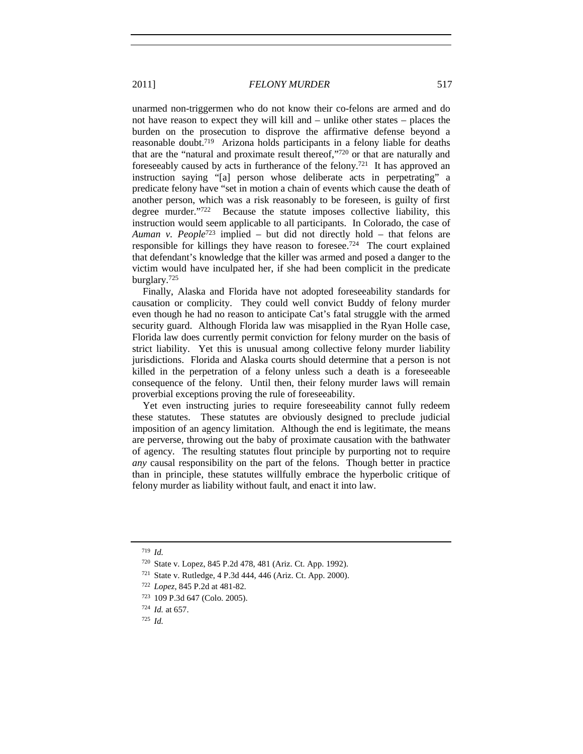unarmed non-triggermen who do not know their co-felons are armed and do not have reason to expect they will kill and – unlike other states – places the burden on the prosecution to disprove the affirmative defense beyond a reasonable doubt.[719] Arizona holds participants in a felony liable for deaths that are the "natural and proximate result thereof,"[720] or that are naturally and foreseeably caused by acts in furtherance of the felony.[721] It has approved an instruction saying "[a] person whose deliberate acts in perpetrating" a predicate felony have "set in motion a chain of events which cause the death of another person, which was a risk reasonably to be foreseen, is guilty of first degree murder."[722] Because the statute imposes collective liability, this instruction would seem applicable to all participants. In Colorado, the case of *Auman v. People*[723] implied – but did not directly hold – that felons are responsible for killings they have reason to foresee.[724] The court explained that defendant's knowledge that the killer was armed and posed a danger to the victim would have inculpated her, if she had been complicit in the predicate burglary.[725]

Finally, Alaska and Florida have not adopted foreseeability standards for causation or complicity. They could well convict Buddy of felony murder even though he had no reason to anticipate Cat's fatal struggle with the armed security guard. Although Florida law was misapplied in the Ryan Holle case, Florida law does currently permit conviction for felony murder on the basis of strict liability. Yet this is unusual among collective felony murder liability jurisdictions. Florida and Alaska courts should determine that a person is not killed in the perpetration of a felony unless such a death is a foreseeable consequence of the felony. Until then, their felony murder laws will remain proverbial exceptions proving the rule of foreseeability.

Yet even instructing juries to require foreseeability cannot fully redeem these statutes. These statutes are obviously designed to preclude judicial imposition of an agency limitation. Although the end is legitimate, the means are perverse, throwing out the baby of proximate causation with the bathwater of agency. The resulting statutes flout principle by purporting not to require *any* causal responsibility on the part of the felons. Though better in practice than in principle, these statutes willfully embrace the hyperbolic critique of felony murder as liability without fault, and enact it into law.

---

[719] *Id.*

[720] State v. Lopez, 845 P.2d 478, 481 (Ariz. Ct. App. 1992).

[721] State v. Rutledge, 4 P.3d 444, 446 (Ariz. Ct. App. 2000).

[722] *Lopez*, 845 P.2d at 481-82.

[723] 109 P.3d 647 (Colo. 2005).

[724] *Id.* at 657.

[725] *Id.*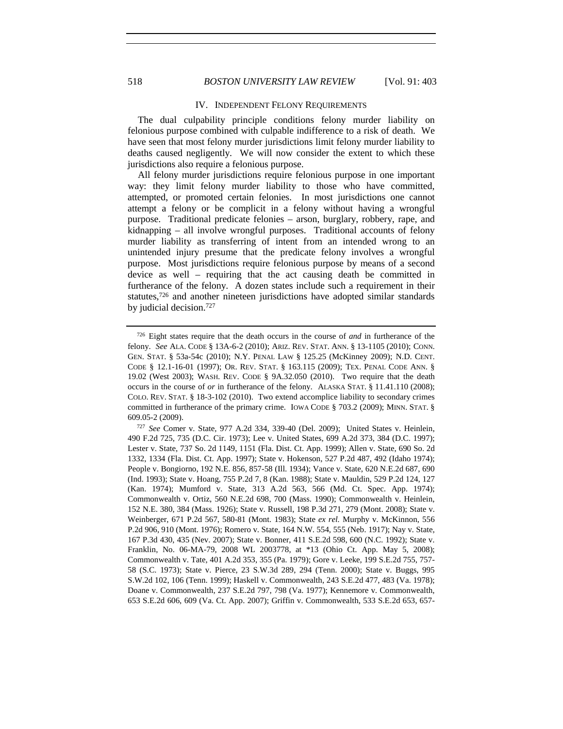## IV. INDEPENDENT FELONY REQUIREMENTS

The dual culpability principle conditions felony murder liability on felonious purpose combined with culpable indifference to a risk of death. We have seen that most felony murder jurisdictions limit felony murder liability to deaths caused negligently. We will now consider the extent to which these jurisdictions also require a felonious purpose.

All felony murder jurisdictions require felonious purpose in one important way: they limit felony murder liability to those who have committed, attempted, or promoted certain felonies. In most jurisdictions one cannot attempt a felony or be complicit in a felony without having a wrongful purpose. Traditional predicate felonies – arson, burglary, robbery, rape, and kidnapping – all involve wrongful purposes. Traditional accounts of felony murder liability as transferring of intent from an intended wrong to an unintended injury presume that the predicate felony involves a wrongful purpose. Most jurisdictions require felonious purpose by means of a second device as well – requiring that the act causing death be committed in furtherance of the felony. A dozen states include such a requirement in their statutes,[726] and another nineteen jurisdictions have adopted similar standards by judicial decision.[727]

---

[726] Eight states require that the death occurs in the course of *and* in furtherance of the felony. *See* ALA. CODE § 13A-6-2 (2010); ARIZ. REV. STAT. ANN. § 13-1105 (2010); CONN. GEN. STAT. § 53a-54c (2010); N.Y. PENAL LAW § 125.25 (McKinney 2009); N.D. CENT. CODE § 12.1-16-01 (1997); OR. REV. STAT. § 163.115 (2009); TEX. PENAL CODE ANN. § 19.02 (West 2003); WASH. REV. CODE § 9A.32.050 (2010). Two require that the death occurs in the course of *or* in furtherance of the felony. ALASKA STAT. § 11.41.110 (2008); COLO. REV. STAT. § 18-3-102 (2010). Two extend accomplice liability to secondary crimes committed in furtherance of the primary crime. IOWA CODE § 703.2 (2009); MINN. STAT. § 609.05-2 (2009).

[727] *See* Comer v. State, 977 A.2d 334, 339-40 (Del. 2009); United States v. Heinlein, 490 F.2d 725, 735 (D.C. Cir. 1973); Lee v. United States, 699 A.2d 373, 384 (D.C. 1997); Lester v. State, 737 So. 2d 1149, 1151 (Fla. Dist. Ct. App. 1999); Allen v. State, 690 So. 2d 1332, 1334 (Fla. Dist. Ct. App. 1997); State v. Hokenson, 527 P.2d 487, 492 (Idaho 1974); People v. Bongiorno, 192 N.E. 856, 857-58 (Ill. 1934); Vance v. State, 620 N.E.2d 687, 690 (Ind. 1993); State v. Hoang, 755 P.2d 7, 8 (Kan. 1988); State v. Mauldin, 529 P.2d 124, 127 (Kan. 1974); Mumford v. State, 313 A.2d 563, 566 (Md. Ct. Spec. App. 1974); Commonwealth v. Ortiz, 560 N.E.2d 698, 700 (Mass. 1990); Commonwealth v. Heinlein, 152 N.E. 380, 384 (Mass. 1926); State v. Russell, 198 P.3d 271, 279 (Mont. 2008); State v. Weinberger, 671 P.2d 567, 580-81 (Mont. 1983); State *ex rel.* Murphy v. McKinnon, 556 P.2d 906, 910 (Mont. 1976); Romero v. State, 164 N.W. 554, 555 (Neb. 1917); Nay v. State, 167 P.3d 430, 435 (Nev. 2007); State v. Bonner, 411 S.E.2d 598, 600 (N.C. 1992); State v. Franklin, No. 06-MA-79, 2008 WL 2003778, at *13 (Ohio Ct. App. May 5, 2008); Commonwealth v. Tate, 401 A.2d 353, 355 (Pa. 1979); Gore v. Leeke, 199 S.E.2d 755, 757-58 (S.C. 1973); State v. Pierce, 23 S.W.3d 289, 294 (Tenn. 2000); State v. Buggs, 995 S.W.2d 102, 106 (Tenn. 1999); Haskell v. Commonwealth, 243 S.E.2d 477, 483 (Va. 1978); Doane v. Commonwealth, 237 S.E.2d 797, 798 (Va. 1977); Kennemore v. Commonwealth, 653 S.E.2d 606, 609 (Va. Ct. App. 2007); Griffin v. Commonwealth, 533 S.E.2d 653, 657-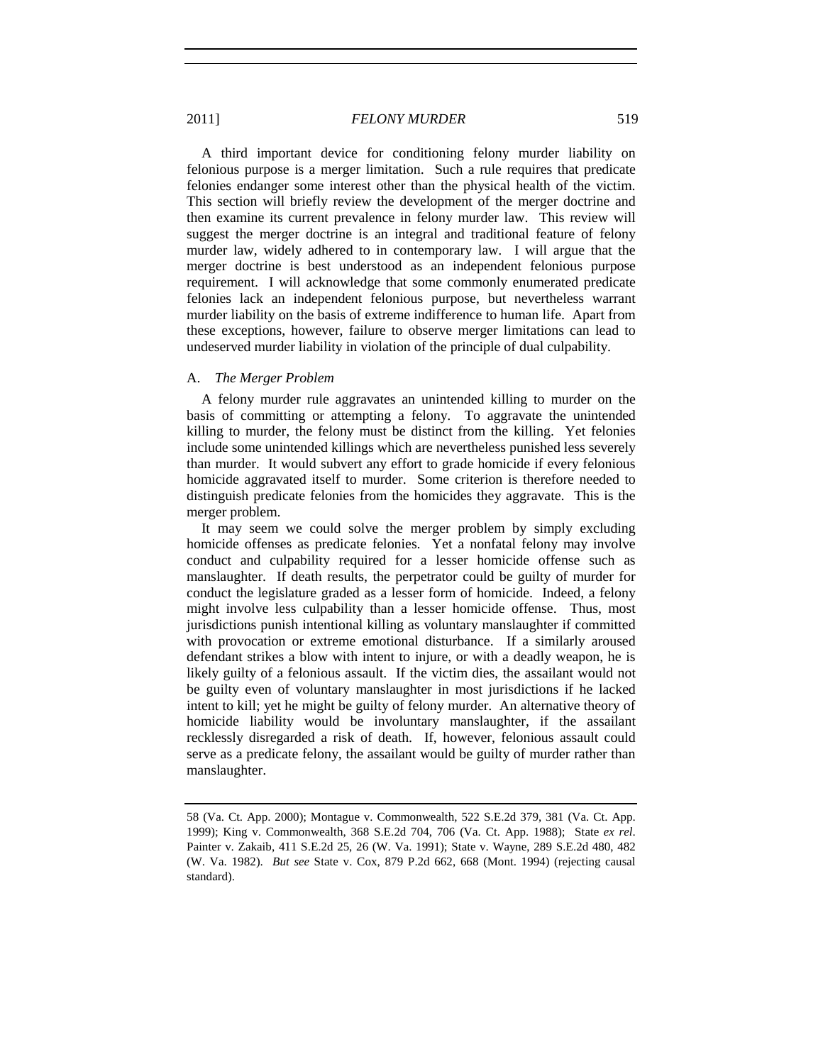A third important device for conditioning felony murder liability on felonious purpose is a merger limitation. Such a rule requires that predicate felonies endanger some interest other than the physical health of the victim. This section will briefly review the development of the merger doctrine and then examine its current prevalence in felony murder law. This review will suggest the merger doctrine is an integral and traditional feature of felony murder law, widely adhered to in contemporary law. I will argue that the merger doctrine is best understood as an independent felonious purpose requirement. I will acknowledge that some commonly enumerated predicate felonies lack an independent felonious purpose, but nevertheless warrant murder liability on the basis of extreme indifference to human life. Apart from these exceptions, however, failure to observe merger limitations can lead to undeserved murder liability in violation of the principle of dual culpability.

### A. *The Merger Problem*

A felony murder rule aggravates an unintended killing to murder on the basis of committing or attempting a felony. To aggravate the unintended killing to murder, the felony must be distinct from the killing. Yet felonies include some unintended killings which are nevertheless punished less severely than murder. It would subvert any effort to grade homicide if every felonious homicide aggravated itself to murder. Some criterion is therefore needed to distinguish predicate felonies from the homicides they aggravate. This is the merger problem.

It may seem we could solve the merger problem by simply excluding homicide offenses as predicate felonies. Yet a nonfatal felony may involve conduct and culpability required for a lesser homicide offense such as manslaughter. If death results, the perpetrator could be guilty of murder for conduct the legislature graded as a lesser form of homicide. Indeed, a felony might involve less culpability than a lesser homicide offense. Thus, most jurisdictions punish intentional killing as voluntary manslaughter if committed with provocation or extreme emotional disturbance. If a similarly aroused defendant strikes a blow with intent to injure, or with a deadly weapon, he is likely guilty of a felonious assault. If the victim dies, the assailant would not be guilty even of voluntary manslaughter in most jurisdictions if he lacked intent to kill; yet he might be guilty of felony murder. An alternative theory of homicide liability would be involuntary manslaughter, if the assailant recklessly disregarded a risk of death. If, however, felonious assault could serve as a predicate felony, the assailant would be guilty of murder rather than manslaughter.

---

58 (Va. Ct. App. 2000); Montague v. Commonwealth, 522 S.E.2d 379, 381 (Va. Ct. App. 1999); King v. Commonwealth, 368 S.E.2d 704, 706 (Va. Ct. App. 1988); State *ex rel*. Painter v. Zakaib, 411 S.E.2d 25, 26 (W. Va. 1991); State v. Wayne, 289 S.E.2d 480, 482 (W. Va. 1982). *But see* State v. Cox, 879 P.2d 662, 668 (Mont. 1994) (rejecting causal standard).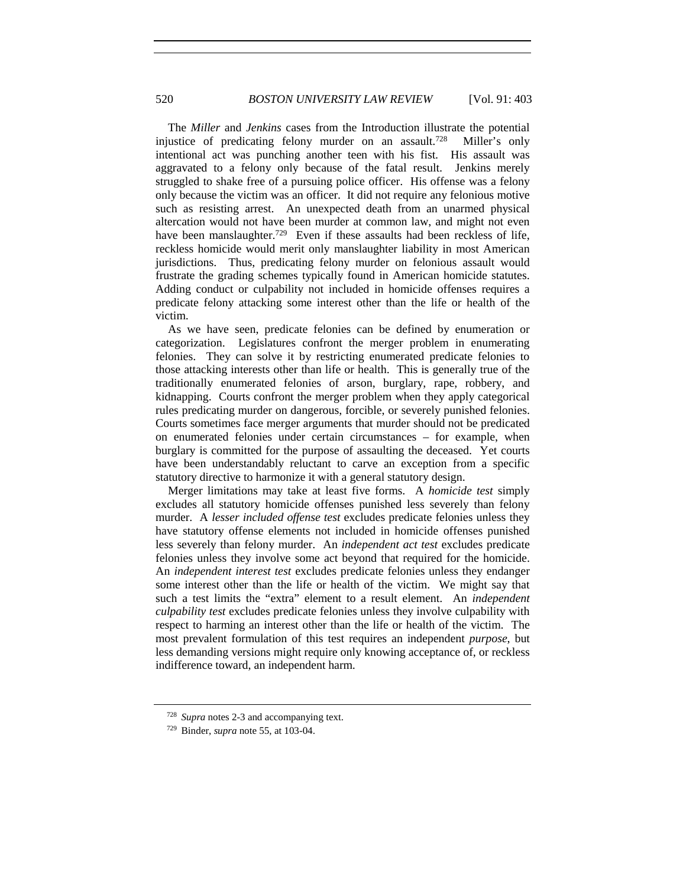The *Miller* and *Jenkins* cases from the Introduction illustrate the potential injustice of predicating felony murder on an assault.[728] Miller's only intentional act was punching another teen with his fist. His assault was aggravated to a felony only because of the fatal result. Jenkins merely struggled to shake free of a pursuing police officer. His offense was a felony only because the victim was an officer. It did not require any felonious motive such as resisting arrest. An unexpected death from an unarmed physical altercation would not have been murder at common law, and might not even have been manslaughter.[729] Even if these assaults had been reckless of life, reckless homicide would merit only manslaughter liability in most American jurisdictions. Thus, predicating felony murder on felonious assault would frustrate the grading schemes typically found in American homicide statutes. Adding conduct or culpability not included in homicide offenses requires a predicate felony attacking some interest other than the life or health of the victim.

As we have seen, predicate felonies can be defined by enumeration or categorization. Legislatures confront the merger problem in enumerating felonies. They can solve it by restricting enumerated predicate felonies to those attacking interests other than life or health. This is generally true of the traditionally enumerated felonies of arson, burglary, rape, robbery, and kidnapping. Courts confront the merger problem when they apply categorical rules predicating murder on dangerous, forcible, or severely punished felonies. Courts sometimes face merger arguments that murder should not be predicated on enumerated felonies under certain circumstances – for example, when burglary is committed for the purpose of assaulting the deceased. Yet courts have been understandably reluctant to carve an exception from a specific statutory directive to harmonize it with a general statutory design.

Merger limitations may take at least five forms. A *homicide test* simply excludes all statutory homicide offenses punished less severely than felony murder. A *lesser included offense test* excludes predicate felonies unless they have statutory offense elements not included in homicide offenses punished less severely than felony murder. An *independent act test* excludes predicate felonies unless they involve some act beyond that required for the homicide. An *independent interest test* excludes predicate felonies unless they endanger some interest other than the life or health of the victim. We might say that such a test limits the "extra" element to a result element. An *independent culpability test* excludes predicate felonies unless they involve culpability with respect to harming an interest other than the life or health of the victim. The most prevalent formulation of this test requires an independent *purpose*, but less demanding versions might require only knowing acceptance of, or reckless indifference toward, an independent harm.

---

[728] *Supra* notes 2-3 and accompanying text.

[729] Binder, *supra* note 55, at 103-04.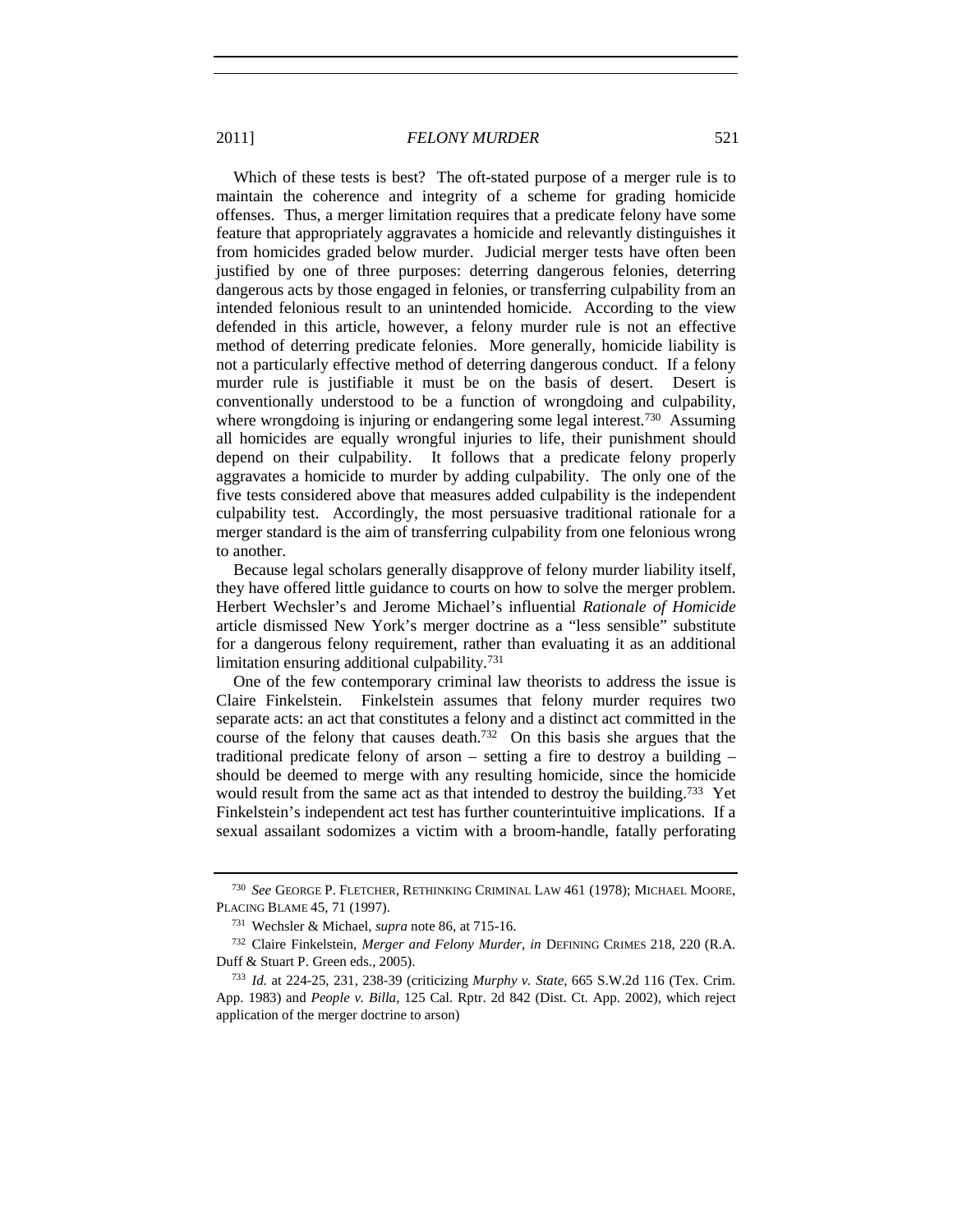Which of these tests is best? The oft-stated purpose of a merger rule is to maintain the coherence and integrity of a scheme for grading homicide offenses. Thus, a merger limitation requires that a predicate felony have some feature that appropriately aggravates a homicide and relevantly distinguishes it from homicides graded below murder. Judicial merger tests have often been justified by one of three purposes: deterring dangerous felonies, deterring dangerous acts by those engaged in felonies, or transferring culpability from an intended felonious result to an unintended homicide. According to the view defended in this article, however, a felony murder rule is not an effective method of deterring predicate felonies. More generally, homicide liability is not a particularly effective method of deterring dangerous conduct. If a felony murder rule is justifiable it must be on the basis of desert. Desert is conventionally understood to be a function of wrongdoing and culpability, where wrongdoing is injuring or endangering some legal interest.[730] Assuming all homicides are equally wrongful injuries to life, their punishment should depend on their culpability. It follows that a predicate felony properly aggravates a homicide to murder by adding culpability. The only one of the five tests considered above that measures added culpability is the independent culpability test. Accordingly, the most persuasive traditional rationale for a merger standard is the aim of transferring culpability from one felonious wrong to another.

Because legal scholars generally disapprove of felony murder liability itself, they have offered little guidance to courts on how to solve the merger problem. Herbert Wechsler's and Jerome Michael's influential *Rationale of Homicide* article dismissed New York's merger doctrine as a "less sensible" substitute for a dangerous felony requirement, rather than evaluating it as an additional limitation ensuring additional culpability.[731]

One of the few contemporary criminal law theorists to address the issue is Claire Finkelstein. Finkelstein assumes that felony murder requires two separate acts: an act that constitutes a felony and a distinct act committed in the course of the felony that causes death.[732] On this basis she argues that the traditional predicate felony of arson – setting a fire to destroy a building – should be deemed to merge with any resulting homicide, since the homicide would result from the same act as that intended to destroy the building.[733] Yet Finkelstein's independent act test has further counterintuitive implications. If a sexual assailant sodomizes a victim with a broom-handle, fatally perforating

---

[730] *See* GEORGE P. FLETCHER, RETHINKING CRIMINAL LAW 461 (1978); MICHAEL MOORE, PLACING BLAME 45, 71 (1997).

[731] Wechsler & Michael, *supra* note 86, at 715-16.

[732] Claire Finkelstein, *Merger and Felony Murder*, *in* DEFINING CRIMES 218, 220 (R.A. Duff & Stuart P. Green eds., 2005).

[733] *Id.* at 224-25, 231, 238-39 (criticizing *Murphy v. State*, 665 S.W.2d 116 (Tex. Crim. App. 1983) and *People v. Billa*, 125 Cal. Rptr. 2d 842 (Dist. Ct. App. 2002), which reject application of the merger doctrine to arson)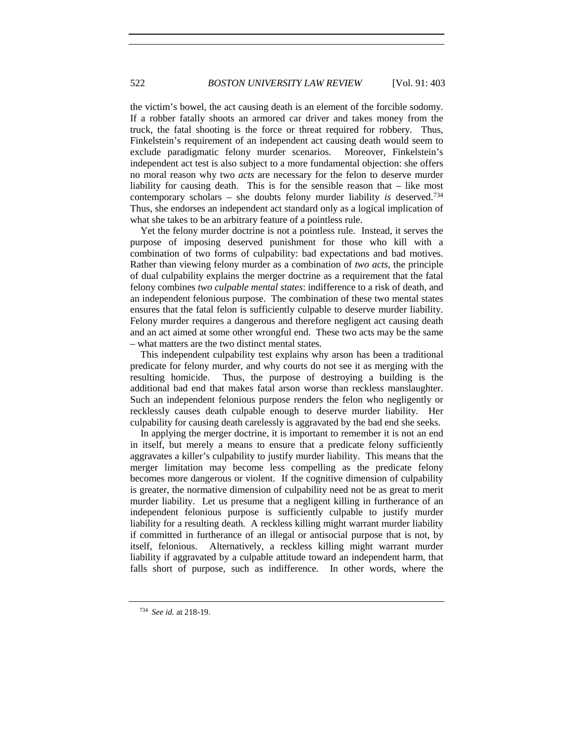the victim's bowel, the act causing death is an element of the forcible sodomy. If a robber fatally shoots an armored car driver and takes money from the truck, the fatal shooting is the force or threat required for robbery. Thus, Finkelstein's requirement of an independent act causing death would seem to exclude paradigmatic felony murder scenarios. Moreover, Finkelstein's independent act test is also subject to a more fundamental objection: she offers no moral reason why two *acts* are necessary for the felon to deserve murder liability for causing death. This is for the sensible reason that – like most contemporary scholars – she doubts felony murder liability *is* deserved.[734] Thus, she endorses an independent act standard only as a logical implication of what she takes to be an arbitrary feature of a pointless rule.

Yet the felony murder doctrine is not a pointless rule. Instead, it serves the purpose of imposing deserved punishment for those who kill with a combination of two forms of culpability: bad expectations and bad motives. Rather than viewing felony murder as a combination of *two acts*, the principle of dual culpability explains the merger doctrine as a requirement that the fatal felony combines *two culpable mental states*: indifference to a risk of death, and an independent felonious purpose. The combination of these two mental states ensures that the fatal felon is sufficiently culpable to deserve murder liability. Felony murder requires a dangerous and therefore negligent act causing death and an act aimed at some other wrongful end. These two acts may be the same – what matters are the two distinct mental states.

This independent culpability test explains why arson has been a traditional predicate for felony murder, and why courts do not see it as merging with the resulting homicide. Thus, the purpose of destroying a building is the additional bad end that makes fatal arson worse than reckless manslaughter. Such an independent felonious purpose renders the felon who negligently or recklessly causes death culpable enough to deserve murder liability. Her culpability for causing death carelessly is aggravated by the bad end she seeks.

In applying the merger doctrine, it is important to remember it is not an end in itself, but merely a means to ensure that a predicate felony sufficiently aggravates a killer's culpability to justify murder liability. This means that the merger limitation may become less compelling as the predicate felony becomes more dangerous or violent. If the cognitive dimension of culpability is greater, the normative dimension of culpability need not be as great to merit murder liability. Let us presume that a negligent killing in furtherance of an independent felonious purpose is sufficiently culpable to justify murder liability for a resulting death. A reckless killing might warrant murder liability if committed in furtherance of an illegal or antisocial purpose that is not, by itself, felonious. Alternatively, a reckless killing might warrant murder liability if aggravated by a culpable attitude toward an independent harm, that falls short of purpose, such as indifference. In other words, where the

[734] *See id.* at 218-19.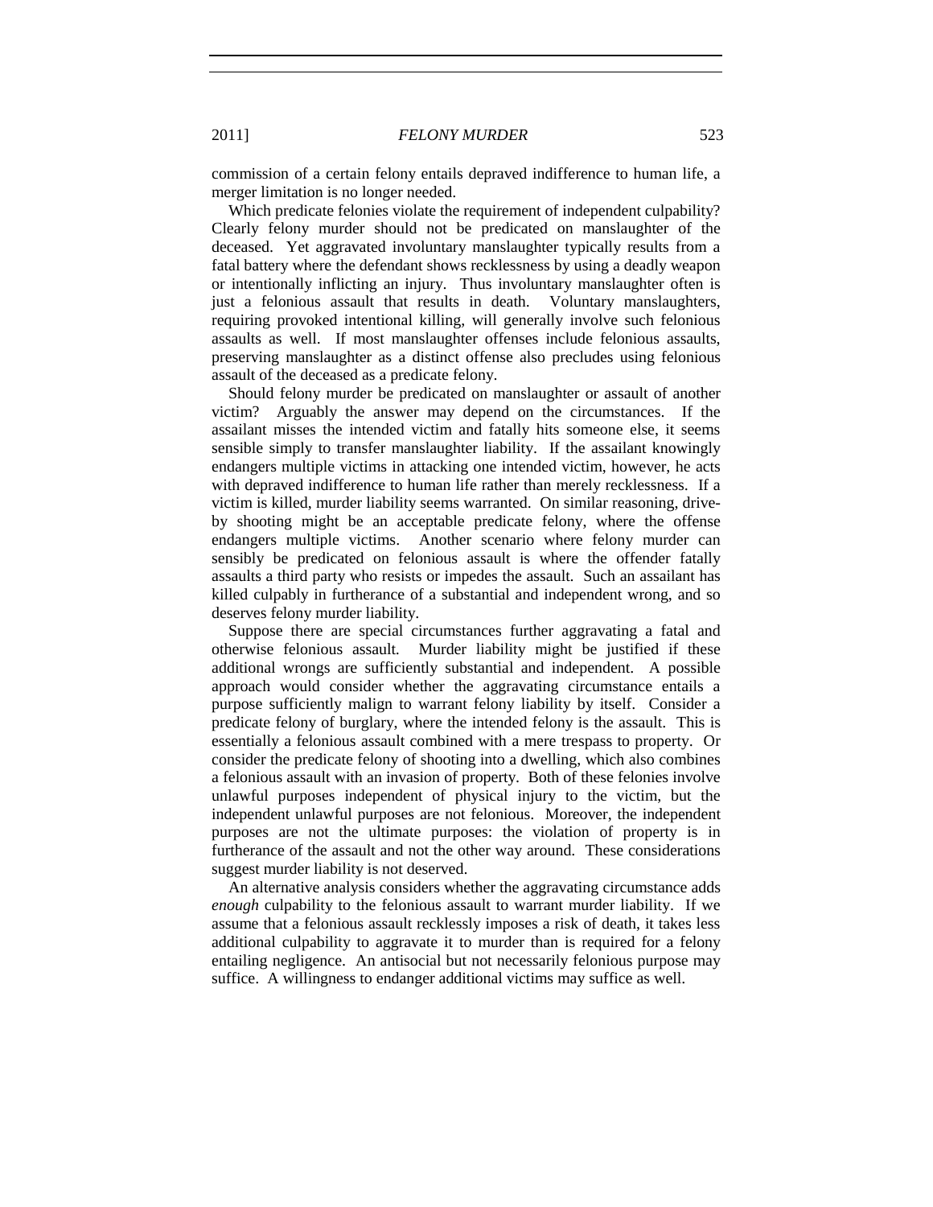commission of a certain felony entails depraved indifference to human life, a merger limitation is no longer needed.

Which predicate felonies violate the requirement of independent culpability? Clearly felony murder should not be predicated on manslaughter of the deceased. Yet aggravated involuntary manslaughter typically results from a fatal battery where the defendant shows recklessness by using a deadly weapon or intentionally inflicting an injury. Thus involuntary manslaughter often is just a felonious assault that results in death. Voluntary manslaughters, requiring provoked intentional killing, will generally involve such felonious assaults as well. If most manslaughter offenses include felonious assaults, preserving manslaughter as a distinct offense also precludes using felonious assault of the deceased as a predicate felony.

Should felony murder be predicated on manslaughter or assault of another victim? Arguably the answer may depend on the circumstances. If the assailant misses the intended victim and fatally hits someone else, it seems sensible simply to transfer manslaughter liability. If the assailant knowingly endangers multiple victims in attacking one intended victim, however, he acts with depraved indifference to human life rather than merely recklessness. If a victim is killed, murder liability seems warranted. On similar reasoning, drive-by shooting might be an acceptable predicate felony, where the offense endangers multiple victims. Another scenario where felony murder can sensibly be predicated on felonious assault is where the offender fatally assaults a third party who resists or impedes the assault. Such an assailant has killed culpably in furtherance of a substantial and independent wrong, and so deserves felony murder liability.

Suppose there are special circumstances further aggravating a fatal and otherwise felonious assault. Murder liability might be justified if these additional wrongs are sufficiently substantial and independent. A possible approach would consider whether the aggravating circumstance entails a purpose sufficiently malign to warrant felony liability by itself. Consider a predicate felony of burglary, where the intended felony is the assault. This is essentially a felonious assault combined with a mere trespass to property. Or consider the predicate felony of shooting into a dwelling, which also combines a felonious assault with an invasion of property. Both of these felonies involve unlawful purposes independent of physical injury to the victim, but the independent unlawful purposes are not felonious. Moreover, the independent purposes are not the ultimate purposes: the violation of property is in furtherance of the assault and not the other way around. These considerations suggest murder liability is not deserved.

An alternative analysis considers whether the aggravating circumstance adds *enough* culpability to the felonious assault to warrant murder liability. If we assume that a felonious assault recklessly imposes a risk of death, it takes less additional culpability to aggravate it to murder than is required for a felony entailing negligence. An antisocial but not necessarily felonious purpose may suffice. A willingness to endanger additional victims may suffice as well.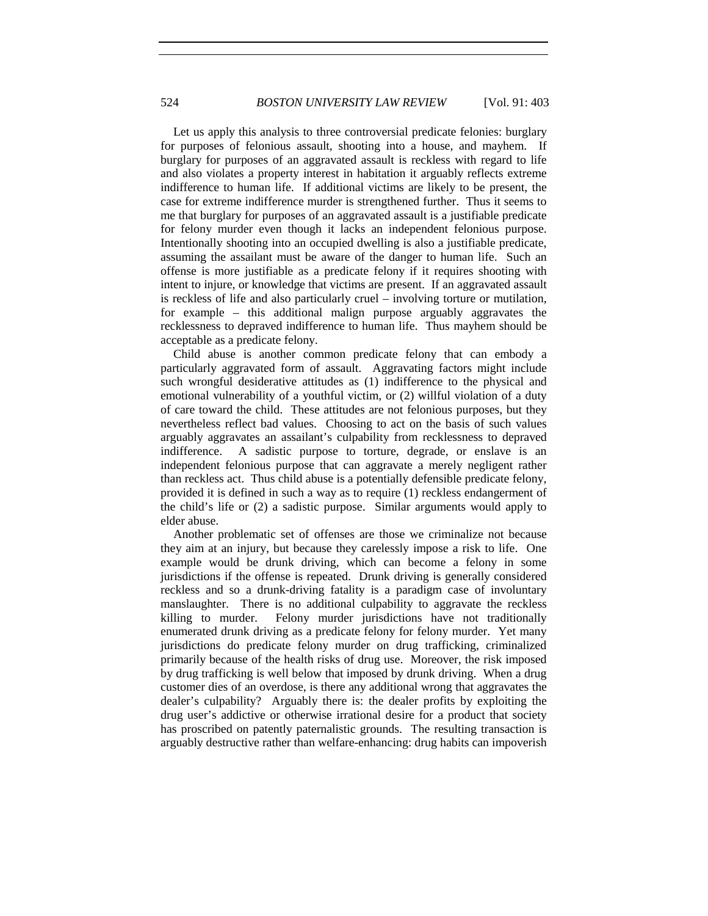Let us apply this analysis to three controversial predicate felonies: burglary for purposes of felonious assault, shooting into a house, and mayhem. If burglary for purposes of an aggravated assault is reckless with regard to life and also violates a property interest in habitation it arguably reflects extreme indifference to human life. If additional victims are likely to be present, the case for extreme indifference murder is strengthened further. Thus it seems to me that burglary for purposes of an aggravated assault is a justifiable predicate for felony murder even though it lacks an independent felonious purpose. Intentionally shooting into an occupied dwelling is also a justifiable predicate, assuming the assailant must be aware of the danger to human life. Such an offense is more justifiable as a predicate felony if it requires shooting with intent to injure, or knowledge that victims are present. If an aggravated assault is reckless of life and also particularly cruel – involving torture or mutilation, for example – this additional malign purpose arguably aggravates the recklessness to depraved indifference to human life. Thus mayhem should be acceptable as a predicate felony.

Child abuse is another common predicate felony that can embody a particularly aggravated form of assault. Aggravating factors might include such wrongful desiderative attitudes as (1) indifference to the physical and emotional vulnerability of a youthful victim, or (2) willful violation of a duty of care toward the child. These attitudes are not felonious purposes, but they nevertheless reflect bad values. Choosing to act on the basis of such values arguably aggravates an assailant's culpability from recklessness to depraved indifference. A sadistic purpose to torture, degrade, or enslave is an independent felonious purpose that can aggravate a merely negligent rather than reckless act. Thus child abuse is a potentially defensible predicate felony, provided it is defined in such a way as to require (1) reckless endangerment of the child's life or (2) a sadistic purpose. Similar arguments would apply to elder abuse.

Another problematic set of offenses are those we criminalize not because they aim at an injury, but because they carelessly impose a risk to life. One example would be drunk driving, which can become a felony in some jurisdictions if the offense is repeated. Drunk driving is generally considered reckless and so a drunk-driving fatality is a paradigm case of involuntary manslaughter. There is no additional culpability to aggravate the reckless killing to murder. Felony murder jurisdictions have not traditionally enumerated drunk driving as a predicate felony for felony murder. Yet many jurisdictions do predicate felony murder on drug trafficking, criminalized primarily because of the health risks of drug use. Moreover, the risk imposed by drug trafficking is well below that imposed by drunk driving. When a drug customer dies of an overdose, is there any additional wrong that aggravates the dealer's culpability? Arguably there is: the dealer profits by exploiting the drug user's addictive or otherwise irrational desire for a product that society has proscribed on patently paternalistic grounds. The resulting transaction is arguably destructive rather than welfare-enhancing: drug habits can impoverish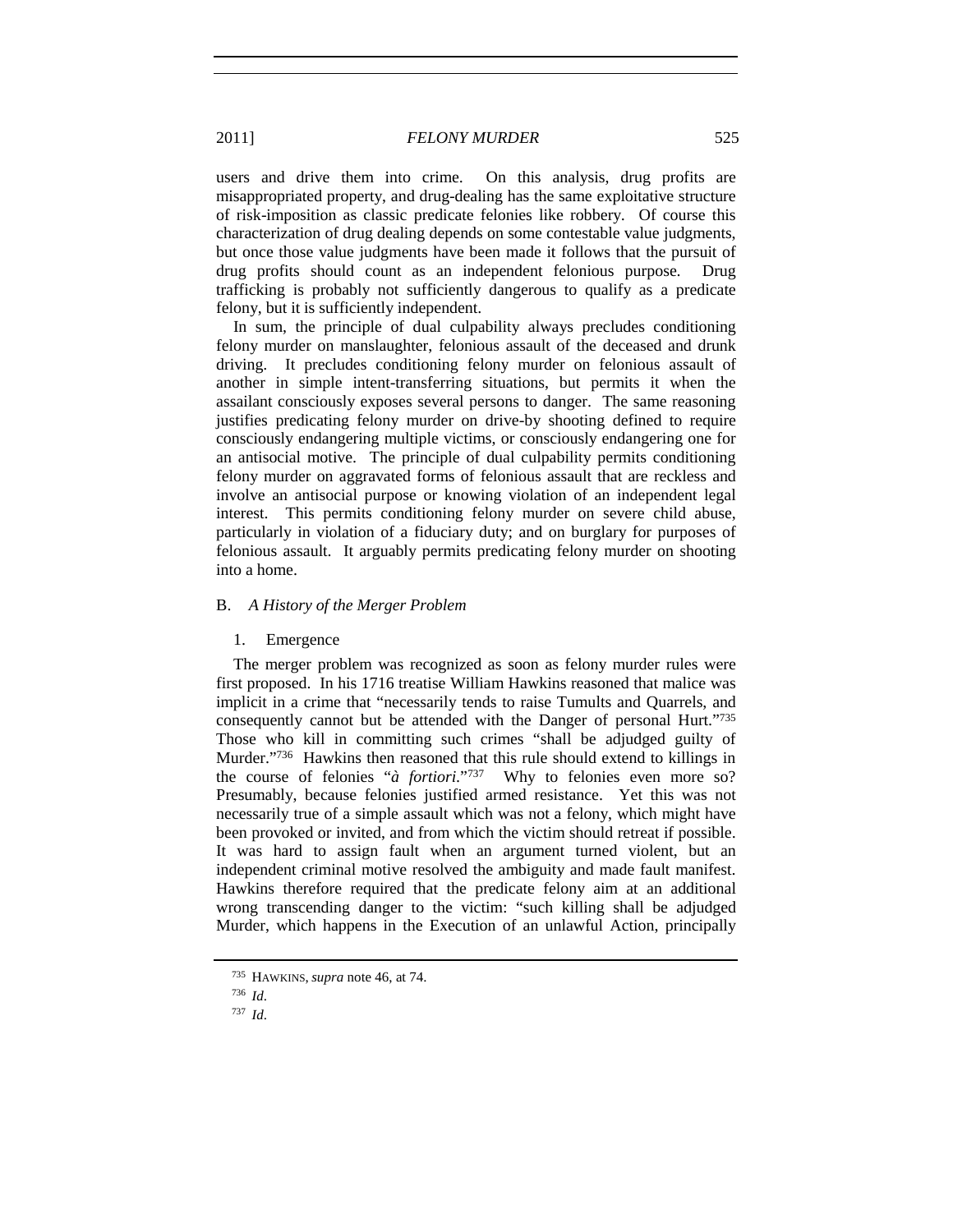users and drive them into crime. On this analysis, drug profits are misappropriated property, and drug-dealing has the same exploitative structure of risk-imposition as classic predicate felonies like robbery. Of course this characterization of drug dealing depends on some contestable value judgments, but once those value judgments have been made it follows that the pursuit of drug profits should count as an independent felonious purpose. Drug trafficking is probably not sufficiently dangerous to qualify as a predicate felony, but it is sufficiently independent.

In sum, the principle of dual culpability always precludes conditioning felony murder on manslaughter, felonious assault of the deceased and drunk driving. It precludes conditioning felony murder on felonious assault of another in simple intent-transferring situations, but permits it when the assailant consciously exposes several persons to danger. The same reasoning justifies predicating felony murder on drive-by shooting defined to require consciously endangering multiple victims, or consciously endangering one for an antisocial motive. The principle of dual culpability permits conditioning felony murder on aggravated forms of felonious assault that are reckless and involve an antisocial purpose or knowing violation of an independent legal interest. This permits conditioning felony murder on severe child abuse, particularly in violation of a fiduciary duty; and on burglary for purposes of felonious assault. It arguably permits predicating felony murder on shooting into a home.

## B. *A History of the Merger Problem*

### 1. Emergence

The merger problem was recognized as soon as felony murder rules were first proposed. In his 1716 treatise William Hawkins reasoned that malice was implicit in a crime that "necessarily tends to raise Tumults and Quarrels, and consequently cannot but be attended with the Danger of personal Hurt."[735] Those who kill in committing such crimes "shall be adjudged guilty of Murder."[736] Hawkins then reasoned that this rule should extend to killings in the course of felonies "*à fortiori*."[737] Why to felonies even more so? Presumably, because felonies justified armed resistance. Yet this was not necessarily true of a simple assault which was not a felony, which might have been provoked or invited, and from which the victim should retreat if possible. It was hard to assign fault when an argument turned violent, but an independent criminal motive resolved the ambiguity and made fault manifest. Hawkins therefore required that the predicate felony aim at an additional wrong transcending danger to the victim: "such killing shall be adjudged Murder, which happens in the Execution of an unlawful Action, principally

---

[735] HAWKINS, *supra* note 46, at 74.

[736] *Id.*

[737] *Id.*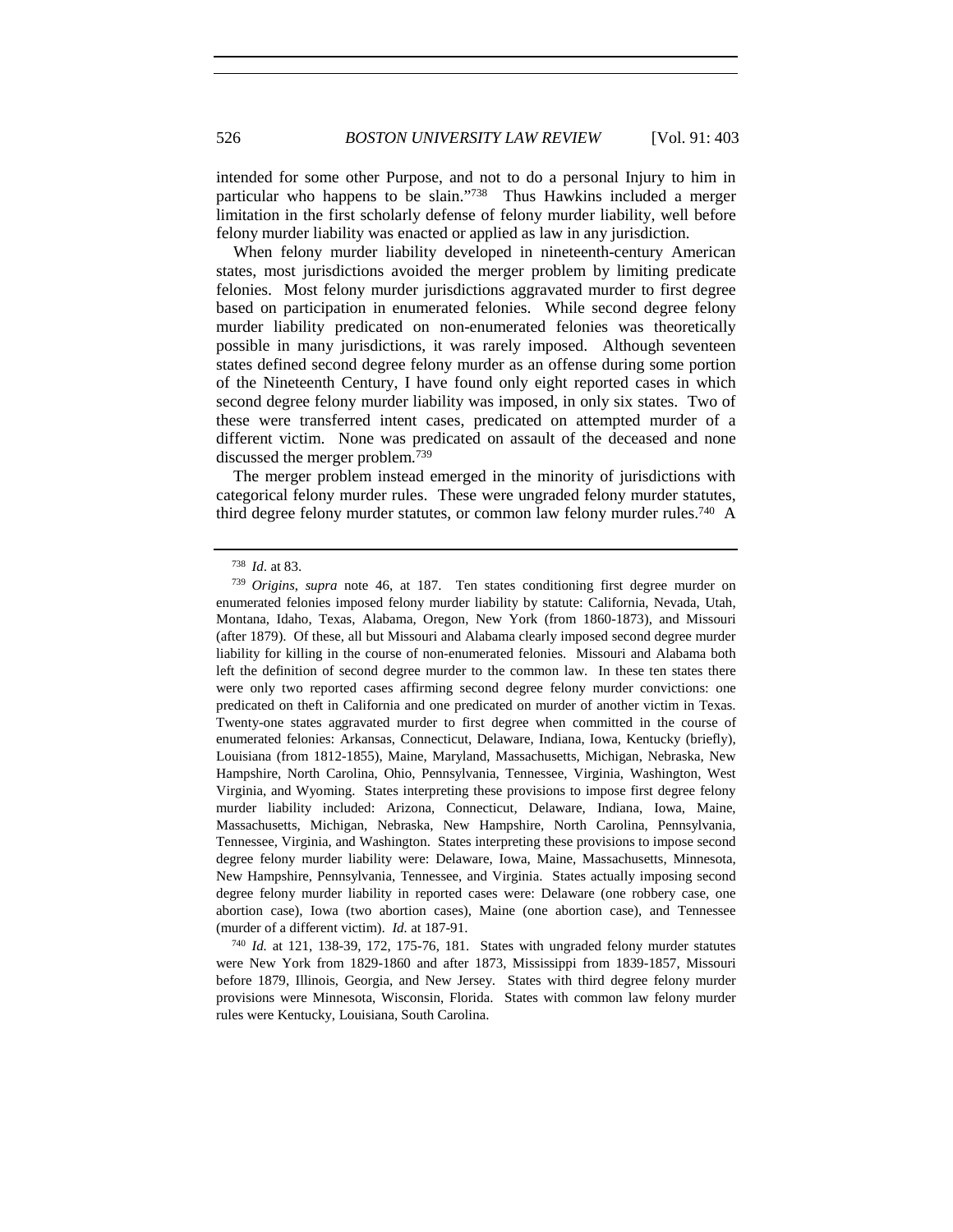intended for some other Purpose, and not to do a personal Injury to him in particular who happens to be slain."[738] Thus Hawkins included a merger limitation in the first scholarly defense of felony murder liability, well before felony murder liability was enacted or applied as law in any jurisdiction.

When felony murder liability developed in nineteenth-century American states, most jurisdictions avoided the merger problem by limiting predicate felonies. Most felony murder jurisdictions aggravated murder to first degree based on participation in enumerated felonies. While second degree felony murder liability predicated on non-enumerated felonies was theoretically possible in many jurisdictions, it was rarely imposed. Although seventeen states defined second degree felony murder as an offense during some portion of the Nineteenth Century, I have found only eight reported cases in which second degree felony murder liability was imposed, in only six states. Two of these were transferred intent cases, predicated on attempted murder of a different victim. None was predicated on assault of the deceased and none discussed the merger problem.[739]

The merger problem instead emerged in the minority of jurisdictions with categorical felony murder rules. These were ungraded felony murder statutes, third degree felony murder statutes, or common law felony murder rules.[740] A

---

[738] *Id*. at 83.

[739] *Origins*, *supra* note 46, at 187. Ten states conditioning first degree murder on enumerated felonies imposed felony murder liability by statute: California, Nevada, Utah, Montana, Idaho, Texas, Alabama, Oregon, New York (from 1860-1873), and Missouri (after 1879). Of these, all but Missouri and Alabama clearly imposed second degree murder liability for killing in the course of non-enumerated felonies. Missouri and Alabama both left the definition of second degree murder to the common law. In these ten states there were only two reported cases affirming second degree felony murder convictions: one predicated on theft in California and one predicated on murder of another victim in Texas. Twenty-one states aggravated murder to first degree when committed in the course of enumerated felonies: Arkansas, Connecticut, Delaware, Indiana, Iowa, Kentucky (briefly), Louisiana (from 1812-1855), Maine, Maryland, Massachusetts, Michigan, Nebraska, New Hampshire, North Carolina, Ohio, Pennsylvania, Tennessee, Virginia, Washington, West Virginia, and Wyoming. States interpreting these provisions to impose first degree felony murder liability included: Arizona, Connecticut, Delaware, Indiana, Iowa, Maine, Massachusetts, Michigan, Nebraska, New Hampshire, North Carolina, Pennsylvania, Tennessee, Virginia, and Washington. States interpreting these provisions to impose second degree felony murder liability were: Delaware, Iowa, Maine, Massachusetts, Minnesota, New Hampshire, Pennsylvania, Tennessee, and Virginia. States actually imposing second degree felony murder liability in reported cases were: Delaware (one robbery case, one abortion case), Iowa (two abortion cases), Maine (one abortion case), and Tennessee (murder of a different victim). *Id.* at 187-91.

[740] *Id.* at 121, 138-39, 172, 175-76, 181. States with ungraded felony murder statutes were New York from 1829-1860 and after 1873, Mississippi from 1839-1857, Missouri before 1879, Illinois, Georgia, and New Jersey. States with third degree felony murder provisions were Minnesota, Wisconsin, Florida. States with common law felony murder rules were Kentucky, Louisiana, South Carolina.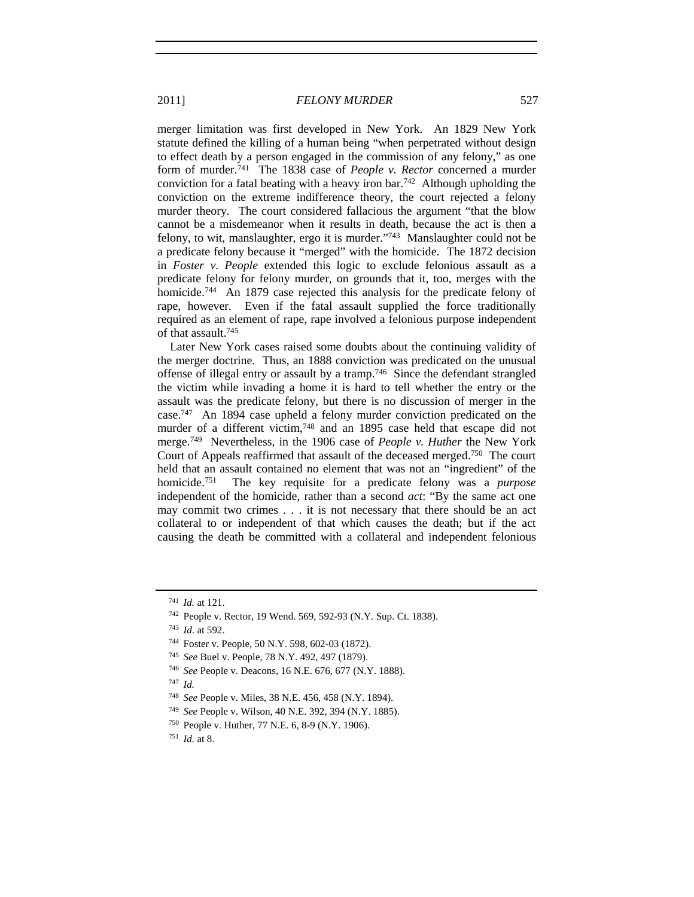merger limitation was first developed in New York. An 1829 New York statute defined the killing of a human being "when perpetrated without design to effect death by a person engaged in the commission of any felony," as one form of murder.[741] The 1838 case of *People v. Rector* concerned a murder conviction for a fatal beating with a heavy iron bar.[742] Although upholding the conviction on the extreme indifference theory, the court rejected a felony murder theory. The court considered fallacious the argument "that the blow cannot be a misdemeanor when it results in death, because the act is then a felony, to wit, manslaughter, ergo it is murder."[743] Manslaughter could not be a predicate felony because it "merged" with the homicide. The 1872 decision in *Foster v. People* extended this logic to exclude felonious assault as a predicate felony for felony murder, on grounds that it, too, merges with the homicide.[744] An 1879 case rejected this analysis for the predicate felony of rape, however. Even if the fatal assault supplied the force traditionally required as an element of rape, rape involved a felonious purpose independent of that assault.[745]

Later New York cases raised some doubts about the continuing validity of the merger doctrine. Thus, an 1888 conviction was predicated on the unusual offense of illegal entry or assault by a tramp.[746] Since the defendant strangled the victim while invading a home it is hard to tell whether the entry or the assault was the predicate felony, but there is no discussion of merger in the case.[747] An 1894 case upheld a felony murder conviction predicated on the murder of a different victim,[748] and an 1895 case held that escape did not merge.[749] Nevertheless, in the 1906 case of *People v. Huther* the New York Court of Appeals reaffirmed that assault of the deceased merged.[750] The court held that an assault contained no element that was not an "ingredient" of the homicide.[751] The key requisite for a predicate felony was a *purpose* independent of the homicide, rather than a second *act*: "By the same act one may commit two crimes . . . it is not necessary that there should be an act collateral to or independent of that which causes the death; but if the act causing the death be committed with a collateral and independent felonious

---

[741] *Id.* at 121.

[742] People v. Rector, 19 Wend. 569, 592-93 (N.Y. Sup. Ct. 1838).

[743] *Id*. at 592.

[744] Foster v. People, 50 N.Y. 598, 602-03 (1872).

[745] *See* Buel v. People, 78 N.Y. 492, 497 (1879).

[746] *See* People v. Deacons, 16 N.E. 676, 677 (N.Y. 1888).

[747] *Id.*

[748] *See* People v. Miles, 38 N.E. 456, 458 (N.Y. 1894).

[749] *See* People v. Wilson, 40 N.E. 392, 394 (N.Y. 1885).

[750] People v. Huther, 77 N.E. 6, 8-9 (N.Y. 1906).

[751] *Id.* at 8.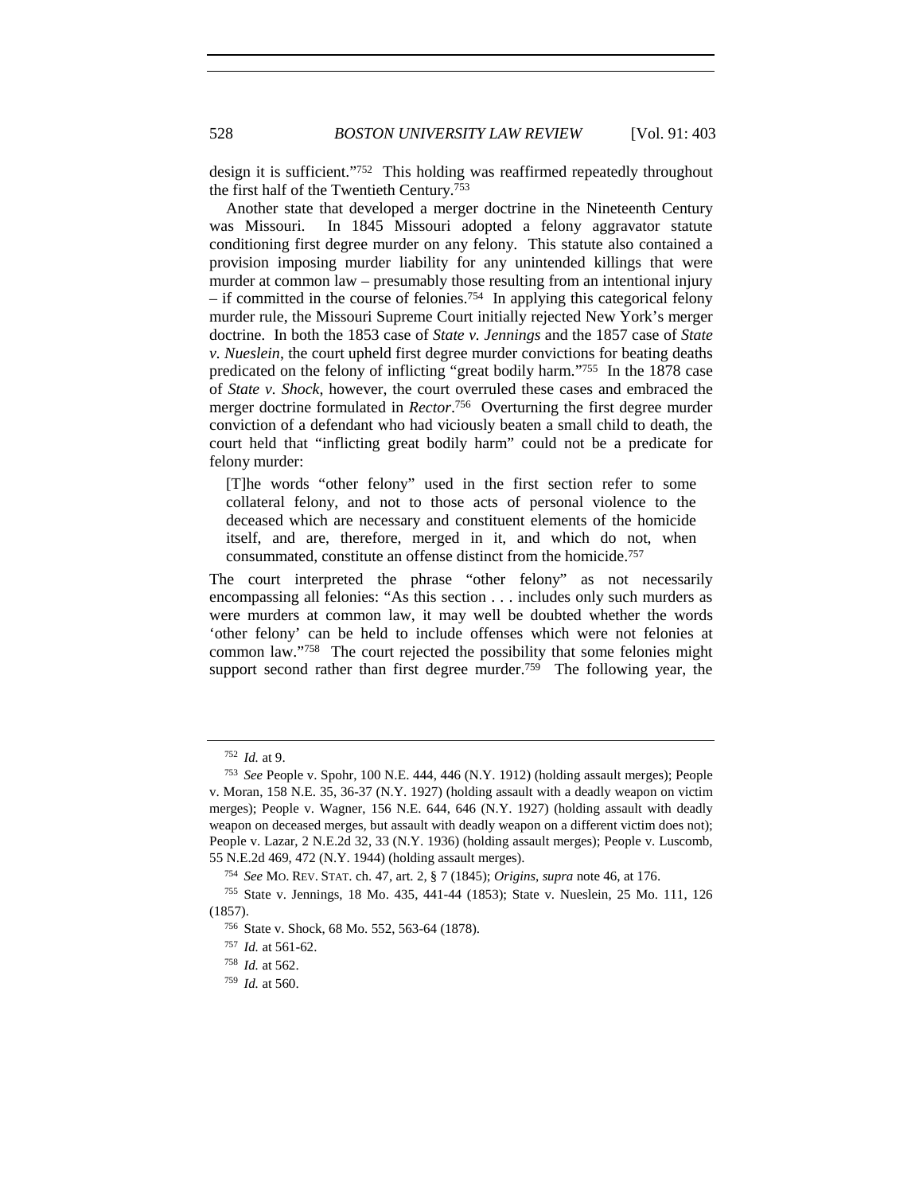design it is sufficient."[752] This holding was reaffirmed repeatedly throughout the first half of the Twentieth Century.[753]

Another state that developed a merger doctrine in the Nineteenth Century was Missouri. In 1845 Missouri adopted a felony aggravator statute conditioning first degree murder on any felony. This statute also contained a provision imposing murder liability for any unintended killings that were murder at common law – presumably those resulting from an intentional injury – if committed in the course of felonies.[754] In applying this categorical felony murder rule, the Missouri Supreme Court initially rejected New York's merger doctrine. In both the 1853 case of *State v. Jennings* and the 1857 case of *State v. Nueslein*, the court upheld first degree murder convictions for beating deaths predicated on the felony of inflicting "great bodily harm."[755] In the 1878 case of *State v. Shock*, however, the court overruled these cases and embraced the merger doctrine formulated in *Rector*.[756] Overturning the first degree murder conviction of a defendant who had viciously beaten a small child to death, the court held that "inflicting great bodily harm" could not be a predicate for felony murder:

> [T]he words "other felony" used in the first section refer to some collateral felony, and not to those acts of personal violence to the deceased which are necessary and constituent elements of the homicide itself, and are, therefore, merged in it, and which do not, when consummated, constitute an offense distinct from the homicide.[757]

The court interpreted the phrase "other felony" as not necessarily encompassing all felonies: "As this section . . . includes only such murders as were murders at common law, it may well be doubted whether the words 'other felony' can be held to include offenses which were not felonies at common law."[758] The court rejected the possibility that some felonies might support second rather than first degree murder.[759] The following year, the

---

[752] *Id.* at 9.

[753] *See* People v. Spohr, 100 N.E. 444, 446 (N.Y. 1912) (holding assault merges); People v. Moran, 158 N.E. 35, 36-37 (N.Y. 1927) (holding assault with a deadly weapon on victim merges); People v. Wagner, 156 N.E. 644, 646 (N.Y. 1927) (holding assault with deadly weapon on deceased merges, but assault with deadly weapon on a different victim does not); People v. Lazar, 2 N.E.2d 32, 33 (N.Y. 1936) (holding assault merges); People v. Luscomb, 55 N.E.2d 469, 472 (N.Y. 1944) (holding assault merges).

[754] *See* MO. REV. STAT. ch. 47, art. 2, § 7 (1845); *Origins*, *supra* note 46, at 176.

[755] State v. Jennings, 18 Mo. 435, 441-44 (1853); State v. Nueslein, 25 Mo. 111, 126 (1857).

[756] State v. Shock, 68 Mo. 552, 563-64 (1878).

[757] *Id.* at 561-62.

[758] *Id.* at 562.

[759] *Id.* at 560.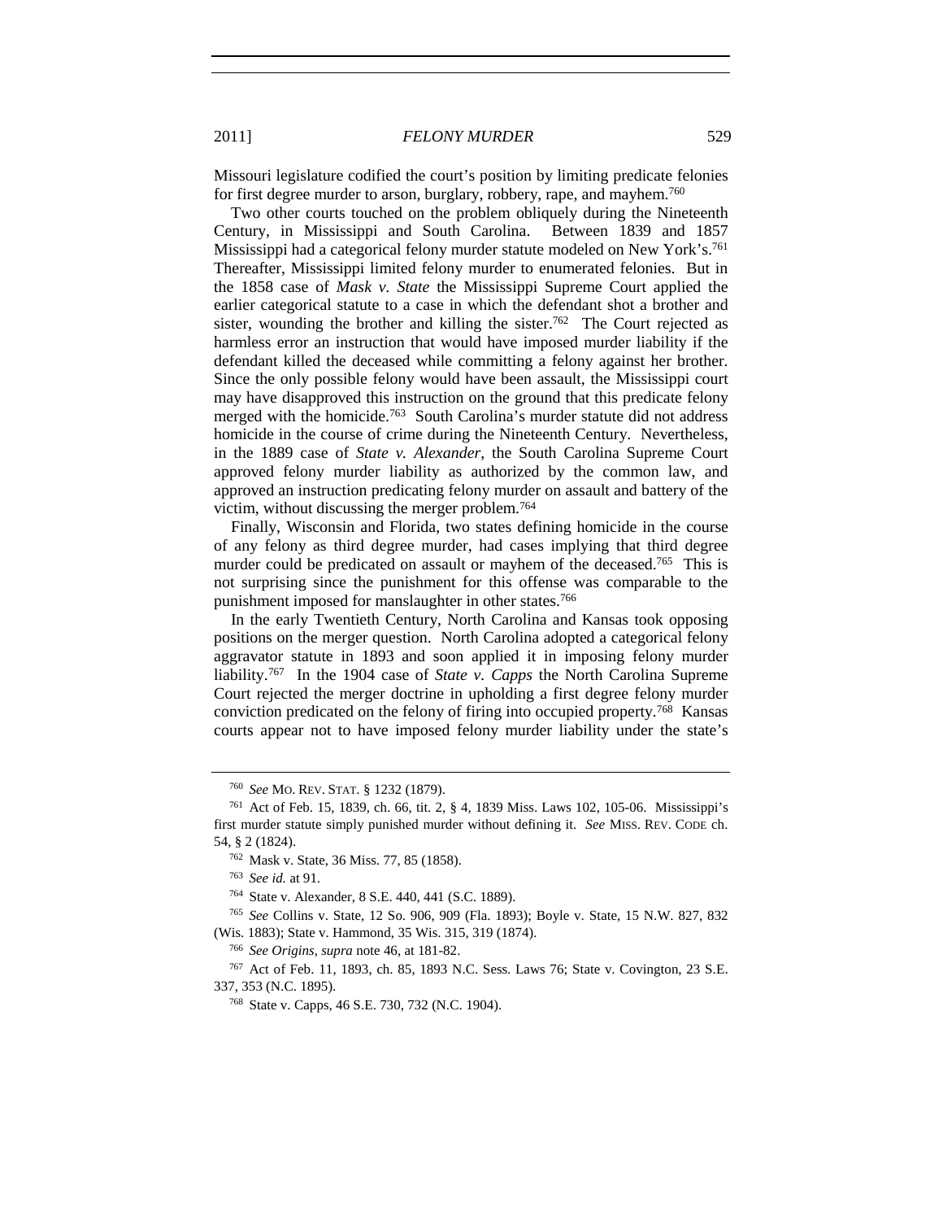Missouri legislature codified the court's position by limiting predicate felonies for first degree murder to arson, burglary, robbery, rape, and mayhem.[760]

Two other courts touched on the problem obliquely during the Nineteenth Century, in Mississippi and South Carolina. Between 1839 and 1857 Mississippi had a categorical felony murder statute modeled on New York's.[761] Thereafter, Mississippi limited felony murder to enumerated felonies. But in the 1858 case of *Mask v. State* the Mississippi Supreme Court applied the earlier categorical statute to a case in which the defendant shot a brother and sister, wounding the brother and killing the sister.[762] The Court rejected as harmless error an instruction that would have imposed murder liability if the defendant killed the deceased while committing a felony against her brother. Since the only possible felony would have been assault, the Mississippi court may have disapproved this instruction on the ground that this predicate felony merged with the homicide.[763] South Carolina's murder statute did not address homicide in the course of crime during the Nineteenth Century. Nevertheless, in the 1889 case of *State v. Alexander*, the South Carolina Supreme Court approved felony murder liability as authorized by the common law, and approved an instruction predicating felony murder on assault and battery of the victim, without discussing the merger problem.[764]

Finally, Wisconsin and Florida, two states defining homicide in the course of any felony as third degree murder, had cases implying that third degree murder could be predicated on assault or mayhem of the deceased.[765] This is not surprising since the punishment for this offense was comparable to the punishment imposed for manslaughter in other states.[766]

In the early Twentieth Century, North Carolina and Kansas took opposing positions on the merger question. North Carolina adopted a categorical felony aggravator statute in 1893 and soon applied it in imposing felony murder liability.[767] In the 1904 case of *State v. Capps* the North Carolina Supreme Court rejected the merger doctrine in upholding a first degree felony murder conviction predicated on the felony of firing into occupied property.[768] Kansas courts appear not to have imposed felony murder liability under the state's

---

[760] *See* MO. REV. STAT. § 1232 (1879).

[761] Act of Feb. 15, 1839, ch. 66, tit. 2, § 4, 1839 Miss. Laws 102, 105-06. Mississippi's first murder statute simply punished murder without defining it. *See* MISS. REV. CODE ch. 54, § 2 (1824).

[762] Mask v. State, 36 Miss. 77, 85 (1858).

[763] *See id.* at 91.

[764] State v. Alexander, 8 S.E. 440, 441 (S.C. 1889).

[765] *See* Collins v. State, 12 So. 906, 909 (Fla. 1893); Boyle v. State, 15 N.W. 827, 832 (Wis. 1883); State v. Hammond, 35 Wis. 315, 319 (1874).

[766] *See Origins*, *supra* note 46, at 181-82.

[767] Act of Feb. 11, 1893, ch. 85, 1893 N.C. Sess. Laws 76; State v. Covington, 23 S.E. 337, 353 (N.C. 1895).

[768] State v. Capps, 46 S.E. 730, 732 (N.C. 1904).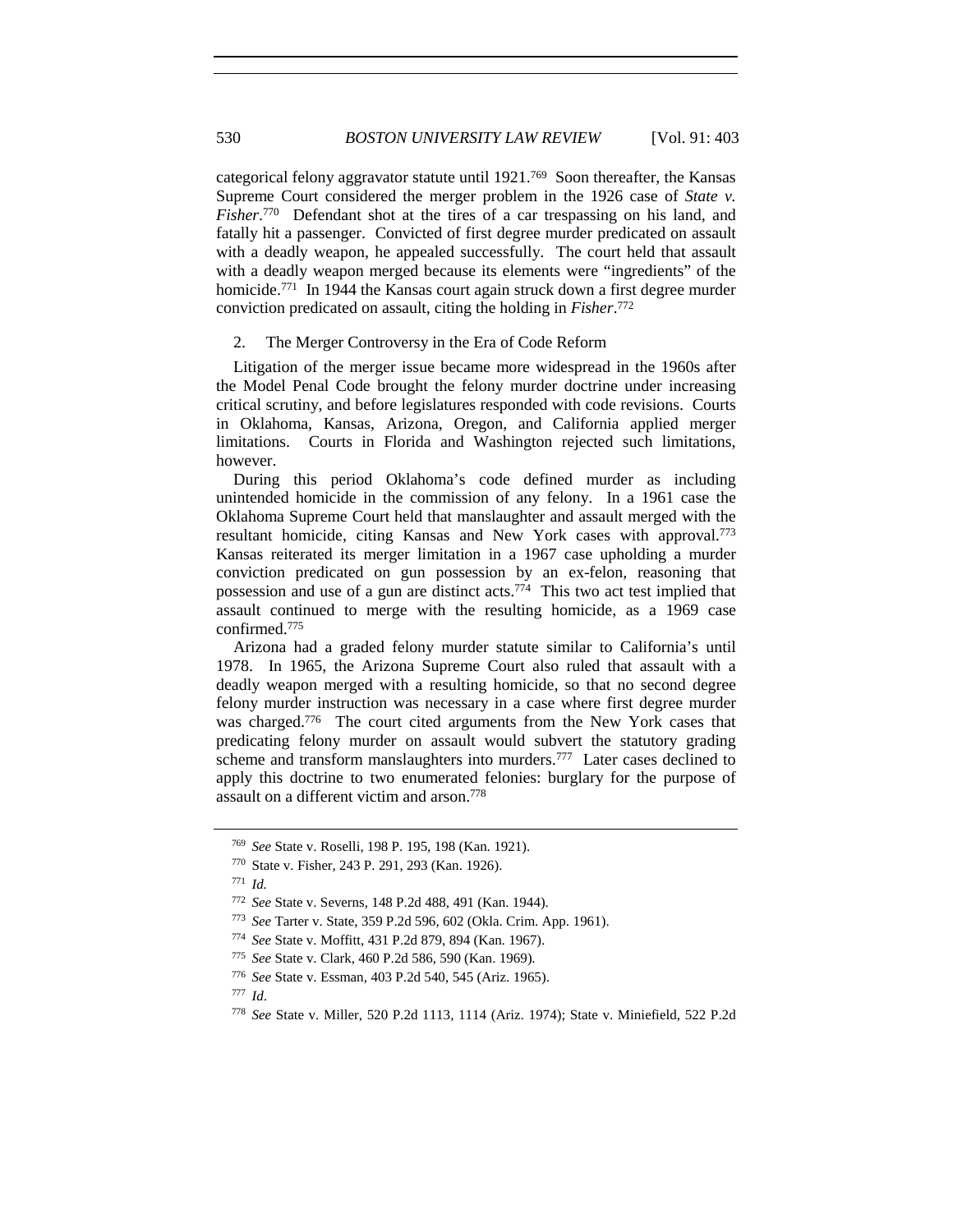categorical felony aggravator statute until 1921.[769] Soon thereafter, the Kansas Supreme Court considered the merger problem in the 1926 case of *State v. Fisher*.[770] Defendant shot at the tires of a car trespassing on his land, and fatally hit a passenger. Convicted of first degree murder predicated on assault with a deadly weapon, he appealed successfully. The court held that assault with a deadly weapon merged because its elements were "ingredients" of the homicide.[771] In 1944 the Kansas court again struck down a first degree murder conviction predicated on assault, citing the holding in *Fisher*.[772]

2. The Merger Controversy in the Era of Code Reform

Litigation of the merger issue became more widespread in the 1960s after the Model Penal Code brought the felony murder doctrine under increasing critical scrutiny, and before legislatures responded with code revisions. Courts in Oklahoma, Kansas, Arizona, Oregon, and California applied merger limitations. Courts in Florida and Washington rejected such limitations, however.

During this period Oklahoma's code defined murder as including unintended homicide in the commission of any felony. In a 1961 case the Oklahoma Supreme Court held that manslaughter and assault merged with the resultant homicide, citing Kansas and New York cases with approval.[773] Kansas reiterated its merger limitation in a 1967 case upholding a murder conviction predicated on gun possession by an ex-felon, reasoning that possession and use of a gun are distinct acts.[774] This two act test implied that assault continued to merge with the resulting homicide, as a 1969 case confirmed.[775]

Arizona had a graded felony murder statute similar to California's until 1978. In 1965, the Arizona Supreme Court also ruled that assault with a deadly weapon merged with a resulting homicide, so that no second degree felony murder instruction was necessary in a case where first degree murder was charged.[776] The court cited arguments from the New York cases that predicating felony murder on assault would subvert the statutory grading scheme and transform manslaughters into murders.[777] Later cases declined to apply this doctrine to two enumerated felonies: burglary for the purpose of assault on a different victim and arson.[778]

---

[769] *See* State v. Roselli, 198 P. 195, 198 (Kan. 1921).

[770] State v. Fisher, 243 P. 291, 293 (Kan. 1926).

[771] *Id.*

[772] *See* State v. Severns, 148 P.2d 488, 491 (Kan. 1944).

[773] *See* Tarter v. State, 359 P.2d 596, 602 (Okla. Crim. App. 1961).

[774] *See* State v. Moffitt, 431 P.2d 879, 894 (Kan. 1967).

[775] *See* State v. Clark, 460 P.2d 586, 590 (Kan. 1969).

[776] *See* State v. Essman, 403 P.2d 540, 545 (Ariz. 1965).

[777] *Id*.

[778] *See* State v. Miller, 520 P.2d 1113, 1114 (Ariz. 1974); State v. Miniefield, 522 P.2d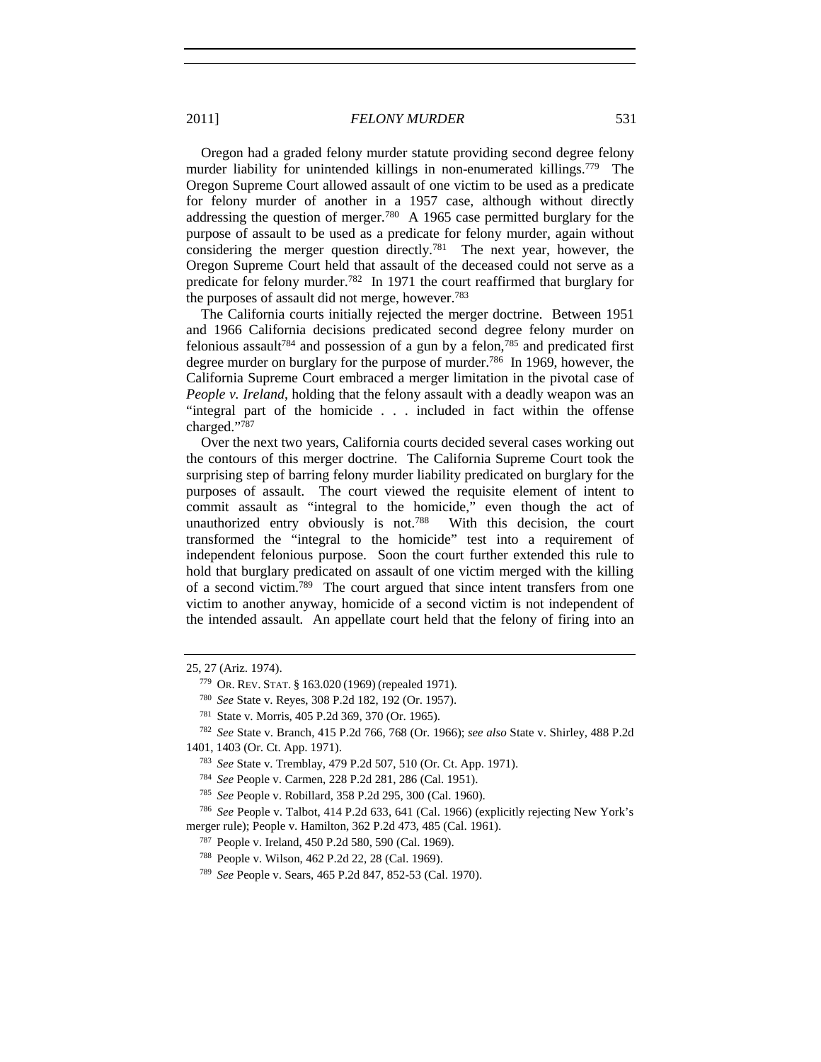Oregon had a graded felony murder statute providing second degree felony murder liability for unintended killings in non-enumerated killings.[779] The Oregon Supreme Court allowed assault of one victim to be used as a predicate for felony murder of another in a 1957 case, although without directly addressing the question of merger.[780] A 1965 case permitted burglary for the purpose of assault to be used as a predicate for felony murder, again without considering the merger question directly.[781] The next year, however, the Oregon Supreme Court held that assault of the deceased could not serve as a predicate for felony murder.[782] In 1971 the court reaffirmed that burglary for the purposes of assault did not merge, however.[783]

The California courts initially rejected the merger doctrine. Between 1951 and 1966 California decisions predicated second degree felony murder on felonious assault[784] and possession of a gun by a felon,[785] and predicated first degree murder on burglary for the purpose of murder.[786] In 1969, however, the California Supreme Court embraced a merger limitation in the pivotal case of *People v. Ireland*, holding that the felony assault with a deadly weapon was an "integral part of the homicide . . . included in fact within the offense charged."[787]

Over the next two years, California courts decided several cases working out the contours of this merger doctrine. The California Supreme Court took the surprising step of barring felony murder liability predicated on burglary for the purposes of assault. The court viewed the requisite element of intent to commit assault as "integral to the homicide," even though the act of unauthorized entry obviously is not.[788] With this decision, the court transformed the "integral to the homicide" test into a requirement of independent felonious purpose. Soon the court further extended this rule to hold that burglary predicated on assault of one victim merged with the killing of a second victim.[789] The court argued that since intent transfers from one victim to another anyway, homicide of a second victim is not independent of the intended assault. An appellate court held that the felony of firing into an

---

25, 27 (Ariz. 1974).

[779] OR. REV. STAT. § 163.020 (1969) (repealed 1971).

[780] *See* State v. Reyes, 308 P.2d 182, 192 (Or. 1957).

[781] State v. Morris, 405 P.2d 369, 370 (Or. 1965).

[782] *See* State v. Branch, 415 P.2d 766, 768 (Or. 1966); *see also* State v. Shirley, 488 P.2d 1401, 1403 (Or. Ct. App. 1971).

[783] *See* State v. Tremblay, 479 P.2d 507, 510 (Or. Ct. App. 1971).

[784] *See* People v. Carmen, 228 P.2d 281, 286 (Cal. 1951).

[785] *See* People v. Robillard, 358 P.2d 295, 300 (Cal. 1960).

[786] *See* People v. Talbot, 414 P.2d 633, 641 (Cal. 1966) (explicitly rejecting New York's merger rule); People v. Hamilton, 362 P.2d 473, 485 (Cal. 1961).

[787] People v. Ireland, 450 P.2d 580, 590 (Cal. 1969).

[788] People v. Wilson, 462 P.2d 22, 28 (Cal. 1969).

[789] *See* People v. Sears, 465 P.2d 847, 852-53 (Cal. 1970).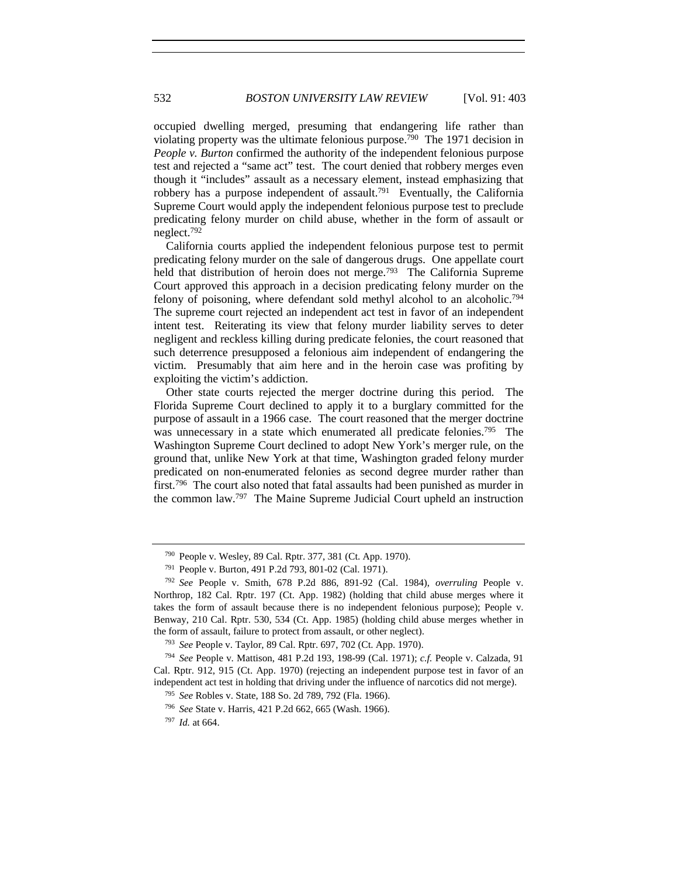occupied dwelling merged, presuming that endangering life rather than violating property was the ultimate felonious purpose.[790] The 1971 decision in *People v. Burton* confirmed the authority of the independent felonious purpose test and rejected a "same act" test. The court denied that robbery merges even though it "includes" assault as a necessary element, instead emphasizing that robbery has a purpose independent of assault.[791] Eventually, the California Supreme Court would apply the independent felonious purpose test to preclude predicating felony murder on child abuse, whether in the form of assault or neglect.[792]

California courts applied the independent felonious purpose test to permit predicating felony murder on the sale of dangerous drugs. One appellate court held that distribution of heroin does not merge.[793] The California Supreme Court approved this approach in a decision predicating felony murder on the felony of poisoning, where defendant sold methyl alcohol to an alcoholic.[794] The supreme court rejected an independent act test in favor of an independent intent test. Reiterating its view that felony murder liability serves to deter negligent and reckless killing during predicate felonies, the court reasoned that such deterrence presupposed a felonious aim independent of endangering the victim. Presumably that aim here and in the heroin case was profiting by exploiting the victim's addiction.

Other state courts rejected the merger doctrine during this period. The Florida Supreme Court declined to apply it to a burglary committed for the purpose of assault in a 1966 case. The court reasoned that the merger doctrine was unnecessary in a state which enumerated all predicate felonies.[795] The Washington Supreme Court declined to adopt New York's merger rule, on the ground that, unlike New York at that time, Washington graded felony murder predicated on non-enumerated felonies as second degree murder rather than first.[796] The court also noted that fatal assaults had been punished as murder in the common law.[797] The Maine Supreme Judicial Court upheld an instruction

---

[790] People v. Wesley, 89 Cal. Rptr. 377, 381 (Ct. App. 1970).

[791] People v. Burton, 491 P.2d 793, 801-02 (Cal. 1971).

[792] *See* People v. Smith, 678 P.2d 886, 891-92 (Cal. 1984), *overruling* People v. Northrop, 182 Cal. Rptr. 197 (Ct. App. 1982) (holding that child abuse merges where it takes the form of assault because there is no independent felonious purpose); People v. Benway, 210 Cal. Rptr. 530, 534 (Ct. App. 1985) (holding child abuse merges whether in the form of assault, failure to protect from assault, or other neglect).

[793] *See* People v. Taylor, 89 Cal. Rptr. 697, 702 (Ct. App. 1970).

[794] *See* People v. Mattison, 481 P.2d 193, 198-99 (Cal. 1971); *c.f.* People v. Calzada, 91 Cal. Rptr. 912, 915 (Ct. App. 1970) (rejecting an independent purpose test in favor of an independent act test in holding that driving under the influence of narcotics did not merge).

[795] *See* Robles v. State, 188 So. 2d 789, 792 (Fla. 1966).

[796] *See* State v. Harris, 421 P.2d 662, 665 (Wash. 1966).

[797] *Id.* at 664.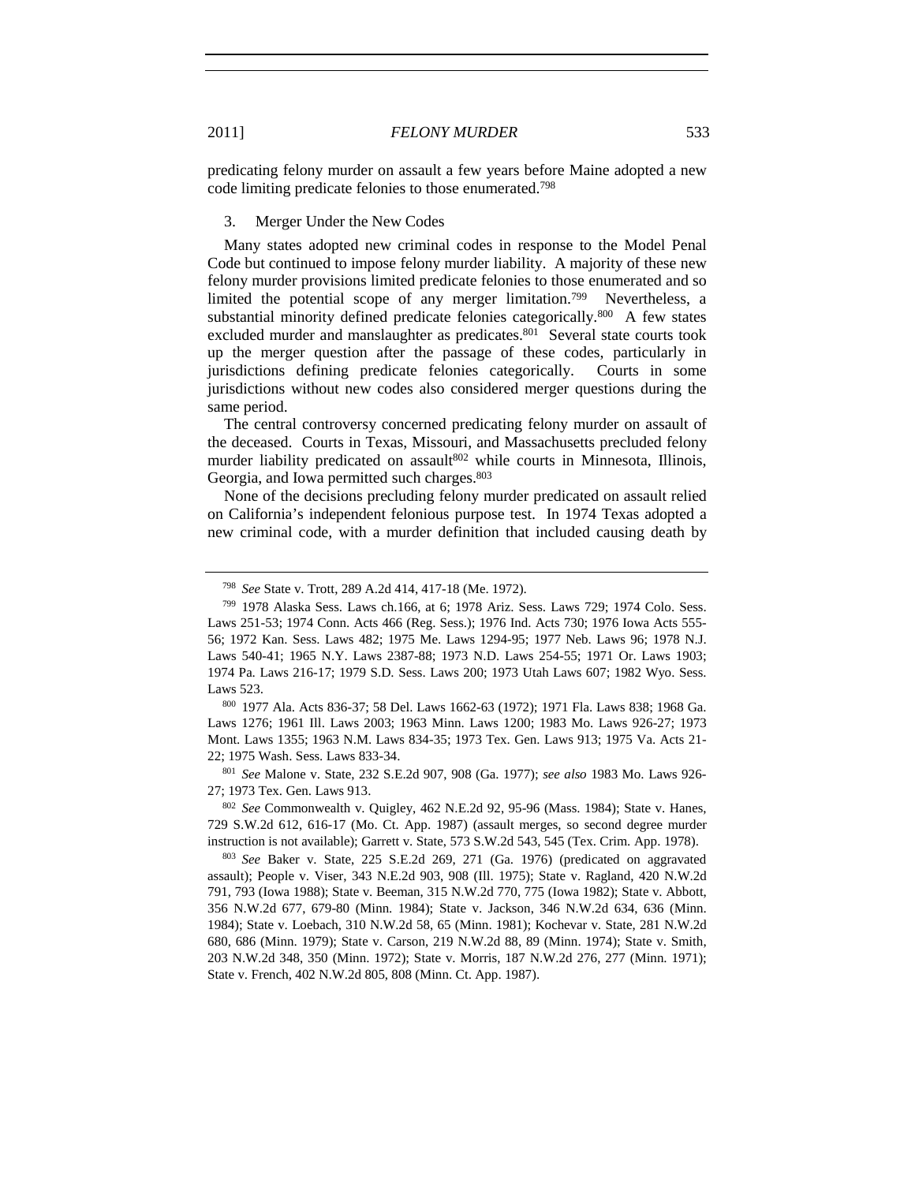predicating felony murder on assault a few years before Maine adopted a new code limiting predicate felonies to those enumerated.[798]

### 3. Merger Under the New Codes

Many states adopted new criminal codes in response to the Model Penal Code but continued to impose felony murder liability. A majority of these new felony murder provisions limited predicate felonies to those enumerated and so limited the potential scope of any merger limitation.[799] Nevertheless, a substantial minority defined predicate felonies categorically.[800] A few states excluded murder and manslaughter as predicates.[801] Several state courts took up the merger question after the passage of these codes, particularly in jurisdictions defining predicate felonies categorically. Courts in some jurisdictions without new codes also considered merger questions during the same period.

The central controversy concerned predicating felony murder on assault of the deceased. Courts in Texas, Missouri, and Massachusetts precluded felony murder liability predicated on assault[802] while courts in Minnesota, Illinois, Georgia, and Iowa permitted such charges.[803]

None of the decisions precluding felony murder predicated on assault relied on California's independent felonious purpose test. In 1974 Texas adopted a new criminal code, with a murder definition that included causing death by

---

[798] *See* State v. Trott, 289 A.2d 414, 417-18 (Me. 1972).

[799] 1978 Alaska Sess. Laws ch.166, at 6; 1978 Ariz. Sess. Laws 729; 1974 Colo. Sess. Laws 251-53; 1974 Conn. Acts 466 (Reg. Sess.); 1976 Ind. Acts 730; 1976 Iowa Acts 555-56; 1972 Kan. Sess. Laws 482; 1975 Me. Laws 1294-95; 1977 Neb. Laws 96; 1978 N.J. Laws 540-41; 1965 N.Y. Laws 2387-88; 1973 N.D. Laws 254-55; 1971 Or. Laws 1903; 1974 Pa. Laws 216-17; 1979 S.D. Sess. Laws 200; 1973 Utah Laws 607; 1982 Wyo. Sess. Laws 523.

[800] 1977 Ala. Acts 836-37; 58 Del. Laws 1662-63 (1972); 1971 Fla. Laws 838; 1968 Ga. Laws 1276; 1961 Ill. Laws 2003; 1963 Minn. Laws 1200; 1983 Mo. Laws 926-27; 1973 Mont. Laws 1355; 1963 N.M. Laws 834-35; 1973 Tex. Gen. Laws 913; 1975 Va. Acts 21-22; 1975 Wash. Sess. Laws 833-34.

[801] *See* Malone v. State, 232 S.E.2d 907, 908 (Ga. 1977); *see also* 1983 Mo. Laws 926-27; 1973 Tex. Gen. Laws 913.

[802] *See* Commonwealth v. Quigley, 462 N.E.2d 92, 95-96 (Mass. 1984); State v. Hanes, 729 S.W.2d 612, 616-17 (Mo. Ct. App. 1987) (assault merges, so second degree murder instruction is not available); Garrett v. State, 573 S.W.2d 543, 545 (Tex. Crim. App. 1978).

[803] *See* Baker v. State, 225 S.E.2d 269, 271 (Ga. 1976) (predicated on aggravated assault); People v. Viser, 343 N.E.2d 903, 908 (Ill. 1975); State v. Ragland, 420 N.W.2d 791, 793 (Iowa 1988); State v. Beeman, 315 N.W.2d 770, 775 (Iowa 1982); State v. Abbott, 356 N.W.2d 677, 679-80 (Minn. 1984); State v. Jackson, 346 N.W.2d 634, 636 (Minn. 1984); State v. Loebach, 310 N.W.2d 58, 65 (Minn. 1981); Kochevar v. State, 281 N.W.2d 680, 686 (Minn. 1979); State v. Carson, 219 N.W.2d 88, 89 (Minn. 1974); State v. Smith, 203 N.W.2d 348, 350 (Minn. 1972); State v. Morris, 187 N.W.2d 276, 277 (Minn. 1971); State v. French, 402 N.W.2d 805, 808 (Minn. Ct. App. 1987).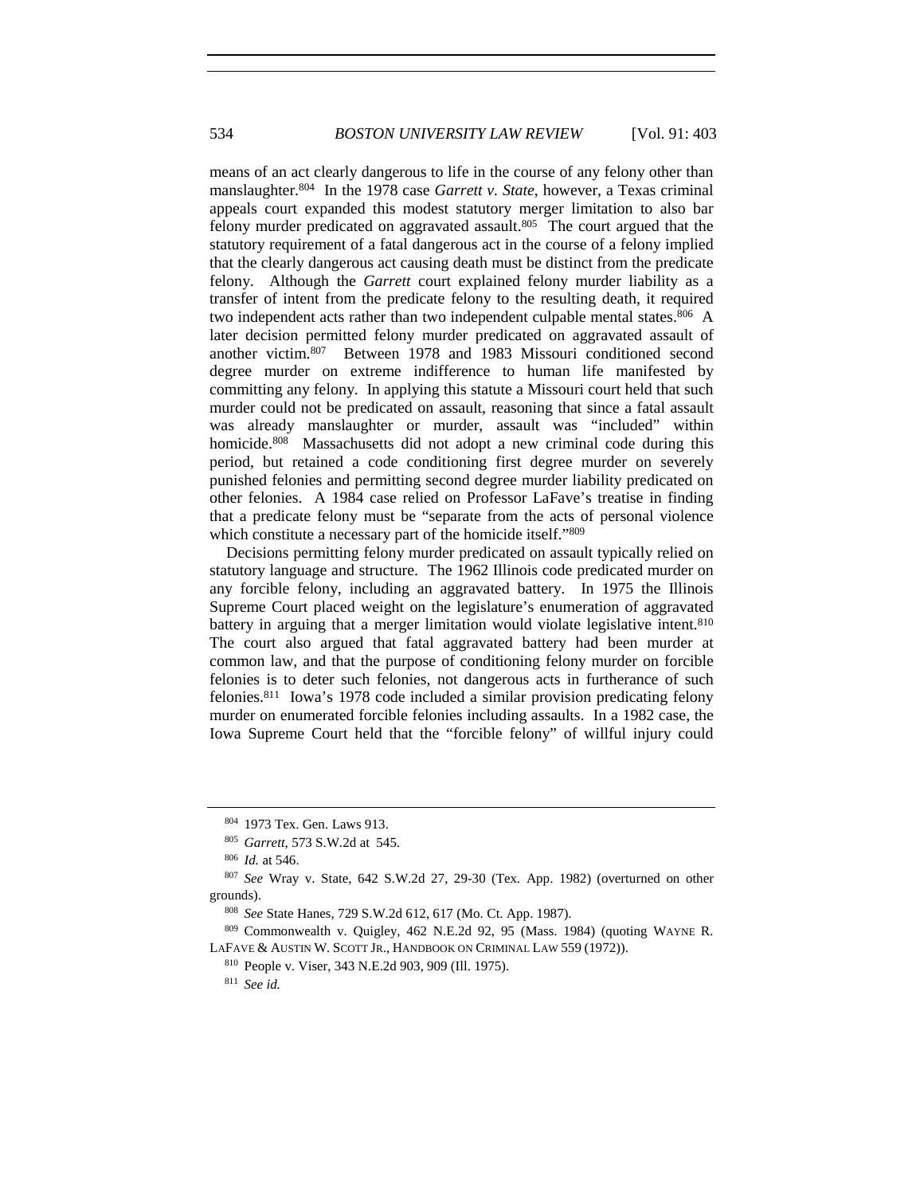means of an act clearly dangerous to life in the course of any felony other than manslaughter.[804] In the 1978 case *Garrett v. State*, however, a Texas criminal appeals court expanded this modest statutory merger limitation to also bar felony murder predicated on aggravated assault.[805] The court argued that the statutory requirement of a fatal dangerous act in the course of a felony implied that the clearly dangerous act causing death must be distinct from the predicate felony. Although the *Garrett* court explained felony murder liability as a transfer of intent from the predicate felony to the resulting death, it required two independent acts rather than two independent culpable mental states.[806] A later decision permitted felony murder predicated on aggravated assault of another victim.[807] Between 1978 and 1983 Missouri conditioned second degree murder on extreme indifference to human life manifested by committing any felony. In applying this statute a Missouri court held that such murder could not be predicated on assault, reasoning that since a fatal assault was already manslaughter or murder, assault was "included" within homicide.[808] Massachusetts did not adopt a new criminal code during this period, but retained a code conditioning first degree murder on severely punished felonies and permitting second degree murder liability predicated on other felonies. A 1984 case relied on Professor LaFave's treatise in finding that a predicate felony must be "separate from the acts of personal violence which constitute a necessary part of the homicide itself."[809]

Decisions permitting felony murder predicated on assault typically relied on statutory language and structure. The 1962 Illinois code predicated murder on any forcible felony, including an aggravated battery. In 1975 the Illinois Supreme Court placed weight on the legislature's enumeration of aggravated battery in arguing that a merger limitation would violate legislative intent.[810] The court also argued that fatal aggravated battery had been murder at common law, and that the purpose of conditioning felony murder on forcible felonies is to deter such felonies, not dangerous acts in furtherance of such felonies.[811] Iowa's 1978 code included a similar provision predicating felony murder on enumerated forcible felonies including assaults. In a 1982 case, the Iowa Supreme Court held that the "forcible felony" of willful injury could

---

[804] 1973 Tex. Gen. Laws 913.

[805] *Garrett*, 573 S.W.2d at 545.

[806] *Id.* at 546.

[807] *See* Wray v. State, 642 S.W.2d 27, 29-30 (Tex. App. 1982) (overturned on other grounds).

[808] *See* State Hanes, 729 S.W.2d 612, 617 (Mo. Ct. App. 1987).

[809] Commonwealth v. Quigley, 462 N.E.2d 92, 95 (Mass. 1984) (quoting WAYNE R. LAFAVE & AUSTIN W. SCOTT JR., HANDBOOK ON CRIMINAL LAW 559 (1972)).

[810] People v. Viser, 343 N.E.2d 903, 909 (Ill. 1975).

[811] *See id.*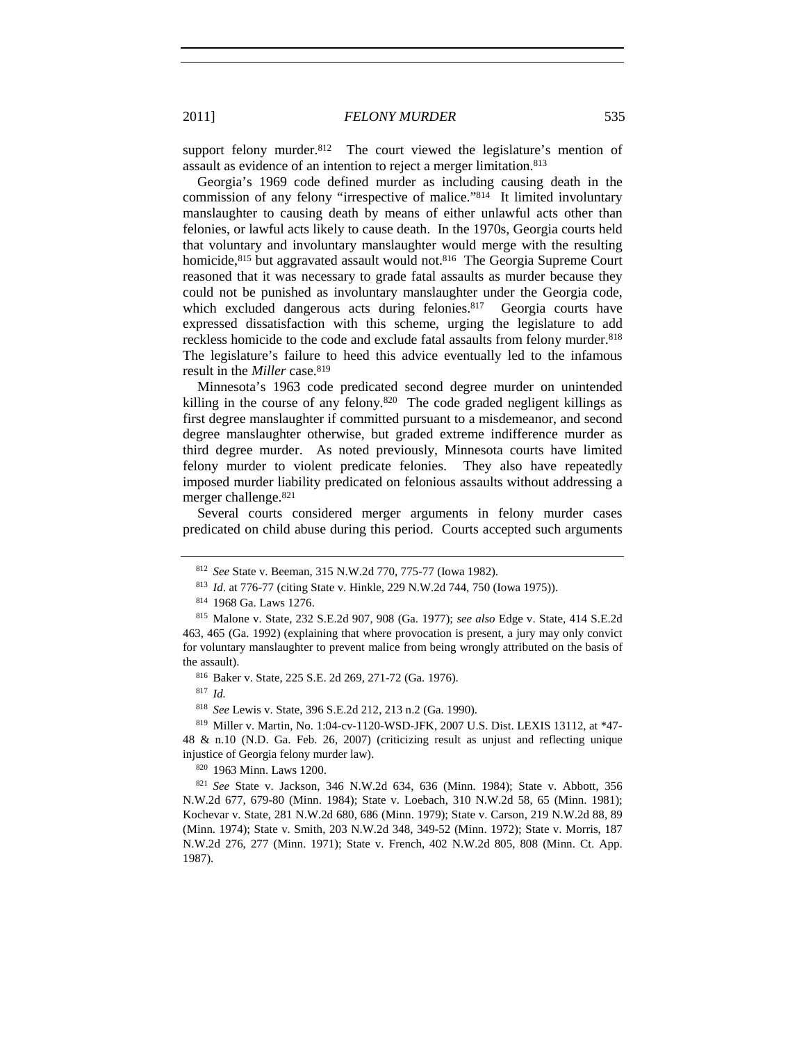support felony murder.[812] The court viewed the legislature's mention of assault as evidence of an intention to reject a merger limitation.[813]

Georgia's 1969 code defined murder as including causing death in the commission of any felony "irrespective of malice."[814] It limited involuntary manslaughter to causing death by means of either unlawful acts other than felonies, or lawful acts likely to cause death. In the 1970s, Georgia courts held that voluntary and involuntary manslaughter would merge with the resulting homicide,[815] but aggravated assault would not.[816] The Georgia Supreme Court reasoned that it was necessary to grade fatal assaults as murder because they could not be punished as involuntary manslaughter under the Georgia code, which excluded dangerous acts during felonies.[817] Georgia courts have expressed dissatisfaction with this scheme, urging the legislature to add reckless homicide to the code and exclude fatal assaults from felony murder.[818] The legislature's failure to heed this advice eventually led to the infamous result in the *Miller* case.[819]

Minnesota's 1963 code predicated second degree murder on unintended killing in the course of any felony.[820] The code graded negligent killings as first degree manslaughter if committed pursuant to a misdemeanor, and second degree manslaughter otherwise, but graded extreme indifference murder as third degree murder. As noted previously, Minnesota courts have limited felony murder to violent predicate felonies. They also have repeatedly imposed murder liability predicated on felonious assaults without addressing a merger challenge.[821]

Several courts considered merger arguments in felony murder cases predicated on child abuse during this period. Courts accepted such arguments

---

[812] *See* State v. Beeman, 315 N.W.2d 770, 775-77 (Iowa 1982).

[813] *Id*. at 776-77 (citing State v. Hinkle, 229 N.W.2d 744, 750 (Iowa 1975)).

[814] 1968 Ga. Laws 1276.

[815] Malone v. State, 232 S.E.2d 907, 908 (Ga. 1977); *see also* Edge v. State, 414 S.E.2d 463, 465 (Ga. 1992) (explaining that where provocation is present, a jury may only convict for voluntary manslaughter to prevent malice from being wrongly attributed on the basis of the assault).

[816] Baker v. State, 225 S.E. 2d 269, 271-72 (Ga. 1976).

[817] *Id.*

[818] *See* Lewis v. State, 396 S.E.2d 212, 213 n.2 (Ga. 1990).

[819] Miller v. Martin, No. 1:04-cv-1120-WSD-JFK, 2007 U.S. Dist. LEXIS 13112, at *47-48 & n.10 (N.D. Ga. Feb. 26, 2007) (criticizing result as unjust and reflecting unique injustice of Georgia felony murder law).

[820] 1963 Minn. Laws 1200.

[821] *See* State v. Jackson, 346 N.W.2d 634, 636 (Minn. 1984); State v. Abbott, 356 N.W.2d 677, 679-80 (Minn. 1984); State v. Loebach, 310 N.W.2d 58, 65 (Minn. 1981); Kochevar v. State, 281 N.W.2d 680, 686 (Minn. 1979); State v. Carson, 219 N.W.2d 88, 89 (Minn. 1974); State v. Smith, 203 N.W.2d 348, 349-52 (Minn. 1972); State v. Morris, 187 N.W.2d 276, 277 (Minn. 1971); State v. French, 402 N.W.2d 805, 808 (Minn. Ct. App. 1987).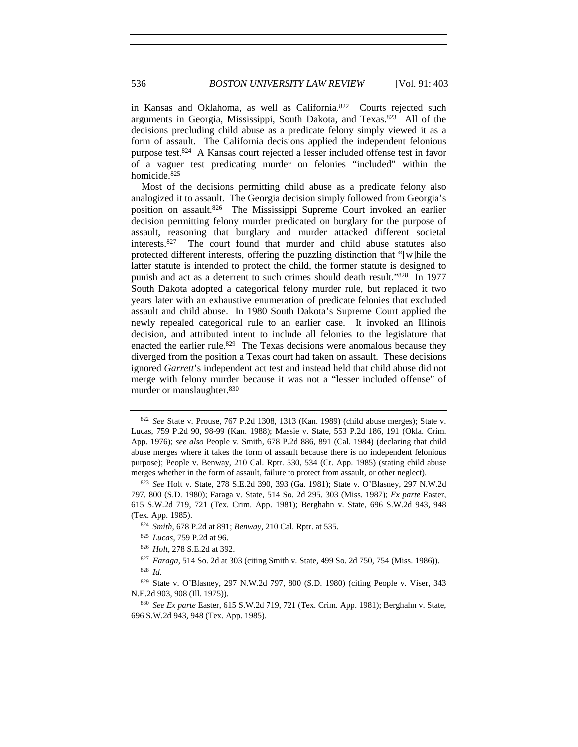in Kansas and Oklahoma, as well as California.[822] Courts rejected such arguments in Georgia, Mississippi, South Dakota, and Texas.[823] All of the decisions precluding child abuse as a predicate felony simply viewed it as a form of assault. The California decisions applied the independent felonious purpose test.[824] A Kansas court rejected a lesser included offense test in favor of a vaguer test predicating murder on felonies "included" within the homicide.[825]

Most of the decisions permitting child abuse as a predicate felony also analogized it to assault. The Georgia decision simply followed from Georgia's position on assault.[826] The Mississippi Supreme Court invoked an earlier decision permitting felony murder predicated on burglary for the purpose of assault, reasoning that burglary and murder attacked different societal interests.[827] The court found that murder and child abuse statutes also protected different interests, offering the puzzling distinction that "[w]hile the latter statute is intended to protect the child, the former statute is designed to punish and act as a deterrent to such crimes should death result."[828] In 1977 South Dakota adopted a categorical felony murder rule, but replaced it two years later with an exhaustive enumeration of predicate felonies that excluded assault and child abuse. In 1980 South Dakota's Supreme Court applied the newly repealed categorical rule to an earlier case. It invoked an Illinois decision, and attributed intent to include all felonies to the legislature that enacted the earlier rule.[829] The Texas decisions were anomalous because they diverged from the position a Texas court had taken on assault. These decisions ignored *Garrett*'s independent act test and instead held that child abuse did not merge with felony murder because it was not a "lesser included offense" of murder or manslaughter.[830]

---

[822] *See* State v. Prouse, 767 P.2d 1308, 1313 (Kan. 1989) (child abuse merges); State v. Lucas, 759 P.2d 90, 98-99 (Kan. 1988); Massie v. State, 553 P.2d 186, 191 (Okla. Crim. App. 1976); *see also* People v. Smith, 678 P.2d 886, 891 (Cal. 1984) (declaring that child abuse merges where it takes the form of assault because there is no independent felonious purpose); People v. Benway, 210 Cal. Rptr. 530, 534 (Ct. App. 1985) (stating child abuse merges whether in the form of assault, failure to protect from assault, or other neglect).

[823] *See* Holt v. State, 278 S.E.2d 390, 393 (Ga. 1981); State v. O'Blasney, 297 N.W.2d 797, 800 (S.D. 1980); Faraga v. State, 514 So. 2d 295, 303 (Miss. 1987); *Ex parte* Easter, 615 S.W.2d 719, 721 (Tex. Crim. App. 1981); Berghahn v. State, 696 S.W.2d 943, 948 (Tex. App. 1985).

[824] *Smith*, 678 P.2d at 891; *Benway*, 210 Cal. Rptr. at 535.

[825] *Lucas*, 759 P.2d at 96.

[826] *Holt*, 278 S.E.2d at 392.

[827] *Faraga*, 514 So. 2d at 303 (citing Smith v. State, 499 So. 2d 750, 754 (Miss. 1986)).

[828] *Id.*

[829] State v. O'Blasney, 297 N.W.2d 797, 800 (S.D. 1980) (citing People v. Viser, 343 N.E.2d 903, 908 (Ill. 1975)).

[830] *See Ex parte* Easter, 615 S.W.2d 719, 721 (Tex. Crim. App. 1981); Berghahn v. State, 696 S.W.2d 943, 948 (Tex. App. 1985).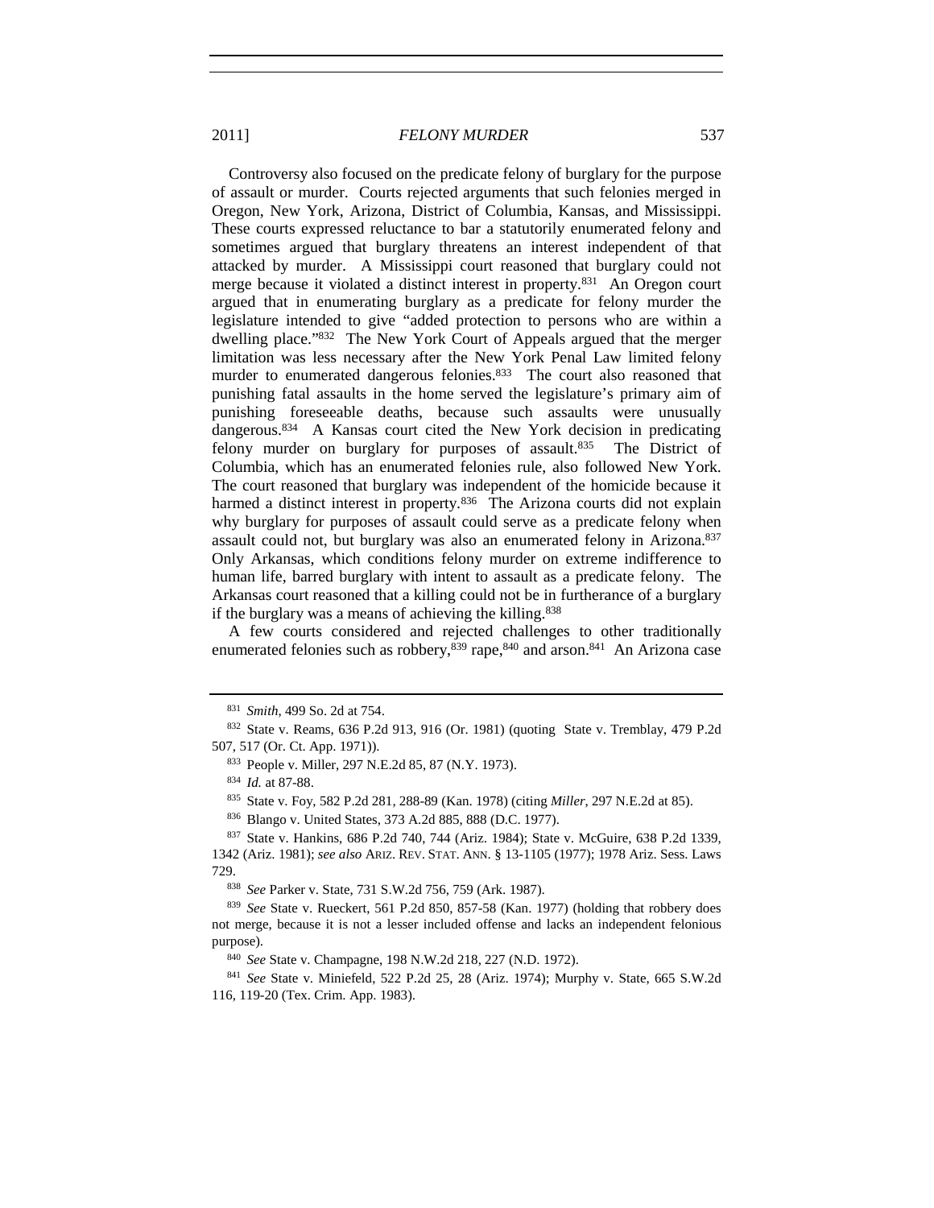Controversy also focused on the predicate felony of burglary for the purpose of assault or murder. Courts rejected arguments that such felonies merged in Oregon, New York, Arizona, District of Columbia, Kansas, and Mississippi. These courts expressed reluctance to bar a statutorily enumerated felony and sometimes argued that burglary threatens an interest independent of that attacked by murder. A Mississippi court reasoned that burglary could not merge because it violated a distinct interest in property.[831] An Oregon court argued that in enumerating burglary as a predicate for felony murder the legislature intended to give "added protection to persons who are within a dwelling place."[832] The New York Court of Appeals argued that the merger limitation was less necessary after the New York Penal Law limited felony murder to enumerated dangerous felonies.[833] The court also reasoned that punishing fatal assaults in the home served the legislature's primary aim of punishing foreseeable deaths, because such assaults were unusually dangerous.[834] A Kansas court cited the New York decision in predicating felony murder on burglary for purposes of assault.[835] The District of Columbia, which has an enumerated felonies rule, also followed New York. The court reasoned that burglary was independent of the homicide because it harmed a distinct interest in property.[836] The Arizona courts did not explain why burglary for purposes of assault could serve as a predicate felony when assault could not, but burglary was also an enumerated felony in Arizona.[837] Only Arkansas, which conditions felony murder on extreme indifference to human life, barred burglary with intent to assault as a predicate felony. The Arkansas court reasoned that a killing could not be in furtherance of a burglary if the burglary was a means of achieving the killing.[838]

A few courts considered and rejected challenges to other traditionally enumerated felonies such as robbery,[839] rape,[840] and arson.[841] An Arizona case

---

[831] *Smith*, 499 So. 2d at 754.

[832] State v. Reams, 636 P.2d 913, 916 (Or. 1981) (quoting State v. Tremblay, 479 P.2d 507, 517 (Or. Ct. App. 1971)).

[833] People v. Miller, 297 N.E.2d 85, 87 (N.Y. 1973).

[834] *Id.* at 87-88.

[835] State v. Foy, 582 P.2d 281, 288-89 (Kan. 1978) (citing *Miller*, 297 N.E.2d at 85).

[836] Blango v. United States, 373 A.2d 885, 888 (D.C. 1977).

[837] State v. Hankins, 686 P.2d 740, 744 (Ariz. 1984); State v. McGuire, 638 P.2d 1339, 1342 (Ariz. 1981); *see also* ARIZ. REV. STAT. ANN. § 13-1105 (1977); 1978 Ariz. Sess. Laws 729.

[838] *See* Parker v. State, 731 S.W.2d 756, 759 (Ark. 1987).

[839] *See* State v. Rueckert, 561 P.2d 850, 857-58 (Kan. 1977) (holding that robbery does not merge, because it is not a lesser included offense and lacks an independent felonious purpose).

[840] *See* State v. Champagne, 198 N.W.2d 218, 227 (N.D. 1972).

[841] *See* State v. Miniefeld, 522 P.2d 25, 28 (Ariz. 1974); Murphy v. State, 665 S.W.2d 116, 119-20 (Tex. Crim. App. 1983).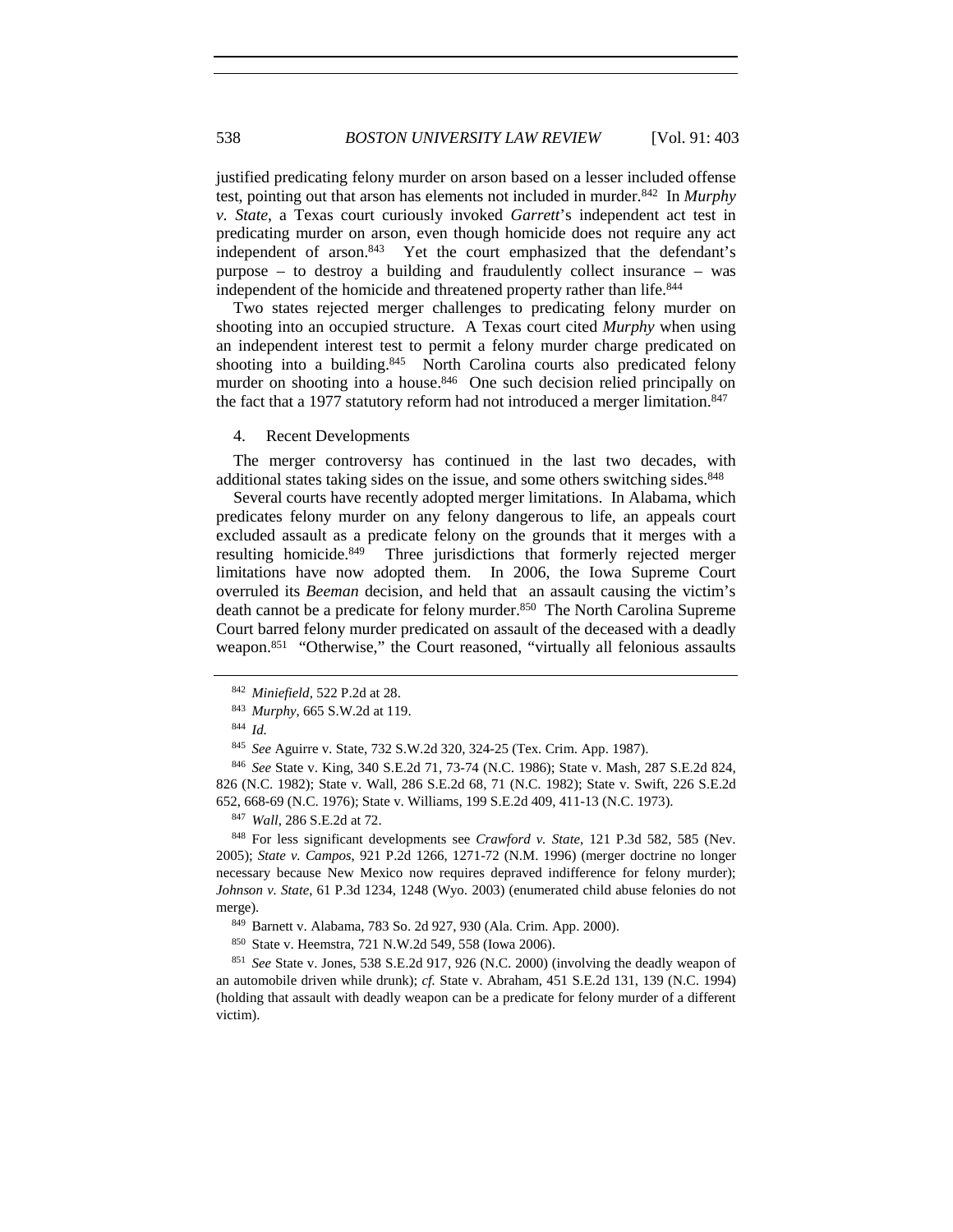justified predicating felony murder on arson based on a lesser included offense test, pointing out that arson has elements not included in murder.[842] In *Murphy v. State*, a Texas court curiously invoked *Garrett*'s independent act test in predicating murder on arson, even though homicide does not require any act independent of arson.[843] Yet the court emphasized that the defendant's purpose – to destroy a building and fraudulently collect insurance – was independent of the homicide and threatened property rather than life.[844]

Two states rejected merger challenges to predicating felony murder on shooting into an occupied structure. A Texas court cited *Murphy* when using an independent interest test to permit a felony murder charge predicated on shooting into a building.[845] North Carolina courts also predicated felony murder on shooting into a house.[846] One such decision relied principally on the fact that a 1977 statutory reform had not introduced a merger limitation.[847]

4. Recent Developments

The merger controversy has continued in the last two decades, with additional states taking sides on the issue, and some others switching sides.[848]

Several courts have recently adopted merger limitations. In Alabama, which predicates felony murder on any felony dangerous to life, an appeals court excluded assault as a predicate felony on the grounds that it merges with a resulting homicide.[849] Three jurisdictions that formerly rejected merger limitations have now adopted them. In 2006, the Iowa Supreme Court overruled its *Beeman* decision, and held that an assault causing the victim's death cannot be a predicate for felony murder.[850] The North Carolina Supreme Court barred felony murder predicated on assault of the deceased with a deadly weapon.[851] "Otherwise," the Court reasoned, "virtually all felonious assaults

---

[842] *Miniefield*, 522 P.2d at 28.

[843] *Murphy*, 665 S.W.2d at 119.

[844] *Id.*

[845] *See* Aguirre v. State, 732 S.W.2d 320, 324-25 (Tex. Crim. App. 1987).

[846] *See* State v. King, 340 S.E.2d 71, 73-74 (N.C. 1986); State v. Mash, 287 S.E.2d 824, 826 (N.C. 1982); State v. Wall, 286 S.E.2d 68, 71 (N.C. 1982); State v. Swift, 226 S.E.2d 652, 668-69 (N.C. 1976); State v. Williams, 199 S.E.2d 409, 411-13 (N.C. 1973).

[847] *Wall*, 286 S.E.2d at 72.

[848] For less significant developments see *Crawford v. State*, 121 P.3d 582, 585 (Nev. 2005); *State v. Campos*, 921 P.2d 1266, 1271-72 (N.M. 1996) (merger doctrine no longer necessary because New Mexico now requires depraved indifference for felony murder); *Johnson v. State*, 61 P.3d 1234, 1248 (Wyo. 2003) (enumerated child abuse felonies do not merge).

[849] Barnett v. Alabama, 783 So. 2d 927, 930 (Ala. Crim. App. 2000).

[850] State v. Heemstra, 721 N.W.2d 549, 558 (Iowa 2006).

[851] *See* State v. Jones, 538 S.E.2d 917, 926 (N.C. 2000) (involving the deadly weapon of an automobile driven while drunk); *cf.* State v. Abraham, 451 S.E.2d 131, 139 (N.C. 1994) (holding that assault with deadly weapon can be a predicate for felony murder of a different victim).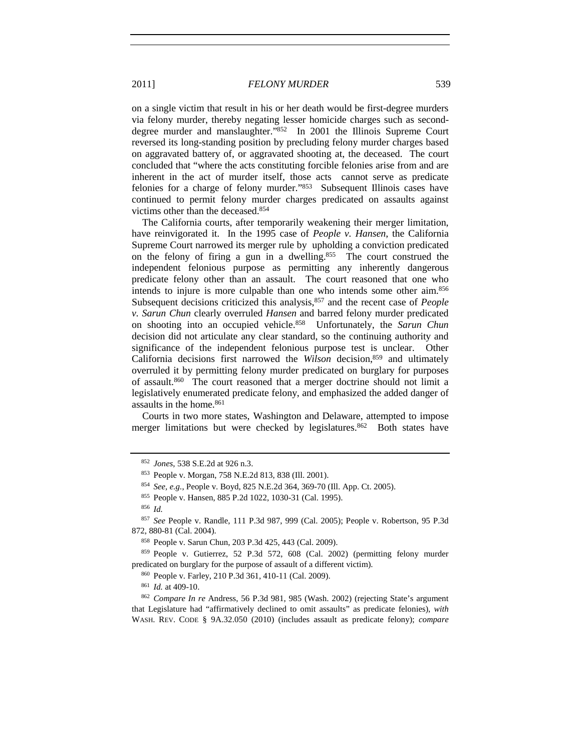on a single victim that result in his or her death would be first-degree murders via felony murder, thereby negating lesser homicide charges such as second-degree murder and manslaughter."[852] In 2001 the Illinois Supreme Court reversed its long-standing position by precluding felony murder charges based on aggravated battery of, or aggravated shooting at, the deceased. The court concluded that "where the acts constituting forcible felonies arise from and are inherent in the act of murder itself, those acts cannot serve as predicate felonies for a charge of felony murder."[853] Subsequent Illinois cases have continued to permit felony murder charges predicated on assaults against victims other than the deceased.[854]

The California courts, after temporarily weakening their merger limitation, have reinvigorated it. In the 1995 case of *People v. Hansen*, the California Supreme Court narrowed its merger rule by upholding a conviction predicated on the felony of firing a gun in a dwelling.[855] The court construed the independent felonious purpose as permitting any inherently dangerous predicate felony other than an assault. The court reasoned that one who intends to injure is more culpable than one who intends some other aim.[856] Subsequent decisions criticized this analysis,[857] and the recent case of *People v. Sarun Chun* clearly overruled *Hansen* and barred felony murder predicated on shooting into an occupied vehicle.[858] Unfortunately, the *Sarun Chun* decision did not articulate any clear standard, so the continuing authority and significance of the independent felonious purpose test is unclear. Other California decisions first narrowed the *Wilson* decision,[859] and ultimately overruled it by permitting felony murder predicated on burglary for purposes of assault.[860] The court reasoned that a merger doctrine should not limit a legislatively enumerated predicate felony, and emphasized the added danger of assaults in the home.[861]

Courts in two more states, Washington and Delaware, attempted to impose merger limitations but were checked by legislatures.[862] Both states have

---

[852] *Jones*, 538 S.E.2d at 926 n.3.

[853] People v. Morgan, 758 N.E.2d 813, 838 (Ill. 2001).

[854] *See, e.g.*, People v. Boyd, 825 N.E.2d 364, 369-70 (Ill. App. Ct. 2005).

[855] People v. Hansen, 885 P.2d 1022, 1030-31 (Cal. 1995).

[856] *Id.*

[857] *See* People v. Randle, 111 P.3d 987, 999 (Cal. 2005); People v. Robertson, 95 P.3d 872, 880-81 (Cal. 2004).

[858] People v. Sarun Chun, 203 P.3d 425, 443 (Cal. 2009).

[859] People v. Gutierrez, 52 P.3d 572, 608 (Cal. 2002) (permitting felony murder predicated on burglary for the purpose of assault of a different victim).

[860] People v. Farley, 210 P.3d 361, 410-11 (Cal. 2009).

[861] *Id.* at 409-10.

[862] *Compare In re* Andress, 56 P.3d 981, 985 (Wash. 2002) (rejecting State's argument that Legislature had "affirmatively declined to omit assaults" as predicate felonies), *with* WASH. REV. CODE § 9A.32.050 (2010) (includes assault as predicate felony); *compare*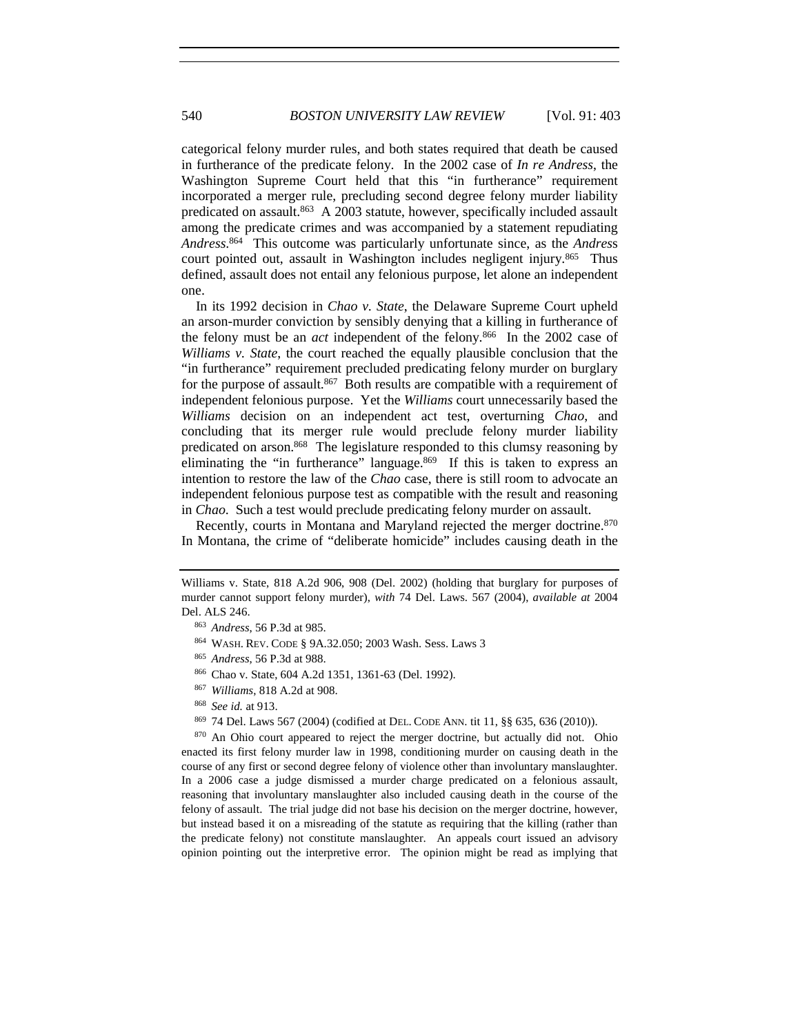categorical felony murder rules, and both states required that death be caused in furtherance of the predicate felony. In the 2002 case of *In re Andress*, the Washington Supreme Court held that this "in furtherance" requirement incorporated a merger rule, precluding second degree felony murder liability predicated on assault.[863] A 2003 statute, however, specifically included assault among the predicate crimes and was accompanied by a statement repudiating *Andress*.[864] This outcome was particularly unfortunate since, as the *Andress* court pointed out, assault in Washington includes negligent injury.[865] Thus defined, assault does not entail any felonious purpose, let alone an independent one.

In its 1992 decision in *Chao v. State*, the Delaware Supreme Court upheld an arson-murder conviction by sensibly denying that a killing in furtherance of the felony must be an *act* independent of the felony.[866] In the 2002 case of *Williams v. State*, the court reached the equally plausible conclusion that the "in furtherance" requirement precluded predicating felony murder on burglary for the purpose of assault.[867] Both results are compatible with a requirement of independent felonious purpose. Yet the *Williams* court unnecessarily based the *Williams* decision on an independent act test, overturning *Chao*, and concluding that its merger rule would preclude felony murder liability predicated on arson.[868] The legislature responded to this clumsy reasoning by eliminating the "in furtherance" language.[869] If this is taken to express an intention to restore the law of the *Chao* case, there is still room to advocate an independent felonious purpose test as compatible with the result and reasoning in *Chao*. Such a test would preclude predicating felony murder on assault.

Recently, courts in Montana and Maryland rejected the merger doctrine.[870] In Montana, the crime of "deliberate homicide" includes causing death in the

---

Williams v. State, 818 A.2d 906, 908 (Del. 2002) (holding that burglary for purposes of murder cannot support felony murder), *with* 74 Del. Laws. 567 (2004), *available at* 2004 Del. ALS 246.

[863] *Andress*, 56 P.3d at 985.

[864] WASH. REV. CODE § 9A.32.050; 2003 Wash. Sess. Laws 3

[865] *Andress*, 56 P.3d at 988.

[866] Chao v. State, 604 A.2d 1351, 1361-63 (Del. 1992).

[867] *Williams*, 818 A.2d at 908.

[868] *See id.* at 913.

[869] 74 Del. Laws 567 (2004) (codified at DEL. CODE ANN. tit 11, §§ 635, 636 (2010)).

[870] An Ohio court appeared to reject the merger doctrine, but actually did not. Ohio enacted its first felony murder law in 1998, conditioning murder on causing death in the course of any first or second degree felony of violence other than involuntary manslaughter. In a 2006 case a judge dismissed a murder charge predicated on a felonious assault, reasoning that involuntary manslaughter also included causing death in the course of the felony of assault. The trial judge did not base his decision on the merger doctrine, however, but instead based it on a misreading of the statute as requiring that the killing (rather than the predicate felony) not constitute manslaughter. An appeals court issued an advisory opinion pointing out the interpretive error. The opinion might be read as implying that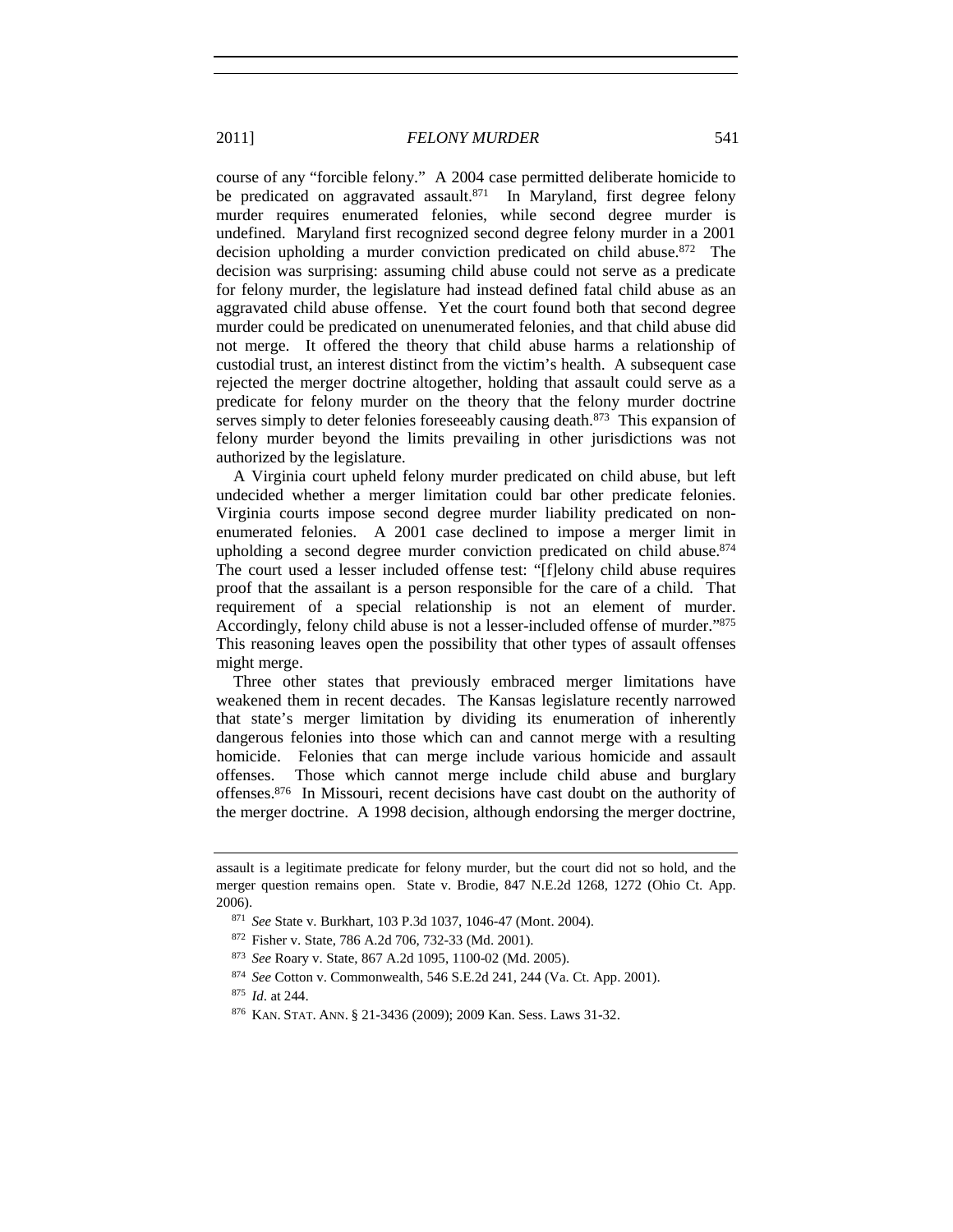course of any "forcible felony." A 2004 case permitted deliberate homicide to be predicated on aggravated assault.[871] In Maryland, first degree felony murder requires enumerated felonies, while second degree murder is undefined. Maryland first recognized second degree felony murder in a 2001 decision upholding a murder conviction predicated on child abuse.[872] The decision was surprising: assuming child abuse could not serve as a predicate for felony murder, the legislature had instead defined fatal child abuse as an aggravated child abuse offense. Yet the court found both that second degree murder could be predicated on unenumerated felonies, and that child abuse did not merge. It offered the theory that child abuse harms a relationship of custodial trust, an interest distinct from the victim's health. A subsequent case rejected the merger doctrine altogether, holding that assault could serve as a predicate for felony murder on the theory that the felony murder doctrine serves simply to deter felonies foreseeably causing death.[873] This expansion of felony murder beyond the limits prevailing in other jurisdictions was not authorized by the legislature.

A Virginia court upheld felony murder predicated on child abuse, but left undecided whether a merger limitation could bar other predicate felonies. Virginia courts impose second degree murder liability predicated on non-enumerated felonies. A 2001 case declined to impose a merger limit in upholding a second degree murder conviction predicated on child abuse.[874] The court used a lesser included offense test: "[f]elony child abuse requires proof that the assailant is a person responsible for the care of a child. That requirement of a special relationship is not an element of murder. Accordingly, felony child abuse is not a lesser-included offense of murder."[875] This reasoning leaves open the possibility that other types of assault offenses might merge.

Three other states that previously embraced merger limitations have weakened them in recent decades. The Kansas legislature recently narrowed that state's merger limitation by dividing its enumeration of inherently dangerous felonies into those which can and cannot merge with a resulting homicide. Felonies that can merge include various homicide and assault offenses. Those which cannot merge include child abuse and burglary offenses.[876] In Missouri, recent decisions have cast doubt on the authority of the merger doctrine. A 1998 decision, although endorsing the merger doctrine,

---

assault is a legitimate predicate for felony murder, but the court did not so hold, and the merger question remains open. State v. Brodie, 847 N.E.2d 1268, 1272 (Ohio Ct. App. 2006).

[871] *See* State v. Burkhart, 103 P.3d 1037, 1046-47 (Mont. 2004).

[872] Fisher v. State, 786 A.2d 706, 732-33 (Md. 2001).

[873] *See* Roary v. State, 867 A.2d 1095, 1100-02 (Md. 2005).

[874] *See* Cotton v. Commonwealth, 546 S.E.2d 241, 244 (Va. Ct. App. 2001).

[875] *Id*. at 244.

[876] KAN. STAT. ANN. § 21-3436 (2009); 2009 Kan. Sess. Laws 31-32.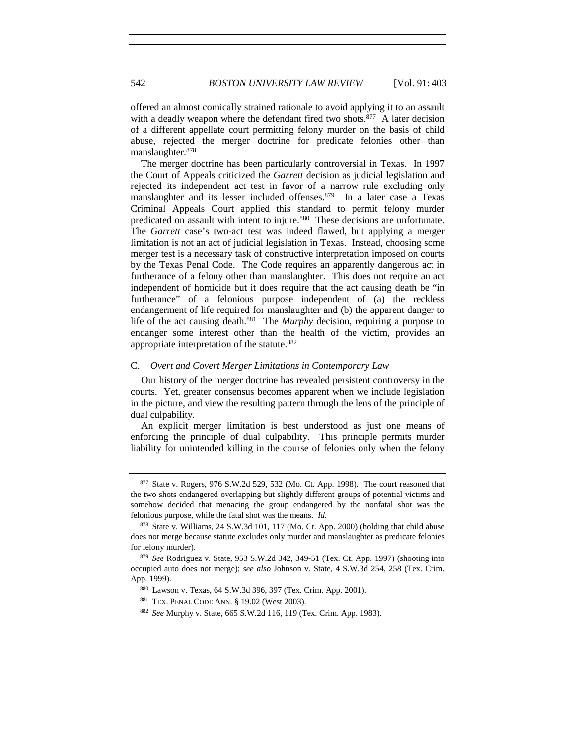offered an almost comically strained rationale to avoid applying it to an assault with a deadly weapon where the defendant fired two shots.[877] A later decision of a different appellate court permitting felony murder on the basis of child abuse, rejected the merger doctrine for predicate felonies other than manslaughter.[878]

The merger doctrine has been particularly controversial in Texas. In 1997 the Court of Appeals criticized the *Garrett* decision as judicial legislation and rejected its independent act test in favor of a narrow rule excluding only manslaughter and its lesser included offenses.[879] In a later case a Texas Criminal Appeals Court applied this standard to permit felony murder predicated on assault with intent to injure.[880] These decisions are unfortunate. The *Garrett* case's two-act test was indeed flawed, but applying a merger limitation is not an act of judicial legislation in Texas. Instead, choosing some merger test is a necessary task of constructive interpretation imposed on courts by the Texas Penal Code. The Code requires an apparently dangerous act in furtherance of a felony other than manslaughter. This does not require an act independent of homicide but it does require that the act causing death be "in furtherance" of a felonious purpose independent of (a) the reckless endangerment of life required for manslaughter and (b) the apparent danger to life of the act causing death.[881] The *Murphy* decision, requiring a purpose to endanger some interest other than the health of the victim, provides an appropriate interpretation of the statute.[882]

### C. *Overt and Covert Merger Limitations in Contemporary Law*

Our history of the merger doctrine has revealed persistent controversy in the courts. Yet, greater consensus becomes apparent when we include legislation in the picture, and view the resulting pattern through the lens of the principle of dual culpability.

An explicit merger limitation is best understood as just one means of enforcing the principle of dual culpability. This principle permits murder liability for unintended killing in the course of felonies only when the felony

---

[877] State v. Rogers, 976 S.W.2d 529, 532 (Mo. Ct. App. 1998). The court reasoned that the two shots endangered overlapping but slightly different groups of potential victims and somehow decided that menacing the group endangered by the nonfatal shot was the felonious purpose, while the fatal shot was the means. *Id.*

[878] State v. Williams, 24 S.W.3d 101, 117 (Mo. Ct. App. 2000) (holding that child abuse does not merge because statute excludes only murder and manslaughter as predicate felonies for felony murder).

[879] *See* Rodriguez v. State, 953 S.W.2d 342, 349-51 (Tex. Ct. App. 1997) (shooting into occupied auto does not merge); *see also* Johnson v. State, 4 S.W.3d 254, 258 (Tex. Crim. App. 1999).

[880] Lawson v. Texas, 64 S.W.3d 396, 397 (Tex. Crim. App. 2001).

[881] TEX. PENAL CODE ANN. § 19.02 (West 2003).

[882] *See* Murphy v. State, 665 S.W.2d 116, 119 (Tex. Crim. App. 1983).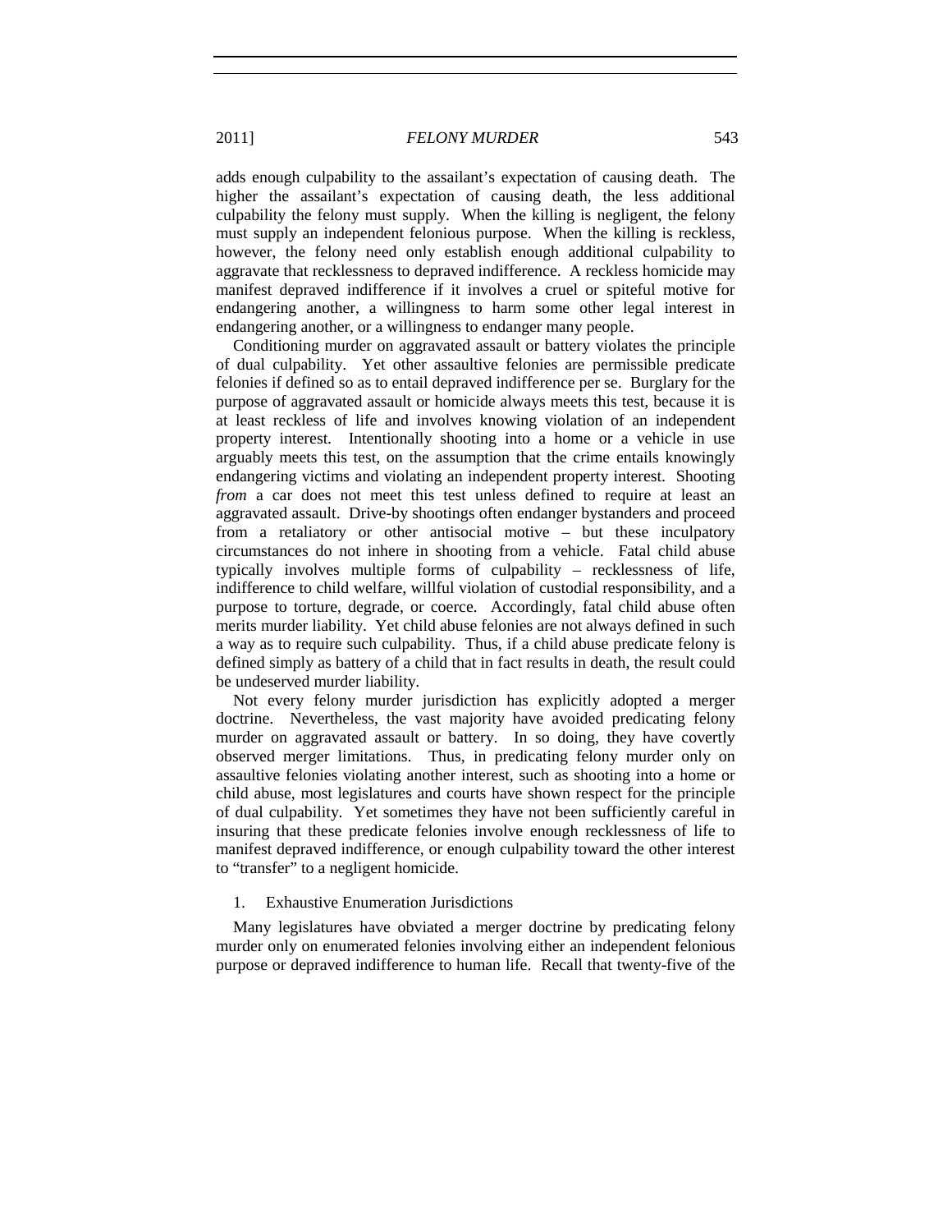adds enough culpability to the assailant's expectation of causing death. The higher the assailant's expectation of causing death, the less additional culpability the felony must supply. When the killing is negligent, the felony must supply an independent felonious purpose. When the killing is reckless, however, the felony need only establish enough additional culpability to aggravate that recklessness to depraved indifference. A reckless homicide may manifest depraved indifference if it involves a cruel or spiteful motive for endangering another, a willingness to harm some other legal interest in endangering another, or a willingness to endanger many people.

Conditioning murder on aggravated assault or battery violates the principle of dual culpability. Yet other assaultive felonies are permissible predicate felonies if defined so as to entail depraved indifference per se. Burglary for the purpose of aggravated assault or homicide always meets this test, because it is at least reckless of life and involves knowing violation of an independent property interest. Intentionally shooting into a home or a vehicle in use arguably meets this test, on the assumption that the crime entails knowingly endangering victims and violating an independent property interest. Shooting *from* a car does not meet this test unless defined to require at least an aggravated assault. Drive-by shootings often endanger bystanders and proceed from a retaliatory or other antisocial motive – but these inculpatory circumstances do not inhere in shooting from a vehicle. Fatal child abuse typically involves multiple forms of culpability – recklessness of life, indifference to child welfare, willful violation of custodial responsibility, and a purpose to torture, degrade, or coerce. Accordingly, fatal child abuse often merits murder liability. Yet child abuse felonies are not always defined in such a way as to require such culpability. Thus, if a child abuse predicate felony is defined simply as battery of a child that in fact results in death, the result could be undeserved murder liability.

Not every felony murder jurisdiction has explicitly adopted a merger doctrine. Nevertheless, the vast majority have avoided predicating felony murder on aggravated assault or battery. In so doing, they have covertly observed merger limitations. Thus, in predicating felony murder only on assaultive felonies violating another interest, such as shooting into a home or child abuse, most legislatures and courts have shown respect for the principle of dual culpability. Yet sometimes they have not been sufficiently careful in insuring that these predicate felonies involve enough recklessness of life to manifest depraved indifference, or enough culpability toward the other interest to "transfer" to a negligent homicide.

### 1. Exhaustive Enumeration Jurisdictions

Many legislatures have obviated a merger doctrine by predicating felony murder only on enumerated felonies involving either an independent felonious purpose or depraved indifference to human life. Recall that twenty-five of the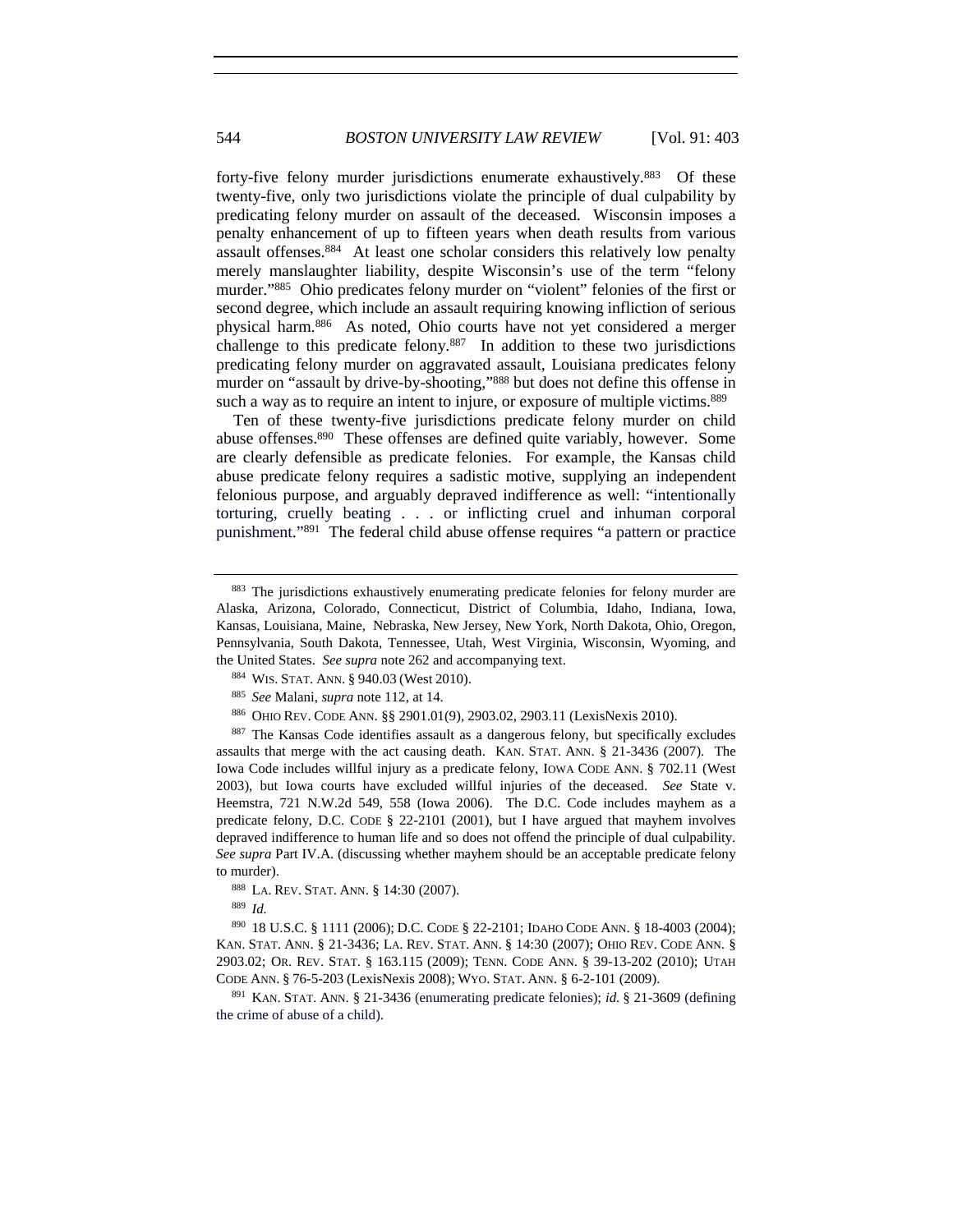forty-five felony murder jurisdictions enumerate exhaustively.[883] Of these twenty-five, only two jurisdictions violate the principle of dual culpability by predicating felony murder on assault of the deceased. Wisconsin imposes a penalty enhancement of up to fifteen years when death results from various assault offenses.[884] At least one scholar considers this relatively low penalty merely manslaughter liability, despite Wisconsin's use of the term "felony murder."[885] Ohio predicates felony murder on "violent" felonies of the first or second degree, which include an assault requiring knowing infliction of serious physical harm.[886] As noted, Ohio courts have not yet considered a merger challenge to this predicate felony.[887] In addition to these two jurisdictions predicating felony murder on aggravated assault, Louisiana predicates felony murder on "assault by drive-by-shooting,"[888] but does not define this offense in such a way as to require an intent to injure, or exposure of multiple victims.[889]

Ten of these twenty-five jurisdictions predicate felony murder on child abuse offenses.[890] These offenses are defined quite variably, however. Some are clearly defensible as predicate felonies. For example, the Kansas child abuse predicate felony requires a sadistic motive, supplying an independent felonious purpose, and arguably depraved indifference as well: "intentionally torturing, cruelly beating . . . or inflicting cruel and inhuman corporal punishment."[891] The federal child abuse offense requires "a pattern or practice

---

[883] The jurisdictions exhaustively enumerating predicate felonies for felony murder are Alaska, Arizona, Colorado, Connecticut, District of Columbia, Idaho, Indiana, Iowa, Kansas, Louisiana, Maine, Nebraska, New Jersey, New York, North Dakota, Ohio, Oregon, Pennsylvania, South Dakota, Tennessee, Utah, West Virginia, Wisconsin, Wyoming, and the United States. *See supra* note 262 and accompanying text.

[884] WIS. STAT. ANN. § 940.03 (West 2010).

[885] *See* Malani, *supra* note 112, at 14.

[886] OHIO REV. CODE ANN. §§ 2901.01(9), 2903.02, 2903.11 (LexisNexis 2010).

[887] The Kansas Code identifies assault as a dangerous felony, but specifically excludes assaults that merge with the act causing death. KAN. STAT. ANN. § 21-3436 (2007). The Iowa Code includes willful injury as a predicate felony, IOWA CODE ANN. § 702.11 (West 2003), but Iowa courts have excluded willful injuries of the deceased. *See* State v. Heemstra, 721 N.W.2d 549, 558 (Iowa 2006). The D.C. Code includes mayhem as a predicate felony, D.C. CODE § 22-2101 (2001), but I have argued that mayhem involves depraved indifference to human life and so does not offend the principle of dual culpability. *See supra* Part IV.A. (discussing whether mayhem should be an acceptable predicate felony to murder).

[888] LA. REV. STAT. ANN. § 14:30 (2007).

[889] *Id.*

[890] 18 U.S.C. § 1111 (2006); D.C. CODE § 22-2101; IDAHO CODE ANN. § 18-4003 (2004); KAN. STAT. ANN. § 21-3436; LA. REV. STAT. ANN. § 14:30 (2007); OHIO REV. CODE ANN. § 2903.02; OR. REV. STAT. § 163.115 (2009); TENN. CODE ANN. § 39-13-202 (2010); UTAH CODE ANN. § 76-5-203 (LexisNexis 2008); WYO. STAT. ANN. § 6-2-101 (2009).

[891] KAN. STAT. ANN. § 21-3436 (enumerating predicate felonies); *id.* § 21-3609 (defining the crime of abuse of a child).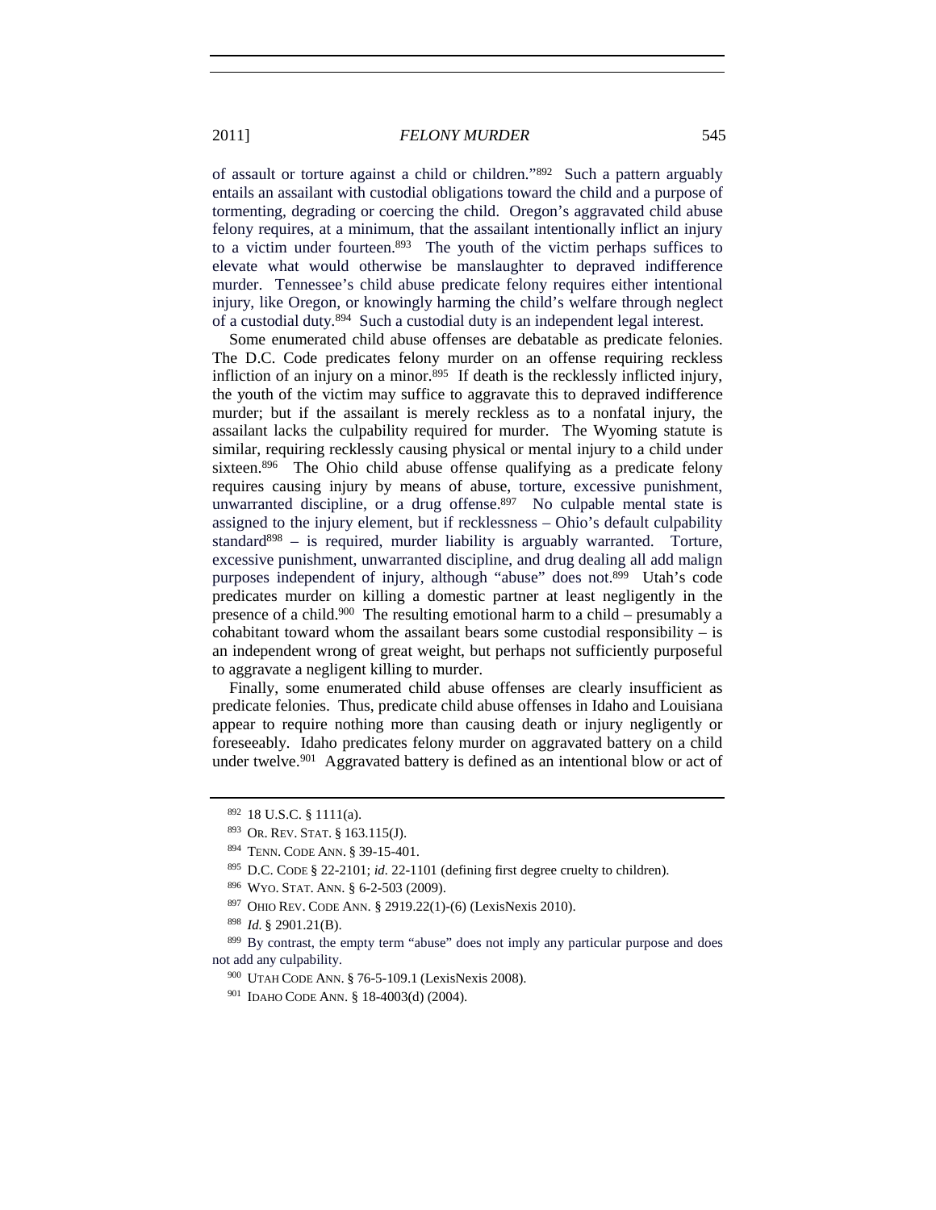of assault or torture against a child or children."[892] Such a pattern arguably entails an assailant with custodial obligations toward the child and a purpose of tormenting, degrading or coercing the child. Oregon's aggravated child abuse felony requires, at a minimum, that the assailant intentionally inflict an injury to a victim under fourteen.[893] The youth of the victim perhaps suffices to elevate what would otherwise be manslaughter to depraved indifference murder. Tennessee's child abuse predicate felony requires either intentional injury, like Oregon, or knowingly harming the child's welfare through neglect of a custodial duty.[894] Such a custodial duty is an independent legal interest.

Some enumerated child abuse offenses are debatable as predicate felonies. The D.C. Code predicates felony murder on an offense requiring reckless infliction of an injury on a minor.[895] If death is the recklessly inflicted injury, the youth of the victim may suffice to aggravate this to depraved indifference murder; but if the assailant is merely reckless as to a nonfatal injury, the assailant lacks the culpability required for murder. The Wyoming statute is similar, requiring recklessly causing physical or mental injury to a child under sixteen.[896] The Ohio child abuse offense qualifying as a predicate felony requires causing injury by means of abuse, torture, excessive punishment, unwarranted discipline, or a drug offense.[897] No culpable mental state is assigned to the injury element, but if recklessness – Ohio's default culpability standard[898] – is required, murder liability is arguably warranted. Torture, excessive punishment, unwarranted discipline, and drug dealing all add malign purposes independent of injury, although "abuse" does not.[899] Utah's code predicates murder on killing a domestic partner at least negligently in the presence of a child.[900] The resulting emotional harm to a child – presumably a cohabitant toward whom the assailant bears some custodial responsibility – is an independent wrong of great weight, but perhaps not sufficiently purposeful to aggravate a negligent killing to murder.

Finally, some enumerated child abuse offenses are clearly insufficient as predicate felonies. Thus, predicate child abuse offenses in Idaho and Louisiana appear to require nothing more than causing death or injury negligently or foreseeably. Idaho predicates felony murder on aggravated battery on a child under twelve.[901] Aggravated battery is defined as an intentional blow or act of

---

[892] 18 U.S.C. § 1111(a).

[893] OR. REV. STAT. § 163.115(J).

[894] TENN. CODE ANN. § 39-15-401.

[895] D.C. CODE § 22-2101; *id.* 22-1101 (defining first degree cruelty to children).

[896] WYO. STAT. ANN. § 6-2-503 (2009).

[897] OHIO REV. CODE ANN. § 2919.22(1)-(6) (LexisNexis 2010).

[898] *Id.* § 2901.21(B).

[899] By contrast, the empty term "abuse" does not imply any particular purpose and does not add any culpability.

[900] UTAH CODE ANN. § 76-5-109.1 (LexisNexis 2008).

[901] IDAHO CODE ANN. § 18-4003(d) (2004).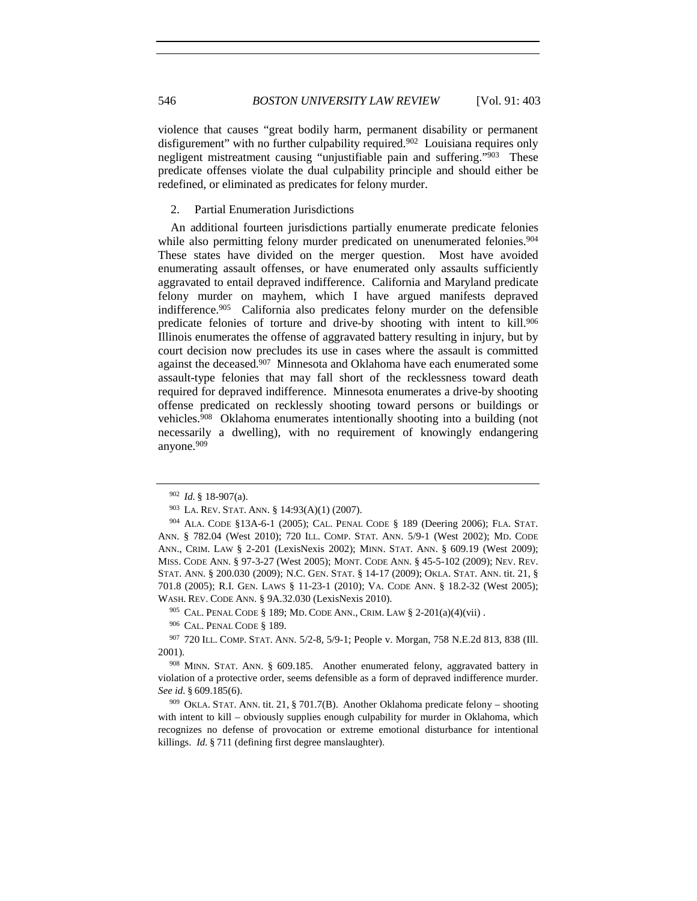violence that causes "great bodily harm, permanent disability or permanent disfigurement" with no further culpability required.[902] Louisiana requires only negligent mistreatment causing "unjustifiable pain and suffering."[903] These predicate offenses violate the dual culpability principle and should either be redefined, or eliminated as predicates for felony murder.

### 2. Partial Enumeration Jurisdictions

An additional fourteen jurisdictions partially enumerate predicate felonies while also permitting felony murder predicated on unenumerated felonies.[904] These states have divided on the merger question. Most have avoided enumerating assault offenses, or have enumerated only assaults sufficiently aggravated to entail depraved indifference. California and Maryland predicate felony murder on mayhem, which I have argued manifests depraved indifference.[905] California also predicates felony murder on the defensible predicate felonies of torture and drive-by shooting with intent to kill.[906] Illinois enumerates the offense of aggravated battery resulting in injury, but by court decision now precludes its use in cases where the assault is committed against the deceased.[907] Minnesota and Oklahoma have each enumerated some assault-type felonies that may fall short of the recklessness toward death required for depraved indifference. Minnesota enumerates a drive-by shooting offense predicated on recklessly shooting toward persons or buildings or vehicles.[908] Oklahoma enumerates intentionally shooting into a building (not necessarily a dwelling), with no requirement of knowingly endangering anyone.[909]

---

[902] *Id.* § 18-907(a).

[903] LA. REV. STAT. ANN. § 14:93(A)(1) (2007).

[904] ALA. CODE §13A-6-1 (2005); CAL. PENAL CODE § 189 (Deering 2006); FLA. STAT. ANN. § 782.04 (West 2010); 720 ILL. COMP. STAT. ANN. 5/9-1 (West 2002); MD. CODE ANN., CRIM. LAW § 2-201 (LexisNexis 2002); MINN. STAT. ANN. § 609.19 (West 2009); MISS. CODE ANN. § 97-3-27 (West 2005); MONT. CODE ANN. § 45-5-102 (2009); NEV. REV. STAT. ANN. § 200.030 (2009); N.C. GEN. STAT. § 14-17 (2009); OKLA. STAT. ANN. tit. 21, § 701.8 (2005); R.I. GEN. LAWS § 11-23-1 (2010); VA. CODE ANN. § 18.2-32 (West 2005); WASH. REV. CODE ANN. § 9A.32.030 (LexisNexis 2010).

[905] CAL. PENAL CODE § 189; MD. CODE ANN., CRIM. LAW § 2-201(a)(4)(vii) .

[906] CAL. PENAL CODE § 189.

[907] 720 ILL. COMP. STAT. ANN. 5/2-8, 5/9-1; People v. Morgan, 758 N.E.2d 813, 838 (Ill. 2001).

[908] MINN. STAT. ANN. § 609.185. Another enumerated felony, aggravated battery in violation of a protective order, seems defensible as a form of depraved indifference murder. *See id.* § 609.185(6).

[909] OKLA. STAT. ANN. tit. 21, § 701.7(B). Another Oklahoma predicate felony – shooting with intent to kill – obviously supplies enough culpability for murder in Oklahoma, which recognizes no defense of provocation or extreme emotional disturbance for intentional killings. *Id.* § 711 (defining first degree manslaughter).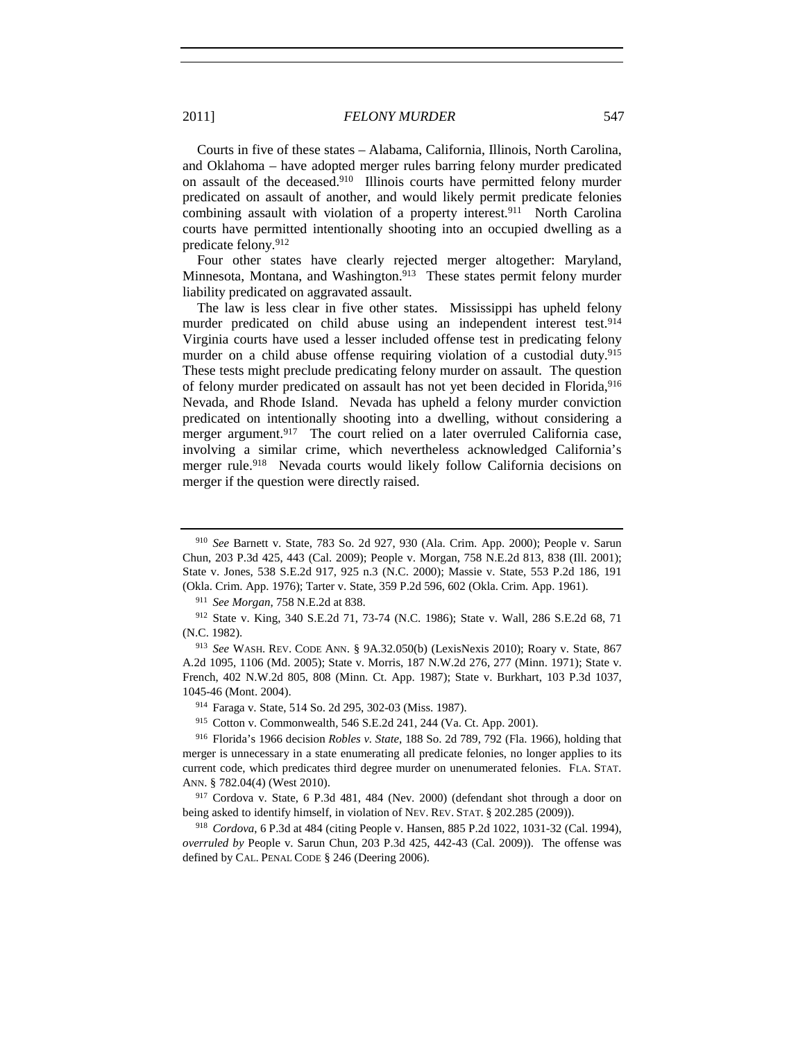Courts in five of these states – Alabama, California, Illinois, North Carolina, and Oklahoma – have adopted merger rules barring felony murder predicated on assault of the deceased.[910] Illinois courts have permitted felony murder predicated on assault of another, and would likely permit predicate felonies combining assault with violation of a property interest.[911] North Carolina courts have permitted intentionally shooting into an occupied dwelling as a predicate felony.[912]

Four other states have clearly rejected merger altogether: Maryland, Minnesota, Montana, and Washington.[913] These states permit felony murder liability predicated on aggravated assault.

The law is less clear in five other states. Mississippi has upheld felony murder predicated on child abuse using an independent interest test.[914] Virginia courts have used a lesser included offense test in predicating felony murder on a child abuse offense requiring violation of a custodial duty.[915] These tests might preclude predicating felony murder on assault. The question of felony murder predicated on assault has not yet been decided in Florida,[916] Nevada, and Rhode Island. Nevada has upheld a felony murder conviction predicated on intentionally shooting into a dwelling, without considering a merger argument.[917] The court relied on a later overruled California case, involving a similar crime, which nevertheless acknowledged California's merger rule.[918] Nevada courts would likely follow California decisions on merger if the question were directly raised.

---

[910] *See* Barnett v. State, 783 So. 2d 927, 930 (Ala. Crim. App. 2000); People v. Sarun Chun, 203 P.3d 425, 443 (Cal. 2009); People v. Morgan, 758 N.E.2d 813, 838 (Ill. 2001); State v. Jones, 538 S.E.2d 917, 925 n.3 (N.C. 2000); Massie v. State, 553 P.2d 186, 191 (Okla. Crim. App. 1976); Tarter v. State, 359 P.2d 596, 602 (Okla. Crim. App. 1961).

[911] *See Morgan*, 758 N.E.2d at 838.

[912] State v. King, 340 S.E.2d 71, 73-74 (N.C. 1986); State v. Wall, 286 S.E.2d 68, 71 (N.C. 1982).

[913] *See* WASH. REV. CODE ANN. § 9A.32.050(b) (LexisNexis 2010); Roary v. State, 867 A.2d 1095, 1106 (Md. 2005); State v. Morris, 187 N.W.2d 276, 277 (Minn. 1971); State v. French, 402 N.W.2d 805, 808 (Minn. Ct. App. 1987); State v. Burkhart, 103 P.3d 1037, 1045-46 (Mont. 2004).

[914] Faraga v. State, 514 So. 2d 295, 302-03 (Miss. 1987).

[915] Cotton v. Commonwealth, 546 S.E.2d 241, 244 (Va. Ct. App. 2001).

[916] Florida's 1966 decision *Robles v. State*, 188 So. 2d 789, 792 (Fla. 1966), holding that merger is unnecessary in a state enumerating all predicate felonies, no longer applies to its current code, which predicates third degree murder on unenumerated felonies. FLA. STAT. ANN. § 782.04(4) (West 2010).

[917] Cordova v. State, 6 P.3d 481, 484 (Nev. 2000) (defendant shot through a door on being asked to identify himself, in violation of NEV. REV. STAT. § 202.285 (2009)).

[918] *Cordova*, 6 P.3d at 484 (citing People v. Hansen, 885 P.2d 1022, 1031-32 (Cal. 1994), *overruled by* People v. Sarun Chun, 203 P.3d 425, 442-43 (Cal. 2009)). The offense was defined by CAL. PENAL CODE § 246 (Deering 2006).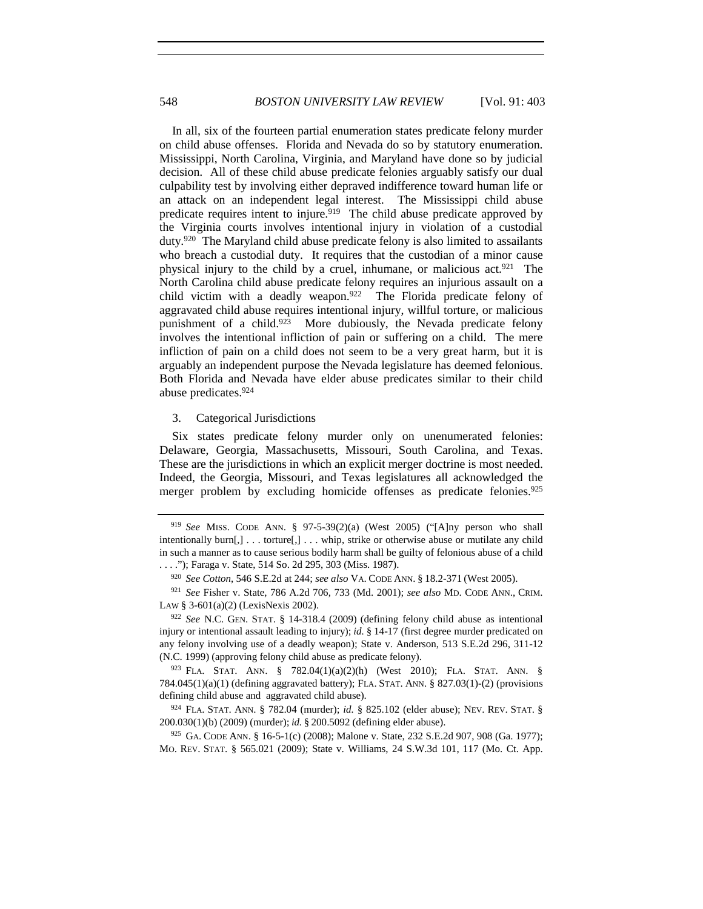In all, six of the fourteen partial enumeration states predicate felony murder on child abuse offenses. Florida and Nevada do so by statutory enumeration. Mississippi, North Carolina, Virginia, and Maryland have done so by judicial decision. All of these child abuse predicate felonies arguably satisfy our dual culpability test by involving either depraved indifference toward human life or an attack on an independent legal interest. The Mississippi child abuse predicate requires intent to injure.[919] The child abuse predicate approved by the Virginia courts involves intentional injury in violation of a custodial duty.[920] The Maryland child abuse predicate felony is also limited to assailants who breach a custodial duty. It requires that the custodian of a minor cause physical injury to the child by a cruel, inhumane, or malicious act.[921] The North Carolina child abuse predicate felony requires an injurious assault on a child victim with a deadly weapon.[922] The Florida predicate felony of aggravated child abuse requires intentional injury, willful torture, or malicious punishment of a child.[923] More dubiously, the Nevada predicate felony involves the intentional infliction of pain or suffering on a child. The mere infliction of pain on a child does not seem to be a very great harm, but it is arguably an independent purpose the Nevada legislature has deemed felonious. Both Florida and Nevada have elder abuse predicates similar to their child abuse predicates.[924]

### 3. Categorical Jurisdictions

Six states predicate felony murder only on unenumerated felonies: Delaware, Georgia, Massachusetts, Missouri, South Carolina, and Texas. These are the jurisdictions in which an explicit merger doctrine is most needed. Indeed, the Georgia, Missouri, and Texas legislatures all acknowledged the merger problem by excluding homicide offenses as predicate felonies.[925]

---

[919] *See* MISS. CODE ANN. § 97-5-39(2)(a) (West 2005) ("[A]ny person who shall intentionally burn[,] . . . torture[,] . . . whip, strike or otherwise abuse or mutilate any child in such a manner as to cause serious bodily harm shall be guilty of felonious abuse of a child . . . ."); Faraga v. State, 514 So. 2d 295, 303 (Miss. 1987).

[920] *See Cotton*, 546 S.E.2d at 244; *see also* VA. CODE ANN. § 18.2-371 (West 2005).

[921] *See* Fisher v. State, 786 A.2d 706, 733 (Md. 2001); *see also* MD. CODE ANN., CRIM. LAW § 3-601(a)(2) (LexisNexis 2002).

[922] *See* N.C. GEN. STAT. § 14-318.4 (2009) (defining felony child abuse as intentional injury or intentional assault leading to injury); *id.* § 14-17 (first degree murder predicated on any felony involving use of a deadly weapon); State v. Anderson, 513 S.E.2d 296, 311-12 (N.C. 1999) (approving felony child abuse as predicate felony).

[923] FLA. STAT. ANN. § 782.04(1)(a)(2)(h) (West 2010); FLA. STAT. ANN. § 784.045(1)(a)(1) (defining aggravated battery); FLA. STAT. ANN. § 827.03(1)-(2) (provisions defining child abuse and aggravated child abuse).

[924] FLA. STAT. ANN. § 782.04 (murder); *id.* § 825.102 (elder abuse); NEV. REV. STAT. § 200.030(1)(b) (2009) (murder); *id.* § 200.5092 (defining elder abuse).

[925] GA. CODE ANN. § 16-5-1(c) (2008); Malone v. State, 232 S.E.2d 907, 908 (Ga. 1977); MO. REV. STAT. § 565.021 (2009); State v. Williams, 24 S.W.3d 101, 117 (Mo. Ct. App.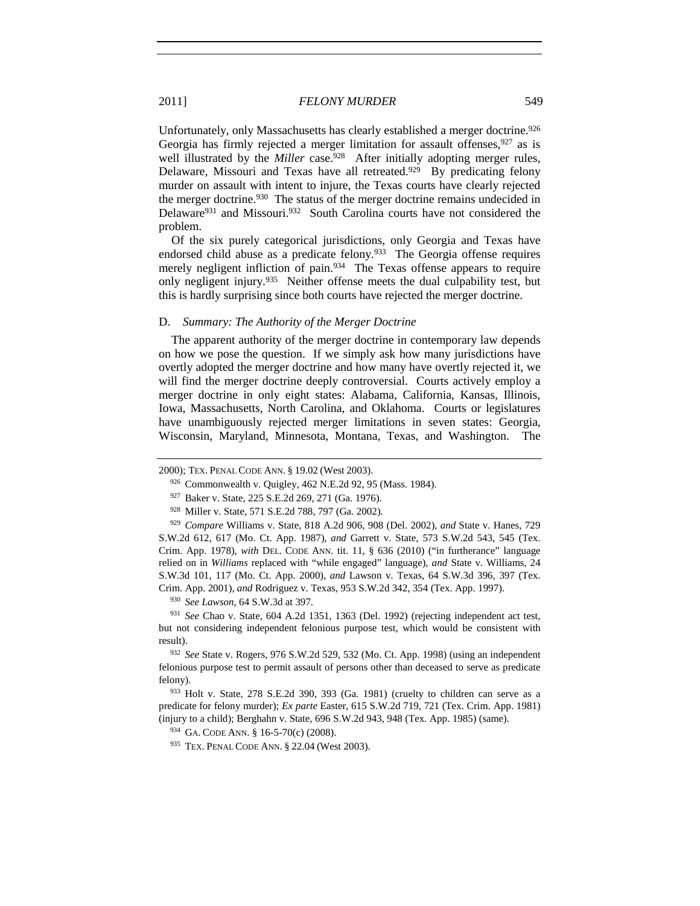Unfortunately, only Massachusetts has clearly established a merger doctrine.[926] Georgia has firmly rejected a merger limitation for assault offenses,[927] as is well illustrated by the *Miller* case.[928] After initially adopting merger rules, Delaware, Missouri and Texas have all retreated.[929] By predicating felony murder on assault with intent to injure, the Texas courts have clearly rejected the merger doctrine.[930] The status of the merger doctrine remains undecided in Delaware[931] and Missouri.[932] South Carolina courts have not considered the problem.

Of the six purely categorical jurisdictions, only Georgia and Texas have endorsed child abuse as a predicate felony.[933] The Georgia offense requires merely negligent infliction of pain.[934] The Texas offense appears to require only negligent injury.[935] Neither offense meets the dual culpability test, but this is hardly surprising since both courts have rejected the merger doctrine.

### D. *Summary: The Authority of the Merger Doctrine*

The apparent authority of the merger doctrine in contemporary law depends on how we pose the question. If we simply ask how many jurisdictions have overtly adopted the merger doctrine and how many have overtly rejected it, we will find the merger doctrine deeply controversial. Courts actively employ a merger doctrine in only eight states: Alabama, California, Kansas, Illinois, Iowa, Massachusetts, North Carolina, and Oklahoma. Courts or legislatures have unambiguously rejected merger limitations in seven states: Georgia, Wisconsin, Maryland, Minnesota, Montana, Texas, and Washington. The

---

2000); TEX. PENAL CODE ANN. § 19.02 (West 2003).

[926] Commonwealth v. Quigley, 462 N.E.2d 92, 95 (Mass. 1984).

[927] Baker v. State, 225 S.E.2d 269, 271 (Ga. 1976).

[928] Miller v. State, 571 S.E.2d 788, 797 (Ga. 2002).

[929] *Compare* Williams v. State, 818 A.2d 906, 908 (Del. 2002), *and* State v. Hanes, 729 S.W.2d 612, 617 (Mo. Ct. App. 1987), *and* Garrett v. State, 573 S.W.2d 543, 545 (Tex. Crim. App. 1978), *with* DEL. CODE ANN. tit. 11, § 636 (2010) ("in furtherance" language relied on in *Williams* replaced with "while engaged" language), *and* State v. Williams, 24 S.W.3d 101, 117 (Mo. Ct. App. 2000), *and* Lawson v. Texas, 64 S.W.3d 396, 397 (Tex. Crim. App. 2001), *and* Rodriguez v. Texas, 953 S.W.2d 342, 354 (Tex. App. 1997).

[930] *See Lawson*, 64 S.W.3d at 397.

[931] *See* Chao v. State, 604 A.2d 1351, 1363 (Del. 1992) (rejecting independent act test, but not considering independent felonious purpose test, which would be consistent with result).

[932] *See* State v. Rogers, 976 S.W.2d 529, 532 (Mo. Ct. App. 1998) (using an independent felonious purpose test to permit assault of persons other than deceased to serve as predicate felony).

[933] Holt v. State, 278 S.E.2d 390, 393 (Ga. 1981) (cruelty to children can serve as a predicate for felony murder); *Ex parte* Easter, 615 S.W.2d 719, 721 (Tex. Crim. App. 1981) (injury to a child); Berghahn v. State, 696 S.W.2d 943, 948 (Tex. App. 1985) (same).

[934] GA. CODE ANN. § 16-5-70(c) (2008).

[935] TEX. PENAL CODE ANN. § 22.04 (West 2003).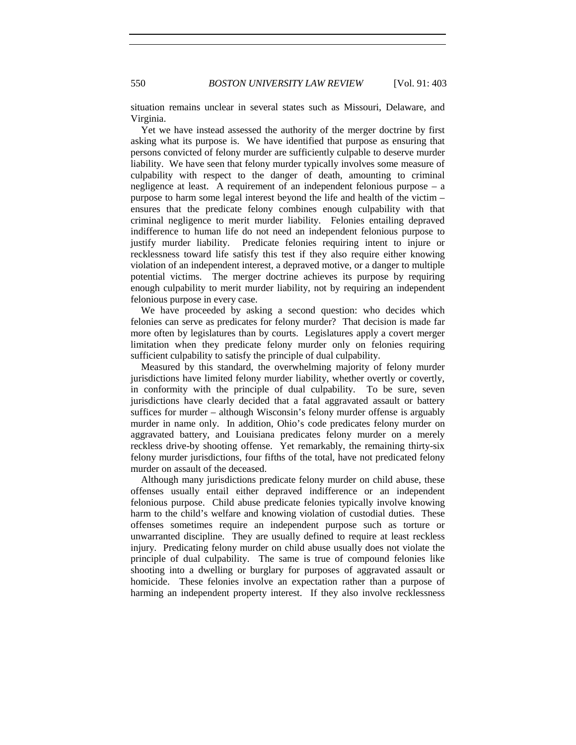situation remains unclear in several states such as Missouri, Delaware, and Virginia.

Yet we have instead assessed the authority of the merger doctrine by first asking what its purpose is. We have identified that purpose as ensuring that persons convicted of felony murder are sufficiently culpable to deserve murder liability. We have seen that felony murder typically involves some measure of culpability with respect to the danger of death, amounting to criminal negligence at least. A requirement of an independent felonious purpose – a purpose to harm some legal interest beyond the life and health of the victim – ensures that the predicate felony combines enough culpability with that criminal negligence to merit murder liability. Felonies entailing depraved indifference to human life do not need an independent felonious purpose to justify murder liability. Predicate felonies requiring intent to injure or recklessness toward life satisfy this test if they also require either knowing violation of an independent interest, a depraved motive, or a danger to multiple potential victims. The merger doctrine achieves its purpose by requiring enough culpability to merit murder liability, not by requiring an independent felonious purpose in every case.

We have proceeded by asking a second question: who decides which felonies can serve as predicates for felony murder? That decision is made far more often by legislatures than by courts. Legislatures apply a covert merger limitation when they predicate felony murder only on felonies requiring sufficient culpability to satisfy the principle of dual culpability.

Measured by this standard, the overwhelming majority of felony murder jurisdictions have limited felony murder liability, whether overtly or covertly, in conformity with the principle of dual culpability. To be sure, seven jurisdictions have clearly decided that a fatal aggravated assault or battery suffices for murder – although Wisconsin's felony murder offense is arguably murder in name only. In addition, Ohio's code predicates felony murder on aggravated battery, and Louisiana predicates felony murder on a merely reckless drive-by shooting offense. Yet remarkably, the remaining thirty-six felony murder jurisdictions, four fifths of the total, have not predicated felony murder on assault of the deceased.

Although many jurisdictions predicate felony murder on child abuse, these offenses usually entail either depraved indifference or an independent felonious purpose. Child abuse predicate felonies typically involve knowing harm to the child's welfare and knowing violation of custodial duties. These offenses sometimes require an independent purpose such as torture or unwarranted discipline. They are usually defined to require at least reckless injury. Predicating felony murder on child abuse usually does not violate the principle of dual culpability. The same is true of compound felonies like shooting into a dwelling or burglary for purposes of aggravated assault or homicide. These felonies involve an expectation rather than a purpose of harming an independent property interest. If they also involve recklessness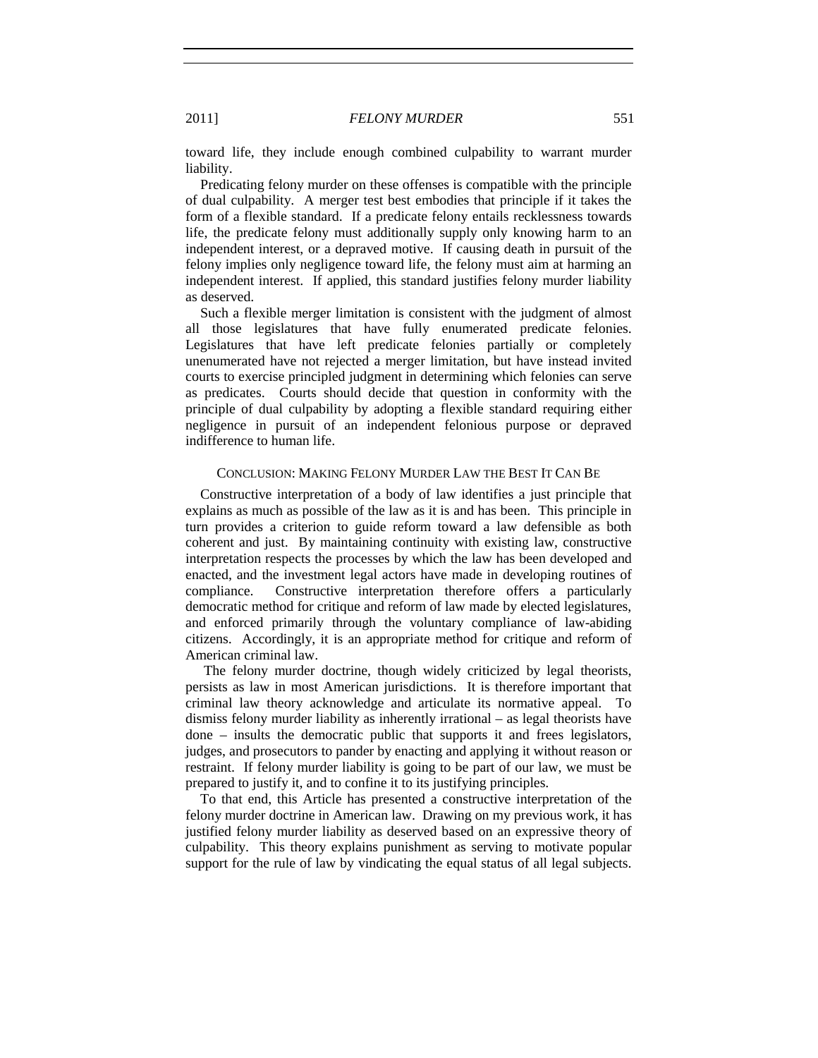toward life, they include enough combined culpability to warrant murder liability.

Predicating felony murder on these offenses is compatible with the principle of dual culpability. A merger test best embodies that principle if it takes the form of a flexible standard. If a predicate felony entails recklessness towards life, the predicate felony must additionally supply only knowing harm to an independent interest, or a depraved motive. If causing death in pursuit of the felony implies only negligence toward life, the felony must aim at harming an independent interest. If applied, this standard justifies felony murder liability as deserved.

Such a flexible merger limitation is consistent with the judgment of almost all those legislatures that have fully enumerated predicate felonies. Legislatures that have left predicate felonies partially or completely unenumerated have not rejected a merger limitation, but have instead invited courts to exercise principled judgment in determining which felonies can serve as predicates. Courts should decide that question in conformity with the principle of dual culpability by adopting a flexible standard requiring either negligence in pursuit of an independent felonious purpose or depraved indifference to human life.

## CONCLUSION: MAKING FELONY MURDER LAW THE BEST IT CAN BE

Constructive interpretation of a body of law identifies a just principle that explains as much as possible of the law as it is and has been. This principle in turn provides a criterion to guide reform toward a law defensible as both coherent and just. By maintaining continuity with existing law, constructive interpretation respects the processes by which the law has been developed and enacted, and the investment legal actors have made in developing routines of compliance. Constructive interpretation therefore offers a particularly democratic method for critique and reform of law made by elected legislatures, and enforced primarily through the voluntary compliance of law-abiding citizens. Accordingly, it is an appropriate method for critique and reform of American criminal law.

The felony murder doctrine, though widely criticized by legal theorists, persists as law in most American jurisdictions. It is therefore important that criminal law theory acknowledge and articulate its normative appeal. To dismiss felony murder liability as inherently irrational – as legal theorists have done – insults the democratic public that supports it and frees legislators, judges, and prosecutors to pander by enacting and applying it without reason or restraint. If felony murder liability is going to be part of our law, we must be prepared to justify it, and to confine it to its justifying principles.

To that end, this Article has presented a constructive interpretation of the felony murder doctrine in American law. Drawing on my previous work, it has justified felony murder liability as deserved based on an expressive theory of culpability. This theory explains punishment as serving to motivate popular support for the rule of law by vindicating the equal status of all legal subjects.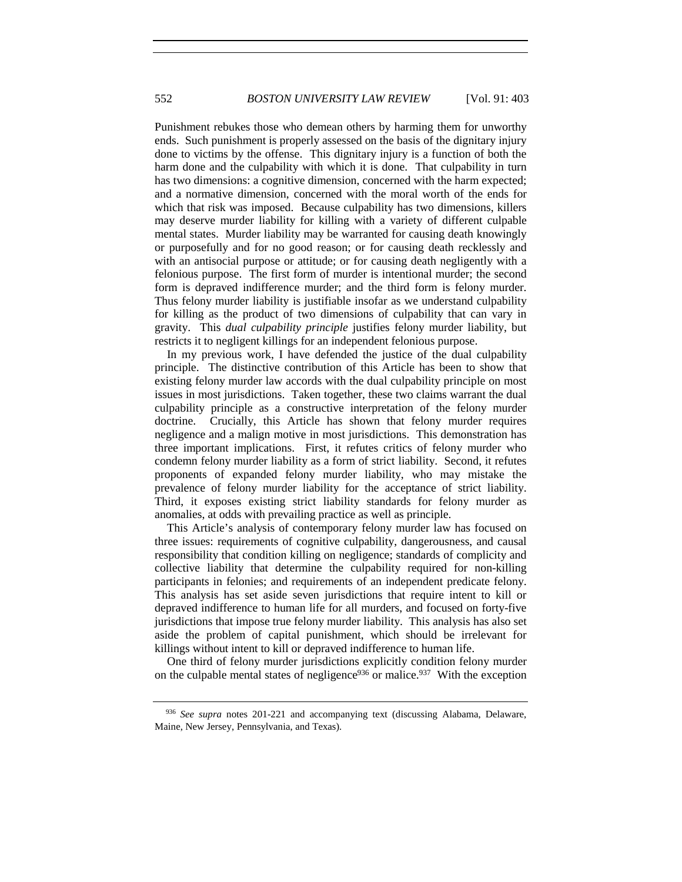Punishment rebukes those who demean others by harming them for unworthy ends. Such punishment is properly assessed on the basis of the dignitary injury done to victims by the offense. This dignitary injury is a function of both the harm done and the culpability with which it is done. That culpability in turn has two dimensions: a cognitive dimension, concerned with the harm expected; and a normative dimension, concerned with the moral worth of the ends for which that risk was imposed. Because culpability has two dimensions, killers may deserve murder liability for killing with a variety of different culpable mental states. Murder liability may be warranted for causing death knowingly or purposefully and for no good reason; or for causing death recklessly and with an antisocial purpose or attitude; or for causing death negligently with a felonious purpose. The first form of murder is intentional murder; the second form is depraved indifference murder; and the third form is felony murder. Thus felony murder liability is justifiable insofar as we understand culpability for killing as the product of two dimensions of culpability that can vary in gravity. This *dual culpability principle* justifies felony murder liability, but restricts it to negligent killings for an independent felonious purpose.

In my previous work, I have defended the justice of the dual culpability principle. The distinctive contribution of this Article has been to show that existing felony murder law accords with the dual culpability principle on most issues in most jurisdictions. Taken together, these two claims warrant the dual culpability principle as a constructive interpretation of the felony murder doctrine. Crucially, this Article has shown that felony murder requires negligence and a malign motive in most jurisdictions. This demonstration has three important implications. First, it refutes critics of felony murder who condemn felony murder liability as a form of strict liability. Second, it refutes proponents of expanded felony murder liability, who may mistake the prevalence of felony murder liability for the acceptance of strict liability. Third, it exposes existing strict liability standards for felony murder as anomalies, at odds with prevailing practice as well as principle.

This Article's analysis of contemporary felony murder law has focused on three issues: requirements of cognitive culpability, dangerousness, and causal responsibility that condition killing on negligence; standards of complicity and collective liability that determine the culpability required for non-killing participants in felonies; and requirements of an independent predicate felony. This analysis has set aside seven jurisdictions that require intent to kill or depraved indifference to human life for all murders, and focused on forty-five jurisdictions that impose true felony murder liability. This analysis has also set aside the problem of capital punishment, which should be irrelevant for killings without intent to kill or depraved indifference to human life.

One third of felony murder jurisdictions explicitly condition felony murder on the culpable mental states of negligence[936] or malice.[937] With the exception

---

[936] *See supra* notes 201-221 and accompanying text (discussing Alabama, Delaware, Maine, New Jersey, Pennsylvania, and Texas).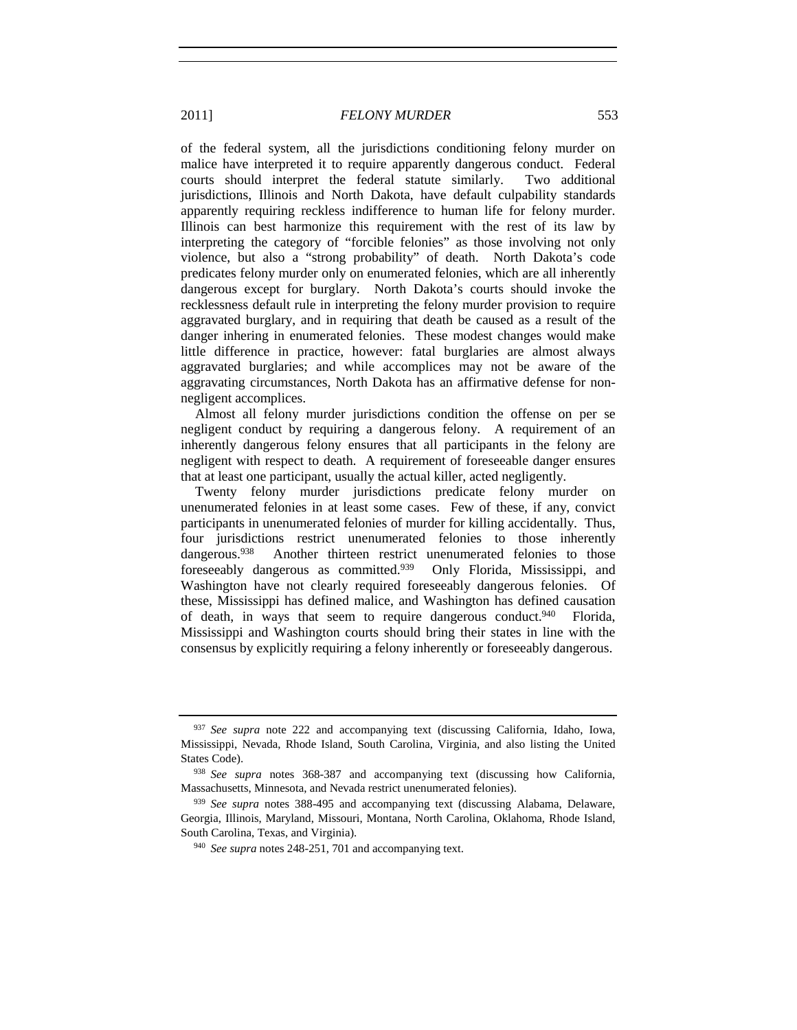of the federal system, all the jurisdictions conditioning felony murder on malice have interpreted it to require apparently dangerous conduct. Federal courts should interpret the federal statute similarly. Two additional jurisdictions, Illinois and North Dakota, have default culpability standards apparently requiring reckless indifference to human life for felony murder. Illinois can best harmonize this requirement with the rest of its law by interpreting the category of "forcible felonies" as those involving not only violence, but also a "strong probability" of death. North Dakota's code predicates felony murder only on enumerated felonies, which are all inherently dangerous except for burglary. North Dakota's courts should invoke the recklessness default rule in interpreting the felony murder provision to require aggravated burglary, and in requiring that death be caused as a result of the danger inhering in enumerated felonies. These modest changes would make little difference in practice, however: fatal burglaries are almost always aggravated burglaries; and while accomplices may not be aware of the aggravating circumstances, North Dakota has an affirmative defense for non-negligent accomplices.

Almost all felony murder jurisdictions condition the offense on per se negligent conduct by requiring a dangerous felony. A requirement of an inherently dangerous felony ensures that all participants in the felony are negligent with respect to death. A requirement of foreseeable danger ensures that at least one participant, usually the actual killer, acted negligently.

Twenty felony murder jurisdictions predicate felony murder on unenumerated felonies in at least some cases. Few of these, if any, convict participants in unenumerated felonies of murder for killing accidentally. Thus, four jurisdictions restrict unenumerated felonies to those inherently dangerous.[938] Another thirteen restrict unenumerated felonies to those foreseeably dangerous as committed.[939] Only Florida, Mississippi, and Washington have not clearly required foreseeably dangerous felonies. Of these, Mississippi has defined malice, and Washington has defined causation of death, in ways that seem to require dangerous conduct.[940] Florida, Mississippi and Washington courts should bring their states in line with the consensus by explicitly requiring a felony inherently or foreseeably dangerous.

---

[937] *See supra* note 222 and accompanying text (discussing California, Idaho, Iowa, Mississippi, Nevada, Rhode Island, South Carolina, Virginia, and also listing the United States Code).

[938] *See supra* notes 368-387 and accompanying text (discussing how California, Massachusetts, Minnesota, and Nevada restrict unenumerated felonies).

[939] *See supra* notes 388-495 and accompanying text (discussing Alabama, Delaware, Georgia, Illinois, Maryland, Missouri, Montana, North Carolina, Oklahoma, Rhode Island, South Carolina, Texas, and Virginia).

[940] *See supra* notes 248-251, 701 and accompanying text.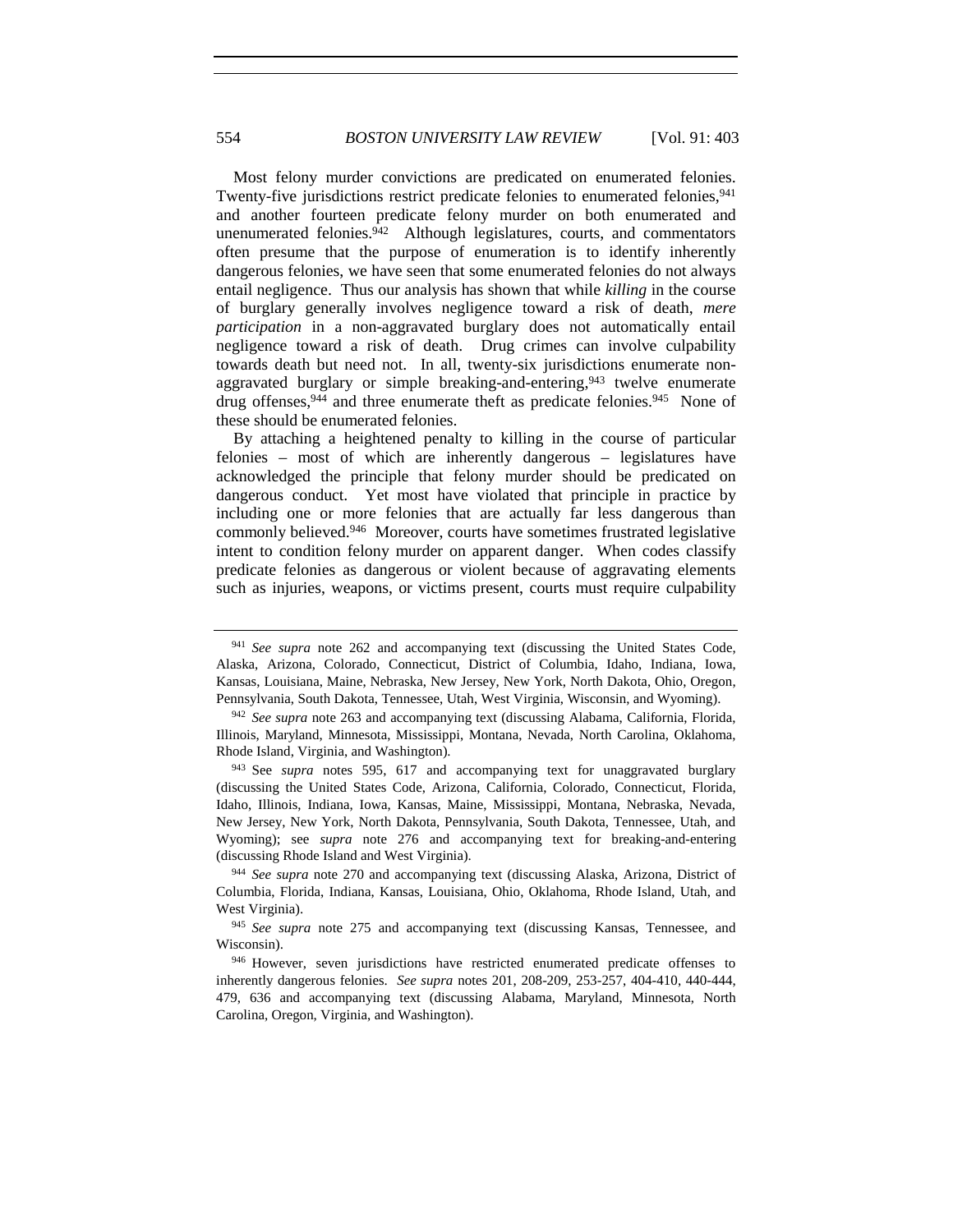Most felony murder convictions are predicated on enumerated felonies. Twenty-five jurisdictions restrict predicate felonies to enumerated felonies,[941] and another fourteen predicate felony murder on both enumerated and unenumerated felonies.[942] Although legislatures, courts, and commentators often presume that the purpose of enumeration is to identify inherently dangerous felonies, we have seen that some enumerated felonies do not always entail negligence. Thus our analysis has shown that while *killing* in the course of burglary generally involves negligence toward a risk of death, *mere participation* in a non-aggravated burglary does not automatically entail negligence toward a risk of death. Drug crimes can involve culpability towards death but need not. In all, twenty-six jurisdictions enumerate non-aggravated burglary or simple breaking-and-entering,[943] twelve enumerate drug offenses,[944] and three enumerate theft as predicate felonies.[945] None of these should be enumerated felonies.

By attaching a heightened penalty to killing in the course of particular felonies – most of which are inherently dangerous – legislatures have acknowledged the principle that felony murder should be predicated on dangerous conduct. Yet most have violated that principle in practice by including one or more felonies that are actually far less dangerous than commonly believed.[946] Moreover, courts have sometimes frustrated legislative intent to condition felony murder on apparent danger. When codes classify predicate felonies as dangerous or violent because of aggravating elements such as injuries, weapons, or victims present, courts must require culpability

---

[941] *See supra* note 262 and accompanying text (discussing the United States Code, Alaska, Arizona, Colorado, Connecticut, District of Columbia, Idaho, Indiana, Iowa, Kansas, Louisiana, Maine, Nebraska, New Jersey, New York, North Dakota, Ohio, Oregon, Pennsylvania, South Dakota, Tennessee, Utah, West Virginia, Wisconsin, and Wyoming).

[942] *See supra* note 263 and accompanying text (discussing Alabama, California, Florida, Illinois, Maryland, Minnesota, Mississippi, Montana, Nevada, North Carolina, Oklahoma, Rhode Island, Virginia, and Washington).

[943] See *supra* notes 595, 617 and accompanying text for unaggravated burglary (discussing the United States Code, Arizona, California, Colorado, Connecticut, Florida, Idaho, Illinois, Indiana, Iowa, Kansas, Maine, Mississippi, Montana, Nebraska, Nevada, New Jersey, New York, North Dakota, Pennsylvania, South Dakota, Tennessee, Utah, and Wyoming); see *supra* note 276 and accompanying text for breaking-and-entering (discussing Rhode Island and West Virginia).

[944] *See supra* note 270 and accompanying text (discussing Alaska, Arizona, District of Columbia, Florida, Indiana, Kansas, Louisiana, Ohio, Oklahoma, Rhode Island, Utah, and West Virginia).

[945] *See supra* note 275 and accompanying text (discussing Kansas, Tennessee, and Wisconsin).

[946] However, seven jurisdictions have restricted enumerated predicate offenses to inherently dangerous felonies. *See supra* notes 201, 208-209, 253-257, 404-410, 440-444, 479, 636 and accompanying text (discussing Alabama, Maryland, Minnesota, North Carolina, Oregon, Virginia, and Washington).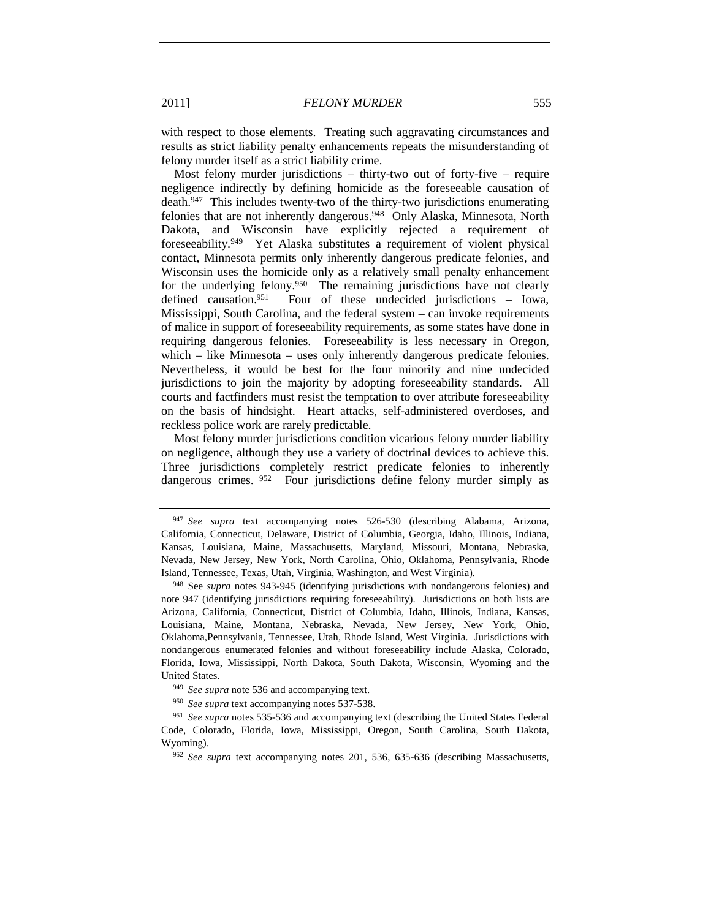with respect to those elements. Treating such aggravating circumstances and results as strict liability penalty enhancements repeats the misunderstanding of felony murder itself as a strict liability crime.

Most felony murder jurisdictions – thirty-two out of forty-five – require negligence indirectly by defining homicide as the foreseeable causation of death.[947] This includes twenty-two of the thirty-two jurisdictions enumerating felonies that are not inherently dangerous.[948] Only Alaska, Minnesota, North Dakota, and Wisconsin have explicitly rejected a requirement of foreseeability.[949] Yet Alaska substitutes a requirement of violent physical contact, Minnesota permits only inherently dangerous predicate felonies, and Wisconsin uses the homicide only as a relatively small penalty enhancement for the underlying felony.[950] The remaining jurisdictions have not clearly defined causation.[951] Four of these undecided jurisdictions – Iowa, Mississippi, South Carolina, and the federal system – can invoke requirements of malice in support of foreseeability requirements, as some states have done in requiring dangerous felonies. Foreseeability is less necessary in Oregon, which – like Minnesota – uses only inherently dangerous predicate felonies. Nevertheless, it would be best for the four minority and nine undecided jurisdictions to join the majority by adopting foreseeability standards. All courts and factfinders must resist the temptation to over attribute foreseeability on the basis of hindsight. Heart attacks, self-administered overdoses, and reckless police work are rarely predictable.

Most felony murder jurisdictions condition vicarious felony murder liability on negligence, although they use a variety of doctrinal devices to achieve this. Three jurisdictions completely restrict predicate felonies to inherently dangerous crimes.[952] Four jurisdictions define felony murder simply as

---

[947] *See supra* text accompanying notes 526-530 (describing Alabama, Arizona, California, Connecticut, Delaware, District of Columbia, Georgia, Idaho, Illinois, Indiana, Kansas, Louisiana, Maine, Massachusetts, Maryland, Missouri, Montana, Nebraska, Nevada, New Jersey, New York, North Carolina, Ohio, Oklahoma, Pennsylvania, Rhode Island, Tennessee, Texas, Utah, Virginia, Washington, and West Virginia).

[948] See *supra* notes 943-945 (identifying jurisdictions with nondangerous felonies) and note 947 (identifying jurisdictions requiring foreseeability). Jurisdictions on both lists are Arizona, California, Connecticut, District of Columbia, Idaho, Illinois, Indiana, Kansas, Louisiana, Maine, Montana, Nebraska, Nevada, New Jersey, New York, Ohio, Oklahoma,Pennsylvania, Tennessee, Utah, Rhode Island, West Virginia. Jurisdictions with nondangerous enumerated felonies and without foreseeability include Alaska, Colorado, Florida, Iowa, Mississippi, North Dakota, South Dakota, Wisconsin, Wyoming and the United States.

[949] *See supra* note 536 and accompanying text.

[950] *See supra* text accompanying notes 537-538.

[951] *See supra* notes 535-536 and accompanying text (describing the United States Federal Code, Colorado, Florida, Iowa, Mississippi, Oregon, South Carolina, South Dakota, Wyoming).

[952] *See supra* text accompanying notes 201, 536, 635-636 (describing Massachusetts,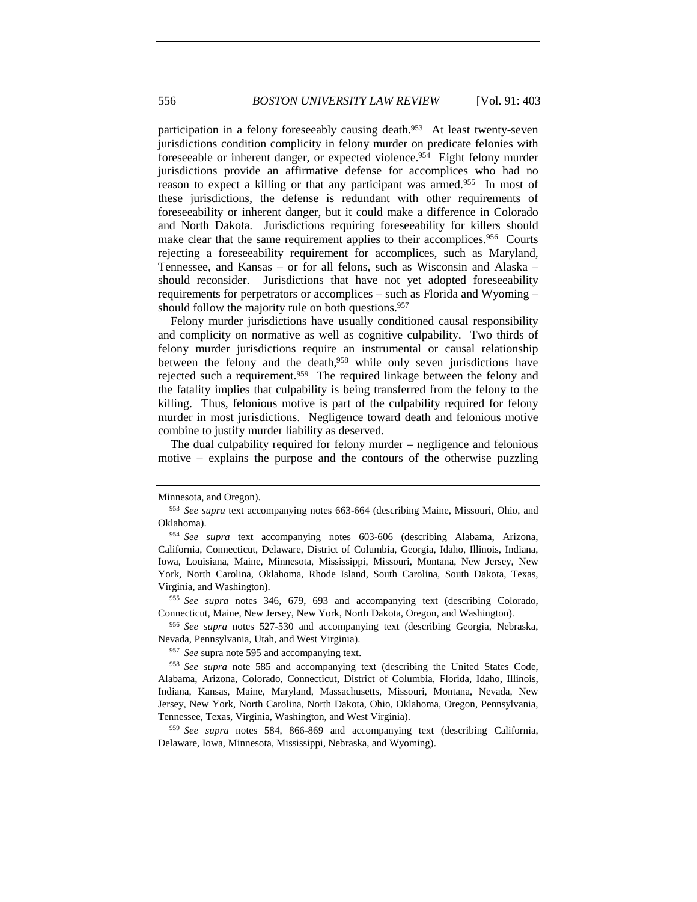participation in a felony foreseeably causing death.[953] At least twenty-seven jurisdictions condition complicity in felony murder on predicate felonies with foreseeable or inherent danger, or expected violence.[954] Eight felony murder jurisdictions provide an affirmative defense for accomplices who had no reason to expect a killing or that any participant was armed.[955] In most of these jurisdictions, the defense is redundant with other requirements of foreseeability or inherent danger, but it could make a difference in Colorado and North Dakota. Jurisdictions requiring foreseeability for killers should make clear that the same requirement applies to their accomplices.[956] Courts rejecting a foreseeability requirement for accomplices, such as Maryland, Tennessee, and Kansas – or for all felons, such as Wisconsin and Alaska – should reconsider. Jurisdictions that have not yet adopted foreseeability requirements for perpetrators or accomplices – such as Florida and Wyoming – should follow the majority rule on both questions.[957]

Felony murder jurisdictions have usually conditioned causal responsibility and complicity on normative as well as cognitive culpability. Two thirds of felony murder jurisdictions require an instrumental or causal relationship between the felony and the death,[958] while only seven jurisdictions have rejected such a requirement.[959] The required linkage between the felony and the fatality implies that culpability is being transferred from the felony to the killing. Thus, felonious motive is part of the culpability required for felony murder in most jurisdictions. Negligence toward death and felonious motive combine to justify murder liability as deserved.

The dual culpability required for felony murder – negligence and felonious motive – explains the purpose and the contours of the otherwise puzzling

---

Minnesota, and Oregon).

[953] *See supra* text accompanying notes 663-664 (describing Maine, Missouri, Ohio, and Oklahoma).

[954] *See supra* text accompanying notes 603-606 (describing Alabama, Arizona, California, Connecticut, Delaware, District of Columbia, Georgia, Idaho, Illinois, Indiana, Iowa, Louisiana, Maine, Minnesota, Mississippi, Missouri, Montana, New Jersey, New York, North Carolina, Oklahoma, Rhode Island, South Carolina, South Dakota, Texas, Virginia, and Washington).

[955] *See supra* notes 346, 679, 693 and accompanying text (describing Colorado, Connecticut, Maine, New Jersey, New York, North Dakota, Oregon, and Washington).

[956] *See supra* notes 527-530 and accompanying text (describing Georgia, Nebraska, Nevada, Pennsylvania, Utah, and West Virginia).

[957] *See* supra note 595 and accompanying text.

[958] *See supra* note 585 and accompanying text (describing the United States Code, Alabama, Arizona, Colorado, Connecticut, District of Columbia, Florida, Idaho, Illinois, Indiana, Kansas, Maine, Maryland, Massachusetts, Missouri, Montana, Nevada, New Jersey, New York, North Carolina, North Dakota, Ohio, Oklahoma, Oregon, Pennsylvania, Tennessee, Texas, Virginia, Washington, and West Virginia).

[959] *See supra* notes 584, 866-869 and accompanying text (describing California, Delaware, Iowa, Minnesota, Mississippi, Nebraska, and Wyoming).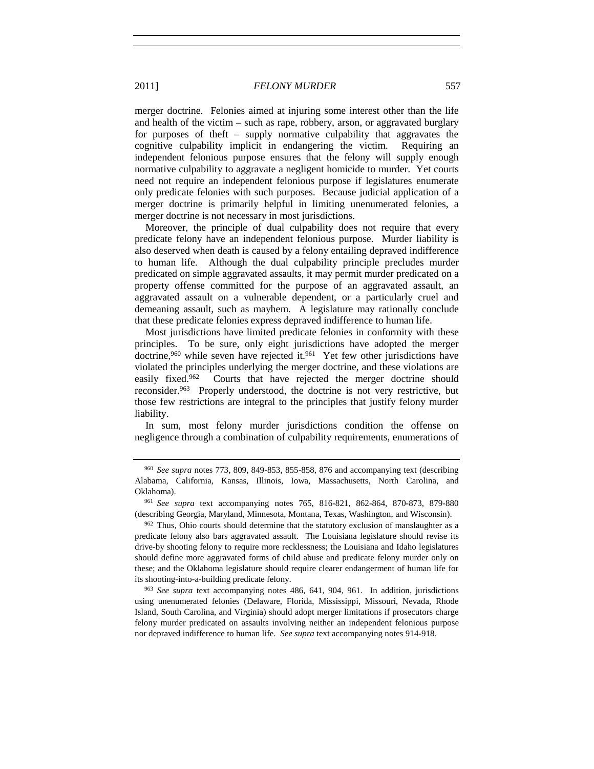merger doctrine. Felonies aimed at injuring some interest other than the life and health of the victim – such as rape, robbery, arson, or aggravated burglary for purposes of theft – supply normative culpability that aggravates the cognitive culpability implicit in endangering the victim. Requiring an independent felonious purpose ensures that the felony will supply enough normative culpability to aggravate a negligent homicide to murder. Yet courts need not require an independent felonious purpose if legislatures enumerate only predicate felonies with such purposes. Because judicial application of a merger doctrine is primarily helpful in limiting unenumerated felonies, a merger doctrine is not necessary in most jurisdictions.

Moreover, the principle of dual culpability does not require that every predicate felony have an independent felonious purpose. Murder liability is also deserved when death is caused by a felony entailing depraved indifference to human life. Although the dual culpability principle precludes murder predicated on simple aggravated assaults, it may permit murder predicated on a property offense committed for the purpose of an aggravated assault, an aggravated assault on a vulnerable dependent, or a particularly cruel and demeaning assault, such as mayhem. A legislature may rationally conclude that these predicate felonies express depraved indifference to human life.

Most jurisdictions have limited predicate felonies in conformity with these principles. To be sure, only eight jurisdictions have adopted the merger doctrine,[960] while seven have rejected it.[961] Yet few other jurisdictions have violated the principles underlying the merger doctrine, and these violations are easily fixed.[962] Courts that have rejected the merger doctrine should reconsider.[963] Properly understood, the doctrine is not very restrictive, but those few restrictions are integral to the principles that justify felony murder liability.

In sum, most felony murder jurisdictions condition the offense on negligence through a combination of culpability requirements, enumerations of

---

[960] *See supra* notes 773, 809, 849-853, 855-858, 876 and accompanying text (describing Alabama, California, Kansas, Illinois, Iowa, Massachusetts, North Carolina, and Oklahoma).

[961] *See supra* text accompanying notes 765, 816-821, 862-864, 870-873, 879-880 (describing Georgia, Maryland, Minnesota, Montana, Texas, Washington, and Wisconsin).

[962] Thus, Ohio courts should determine that the statutory exclusion of manslaughter as a predicate felony also bars aggravated assault. The Louisiana legislature should revise its drive-by shooting felony to require more recklessness; the Louisiana and Idaho legislatures should define more aggravated forms of child abuse and predicate felony murder only on these; and the Oklahoma legislature should require clearer endangerment of human life for its shooting-into-a-building predicate felony.

[963] *See supra* text accompanying notes 486, 641, 904, 961. In addition, jurisdictions using unenumerated felonies (Delaware, Florida, Mississippi, Missouri, Nevada, Rhode Island, South Carolina, and Virginia) should adopt merger limitations if prosecutors charge felony murder predicated on assaults involving neither an independent felonious purpose nor depraved indifference to human life. *See supra* text accompanying notes 914-918.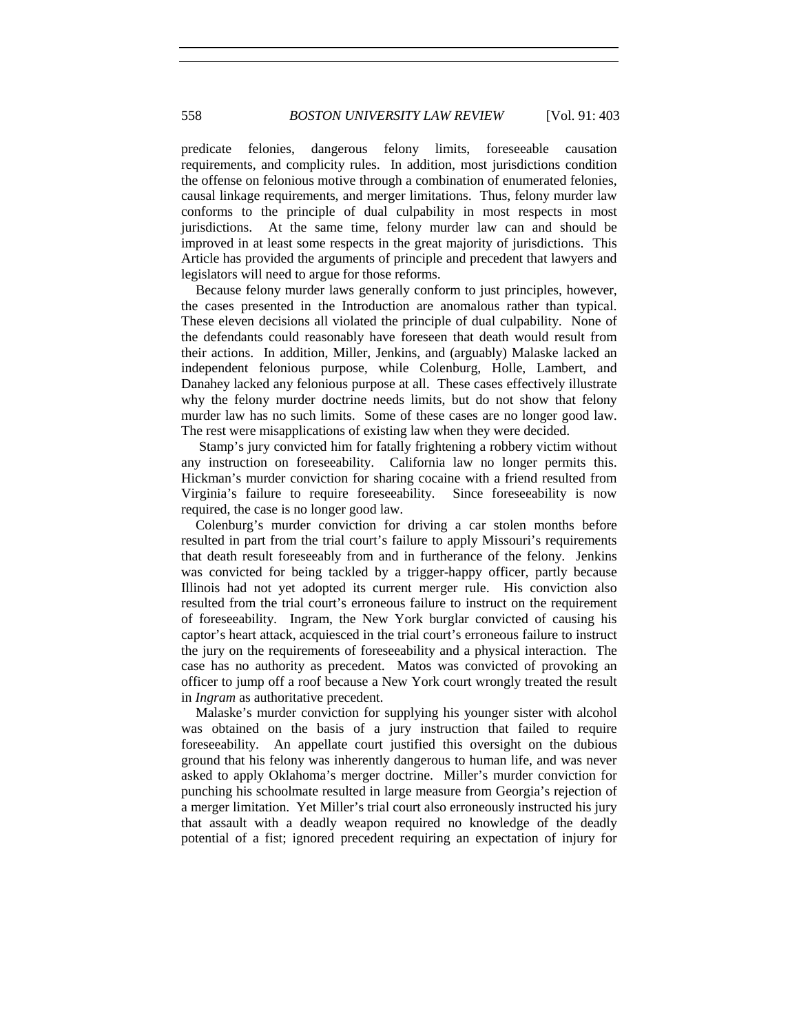predicate felonies, dangerous felony limits, foreseeable causation requirements, and complicity rules. In addition, most jurisdictions condition the offense on felonious motive through a combination of enumerated felonies, causal linkage requirements, and merger limitations. Thus, felony murder law conforms to the principle of dual culpability in most respects in most jurisdictions. At the same time, felony murder law can and should be improved in at least some respects in the great majority of jurisdictions. This Article has provided the arguments of principle and precedent that lawyers and legislators will need to argue for those reforms.

Because felony murder laws generally conform to just principles, however, the cases presented in the Introduction are anomalous rather than typical. These eleven decisions all violated the principle of dual culpability. None of the defendants could reasonably have foreseen that death would result from their actions. In addition, Miller, Jenkins, and (arguably) Malaske lacked an independent felonious purpose, while Colenburg, Holle, Lambert, and Danahey lacked any felonious purpose at all. These cases effectively illustrate why the felony murder doctrine needs limits, but do not show that felony murder law has no such limits. Some of these cases are no longer good law. The rest were misapplications of existing law when they were decided.

Stamp's jury convicted him for fatally frightening a robbery victim without any instruction on foreseeability. California law no longer permits this. Hickman's murder conviction for sharing cocaine with a friend resulted from Virginia's failure to require foreseeability. Since foreseeability is now required, the case is no longer good law.

Colenburg's murder conviction for driving a car stolen months before resulted in part from the trial court's failure to apply Missouri's requirements that death result foreseeably from and in furtherance of the felony. Jenkins was convicted for being tackled by a trigger-happy officer, partly because Illinois had not yet adopted its current merger rule. His conviction also resulted from the trial court's erroneous failure to instruct on the requirement of foreseeability. Ingram, the New York burglar convicted of causing his captor's heart attack, acquiesced in the trial court's erroneous failure to instruct the jury on the requirements of foreseeability and a physical interaction. The case has no authority as precedent. Matos was convicted of provoking an officer to jump off a roof because a New York court wrongly treated the result in *Ingram* as authoritative precedent.

Malaske's murder conviction for supplying his younger sister with alcohol was obtained on the basis of a jury instruction that failed to require foreseeability. An appellate court justified this oversight on the dubious ground that his felony was inherently dangerous to human life, and was never asked to apply Oklahoma's merger doctrine. Miller's murder conviction for punching his schoolmate resulted in large measure from Georgia's rejection of a merger limitation. Yet Miller's trial court also erroneously instructed his jury that assault with a deadly weapon required no knowledge of the deadly potential of a fist; ignored precedent requiring an expectation of injury for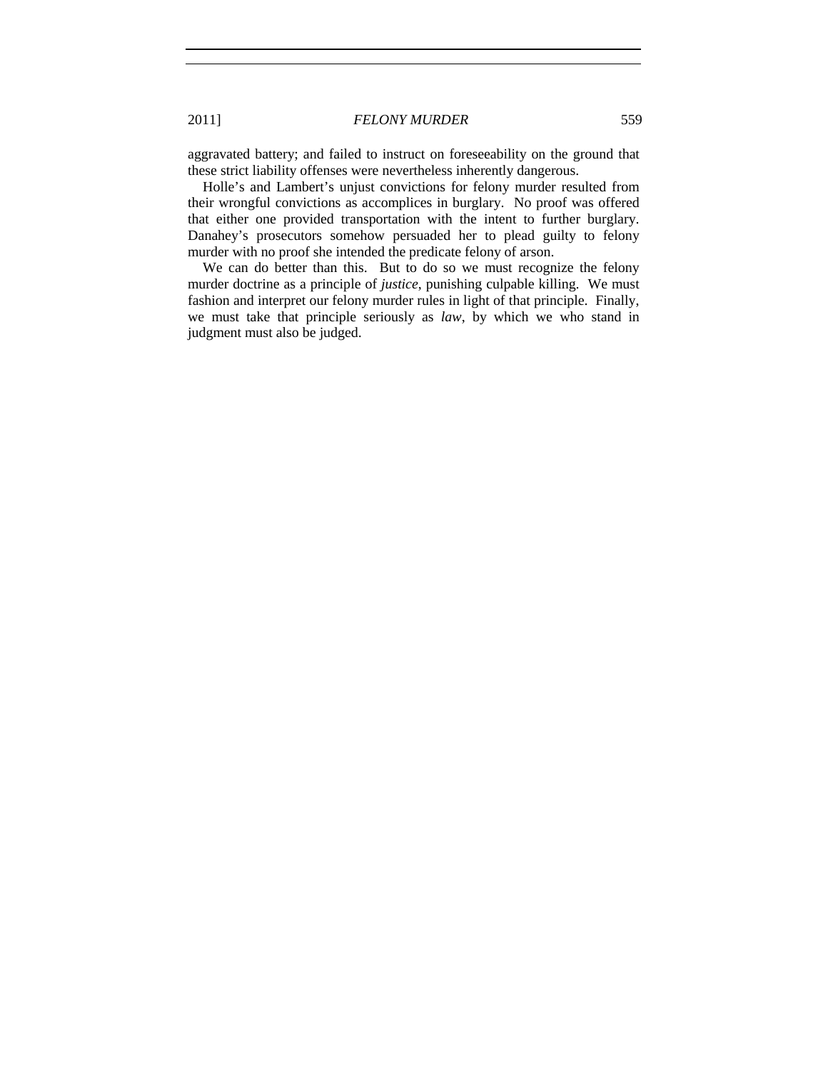aggravated battery; and failed to instruct on foreseeability on the ground that these strict liability offenses were nevertheless inherently dangerous.

Holle's and Lambert's unjust convictions for felony murder resulted from their wrongful convictions as accomplices in burglary. No proof was offered that either one provided transportation with the intent to further burglary. Danahey's prosecutors somehow persuaded her to plead guilty to felony murder with no proof she intended the predicate felony of arson.

We can do better than this. But to do so we must recognize the felony murder doctrine as a principle of *justice*, punishing culpable killing. We must fashion and interpret our felony murder rules in light of that principle. Finally, we must take that principle seriously as *law*, by which we who stand in judgment must also be judged.